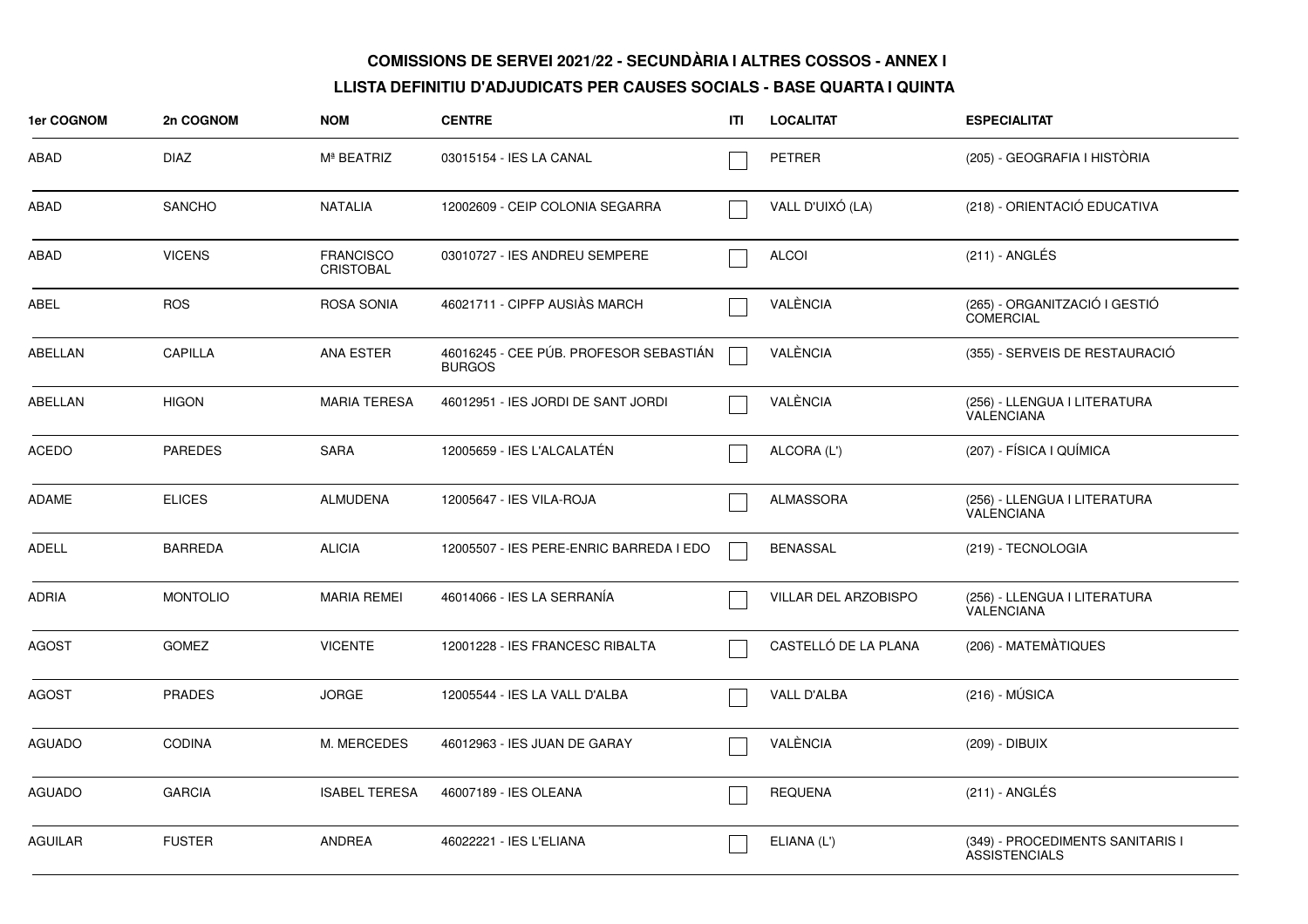**COMISSIONS DE SERVEI 2021/22 - SECUNDÀRIA I ALTRES COSSOS - ANNEX I**

**LLISTA DEFINITIU D'ADJUDICATS PER CAUSES SOCIALS - BASE QUARTA I QUINTA**

| 1er COGNOM | 2n COGNOM | NOM | CENTRE | ITI | LOCALITAT | ESPECIALITAT |
|---|---|---|---|---|---|---|
| ABAD | DIAZ | Mª BEATRIZ | 03015154 - IES LA CANAL | ☐ | PETRER | (205) - GEOGRAFIA I HISTÒRIA |
| ABAD | SANCHO | NATALIA | 12002609 - CEIP COLONIA SEGARRA | ☐ | VALL D'UIXÓ (LA) | (218) - ORIENTACIÓ EDUCATIVA |
| ABAD | VICENS | FRANCISCO CRISTOBAL | 03010727 - IES ANDREU SEMPERE | ☐ | ALCOI | (211) - ANGLÉS |
| ABEL | ROS | ROSA SONIA | 46021711 - CIPFP AUSIÀS MARCH | ☐ | VALÈNCIA | (265) - ORGANITZACIÓ I GESTIÓ COMERCIAL |
| ABELLAN | CAPILLA | ANA ESTER | 46016245 - CEE PÚB. PROFESOR SEBASTIÁN BURGOS | ☐ | VALÈNCIA | (355) - SERVEIS DE RESTAURACIÓ |
| ABELLAN | HIGON | MARIA TERESA | 46012951 - IES JORDI DE SANT JORDI | ☐ | VALÈNCIA | (256) - LLENGUA I LITERATURA VALENCIANA |
| ACEDO | PAREDES | SARA | 12005659 - IES L'ALCALATÉN | ☐ | ALCORA (L') | (207) - FÍSICA I QUÍMICA |
| ADAME | ELICES | ALMUDENA | 12005647 - IES VILA-ROJA | ☐ | ALMASSORA | (256) - LLENGUA I LITERATURA VALENCIANA |
| ADELL | BARREDA | ALICIA | 12005507 - IES PERE-ENRIC BARREDA I EDO | ☐ | BENASSAL | (219) - TECNOLOGIA |
| ADRIA | MONTOLIO | MARIA REMEI | 46014066 - IES LA SERRANÍA | ☐ | VILLAR DEL ARZOBISPO | (256) - LLENGUA I LITERATURA VALENCIANA |
| AGOST | GOMEZ | VICENTE | 12001228 - IES FRANCESC RIBALTA | ☐ | CASTELLÓ DE LA PLANA | (206) - MATEMÀTIQUES |
| AGOST | PRADES | JORGE | 12005544 - IES LA VALL D'ALBA | ☐ | VALL D'ALBA | (216) - MÚSICA |
| AGUADO | CODINA | M. MERCEDES | 46012963 - IES JUAN DE GARAY | ☐ | VALÈNCIA | (209) - DIBUIX |
| AGUADO | GARCIA | ISABEL TERESA | 46007189 - IES OLEANA | ☐ | REQUENA | (211) - ANGLÉS |
| AGUILAR | FUSTER | ANDREA | 46022221 - IES L'ELIANA | ☐ | ELIANA (L') | (349) - PROCEDIMENTS SANITARIS I ASSISTENCIALS |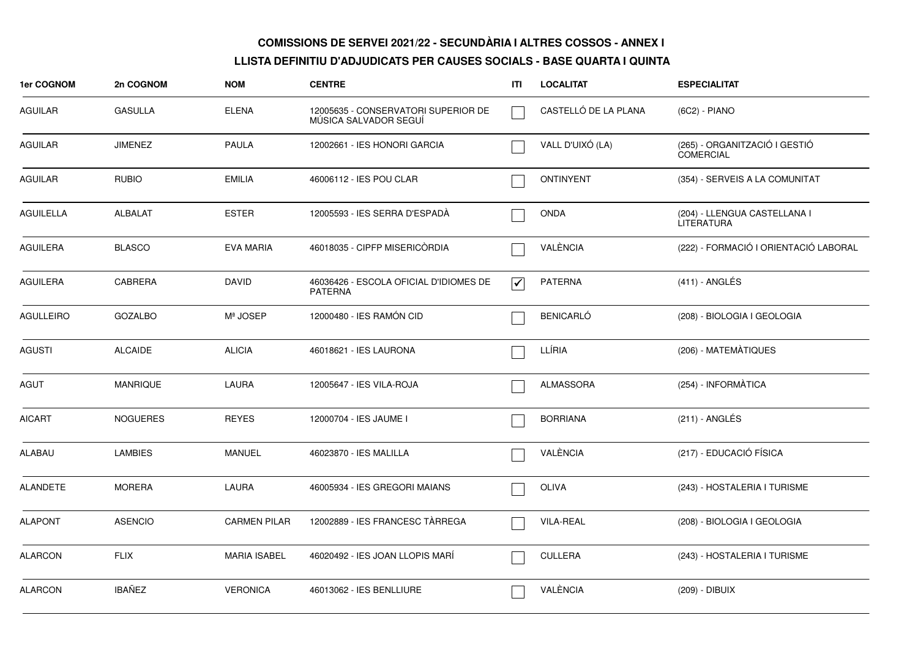**COMISSIONS DE SERVEI 2021/22 - SECUNDÀRIA I ALTRES COSSOS - ANNEX I**

**LLISTA DEFINITIU D'ADJUDICATS PER CAUSES SOCIALS - BASE QUARTA I QUINTA**

| 1er COGNOM | 2n COGNOM | NOM | CENTRE | ITI | LOCALITAT | ESPECIALITAT |
|---|---|---|---|---|---|---|
| AGUILAR | GASULLA | ELENA | 12005635 - CONSERVATORI SUPERIOR DE MÚSICA SALVADOR SEGUÍ | ☐ | CASTELLÓ DE LA PLANA | (6C2) - PIANO |
| AGUILAR | JIMENEZ | PAULA | 12002661 - IES HONORI GARCIA | ☐ | VALL D'UIXÓ (LA) | (265) - ORGANITZACIÓ I GESTIÓ COMERCIAL |
| AGUILAR | RUBIO | EMILIA | 46006112 - IES POU CLAR | ☐ | ONTINYENT | (354) - SERVEIS A LA COMUNITAT |
| AGUILELLA | ALBALAT | ESTER | 12005593 - IES SERRA D'ESPADÀ | ☐ | ONDA | (204) - LLENGUA CASTELLANA I LITERATURA |
| AGUILERA | BLASCO | EVA MARIA | 46018035 - CIPFP MISERICÒRDIA | ☐ | VALÈNCIA | (222) - FORMACIÓ I ORIENTACIÓ LABORAL |
| AGUILERA | CABRERA | DAVID | 46036426 - ESCOLA OFICIAL D'IDIOMES DE PATERNA | ☑ | PATERNA | (411) - ANGLÉS |
| AGULLEIRO | GOZALBO | Mª JOSEP | 12000480 - IES RAMÓN CID | ☐ | BENICARLÓ | (208) - BIOLOGIA I GEOLOGIA |
| AGUSTI | ALCAIDE | ALICIA | 46018621 - IES LAURONA | ☐ | LLÍRIA | (206) - MATEMÀTIQUES |
| AGUT | MANRIQUE | LAURA | 12005647 - IES VILA-ROJA | ☐ | ALMASSORA | (254) - INFORMÀTICA |
| AICART | NOGUERES | REYES | 12000704 - IES JAUME I | ☐ | BORRIANA | (211) - ANGLÉS |
| ALABAU | LAMBIES | MANUEL | 46023870 - IES MALILLA | ☐ | VALÈNCIA | (217) - EDUCACIÓ FÍSICA |
| ALANDETE | MORERA | LAURA | 46005934 - IES GREGORI MAIANS | ☐ | OLIVA | (243) - HOSTALERIA I TURISME |
| ALAPONT | ASENCIO | CARMEN PILAR | 12002889 - IES FRANCESC TÀRREGA | ☐ | VILA-REAL | (208) - BIOLOGIA I GEOLOGIA |
| ALARCON | FLIX | MARIA ISABEL | 46020492 - IES JOAN LLOPIS MARÍ | ☐ | CULLERA | (243) - HOSTALERIA I TURISME |
| ALARCON | IBAÑEZ | VERONICA | 46013062 - IES BENLLIURE | ☐ | VALÈNCIA | (209) - DIBUIX |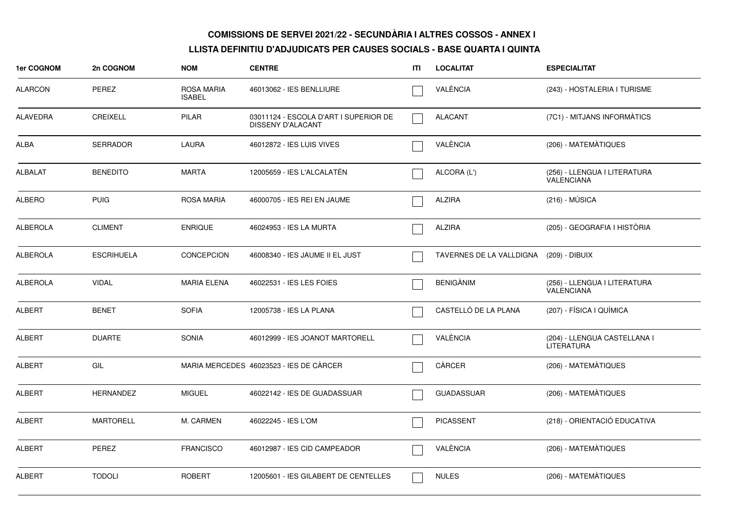**COMISSIONS DE SERVEI 2021/22 - SECUNDÀRIA I ALTRES COSSOS - ANNEX I**

**LLISTA DEFINITIU D'ADJUDICATS PER CAUSES SOCIALS - BASE QUARTA I QUINTA**

| 1er COGNOM | 2n COGNOM | NOM | CENTRE | ITI | LOCALITAT | ESPECIALITAT |
|---|---|---|---|---|---|---|
| ALARCON | PEREZ | ROSA MARIA ISABEL | 46013062 - IES BENLLIURE | ☐ | VALÈNCIA | (243) - HOSTALERIA I TURISME |
| ALAVEDRA | CREIXELL | PILAR | 03011124 - ESCOLA D'ART I SUPERIOR DE DISSENY D'ALACANT | ☐ | ALACANT | (7C1) - MITJANS INFORMÀTICS |
| ALBA | SERRADOR | LAURA | 46012872 - IES LUIS VIVES | ☐ | VALÈNCIA | (206) - MATEMÀTIQUES |
| ALBALAT | BENEDITO | MARTA | 12005659 - IES L'ALCALATÉN | ☐ | ALCORA (L') | (256) - LLENGUA I LITERATURA VALENCIANA |
| ALBERO | PUIG | ROSA MARIA | 46000705 - IES REI EN JAUME | ☐ | ALZIRA | (216) - MÚSICA |
| ALBEROLA | CLIMENT | ENRIQUE | 46024953 - IES LA MURTA | ☐ | ALZIRA | (205) - GEOGRAFIA I HISTÒRIA |
| ALBEROLA | ESCRIHUELA | CONCEPCION | 46008340 - IES JAUME II EL JUST | ☐ | TAVERNES DE LA VALLDIGNA | (209) - DIBUIX |
| ALBEROLA | VIDAL | MARIA ELENA | 46022531 - IES LES FOIES | ☐ | BENIGÀNIM | (256) - LLENGUA I LITERATURA VALENCIANA |
| ALBERT | BENET | SOFIA | 12005738 - IES LA PLANA | ☐ | CASTELLÓ DE LA PLANA | (207) - FÍSICA I QUÍMICA |
| ALBERT | DUARTE | SONIA | 46012999 - IES JOANOT MARTORELL | ☐ | VALÈNCIA | (204) - LLENGUA CASTELLANA I LITERATURA |
| ALBERT | GIL | MARIA MERCEDES | 46023523 - IES DE CÀRCER | ☐ | CÀRCER | (206) - MATEMÀTIQUES |
| ALBERT | HERNANDEZ | MIGUEL | 46022142 - IES DE GUADASSUAR | ☐ | GUADASSUAR | (206) - MATEMÀTIQUES |
| ALBERT | MARTORELL | M. CARMEN | 46022245 - IES L'OM | ☐ | PICASSENT | (218) - ORIENTACIÓ EDUCATIVA |
| ALBERT | PEREZ | FRANCISCO | 46012987 - IES CID CAMPEADOR | ☐ | VALÈNCIA | (206) - MATEMÀTIQUES |
| ALBERT | TODOLI | ROBERT | 12005601 - IES GILABERT DE CENTELLES | ☐ | NULES | (206) - MATEMÀTIQUES |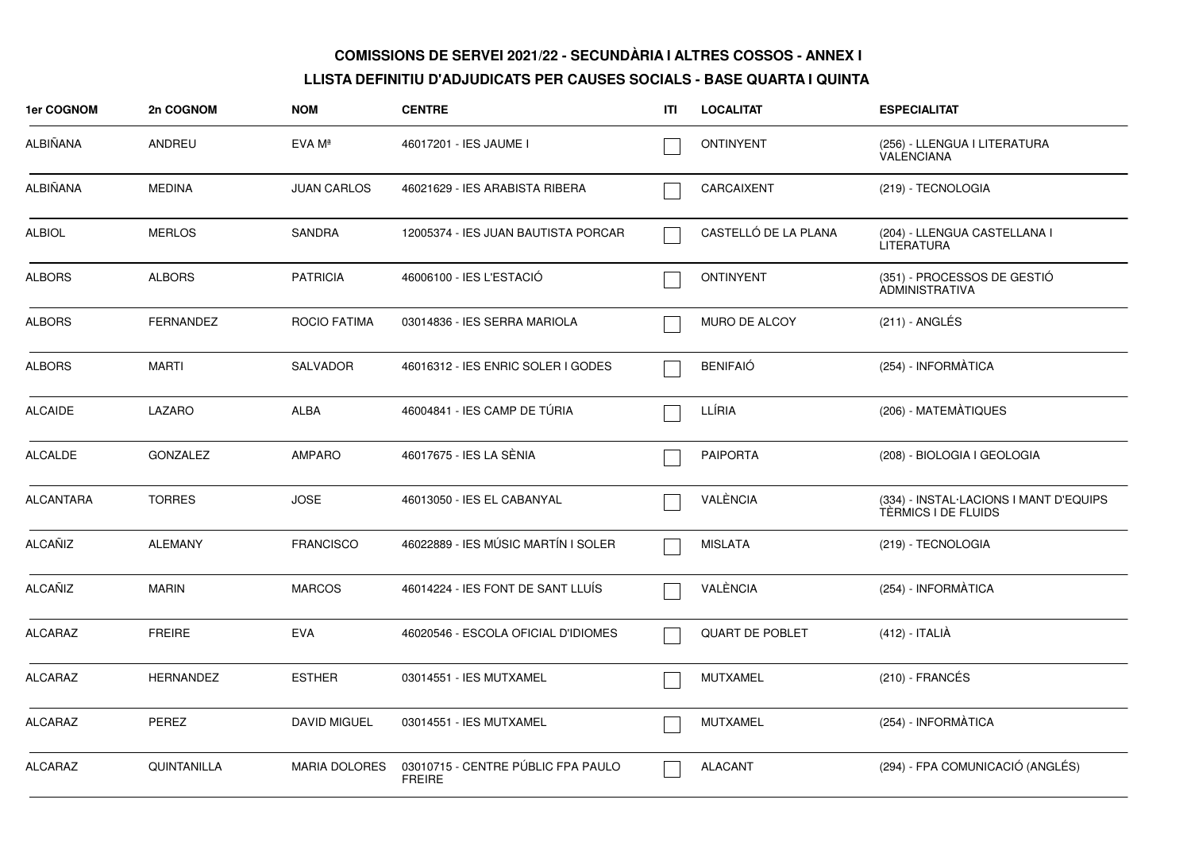**COMISSIONS DE SERVEI 2021/22 - SECUNDÀRIA I ALTRES COSSOS - ANNEX I**

**LLISTA DEFINITIU D'ADJUDICATS PER CAUSES SOCIALS - BASE QUARTA I QUINTA**

| 1er COGNOM | 2n COGNOM | NOM | CENTRE | ITI | LOCALITAT | ESPECIALITAT |
|---|---|---|---|---|---|---|
| ALBIÑANA | ANDREU | EVA Mª | 46017201 - IES JAUME I | ☐ | ONTINYENT | (256) - LLENGUA I LITERATURA VALENCIANA |
| ALBIÑANA | MEDINA | JUAN CARLOS | 46021629 - IES ARABISTA RIBERA | ☐ | CARCAIXENT | (219) - TECNOLOGIA |
| ALBIOL | MERLOS | SANDRA | 12005374 - IES JUAN BAUTISTA PORCAR | ☐ | CASTELLÓ DE LA PLANA | (204) - LLENGUA CASTELLANA I LITERATURA |
| ALBORS | ALBORS | PATRICIA | 46006100 - IES L'ESTACIÓ | ☐ | ONTINYENT | (351) - PROCESSOS DE GESTIÓ ADMINISTRATIVA |
| ALBORS | FERNANDEZ | ROCIO FATIMA | 03014836 - IES SERRA MARIOLA | ☐ | MURO DE ALCOY | (211) - ANGLÉS |
| ALBORS | MARTI | SALVADOR | 46016312 - IES ENRIC SOLER I GODES | ☐ | BENIFAIÓ | (254) - INFORMÀTICA |
| ALCAIDE | LAZARO | ALBA | 46004841 - IES CAMP DE TÚRIA | ☐ | LLÍRIA | (206) - MATEMÀTIQUES |
| ALCALDE | GONZALEZ | AMPARO | 46017675 - IES LA SÈNIA | ☐ | PAIPORTA | (208) - BIOLOGIA I GEOLOGIA |
| ALCANTARA | TORRES | JOSE | 46013050 - IES EL CABANYAL | ☐ | VALÈNCIA | (334) - INSTAL·LACIONS I MANT D'EQUIPS TÈRMICS I DE FLUIDS |
| ALCAÑIZ | ALEMANY | FRANCISCO | 46022889 - IES MÚSIC MARTÍN I SOLER | ☐ | MISLATA | (219) - TECNOLOGIA |
| ALCAÑIZ | MARIN | MARCOS | 46014224 - IES FONT DE SANT LLUÍS | ☐ | VALÈNCIA | (254) - INFORMÀTICA |
| ALCARAZ | FREIRE | EVA | 46020546 - ESCOLA OFICIAL D'IDIOMES | ☐ | QUART DE POBLET | (412) - ITALIÀ |
| ALCARAZ | HERNANDEZ | ESTHER | 03014551 - IES MUTXAMEL | ☐ | MUTXAMEL | (210) - FRANCÉS |
| ALCARAZ | PEREZ | DAVID MIGUEL | 03014551 - IES MUTXAMEL | ☐ | MUTXAMEL | (254) - INFORMÀTICA |
| ALCARAZ | QUINTANILLA | MARIA DOLORES | 03010715 - CENTRE PÚBLIC FPA PAULO FREIRE | ☐ | ALACANT | (294) - FPA COMUNICACIÓ (ANGLÉS) |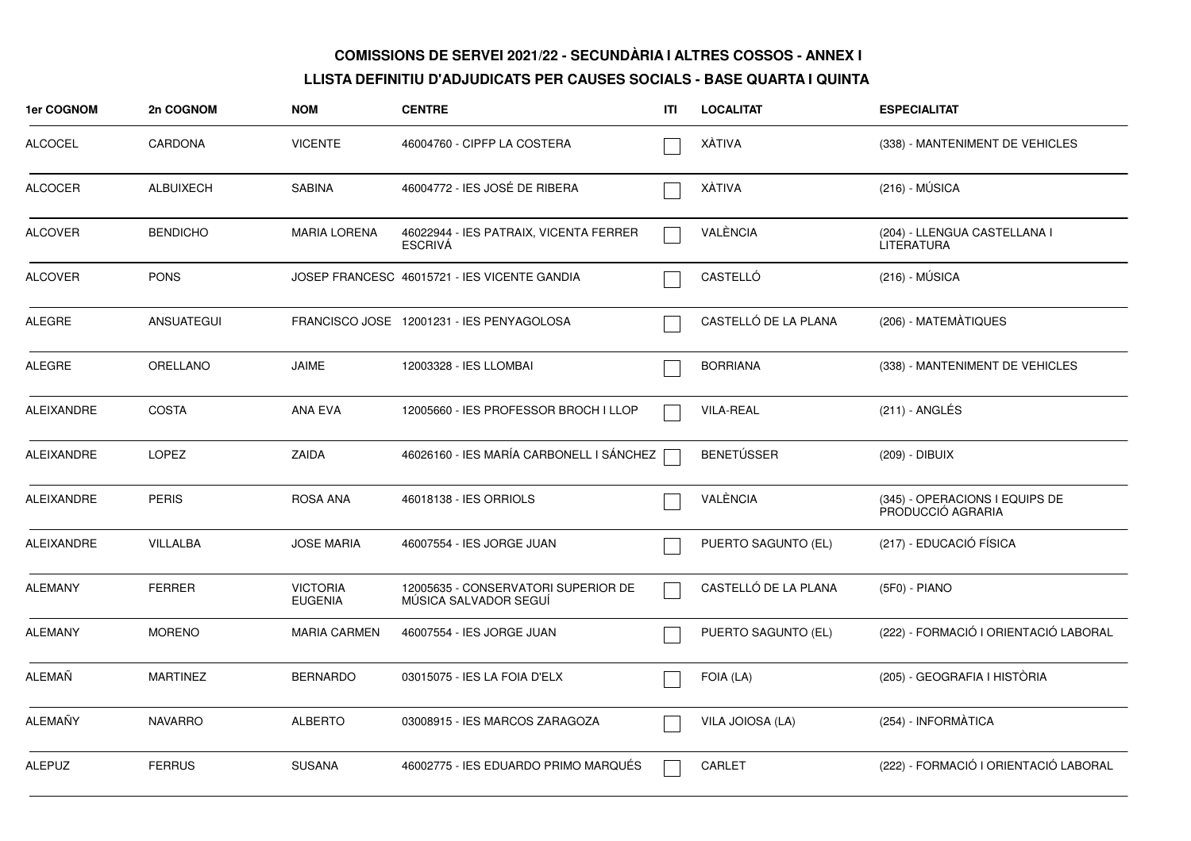**COMISSIONS DE SERVEI 2021/22 - SECUNDÀRIA I ALTRES COSSOS - ANNEX I**

**LLISTA DEFINITIU D'ADJUDICATS PER CAUSES SOCIALS - BASE QUARTA I QUINTA**

| 1er COGNOM | 2n COGNOM | NOM | CENTRE | ITI | LOCALITAT | ESPECIALITAT |
|---|---|---|---|---|---|---|
| ALCOCEL | CARDONA | VICENTE | 46004760 - CIPFP LA COSTERA | ☐ | XÀTIVA | (338) - MANTENIMENT DE VEHICLES |
| ALCOCER | ALBUIXECH | SABINA | 46004772 - IES JOSÉ DE RIBERA | ☐ | XÀTIVA | (216) - MÚSICA |
| ALCOVER | BENDICHO | MARIA LORENA | 46022944 - IES PATRAIX, VICENTA FERRER ESCRIVÁ | ☐ | VALÈNCIA | (204) - LLENGUA CASTELLANA I LITERATURA |
| ALCOVER | PONS | JOSEP FRANCESC | 46015721 - IES VICENTE GANDIA | ☐ | CASTELLÓ | (216) - MÚSICA |
| ALEGRE | ANSUATEGUI | FRANCISCO JOSE | 12001231 - IES PENYAGOLOSA | ☐ | CASTELLÓ DE LA PLANA | (206) - MATEMÀTIQUES |
| ALEGRE | ORELLANO | JAIME | 12003328 - IES LLOMBAI | ☐ | BORRIANA | (338) - MANTENIMENT DE VEHICLES |
| ALEIXANDRE | COSTA | ANA EVA | 12005660 - IES PROFESSOR BROCH I LLOP | ☐ | VILA-REAL | (211) - ANGLÉS |
| ALEIXANDRE | LOPEZ | ZAIDA | 46026160 - IES MARÍA CARBONELL I SÁNCHEZ | ☐ | BENETÚSSER | (209) - DIBUIX |
| ALEIXANDRE | PERIS | ROSA ANA | 46018138 - IES ORRIOLS | ☐ | VALÈNCIA | (345) - OPERACIONS I EQUIPS DE PRODUCCIÓ AGRARIA |
| ALEIXANDRE | VILLALBA | JOSE MARIA | 46007554 - IES JORGE JUAN | ☐ | PUERTO SAGUNTO (EL) | (217) - EDUCACIÓ FÍSICA |
| ALEMANY | FERRER | VICTORIA EUGENIA | 12005635 - CONSERVATORI SUPERIOR DE MÚSICA SALVADOR SEGUÍ | ☐ | CASTELLÓ DE LA PLANA | (5F0) - PIANO |
| ALEMANY | MORENO | MARIA CARMEN | 46007554 - IES JORGE JUAN | ☐ | PUERTO SAGUNTO (EL) | (222) - FORMACIÓ I ORIENTACIÓ LABORAL |
| ALEMAÑ | MARTINEZ | BERNARDO | 03015075 - IES LA FOIA D'ELX | ☐ | FOIA (LA) | (205) - GEOGRAFIA I HISTÒRIA |
| ALEMAÑY | NAVARRO | ALBERTO | 03008915 - IES MARCOS ZARAGOZA | ☐ | VILA JOIOSA (LA) | (254) - INFORMÀTICA |
| ALEPUZ | FERRUS | SUSANA | 46002775 - IES EDUARDO PRIMO MARQUÉS | ☐ | CARLET | (222) - FORMACIÓ I ORIENTACIÓ LABORAL |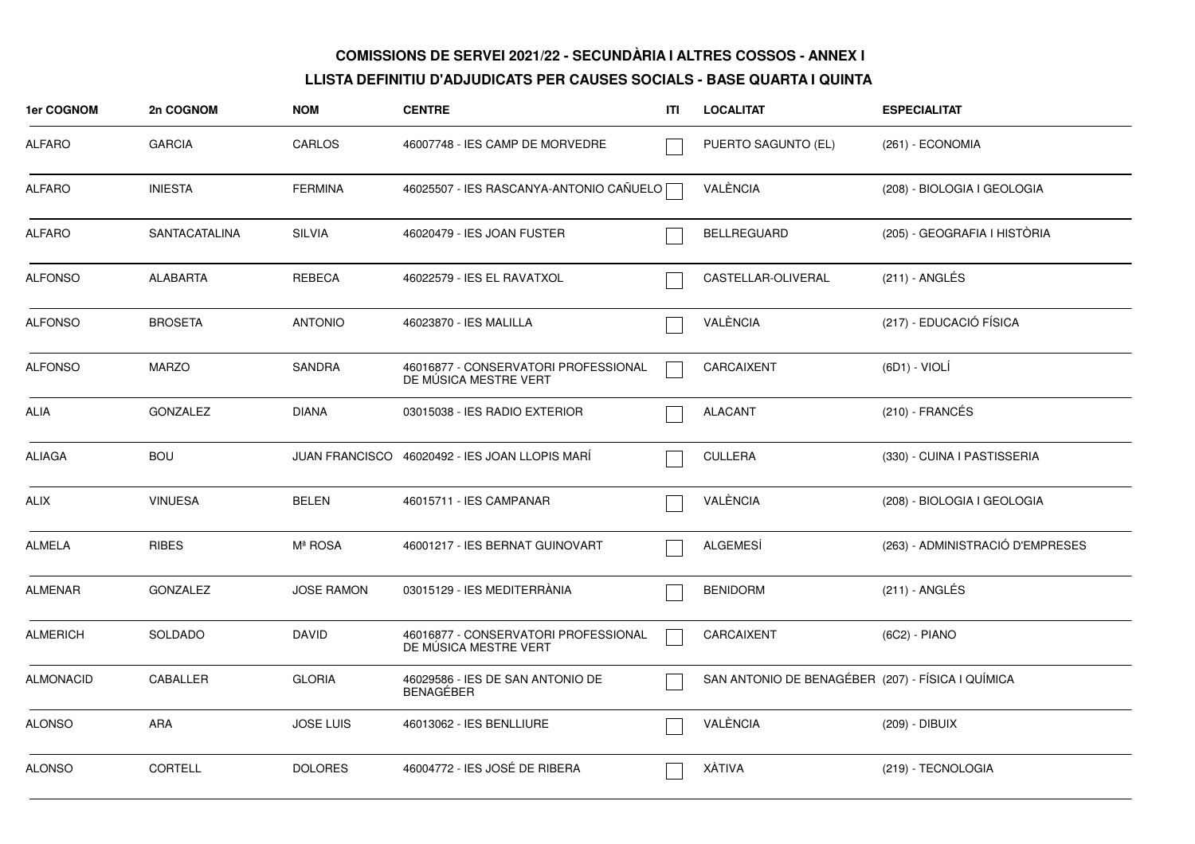**COMISSIONS DE SERVEI 2021/22 - SECUNDÀRIA I ALTRES COSSOS - ANNEX I**

**LLISTA DEFINITIU D'ADJUDICATS PER CAUSES SOCIALS - BASE QUARTA I QUINTA**

| 1er COGNOM | 2n COGNOM | NOM | CENTRE | ITI | LOCALITAT | ESPECIALITAT |
|---|---|---|---|---|---|---|
| ALFARO | GARCIA | CARLOS | 46007748 - IES CAMP DE MORVEDRE | ☐ | PUERTO SAGUNTO (EL) | (261) - ECONOMIA |
| ALFARO | INIESTA | FERMINA | 46025507 - IES RASCANYA-ANTONIO CAÑUELO | ☐ | VALÈNCIA | (208) - BIOLOGIA I GEOLOGIA |
| ALFARO | SANTACATALINA | SILVIA | 46020479 - IES JOAN FUSTER | ☐ | BELLREGUARD | (205) - GEOGRAFIA I HISTÒRIA |
| ALFONSO | ALABARTA | REBECA | 46022579 - IES EL RAVATXOL | ☐ | CASTELLAR-OLIVERAL | (211) - ANGLÉS |
| ALFONSO | BROSETA | ANTONIO | 46023870 - IES MALILLA | ☐ | VALÈNCIA | (217) - EDUCACIÓ FÍSICA |
| ALFONSO | MARZO | SANDRA | 46016877 - CONSERVATORI PROFESSIONAL DE MÚSICA MESTRE VERT | ☐ | CARCAIXENT | (6D1) - VIOLÍ |
| ALIA | GONZALEZ | DIANA | 03015038 - IES RADIO EXTERIOR | ☐ | ALACANT | (210) - FRANCÉS |
| ALIAGA | BOU | JUAN FRANCISCO | 46020492 - IES JOAN LLOPIS MARÍ | ☐ | CULLERA | (330) - CUINA I PASTISSERIA |
| ALIX | VINUESA | BELEN | 46015711 - IES CAMPANAR | ☐ | VALÈNCIA | (208) - BIOLOGIA I GEOLOGIA |
| ALMELA | RIBES | Mª ROSA | 46001217 - IES BERNAT GUINOVART | ☐ | ALGEMESÍ | (263) - ADMINISTRACIÓ D'EMPRESES |
| ALMENAR | GONZALEZ | JOSE RAMON | 03015129 - IES MEDITERRÀNIA | ☐ | BENIDORM | (211) - ANGLÉS |
| ALMERICH | SOLDADO | DAVID | 46016877 - CONSERVATORI PROFESSIONAL DE MÚSICA MESTRE VERT | ☐ | CARCAIXENT | (6C2) - PIANO |
| ALMONACID | CABALLER | GLORIA | 46029586 - IES DE SAN ANTONIO DE BENAGÉBER | ☐ | SAN ANTONIO DE BENAGÉBER | (207) - FÍSICA I QUÍMICA |
| ALONSO | ARA | JOSE LUIS | 46013062 - IES BENLLIURE | ☐ | VALÈNCIA | (209) - DIBUIX |
| ALONSO | CORTELL | DOLORES | 46004772 - IES JOSÉ DE RIBERA | ☐ | XÀTIVA | (219) - TECNOLOGIA |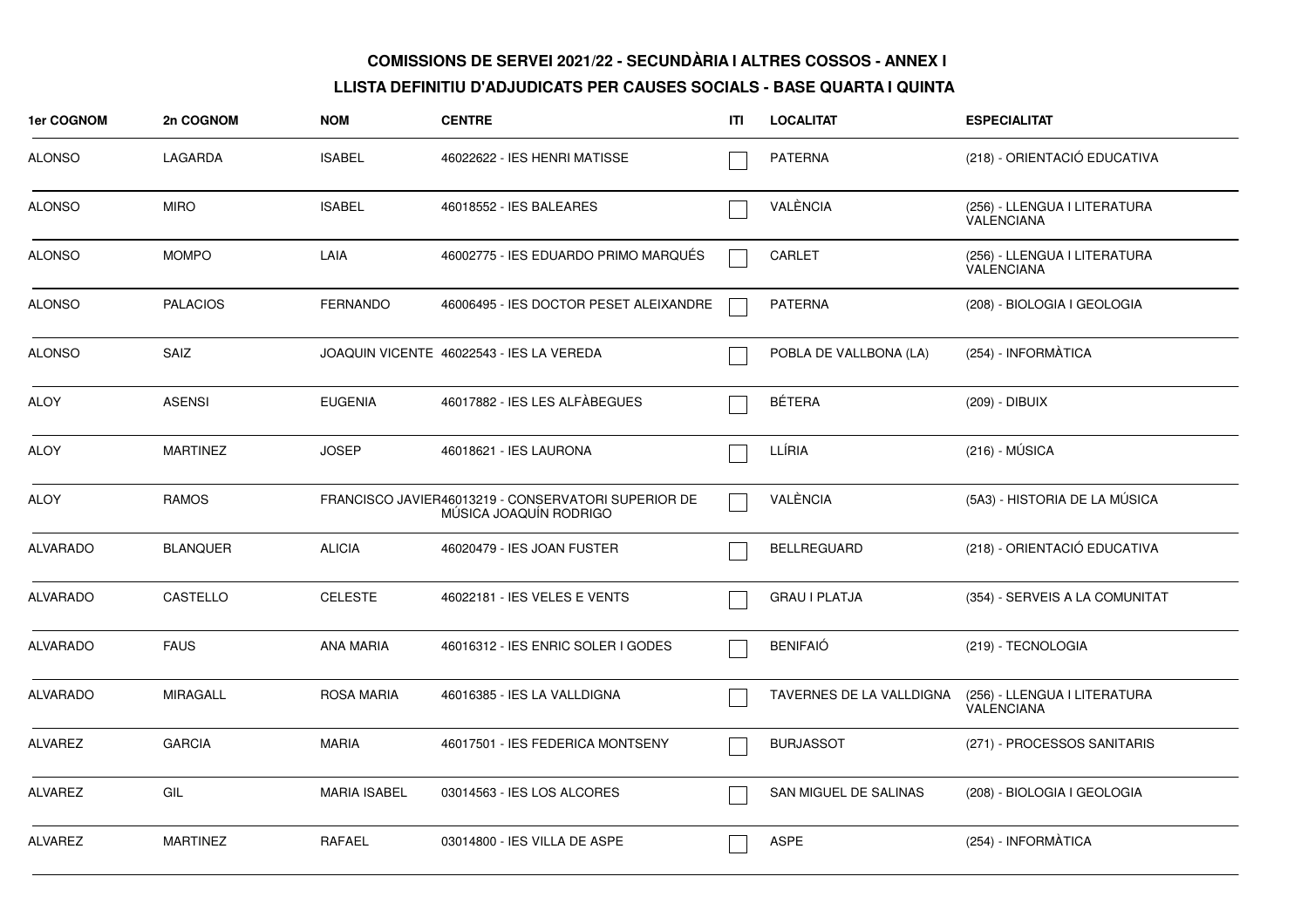**COMISSIONS DE SERVEI 2021/22 - SECUNDÀRIA I ALTRES COSSOS - ANNEX I**

**LLISTA DEFINITIU D'ADJUDICATS PER CAUSES SOCIALS - BASE QUARTA I QUINTA**

| 1er COGNOM | 2n COGNOM | NOM | CENTRE | ITI | LOCALITAT | ESPECIALITAT |
|---|---|---|---|---|---|---|
| ALONSO | LAGARDA | ISABEL | 46022622 - IES HENRI MATISSE | ☐ | PATERNA | (218) - ORIENTACIÓ EDUCATIVA |
| ALONSO | MIRO | ISABEL | 46018552 - IES BALEARES | ☐ | VALÈNCIA | (256) - LLENGUA I LITERATURA VALENCIANA |
| ALONSO | MOMPO | LAIA | 46002775 - IES EDUARDO PRIMO MARQUÉS | ☐ | CARLET | (256) - LLENGUA I LITERATURA VALENCIANA |
| ALONSO | PALACIOS | FERNANDO | 46006495 - IES DOCTOR PESET ALEIXANDRE | ☐ | PATERNA | (208) - BIOLOGIA I GEOLOGIA |
| ALONSO | SAIZ | JOAQUIN VICENTE | 46022543 - IES LA VEREDA | ☐ | POBLA DE VALLBONA (LA) | (254) - INFORMÀTICA |
| ALOY | ASENSI | EUGENIA | 46017882 - IES LES ALFÀBEGUES | ☐ | BÉTERA | (209) - DIBUIX |
| ALOY | MARTINEZ | JOSEP | 46018621 - IES LAURONA | ☐ | LLÍRIA | (216) - MÚSICA |
| ALOY | RAMOS | FRANCISCO JAVIER | 46013219 - CONSERVATORI SUPERIOR DE MÚSICA JOAQUÍN RODRIGO | ☐ | VALÈNCIA | (5A3) - HISTORIA DE LA MÚSICA |
| ALVARADO | BLANQUER | ALICIA | 46020479 - IES JOAN FUSTER | ☐ | BELLREGUARD | (218) - ORIENTACIÓ EDUCATIVA |
| ALVARADO | CASTELLO | CELESTE | 46022181 - IES VELES E VENTS | ☐ | GRAU I PLATJA | (354) - SERVEIS A LA COMUNITAT |
| ALVARADO | FAUS | ANA MARIA | 46016312 - IES ENRIC SOLER I GODES | ☐ | BENIFAIÓ | (219) - TECNOLOGIA |
| ALVARADO | MIRAGALL | ROSA MARIA | 46016385 - IES LA VALLDIGNA | ☐ | TAVERNES DE LA VALLDIGNA | (256) - LLENGUA I LITERATURA VALENCIANA |
| ALVAREZ | GARCIA | MARIA | 46017501 - IES FEDERICA MONTSENY | ☐ | BURJASSOT | (271) - PROCESSOS SANITARIS |
| ALVAREZ | GIL | MARIA ISABEL | 03014563 - IES LOS ALCORES | ☐ | SAN MIGUEL DE SALINAS | (208) - BIOLOGIA I GEOLOGIA |
| ALVAREZ | MARTINEZ | RAFAEL | 03014800 - IES VILLA DE ASPE | ☐ | ASPE | (254) - INFORMÀTICA |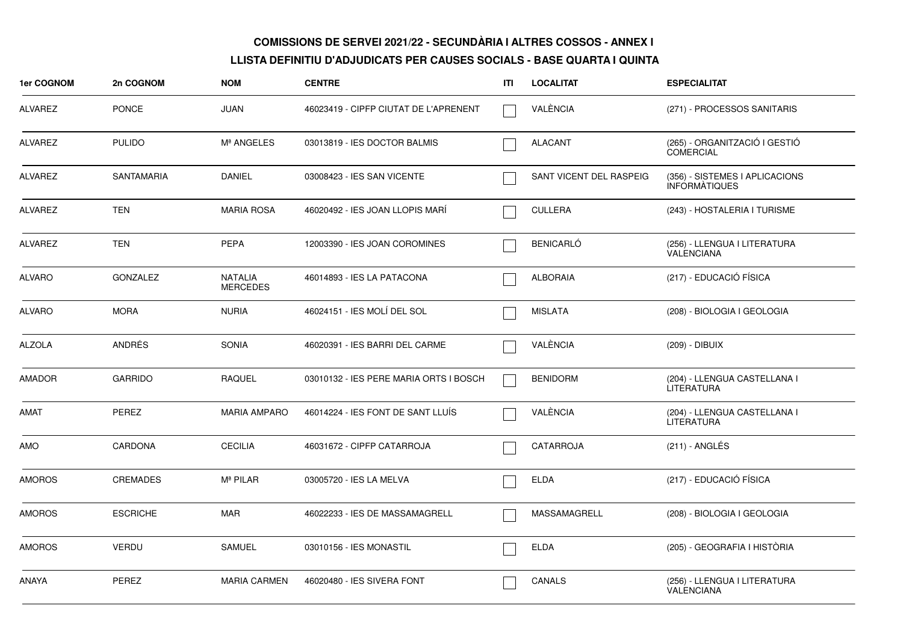**COMISSIONS DE SERVEI 2021/22 - SECUNDÀRIA I ALTRES COSSOS - ANNEX I**

**LLISTA DEFINITIU D'ADJUDICATS PER CAUSES SOCIALS - BASE QUARTA I QUINTA**

| 1er COGNOM | 2n COGNOM | NOM | CENTRE | ITI | LOCALITAT | ESPECIALITAT |
|---|---|---|---|---|---|---|
| ALVAREZ | PONCE | JUAN | 46023419 - CIPFP CIUTAT DE L'APRENENT | ☐ | VALÈNCIA | (271) - PROCESSOS SANITARIS |
| ALVAREZ | PULIDO | Mª ANGELES | 03013819 - IES DOCTOR BALMIS | ☐ | ALACANT | (265) - ORGANITZACIÓ I GESTIÓ COMERCIAL |
| ALVAREZ | SANTAMARIA | DANIEL | 03008423 - IES SAN VICENTE | ☐ | SANT VICENT DEL RASPEIG | (356) - SISTEMES I APLICACIONS INFORMÀTIQUES |
| ALVAREZ | TEN | MARIA ROSA | 46020492 - IES JOAN LLOPIS MARÍ | ☐ | CULLERA | (243) - HOSTALERIA I TURISME |
| ALVAREZ | TEN | PEPA | 12003390 - IES JOAN COROMINES | ☐ | BENICARLÓ | (256) - LLENGUA I LITERATURA VALENCIANA |
| ALVARO | GONZALEZ | NATALIA MERCEDES | 46014893 - IES LA PATACONA | ☐ | ALBORAIA | (217) - EDUCACIÓ FÍSICA |
| ALVARO | MORA | NURIA | 46024151 - IES MOLÍ DEL SOL | ☐ | MISLATA | (208) - BIOLOGIA I GEOLOGIA |
| ALZOLA | ANDRÉS | SONIA | 46020391 - IES BARRI DEL CARME | ☐ | VALÈNCIA | (209) - DIBUIX |
| AMADOR | GARRIDO | RAQUEL | 03010132 - IES PERE MARIA ORTS I BOSCH | ☐ | BENIDORM | (204) - LLENGUA CASTELLANA I LITERATURA |
| AMAT | PEREZ | MARIA AMPARO | 46014224 - IES FONT DE SANT LLUÍS | ☐ | VALÈNCIA | (204) - LLENGUA CASTELLANA I LITERATURA |
| AMO | CARDONA | CECILIA | 46031672 - CIPFP CATARROJA | ☐ | CATARROJA | (211) - ANGLÉS |
| AMOROS | CREMADES | Mª PILAR | 03005720 - IES LA MELVA | ☐ | ELDA | (217) - EDUCACIÓ FÍSICA |
| AMOROS | ESCRICHE | MAR | 46022233 - IES DE MASSAMAGRELL | ☐ | MASSAMAGRELL | (208) - BIOLOGIA I GEOLOGIA |
| AMOROS | VERDU | SAMUEL | 03010156 - IES MONASTIL | ☐ | ELDA | (205) - GEOGRAFIA I HISTÒRIA |
| ANAYA | PEREZ | MARIA CARMEN | 46020480 - IES SIVERA FONT | ☐ | CANALS | (256) - LLENGUA I LITERATURA VALENCIANA |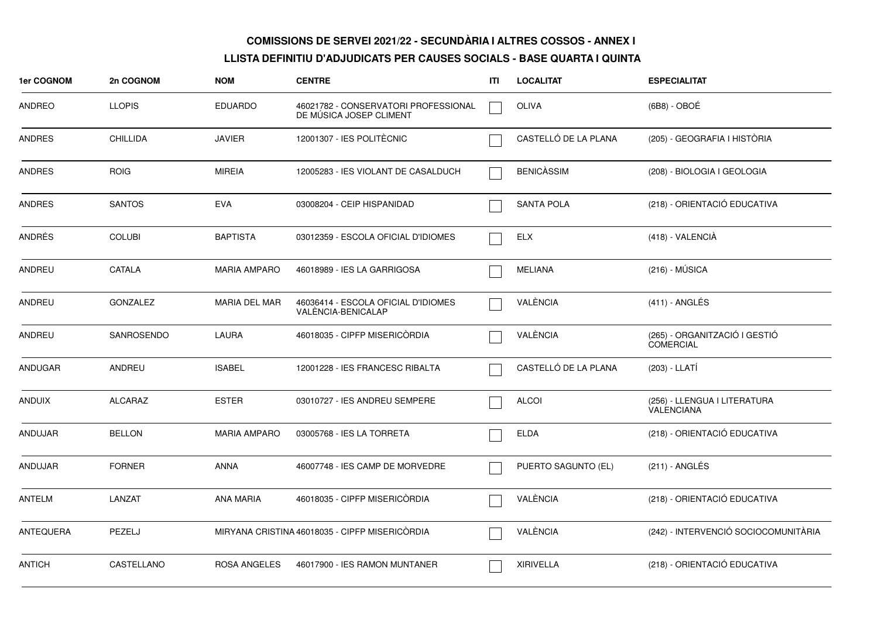**COMISSIONS DE SERVEI 2021/22 - SECUNDÀRIA I ALTRES COSSOS - ANNEX I**

**LLISTA DEFINITIU D'ADJUDICATS PER CAUSES SOCIALS - BASE QUARTA I QUINTA**

| 1er COGNOM | 2n COGNOM | NOM | CENTRE | ITI | LOCALITAT | ESPECIALITAT |
|---|---|---|---|---|---|---|
| ANDREO | LLOPIS | EDUARDO | 46021782 - CONSERVATORI PROFESSIONAL DE MÚSICA JOSEP CLIMENT | ☐ | OLIVA | (6B8) - OBOÉ |
| ANDRES | CHILLIDA | JAVIER | 12001307 - IES POLITÈCNIC | ☐ | CASTELLÓ DE LA PLANA | (205) - GEOGRAFIA I HISTÒRIA |
| ANDRES | ROIG | MIREIA | 12005283 - IES VIOLANT DE CASALDUCH | ☐ | BENICÀSSIM | (208) - BIOLOGIA I GEOLOGIA |
| ANDRES | SANTOS | EVA | 03008204 - CEIP HISPANIDAD | ☐ | SANTA POLA | (218) - ORIENTACIÓ EDUCATIVA |
| ANDRÉS | COLUBI | BAPTISTA | 03012359 - ESCOLA OFICIAL D'IDIOMES | ☐ | ELX | (418) - VALENCIÀ |
| ANDREU | CATALA | MARIA AMPARO | 46018989 - IES LA GARRIGOSA | ☐ | MELIANA | (216) - MÚSICA |
| ANDREU | GONZALEZ | MARIA DEL MAR | 46036414 - ESCOLA OFICIAL D'IDIOMES VALÈNCIA-BENICALAP | ☐ | VALÈNCIA | (411) - ANGLÉS |
| ANDREU | SANROSENDO | LAURA | 46018035 - CIPFP MISERICÒRDIA | ☐ | VALÈNCIA | (265) - ORGANITZACIÓ I GESTIÓ COMERCIAL |
| ANDUGAR | ANDREU | ISABEL | 12001228 - IES FRANCESC RIBALTA | ☐ | CASTELLÓ DE LA PLANA | (203) - LLATÍ |
| ANDUIX | ALCARAZ | ESTER | 03010727 - IES ANDREU SEMPERE | ☐ | ALCOI | (256) - LLENGUA I LITERATURA VALENCIANA |
| ANDUJAR | BELLON | MARIA AMPARO | 03005768 - IES LA TORRETA | ☐ | ELDA | (218) - ORIENTACIÓ EDUCATIVA |
| ANDUJAR | FORNER | ANNA | 46007748 - IES CAMP DE MORVEDRE | ☐ | PUERTO SAGUNTO (EL) | (211) - ANGLÉS |
| ANTELM | LANZAT | ANA MARIA | 46018035 - CIPFP MISERICÒRDIA | ☐ | VALÈNCIA | (218) - ORIENTACIÓ EDUCATIVA |
| ANTEQUERA | PEZELJ | MIRYANA CRISTINA | 46018035 - CIPFP MISERICÒRDIA | ☐ | VALÈNCIA | (242) - INTERVENCIÓ SOCIOCOMUNITÀRIA |
| ANTICH | CASTELLANO | ROSA ANGELES | 46017900 - IES RAMON MUNTANER | ☐ | XIRIVELLA | (218) - ORIENTACIÓ EDUCATIVA |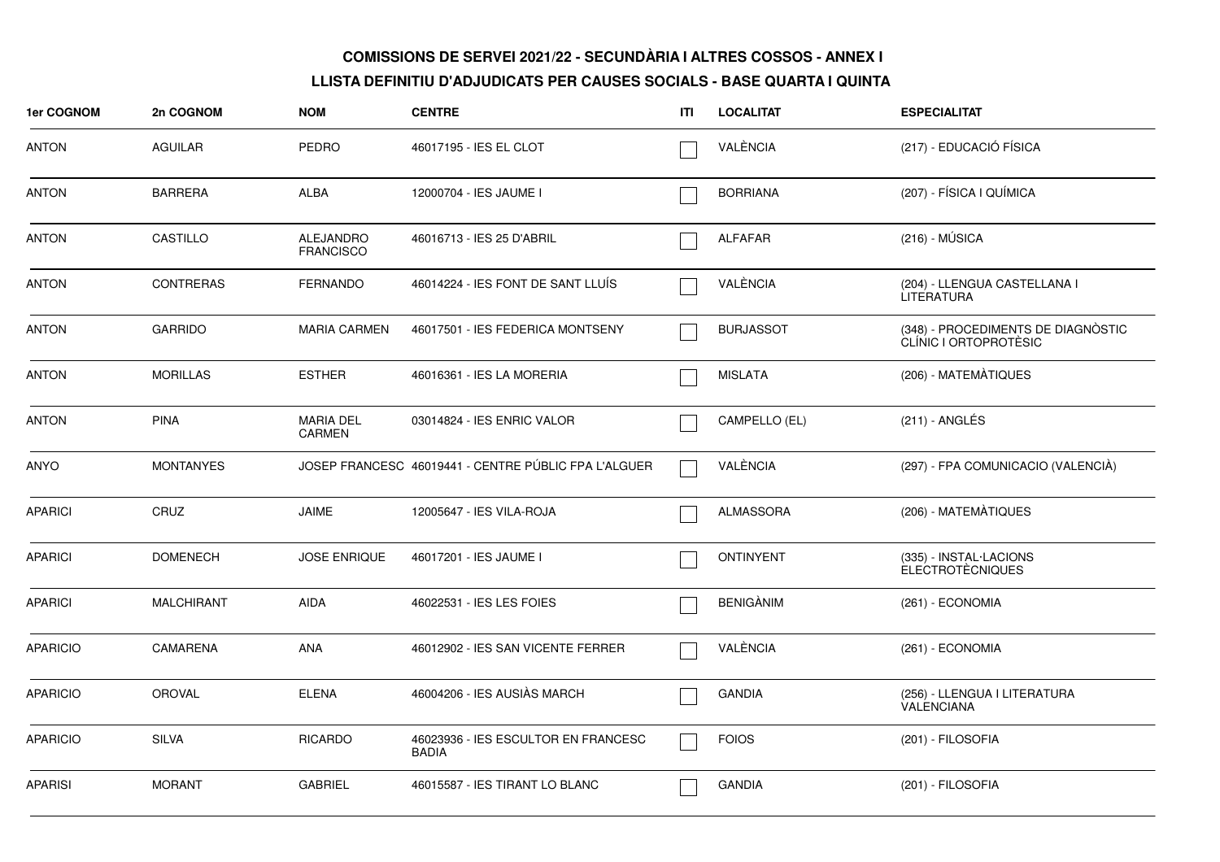**COMISSIONS DE SERVEI 2021/22 - SECUNDÀRIA I ALTRES COSSOS - ANNEX I**

**LLISTA DEFINITIU D'ADJUDICATS PER CAUSES SOCIALS - BASE QUARTA I QUINTA**

| 1er COGNOM | 2n COGNOM | NOM | CENTRE | ITI | LOCALITAT | ESPECIALITAT |
|---|---|---|---|---|---|---|
| ANTON | AGUILAR | PEDRO | 46017195 - IES EL CLOT | ☐ | VALÈNCIA | (217) - EDUCACIÓ FÍSICA |
| ANTON | BARRERA | ALBA | 12000704 - IES JAUME I | ☐ | BORRIANA | (207) - FÍSICA I QUÍMICA |
| ANTON | CASTILLO | ALEJANDRO FRANCISCO | 46016713 - IES 25 D'ABRIL | ☐ | ALFAFAR | (216) - MÚSICA |
| ANTON | CONTRERAS | FERNANDO | 46014224 - IES FONT DE SANT LLUÍS | ☐ | VALÈNCIA | (204) - LLENGUA CASTELLANA I LITERATURA |
| ANTON | GARRIDO | MARIA CARMEN | 46017501 - IES FEDERICA MONTSENY | ☐ | BURJASSOT | (348) - PROCEDIMENTS DE DIAGNÒSTIC CLÍNIC I ORTOPROTÈSIC |
| ANTON | MORILLAS | ESTHER | 46016361 - IES LA MORERIA | ☐ | MISLATA | (206) - MATEMÀTIQUES |
| ANTON | PINA | MARIA DEL CARMEN | 03014824 - IES ENRIC VALOR | ☐ | CAMPELLO (EL) | (211) - ANGLÉS |
| ANYO | MONTANYES | JOSEP FRANCESC | 46019441 - CENTRE PÚBLIC FPA L'ALGUER | ☐ | VALÈNCIA | (297) - FPA COMUNICACIO (VALENCIÀ) |
| APARICI | CRUZ | JAIME | 12005647 - IES VILA-ROJA | ☐ | ALMASSORA | (206) - MATEMÀTIQUES |
| APARICI | DOMENECH | JOSE ENRIQUE | 46017201 - IES JAUME I | ☐ | ONTINYENT | (335) - INSTAL·LACIONS ELECTROTÈCNIQUES |
| APARICI | MALCHIRANT | AIDA | 46022531 - IES LES FOIES | ☐ | BENIGÀNIM | (261) - ECONOMIA |
| APARICIO | CAMARENA | ANA | 46012902 - IES SAN VICENTE FERRER | ☐ | VALÈNCIA | (261) - ECONOMIA |
| APARICIO | OROVAL | ELENA | 46004206 - IES AUSIÀS MARCH | ☐ | GANDIA | (256) - LLENGUA I LITERATURA VALENCIANA |
| APARICIO | SILVA | RICARDO | 46023936 - IES ESCULTOR EN FRANCESC BADIA | ☐ | FOIOS | (201) - FILOSOFIA |
| APARISI | MORANT | GABRIEL | 46015587 - IES TIRANT LO BLANC | ☐ | GANDIA | (201) - FILOSOFIA |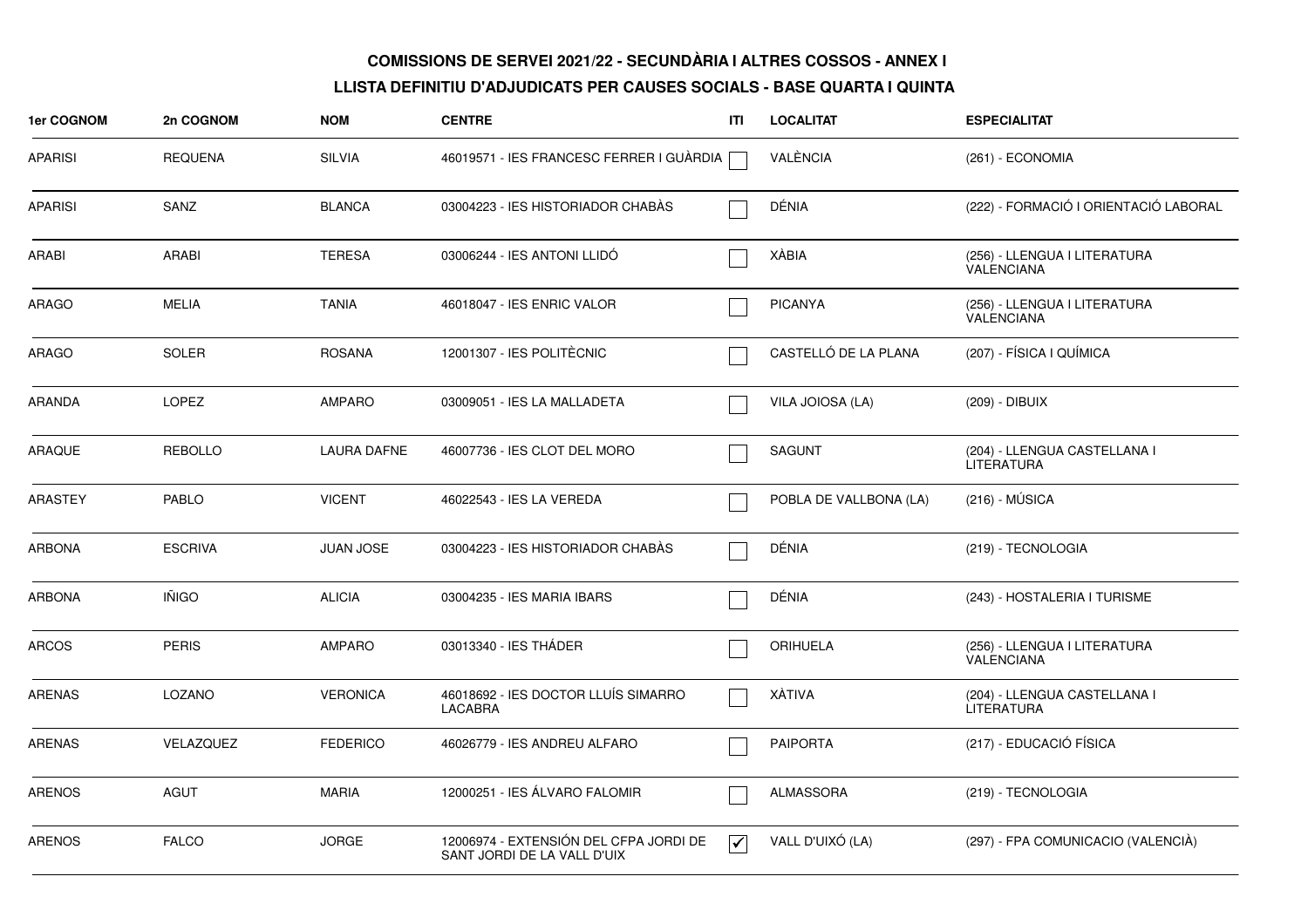**COMISSIONS DE SERVEI 2021/22 - SECUNDÀRIA I ALTRES COSSOS - ANNEX I**

**LLISTA DEFINITIU D'ADJUDICATS PER CAUSES SOCIALS - BASE QUARTA I QUINTA**

| 1er COGNOM | 2n COGNOM | NOM | CENTRE | ITI | LOCALITAT | ESPECIALITAT |
|---|---|---|---|---|---|---|
| APARISI | REQUENA | SILVIA | 46019571 - IES FRANCESC FERRER I GUÀRDIA | ☐ | VALÈNCIA | (261) - ECONOMIA |
| APARISI | SANZ | BLANCA | 03004223 - IES HISTORIADOR CHABÀS | ☐ | DÉNIA | (222) - FORMACIÓ I ORIENTACIÓ LABORAL |
| ARABI | ARABI | TERESA | 03006244 - IES ANTONI LLIDÓ | ☐ | XÀBIA | (256) - LLENGUA I LITERATURA VALENCIANA |
| ARAGO | MELIA | TANIA | 46018047 - IES ENRIC VALOR | ☐ | PICANYA | (256) - LLENGUA I LITERATURA VALENCIANA |
| ARAGO | SOLER | ROSANA | 12001307 - IES POLITÈCNIC | ☐ | CASTELLÓ DE LA PLANA | (207) - FÍSICA I QUÍMICA |
| ARANDA | LOPEZ | AMPARO | 03009051 - IES LA MALLADETA | ☐ | VILA JOIOSA (LA) | (209) - DIBUIX |
| ARAQUE | REBOLLO | LAURA DAFNE | 46007736 - IES CLOT DEL MORO | ☐ | SAGUNT | (204) - LLENGUA CASTELLANA I LITERATURA |
| ARASTEY | PABLO | VICENT | 46022543 - IES LA VEREDA | ☐ | POBLA DE VALLBONA (LA) | (216) - MÚSICA |
| ARBONA | ESCRIVA | JUAN JOSE | 03004223 - IES HISTORIADOR CHABÀS | ☐ | DÉNIA | (219) - TECNOLOGIA |
| ARBONA | IÑIGO | ALICIA | 03004235 - IES MARIA IBARS | ☐ | DÉNIA | (243) - HOSTALERIA I TURISME |
| ARCOS | PERIS | AMPARO | 03013340 - IES THÁDER | ☐ | ORIHUELA | (256) - LLENGUA I LITERATURA VALENCIANA |
| ARENAS | LOZANO | VERONICA | 46018692 - IES DOCTOR LLUÍS SIMARRO LACABRA | ☐ | XÀTIVA | (204) - LLENGUA CASTELLANA I LITERATURA |
| ARENAS | VELAZQUEZ | FEDERICO | 46026779 - IES ANDREU ALFARO | ☐ | PAIPORTA | (217) - EDUCACIÓ FÍSICA |
| ARENOS | AGUT | MARIA | 12000251 - IES ÁLVARO FALOMIR | ☐ | ALMASSORA | (219) - TECNOLOGIA |
| ARENOS | FALCO | JORGE | 12006974 - EXTENSIÓN DEL CFPA JORDI DE SANT JORDI DE LA VALL D'UIX | ☑ | VALL D'UIXÓ (LA) | (297) - FPA COMUNICACIO (VALENCIÀ) |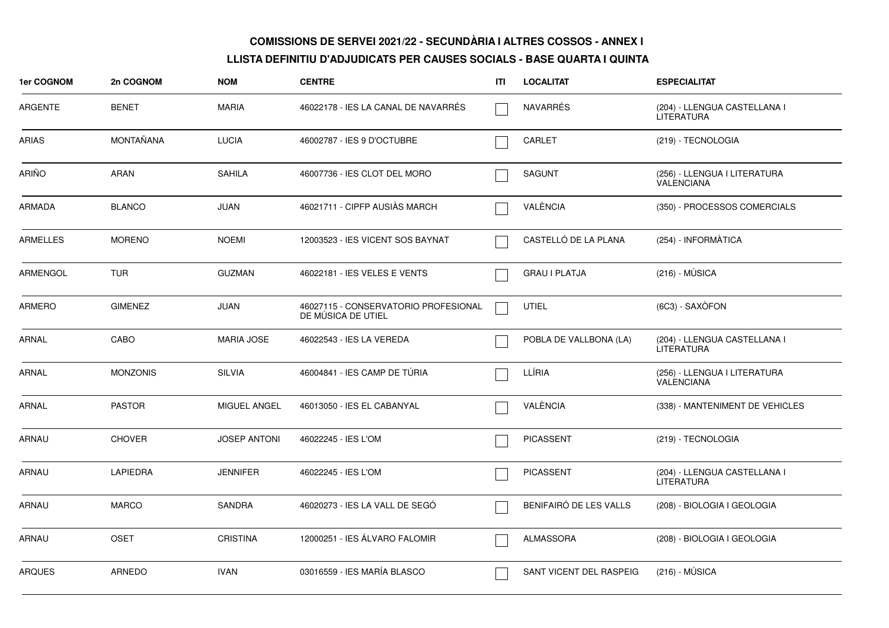**COMISSIONS DE SERVEI 2021/22 - SECUNDÀRIA I ALTRES COSSOS - ANNEX I**

**LLISTA DEFINITIU D'ADJUDICATS PER CAUSES SOCIALS - BASE QUARTA I QUINTA**

| 1er COGNOM | 2n COGNOM | NOM | CENTRE | ITI | LOCALITAT | ESPECIALITAT |
|---|---|---|---|---|---|---|
| ARGENTE | BENET | MARIA | 46022178 - IES LA CANAL DE NAVARRÉS | | NAVARRÉS | (204) - LLENGUA CASTELLANA I LITERATURA |
| ARIAS | MONTAÑANA | LUCIA | 46002787 - IES 9 D'OCTUBRE | | CARLET | (219) - TECNOLOGIA |
| ARIÑO | ARAN | SAHILA | 46007736 - IES CLOT DEL MORO | | SAGUNT | (256) - LLENGUA I LITERATURA VALENCIANA |
| ARMADA | BLANCO | JUAN | 46021711 - CIPFP AUSIÀS MARCH | | VALÈNCIA | (350) - PROCESSOS COMERCIALS |
| ARMELLES | MORENO | NOEMI | 12003523 - IES VICENT SOS BAYNAT | | CASTELLÓ DE LA PLANA | (254) - INFORMÀTICA |
| ARMENGOL | TUR | GUZMAN | 46022181 - IES VELES E VENTS | | GRAU I PLATJA | (216) - MÚSICA |
| ARMERO | GIMENEZ | JUAN | 46027115 - CONSERVATORIO PROFESIONAL DE MÚSICA DE UTIEL | | UTIEL | (6C3) - SAXÒFON |
| ARNAL | CABO | MARIA JOSE | 46022543 - IES LA VEREDA | | POBLA DE VALLBONA (LA) | (204) - LLENGUA CASTELLANA I LITERATURA |
| ARNAL | MONZONIS | SILVIA | 46004841 - IES CAMP DE TÚRIA | | LLÍRIA | (256) - LLENGUA I LITERATURA VALENCIANA |
| ARNAL | PASTOR | MIGUEL ANGEL | 46013050 - IES EL CABANYAL | | VALÈNCIA | (338) - MANTENIMENT DE VEHICLES |
| ARNAU | CHOVER | JOSEP ANTONI | 46022245 - IES L'OM | | PICASSENT | (219) - TECNOLOGIA |
| ARNAU | LAPIEDRA | JENNIFER | 46022245 - IES L'OM | | PICASSENT | (204) - LLENGUA CASTELLANA I LITERATURA |
| ARNAU | MARCO | SANDRA | 46020273 - IES LA VALL DE SEGÓ | | BENIFAIRÓ DE LES VALLS | (208) - BIOLOGIA I GEOLOGIA |
| ARNAU | OSET | CRISTINA | 12000251 - IES ÁLVARO FALOMIR | | ALMASSORA | (208) - BIOLOGIA I GEOLOGIA |
| ARQUES | ARNEDO | IVAN | 03016559 - IES MARÍA BLASCO | | SANT VICENT DEL RASPEIG | (216) - MÚSICA |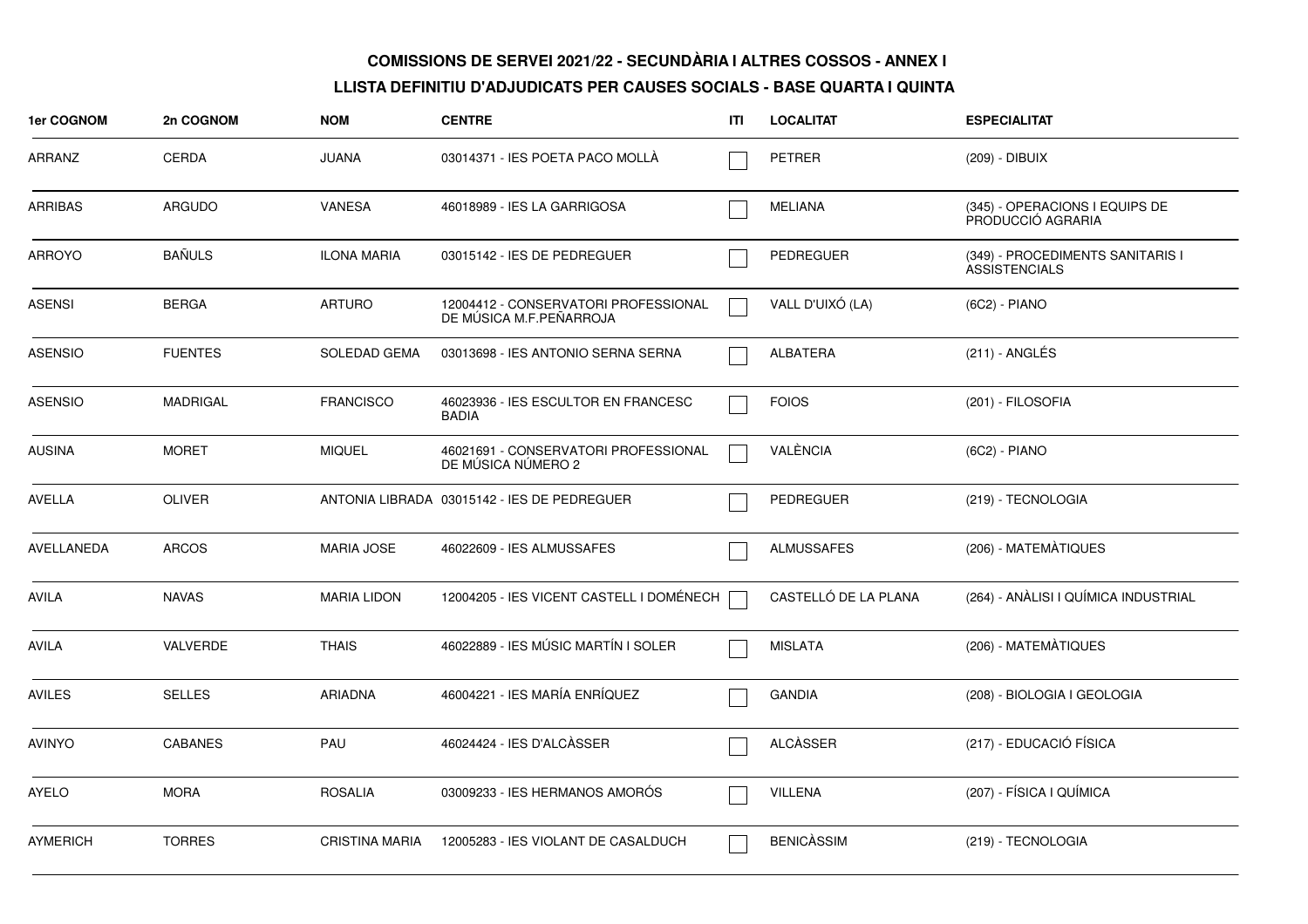**COMISSIONS DE SERVEI 2021/22 - SECUNDÀRIA I ALTRES COSSOS - ANNEX I**

**LLISTA DEFINITIU D'ADJUDICATS PER CAUSES SOCIALS - BASE QUARTA I QUINTA**

| 1er COGNOM | 2n COGNOM | NOM | CENTRE | ITI | LOCALITAT | ESPECIALITAT |
|---|---|---|---|---|---|---|
| ARRANZ | CERDA | JUANA | 03014371 - IES POETA PACO MOLLÀ | ☐ | PETRER | (209) - DIBUIX |
| ARRIBAS | ARGUDO | VANESA | 46018989 - IES LA GARRIGOSA | ☐ | MELIANA | (345) - OPERACIONS I EQUIPS DE PRODUCCIÓ AGRARIA |
| ARROYO | BAÑULS | ILONA MARIA | 03015142 - IES DE PEDREGUER | ☐ | PEDREGUER | (349) - PROCEDIMENTS SANITARIS I ASSISTENCIALS |
| ASENSI | BERGA | ARTURO | 12004412 - CONSERVATORI PROFESSIONAL DE MÚSICA M.F.PEÑARROJA | ☐ | VALL D'UIXÓ (LA) | (6C2) - PIANO |
| ASENSIO | FUENTES | SOLEDAD GEMA | 03013698 - IES ANTONIO SERNA SERNA | ☐ | ALBATERA | (211) - ANGLÉS |
| ASENSIO | MADRIGAL | FRANCISCO | 46023936 - IES ESCULTOR EN FRANCESC BADIA | ☐ | FOIOS | (201) - FILOSOFIA |
| AUSINA | MORET | MIQUEL | 46021691 - CONSERVATORI PROFESSIONAL DE MÚSICA NÚMERO 2 | ☐ | VALÈNCIA | (6C2) - PIANO |
| AVELLA | OLIVER | ANTONIA LIBRADA | 03015142 - IES DE PEDREGUER | ☐ | PEDREGUER | (219) - TECNOLOGIA |
| AVELLANEDA | ARCOS | MARIA JOSE | 46022609 - IES ALMUSSAFES | ☐ | ALMUSSAFES | (206) - MATEMÀTIQUES |
| AVILA | NAVAS | MARIA LIDON | 12004205 - IES VICENT CASTELL I DOMÉNECH | ☐ | CASTELLÓ DE LA PLANA | (264) - ANÀLISI I QUÍMICA INDUSTRIAL |
| AVILA | VALVERDE | THAIS | 46022889 - IES MÚSIC MARTÍN I SOLER | ☐ | MISLATA | (206) - MATEMÀTIQUES |
| AVILES | SELLES | ARIADNA | 46004221 - IES MARÍA ENRÍQUEZ | ☐ | GANDIA | (208) - BIOLOGIA I GEOLOGIA |
| AVINYO | CABANES | PAU | 46024424 - IES D'ALCÀSSER | ☐ | ALCÀSSER | (217) - EDUCACIÓ FÍSICA |
| AYELO | MORA | ROSALIA | 03009233 - IES HERMANOS AMORÓS | ☐ | VILLENA | (207) - FÍSICA I QUÍMICA |
| AYMERICH | TORRES | CRISTINA MARIA | 12005283 - IES VIOLANT DE CASALDUCH | ☐ | BENICÀSSIM | (219) - TECNOLOGIA |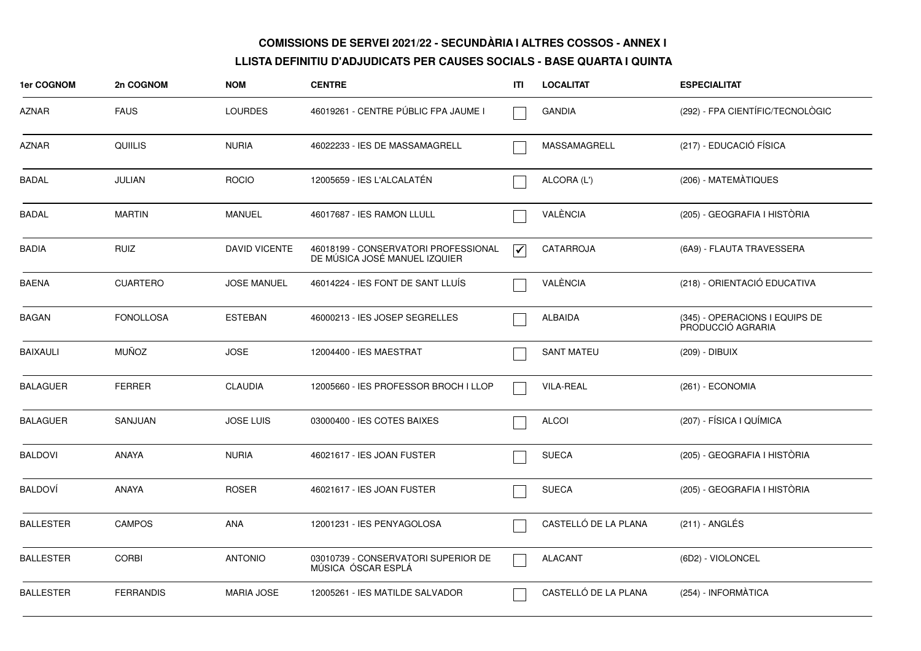# COMISSIONS DE SERVEI 2021/22 - SECUNDÀRIA I ALTRES COSSOS - ANNEX I

## LLISTA DEFINITIU D'ADJUDICATS PER CAUSES SOCIALS - BASE QUARTA I QUINTA

| 1er COGNOM | 2n COGNOM | NOM | CENTRE | ITI | LOCALITAT | ESPECIALITAT |
|---|---|---|---|---|---|---|
| AZNAR | FAUS | LOURDES | 46019261 - CENTRE PÚBLIC FPA JAUME I | ☐ | GANDIA | (292) - FPA CIENTÍFIC/TECNOLÒGIC |
| AZNAR | QUIILIS | NURIA | 46022233 - IES DE MASSAMAGRELL | ☐ | MASSAMAGRELL | (217) - EDUCACIÓ FÍSICA |
| BADAL | JULIAN | ROCIO | 12005659 - IES L'ALCALATÉN | ☐ | ALCORA (L') | (206) - MATEMÀTIQUES |
| BADAL | MARTIN | MANUEL | 46017687 - IES RAMON LLULL | ☐ | VALÈNCIA | (205) - GEOGRAFIA I HISTÒRIA |
| BADIA | RUIZ | DAVID VICENTE | 46018199 - CONSERVATORI PROFESSIONAL DE MÚSICA JOSÉ MANUEL IZQUIER | ☑ | CATARROJA | (6A9) - FLAUTA TRAVESSERA |
| BAENA | CUARTERO | JOSE MANUEL | 46014224 - IES FONT DE SANT LLUÍS | ☐ | VALÈNCIA | (218) - ORIENTACIÓ EDUCATIVA |
| BAGAN | FONOLLOSA | ESTEBAN | 46000213 - IES JOSEP SEGRELLES | ☐ | ALBAIDA | (345) - OPERACIONS I EQUIPS DE PRODUCCIÓ AGRARIA |
| BAIXAULI | MUÑOZ | JOSE | 12004400 - IES MAESTRAT | ☐ | SANT MATEU | (209) - DIBUIX |
| BALAGUER | FERRER | CLAUDIA | 12005660 - IES PROFESSOR BROCH I LLOP | ☐ | VILA-REAL | (261) - ECONOMIA |
| BALAGUER | SANJUAN | JOSE LUIS | 03000400 - IES COTES BAIXES | ☐ | ALCOI | (207) - FÍSICA I QUÍMICA |
| BALDOVI | ANAYA | NURIA | 46021617 - IES JOAN FUSTER | ☐ | SUECA | (205) - GEOGRAFIA I HISTÒRIA |
| BALDOVÍ | ANAYA | ROSER | 46021617 - IES JOAN FUSTER | ☐ | SUECA | (205) - GEOGRAFIA I HISTÒRIA |
| BALLESTER | CAMPOS | ANA | 12001231 - IES PENYAGOLOSA | ☐ | CASTELLÓ DE LA PLANA | (211) - ANGLÉS |
| BALLESTER | CORBI | ANTONIO | 03010739 - CONSERVATORI SUPERIOR DE MÚSICA ÓSCAR ESPLÁ | ☐ | ALACANT | (6D2) - VIOLONCEL |
| BALLESTER | FERRANDIS | MARIA JOSE | 12005261 - IES MATILDE SALVADOR | ☐ | CASTELLÓ DE LA PLANA | (254) - INFORMÀTICA |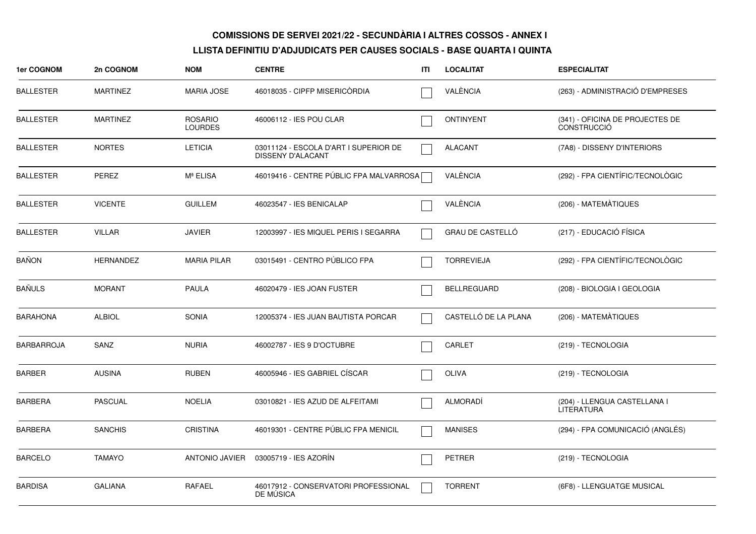**COMISSIONS DE SERVEI 2021/22 - SECUNDÀRIA I ALTRES COSSOS - ANNEX I**

**LLISTA DEFINITIU D'ADJUDICATS PER CAUSES SOCIALS - BASE QUARTA I QUINTA**

| 1er COGNOM | 2n COGNOM | NOM | CENTRE | ITI | LOCALITAT | ESPECIALITAT |
|---|---|---|---|---|---|---|
| BALLESTER | MARTINEZ | MARIA JOSE | 46018035 - CIPFP MISERICÒRDIA | ☐ | VALÈNCIA | (263) - ADMINISTRACIÓ D'EMPRESES |
| BALLESTER | MARTINEZ | ROSARIO LOURDES | 46006112 - IES POU CLAR | ☐ | ONTINYENT | (341) - OFICINA DE PROJECTES DE CONSTRUCCIÓ |
| BALLESTER | NORTES | LETICIA | 03011124 - ESCOLA D'ART I SUPERIOR DE DISSENY D'ALACANT | ☐ | ALACANT | (7A8) - DISSENY D'INTERIORS |
| BALLESTER | PEREZ | Mª ELISA | 46019416 - CENTRE PÚBLIC FPA MALVARROSA | ☐ | VALÈNCIA | (292) - FPA CIENTÍFIC/TECNOLÒGIC |
| BALLESTER | VICENTE | GUILLEM | 46023547 - IES BENICALAP | ☐ | VALÈNCIA | (206) - MATEMÀTIQUES |
| BALLESTER | VILLAR | JAVIER | 12003997 - IES MIQUEL PERIS I SEGARRA | ☐ | GRAU DE CASTELLÓ | (217) - EDUCACIÓ FÍSICA |
| BAÑON | HERNANDEZ | MARIA PILAR | 03015491 - CENTRO PÚBLICO FPA | ☐ | TORREVIEJA | (292) - FPA CIENTÍFIC/TECNOLÒGIC |
| BAÑULS | MORANT | PAULA | 46020479 - IES JOAN FUSTER | ☐ | BELLREGUARD | (208) - BIOLOGIA I GEOLOGIA |
| BARAHONA | ALBIOL | SONIA | 12005374 - IES JUAN BAUTISTA PORCAR | ☐ | CASTELLÓ DE LA PLANA | (206) - MATEMÀTIQUES |
| BARBARROJA | SANZ | NURIA | 46002787 - IES 9 D'OCTUBRE | ☐ | CARLET | (219) - TECNOLOGIA |
| BARBER | AUSINA | RUBEN | 46005946 - IES GABRIEL CÍSCAR | ☐ | OLIVA | (219) - TECNOLOGIA |
| BARBERA | PASCUAL | NOELIA | 03010821 - IES AZUD DE ALFEITAMI | ☐ | ALMORADÍ | (204) - LLENGUA CASTELLANA I LITERATURA |
| BARBERA | SANCHIS | CRISTINA | 46019301 - CENTRE PÚBLIC FPA MENICIL | ☐ | MANISES | (294) - FPA COMUNICACIÓ (ANGLÉS) |
| BARCELO | TAMAYO | ANTONIO JAVIER | 03005719 - IES AZORÍN | ☐ | PETRER | (219) - TECNOLOGIA |
| BARDISA | GALIANA | RAFAEL | 46017912 - CONSERVATORI PROFESSIONAL DE MÚSICA | ☐ | TORRENT | (6F8) - LLENGUATGE MUSICAL |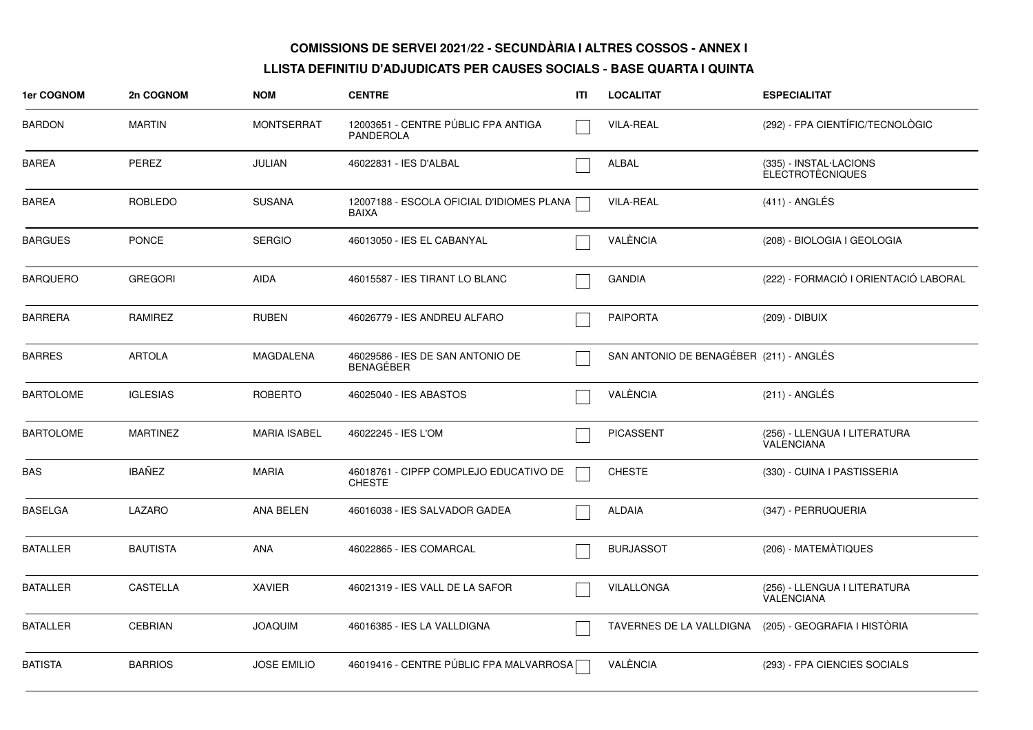**COMISSIONS DE SERVEI 2021/22 - SECUNDÀRIA I ALTRES COSSOS - ANNEX I**

**LLISTA DEFINITIU D'ADJUDICATS PER CAUSES SOCIALS - BASE QUARTA I QUINTA**

| 1er COGNOM | 2n COGNOM | NOM | CENTRE | ITI | LOCALITAT | ESPECIALITAT |
|---|---|---|---|---|---|---|
| BARDON | MARTIN | MONTSERRAT | 12003651 - CENTRE PÚBLIC FPA ANTIGA PANDEROLA | ☐ | VILA-REAL | (292) - FPA CIENTÍFIC/TECNOLÒGIC |
| BAREA | PEREZ | JULIAN | 46022831 - IES D'ALBAL | ☐ | ALBAL | (335) - INSTAL·LACIONS ELECTROTÈCNIQUES |
| BAREA | ROBLEDO | SUSANA | 12007188 - ESCOLA OFICIAL D'IDIOMES PLANA BAIXA | ☐ | VILA-REAL | (411) - ANGLÉS |
| BARGUES | PONCE | SERGIO | 46013050 - IES EL CABANYAL | ☐ | VALÈNCIA | (208) - BIOLOGIA I GEOLOGIA |
| BARQUERO | GREGORI | AIDA | 46015587 - IES TIRANT LO BLANC | ☐ | GANDIA | (222) - FORMACIÓ I ORIENTACIÓ LABORAL |
| BARRERA | RAMIREZ | RUBEN | 46026779 - IES ANDREU ALFARO | ☐ | PAIPORTA | (209) - DIBUIX |
| BARRES | ARTOLA | MAGDALENA | 46029586 - IES DE SAN ANTONIO DE BENAGÉBER | ☐ | SAN ANTONIO DE BENAGÉBER | (211) - ANGLÉS |
| BARTOLOME | IGLESIAS | ROBERTO | 46025040 - IES ABASTOS | ☐ | VALÈNCIA | (211) - ANGLÉS |
| BARTOLOME | MARTINEZ | MARIA ISABEL | 46022245 - IES L'OM | ☐ | PICASSENT | (256) - LLENGUA I LITERATURA VALENCIANA |
| BAS | IBAÑEZ | MARIA | 46018761 - CIPFP COMPLEJO EDUCATIVO DE CHESTE | ☐ | CHESTE | (330) - CUINA I PASTISSERIA |
| BASELGA | LAZARO | ANA BELEN | 46016038 - IES SALVADOR GADEA | ☐ | ALDAIA | (347) - PERRUQUERIA |
| BATALLER | BAUTISTA | ANA | 46022865 - IES COMARCAL | ☐ | BURJASSOT | (206) - MATEMÀTIQUES |
| BATALLER | CASTELLA | XAVIER | 46021319 - IES VALL DE LA SAFOR | ☐ | VILALLONGA | (256) - LLENGUA I LITERATURA VALENCIANA |
| BATALLER | CEBRIAN | JOAQUIM | 46016385 - IES LA VALLDIGNA | ☐ | TAVERNES DE LA VALLDIGNA | (205) - GEOGRAFIA I HISTÒRIA |
| BATISTA | BARRIOS | JOSE EMILIO | 46019416 - CENTRE PÚBLIC FPA MALVARROSA | ☐ | VALÈNCIA | (293) - FPA CIENCIES SOCIALS |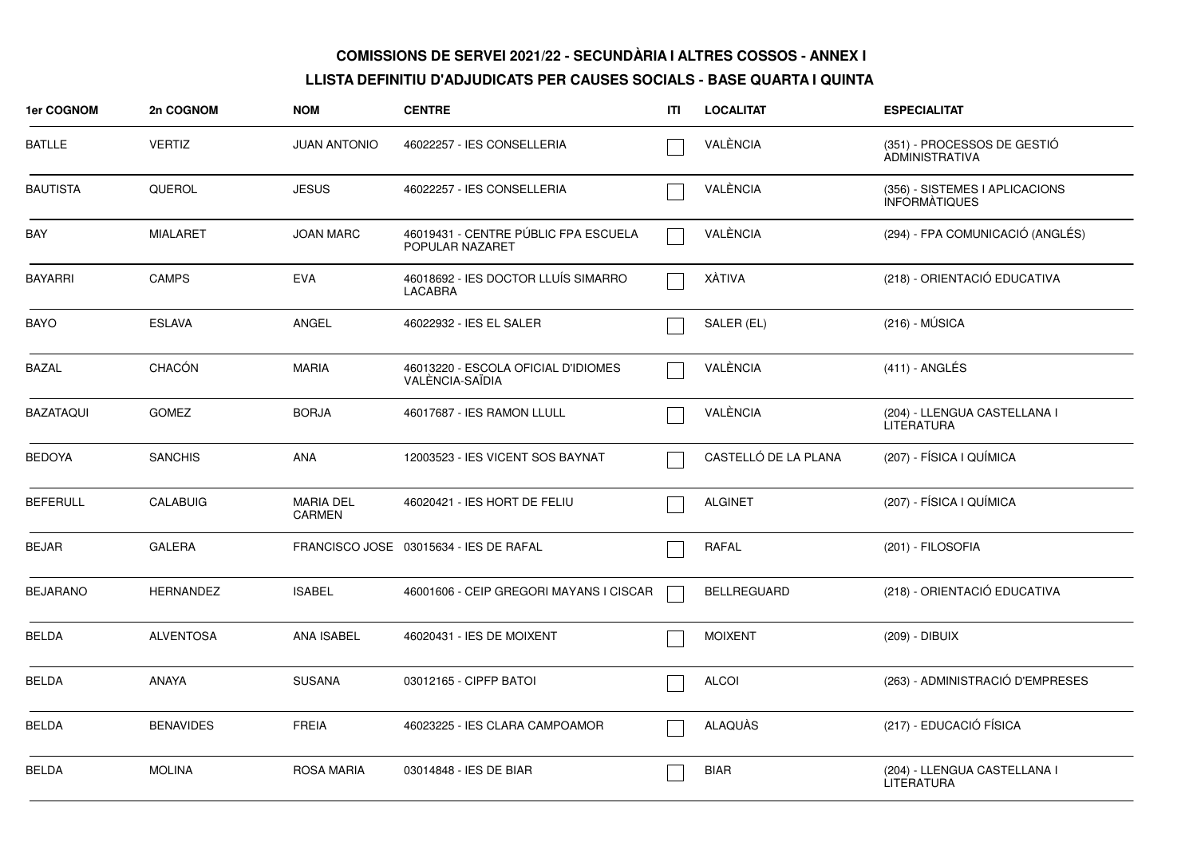**COMISSIONS DE SERVEI 2021/22 - SECUNDÀRIA I ALTRES COSSOS - ANNEX I**

**LLISTA DEFINITIU D'ADJUDICATS PER CAUSES SOCIALS - BASE QUARTA I QUINTA**

| 1er COGNOM | 2n COGNOM | NOM | CENTRE | ITI | LOCALITAT | ESPECIALITAT |
|---|---|---|---|---|---|---|
| BATLLE | VERTIZ | JUAN ANTONIO | 46022257 - IES CONSELLERIA | ☐ | VALÈNCIA | (351) - PROCESSOS DE GESTIÓ ADMINISTRATIVA |
| BAUTISTA | QUEROL | JESUS | 46022257 - IES CONSELLERIA | ☐ | VALÈNCIA | (356) - SISTEMES I APLICACIONS INFORMÀTIQUES |
| BAY | MIALARET | JOAN MARC | 46019431 - CENTRE PÚBLIC FPA ESCUELA POPULAR NAZARET | ☐ | VALÈNCIA | (294) - FPA COMUNICACIÓ (ANGLÉS) |
| BAYARRI | CAMPS | EVA | 46018692 - IES DOCTOR LLUÍS SIMARRO LACABRA | ☐ | XÀTIVA | (218) - ORIENTACIÓ EDUCATIVA |
| BAYO | ESLAVA | ANGEL | 46022932 - IES EL SALER | ☐ | SALER (EL) | (216) - MÚSICA |
| BAZAL | CHACÓN | MARIA | 46013220 - ESCOLA OFICIAL D'IDIOMES VALÈNCIA-SAÏDIA | ☐ | VALÈNCIA | (411) - ANGLÉS |
| BAZATAQUI | GOMEZ | BORJA | 46017687 - IES RAMON LLULL | ☐ | VALÈNCIA | (204) - LLENGUA CASTELLANA I LITERATURA |
| BEDOYA | SANCHIS | ANA | 12003523 - IES VICENT SOS BAYNAT | ☐ | CASTELLÓ DE LA PLANA | (207) - FÍSICA I QUÍMICA |
| BEFERULL | CALABUIG | MARIA DEL CARMEN | 46020421 - IES HORT DE FELIU | ☐ | ALGINET | (207) - FÍSICA I QUÍMICA |
| BEJAR | GALERA | FRANCISCO JOSE | 03015634 - IES DE RAFAL | ☐ | RAFAL | (201) - FILOSOFIA |
| BEJARANO | HERNANDEZ | ISABEL | 46001606 - CEIP GREGORI MAYANS I CISCAR | ☐ | BELLREGUARD | (218) - ORIENTACIÓ EDUCATIVA |
| BELDA | ALVENTOSA | ANA ISABEL | 46020431 - IES DE MOIXENT | ☐ | MOIXENT | (209) - DIBUIX |
| BELDA | ANAYA | SUSANA | 03012165 - CIPFP BATOI | ☐ | ALCOI | (263) - ADMINISTRACIÓ D'EMPRESES |
| BELDA | BENAVIDES | FREIA | 46023225 - IES CLARA CAMPOAMOR | ☐ | ALAQUÀS | (217) - EDUCACIÓ FÍSICA |
| BELDA | MOLINA | ROSA MARIA | 03014848 - IES DE BIAR | ☐ | BIAR | (204) - LLENGUA CASTELLANA I LITERATURA |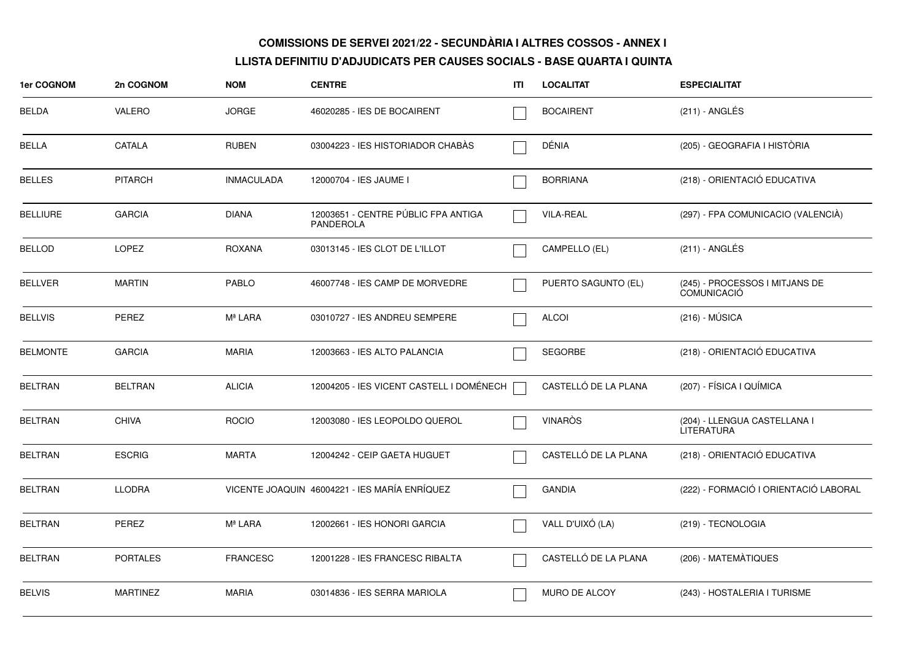**COMISSIONS DE SERVEI 2021/22 - SECUNDÀRIA I ALTRES COSSOS - ANNEX I**

**LLISTA DEFINITIU D'ADJUDICATS PER CAUSES SOCIALS - BASE QUARTA I QUINTA**

| 1er COGNOM | 2n COGNOM | NOM | CENTRE | ITI | LOCALITAT | ESPECIALITAT |
|---|---|---|---|---|---|---|
| BELDA | VALERO | JORGE | 46020285 - IES DE BOCAIRENT | ☐ | BOCAIRENT | (211) - ANGLÉS |
| BELLA | CATALA | RUBEN | 03004223 - IES HISTORIADOR CHABÀS | ☐ | DÉNIA | (205) - GEOGRAFIA I HISTÒRIA |
| BELLES | PITARCH | INMACULADA | 12000704 - IES JAUME I | ☐ | BORRIANA | (218) - ORIENTACIÓ EDUCATIVA |
| BELLIURE | GARCIA | DIANA | 12003651 - CENTRE PÚBLIC FPA ANTIGA PANDEROLA | ☐ | VILA-REAL | (297) - FPA COMUNICACIO (VALENCIÀ) |
| BELLOD | LOPEZ | ROXANA | 03013145 - IES CLOT DE L'ILLOT | ☐ | CAMPELLO (EL) | (211) - ANGLÉS |
| BELLVER | MARTIN | PABLO | 46007748 - IES CAMP DE MORVEDRE | ☐ | PUERTO SAGUNTO (EL) | (245) - PROCESSOS I MITJANS DE COMUNICACIÓ |
| BELLVIS | PEREZ | Mª LARA | 03010727 - IES ANDREU SEMPERE | ☐ | ALCOI | (216) - MÚSICA |
| BELMONTE | GARCIA | MARIA | 12003663 - IES ALTO PALANCIA | ☐ | SEGORBE | (218) - ORIENTACIÓ EDUCATIVA |
| BELTRAN | BELTRAN | ALICIA | 12004205 - IES VICENT CASTELL I DOMÉNECH | ☐ | CASTELLÓ DE LA PLANA | (207) - FÍSICA I QUÍMICA |
| BELTRAN | CHIVA | ROCIO | 12003080 - IES LEOPOLDO QUEROL | ☐ | VINARÒS | (204) - LLENGUA CASTELLANA I LITERATURA |
| BELTRAN | ESCRIG | MARTA | 12004242 - CEIP GAETA HUGUET | ☐ | CASTELLÓ DE LA PLANA | (218) - ORIENTACIÓ EDUCATIVA |
| BELTRAN | LLODRA | VICENTE JOAQUIN | 46004221 - IES MARÍA ENRÍQUEZ | ☐ | GANDIA | (222) - FORMACIÓ I ORIENTACIÓ LABORAL |
| BELTRAN | PEREZ | Mª LARA | 12002661 - IES HONORI GARCIA | ☐ | VALL D'UIXÓ (LA) | (219) - TECNOLOGIA |
| BELTRAN | PORTALES | FRANCESC | 12001228 - IES FRANCESC RIBALTA | ☐ | CASTELLÓ DE LA PLANA | (206) - MATEMÀTIQUES |
| BELVIS | MARTINEZ | MARIA | 03014836 - IES SERRA MARIOLA | ☐ | MURO DE ALCOY | (243) - HOSTALERIA I TURISME |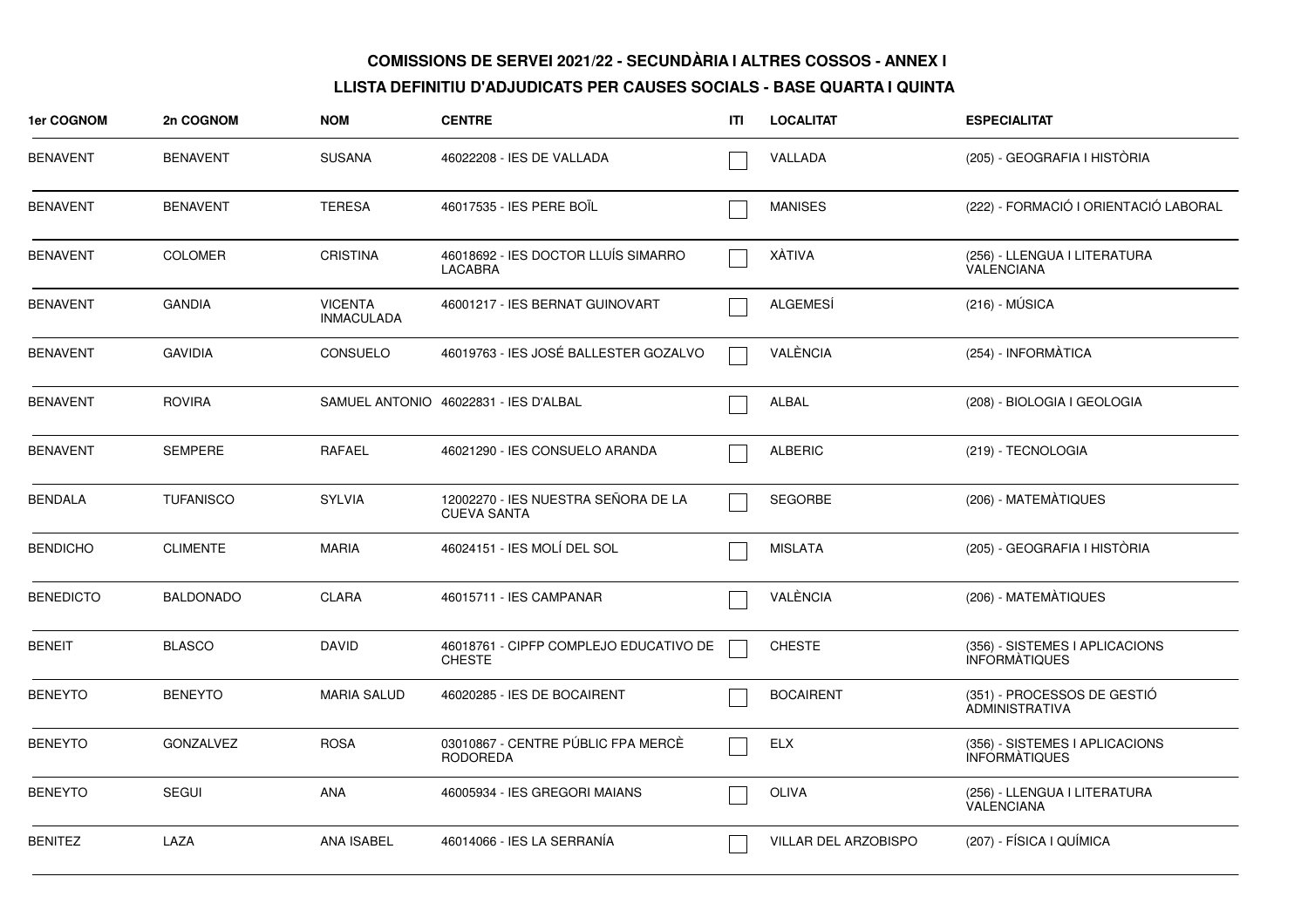**COMISSIONS DE SERVEI 2021/22 - SECUNDÀRIA I ALTRES COSSOS - ANNEX I**

**LLISTA DEFINITIU D'ADJUDICATS PER CAUSES SOCIALS - BASE QUARTA I QUINTA**

| 1er COGNOM | 2n COGNOM | NOM | CENTRE | ITI | LOCALITAT | ESPECIALITAT |
|---|---|---|---|---|---|---|
| BENAVENT | BENAVENT | SUSANA | 46022208 - IES DE VALLADA | ☐ | VALLADA | (205) - GEOGRAFIA I HISTÒRIA |
| BENAVENT | BENAVENT | TERESA | 46017535 - IES PERE BOÏL | ☐ | MANISES | (222) - FORMACIÓ I ORIENTACIÓ LABORAL |
| BENAVENT | COLOMER | CRISTINA | 46018692 - IES DOCTOR LLUÍS SIMARRO LACABRA | ☐ | XÀTIVA | (256) - LLENGUA I LITERATURA VALENCIANA |
| BENAVENT | GANDIA | VICENTA INMACULADA | 46001217 - IES BERNAT GUINOVART | ☐ | ALGEMESÍ | (216) - MÚSICA |
| BENAVENT | GAVIDIA | CONSUELO | 46019763 - IES JOSÉ BALLESTER GOZALVO | ☐ | VALÈNCIA | (254) - INFORMÀTICA |
| BENAVENT | ROVIRA | SAMUEL ANTONIO | 46022831 - IES D'ALBAL | ☐ | ALBAL | (208) - BIOLOGIA I GEOLOGIA |
| BENAVENT | SEMPERE | RAFAEL | 46021290 - IES CONSUELO ARANDA | ☐ | ALBERIC | (219) - TECNOLOGIA |
| BENDALA | TUFANISCO | SYLVIA | 12002270 - IES NUESTRA SEÑORA DE LA CUEVA SANTA | ☐ | SEGORBE | (206) - MATEMÀTIQUES |
| BENDICHO | CLIMENTE | MARIA | 46024151 - IES MOLÍ DEL SOL | ☐ | MISLATA | (205) - GEOGRAFIA I HISTÒRIA |
| BENEDICTO | BALDONADO | CLARA | 46015711 - IES CAMPANAR | ☐ | VALÈNCIA | (206) - MATEMÀTIQUES |
| BENEIT | BLASCO | DAVID | 46018761 - CIPFP COMPLEJO EDUCATIVO DE CHESTE | ☐ | CHESTE | (356) - SISTEMES I APLICACIONS INFORMÀTIQUES |
| BENEYTO | BENEYTO | MARIA SALUD | 46020285 - IES DE BOCAIRENT | ☐ | BOCAIRENT | (351) - PROCESSOS DE GESTIÓ ADMINISTRATIVA |
| BENEYTO | GONZALVEZ | ROSA | 03010867 - CENTRE PÚBLIC FPA MERCÈ RODOREDA | ☐ | ELX | (356) - SISTEMES I APLICACIONS INFORMÀTIQUES |
| BENEYTO | SEGUI | ANA | 46005934 - IES GREGORI MAIANS | ☐ | OLIVA | (256) - LLENGUA I LITERATURA VALENCIANA |
| BENITEZ | LAZA | ANA ISABEL | 46014066 - IES LA SERRANÍA | ☐ | VILLAR DEL ARZOBISPO | (207) - FÍSICA I QUÍMICA |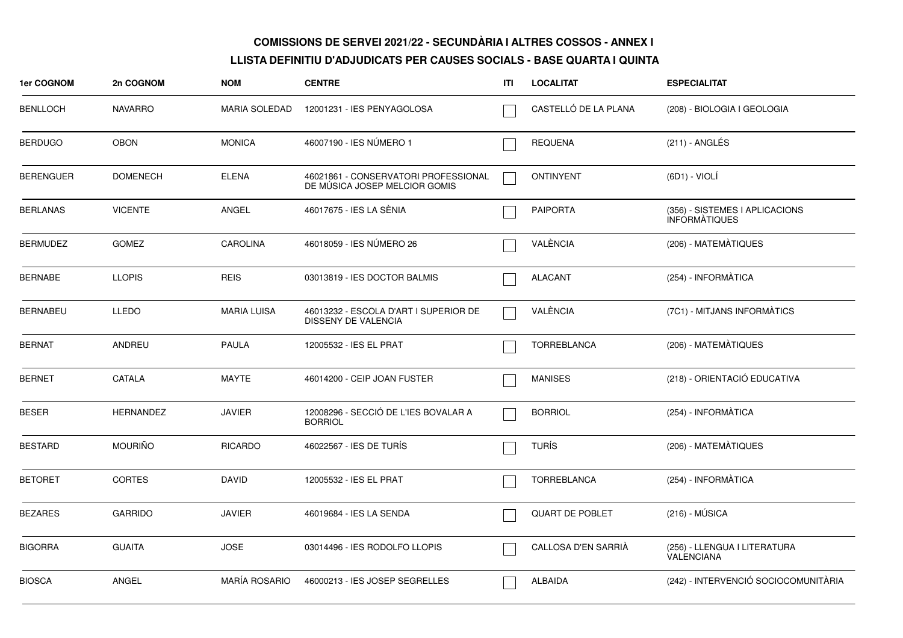**COMISSIONS DE SERVEI 2021/22 - SECUNDÀRIA I ALTRES COSSOS - ANNEX I**

**LLISTA DEFINITIU D'ADJUDICATS PER CAUSES SOCIALS - BASE QUARTA I QUINTA**

| 1er COGNOM | 2n COGNOM | NOM | CENTRE | ITI | LOCALITAT | ESPECIALITAT |
|---|---|---|---|---|---|---|
| BENLLOCH | NAVARRO | MARIA SOLEDAD | 12001231 - IES PENYAGOLOSA | ☐ | CASTELLÓ DE LA PLANA | (208) - BIOLOGIA I GEOLOGIA |
| BERDUGO | OBON | MONICA | 46007190 - IES NÚMERO 1 | ☐ | REQUENA | (211) - ANGLÉS |
| BERENGUER | DOMENECH | ELENA | 46021861 - CONSERVATORI PROFESSIONAL DE MÚSICA JOSEP MELCIOR GOMIS | ☐ | ONTINYENT | (6D1) - VIOLÍ |
| BERLANAS | VICENTE | ANGEL | 46017675 - IES LA SÈNIA | ☐ | PAIPORTA | (356) - SISTEMES I APLICACIONS INFORMÀTIQUES |
| BERMUDEZ | GOMEZ | CAROLINA | 46018059 - IES NÚMERO 26 | ☐ | VALÈNCIA | (206) - MATEMÀTIQUES |
| BERNABE | LLOPIS | REIS | 03013819 - IES DOCTOR BALMIS | ☐ | ALACANT | (254) - INFORMÀTICA |
| BERNABEU | LLEDO | MARIA LUISA | 46013232 - ESCOLA D'ART I SUPERIOR DE DISSENY DE VALENCIA | ☐ | VALÈNCIA | (7C1) - MITJANS INFORMÀTICS |
| BERNAT | ANDREU | PAULA | 12005532 - IES EL PRAT | ☐ | TORREBLANCA | (206) - MATEMÀTIQUES |
| BERNET | CATALA | MAYTE | 46014200 - CEIP JOAN FUSTER | ☐ | MANISES | (218) - ORIENTACIÓ EDUCATIVA |
| BESER | HERNANDEZ | JAVIER | 12008296 - SECCIÓ DE L'IES BOVALAR A BORRIOL | ☐ | BORRIOL | (254) - INFORMÀTICA |
| BESTARD | MOURIÑO | RICARDO | 46022567 - IES DE TURÍS | ☐ | TURÍS | (206) - MATEMÀTIQUES |
| BETORET | CORTES | DAVID | 12005532 - IES EL PRAT | ☐ | TORREBLANCA | (254) - INFORMÀTICA |
| BEZARES | GARRIDO | JAVIER | 46019684 - IES LA SENDA | ☐ | QUART DE POBLET | (216) - MÚSICA |
| BIGORRA | GUAITA | JOSE | 03014496 - IES RODOLFO LLOPIS | ☐ | CALLOSA D'EN SARRIÀ | (256) - LLENGUA I LITERATURA VALENCIANA |
| BIOSCA | ANGEL | MARÍA ROSARIO | 46000213 - IES JOSEP SEGRELLES | ☐ | ALBAIDA | (242) - INTERVENCIÓ SOCIOCOMUNITÀRIA |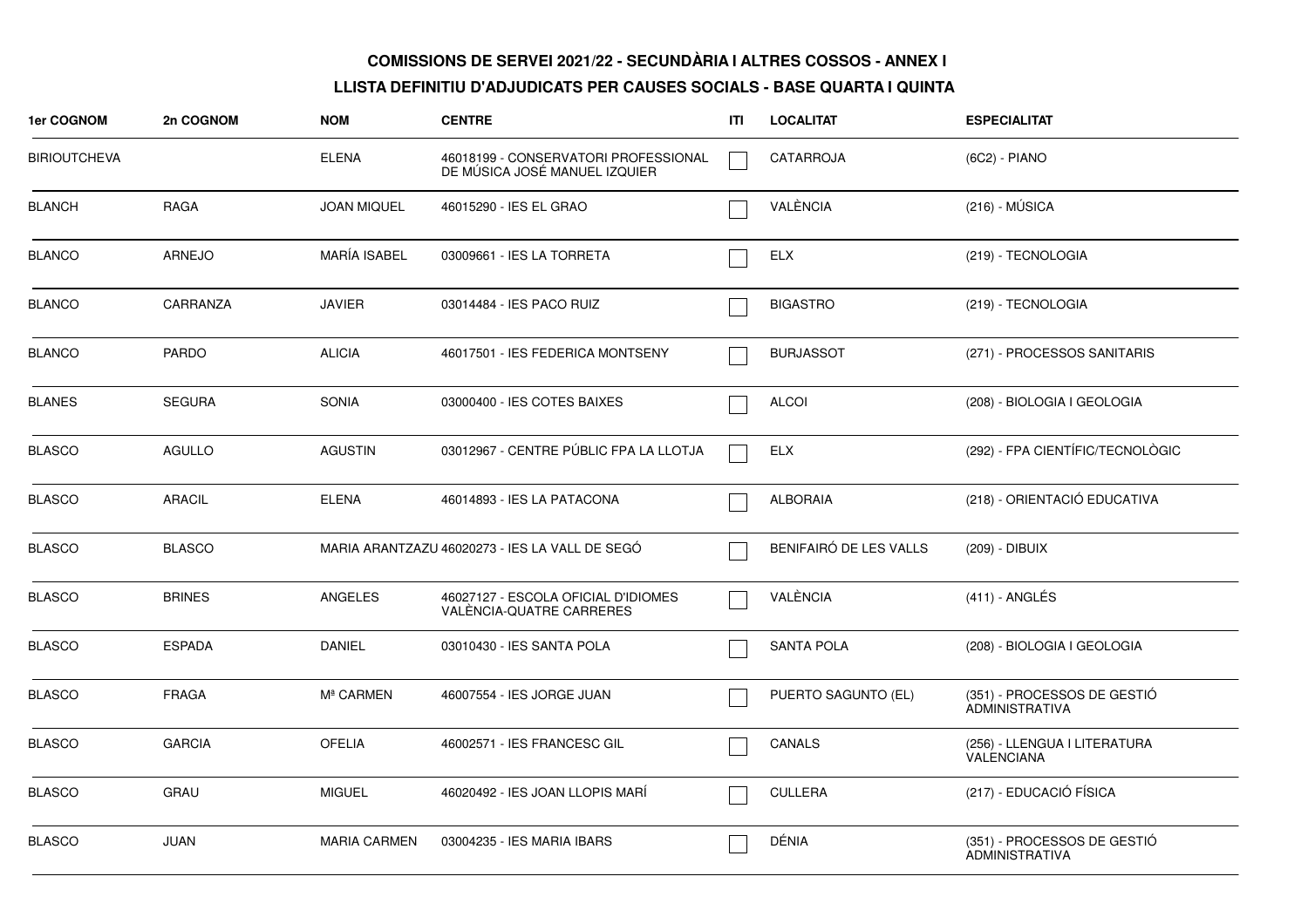**COMISSIONS DE SERVEI 2021/22 - SECUNDÀRIA I ALTRES COSSOS - ANNEX I**

**LLISTA DEFINITIU D'ADJUDICATS PER CAUSES SOCIALS - BASE QUARTA I QUINTA**

| 1er COGNOM | 2n COGNOM | NOM | CENTRE | ITI | LOCALITAT | ESPECIALITAT |
|---|---|---|---|---|---|---|
| BIRIOUTCHEVA | | ELENA | 46018199 - CONSERVATORI PROFESSIONAL DE MÚSICA JOSÉ MANUEL IZQUIER | ☐ | CATARROJA | (6C2) - PIANO |
| BLANCH | RAGA | JOAN MIQUEL | 46015290 - IES EL GRAO | ☐ | VALÈNCIA | (216) - MÚSICA |
| BLANCO | ARNEJO | MARÍA ISABEL | 03009661 - IES LA TORRETA | ☐ | ELX | (219) - TECNOLOGIA |
| BLANCO | CARRANZA | JAVIER | 03014484 - IES PACO RUIZ | ☐ | BIGASTRO | (219) - TECNOLOGIA |
| BLANCO | PARDO | ALICIA | 46017501 - IES FEDERICA MONTSENY | ☐ | BURJASSOT | (271) - PROCESSOS SANITARIS |
| BLANES | SEGURA | SONIA | 03000400 - IES COTES BAIXES | ☐ | ALCOI | (208) - BIOLOGIA I GEOLOGIA |
| BLASCO | AGULLO | AGUSTIN | 03012967 - CENTRE PÚBLIC FPA LA LLOTJA | ☐ | ELX | (292) - FPA CIENTÍFIC/TECNOLÒGIC |
| BLASCO | ARACIL | ELENA | 46014893 - IES LA PATACONA | ☐ | ALBORAIA | (218) - ORIENTACIÓ EDUCATIVA |
| BLASCO | BLASCO | MARIA ARANTZAZU | 46020273 - IES LA VALL DE SEGÓ | ☐ | BENIFAIRÓ DE LES VALLS | (209) - DIBUIX |
| BLASCO | BRINES | ANGELES | 46027127 - ESCOLA OFICIAL D'IDIOMES VALÈNCIA-QUATRE CARRERES | ☐ | VALÈNCIA | (411) - ANGLÉS |
| BLASCO | ESPADA | DANIEL | 03010430 - IES SANTA POLA | ☐ | SANTA POLA | (208) - BIOLOGIA I GEOLOGIA |
| BLASCO | FRAGA | Mª CARMEN | 46007554 - IES JORGE JUAN | ☐ | PUERTO SAGUNTO (EL) | (351) - PROCESSOS DE GESTIÓ ADMINISTRATIVA |
| BLASCO | GARCIA | OFELIA | 46002571 - IES FRANCESC GIL | ☐ | CANALS | (256) - LLENGUA I LITERATURA VALENCIANA |
| BLASCO | GRAU | MIGUEL | 46020492 - IES JOAN LLOPIS MARÍ | ☐ | CULLERA | (217) - EDUCACIÓ FÍSICA |
| BLASCO | JUAN | MARIA CARMEN | 03004235 - IES MARIA IBARS | ☐ | DÉNIA | (351) - PROCESSOS DE GESTIÓ ADMINISTRATIVA |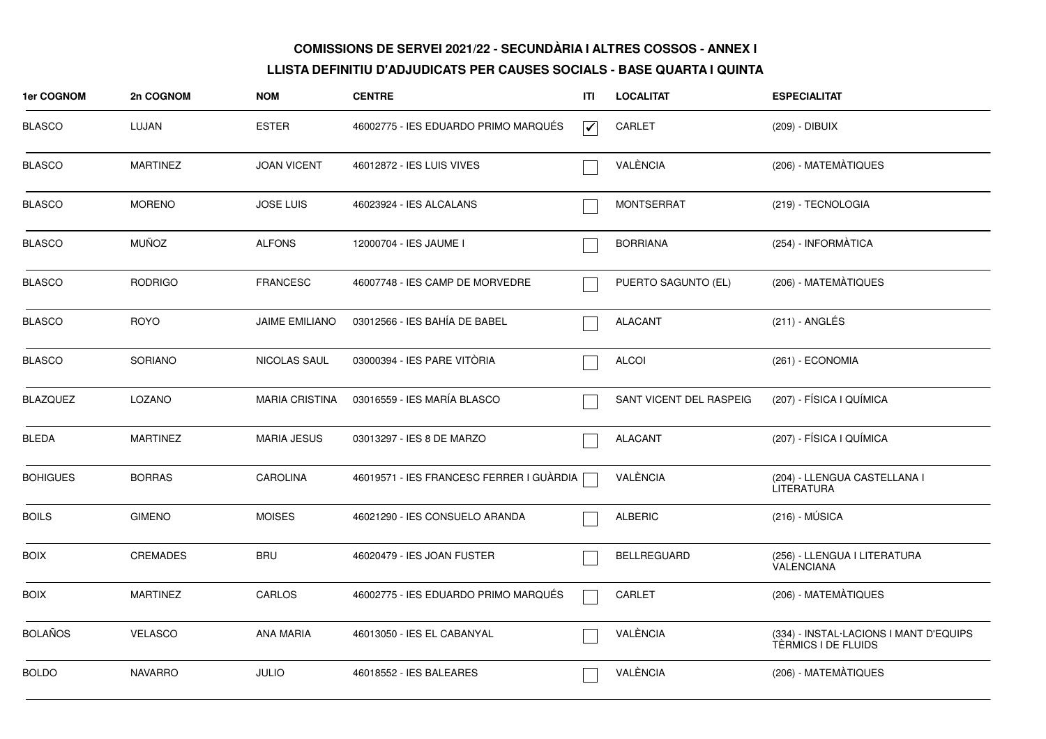**COMISSIONS DE SERVEI 2021/22 - SECUNDÀRIA I ALTRES COSSOS - ANNEX I**

**LLISTA DEFINITIU D'ADJUDICATS PER CAUSES SOCIALS - BASE QUARTA I QUINTA**

| 1er COGNOM | 2n COGNOM | NOM | CENTRE | ITI | LOCALITAT | ESPECIALITAT |
|---|---|---|---|---|---|---|
| BLASCO | LUJAN | ESTER | 46002775 - IES EDUARDO PRIMO MARQUÉS | ☑ | CARLET | (209) - DIBUIX |
| BLASCO | MARTINEZ | JOAN VICENT | 46012872 - IES LUIS VIVES | ☐ | VALÈNCIA | (206) - MATEMÀTIQUES |
| BLASCO | MORENO | JOSE LUIS | 46023924 - IES ALCALANS | ☐ | MONTSERRAT | (219) - TECNOLOGIA |
| BLASCO | MUÑOZ | ALFONS | 12000704 - IES JAUME I | ☐ | BORRIANA | (254) - INFORMÀTICA |
| BLASCO | RODRIGO | FRANCESC | 46007748 - IES CAMP DE MORVEDRE | ☐ | PUERTO SAGUNTO (EL) | (206) - MATEMÀTIQUES |
| BLASCO | ROYO | JAIME EMILIANO | 03012566 - IES BAHÍA DE BABEL | ☐ | ALACANT | (211) - ANGLÉS |
| BLASCO | SORIANO | NICOLAS SAUL | 03000394 - IES PARE VITÒRIA | ☐ | ALCOI | (261) - ECONOMIA |
| BLAZQUEZ | LOZANO | MARIA CRISTINA | 03016559 - IES MARÍA BLASCO | ☐ | SANT VICENT DEL RASPEIG | (207) - FÍSICA I QUÍMICA |
| BLEDA | MARTINEZ | MARIA JESUS | 03013297 - IES 8 DE MARZO | ☐ | ALACANT | (207) - FÍSICA I QUÍMICA |
| BOHIGUES | BORRAS | CAROLINA | 46019571 - IES FRANCESC FERRER I GUÀRDIA | ☐ | VALÈNCIA | (204) - LLENGUA CASTELLANA I LITERATURA |
| BOILS | GIMENO | MOISES | 46021290 - IES CONSUELO ARANDA | ☐ | ALBERIC | (216) - MÚSICA |
| BOIX | CREMADES | BRU | 46020479 - IES JOAN FUSTER | ☐ | BELLREGUARD | (256) - LLENGUA I LITERATURA VALENCIANA |
| BOIX | MARTINEZ | CARLOS | 46002775 - IES EDUARDO PRIMO MARQUÉS | ☐ | CARLET | (206) - MATEMÀTIQUES |
| BOLAÑOS | VELASCO | ANA MARIA | 46013050 - IES EL CABANYAL | ☐ | VALÈNCIA | (334) - INSTAL·LACIONS I MANT D'EQUIPS TÈRMICS I DE FLUIDS |
| BOLDO | NAVARRO | JULIO | 46018552 - IES BALEARES | ☐ | VALÈNCIA | (206) - MATEMÀTIQUES |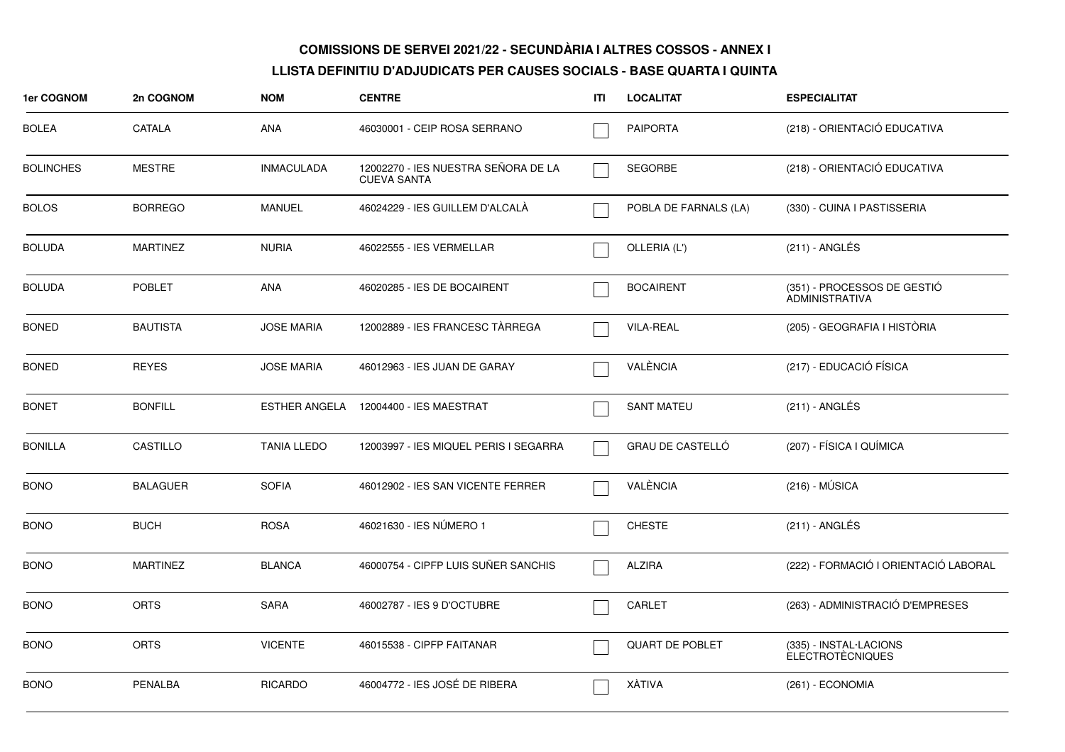**COMISSIONS DE SERVEI 2021/22 - SECUNDÀRIA I ALTRES COSSOS - ANNEX I**

**LLISTA DEFINITIU D'ADJUDICATS PER CAUSES SOCIALS - BASE QUARTA I QUINTA**

| 1er COGNOM | 2n COGNOM | NOM | CENTRE | ITI | LOCALITAT | ESPECIALITAT |
|---|---|---|---|---|---|---|
| BOLEA | CATALA | ANA | 46030001 - CEIP ROSA SERRANO | | PAIPORTA | (218) - ORIENTACIÓ EDUCATIVA |
| BOLINCHES | MESTRE | INMACULADA | 12002270 - IES NUESTRA SEÑORA DE LA CUEVA SANTA | | SEGORBE | (218) - ORIENTACIÓ EDUCATIVA |
| BOLOS | BORREGO | MANUEL | 46024229 - IES GUILLEM D'ALCALÀ | | POBLA DE FARNALS (LA) | (330) - CUINA I PASTISSERIA |
| BOLUDA | MARTINEZ | NURIA | 46022555 - IES VERMELLAR | | OLLERIA (L') | (211) - ANGLÉS |
| BOLUDA | POBLET | ANA | 46020285 - IES DE BOCAIRENT | | BOCAIRENT | (351) - PROCESSOS DE GESTIÓ ADMINISTRATIVA |
| BONED | BAUTISTA | JOSE MARIA | 12002889 - IES FRANCESC TÀRREGA | | VILA-REAL | (205) - GEOGRAFIA I HISTÒRIA |
| BONED | REYES | JOSE MARIA | 46012963 - IES JUAN DE GARAY | | VALÈNCIA | (217) - EDUCACIÓ FÍSICA |
| BONET | BONFILL | ESTHER ANGELA | 12004400 - IES MAESTRAT | | SANT MATEU | (211) - ANGLÉS |
| BONILLA | CASTILLO | TANIA LLEDO | 12003997 - IES MIQUEL PERIS I SEGARRA | | GRAU DE CASTELLÓ | (207) - FÍSICA I QUÍMICA |
| BONO | BALAGUER | SOFIA | 46012902 - IES SAN VICENTE FERRER | | VALÈNCIA | (216) - MÚSICA |
| BONO | BUCH | ROSA | 46021630 - IES NÚMERO 1 | | CHESTE | (211) - ANGLÉS |
| BONO | MARTINEZ | BLANCA | 46000754 - CIPFP LUIS SUÑER SANCHIS | | ALZIRA | (222) - FORMACIÓ I ORIENTACIÓ LABORAL |
| BONO | ORTS | SARA | 46002787 - IES 9 D'OCTUBRE | | CARLET | (263) - ADMINISTRACIÓ D'EMPRESES |
| BONO | ORTS | VICENTE | 46015538 - CIPFP FAITANAR | | QUART DE POBLET | (335) - INSTAL·LACIONS ELECTROTÈCNIQUES |
| BONO | PENALBA | RICARDO | 46004772 - IES JOSÉ DE RIBERA | | XÀTIVA | (261) - ECONOMIA |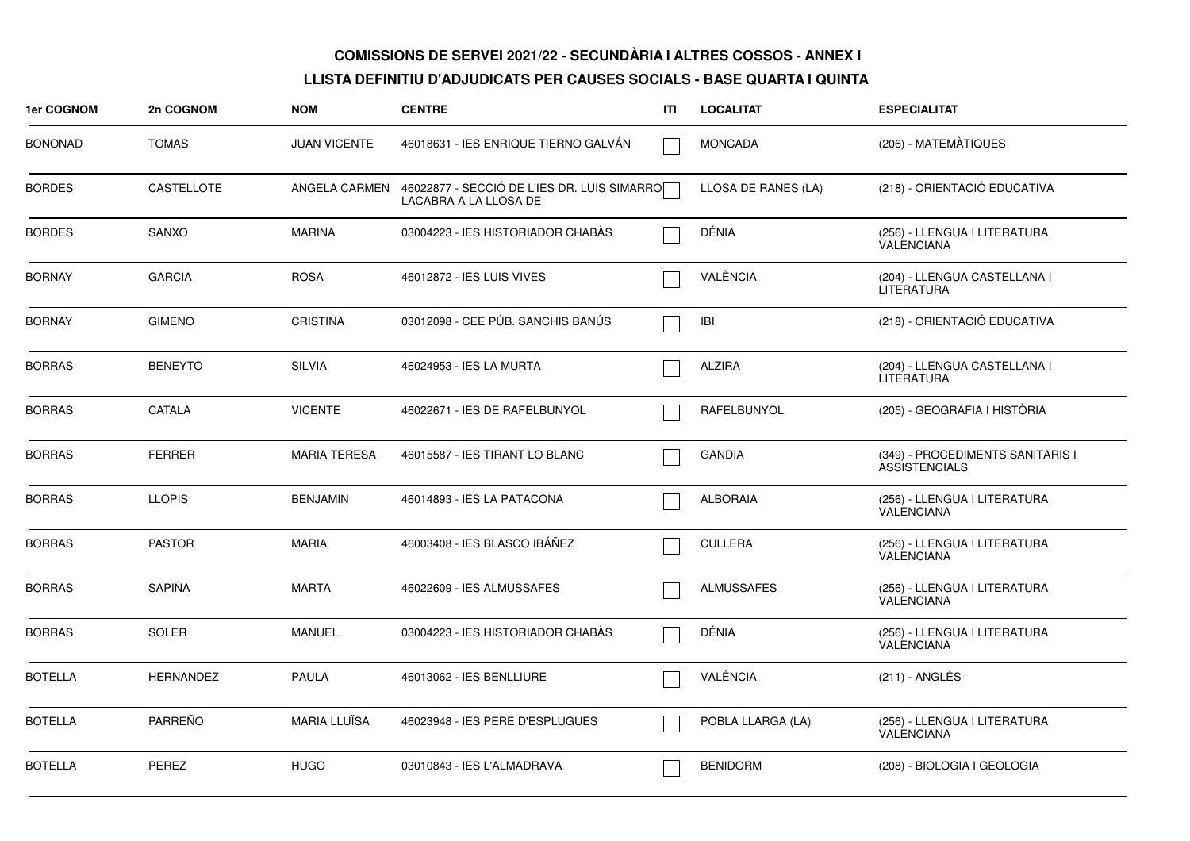**COMISSIONS DE SERVEI 2021/22 - SECUNDÀRIA I ALTRES COSSOS - ANNEX I**

**LLISTA DEFINITIU D'ADJUDICATS PER CAUSES SOCIALS - BASE QUARTA I QUINTA**

| 1er COGNOM | 2n COGNOM | NOM | CENTRE | ITI | LOCALITAT | ESPECIALITAT |
|---|---|---|---|---|---|---|
| BONONAD | TOMAS | JUAN VICENTE | 46018631 - IES ENRIQUE TIERNO GALVÁN | ☐ | MONCADA | (206) - MATEMÀTIQUES |
| BORDES | CASTELLOTE | ANGELA CARMEN | 46022877 - SECCIÓ DE L'IES DR. LUIS SIMARRO LACABRA A LA LLOSA DE | ☐ | LLOSA DE RANES (LA) | (218) - ORIENTACIÓ EDUCATIVA |
| BORDES | SANXO | MARINA | 03004223 - IES HISTORIADOR CHABÀS | ☐ | DÉNIA | (256) - LLENGUA I LITERATURA VALENCIANA |
| BORNAY | GARCIA | ROSA | 46012872 - IES LUIS VIVES | ☐ | VALÈNCIA | (204) - LLENGUA CASTELLANA I LITERATURA |
| BORNAY | GIMENO | CRISTINA | 03012098 - CEE PÚB. SANCHIS BANÚS | ☐ | IBI | (218) - ORIENTACIÓ EDUCATIVA |
| BORRAS | BENEYTO | SILVIA | 46024953 - IES LA MURTA | ☐ | ALZIRA | (204) - LLENGUA CASTELLANA I LITERATURA |
| BORRAS | CATALA | VICENTE | 46022671 - IES DE RAFELBUNYOL | ☐ | RAFELBUNYOL | (205) - GEOGRAFIA I HISTÒRIA |
| BORRAS | FERRER | MARIA TERESA | 46015587 - IES TIRANT LO BLANC | ☐ | GANDIA | (349) - PROCEDIMENTS SANITARIS I ASSISTENCIALS |
| BORRAS | LLOPIS | BENJAMIN | 46014893 - IES LA PATACONA | ☐ | ALBORAIA | (256) - LLENGUA I LITERATURA VALENCIANA |
| BORRAS | PASTOR | MARIA | 46003408 - IES BLASCO IBÁÑEZ | ☐ | CULLERA | (256) - LLENGUA I LITERATURA VALENCIANA |
| BORRAS | SAPIÑA | MARTA | 46022609 - IES ALMUSSAFES | ☐ | ALMUSSAFES | (256) - LLENGUA I LITERATURA VALENCIANA |
| BORRAS | SOLER | MANUEL | 03004223 - IES HISTORIADOR CHABÀS | ☐ | DÉNIA | (256) - LLENGUA I LITERATURA VALENCIANA |
| BOTELLA | HERNANDEZ | PAULA | 46013062 - IES BENLLIURE | ☐ | VALÈNCIA | (211) - ANGLÉS |
| BOTELLA | PARREÑO | MARIA LLUÏSA | 46023948 - IES PERE D'ESPLUGUES | ☐ | POBLA LLARGA (LA) | (256) - LLENGUA I LITERATURA VALENCIANA |
| BOTELLA | PEREZ | HUGO | 03010843 - IES L'ALMADRAVA | ☐ | BENIDORM | (208) - BIOLOGIA I GEOLOGIA |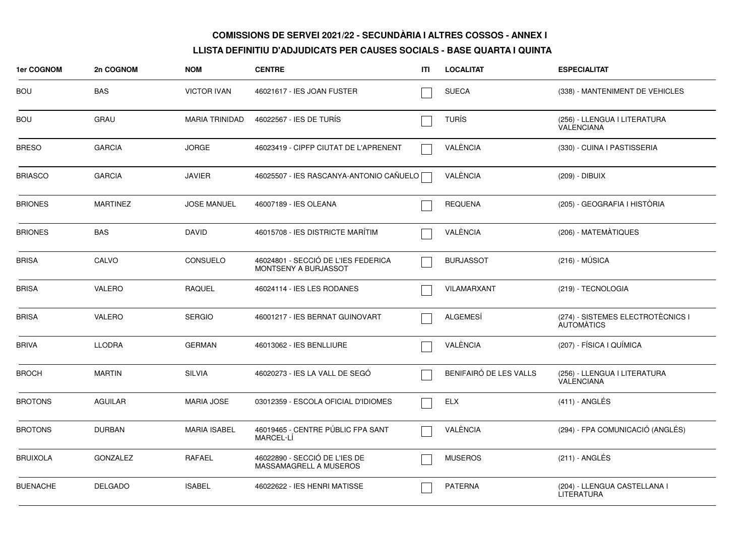## COMISSIONS DE SERVEI 2021/22 - SECUNDÀRIA I ALTRES COSSOS - ANNEX I

## LLISTA DEFINITIU D'ADJUDICATS PER CAUSES SOCIALS - BASE QUARTA I QUINTA

| 1er COGNOM | 2n COGNOM | NOM | CENTRE | ITI | LOCALITAT | ESPECIALITAT |
|---|---|---|---|---|---|---|
| BOU | BAS | VICTOR IVAN | 46021617 - IES JOAN FUSTER | ☐ | SUECA | (338) - MANTENIMENT DE VEHICLES |
| BOU | GRAU | MARIA TRINIDAD | 46022567 - IES DE TURÍS | ☐ | TURÍS | (256) - LLENGUA I LITERATURA VALENCIANA |
| BRESO | GARCIA | JORGE | 46023419 - CIPFP CIUTAT DE L'APRENENT | ☐ | VALÈNCIA | (330) - CUINA I PASTISSERIA |
| BRIASCO | GARCIA | JAVIER | 46025507 - IES RASCANYA-ANTONIO CAÑUELO | ☐ | VALÈNCIA | (209) - DIBUIX |
| BRIONES | MARTINEZ | JOSE MANUEL | 46007189 - IES OLEANA | ☐ | REQUENA | (205) - GEOGRAFIA I HISTÒRIA |
| BRIONES | BAS | DAVID | 46015708 - IES DISTRICTE MARÍTIM | ☐ | VALÈNCIA | (206) - MATEMÀTIQUES |
| BRISA | CALVO | CONSUELO | 46024801 - SECCIÓ DE L'IES FEDERICA MONTSENY A BURJASSOT | ☐ | BURJASSOT | (216) - MÚSICA |
| BRISA | VALERO | RAQUEL | 46024114 - IES LES RODANES | ☐ | VILAMARXANT | (219) - TECNOLOGIA |
| BRISA | VALERO | SERGIO | 46001217 - IES BERNAT GUINOVART | ☐ | ALGEMESÍ | (274) - SISTEMES ELECTROTÈCNICS I AUTOMÀTICS |
| BRIVA | LLODRA | GERMAN | 46013062 - IES BENLLIURE | ☐ | VALÈNCIA | (207) - FÍSICA I QUÍMICA |
| BROCH | MARTIN | SILVIA | 46020273 - IES LA VALL DE SEGÓ | ☐ | BENIFAIRÓ DE LES VALLS | (256) - LLENGUA I LITERATURA VALENCIANA |
| BROTONS | AGUILAR | MARIA JOSE | 03012359 - ESCOLA OFICIAL D'IDIOMES | ☐ | ELX | (411) - ANGLÉS |
| BROTONS | DURBAN | MARIA ISABEL | 46019465 - CENTRE PÚBLIC FPA SANT MARCEL·LÍ | ☐ | VALÈNCIA | (294) - FPA COMUNICACIÓ (ANGLÉS) |
| BRUIXOLA | GONZALEZ | RAFAEL | 46022890 - SECCIÓ DE L'IES DE MASSAMAGRELL A MUSEROS | ☐ | MUSEROS | (211) - ANGLÉS |
| BUENACHE | DELGADO | ISABEL | 46022622 - IES HENRI MATISSE | ☐ | PATERNA | (204) - LLENGUA CASTELLANA I LITERATURA |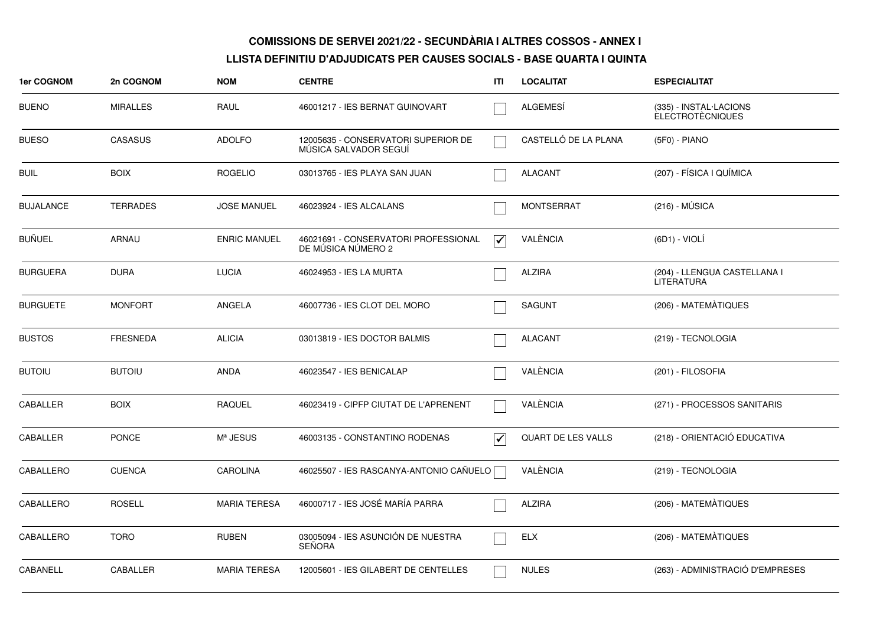**COMISSIONS DE SERVEI 2021/22 - SECUNDÀRIA I ALTRES COSSOS - ANNEX I**

**LLISTA DEFINITIU D'ADJUDICATS PER CAUSES SOCIALS - BASE QUARTA I QUINTA**

| 1er COGNOM | 2n COGNOM | NOM | CENTRE | ITI | LOCALITAT | ESPECIALITAT |
|---|---|---|---|---|---|---|
| BUENO | MIRALLES | RAUL | 46001217 - IES BERNAT GUINOVART | ☐ | ALGEMESÍ | (335) - INSTAL·LACIONS ELECTROTÈCNIQUES |
| BUESO | CASASUS | ADOLFO | 12005635 - CONSERVATORI SUPERIOR DE MÚSICA SALVADOR SEGUÍ | ☐ | CASTELLÓ DE LA PLANA | (5F0) - PIANO |
| BUIL | BOIX | ROGELIO | 03013765 - IES PLAYA SAN JUAN | ☐ | ALACANT | (207) - FÍSICA I QUÍMICA |
| BUJALANCE | TERRADES | JOSE MANUEL | 46023924 - IES ALCALANS | ☐ | MONTSERRAT | (216) - MÚSICA |
| BUÑUEL | ARNAU | ENRIC MANUEL | 46021691 - CONSERVATORI PROFESSIONAL DE MÚSICA NÚMERO 2 | ☑ | VALÈNCIA | (6D1) - VIOLÍ |
| BURGUERA | DURA | LUCIA | 46024953 - IES LA MURTA | ☐ | ALZIRA | (204) - LLENGUA CASTELLANA I LITERATURA |
| BURGUETE | MONFORT | ANGELA | 46007736 - IES CLOT DEL MORO | ☐ | SAGUNT | (206) - MATEMÀTIQUES |
| BUSTOS | FRESNEDA | ALICIA | 03013819 - IES DOCTOR BALMIS | ☐ | ALACANT | (219) - TECNOLOGIA |
| BUTOIU | BUTOIU | ANDA | 46023547 - IES BENICALAP | ☐ | VALÈNCIA | (201) - FILOSOFIA |
| CABALLER | BOIX | RAQUEL | 46023419 - CIPFP CIUTAT DE L'APRENENT | ☐ | VALÈNCIA | (271) - PROCESSOS SANITARIS |
| CABALLER | PONCE | Mª JESUS | 46003135 - CONSTANTINO RODENAS | ☑ | QUART DE LES VALLS | (218) - ORIENTACIÓ EDUCATIVA |
| CABALLERO | CUENCA | CAROLINA | 46025507 - IES RASCANYA-ANTONIO CAÑUELO | ☐ | VALÈNCIA | (219) - TECNOLOGIA |
| CABALLERO | ROSELL | MARIA TERESA | 46000717 - IES JOSÉ MARÍA PARRA | ☐ | ALZIRA | (206) - MATEMÀTIQUES |
| CABALLERO | TORO | RUBEN | 03005094 - IES ASUNCIÓN DE NUESTRA SEÑORA | ☐ | ELX | (206) - MATEMÀTIQUES |
| CABANELL | CABALLER | MARIA TERESA | 12005601 - IES GILABERT DE CENTELLES | ☐ | NULES | (263) - ADMINISTRACIÓ D'EMPRESES |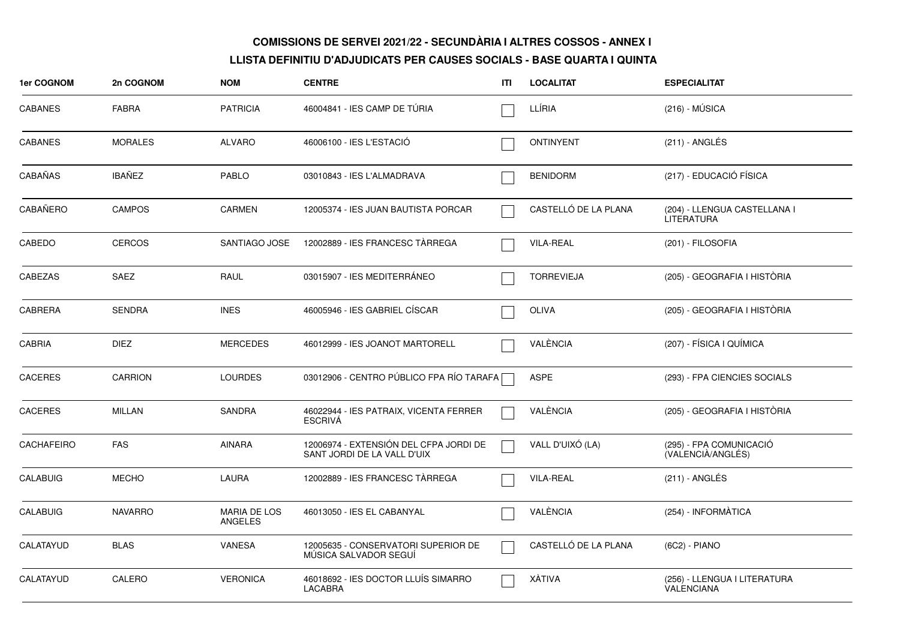**COMISSIONS DE SERVEI 2021/22 - SECUNDÀRIA I ALTRES COSSOS - ANNEX I**

**LLISTA DEFINITIU D'ADJUDICATS PER CAUSES SOCIALS - BASE QUARTA I QUINTA**

| 1er COGNOM | 2n COGNOM | NOM | CENTRE | ITI | LOCALITAT | ESPECIALITAT |
|---|---|---|---|---|---|---|
| CABANES | FABRA | PATRICIA | 46004841 - IES CAMP DE TÚRIA | | LLÍRIA | (216) - MÚSICA |
| CABANES | MORALES | ALVARO | 46006100 - IES L'ESTACIÓ | | ONTINYENT | (211) - ANGLÉS |
| CABAÑAS | IBAÑEZ | PABLO | 03010843 - IES L'ALMADRAVA | | BENIDORM | (217) - EDUCACIÓ FÍSICA |
| CABAÑERO | CAMPOS | CARMEN | 12005374 - IES JUAN BAUTISTA PORCAR | | CASTELLÓ DE LA PLANA | (204) - LLENGUA CASTELLANA I LITERATURA |
| CABEDO | CERCOS | SANTIAGO JOSE | 12002889 - IES FRANCESC TÀRREGA | | VILA-REAL | (201) - FILOSOFIA |
| CABEZAS | SAEZ | RAUL | 03015907 - IES MEDITERRÁNEO | | TORREVIEJA | (205) - GEOGRAFIA I HISTÒRIA |
| CABRERA | SENDRA | INES | 46005946 - IES GABRIEL CÍSCAR | | OLIVA | (205) - GEOGRAFIA I HISTÒRIA |
| CABRIA | DIEZ | MERCEDES | 46012999 - IES JOANOT MARTORELL | | VALÈNCIA | (207) - FÍSICA I QUÍMICA |
| CACERES | CARRION | LOURDES | 03012906 - CENTRO PÚBLICO FPA RÍO TARAFA | | ASPE | (293) - FPA CIENCIES SOCIALS |
| CACERES | MILLAN | SANDRA | 46022944 - IES PATRAIX, VICENTA FERRER ESCRIVÁ | | VALÈNCIA | (205) - GEOGRAFIA I HISTÒRIA |
| CACHAFEIRO | FAS | AINARA | 12006974 - EXTENSIÓN DEL CFPA JORDI DE SANT JORDI DE LA VALL D'UIX | | VALL D'UIXÓ (LA) | (295) - FPA COMUNICACIÓ (VALENCIÀ/ANGLÉS) |
| CALABUIG | MECHO | LAURA | 12002889 - IES FRANCESC TÀRREGA | | VILA-REAL | (211) - ANGLÉS |
| CALABUIG | NAVARRO | MARIA DE LOS ANGELES | 46013050 - IES EL CABANYAL | | VALÈNCIA | (254) - INFORMÀTICA |
| CALATAYUD | BLAS | VANESA | 12005635 - CONSERVATORI SUPERIOR DE MÚSICA SALVADOR SEGUÍ | | CASTELLÓ DE LA PLANA | (6C2) - PIANO |
| CALATAYUD | CALERO | VERONICA | 46018692 - IES DOCTOR LLUÍS SIMARRO LACABRA | | XÀTIVA | (256) - LLENGUA I LITERATURA VALENCIANA |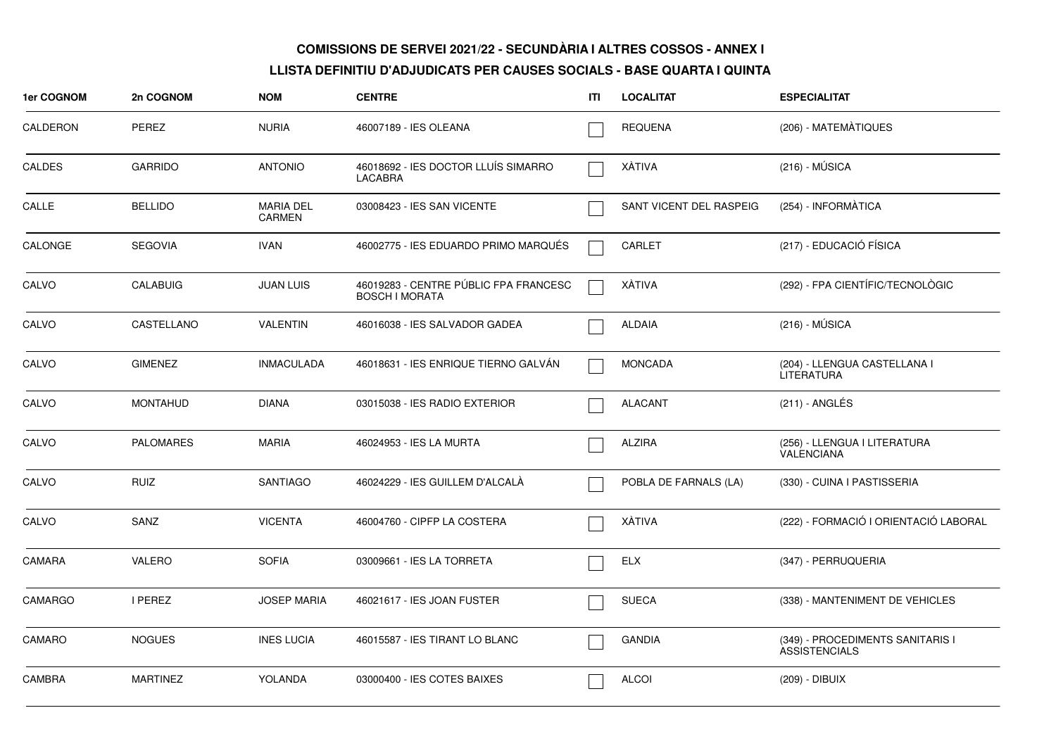**COMISSIONS DE SERVEI 2021/22 - SECUNDÀRIA I ALTRES COSSOS - ANNEX I**

**LLISTA DEFINITIU D'ADJUDICATS PER CAUSES SOCIALS - BASE QUARTA I QUINTA**

| 1er COGNOM | 2n COGNOM | NOM | CENTRE | ITI | LOCALITAT | ESPECIALITAT |
|---|---|---|---|---|---|---|
| CALDERON | PEREZ | NURIA | 46007189 - IES OLEANA | ☐ | REQUENA | (206) - MATEMÀTIQUES |
| CALDES | GARRIDO | ANTONIO | 46018692 - IES DOCTOR LLUÍS SIMARRO LACABRA | ☐ | XÀTIVA | (216) - MÚSICA |
| CALLE | BELLIDO | MARIA DEL CARMEN | 03008423 - IES SAN VICENTE | ☐ | SANT VICENT DEL RASPEIG | (254) - INFORMÀTICA |
| CALONGE | SEGOVIA | IVAN | 46002775 - IES EDUARDO PRIMO MARQUÉS | ☐ | CARLET | (217) - EDUCACIÓ FÍSICA |
| CALVO | CALABUIG | JUAN LUIS | 46019283 - CENTRE PÚBLIC FPA FRANCESC BOSCH I MORATA | ☐ | XÀTIVA | (292) - FPA CIENTÍFIC/TECNOLÒGIC |
| CALVO | CASTELLANO | VALENTIN | 46016038 - IES SALVADOR GADEA | ☐ | ALDAIA | (216) - MÚSICA |
| CALVO | GIMENEZ | INMACULADA | 46018631 - IES ENRIQUE TIERNO GALVÁN | ☐ | MONCADA | (204) - LLENGUA CASTELLANA I LITERATURA |
| CALVO | MONTAHUD | DIANA | 03015038 - IES RADIO EXTERIOR | ☐ | ALACANT | (211) - ANGLÉS |
| CALVO | PALOMARES | MARIA | 46024953 - IES LA MURTA | ☐ | ALZIRA | (256) - LLENGUA I LITERATURA VALENCIANA |
| CALVO | RUIZ | SANTIAGO | 46024229 - IES GUILLEM D'ALCALÀ | ☐ | POBLA DE FARNALS (LA) | (330) - CUINA I PASTISSERIA |
| CALVO | SANZ | VICENTA | 46004760 - CIPFP LA COSTERA | ☐ | XÀTIVA | (222) - FORMACIÓ I ORIENTACIÓ LABORAL |
| CAMARA | VALERO | SOFIA | 03009661 - IES LA TORRETA | ☐ | ELX | (347) - PERRUQUERIA |
| CAMARGO | I PEREZ | JOSEP MARIA | 46021617 - IES JOAN FUSTER | ☐ | SUECA | (338) - MANTENIMENT DE VEHICLES |
| CAMARO | NOGUES | INES LUCIA | 46015587 - IES TIRANT LO BLANC | ☐ | GANDIA | (349) - PROCEDIMENTS SANITARIS I ASSISTENCIALS |
| CAMBRA | MARTINEZ | YOLANDA | 03000400 - IES COTES BAIXES | ☐ | ALCOI | (209) - DIBUIX |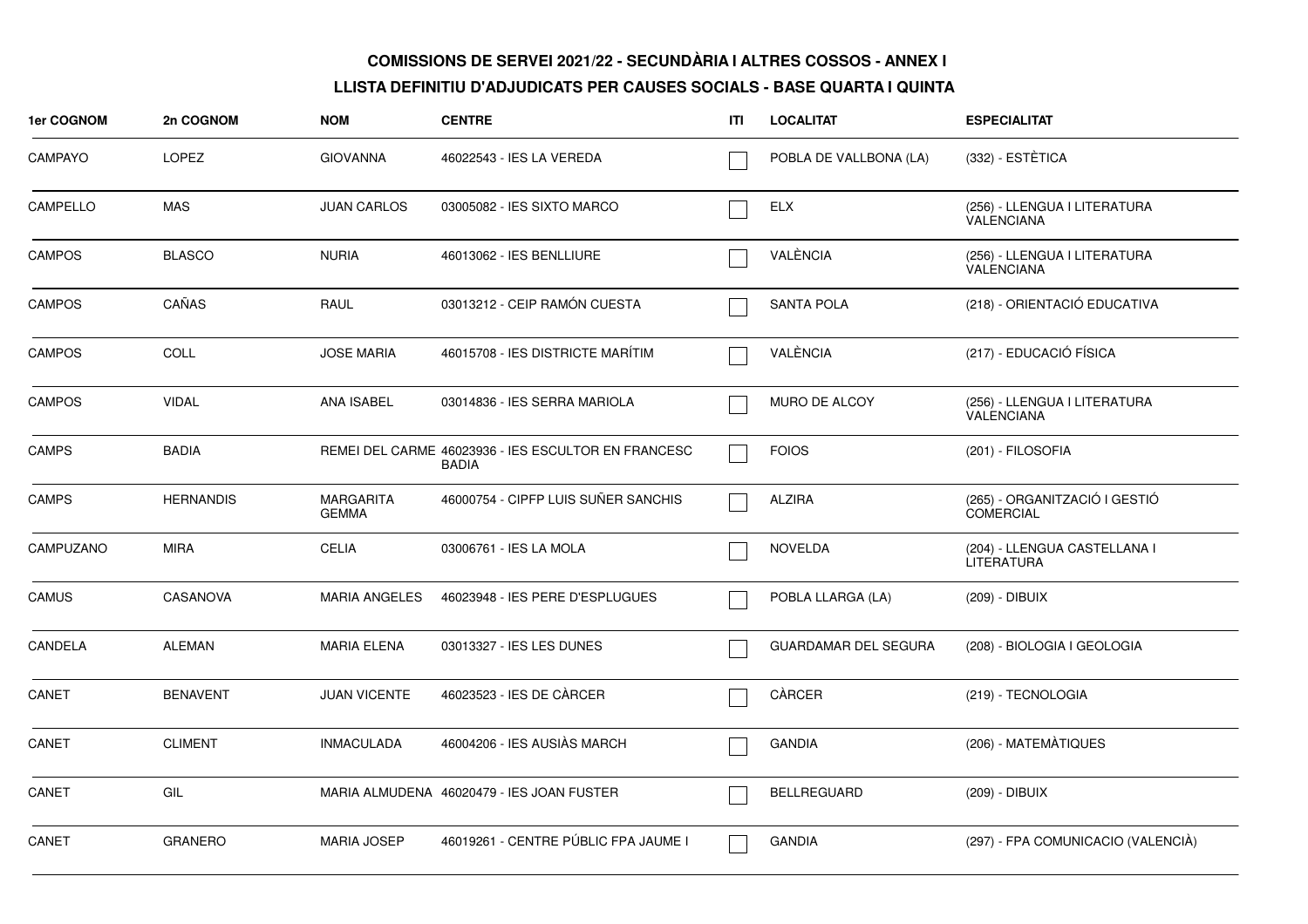**COMISSIONS DE SERVEI 2021/22 - SECUNDÀRIA I ALTRES COSSOS - ANNEX I**

**LLISTA DEFINITIU D'ADJUDICATS PER CAUSES SOCIALS - BASE QUARTA I QUINTA**

| 1er COGNOM | 2n COGNOM | NOM | CENTRE | ITI | LOCALITAT | ESPECIALITAT |
|---|---|---|---|---|---|---|
| CAMPAYO | LOPEZ | GIOVANNA | 46022543 - IES LA VEREDA | ☐ | POBLA DE VALLBONA (LA) | (332) - ESTÈTICA |
| CAMPELLO | MAS | JUAN CARLOS | 03005082 - IES SIXTO MARCO | ☐ | ELX | (256) - LLENGUA I LITERATURA VALENCIANA |
| CAMPOS | BLASCO | NURIA | 46013062 - IES BENLLIURE | ☐ | VALÈNCIA | (256) - LLENGUA I LITERATURA VALENCIANA |
| CAMPOS | CAÑAS | RAUL | 03013212 - CEIP RAMÓN CUESTA | ☐ | SANTA POLA | (218) - ORIENTACIÓ EDUCATIVA |
| CAMPOS | COLL | JOSE MARIA | 46015708 - IES DISTRICTE MARÍTIM | ☐ | VALÈNCIA | (217) - EDUCACIÓ FÍSICA |
| CAMPOS | VIDAL | ANA ISABEL | 03014836 - IES SERRA MARIOLA | ☐ | MURO DE ALCOY | (256) - LLENGUA I LITERATURA VALENCIANA |
| CAMPS | BADIA | REMEI DEL CARME | 46023936 - IES ESCULTOR EN FRANCESC BADIA | ☐ | FOIOS | (201) - FILOSOFIA |
| CAMPS | HERNANDIS | MARGARITA GEMMA | 46000754 - CIPFP LUIS SUÑER SANCHIS | ☐ | ALZIRA | (265) - ORGANITZACIÓ I GESTIÓ COMERCIAL |
| CAMPUZANO | MIRA | CELIA | 03006761 - IES LA MOLA | ☐ | NOVELDA | (204) - LLENGUA CASTELLANA I LITERATURA |
| CAMUS | CASANOVA | MARIA ANGELES | 46023948 - IES PERE D'ESPLUGUES | ☐ | POBLA LLARGA (LA) | (209) - DIBUIX |
| CANDELA | ALEMAN | MARIA ELENA | 03013327 - IES LES DUNES | ☐ | GUARDAMAR DEL SEGURA | (208) - BIOLOGIA I GEOLOGIA |
| CANET | BENAVENT | JUAN VICENTE | 46023523 - IES DE CÀRCER | ☐ | CÀRCER | (219) - TECNOLOGIA |
| CANET | CLIMENT | INMACULADA | 46004206 - IES AUSIÀS MARCH | ☐ | GANDIA | (206) - MATEMÀTIQUES |
| CANET | GIL | MARIA ALMUDENA | 46020479 - IES JOAN FUSTER | ☐ | BELLREGUARD | (209) - DIBUIX |
| CANET | GRANERO | MARIA JOSEP | 46019261 - CENTRE PÚBLIC FPA JAUME I | ☐ | GANDIA | (297) - FPA COMUNICACIO (VALENCIÀ) |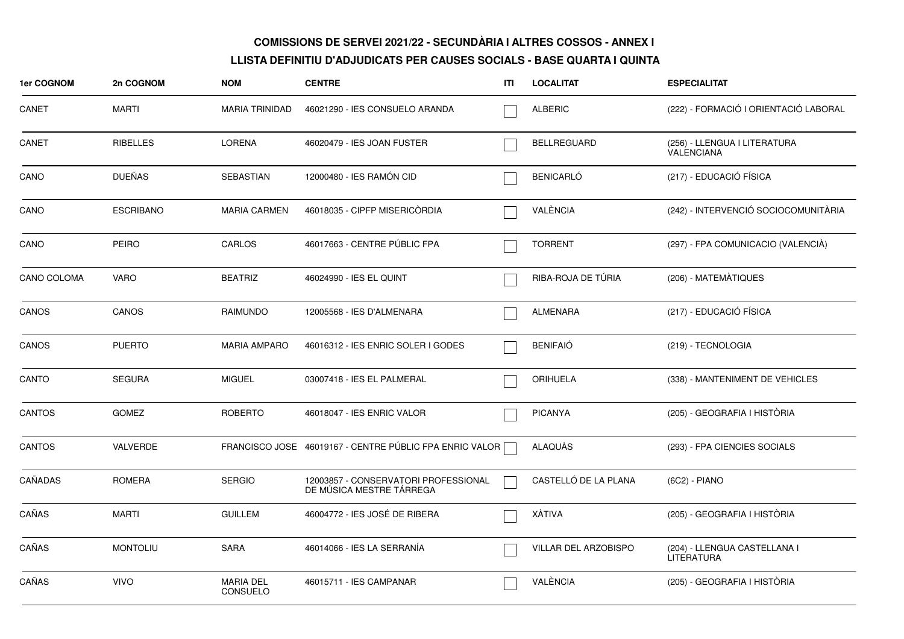## COMISSIONS DE SERVEI 2021/22 - SECUNDÀRIA I ALTRES COSSOS - ANNEX I

### LLISTA DEFINITIU D'ADJUDICATS PER CAUSES SOCIALS - BASE QUARTA I QUINTA

| 1er COGNOM | 2n COGNOM | NOM | CENTRE | ITI | LOCALITAT | ESPECIALITAT |
|---|---|---|---|---|---|---|
| CANET | MARTI | MARIA TRINIDAD | 46021290 - IES CONSUELO ARANDA | ☐ | ALBERIC | (222) - FORMACIÓ I ORIENTACIÓ LABORAL |
| CANET | RIBELLES | LORENA | 46020479 - IES JOAN FUSTER | ☐ | BELLREGUARD | (256) - LLENGUA I LITERATURA VALENCIANA |
| CANO | DUEÑAS | SEBASTIAN | 12000480 - IES RAMÓN CID | ☐ | BENICARLÓ | (217) - EDUCACIÓ FÍSICA |
| CANO | ESCRIBANO | MARIA CARMEN | 46018035 - CIPFP MISERICÒRDIA | ☐ | VALÈNCIA | (242) - INTERVENCIÓ SOCIOCOMUNITÀRIA |
| CANO | PEIRO | CARLOS | 46017663 - CENTRE PÚBLIC FPA | ☐ | TORRENT | (297) - FPA COMUNICACIO (VALENCIÀ) |
| CANO COLOMA | VARO | BEATRIZ | 46024990 - IES EL QUINT | ☐ | RIBA-ROJA DE TÚRIA | (206) - MATEMÀTIQUES |
| CANOS | CANOS | RAIMUNDO | 12005568 - IES D'ALMENARA | ☐ | ALMENARA | (217) - EDUCACIÓ FÍSICA |
| CANOS | PUERTO | MARIA AMPARO | 46016312 - IES ENRIC SOLER I GODES | ☐ | BENIFAIÓ | (219) - TECNOLOGIA |
| CANTO | SEGURA | MIGUEL | 03007418 - IES EL PALMERAL | ☐ | ORIHUELA | (338) - MANTENIMENT DE VEHICLES |
| CANTOS | GOMEZ | ROBERTO | 46018047 - IES ENRIC VALOR | ☐ | PICANYA | (205) - GEOGRAFIA I HISTÒRIA |
| CANTOS | VALVERDE | FRANCISCO JOSE | 46019167 - CENTRE PÚBLIC FPA ENRIC VALOR | ☐ | ALAQUÀS | (293) - FPA CIENCIES SOCIALS |
| CAÑADAS | ROMERA | SERGIO | 12003857 - CONSERVATORI PROFESSIONAL DE MÚSICA MESTRE TÁRREGA | ☐ | CASTELLÓ DE LA PLANA | (6C2) - PIANO |
| CAÑAS | MARTI | GUILLEM | 46004772 - IES JOSÉ DE RIBERA | ☐ | XÀTIVA | (205) - GEOGRAFIA I HISTÒRIA |
| CAÑAS | MONTOLIU | SARA | 46014066 - IES LA SERRANÍA | ☐ | VILLAR DEL ARZOBISPO | (204) - LLENGUA CASTELLANA I LITERATURA |
| CAÑAS | VIVO | MARIA DEL CONSUELO | 46015711 - IES CAMPANAR | ☐ | VALÈNCIA | (205) - GEOGRAFIA I HISTÒRIA |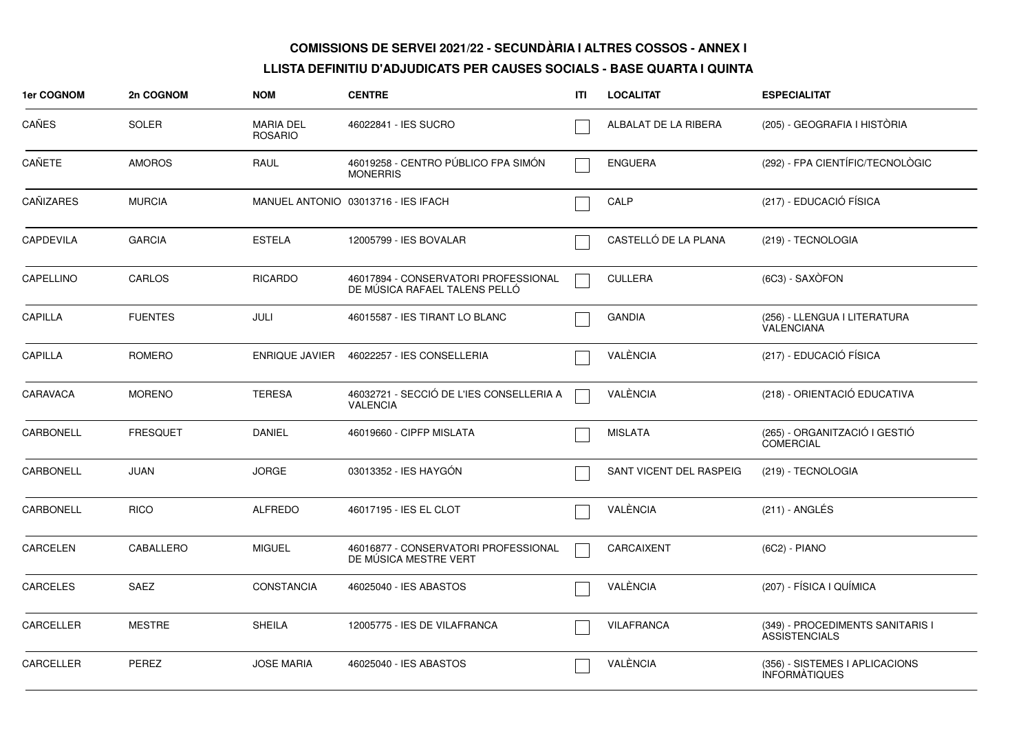**COMISSIONS DE SERVEI 2021/22 - SECUNDÀRIA I ALTRES COSSOS - ANNEX I**

**LLISTA DEFINITIU D'ADJUDICATS PER CAUSES SOCIALS - BASE QUARTA I QUINTA**

| 1er COGNOM | 2n COGNOM | NOM | CENTRE | ITI | LOCALITAT | ESPECIALITAT |
|---|---|---|---|---|---|---|
| CAÑES | SOLER | MARIA DEL ROSARIO | 46022841 - IES SUCRO | ☐ | ALBALAT DE LA RIBERA | (205) - GEOGRAFIA I HISTÒRIA |
| CAÑETE | AMOROS | RAUL | 46019258 - CENTRO PÚBLICO FPA SIMÓN MONERRIS | ☐ | ENGUERA | (292) - FPA CIENTÍFIC/TECNOLÒGIC |
| CAÑIZARES | MURCIA | MANUEL ANTONIO | 03013716 - IES IFACH | ☐ | CALP | (217) - EDUCACIÓ FÍSICA |
| CAPDEVILA | GARCIA | ESTELA | 12005799 - IES BOVALAR | ☐ | CASTELLÓ DE LA PLANA | (219) - TECNOLOGIA |
| CAPELLINO | CARLOS | RICARDO | 46017894 - CONSERVATORI PROFESSIONAL DE MÚSICA RAFAEL TALENS PELLÓ | ☐ | CULLERA | (6C3) - SAXÒFON |
| CAPILLA | FUENTES | JULI | 46015587 - IES TIRANT LO BLANC | ☐ | GANDIA | (256) - LLENGUA I LITERATURA VALENCIANA |
| CAPILLA | ROMERO | ENRIQUE JAVIER | 46022257 - IES CONSELLERIA | ☐ | VALÈNCIA | (217) - EDUCACIÓ FÍSICA |
| CARAVACA | MORENO | TERESA | 46032721 - SECCIÓ DE L'IES CONSELLERIA A VALENCIA | ☐ | VALÈNCIA | (218) - ORIENTACIÓ EDUCATIVA |
| CARBONELL | FRESQUET | DANIEL | 46019660 - CIPFP MISLATA | ☐ | MISLATA | (265) - ORGANITZACIÓ I GESTIÓ COMERCIAL |
| CARBONELL | JUAN | JORGE | 03013352 - IES HAYGÓN | ☐ | SANT VICENT DEL RASPEIG | (219) - TECNOLOGIA |
| CARBONELL | RICO | ALFREDO | 46017195 - IES EL CLOT | ☐ | VALÈNCIA | (211) - ANGLÉS |
| CARCELEN | CABALLERO | MIGUEL | 46016877 - CONSERVATORI PROFESSIONAL DE MÚSICA MESTRE VERT | ☐ | CARCAIXENT | (6C2) - PIANO |
| CARCELES | SAEZ | CONSTANCIA | 46025040 - IES ABASTOS | ☐ | VALÈNCIA | (207) - FÍSICA I QUÍMICA |
| CARCELLER | MESTRE | SHEILA | 12005775 - IES DE VILAFRANCA | ☐ | VILAFRANCA | (349) - PROCEDIMENTS SANITARIS I ASSISTENCIALS |
| CARCELLER | PEREZ | JOSE MARIA | 46025040 - IES ABASTOS | ☐ | VALÈNCIA | (356) - SISTEMES I APLICACIONS INFORMÀTIQUES |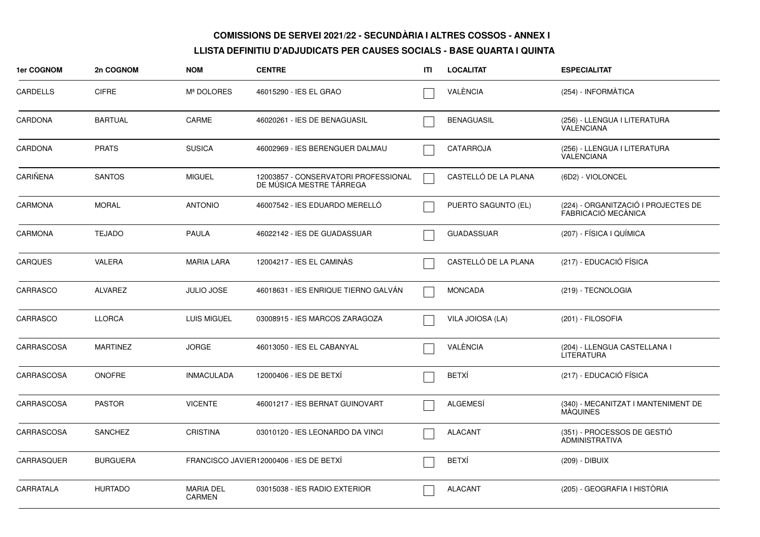**COMISSIONS DE SERVEI 2021/22 - SECUNDÀRIA I ALTRES COSSOS - ANNEX I**

**LLISTA DEFINITIU D'ADJUDICATS PER CAUSES SOCIALS - BASE QUARTA I QUINTA**

| 1er COGNOM | 2n COGNOM | NOM | CENTRE | ITI | LOCALITAT | ESPECIALITAT |
|---|---|---|---|---|---|---|
| CARDELLS | CIFRE | Mª DOLORES | 46015290 - IES EL GRAO | ☐ | VALÈNCIA | (254) - INFORMÀTICA |
| CARDONA | BARTUAL | CARME | 46020261 - IES DE BENAGUASIL | ☐ | BENAGUASIL | (256) - LLENGUA I LITERATURA VALENCIANA |
| CARDONA | PRATS | SUSICA | 46002969 - IES BERENGUER DALMAU | ☐ | CATARROJA | (256) - LLENGUA I LITERATURA VALENCIANA |
| CARIÑENA | SANTOS | MIGUEL | 12003857 - CONSERVATORI PROFESSIONAL DE MÚSICA MESTRE TÁRREGA | ☐ | CASTELLÓ DE LA PLANA | (6D2) - VIOLONCEL |
| CARMONA | MORAL | ANTONIO | 46007542 - IES EDUARDO MERELLÓ | ☐ | PUERTO SAGUNTO (EL) | (224) - ORGANITZACIÓ I PROJECTES DE FABRICACIÓ MECÀNICA |
| CARMONA | TEJADO | PAULA | 46022142 - IES DE GUADASSUAR | ☐ | GUADASSUAR | (207) - FÍSICA I QUÍMICA |
| CARQUES | VALERA | MARIA LARA | 12004217 - IES EL CAMINÀS | ☐ | CASTELLÓ DE LA PLANA | (217) - EDUCACIÓ FÍSICA |
| CARRASCO | ALVAREZ | JULIO JOSE | 46018631 - IES ENRIQUE TIERNO GALVÁN | ☐ | MONCADA | (219) - TECNOLOGIA |
| CARRASCO | LLORCA | LUIS MIGUEL | 03008915 - IES MARCOS ZARAGOZA | ☐ | VILA JOIOSA (LA) | (201) - FILOSOFIA |
| CARRASCOSA | MARTINEZ | JORGE | 46013050 - IES EL CABANYAL | ☐ | VALÈNCIA | (204) - LLENGUA CASTELLANA I LITERATURA |
| CARRASCOSA | ONOFRE | INMACULADA | 12000406 - IES DE BETXÍ | ☐ | BETXÍ | (217) - EDUCACIÓ FÍSICA |
| CARRASCOSA | PASTOR | VICENTE | 46001217 - IES BERNAT GUINOVART | ☐ | ALGEMESÍ | (340) - MECANITZAT I MANTENIMENT DE MÀQUINES |
| CARRASCOSA | SANCHEZ | CRISTINA | 03010120 - IES LEONARDO DA VINCI | ☐ | ALACANT | (351) - PROCESSOS DE GESTIÓ ADMINISTRATIVA |
| CARRASQUER | BURGUERA | FRANCISCO JAVIER | 12000406 - IES DE BETXÍ | ☐ | BETXÍ | (209) - DIBUIX |
| CARRATALA | HURTADO | MARIA DEL CARMEN | 03015038 - IES RADIO EXTERIOR | ☐ | ALACANT | (205) - GEOGRAFIA I HISTÒRIA |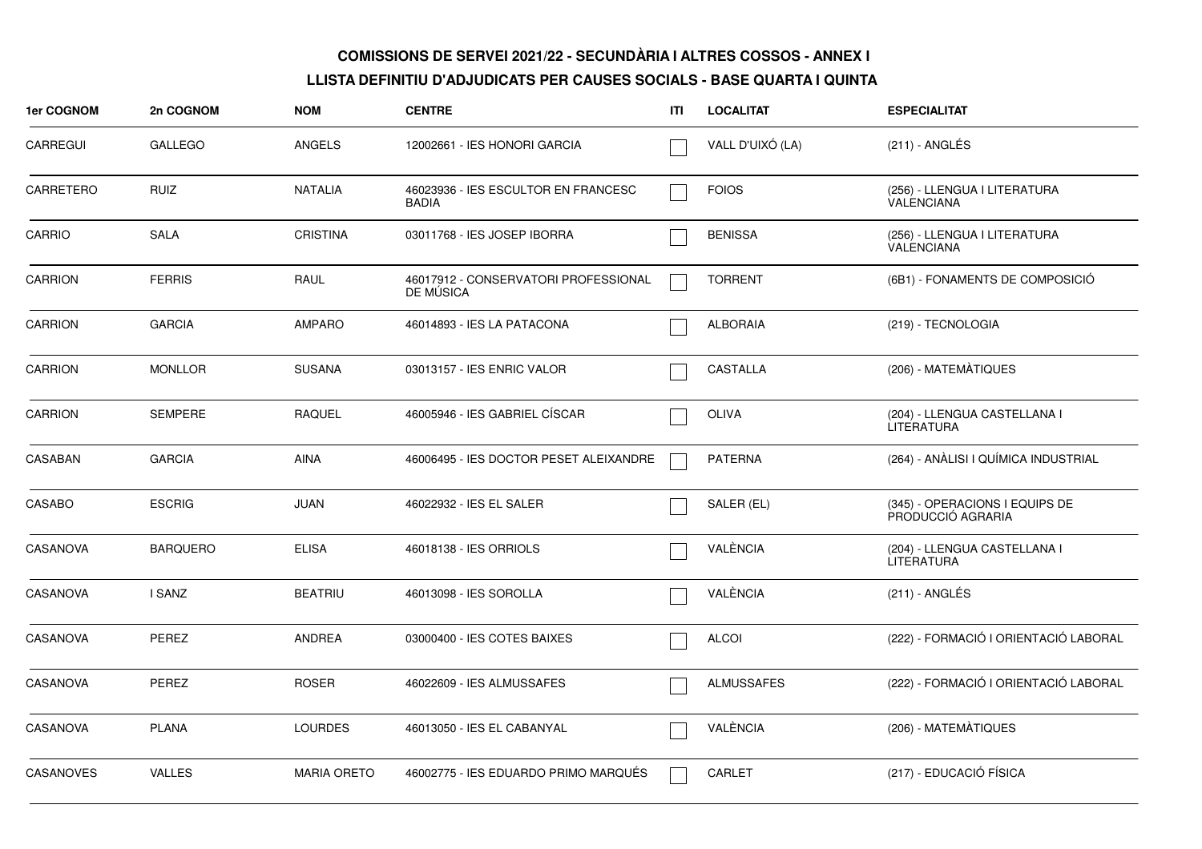**COMISSIONS DE SERVEI 2021/22 - SECUNDÀRIA I ALTRES COSSOS - ANNEX I**

**LLISTA DEFINITIU D'ADJUDICATS PER CAUSES SOCIALS - BASE QUARTA I QUINTA**

| 1er COGNOM | 2n COGNOM | NOM | CENTRE | ITI | LOCALITAT | ESPECIALITAT |
|---|---|---|---|---|---|---|
| CARREGUI | GALLEGO | ANGELS | 12002661 - IES HONORI GARCIA | ☐ | VALL D'UIXÓ (LA) | (211) - ANGLÉS |
| CARRETERO | RUIZ | NATALIA | 46023936 - IES ESCULTOR EN FRANCESC BADIA | ☐ | FOIOS | (256) - LLENGUA I LITERATURA VALENCIANA |
| CARRIO | SALA | CRISTINA | 03011768 - IES JOSEP IBORRA | ☐ | BENISSA | (256) - LLENGUA I LITERATURA VALENCIANA |
| CARRION | FERRIS | RAUL | 46017912 - CONSERVATORI PROFESSIONAL DE MÚSICA | ☐ | TORRENT | (6B1) - FONAMENTS DE COMPOSICIÓ |
| CARRION | GARCIA | AMPARO | 46014893 - IES LA PATACONA | ☐ | ALBORAIA | (219) - TECNOLOGIA |
| CARRION | MONLLOR | SUSANA | 03013157 - IES ENRIC VALOR | ☐ | CASTALLA | (206) - MATEMÀTIQUES |
| CARRION | SEMPERE | RAQUEL | 46005946 - IES GABRIEL CÍSCAR | ☐ | OLIVA | (204) - LLENGUA CASTELLANA I LITERATURA |
| CASABAN | GARCIA | AINA | 46006495 - IES DOCTOR PESET ALEIXANDRE | ☐ | PATERNA | (264) - ANÀLISI I QUÍMICA INDUSTRIAL |
| CASABO | ESCRIG | JUAN | 46022932 - IES EL SALER | ☐ | SALER (EL) | (345) - OPERACIONS I EQUIPS DE PRODUCCIÓ AGRARIA |
| CASANOVA | BARQUERO | ELISA | 46018138 - IES ORRIOLS | ☐ | VALÈNCIA | (204) - LLENGUA CASTELLANA I LITERATURA |
| CASANOVA | I SANZ | BEATRIU | 46013098 - IES SOROLLA | ☐ | VALÈNCIA | (211) - ANGLÉS |
| CASANOVA | PEREZ | ANDREA | 03000400 - IES COTES BAIXES | ☐ | ALCOI | (222) - FORMACIÓ I ORIENTACIÓ LABORAL |
| CASANOVA | PEREZ | ROSER | 46022609 - IES ALMUSSAFES | ☐ | ALMUSSAFES | (222) - FORMACIÓ I ORIENTACIÓ LABORAL |
| CASANOVA | PLANA | LOURDES | 46013050 - IES EL CABANYAL | ☐ | VALÈNCIA | (206) - MATEMÀTIQUES |
| CASANOVES | VALLES | MARIA ORETO | 46002775 - IES EDUARDO PRIMO MARQUÉS | ☐ | CARLET | (217) - EDUCACIÓ FÍSICA |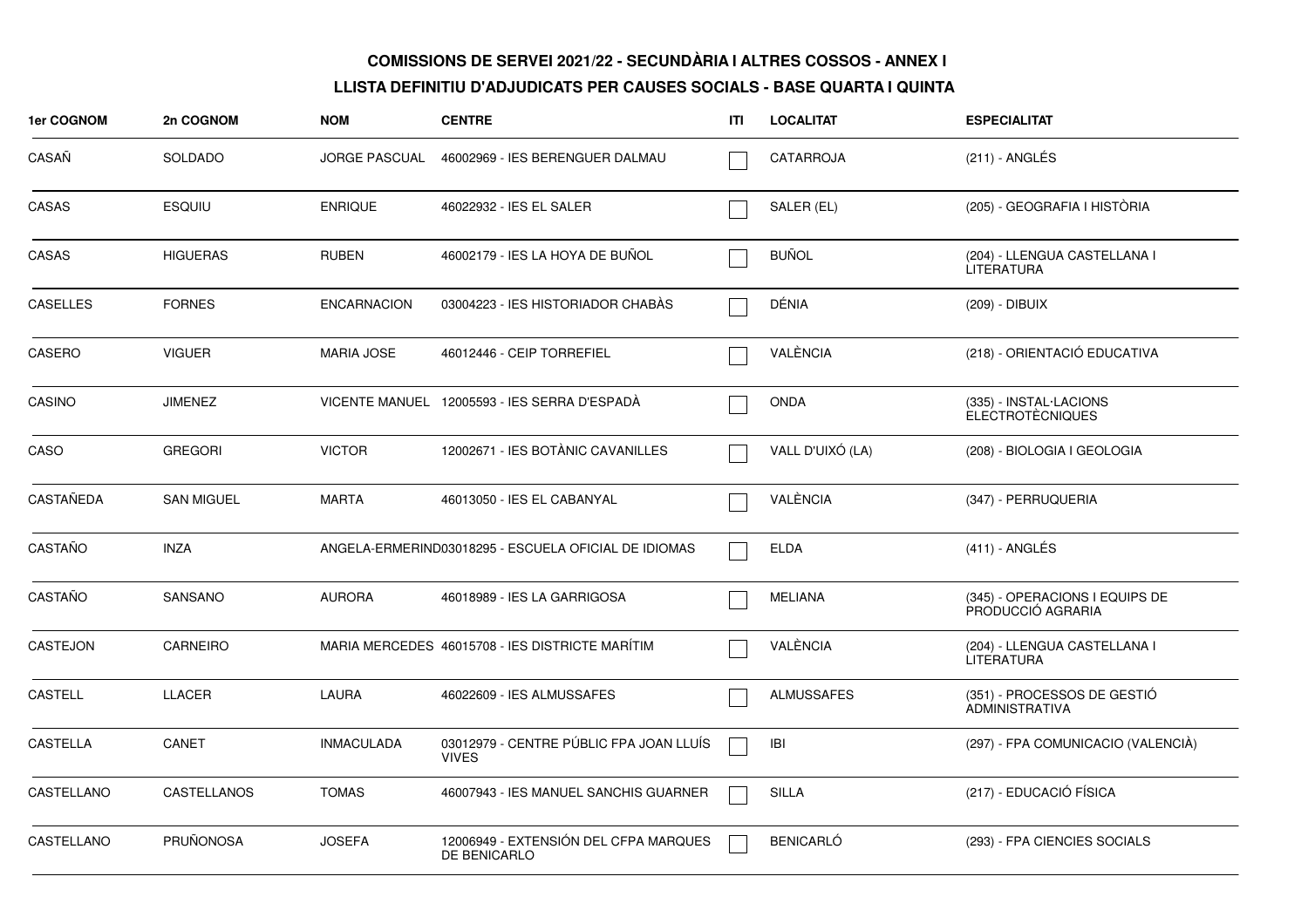**COMISSIONS DE SERVEI 2021/22 - SECUNDÀRIA I ALTRES COSSOS - ANNEX I**

**LLISTA DEFINITIU D'ADJUDICATS PER CAUSES SOCIALS - BASE QUARTA I QUINTA**

| 1er COGNOM | 2n COGNOM | NOM | CENTRE | ITI | LOCALITAT | ESPECIALITAT |
|---|---|---|---|---|---|---|
| CASAÑ | SOLDADO | JORGE PASCUAL | 46002969 - IES BERENGUER DALMAU | ☐ | CATARROJA | (211) - ANGLÉS |
| CASAS | ESQUIU | ENRIQUE | 46022932 - IES EL SALER | ☐ | SALER (EL) | (205) - GEOGRAFIA I HISTÒRIA |
| CASAS | HIGUERAS | RUBEN | 46002179 - IES LA HOYA DE BUÑOL | ☐ | BUÑOL | (204) - LLENGUA CASTELLANA I LITERATURA |
| CASELLES | FORNES | ENCARNACION | 03004223 - IES HISTORIADOR CHABÀS | ☐ | DÉNIA | (209) - DIBUIX |
| CASERO | VIGUER | MARIA JOSE | 46012446 - CEIP TORREFIEL | ☐ | VALÈNCIA | (218) - ORIENTACIÓ EDUCATIVA |
| CASINO | JIMENEZ | VICENTE MANUEL | 12005593 - IES SERRA D'ESPADÀ | ☐ | ONDA | (335) - INSTAL·LACIONS ELECTROTÈCNIQUES |
| CASO | GREGORI | VICTOR | 12002671 - IES BOTÀNIC CAVANILLES | ☐ | VALL D'UIXÓ (LA) | (208) - BIOLOGIA I GEOLOGIA |
| CASTAÑEDA | SAN MIGUEL | MARTA | 46013050 - IES EL CABANYAL | ☐ | VALÈNCIA | (347) - PERRUQUERIA |
| CASTAÑO | INZA | ANGELA-ERMERIND | 03018295 - ESCUELA OFICIAL DE IDIOMAS | ☐ | ELDA | (411) - ANGLÉS |
| CASTAÑO | SANSANO | AURORA | 46018989 - IES LA GARRIGOSA | ☐ | MELIANA | (345) - OPERACIONS I EQUIPS DE PRODUCCIÓ AGRARIA |
| CASTEJON | CARNEIRO | MARIA MERCEDES | 46015708 - IES DISTRICTE MARÍTIM | ☐ | VALÈNCIA | (204) - LLENGUA CASTELLANA I LITERATURA |
| CASTELL | LLACER | LAURA | 46022609 - IES ALMUSSAFES | ☐ | ALMUSSAFES | (351) - PROCESSOS DE GESTIÓ ADMINISTRATIVA |
| CASTELLA | CANET | INMACULADA | 03012979 - CENTRE PÚBLIC FPA JOAN LLUÍS VIVES | ☐ | IBI | (297) - FPA COMUNICACIO (VALENCIÀ) |
| CASTELLANO | CASTELLANOS | TOMAS | 46007943 - IES MANUEL SANCHIS GUARNER | ☐ | SILLA | (217) - EDUCACIÓ FÍSICA |
| CASTELLANO | PRUÑONOSA | JOSEFA | 12006949 - EXTENSIÓN DEL CFPA MARQUES DE BENICARLO | ☐ | BENICARLÓ | (293) - FPA CIENCIES SOCIALS |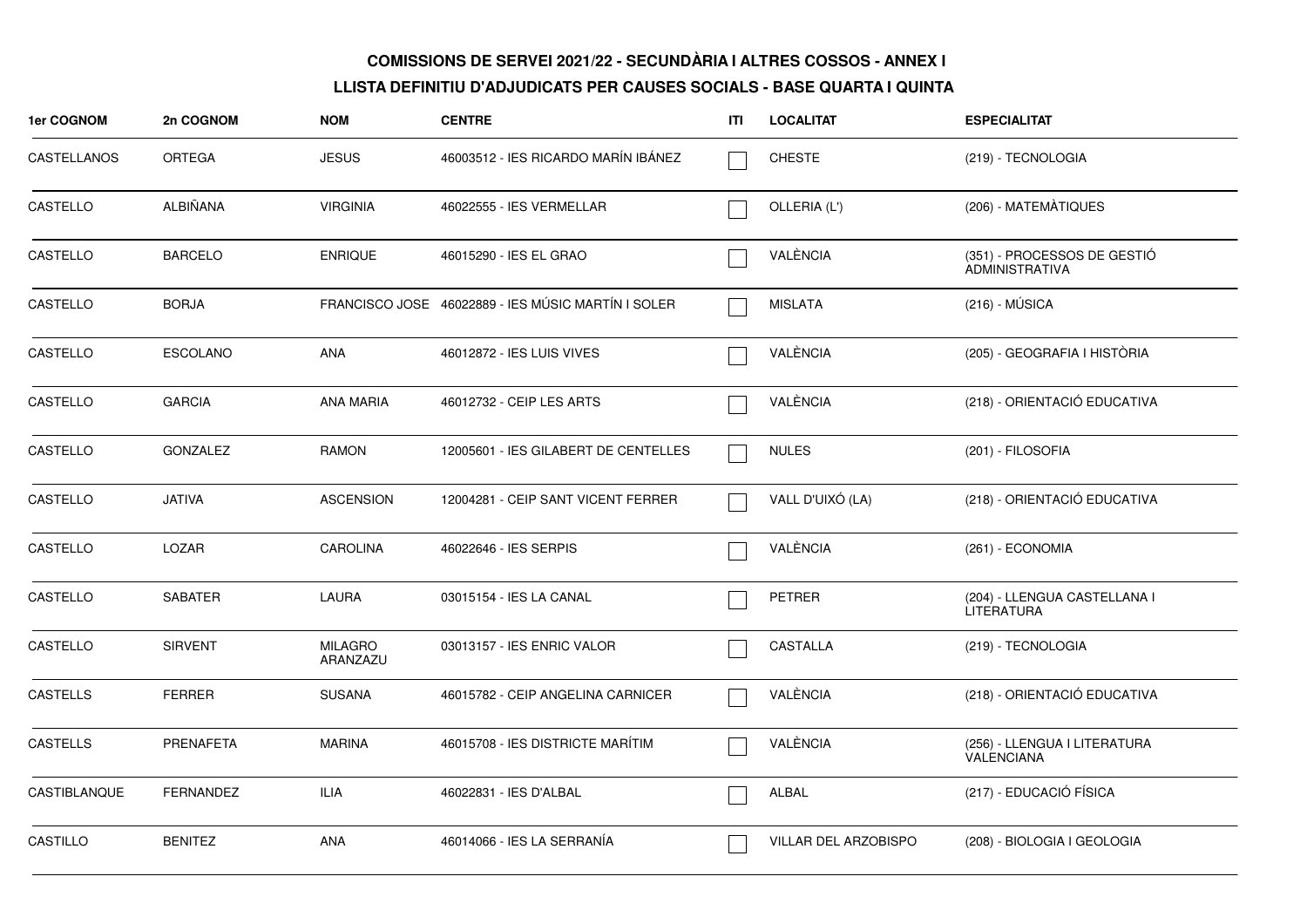**COMISSIONS DE SERVEI 2021/22 - SECUNDÀRIA I ALTRES COSSOS - ANNEX I**

**LLISTA DEFINITIU D'ADJUDICATS PER CAUSES SOCIALS - BASE QUARTA I QUINTA**

| 1er COGNOM | 2n COGNOM | NOM | CENTRE | ITI | LOCALITAT | ESPECIALITAT |
|---|---|---|---|---|---|---|
| CASTELLANOS | ORTEGA | JESUS | 46003512 - IES RICARDO MARÍN IBÁNEZ | ☐ | CHESTE | (219) - TECNOLOGIA |
| CASTELLO | ALBIÑANA | VIRGINIA | 46022555 - IES VERMELLAR | ☐ | OLLERIA (L') | (206) - MATEMÀTIQUES |
| CASTELLO | BARCELO | ENRIQUE | 46015290 - IES EL GRAO | ☐ | VALÈNCIA | (351) - PROCESSOS DE GESTIÓ ADMINISTRATIVA |
| CASTELLO | BORJA | FRANCISCO JOSE | 46022889 - IES MÚSIC MARTÍN I SOLER | ☐ | MISLATA | (216) - MÚSICA |
| CASTELLO | ESCOLANO | ANA | 46012872 - IES LUIS VIVES | ☐ | VALÈNCIA | (205) - GEOGRAFIA I HISTÒRIA |
| CASTELLO | GARCIA | ANA MARIA | 46012732 - CEIP LES ARTS | ☐ | VALÈNCIA | (218) - ORIENTACIÓ EDUCATIVA |
| CASTELLO | GONZALEZ | RAMON | 12005601 - IES GILABERT DE CENTELLES | ☐ | NULES | (201) - FILOSOFIA |
| CASTELLO | JATIVA | ASCENSION | 12004281 - CEIP SANT VICENT FERRER | ☐ | VALL D'UIXÓ (LA) | (218) - ORIENTACIÓ EDUCATIVA |
| CASTELLO | LOZAR | CAROLINA | 46022646 - IES SERPIS | ☐ | VALÈNCIA | (261) - ECONOMIA |
| CASTELLO | SABATER | LAURA | 03015154 - IES LA CANAL | ☐ | PETRER | (204) - LLENGUA CASTELLANA I LITERATURA |
| CASTELLO | SIRVENT | MILAGRO ARANZAZU | 03013157 - IES ENRIC VALOR | ☐ | CASTALLA | (219) - TECNOLOGIA |
| CASTELLS | FERRER | SUSANA | 46015782 - CEIP ANGELINA CARNICER | ☐ | VALÈNCIA | (218) - ORIENTACIÓ EDUCATIVA |
| CASTELLS | PRENAFETA | MARINA | 46015708 - IES DISTRICTE MARÍTIM | ☐ | VALÈNCIA | (256) - LLENGUA I LITERATURA VALENCIANA |
| CASTIBLANQUE | FERNANDEZ | ILIA | 46022831 - IES D'ALBAL | ☐ | ALBAL | (217) - EDUCACIÓ FÍSICA |
| CASTILLO | BENITEZ | ANA | 46014066 - IES LA SERRANÍA | ☐ | VILLAR DEL ARZOBISPO | (208) - BIOLOGIA I GEOLOGIA |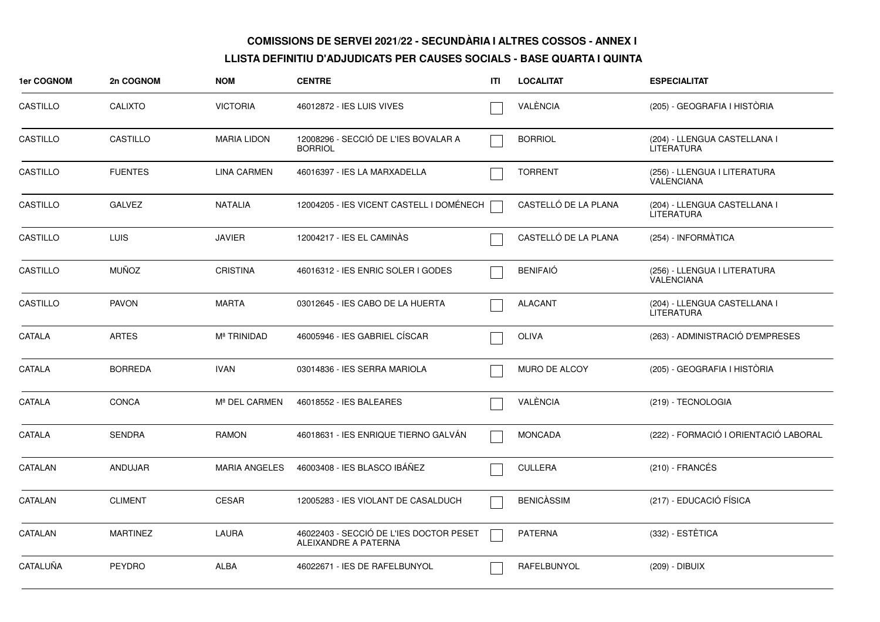**COMISSIONS DE SERVEI 2021/22 - SECUNDÀRIA I ALTRES COSSOS - ANNEX I**

**LLISTA DEFINITIU D'ADJUDICATS PER CAUSES SOCIALS - BASE QUARTA I QUINTA**

| 1er COGNOM | 2n COGNOM | NOM | CENTRE | ITI | LOCALITAT | ESPECIALITAT |
|---|---|---|---|---|---|---|
| CASTILLO | CALIXTO | VICTORIA | 46012872 - IES LUIS VIVES | ☐ | VALÈNCIA | (205) - GEOGRAFIA I HISTÒRIA |
| CASTILLO | CASTILLO | MARIA LIDON | 12008296 - SECCIÓ DE L'IES BOVALAR A BORRIOL | ☐ | BORRIOL | (204) - LLENGUA CASTELLANA I LITERATURA |
| CASTILLO | FUENTES | LINA CARMEN | 46016397 - IES LA MARXADELLA | ☐ | TORRENT | (256) - LLENGUA I LITERATURA VALENCIANA |
| CASTILLO | GALVEZ | NATALIA | 12004205 - IES VICENT CASTELL I DOMÉNECH | ☐ | CASTELLÓ DE LA PLANA | (204) - LLENGUA CASTELLANA I LITERATURA |
| CASTILLO | LUIS | JAVIER | 12004217 - IES EL CAMINÀS | ☐ | CASTELLÓ DE LA PLANA | (254) - INFORMÀTICA |
| CASTILLO | MUÑOZ | CRISTINA | 46016312 - IES ENRIC SOLER I GODES | ☐ | BENIFAIÓ | (256) - LLENGUA I LITERATURA VALENCIANA |
| CASTILLO | PAVON | MARTA | 03012645 - IES CABO DE LA HUERTA | ☐ | ALACANT | (204) - LLENGUA CASTELLANA I LITERATURA |
| CATALA | ARTES | Mª TRINIDAD | 46005946 - IES GABRIEL CÍSCAR | ☐ | OLIVA | (263) - ADMINISTRACIÓ D'EMPRESES |
| CATALA | BORREDA | IVAN | 03014836 - IES SERRA MARIOLA | ☐ | MURO DE ALCOY | (205) - GEOGRAFIA I HISTÒRIA |
| CATALA | CONCA | Mª DEL CARMEN | 46018552 - IES BALEARES | ☐ | VALÈNCIA | (219) - TECNOLOGIA |
| CATALA | SENDRA | RAMON | 46018631 - IES ENRIQUE TIERNO GALVÁN | ☐ | MONCADA | (222) - FORMACIÓ I ORIENTACIÓ LABORAL |
| CATALAN | ANDUJAR | MARIA ANGELES | 46003408 - IES BLASCO IBÁÑEZ | ☐ | CULLERA | (210) - FRANCÉS |
| CATALAN | CLIMENT | CESAR | 12005283 - IES VIOLANT DE CASALDUCH | ☐ | BENICÀSSIM | (217) - EDUCACIÓ FÍSICA |
| CATALAN | MARTINEZ | LAURA | 46022403 - SECCIÓ DE L'IES DOCTOR PESET ALEIXANDRE A PATERNA | ☐ | PATERNA | (332) - ESTÈTICA |
| CATALUÑA | PEYDRO | ALBA | 46022671 - IES DE RAFELBUNYOL | ☐ | RAFELBUNYOL | (209) - DIBUIX |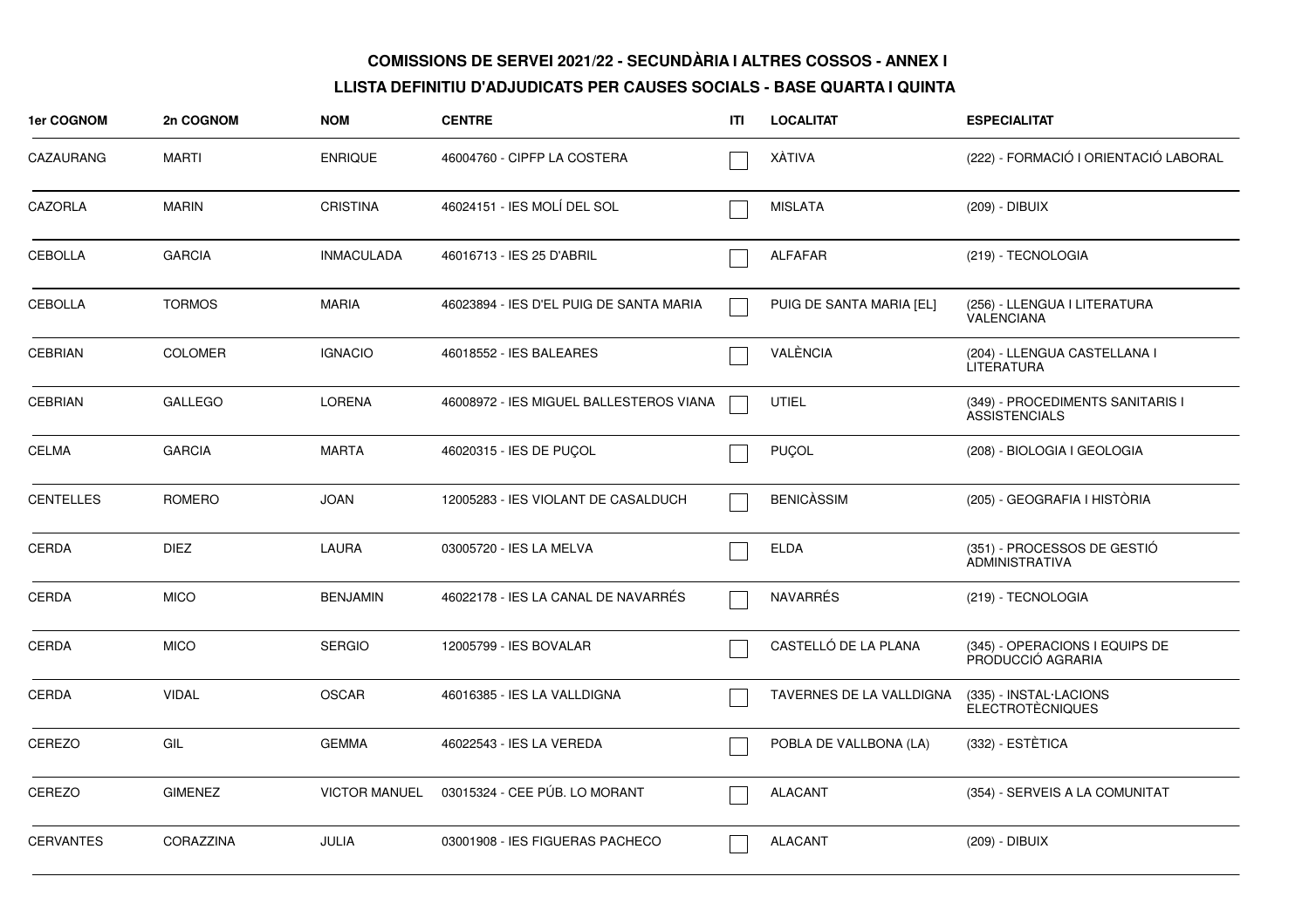**COMISSIONS DE SERVEI 2021/22 - SECUNDÀRIA I ALTRES COSSOS - ANNEX I**

**LLISTA DEFINITIU D'ADJUDICATS PER CAUSES SOCIALS - BASE QUARTA I QUINTA**

| 1er COGNOM | 2n COGNOM | NOM | CENTRE | ITI | LOCALITAT | ESPECIALITAT |
|---|---|---|---|---|---|---|
| CAZAURANG | MARTI | ENRIQUE | 46004760 - CIPFP LA COSTERA | ☐ | XÀTIVA | (222) - FORMACIÓ I ORIENTACIÓ LABORAL |
| CAZORLA | MARIN | CRISTINA | 46024151 - IES MOLÍ DEL SOL | ☐ | MISLATA | (209) - DIBUIX |
| CEBOLLA | GARCIA | INMACULADA | 46016713 - IES 25 D'ABRIL | ☐ | ALFAFAR | (219) - TECNOLOGIA |
| CEBOLLA | TORMOS | MARIA | 46023894 - IES D'EL PUIG DE SANTA MARIA | ☐ | PUIG DE SANTA MARIA [EL] | (256) - LLENGUA I LITERATURA VALENCIANA |
| CEBRIAN | COLOMER | IGNACIO | 46018552 - IES BALEARES | ☐ | VALÈNCIA | (204) - LLENGUA CASTELLANA I LITERATURA |
| CEBRIAN | GALLEGO | LORENA | 46008972 - IES MIGUEL BALLESTEROS VIANA | ☐ | UTIEL | (349) - PROCEDIMENTS SANITARIS I ASSISTENCIALS |
| CELMA | GARCIA | MARTA | 46020315 - IES DE PUÇOL | ☐ | PUÇOL | (208) - BIOLOGIA I GEOLOGIA |
| CENTELLES | ROMERO | JOAN | 12005283 - IES VIOLANT DE CASALDUCH | ☐ | BENICÀSSIM | (205) - GEOGRAFIA I HISTÒRIA |
| CERDA | DIEZ | LAURA | 03005720 - IES LA MELVA | ☐ | ELDA | (351) - PROCESSOS DE GESTIÓ ADMINISTRATIVA |
| CERDA | MICO | BENJAMIN | 46022178 - IES LA CANAL DE NAVARRÉS | ☐ | NAVARRÉS | (219) - TECNOLOGIA |
| CERDA | MICO | SERGIO | 12005799 - IES BOVALAR | ☐ | CASTELLÓ DE LA PLANA | (345) - OPERACIONS I EQUIPS DE PRODUCCIÓ AGRARIA |
| CERDA | VIDAL | OSCAR | 46016385 - IES LA VALLDIGNA | ☐ | TAVERNES DE LA VALLDIGNA | (335) - INSTAL·LACIONS ELECTROTÈCNIQUES |
| CEREZO | GIL | GEMMA | 46022543 - IES LA VEREDA | ☐ | POBLA DE VALLBONA (LA) | (332) - ESTÈTICA |
| CEREZO | GIMENEZ | VICTOR MANUEL | 03015324 - CEE PÚB. LO MORANT | ☐ | ALACANT | (354) - SERVEIS A LA COMUNITAT |
| CERVANTES | CORAZZINA | JULIA | 03001908 - IES FIGUERAS PACHECO | ☐ | ALACANT | (209) - DIBUIX |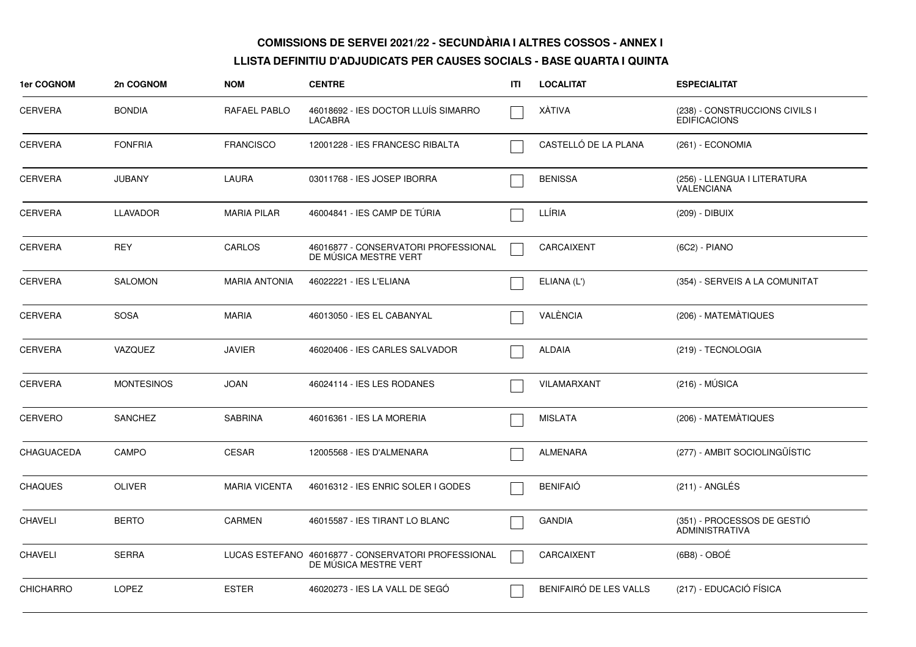**COMISSIONS DE SERVEI 2021/22 - SECUNDÀRIA I ALTRES COSSOS - ANNEX I**

**LLISTA DEFINITIU D'ADJUDICATS PER CAUSES SOCIALS - BASE QUARTA I QUINTA**

| 1er COGNOM | 2n COGNOM | NOM | CENTRE | ITI | LOCALITAT | ESPECIALITAT |
|---|---|---|---|---|---|---|
| CERVERA | BONDIA | RAFAEL PABLO | 46018692 - IES DOCTOR LLUÍS SIMARRO LACABRA | | XÀTIVA | (238) - CONSTRUCCIONS CIVILS I EDIFICACIONS |
| CERVERA | FONFRIA | FRANCISCO | 12001228 - IES FRANCESC RIBALTA | | CASTELLÓ DE LA PLANA | (261) - ECONOMIA |
| CERVERA | JUBANY | LAURA | 03011768 - IES JOSEP IBORRA | | BENISSA | (256) - LLENGUA I LITERATURA VALENCIANA |
| CERVERA | LLAVADOR | MARIA PILAR | 46004841 - IES CAMP DE TÚRIA | | LLÍRIA | (209) - DIBUIX |
| CERVERA | REY | CARLOS | 46016877 - CONSERVATORI PROFESSIONAL DE MÚSICA MESTRE VERT | | CARCAIXENT | (6C2) - PIANO |
| CERVERA | SALOMON | MARIA ANTONIA | 46022221 - IES L'ELIANA | | ELIANA (L') | (354) - SERVEIS A LA COMUNITAT |
| CERVERA | SOSA | MARIA | 46013050 - IES EL CABANYAL | | VALÈNCIA | (206) - MATEMÀTIQUES |
| CERVERA | VAZQUEZ | JAVIER | 46020406 - IES CARLES SALVADOR | | ALDAIA | (219) - TECNOLOGIA |
| CERVERA | MONTESINOS | JOAN | 46024114 - IES LES RODANES | | VILAMARXANT | (216) - MÚSICA |
| CERVERO | SANCHEZ | SABRINA | 46016361 - IES LA MORERIA | | MISLATA | (206) - MATEMÀTIQUES |
| CHAGUACEDA | CAMPO | CESAR | 12005568 - IES D'ALMENARA | | ALMENARA | (277) - AMBIT SOCIOLINGÜÍSTIC |
| CHAQUES | OLIVER | MARIA VICENTA | 46016312 - IES ENRIC SOLER I GODES | | BENIFAIÓ | (211) - ANGLÉS |
| CHAVELI | BERTO | CARMEN | 46015587 - IES TIRANT LO BLANC | | GANDIA | (351) - PROCESSOS DE GESTIÓ ADMINISTRATIVA |
| CHAVELI | SERRA | LUCAS ESTEFANO | 46016877 - CONSERVATORI PROFESSIONAL DE MÚSICA MESTRE VERT | | CARCAIXENT | (6B8) - OBOÉ |
| CHICHARRO | LOPEZ | ESTER | 46020273 - IES LA VALL DE SEGÓ | | BENIFAIRÓ DE LES VALLS | (217) - EDUCACIÓ FÍSICA |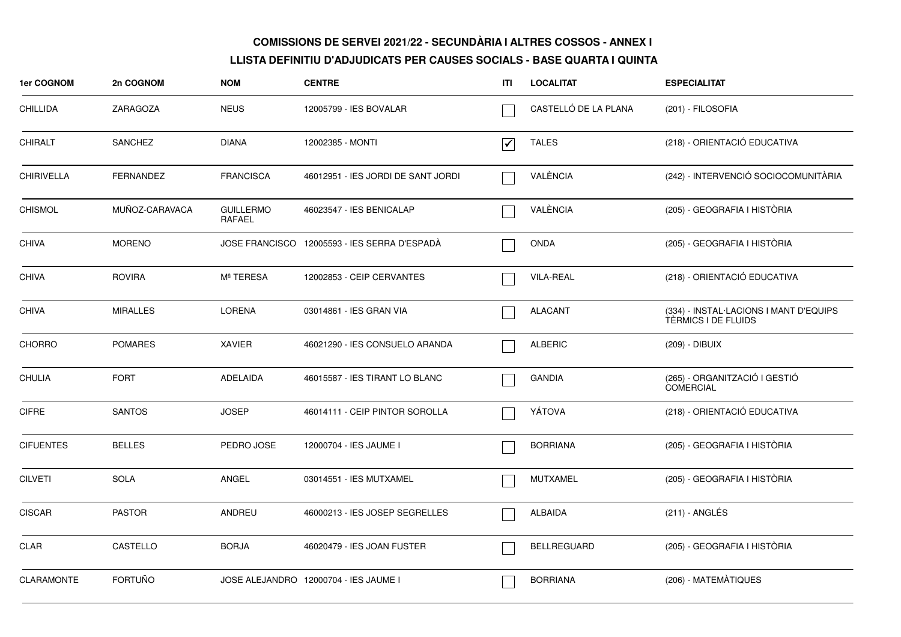**COMISSIONS DE SERVEI 2021/22 - SECUNDÀRIA I ALTRES COSSOS - ANNEX I**

**LLISTA DEFINITIU D'ADJUDICATS PER CAUSES SOCIALS - BASE QUARTA I QUINTA**

| 1er COGNOM | 2n COGNOM | NOM | CENTRE | ITI | LOCALITAT | ESPECIALITAT |
|---|---|---|---|---|---|---|
| CHILLIDA | ZARAGOZA | NEUS | 12005799 - IES BOVALAR | ☐ | CASTELLÓ DE LA PLANA | (201) - FILOSOFIA |
| CHIRALT | SANCHEZ | DIANA | 12002385 - MONTI | ☑ | TALES | (218) - ORIENTACIÓ EDUCATIVA |
| CHIRIVELLA | FERNANDEZ | FRANCISCA | 46012951 - IES JORDI DE SANT JORDI | ☐ | VALÈNCIA | (242) - INTERVENCIÓ SOCIOCOMUNITÀRIA |
| CHISMOL | MUÑOZ-CARAVACA | GUILLERMO RAFAEL | 46023547 - IES BENICALAP | ☐ | VALÈNCIA | (205) - GEOGRAFIA I HISTÒRIA |
| CHIVA | MORENO | JOSE FRANCISCO | 12005593 - IES SERRA D'ESPADÀ | ☐ | ONDA | (205) - GEOGRAFIA I HISTÒRIA |
| CHIVA | ROVIRA | Mª TERESA | 12002853 - CEIP CERVANTES | ☐ | VILA-REAL | (218) - ORIENTACIÓ EDUCATIVA |
| CHIVA | MIRALLES | LORENA | 03014861 - IES GRAN VIA | ☐ | ALACANT | (334) - INSTAL·LACIONS I MANT D'EQUIPS TÈRMICS I DE FLUIDS |
| CHORRO | POMARES | XAVIER | 46021290 - IES CONSUELO ARANDA | ☐ | ALBERIC | (209) - DIBUIX |
| CHULIA | FORT | ADELAIDA | 46015587 - IES TIRANT LO BLANC | ☐ | GANDIA | (265) - ORGANITZACIÓ I GESTIÓ COMERCIAL |
| CIFRE | SANTOS | JOSEP | 46014111 - CEIP PINTOR SOROLLA | ☐ | YÁTOVA | (218) - ORIENTACIÓ EDUCATIVA |
| CIFUENTES | BELLES | PEDRO JOSE | 12000704 - IES JAUME I | ☐ | BORRIANA | (205) - GEOGRAFIA I HISTÒRIA |
| CILVETI | SOLA | ANGEL | 03014551 - IES MUTXAMEL | ☐ | MUTXAMEL | (205) - GEOGRAFIA I HISTÒRIA |
| CISCAR | PASTOR | ANDREU | 46000213 - IES JOSEP SEGRELLES | ☐ | ALBAIDA | (211) - ANGLÉS |
| CLAR | CASTELLO | BORJA | 46020479 - IES JOAN FUSTER | ☐ | BELLREGUARD | (205) - GEOGRAFIA I HISTÒRIA |
| CLARAMONTE | FORTUÑO | JOSE ALEJANDRO | 12000704 - IES JAUME I | ☐ | BORRIANA | (206) - MATEMÀTIQUES |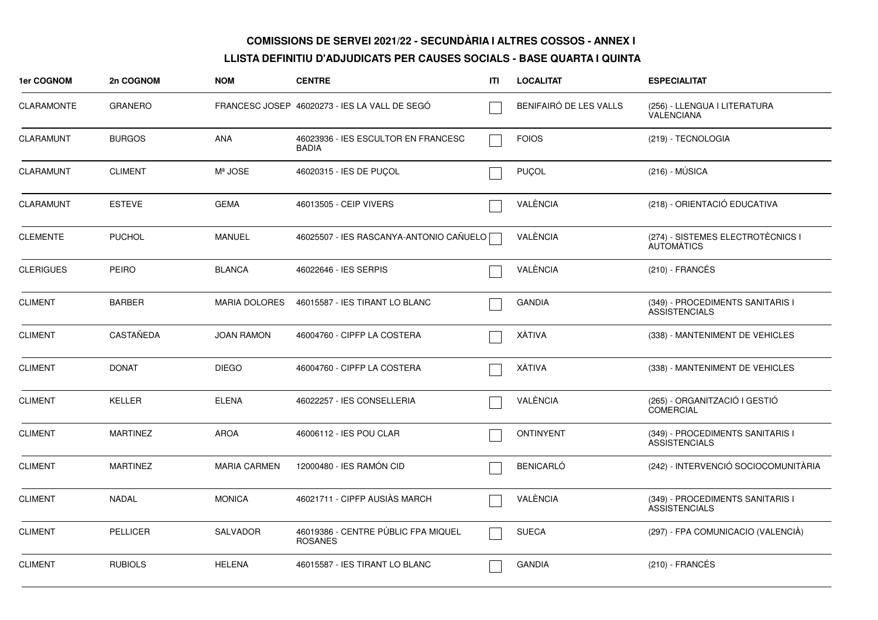## COMISSIONS DE SERVEI 2021/22 - SECUNDÀRIA I ALTRES COSSOS - ANNEX I

### LLISTA DEFINITIU D'ADJUDICATS PER CAUSES SOCIALS - BASE QUARTA I QUINTA

| 1er COGNOM | 2n COGNOM | NOM | CENTRE | ITI | LOCALITAT | ESPECIALITAT |
|---|---|---|---|---|---|---|
| CLARAMONTE | GRANERO | FRANCESC JOSEP | 46020273 - IES LA VALL DE SEGÓ | | BENIFAIRÓ DE LES VALLS | (256) - LLENGUA I LITERATURA VALENCIANA |
| CLARAMUNT | BURGOS | ANA | 46023936 - IES ESCULTOR EN FRANCESC BADIA | | FOIOS | (219) - TECNOLOGIA |
| CLARAMUNT | CLIMENT | Mª JOSE | 46020315 - IES DE PUÇOL | | PUÇOL | (216) - MÚSICA |
| CLARAMUNT | ESTEVE | GEMA | 46013505 - CEIP VIVERS | | VALÈNCIA | (218) - ORIENTACIÓ EDUCATIVA |
| CLEMENTE | PUCHOL | MANUEL | 46025507 - IES RASCANYA-ANTONIO CAÑUELO | | VALÈNCIA | (274) - SISTEMES ELECTROTÈCNICS I AUTOMÀTICS |
| CLERIGUES | PEIRO | BLANCA | 46022646 - IES SERPIS | | VALÈNCIA | (210) - FRANCÉS |
| CLIMENT | BARBER | MARIA DOLORES | 46015587 - IES TIRANT LO BLANC | | GANDIA | (349) - PROCEDIMENTS SANITARIS I ASSISTENCIALS |
| CLIMENT | CASTAÑEDA | JOAN RAMON | 46004760 - CIPFP LA COSTERA | | XÀTIVA | (338) - MANTENIMENT DE VEHICLES |
| CLIMENT | DONAT | DIEGO | 46004760 - CIPFP LA COSTERA | | XÀTIVA | (338) - MANTENIMENT DE VEHICLES |
| CLIMENT | KELLER | ELENA | 46022257 - IES CONSELLERIA | | VALÈNCIA | (265) - ORGANITZACIÓ I GESTIÓ COMERCIAL |
| CLIMENT | MARTINEZ | AROA | 46006112 - IES POU CLAR | | ONTINYENT | (349) - PROCEDIMENTS SANITARIS I ASSISTENCIALS |
| CLIMENT | MARTINEZ | MARIA CARMEN | 12000480 - IES RAMÓN CID | | BENICARLÓ | (242) - INTERVENCIÓ SOCIOCOMUNITÀRIA |
| CLIMENT | NADAL | MONICA | 46021711 - CIPFP AUSIÀS MARCH | | VALÈNCIA | (349) - PROCEDIMENTS SANITARIS I ASSISTENCIALS |
| CLIMENT | PELLICER | SALVADOR | 46019386 - CENTRE PÚBLIC FPA MIQUEL ROSANES | | SUECA | (297) - FPA COMUNICACIO (VALENCIÀ) |
| CLIMENT | RUBIOLS | HELENA | 46015587 - IES TIRANT LO BLANC | | GANDIA | (210) - FRANCÉS |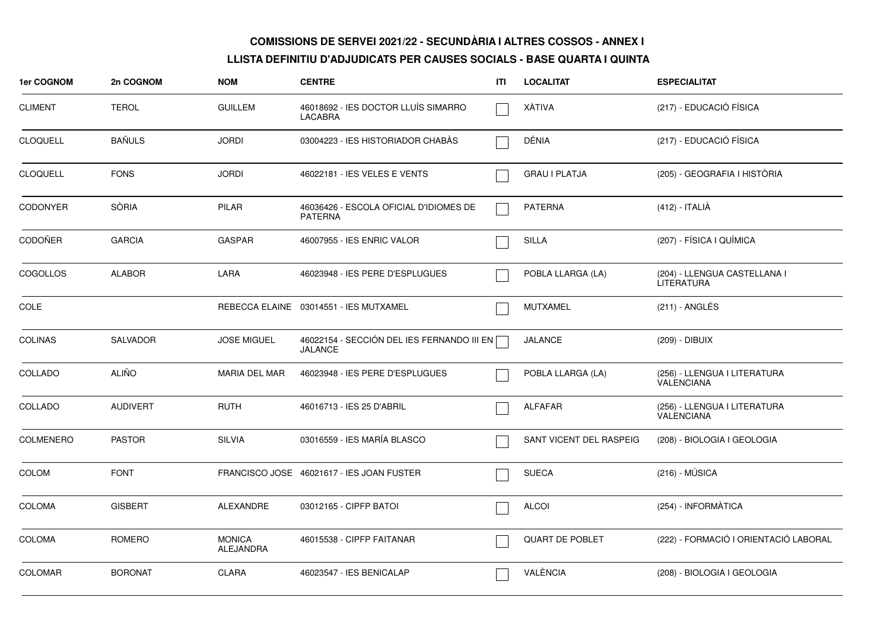**COMISSIONS DE SERVEI 2021/22 - SECUNDÀRIA I ALTRES COSSOS - ANNEX I**

**LLISTA DEFINITIU D'ADJUDICATS PER CAUSES SOCIALS - BASE QUARTA I QUINTA**

| 1er COGNOM | 2n COGNOM | NOM | CENTRE | ITI | LOCALITAT | ESPECIALITAT |
|---|---|---|---|---|---|---|
| CLIMENT | TEROL | GUILLEM | 46018692 - IES DOCTOR LLUÍS SIMARRO LACABRA | ☐ | XÀTIVA | (217) - EDUCACIÓ FÍSICA |
| CLOQUELL | BAÑULS | JORDI | 03004223 - IES HISTORIADOR CHABÀS | ☐ | DÉNIA | (217) - EDUCACIÓ FÍSICA |
| CLOQUELL | FONS | JORDI | 46022181 - IES VELES E VENTS | ☐ | GRAU I PLATJA | (205) - GEOGRAFIA I HISTÒRIA |
| CODONYER | SÒRIA | PILAR | 46036426 - ESCOLA OFICIAL D'IDIOMES DE PATERNA | ☐ | PATERNA | (412) - ITALIÀ |
| CODOÑER | GARCIA | GASPAR | 46007955 - IES ENRIC VALOR | ☐ | SILLA | (207) - FÍSICA I QUÍMICA |
| COGOLLOS | ALABOR | LARA | 46023948 - IES PERE D'ESPLUGUES | ☐ | POBLA LLARGA (LA) | (204) - LLENGUA CASTELLANA I LITERATURA |
| COLE | | REBECCA ELAINE | 03014551 - IES MUTXAMEL | ☐ | MUTXAMEL | (211) - ANGLÉS |
| COLINAS | SALVADOR | JOSE MIGUEL | 46022154 - SECCIÓN DEL IES FERNANDO III EN JALANCE | ☐ | JALANCE | (209) - DIBUIX |
| COLLADO | ALIÑO | MARIA DEL MAR | 46023948 - IES PERE D'ESPLUGUES | ☐ | POBLA LLARGA (LA) | (256) - LLENGUA I LITERATURA VALENCIANA |
| COLLADO | AUDIVERT | RUTH | 46016713 - IES 25 D'ABRIL | ☐ | ALFAFAR | (256) - LLENGUA I LITERATURA VALENCIANA |
| COLMENERO | PASTOR | SILVIA | 03016559 - IES MARÍA BLASCO | ☐ | SANT VICENT DEL RASPEIG | (208) - BIOLOGIA I GEOLOGIA |
| COLOM | FONT | FRANCISCO JOSE | 46021617 - IES JOAN FUSTER | ☐ | SUECA | (216) - MÚSICA |
| COLOMA | GISBERT | ALEXANDRE | 03012165 - CIPFP BATOI | ☐ | ALCOI | (254) - INFORMÀTICA |
| COLOMA | ROMERO | MONICA ALEJANDRA | 46015538 - CIPFP FAITANAR | ☐ | QUART DE POBLET | (222) - FORMACIÓ I ORIENTACIÓ LABORAL |
| COLOMAR | BORONAT | CLARA | 46023547 - IES BENICALAP | ☐ | VALÈNCIA | (208) - BIOLOGIA I GEOLOGIA |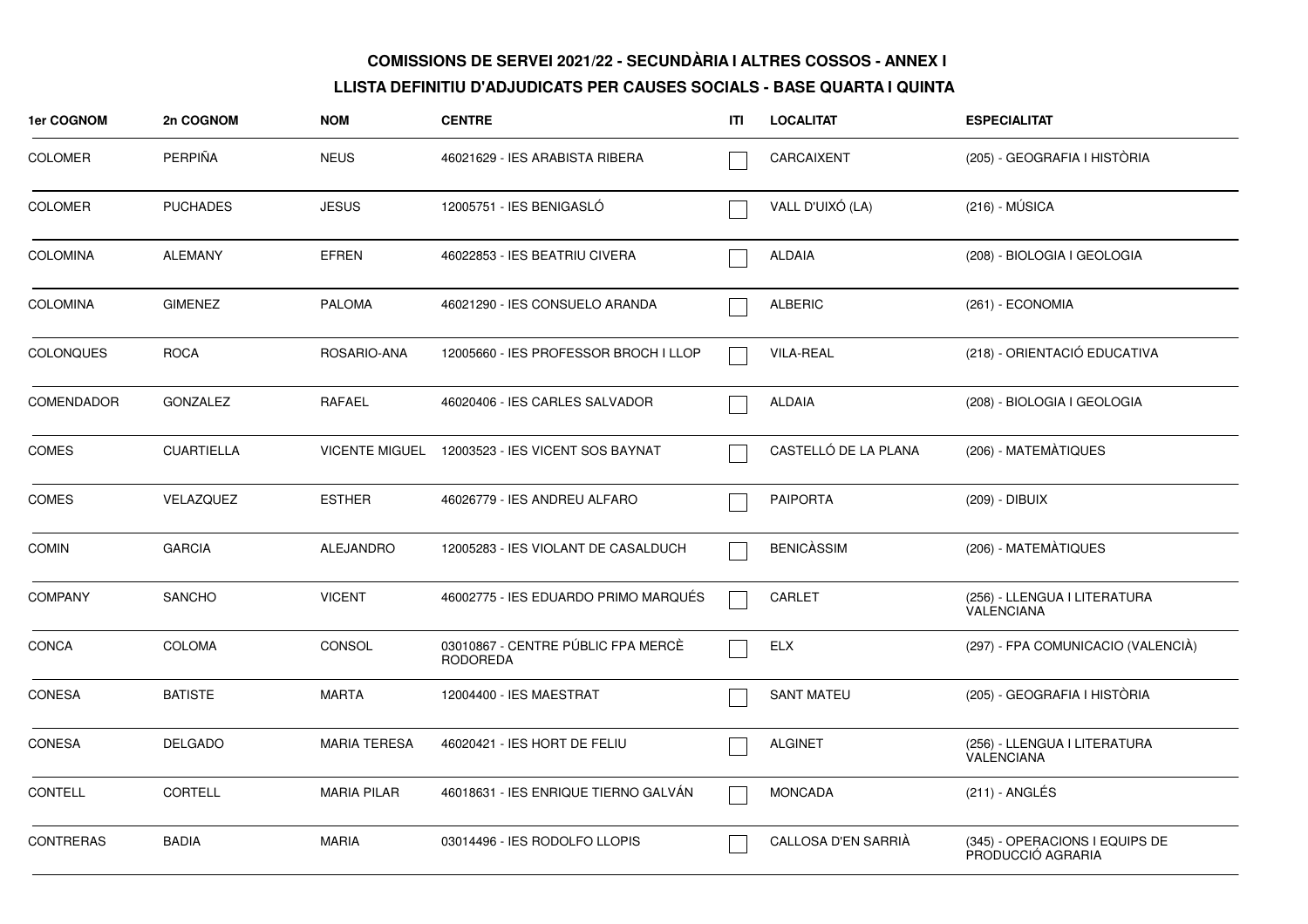**COMISSIONS DE SERVEI 2021/22 - SECUNDÀRIA I ALTRES COSSOS - ANNEX I**

**LLISTA DEFINITIU D'ADJUDICATS PER CAUSES SOCIALS - BASE QUARTA I QUINTA**

| 1er COGNOM | 2n COGNOM | NOM | CENTRE | ITI | LOCALITAT | ESPECIALITAT |
|---|---|---|---|---|---|---|
| COLOMER | PERPIÑA | NEUS | 46021629 - IES ARABISTA RIBERA | ☐ | CARCAIXENT | (205) - GEOGRAFIA I HISTÒRIA |
| COLOMER | PUCHADES | JESUS | 12005751 - IES BENIGASLÓ | ☐ | VALL D'UIXÓ (LA) | (216) - MÚSICA |
| COLOMINA | ALEMANY | EFREN | 46022853 - IES BEATRIU CIVERA | ☐ | ALDAIA | (208) - BIOLOGIA I GEOLOGIA |
| COLOMINA | GIMENEZ | PALOMA | 46021290 - IES CONSUELO ARANDA | ☐ | ALBERIC | (261) - ECONOMIA |
| COLONQUES | ROCA | ROSARIO-ANA | 12005660 - IES PROFESSOR BROCH I LLOP | ☐ | VILA-REAL | (218) - ORIENTACIÓ EDUCATIVA |
| COMENDADOR | GONZALEZ | RAFAEL | 46020406 - IES CARLES SALVADOR | ☐ | ALDAIA | (208) - BIOLOGIA I GEOLOGIA |
| COMES | CUARTIELLA | VICENTE MIGUEL | 12003523 - IES VICENT SOS BAYNAT | ☐ | CASTELLÓ DE LA PLANA | (206) - MATEMÀTIQUES |
| COMES | VELAZQUEZ | ESTHER | 46026779 - IES ANDREU ALFARO | ☐ | PAIPORTA | (209) - DIBUIX |
| COMIN | GARCIA | ALEJANDRO | 12005283 - IES VIOLANT DE CASALDUCH | ☐ | BENICÀSSIM | (206) - MATEMÀTIQUES |
| COMPANY | SANCHO | VICENT | 46002775 - IES EDUARDO PRIMO MARQUÉS | ☐ | CARLET | (256) - LLENGUA I LITERATURA VALENCIANA |
| CONCA | COLOMA | CONSOL | 03010867 - CENTRE PÚBLIC FPA MERCÈ RODOREDA | ☐ | ELX | (297) - FPA COMUNICACIO (VALENCIÀ) |
| CONESA | BATISTE | MARTA | 12004400 - IES MAESTRAT | ☐ | SANT MATEU | (205) - GEOGRAFIA I HISTÒRIA |
| CONESA | DELGADO | MARIA TERESA | 46020421 - IES HORT DE FELIU | ☐ | ALGINET | (256) - LLENGUA I LITERATURA VALENCIANA |
| CONTELL | CORTELL | MARIA PILAR | 46018631 - IES ENRIQUE TIERNO GALVÁN | ☐ | MONCADA | (211) - ANGLÉS |
| CONTRERAS | BADIA | MARIA | 03014496 - IES RODOLFO LLOPIS | ☐ | CALLOSA D'EN SARRIÀ | (345) - OPERACIONS I EQUIPS DE PRODUCCIÓ AGRARIA |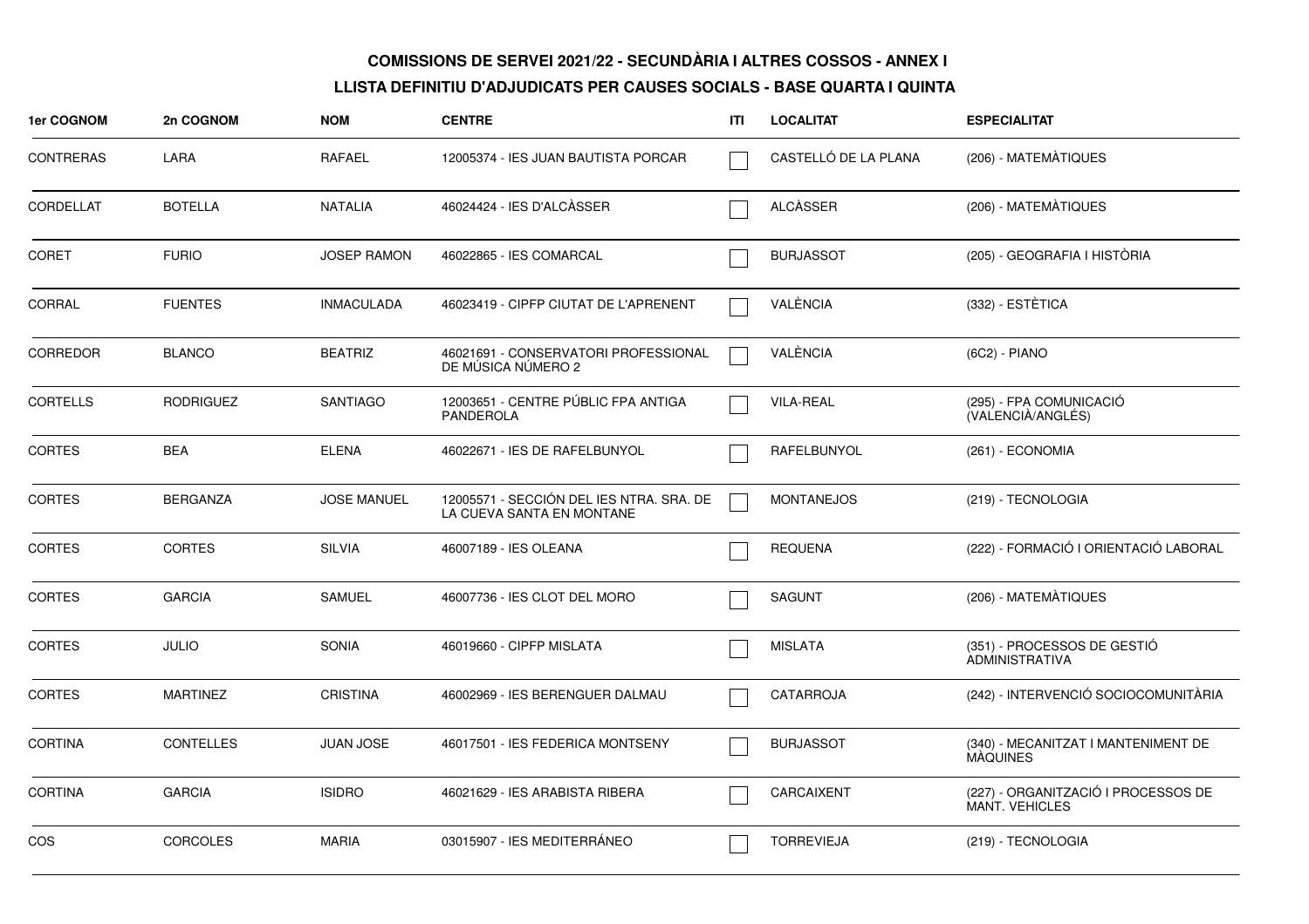**COMISSIONS DE SERVEI 2021/22 - SECUNDÀRIA I ALTRES COSSOS - ANNEX I**

**LLISTA DEFINITIU D'ADJUDICATS PER CAUSES SOCIALS - BASE QUARTA I QUINTA**

| 1er COGNOM | 2n COGNOM | NOM | CENTRE | ITI | LOCALITAT | ESPECIALITAT |
|---|---|---|---|---|---|---|
| CONTRERAS | LARA | RAFAEL | 12005374 - IES JUAN BAUTISTA PORCAR | | CASTELLÓ DE LA PLANA | (206) - MATEMÀTIQUES |
| CORDELLAT | BOTELLA | NATALIA | 46024424 - IES D'ALCÀSSER | | ALCÀSSER | (206) - MATEMÀTIQUES |
| CORET | FURIO | JOSEP RAMON | 46022865 - IES COMARCAL | | BURJASSOT | (205) - GEOGRAFIA I HISTÒRIA |
| CORRAL | FUENTES | INMACULADA | 46023419 - CIPFP CIUTAT DE L'APRENENT | | VALÈNCIA | (332) - ESTÈTICA |
| CORREDOR | BLANCO | BEATRIZ | 46021691 - CONSERVATORI PROFESSIONAL DE MÚSICA NÚMERO 2 | | VALÈNCIA | (6C2) - PIANO |
| CORTELLS | RODRIGUEZ | SANTIAGO | 12003651 - CENTRE PÚBLIC FPA ANTIGA PANDEROLA | | VILA-REAL | (295) - FPA COMUNICACIÓ (VALENCIÀ/ANGLÉS) |
| CORTES | BEA | ELENA | 46022671 - IES DE RAFELBUNYOL | | RAFELBUNYOL | (261) - ECONOMIA |
| CORTES | BERGANZA | JOSE MANUEL | 12005571 - SECCIÓN DEL IES NTRA. SRA. DE LA CUEVA SANTA EN MONTANE | | MONTANEJOS | (219) - TECNOLOGIA |
| CORTES | CORTES | SILVIA | 46007189 - IES OLEANA | | REQUENA | (222) - FORMACIÓ I ORIENTACIÓ LABORAL |
| CORTES | GARCIA | SAMUEL | 46007736 - IES CLOT DEL MORO | | SAGUNT | (206) - MATEMÀTIQUES |
| CORTES | JULIO | SONIA | 46019660 - CIPFP MISLATA | | MISLATA | (351) - PROCESSOS DE GESTIÓ ADMINISTRATIVA |
| CORTES | MARTINEZ | CRISTINA | 46002969 - IES BERENGUER DALMAU | | CATARROJA | (242) - INTERVENCIÓ SOCIOCOMUNITÀRIA |
| CORTINA | CONTELLES | JUAN JOSE | 46017501 - IES FEDERICA MONTSENY | | BURJASSOT | (340) - MECANITZAT I MANTENIMENT DE MÀQUINES |
| CORTINA | GARCIA | ISIDRO | 46021629 - IES ARABISTA RIBERA | | CARCAIXENT | (227) - ORGANITZACIÓ I PROCESSOS DE MANT. VEHICLES |
| COS | CORCOLES | MARIA | 03015907 - IES MEDITERRÁNEO | | TORREVIEJA | (219) - TECNOLOGIA |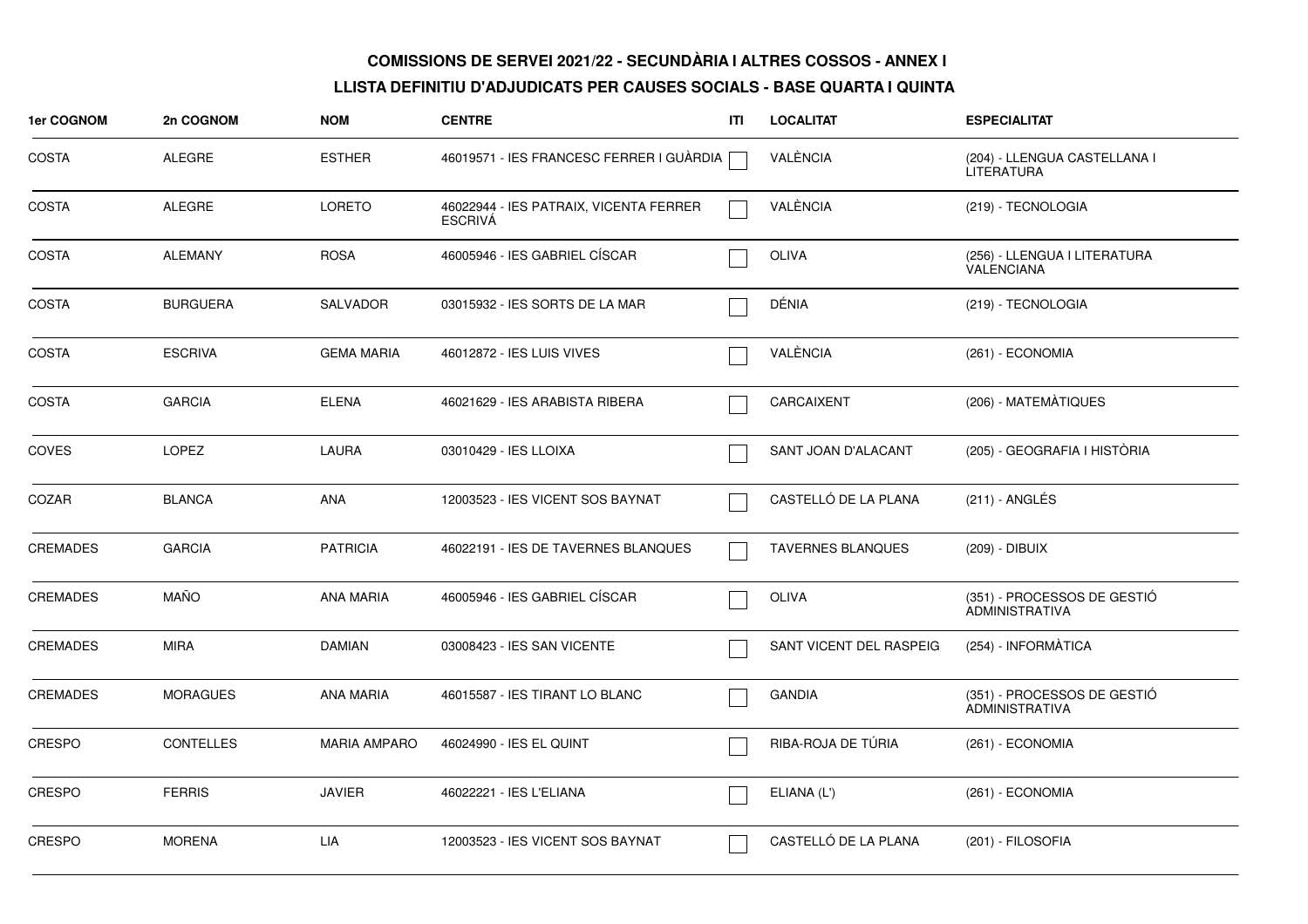## COMISSIONS DE SERVEI 2021/22 - SECUNDÀRIA I ALTRES COSSOS - ANNEX I

### LLISTA DEFINITIU D'ADJUDICATS PER CAUSES SOCIALS - BASE QUARTA I QUINTA

| 1er COGNOM | 2n COGNOM | NOM | CENTRE | ITI | LOCALITAT | ESPECIALITAT |
|---|---|---|---|---|---|---|
| COSTA | ALEGRE | ESTHER | 46019571 - IES FRANCESC FERRER I GUÀRDIA | | VALÈNCIA | (204) - LLENGUA CASTELLANA I LITERATURA |
| COSTA | ALEGRE | LORETO | 46022944 - IES PATRAIX, VICENTA FERRER ESCRIVÁ | | VALÈNCIA | (219) - TECNOLOGIA |
| COSTA | ALEMANY | ROSA | 46005946 - IES GABRIEL CÍSCAR | | OLIVA | (256) - LLENGUA I LITERATURA VALENCIANA |
| COSTA | BURGUERA | SALVADOR | 03015932 - IES SORTS DE LA MAR | | DÉNIA | (219) - TECNOLOGIA |
| COSTA | ESCRIVA | GEMA MARIA | 46012872 - IES LUIS VIVES | | VALÈNCIA | (261) - ECONOMIA |
| COSTA | GARCIA | ELENA | 46021629 - IES ARABISTA RIBERA | | CARCAIXENT | (206) - MATEMÀTIQUES |
| COVES | LOPEZ | LAURA | 03010429 - IES LLOIXA | | SANT JOAN D'ALACANT | (205) - GEOGRAFIA I HISTÒRIA |
| COZAR | BLANCA | ANA | 12003523 - IES VICENT SOS BAYNAT | | CASTELLÓ DE LA PLANA | (211) - ANGLÉS |
| CREMADES | GARCIA | PATRICIA | 46022191 - IES DE TAVERNES BLANQUES | | TAVERNES BLANQUES | (209) - DIBUIX |
| CREMADES | MAÑO | ANA MARIA | 46005946 - IES GABRIEL CÍSCAR | | OLIVA | (351) - PROCESSOS DE GESTIÓ ADMINISTRATIVA |
| CREMADES | MIRA | DAMIAN | 03008423 - IES SAN VICENTE | | SANT VICENT DEL RASPEIG | (254) - INFORMÀTICA |
| CREMADES | MORAGUES | ANA MARIA | 46015587 - IES TIRANT LO BLANC | | GANDIA | (351) - PROCESSOS DE GESTIÓ ADMINISTRATIVA |
| CRESPO | CONTELLES | MARIA AMPARO | 46024990 - IES EL QUINT | | RIBA-ROJA DE TÚRIA | (261) - ECONOMIA |
| CRESPO | FERRIS | JAVIER | 46022221 - IES L'ELIANA | | ELIANA (L') | (261) - ECONOMIA |
| CRESPO | MORENA | LIA | 12003523 - IES VICENT SOS BAYNAT | | CASTELLÓ DE LA PLANA | (201) - FILOSOFIA |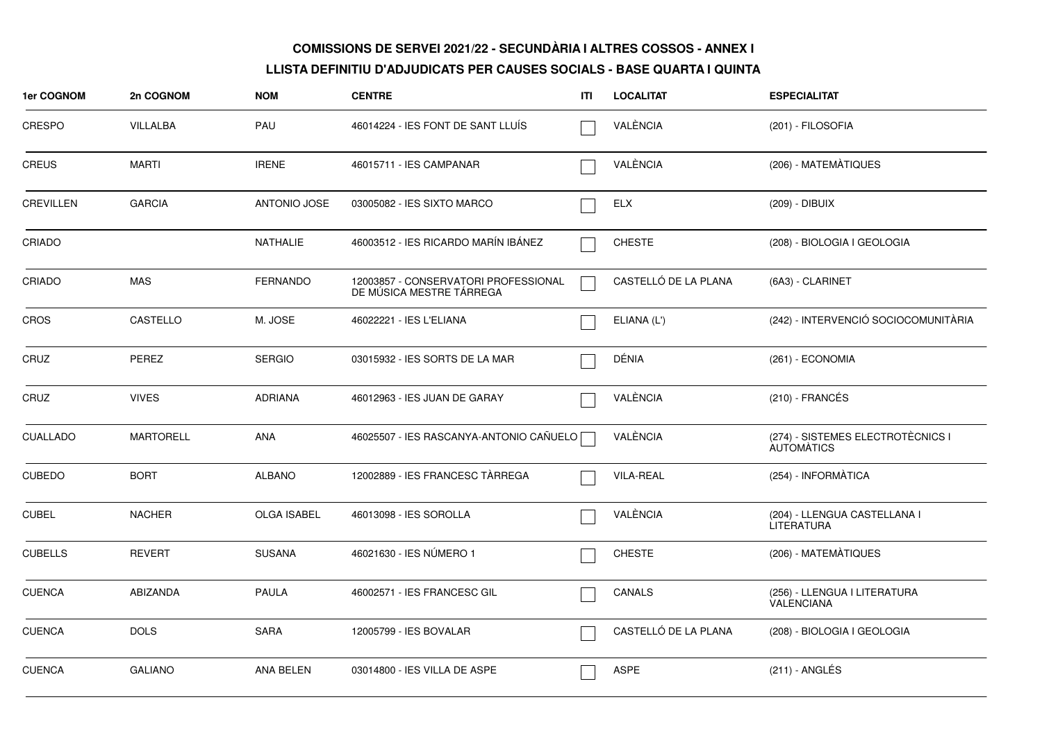**COMISSIONS DE SERVEI 2021/22 - SECUNDÀRIA I ALTRES COSSOS - ANNEX I**

**LLISTA DEFINITIU D'ADJUDICATS PER CAUSES SOCIALS - BASE QUARTA I QUINTA**

| 1er COGNOM | 2n COGNOM | NOM | CENTRE | ITI | LOCALITAT | ESPECIALITAT |
|---|---|---|---|---|---|---|
| CRESPO | VILLALBA | PAU | 46014224 - IES FONT DE SANT LLUÍS | ☐ | VALÈNCIA | (201) - FILOSOFIA |
| CREUS | MARTI | IRENE | 46015711 - IES CAMPANAR | ☐ | VALÈNCIA | (206) - MATEMÀTIQUES |
| CREVILLEN | GARCIA | ANTONIO JOSE | 03005082 - IES SIXTO MARCO | ☐ | ELX | (209) - DIBUIX |
| CRIADO | | NATHALIE | 46003512 - IES RICARDO MARÍN IBÁNEZ | ☐ | CHESTE | (208) - BIOLOGIA I GEOLOGIA |
| CRIADO | MAS | FERNANDO | 12003857 - CONSERVATORI PROFESSIONAL DE MÚSICA MESTRE TÁRREGA | ☐ | CASTELLÓ DE LA PLANA | (6A3) - CLARINET |
| CROS | CASTELLO | M. JOSE | 46022221 - IES L'ELIANA | ☐ | ELIANA (L') | (242) - INTERVENCIÓ SOCIOCOMUNITÀRIA |
| CRUZ | PEREZ | SERGIO | 03015932 - IES SORTS DE LA MAR | ☐ | DÉNIA | (261) - ECONOMIA |
| CRUZ | VIVES | ADRIANA | 46012963 - IES JUAN DE GARAY | ☐ | VALÈNCIA | (210) - FRANCÉS |
| CUALLADO | MARTORELL | ANA | 46025507 - IES RASCANYA-ANTONIO CAÑUELO | ☐ | VALÈNCIA | (274) - SISTEMES ELECTROTÈCNICS I AUTOMÀTICS |
| CUBEDO | BORT | ALBANO | 12002889 - IES FRANCESC TÀRREGA | ☐ | VILA-REAL | (254) - INFORMÀTICA |
| CUBEL | NACHER | OLGA ISABEL | 46013098 - IES SOROLLA | ☐ | VALÈNCIA | (204) - LLENGUA CASTELLANA I LITERATURA |
| CUBELLS | REVERT | SUSANA | 46021630 - IES NÚMERO 1 | ☐ | CHESTE | (206) - MATEMÀTIQUES |
| CUENCA | ABIZANDA | PAULA | 46002571 - IES FRANCESC GIL | ☐ | CANALS | (256) - LLENGUA I LITERATURA VALENCIANA |
| CUENCA | DOLS | SARA | 12005799 - IES BOVALAR | ☐ | CASTELLÓ DE LA PLANA | (208) - BIOLOGIA I GEOLOGIA |
| CUENCA | GALIANO | ANA BELEN | 03014800 - IES VILLA DE ASPE | ☐ | ASPE | (211) - ANGLÉS |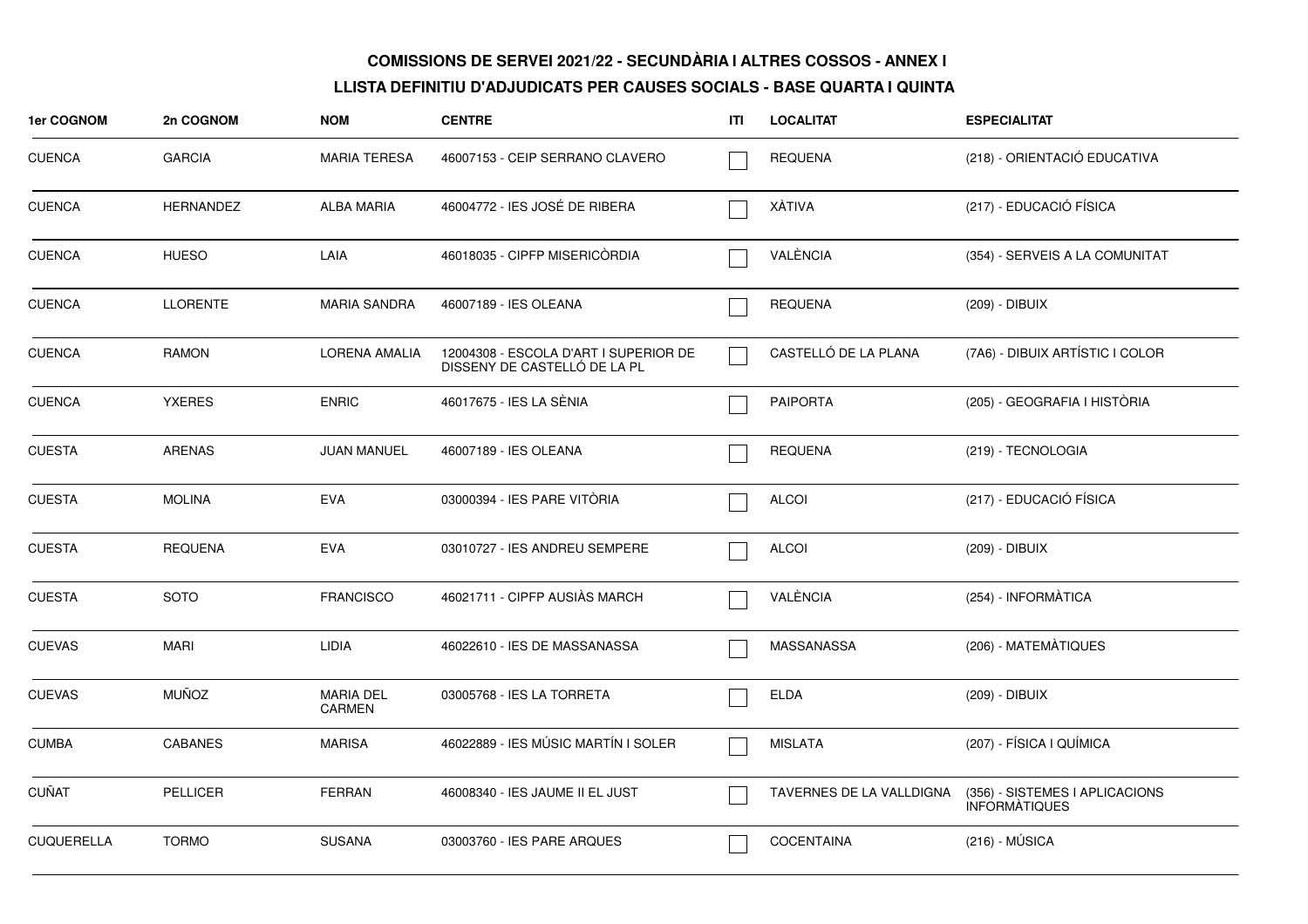**COMISSIONS DE SERVEI 2021/22 - SECUNDÀRIA I ALTRES COSSOS - ANNEX I**

**LLISTA DEFINITIU D'ADJUDICATS PER CAUSES SOCIALS - BASE QUARTA I QUINTA**

| 1er COGNOM | 2n COGNOM | NOM | CENTRE | ITI | LOCALITAT | ESPECIALITAT |
|---|---|---|---|---|---|---|
| CUENCA | GARCIA | MARIA TERESA | 46007153 - CEIP SERRANO CLAVERO | ☐ | REQUENA | (218) - ORIENTACIÓ EDUCATIVA |
| CUENCA | HERNANDEZ | ALBA MARIA | 46004772 - IES JOSÉ DE RIBERA | ☐ | XÀTIVA | (217) - EDUCACIÓ FÍSICA |
| CUENCA | HUESO | LAIA | 46018035 - CIPFP MISERICÒRDIA | ☐ | VALÈNCIA | (354) - SERVEIS A LA COMUNITAT |
| CUENCA | LLORENTE | MARIA SANDRA | 46007189 - IES OLEANA | ☐ | REQUENA | (209) - DIBUIX |
| CUENCA | RAMON | LORENA AMALIA | 12004308 - ESCOLA D'ART I SUPERIOR DE DISSENY DE CASTELLÓ DE LA PL | ☐ | CASTELLÓ DE LA PLANA | (7A6) - DIBUIX ARTÍSTIC I COLOR |
| CUENCA | YXERES | ENRIC | 46017675 - IES LA SÈNIA | ☐ | PAIPORTA | (205) - GEOGRAFIA I HISTÒRIA |
| CUESTA | ARENAS | JUAN MANUEL | 46007189 - IES OLEANA | ☐ | REQUENA | (219) - TECNOLOGIA |
| CUESTA | MOLINA | EVA | 03000394 - IES PARE VITÒRIA | ☐ | ALCOI | (217) - EDUCACIÓ FÍSICA |
| CUESTA | REQUENA | EVA | 03010727 - IES ANDREU SEMPERE | ☐ | ALCOI | (209) - DIBUIX |
| CUESTA | SOTO | FRANCISCO | 46021711 - CIPFP AUSIÀS MARCH | ☐ | VALÈNCIA | (254) - INFORMÀTICA |
| CUEVAS | MARI | LIDIA | 46022610 - IES DE MASSANASSA | ☐ | MASSANASSA | (206) - MATEMÀTIQUES |
| CUEVAS | MUÑOZ | MARIA DEL CARMEN | 03005768 - IES LA TORRETA | ☐ | ELDA | (209) - DIBUIX |
| CUMBA | CABANES | MARISA | 46022889 - IES MÚSIC MARTÍN I SOLER | ☐ | MISLATA | (207) - FÍSICA I QUÍMICA |
| CUÑAT | PELLICER | FERRAN | 46008340 - IES JAUME II EL JUST | ☐ | TAVERNES DE LA VALLDIGNA | (356) - SISTEMES I APLICACIONS INFORMÀTIQUES |
| CUQUERELLA | TORMO | SUSANA | 03003760 - IES PARE ARQUES | ☐ | COCENTAINA | (216) - MÚSICA |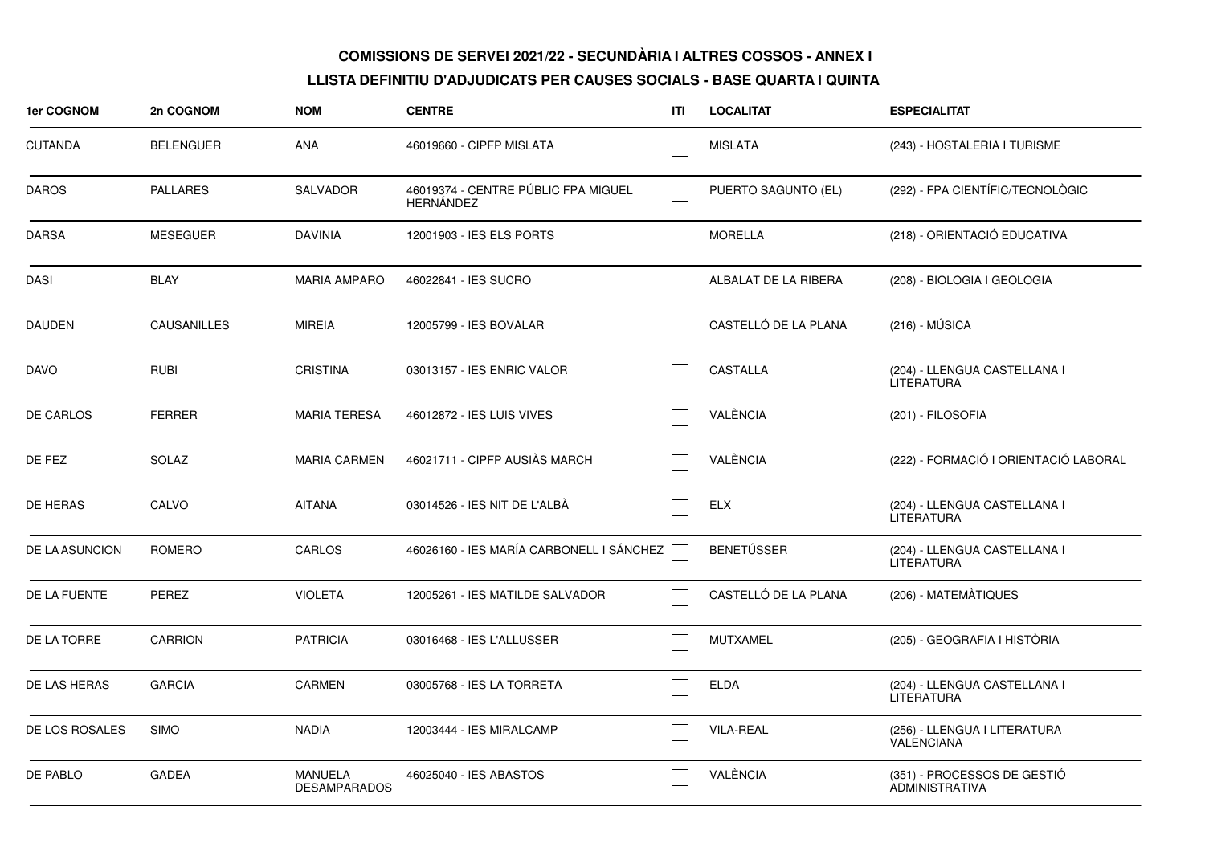**COMISSIONS DE SERVEI 2021/22 - SECUNDÀRIA I ALTRES COSSOS - ANNEX I**

**LLISTA DEFINITIU D'ADJUDICATS PER CAUSES SOCIALS - BASE QUARTA I QUINTA**

| 1er COGNOM | 2n COGNOM | NOM | CENTRE | ITI | LOCALITAT | ESPECIALITAT |
|---|---|---|---|---|---|---|
| CUTANDA | BELENGUER | ANA | 46019660 - CIPFP MISLATA | ☐ | MISLATA | (243) - HOSTALERIA I TURISME |
| DAROS | PALLARES | SALVADOR | 46019374 - CENTRE PÚBLIC FPA MIGUEL HERNÁNDEZ | ☐ | PUERTO SAGUNTO (EL) | (292) - FPA CIENTÍFIC/TECNOLÒGIC |
| DARSA | MESEGUER | DAVINIA | 12001903 - IES ELS PORTS | ☐ | MORELLA | (218) - ORIENTACIÓ EDUCATIVA |
| DASI | BLAY | MARIA AMPARO | 46022841 - IES SUCRO | ☐ | ALBALAT DE LA RIBERA | (208) - BIOLOGIA I GEOLOGIA |
| DAUDEN | CAUSANILLES | MIREIA | 12005799 - IES BOVALAR | ☐ | CASTELLÓ DE LA PLANA | (216) - MÚSICA |
| DAVO | RUBI | CRISTINA | 03013157 - IES ENRIC VALOR | ☐ | CASTALLA | (204) - LLENGUA CASTELLANA I LITERATURA |
| DE CARLOS | FERRER | MARIA TERESA | 46012872 - IES LUIS VIVES | ☐ | VALÈNCIA | (201) - FILOSOFIA |
| DE FEZ | SOLAZ | MARIA CARMEN | 46021711 - CIPFP AUSIÀS MARCH | ☐ | VALÈNCIA | (222) - FORMACIÓ I ORIENTACIÓ LABORAL |
| DE HERAS | CALVO | AITANA | 03014526 - IES NIT DE L'ALBÀ | ☐ | ELX | (204) - LLENGUA CASTELLANA I LITERATURA |
| DE LA ASUNCION | ROMERO | CARLOS | 46026160 - IES MARÍA CARBONELL I SÁNCHEZ | ☐ | BENETÚSSER | (204) - LLENGUA CASTELLANA I LITERATURA |
| DE LA FUENTE | PEREZ | VIOLETA | 12005261 - IES MATILDE SALVADOR | ☐ | CASTELLÓ DE LA PLANA | (206) - MATEMÀTIQUES |
| DE LA TORRE | CARRION | PATRICIA | 03016468 - IES L'ALLUSSER | ☐ | MUTXAMEL | (205) - GEOGRAFIA I HISTÒRIA |
| DE LAS HERAS | GARCIA | CARMEN | 03005768 - IES LA TORRETA | ☐ | ELDA | (204) - LLENGUA CASTELLANA I LITERATURA |
| DE LOS ROSALES | SIMO | NADIA | 12003444 - IES MIRALCAMP | ☐ | VILA-REAL | (256) - LLENGUA I LITERATURA VALENCIANA |
| DE PABLO | GADEA | MANUELA DESAMPARADOS | 46025040 - IES ABASTOS | ☐ | VALÈNCIA | (351) - PROCESSOS DE GESTIÓ ADMINISTRATIVA |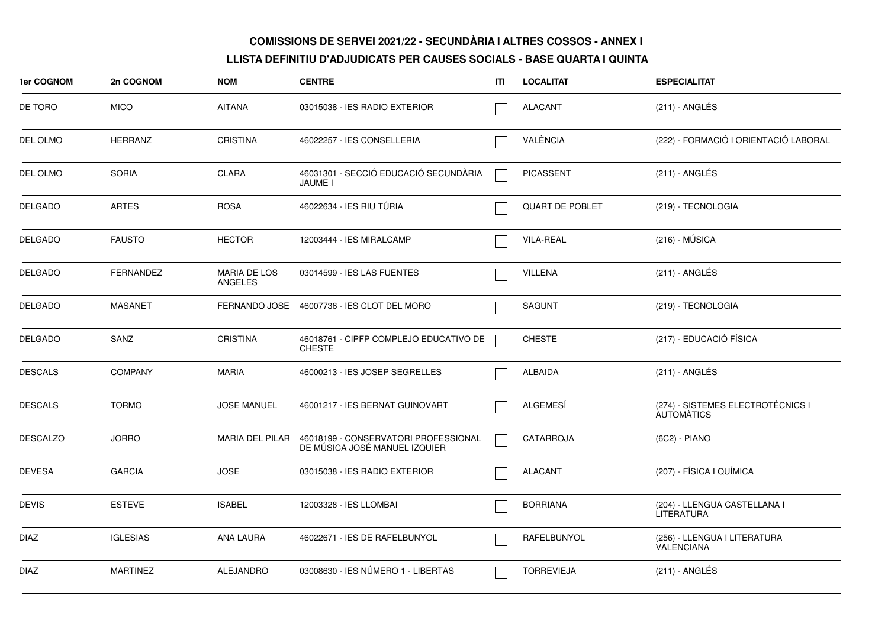**COMISSIONS DE SERVEI 2021/22 - SECUNDÀRIA I ALTRES COSSOS - ANNEX I**

**LLISTA DEFINITIU D'ADJUDICATS PER CAUSES SOCIALS - BASE QUARTA I QUINTA**

| 1er COGNOM | 2n COGNOM | NOM | CENTRE | ITI | LOCALITAT | ESPECIALITAT |
|---|---|---|---|---|---|---|
| DE TORO | MICO | AITANA | 03015038 - IES RADIO EXTERIOR | ☐ | ALACANT | (211) - ANGLÉS |
| DEL OLMO | HERRANZ | CRISTINA | 46022257 - IES CONSELLERIA | ☐ | VALÈNCIA | (222) - FORMACIÓ I ORIENTACIÓ LABORAL |
| DEL OLMO | SORIA | CLARA | 46031301 - SECCIÓ EDUCACIÓ SECUNDÀRIA JAUME I | ☐ | PICASSENT | (211) - ANGLÉS |
| DELGADO | ARTES | ROSA | 46022634 - IES RIU TÚRIA | ☐ | QUART DE POBLET | (219) - TECNOLOGIA |
| DELGADO | FAUSTO | HECTOR | 12003444 - IES MIRALCAMP | ☐ | VILA-REAL | (216) - MÚSICA |
| DELGADO | FERNANDEZ | MARIA DE LOS ANGELES | 03014599 - IES LAS FUENTES | ☐ | VILLENA | (211) - ANGLÉS |
| DELGADO | MASANET | FERNANDO JOSE | 46007736 - IES CLOT DEL MORO | ☐ | SAGUNT | (219) - TECNOLOGIA |
| DELGADO | SANZ | CRISTINA | 46018761 - CIPFP COMPLEJO EDUCATIVO DE CHESTE | ☐ | CHESTE | (217) - EDUCACIÓ FÍSICA |
| DESCALS | COMPANY | MARIA | 46000213 - IES JOSEP SEGRELLES | ☐ | ALBAIDA | (211) - ANGLÉS |
| DESCALS | TORMO | JOSE MANUEL | 46001217 - IES BERNAT GUINOVART | ☐ | ALGEMESÍ | (274) - SISTEMES ELECTROTÈCNICS I AUTOMÀTICS |
| DESCALZO | JORRO | MARIA DEL PILAR | 46018199 - CONSERVATORI PROFESSIONAL DE MÚSICA JOSÉ MANUEL IZQUIER | ☐ | CATARROJA | (6C2) - PIANO |
| DEVESA | GARCIA | JOSE | 03015038 - IES RADIO EXTERIOR | ☐ | ALACANT | (207) - FÍSICA I QUÍMICA |
| DEVIS | ESTEVE | ISABEL | 12003328 - IES LLOMBAI | ☐ | BORRIANA | (204) - LLENGUA CASTELLANA I LITERATURA |
| DIAZ | IGLESIAS | ANA LAURA | 46022671 - IES DE RAFELBUNYOL | ☐ | RAFELBUNYOL | (256) - LLENGUA I LITERATURA VALENCIANA |
| DIAZ | MARTINEZ | ALEJANDRO | 03008630 - IES NÚMERO 1 - LIBERTAS | ☐ | TORREVIEJA | (211) - ANGLÉS |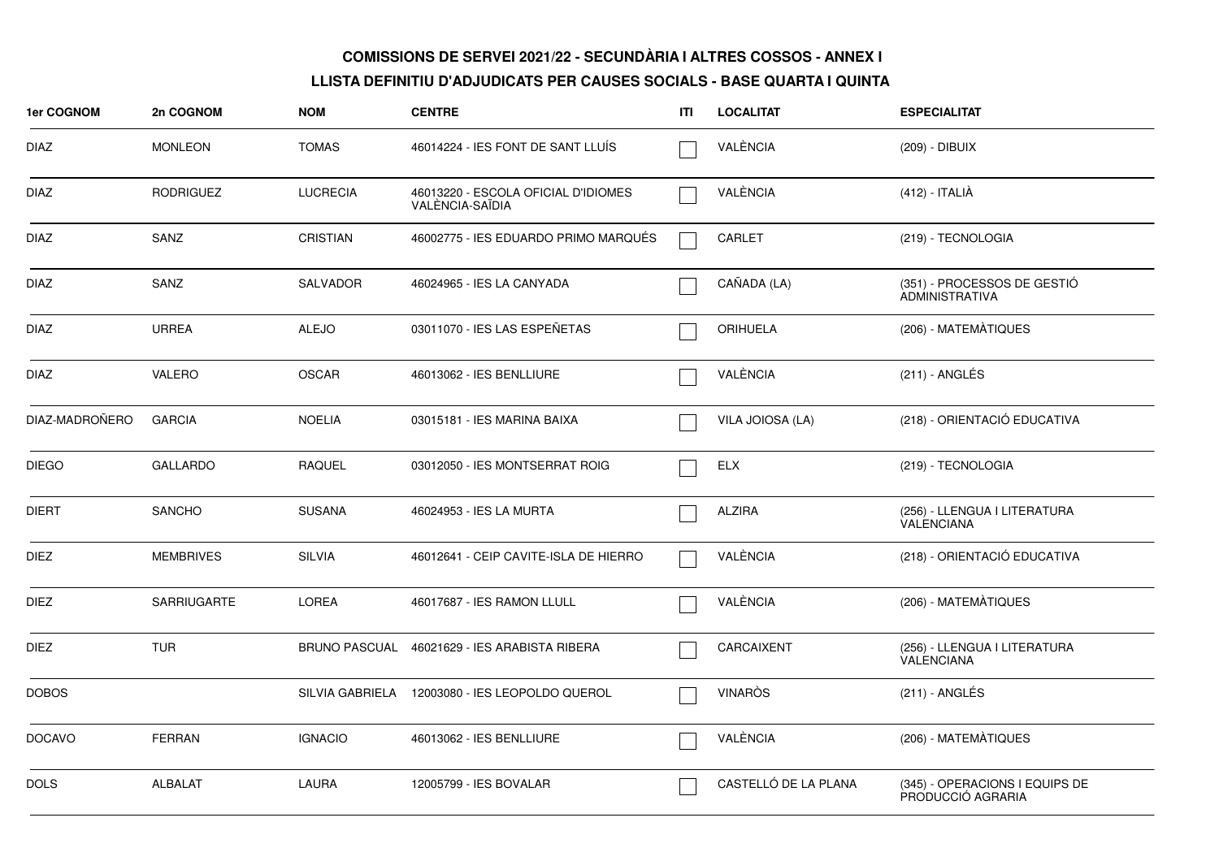**COMISSIONS DE SERVEI 2021/22 - SECUNDÀRIA I ALTRES COSSOS - ANNEX I**

**LLISTA DEFINITIU D'ADJUDICATS PER CAUSES SOCIALS - BASE QUARTA I QUINTA**

| 1er COGNOM | 2n COGNOM | NOM | CENTRE | ITI | LOCALITAT | ESPECIALITAT |
|---|---|---|---|---|---|---|
| DIAZ | MONLEON | TOMAS | 46014224 - IES FONT DE SANT LLUÍS | ☐ | VALÈNCIA | (209) - DIBUIX |
| DIAZ | RODRIGUEZ | LUCRECIA | 46013220 - ESCOLA OFICIAL D'IDIOMES VALÈNCIA-SAÏDIA | ☐ | VALÈNCIA | (412) - ITALIÀ |
| DIAZ | SANZ | CRISTIAN | 46002775 - IES EDUARDO PRIMO MARQUÉS | ☐ | CARLET | (219) - TECNOLOGIA |
| DIAZ | SANZ | SALVADOR | 46024965 - IES LA CANYADA | ☐ | CAÑADA (LA) | (351) - PROCESSOS DE GESTIÓ ADMINISTRATIVA |
| DIAZ | URREA | ALEJO | 03011070 - IES LAS ESPEÑETAS | ☐ | ORIHUELA | (206) - MATEMÀTIQUES |
| DIAZ | VALERO | OSCAR | 46013062 - IES BENLLIURE | ☐ | VALÈNCIA | (211) - ANGLÉS |
| DIAZ-MADROÑERO | GARCIA | NOELIA | 03015181 - IES MARINA BAIXA | ☐ | VILA JOIOSA (LA) | (218) - ORIENTACIÓ EDUCATIVA |
| DIEGO | GALLARDO | RAQUEL | 03012050 - IES MONTSERRAT ROIG | ☐ | ELX | (219) - TECNOLOGIA |
| DIERT | SANCHO | SUSANA | 46024953 - IES LA MURTA | ☐ | ALZIRA | (256) - LLENGUA I LITERATURA VALENCIANA |
| DIEZ | MEMBRIVES | SILVIA | 46012641 - CEIP CAVITE-ISLA DE HIERRO | ☐ | VALÈNCIA | (218) - ORIENTACIÓ EDUCATIVA |
| DIEZ | SARRIUGARTE | LOREA | 46017687 - IES RAMON LLULL | ☐ | VALÈNCIA | (206) - MATEMÀTIQUES |
| DIEZ | TUR | BRUNO PASCUAL | 46021629 - IES ARABISTA RIBERA | ☐ | CARCAIXENT | (256) - LLENGUA I LITERATURA VALENCIANA |
| DOBOS | | SILVIA GABRIELA | 12003080 - IES LEOPOLDO QUEROL | ☐ | VINARÒS | (211) - ANGLÉS |
| DOCAVO | FERRAN | IGNACIO | 46013062 - IES BENLLIURE | ☐ | VALÈNCIA | (206) - MATEMÀTIQUES |
| DOLS | ALBALAT | LAURA | 12005799 - IES BOVALAR | ☐ | CASTELLÓ DE LA PLANA | (345) - OPERACIONS I EQUIPS DE PRODUCCIÓ AGRARIA |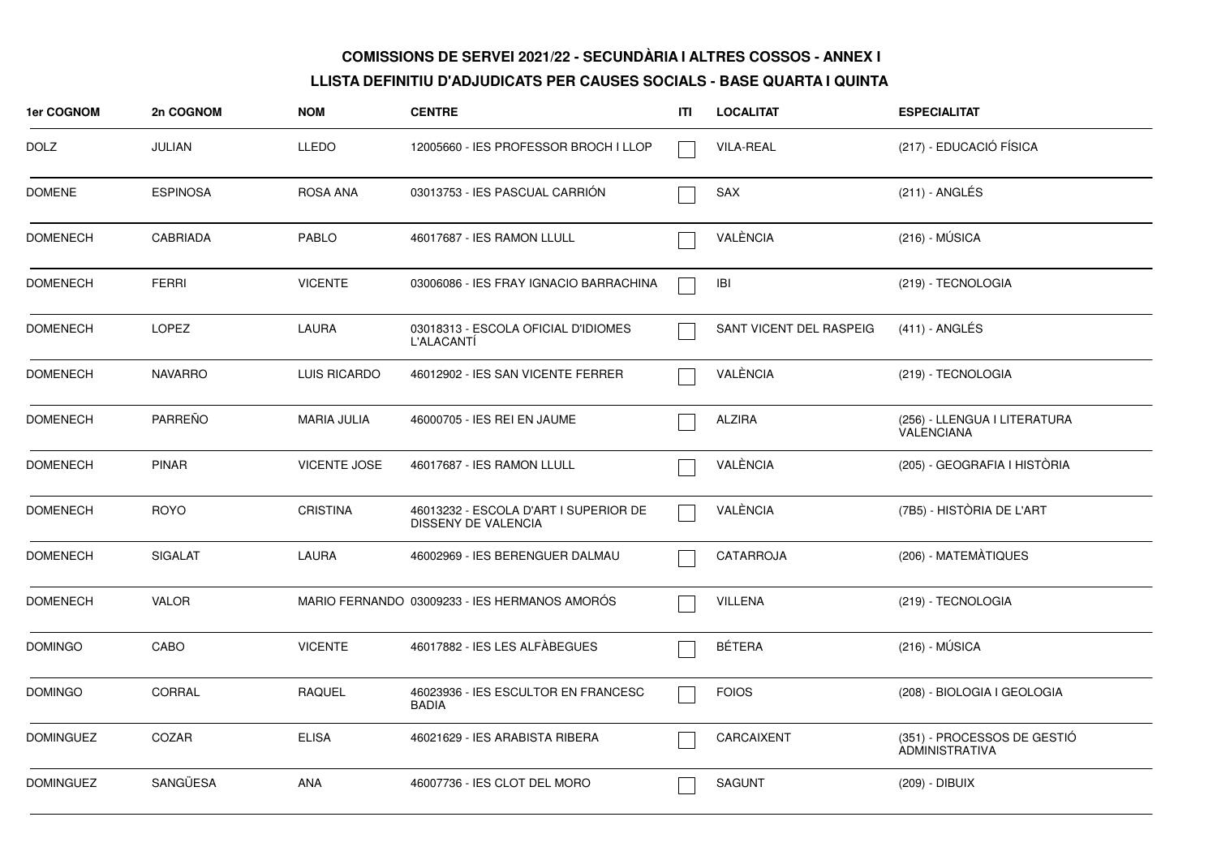**COMISSIONS DE SERVEI 2021/22 - SECUNDÀRIA I ALTRES COSSOS - ANNEX I**

**LLISTA DEFINITIU D'ADJUDICATS PER CAUSES SOCIALS - BASE QUARTA I QUINTA**

| 1er COGNOM | 2n COGNOM | NOM | CENTRE | ITI | LOCALITAT | ESPECIALITAT |
|---|---|---|---|---|---|---|
| DOLZ | JULIAN | LLEDO | 12005660 - IES PROFESSOR BROCH I LLOP | ☐ | VILA-REAL | (217) - EDUCACIÓ FÍSICA |
| DOMENE | ESPINOSA | ROSA ANA | 03013753 - IES PASCUAL CARRIÓN | ☐ | SAX | (211) - ANGLÉS |
| DOMENECH | CABRIADA | PABLO | 46017687 - IES RAMON LLULL | ☐ | VALÈNCIA | (216) - MÚSICA |
| DOMENECH | FERRI | VICENTE | 03006086 - IES FRAY IGNACIO BARRACHINA | ☐ | IBI | (219) - TECNOLOGIA |
| DOMENECH | LOPEZ | LAURA | 03018313 - ESCOLA OFICIAL D'IDIOMES L'ALACANTÍ | ☐ | SANT VICENT DEL RASPEIG | (411) - ANGLÉS |
| DOMENECH | NAVARRO | LUIS RICARDO | 46012902 - IES SAN VICENTE FERRER | ☐ | VALÈNCIA | (219) - TECNOLOGIA |
| DOMENECH | PARREÑO | MARIA JULIA | 46000705 - IES REI EN JAUME | ☐ | ALZIRA | (256) - LLENGUA I LITERATURA VALENCIANA |
| DOMENECH | PINAR | VICENTE JOSE | 46017687 - IES RAMON LLULL | ☐ | VALÈNCIA | (205) - GEOGRAFIA I HISTÒRIA |
| DOMENECH | ROYO | CRISTINA | 46013232 - ESCOLA D'ART I SUPERIOR DE DISSENY DE VALENCIA | ☐ | VALÈNCIA | (7B5) - HISTÒRIA DE L'ART |
| DOMENECH | SIGALAT | LAURA | 46002969 - IES BERENGUER DALMAU | ☐ | CATARROJA | (206) - MATEMÀTIQUES |
| DOMENECH | VALOR | MARIO FERNANDO | 03009233 - IES HERMANOS AMORÓS | ☐ | VILLENA | (219) - TECNOLOGIA |
| DOMINGO | CABO | VICENTE | 46017882 - IES LES ALFÀBEGUES | ☐ | BÉTERA | (216) - MÚSICA |
| DOMINGO | CORRAL | RAQUEL | 46023936 - IES ESCULTOR EN FRANCESC BADIA | ☐ | FOIOS | (208) - BIOLOGIA I GEOLOGIA |
| DOMINGUEZ | COZAR | ELISA | 46021629 - IES ARABISTA RIBERA | ☐ | CARCAIXENT | (351) - PROCESSOS DE GESTIÓ ADMINISTRATIVA |
| DOMINGUEZ | SANGÜESA | ANA | 46007736 - IES CLOT DEL MORO | ☐ | SAGUNT | (209) - DIBUIX |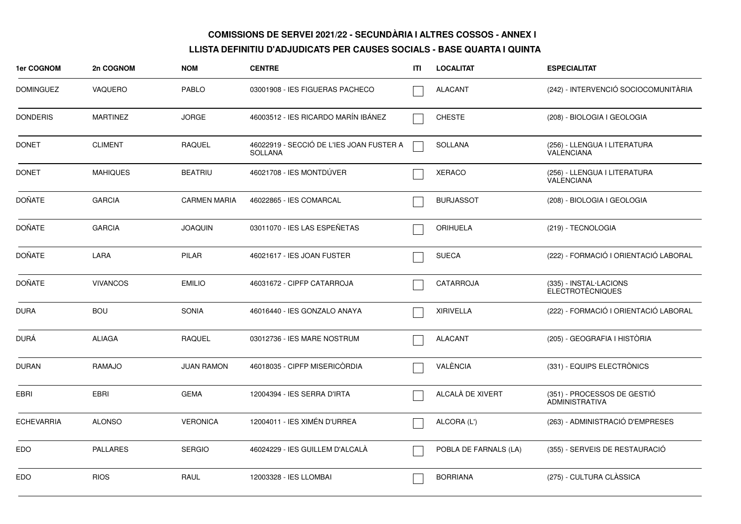**COMISSIONS DE SERVEI 2021/22 - SECUNDÀRIA I ALTRES COSSOS - ANNEX I**

**LLISTA DEFINITIU D'ADJUDICATS PER CAUSES SOCIALS - BASE QUARTA I QUINTA**

| 1er COGNOM | 2n COGNOM | NOM | CENTRE | ITI | LOCALITAT | ESPECIALITAT |
|---|---|---|---|---|---|---|
| DOMINGUEZ | VAQUERO | PABLO | 03001908 - IES FIGUERAS PACHECO | | ALACANT | (242) - INTERVENCIÓ SOCIOCOMUNITÀRIA |
| DONDERIS | MARTINEZ | JORGE | 46003512 - IES RICARDO MARÍN IBÁNEZ | | CHESTE | (208) - BIOLOGIA I GEOLOGIA |
| DONET | CLIMENT | RAQUEL | 46022919 - SECCIÓ DE L'IES JOAN FUSTER A SOLLANA | | SOLLANA | (256) - LLENGUA I LITERATURA VALENCIANA |
| DONET | MAHIQUES | BEATRIU | 46021708 - IES MONTDÚVER | | XERACO | (256) - LLENGUA I LITERATURA VALENCIANA |
| DOÑATE | GARCIA | CARMEN MARIA | 46022865 - IES COMARCAL | | BURJASSOT | (208) - BIOLOGIA I GEOLOGIA |
| DOÑATE | GARCIA | JOAQUIN | 03011070 - IES LAS ESPEÑETAS | | ORIHUELA | (219) - TECNOLOGIA |
| DOÑATE | LARA | PILAR | 46021617 - IES JOAN FUSTER | | SUECA | (222) - FORMACIÓ I ORIENTACIÓ LABORAL |
| DOÑATE | VIVANCOS | EMILIO | 46031672 - CIPFP CATARROJA | | CATARROJA | (335) - INSTAL·LACIONS ELECTROTÈCNIQUES |
| DURA | BOU | SONIA | 46016440 - IES GONZALO ANAYA | | XIRIVELLA | (222) - FORMACIÓ I ORIENTACIÓ LABORAL |
| DURÁ | ALIAGA | RAQUEL | 03012736 - IES MARE NOSTRUM | | ALACANT | (205) - GEOGRAFIA I HISTÒRIA |
| DURAN | RAMAJO | JUAN RAMON | 46018035 - CIPFP MISERICÒRDIA | | VALÈNCIA | (331) - EQUIPS ELECTRÒNICS |
| EBRI | EBRI | GEMA | 12004394 - IES SERRA D'IRTA | | ALCALÀ DE XIVERT | (351) - PROCESSOS DE GESTIÓ ADMINISTRATIVA |
| ECHEVARRIA | ALONSO | VERONICA | 12004011 - IES XIMÉN D'URREA | | ALCORA (L') | (263) - ADMINISTRACIÓ D'EMPRESES |
| EDO | PALLARES | SERGIO | 46024229 - IES GUILLEM D'ALCALÀ | | POBLA DE FARNALS (LA) | (355) - SERVEIS DE RESTAURACIÓ |
| EDO | RIOS | RAUL | 12003328 - IES LLOMBAI | | BORRIANA | (275) - CULTURA CLÀSSICA |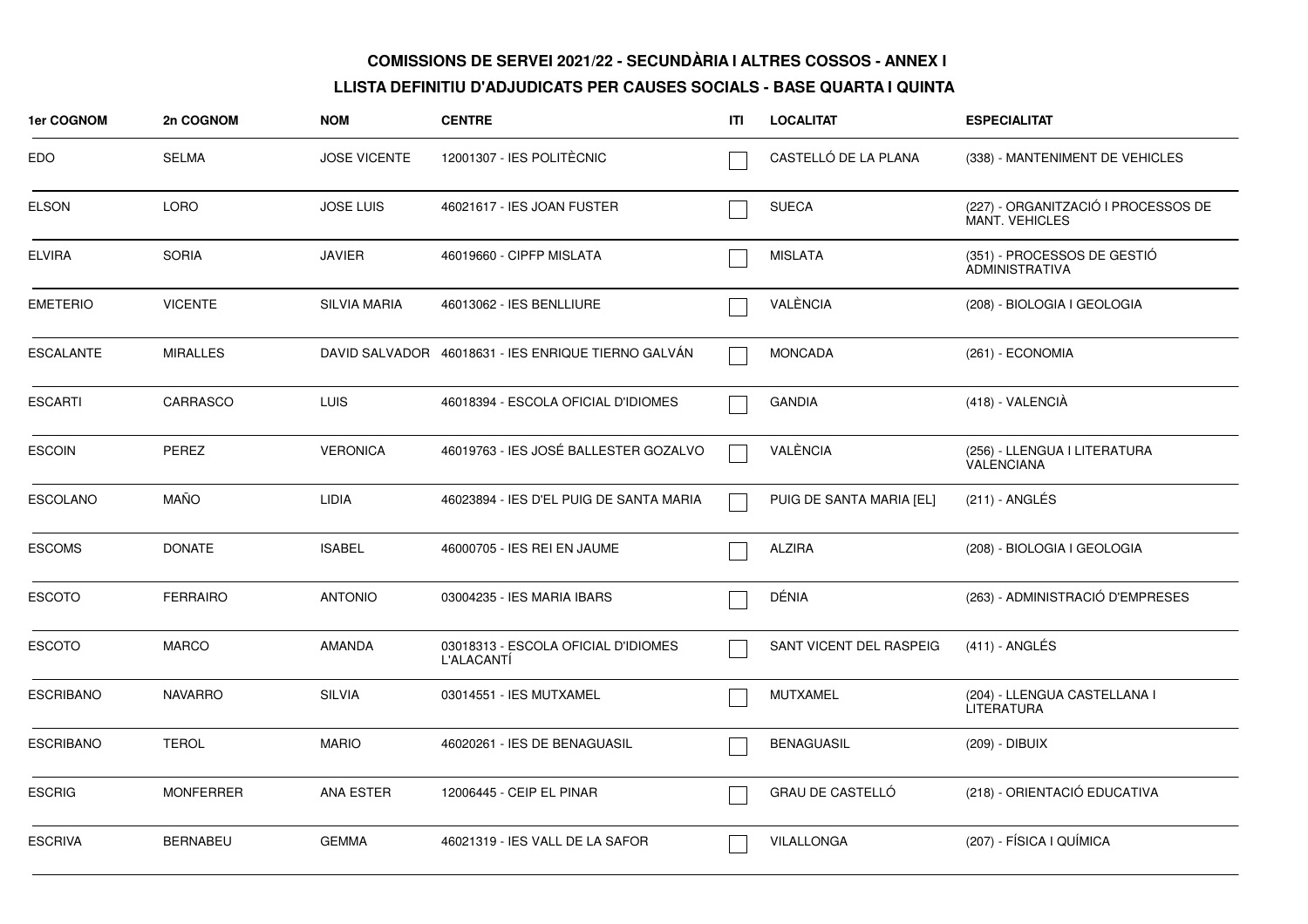**COMISSIONS DE SERVEI 2021/22 - SECUNDÀRIA I ALTRES COSSOS - ANNEX I**

**LLISTA DEFINITIU D'ADJUDICATS PER CAUSES SOCIALS - BASE QUARTA I QUINTA**

| 1er COGNOM | 2n COGNOM | NOM | CENTRE | ITI | LOCALITAT | ESPECIALITAT |
|---|---|---|---|---|---|---|
| EDO | SELMA | JOSE VICENTE | 12001307 - IES POLITÈCNIC | | CASTELLÓ DE LA PLANA | (338) - MANTENIMENT DE VEHICLES |
| ELSON | LORO | JOSE LUIS | 46021617 - IES JOAN FUSTER | | SUECA | (227) - ORGANITZACIÓ I PROCESSOS DE MANT. VEHICLES |
| ELVIRA | SORIA | JAVIER | 46019660 - CIPFP MISLATA | | MISLATA | (351) - PROCESSOS DE GESTIÓ ADMINISTRATIVA |
| EMETERIO | VICENTE | SILVIA MARIA | 46013062 - IES BENLLIURE | | VALÈNCIA | (208) - BIOLOGIA I GEOLOGIA |
| ESCALANTE | MIRALLES | DAVID SALVADOR | 46018631 - IES ENRIQUE TIERNO GALVÁN | | MONCADA | (261) - ECONOMIA |
| ESCARTI | CARRASCO | LUIS | 46018394 - ESCOLA OFICIAL D'IDIOMES | | GANDIA | (418) - VALENCIÀ |
| ESCOIN | PEREZ | VERONICA | 46019763 - IES JOSÉ BALLESTER GOZALVO | | VALÈNCIA | (256) - LLENGUA I LITERATURA VALENCIANA |
| ESCOLANO | MAÑO | LIDIA | 46023894 - IES D'EL PUIG DE SANTA MARIA | | PUIG DE SANTA MARIA [EL] | (211) - ANGLÉS |
| ESCOMS | DONATE | ISABEL | 46000705 - IES REI EN JAUME | | ALZIRA | (208) - BIOLOGIA I GEOLOGIA |
| ESCOTO | FERRAIRO | ANTONIO | 03004235 - IES MARIA IBARS | | DÉNIA | (263) - ADMINISTRACIÓ D'EMPRESES |
| ESCOTO | MARCO | AMANDA | 03018313 - ESCOLA OFICIAL D'IDIOMES L'ALACANTÍ | | SANT VICENT DEL RASPEIG | (411) - ANGLÉS |
| ESCRIBANO | NAVARRO | SILVIA | 03014551 - IES MUTXAMEL | | MUTXAMEL | (204) - LLENGUA CASTELLANA I LITERATURA |
| ESCRIBANO | TEROL | MARIO | 46020261 - IES DE BENAGUASIL | | BENAGUASIL | (209) - DIBUIX |
| ESCRIG | MONFERRER | ANA ESTER | 12006445 - CEIP EL PINAR | | GRAU DE CASTELLÓ | (218) - ORIENTACIÓ EDUCATIVA |
| ESCRIVA | BERNABEU | GEMMA | 46021319 - IES VALL DE LA SAFOR | | VILALLONGA | (207) - FÍSICA I QUÍMICA |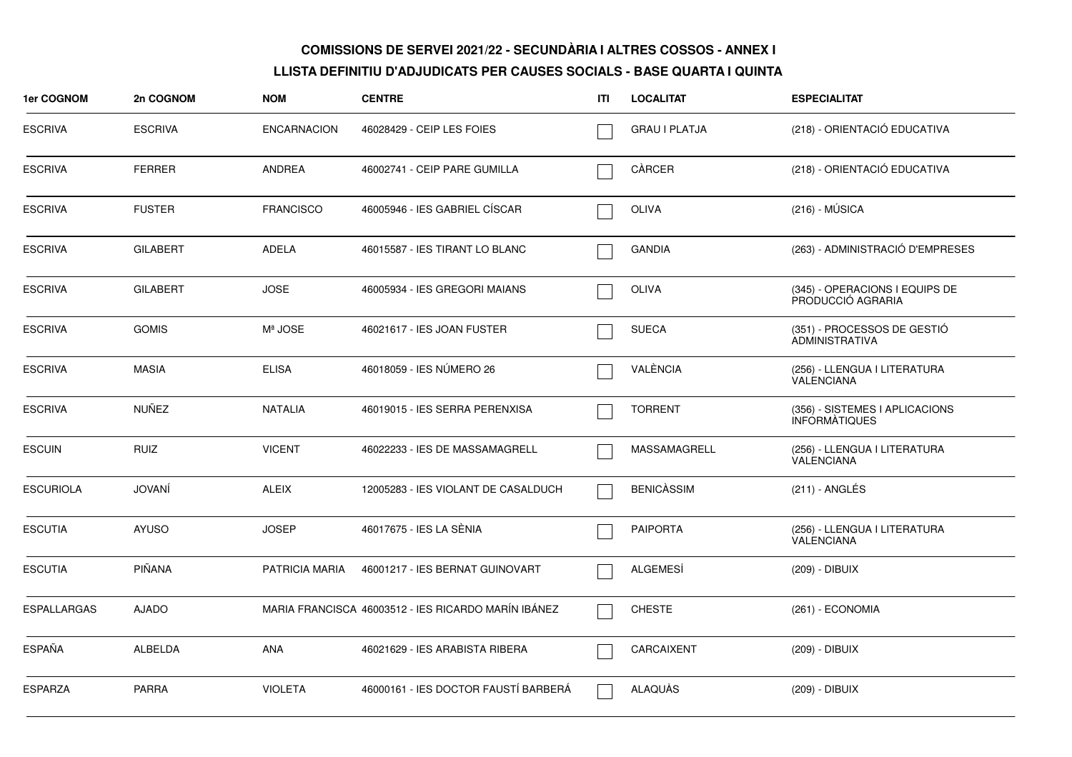**COMISSIONS DE SERVEI 2021/22 - SECUNDÀRIA I ALTRES COSSOS - ANNEX I**

**LLISTA DEFINITIU D'ADJUDICATS PER CAUSES SOCIALS - BASE QUARTA I QUINTA**

| 1er COGNOM | 2n COGNOM | NOM | CENTRE | ITI | LOCALITAT | ESPECIALITAT |
|---|---|---|---|---|---|---|
| ESCRIVA | ESCRIVA | ENCARNACION | 46028429 - CEIP LES FOIES | ☐ | GRAU I PLATJA | (218) - ORIENTACIÓ EDUCATIVA |
| ESCRIVA | FERRER | ANDREA | 46002741 - CEIP PARE GUMILLA | ☐ | CÀRCER | (218) - ORIENTACIÓ EDUCATIVA |
| ESCRIVA | FUSTER | FRANCISCO | 46005946 - IES GABRIEL CÍSCAR | ☐ | OLIVA | (216) - MÚSICA |
| ESCRIVA | GILABERT | ADELA | 46015587 - IES TIRANT LO BLANC | ☐ | GANDIA | (263) - ADMINISTRACIÓ D'EMPRESES |
| ESCRIVA | GILABERT | JOSE | 46005934 - IES GREGORI MAIANS | ☐ | OLIVA | (345) - OPERACIONS I EQUIPS DE PRODUCCIÓ AGRARIA |
| ESCRIVA | GOMIS | Mª JOSE | 46021617 - IES JOAN FUSTER | ☐ | SUECA | (351) - PROCESSOS DE GESTIÓ ADMINISTRATIVA |
| ESCRIVA | MASIA | ELISA | 46018059 - IES NÚMERO 26 | ☐ | VALÈNCIA | (256) - LLENGUA I LITERATURA VALENCIANA |
| ESCRIVA | NUÑEZ | NATALIA | 46019015 - IES SERRA PERENXISA | ☐ | TORRENT | (356) - SISTEMES I APLICACIONS INFORMÀTIQUES |
| ESCUIN | RUIZ | VICENT | 46022233 - IES DE MASSAMAGRELL | ☐ | MASSAMAGRELL | (256) - LLENGUA I LITERATURA VALENCIANA |
| ESCURIOLA | JOVANÍ | ALEIX | 12005283 - IES VIOLANT DE CASALDUCH | ☐ | BENICÀSSIM | (211) - ANGLÉS |
| ESCUTIA | AYUSO | JOSEP | 46017675 - IES LA SÈNIA | ☐ | PAIPORTA | (256) - LLENGUA I LITERATURA VALENCIANA |
| ESCUTIA | PIÑANA | PATRICIA MARIA | 46001217 - IES BERNAT GUINOVART | ☐ | ALGEMESÍ | (209) - DIBUIX |
| ESPALLARGAS | AJADO | MARIA FRANCISCA | 46003512 - IES RICARDO MARÍN IBÁNEZ | ☐ | CHESTE | (261) - ECONOMIA |
| ESPAÑA | ALBELDA | ANA | 46021629 - IES ARABISTA RIBERA | ☐ | CARCAIXENT | (209) - DIBUIX |
| ESPARZA | PARRA | VIOLETA | 46000161 - IES DOCTOR FAUSTÍ BARBERÁ | ☐ | ALAQUÀS | (209) - DIBUIX |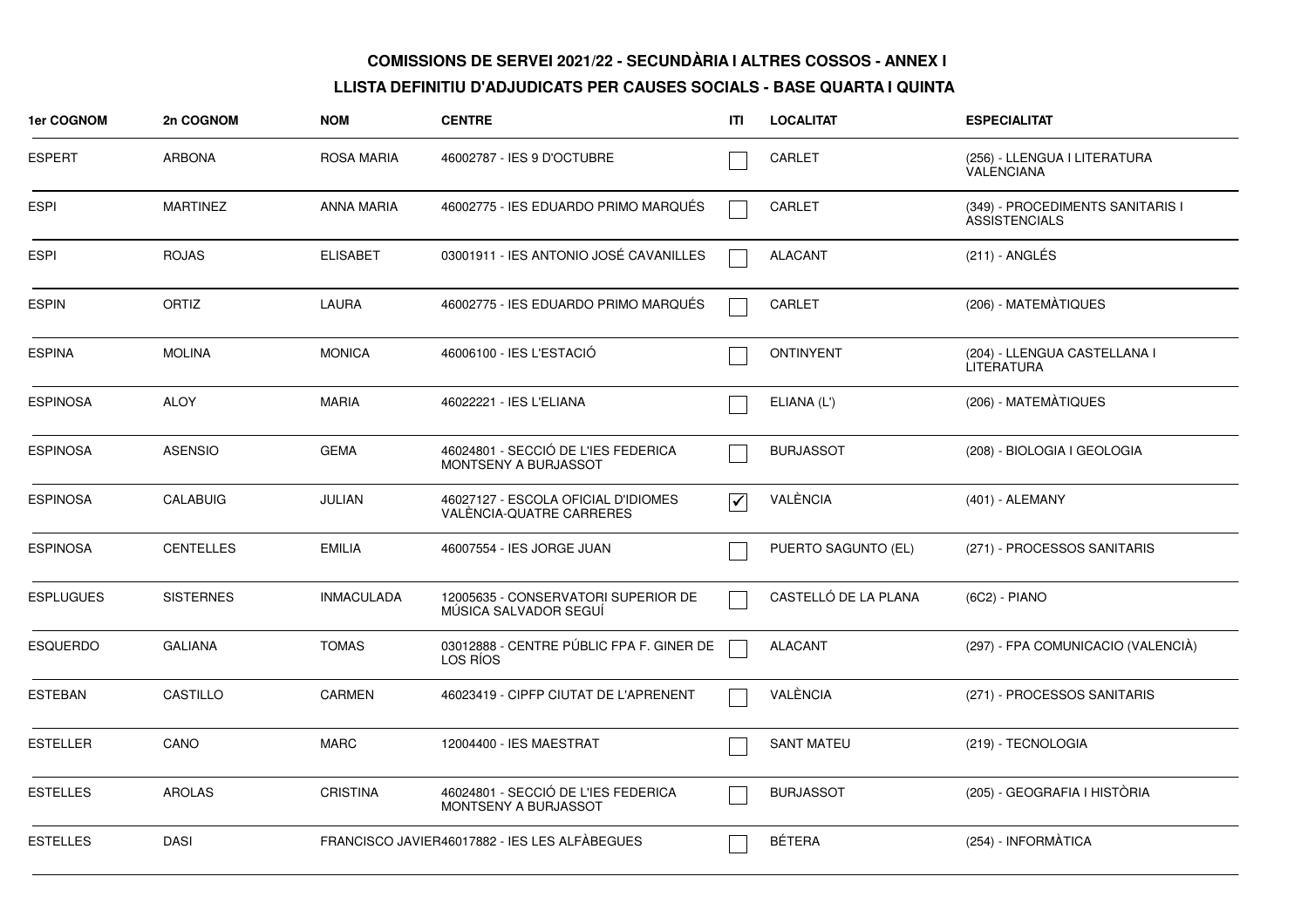**COMISSIONS DE SERVEI 2021/22 - SECUNDÀRIA I ALTRES COSSOS - ANNEX I**

**LLISTA DEFINITIU D'ADJUDICATS PER CAUSES SOCIALS - BASE QUARTA I QUINTA**

| 1er COGNOM | 2n COGNOM | NOM | CENTRE | ITI | LOCALITAT | ESPECIALITAT |
|---|---|---|---|---|---|---|
| ESPERT | ARBONA | ROSA MARIA | 46002787 - IES 9 D'OCTUBRE | ☐ | CARLET | (256) - LLENGUA I LITERATURA VALENCIANA |
| ESPI | MARTINEZ | ANNA MARIA | 46002775 - IES EDUARDO PRIMO MARQUÉS | ☐ | CARLET | (349) - PROCEDIMENTS SANITARIS I ASSISTENCIALS |
| ESPI | ROJAS | ELISABET | 03001911 - IES ANTONIO JOSÉ CAVANILLES | ☐ | ALACANT | (211) - ANGLÉS |
| ESPIN | ORTIZ | LAURA | 46002775 - IES EDUARDO PRIMO MARQUÉS | ☐ | CARLET | (206) - MATEMÀTIQUES |
| ESPINA | MOLINA | MONICA | 46006100 - IES L'ESTACIÓ | ☐ | ONTINYENT | (204) - LLENGUA CASTELLANA I LITERATURA |
| ESPINOSA | ALOY | MARIA | 46022221 - IES L'ELIANA | ☐ | ELIANA (L') | (206) - MATEMÀTIQUES |
| ESPINOSA | ASENSIO | GEMA | 46024801 - SECCIÓ DE L'IES FEDERICA MONTSENY A BURJASSOT | ☐ | BURJASSOT | (208) - BIOLOGIA I GEOLOGIA |
| ESPINOSA | CALABUIG | JULIAN | 46027127 - ESCOLA OFICIAL D'IDIOMES VALÈNCIA-QUATRE CARRERES | ☑ | VALÈNCIA | (401) - ALEMANY |
| ESPINOSA | CENTELLES | EMILIA | 46007554 - IES JORGE JUAN | ☐ | PUERTO SAGUNTO (EL) | (271) - PROCESSOS SANITARIS |
| ESPLUGUES | SISTERNES | INMACULADA | 12005635 - CONSERVATORI SUPERIOR DE MÚSICA SALVADOR SEGUÍ | ☐ | CASTELLÓ DE LA PLANA | (6C2) - PIANO |
| ESQUERDO | GALIANA | TOMAS | 03012888 - CENTRE PÚBLIC FPA F. GINER DE LOS RÍOS | ☐ | ALACANT | (297) - FPA COMUNICACIO (VALENCIÀ) |
| ESTEBAN | CASTILLO | CARMEN | 46023419 - CIPFP CIUTAT DE L'APRENENT | ☐ | VALÈNCIA | (271) - PROCESSOS SANITARIS |
| ESTELLER | CANO | MARC | 12004400 - IES MAESTRAT | ☐ | SANT MATEU | (219) - TECNOLOGIA |
| ESTELLES | AROLAS | CRISTINA | 46024801 - SECCIÓ DE L'IES FEDERICA MONTSENY A BURJASSOT | ☐ | BURJASSOT | (205) - GEOGRAFIA I HISTÒRIA |
| ESTELLES | DASI | FRANCISCO JAVIER | 46017882 - IES LES ALFÀBEGUES | ☐ | BÉTERA | (254) - INFORMÀTICA |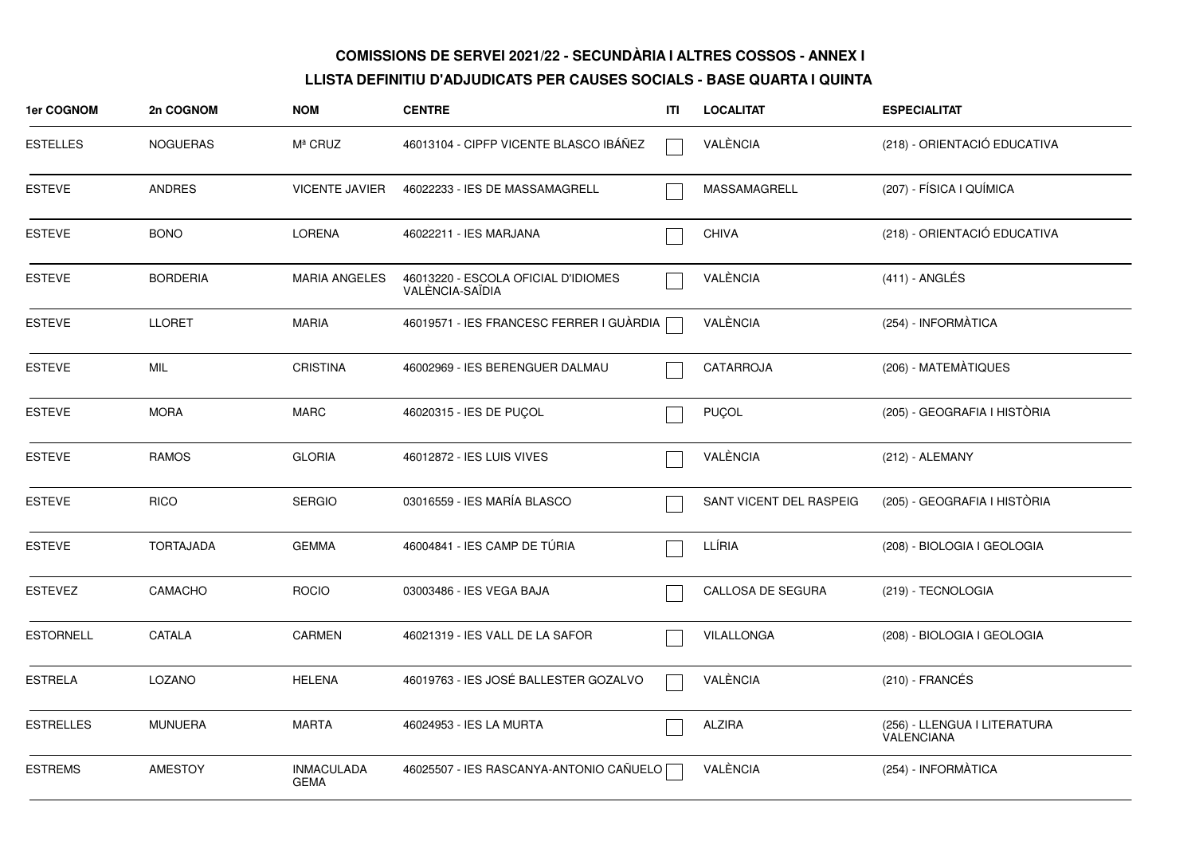**COMISSIONS DE SERVEI 2021/22 - SECUNDÀRIA I ALTRES COSSOS - ANNEX I**

**LLISTA DEFINITIU D'ADJUDICATS PER CAUSES SOCIALS - BASE QUARTA I QUINTA**

| 1er COGNOM | 2n COGNOM | NOM | CENTRE | ITI | LOCALITAT | ESPECIALITAT |
|---|---|---|---|---|---|---|
| ESTELLES | NOGUERAS | Mª CRUZ | 46013104 - CIPFP VICENTE BLASCO IBÁÑEZ | ☐ | VALÈNCIA | (218) - ORIENTACIÓ EDUCATIVA |
| ESTEVE | ANDRES | VICENTE JAVIER | 46022233 - IES DE MASSAMAGRELL | ☐ | MASSAMAGRELL | (207) - FÍSICA I QUÍMICA |
| ESTEVE | BONO | LORENA | 46022211 - IES MARJANA | ☐ | CHIVA | (218) - ORIENTACIÓ EDUCATIVA |
| ESTEVE | BORDERIA | MARIA ANGELES | 46013220 - ESCOLA OFICIAL D'IDIOMES VALÈNCIA-SAÏDIA | ☐ | VALÈNCIA | (411) - ANGLÉS |
| ESTEVE | LLORET | MARIA | 46019571 - IES FRANCESC FERRER I GUÀRDIA | ☐ | VALÈNCIA | (254) - INFORMÀTICA |
| ESTEVE | MIL | CRISTINA | 46002969 - IES BERENGUER DALMAU | ☐ | CATARROJA | (206) - MATEMÀTIQUES |
| ESTEVE | MORA | MARC | 46020315 - IES DE PUÇOL | ☐ | PUÇOL | (205) - GEOGRAFIA I HISTÒRIA |
| ESTEVE | RAMOS | GLORIA | 46012872 - IES LUIS VIVES | ☐ | VALÈNCIA | (212) - ALEMANY |
| ESTEVE | RICO | SERGIO | 03016559 - IES MARÍA BLASCO | ☐ | SANT VICENT DEL RASPEIG | (205) - GEOGRAFIA I HISTÒRIA |
| ESTEVE | TORTAJADA | GEMMA | 46004841 - IES CAMP DE TÚRIA | ☐ | LLÍRIA | (208) - BIOLOGIA I GEOLOGIA |
| ESTEVEZ | CAMACHO | ROCIO | 03003486 - IES VEGA BAJA | ☐ | CALLOSA DE SEGURA | (219) - TECNOLOGIA |
| ESTORNELL | CATALA | CARMEN | 46021319 - IES VALL DE LA SAFOR | ☐ | VILALLONGA | (208) - BIOLOGIA I GEOLOGIA |
| ESTRELA | LOZANO | HELENA | 46019763 - IES JOSÉ BALLESTER GOZALVO | ☐ | VALÈNCIA | (210) - FRANCÉS |
| ESTRELLES | MUNUERA | MARTA | 46024953 - IES LA MURTA | ☐ | ALZIRA | (256) - LLENGUA I LITERATURA VALENCIANA |
| ESTREMS | AMESTOY | INMACULADA GEMA | 46025507 - IES RASCANYA-ANTONIO CAÑUELO | ☐ | VALÈNCIA | (254) - INFORMÀTICA |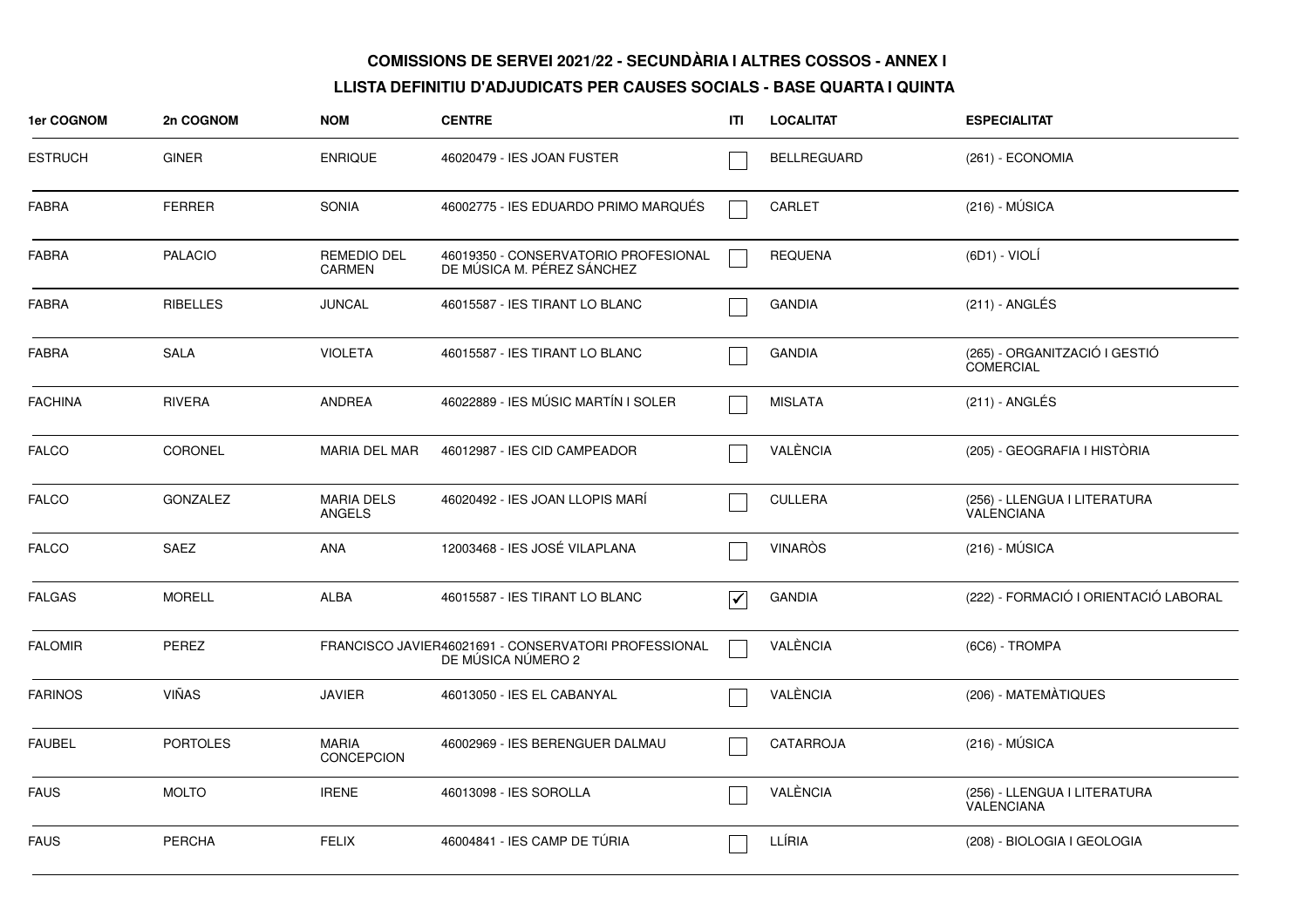**COMISSIONS DE SERVEI 2021/22 - SECUNDÀRIA I ALTRES COSSOS - ANNEX I**

**LLISTA DEFINITIU D'ADJUDICATS PER CAUSES SOCIALS - BASE QUARTA I QUINTA**

| 1er COGNOM | 2n COGNOM | NOM | CENTRE | ITI | LOCALITAT | ESPECIALITAT |
|---|---|---|---|---|---|---|
| ESTRUCH | GINER | ENRIQUE | 46020479 - IES JOAN FUSTER | ☐ | BELLREGUARD | (261) - ECONOMIA |
| FABRA | FERRER | SONIA | 46002775 - IES EDUARDO PRIMO MARQUÉS | ☐ | CARLET | (216) - MÚSICA |
| FABRA | PALACIO | REMEDIO DEL CARMEN | 46019350 - CONSERVATORIO PROFESIONAL DE MÚSICA M. PÉREZ SÁNCHEZ | ☐ | REQUENA | (6D1) - VIOLÍ |
| FABRA | RIBELLES | JUNCAL | 46015587 - IES TIRANT LO BLANC | ☐ | GANDIA | (211) - ANGLÉS |
| FABRA | SALA | VIOLETA | 46015587 - IES TIRANT LO BLANC | ☐ | GANDIA | (265) - ORGANITZACIÓ I GESTIÓ COMERCIAL |
| FACHINA | RIVERA | ANDREA | 46022889 - IES MÚSIC MARTÍN I SOLER | ☐ | MISLATA | (211) - ANGLÉS |
| FALCO | CORONEL | MARIA DEL MAR | 46012987 - IES CID CAMPEADOR | ☐ | VALÈNCIA | (205) - GEOGRAFIA I HISTÒRIA |
| FALCO | GONZALEZ | MARIA DELS ANGELS | 46020492 - IES JOAN LLOPIS MARÍ | ☐ | CULLERA | (256) - LLENGUA I LITERATURA VALENCIANA |
| FALCO | SAEZ | ANA | 12003468 - IES JOSÉ VILAPLANA | ☐ | VINARÒS | (216) - MÚSICA |
| FALGAS | MORELL | ALBA | 46015587 - IES TIRANT LO BLANC | ☑ | GANDIA | (222) - FORMACIÓ I ORIENTACIÓ LABORAL |
| FALOMIR | PEREZ | FRANCISCO JAVIER | 46021691 - CONSERVATORI PROFESSIONAL DE MÚSICA NÚMERO 2 | ☐ | VALÈNCIA | (6C6) - TROMPA |
| FARINOS | VIÑAS | JAVIER | 46013050 - IES EL CABANYAL | ☐ | VALÈNCIA | (206) - MATEMÀTIQUES |
| FAUBEL | PORTOLES | MARIA CONCEPCION | 46002969 - IES BERENGUER DALMAU | ☐ | CATARROJA | (216) - MÚSICA |
| FAUS | MOLTO | IRENE | 46013098 - IES SOROLLA | ☐ | VALÈNCIA | (256) - LLENGUA I LITERATURA VALENCIANA |
| FAUS | PERCHA | FELIX | 46004841 - IES CAMP DE TÚRIA | ☐ | LLÍRIA | (208) - BIOLOGIA I GEOLOGIA |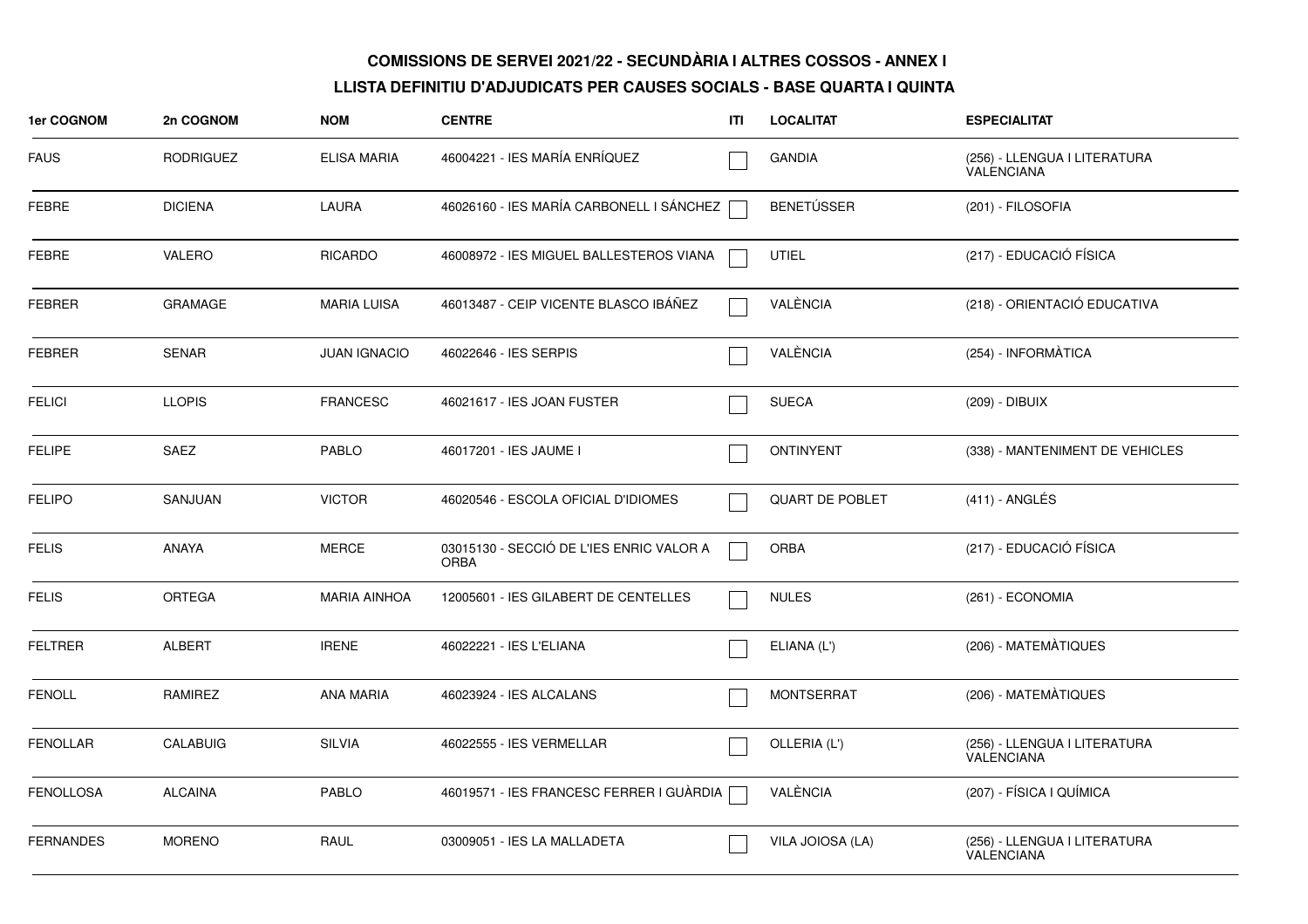# COMISSIONS DE SERVEI 2021/22 - SECUNDÀRIA I ALTRES COSSOS - ANNEX I

## LLISTA DEFINITIU D'ADJUDICATS PER CAUSES SOCIALS - BASE QUARTA I QUINTA

| 1er COGNOM | 2n COGNOM | NOM | CENTRE | ITI | LOCALITAT | ESPECIALITAT |
|---|---|---|---|---|---|---|
| FAUS | RODRIGUEZ | ELISA MARIA | 46004221 - IES MARÍA ENRÍQUEZ | | GANDIA | (256) - LLENGUA I LITERATURA VALENCIANA |
| FEBRE | DICIENA | LAURA | 46026160 - IES MARÍA CARBONELL I SÁNCHEZ | | BENETÚSSER | (201) - FILOSOFIA |
| FEBRE | VALERO | RICARDO | 46008972 - IES MIGUEL BALLESTEROS VIANA | | UTIEL | (217) - EDUCACIÓ FÍSICA |
| FEBRER | GRAMAGE | MARIA LUISA | 46013487 - CEIP VICENTE BLASCO IBÁÑEZ | | VALÈNCIA | (218) - ORIENTACIÓ EDUCATIVA |
| FEBRER | SENAR | JUAN IGNACIO | 46022646 - IES SERPIS | | VALÈNCIA | (254) - INFORMÀTICA |
| FELICI | LLOPIS | FRANCESC | 46021617 - IES JOAN FUSTER | | SUECA | (209) - DIBUIX |
| FELIPE | SAEZ | PABLO | 46017201 - IES JAUME I | | ONTINYENT | (338) - MANTENIMENT DE VEHICLES |
| FELIPO | SANJUAN | VICTOR | 46020546 - ESCOLA OFICIAL D'IDIOMES | | QUART DE POBLET | (411) - ANGLÉS |
| FELIS | ANAYA | MERCE | 03015130 - SECCIÓ DE L'IES ENRIC VALOR A ORBA | | ORBA | (217) - EDUCACIÓ FÍSICA |
| FELIS | ORTEGA | MARIA AINHOA | 12005601 - IES GILABERT DE CENTELLES | | NULES | (261) - ECONOMIA |
| FELTRER | ALBERT | IRENE | 46022221 - IES L'ELIANA | | ELIANA (L') | (206) - MATEMÀTIQUES |
| FENOLL | RAMIREZ | ANA MARIA | 46023924 - IES ALCALANS | | MONTSERRAT | (206) - MATEMÀTIQUES |
| FENOLLAR | CALABUIG | SILVIA | 46022555 - IES VERMELLAR | | OLLERIA (L') | (256) - LLENGUA I LITERATURA VALENCIANA |
| FENOLLOSA | ALCAINA | PABLO | 46019571 - IES FRANCESC FERRER I GUÀRDIA | | VALÈNCIA | (207) - FÍSICA I QUÍMICA |
| FERNANDES | MORENO | RAUL | 03009051 - IES LA MALLADETA | | VILA JOIOSA (LA) | (256) - LLENGUA I LITERATURA VALENCIANA |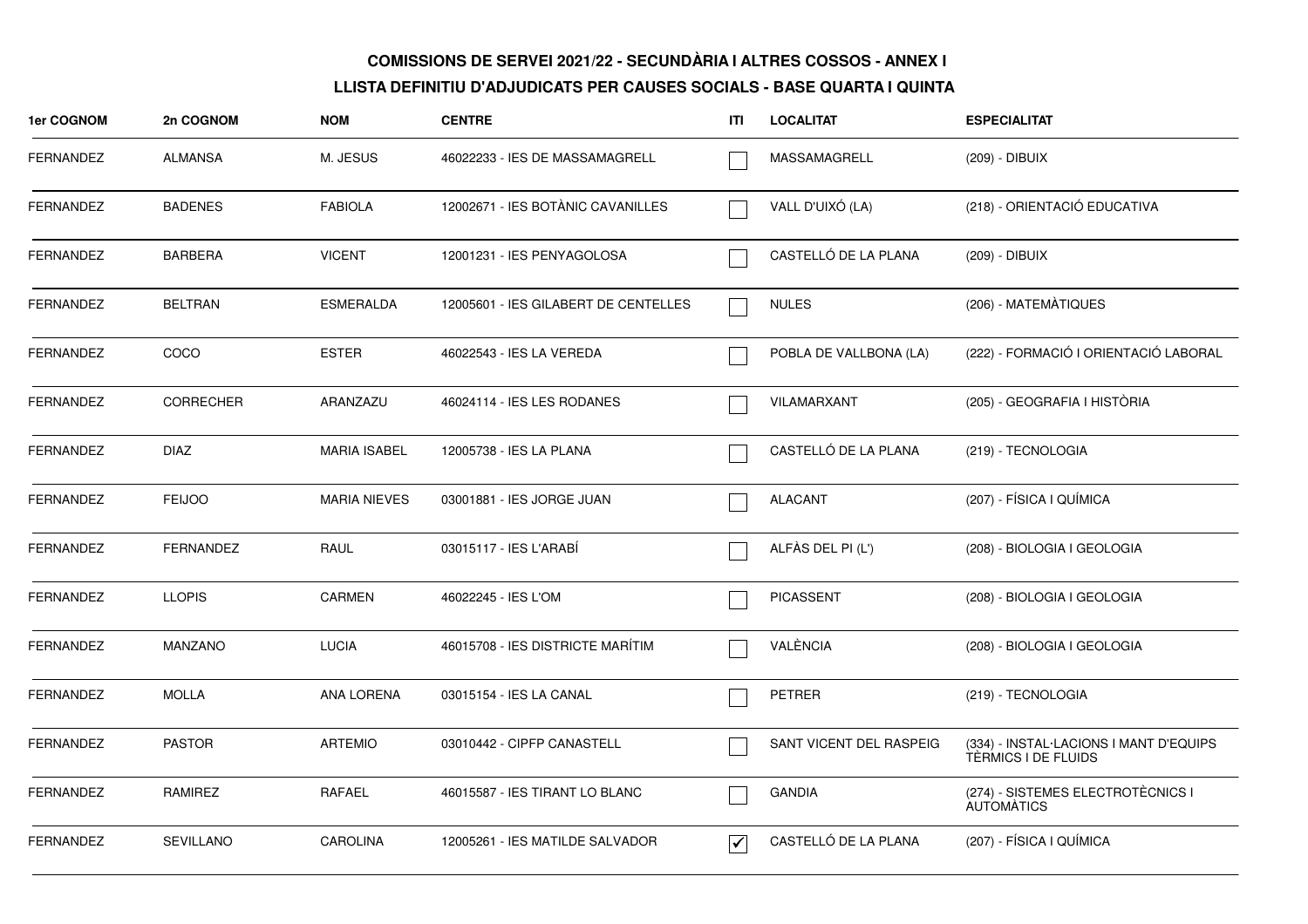**COMISSIONS DE SERVEI 2021/22 - SECUNDÀRIA I ALTRES COSSOS - ANNEX I**

**LLISTA DEFINITIU D'ADJUDICATS PER CAUSES SOCIALS - BASE QUARTA I QUINTA**

| 1er COGNOM | 2n COGNOM | NOM | CENTRE | ITI | LOCALITAT | ESPECIALITAT |
|---|---|---|---|---|---|---|
| FERNANDEZ | ALMANSA | M. JESUS | 46022233 - IES DE MASSAMAGRELL | ☐ | MASSAMAGRELL | (209) - DIBUIX |
| FERNANDEZ | BADENES | FABIOLA | 12002671 - IES BOTÀNIC CAVANILLES | ☐ | VALL D'UIXÓ (LA) | (218) - ORIENTACIÓ EDUCATIVA |
| FERNANDEZ | BARBERA | VICENT | 12001231 - IES PENYAGOLOSA | ☐ | CASTELLÓ DE LA PLANA | (209) - DIBUIX |
| FERNANDEZ | BELTRAN | ESMERALDA | 12005601 - IES GILABERT DE CENTELLES | ☐ | NULES | (206) - MATEMÀTIQUES |
| FERNANDEZ | COCO | ESTER | 46022543 - IES LA VEREDA | ☐ | POBLA DE VALLBONA (LA) | (222) - FORMACIÓ I ORIENTACIÓ LABORAL |
| FERNANDEZ | CORRECHER | ARANZAZU | 46024114 - IES LES RODANES | ☐ | VILAMARXANT | (205) - GEOGRAFIA I HISTÒRIA |
| FERNANDEZ | DIAZ | MARIA ISABEL | 12005738 - IES LA PLANA | ☐ | CASTELLÓ DE LA PLANA | (219) - TECNOLOGIA |
| FERNANDEZ | FEIJOO | MARIA NIEVES | 03001881 - IES JORGE JUAN | ☐ | ALACANT | (207) - FÍSICA I QUÍMICA |
| FERNANDEZ | FERNANDEZ | RAUL | 03015117 - IES L'ARABÍ | ☐ | ALFÀS DEL PI (L') | (208) - BIOLOGIA I GEOLOGIA |
| FERNANDEZ | LLOPIS | CARMEN | 46022245 - IES L'OM | ☐ | PICASSENT | (208) - BIOLOGIA I GEOLOGIA |
| FERNANDEZ | MANZANO | LUCIA | 46015708 - IES DISTRICTE MARÍTIM | ☐ | VALÈNCIA | (208) - BIOLOGIA I GEOLOGIA |
| FERNANDEZ | MOLLA | ANA LORENA | 03015154 - IES LA CANAL | ☐ | PETRER | (219) - TECNOLOGIA |
| FERNANDEZ | PASTOR | ARTEMIO | 03010442 - CIPFP CANASTELL | ☐ | SANT VICENT DEL RASPEIG | (334) - INSTAL·LACIONS I MANT D'EQUIPS TÈRMICS I DE FLUIDS |
| FERNANDEZ | RAMIREZ | RAFAEL | 46015587 - IES TIRANT LO BLANC | ☐ | GANDIA | (274) - SISTEMES ELECTROTÈCNICS I AUTOMÀTICS |
| FERNANDEZ | SEVILLANO | CAROLINA | 12005261 - IES MATILDE SALVADOR | ☑ | CASTELLÓ DE LA PLANA | (207) - FÍSICA I QUÍMICA |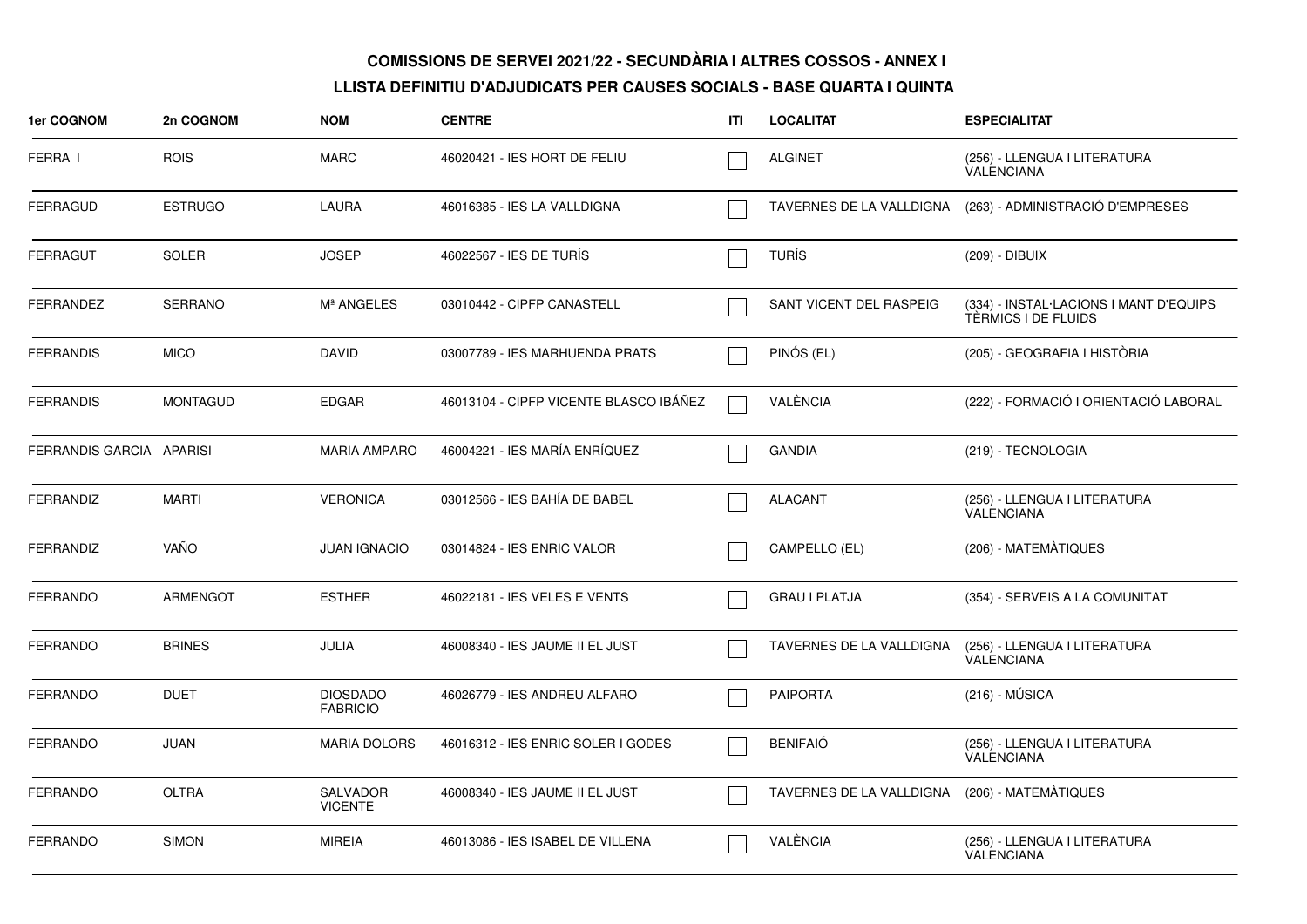# COMISSIONS DE SERVEI 2021/22 - SECUNDÀRIA I ALTRES COSSOS - ANNEX I

## LLISTA DEFINITIU D'ADJUDICATS PER CAUSES SOCIALS - BASE QUARTA I QUINTA

| 1er COGNOM | 2n COGNOM | NOM | CENTRE | ITI | LOCALITAT | ESPECIALITAT |
|---|---|---|---|---|---|---|
| FERRA I | ROIS | MARC | 46020421 - IES HORT DE FELIU | ☐ | ALGINET | (256) - LLENGUA I LITERATURA VALENCIANA |
| FERRAGUD | ESTRUGO | LAURA | 46016385 - IES LA VALLDIGNA | ☐ | TAVERNES DE LA VALLDIGNA | (263) - ADMINISTRACIÓ D'EMPRESES |
| FERRAGUT | SOLER | JOSEP | 46022567 - IES DE TURÍS | ☐ | TURÍS | (209) - DIBUIX |
| FERRANDEZ | SERRANO | Mª ANGELES | 03010442 - CIPFP CANASTELL | ☐ | SANT VICENT DEL RASPEIG | (334) - INSTAL·LACIONS I MANT D'EQUIPS TÈRMICS I DE FLUIDS |
| FERRANDIS | MICO | DAVID | 03007789 - IES MARHUENDA PRATS | ☐ | PINÓS (EL) | (205) - GEOGRAFIA I HISTÒRIA |
| FERRANDIS | MONTAGUD | EDGAR | 46013104 - CIPFP VICENTE BLASCO IBÁÑEZ | ☐ | VALÈNCIA | (222) - FORMACIÓ I ORIENTACIÓ LABORAL |
| FERRANDIS GARCIA | APARISI | MARIA AMPARO | 46004221 - IES MARÍA ENRÍQUEZ | ☐ | GANDIA | (219) - TECNOLOGIA |
| FERRANDIZ | MARTI | VERONICA | 03012566 - IES BAHÍA DE BABEL | ☐ | ALACANT | (256) - LLENGUA I LITERATURA VALENCIANA |
| FERRANDIZ | VAÑO | JUAN IGNACIO | 03014824 - IES ENRIC VALOR | ☐ | CAMPELLO (EL) | (206) - MATEMÀTIQUES |
| FERRANDO | ARMENGOT | ESTHER | 46022181 - IES VELES E VENTS | ☐ | GRAU I PLATJA | (354) - SERVEIS A LA COMUNITAT |
| FERRANDO | BRINES | JULIA | 46008340 - IES JAUME II EL JUST | ☐ | TAVERNES DE LA VALLDIGNA | (256) - LLENGUA I LITERATURA VALENCIANA |
| FERRANDO | DUET | DIOSDADO FABRICIO | 46026779 - IES ANDREU ALFARO | ☐ | PAIPORTA | (216) - MÚSICA |
| FERRANDO | JUAN | MARIA DOLORS | 46016312 - IES ENRIC SOLER I GODES | ☐ | BENIFAIÓ | (256) - LLENGUA I LITERATURA VALENCIANA |
| FERRANDO | OLTRA | SALVADOR VICENTE | 46008340 - IES JAUME II EL JUST | ☐ | TAVERNES DE LA VALLDIGNA | (206) - MATEMÀTIQUES |
| FERRANDO | SIMON | MIREIA | 46013086 - IES ISABEL DE VILLENA | ☐ | VALÈNCIA | (256) - LLENGUA I LITERATURA VALENCIANA |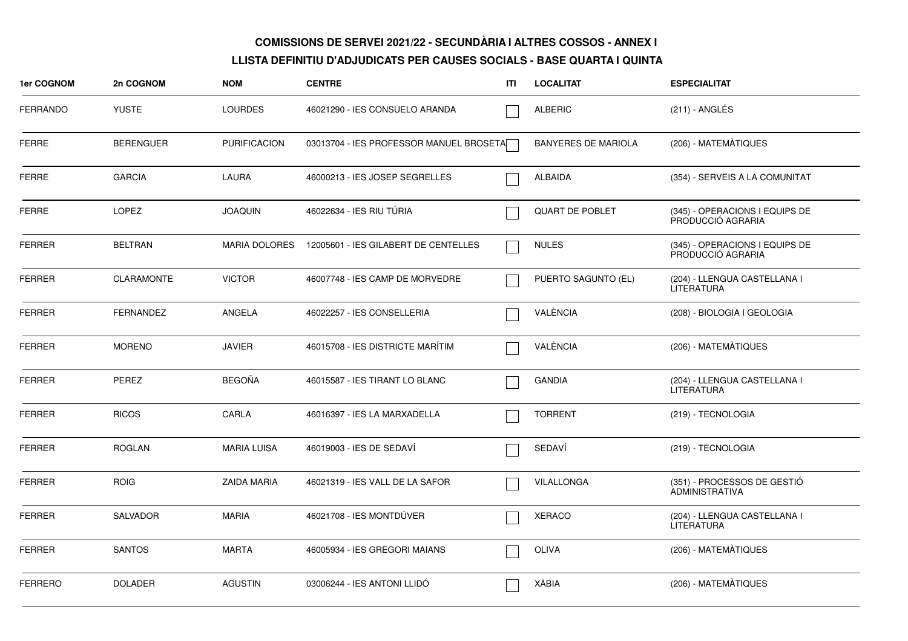**COMISSIONS DE SERVEI 2021/22 - SECUNDÀRIA I ALTRES COSSOS - ANNEX I**

**LLISTA DEFINITIU D'ADJUDICATS PER CAUSES SOCIALS - BASE QUARTA I QUINTA**

| 1er COGNOM | 2n COGNOM | NOM | CENTRE | ITI | LOCALITAT | ESPECIALITAT |
|---|---|---|---|---|---|---|
| FERRANDO | YUSTE | LOURDES | 46021290 - IES CONSUELO ARANDA | ☐ | ALBERIC | (211) - ANGLÉS |
| FERRE | BERENGUER | PURIFICACION | 03013704 - IES PROFESSOR MANUEL BROSETA | ☐ | BANYERES DE MARIOLA | (206) - MATEMÀTIQUES |
| FERRE | GARCIA | LAURA | 46000213 - IES JOSEP SEGRELLES | ☐ | ALBAIDA | (354) - SERVEIS A LA COMUNITAT |
| FERRE | LOPEZ | JOAQUIN | 46022634 - IES RIU TÚRIA | ☐ | QUART DE POBLET | (345) - OPERACIONS I EQUIPS DE PRODUCCIÓ AGRARIA |
| FERRER | BELTRAN | MARIA DOLORES | 12005601 - IES GILABERT DE CENTELLES | ☐ | NULES | (345) - OPERACIONS I EQUIPS DE PRODUCCIÓ AGRARIA |
| FERRER | CLARAMONTE | VICTOR | 46007748 - IES CAMP DE MORVEDRE | ☐ | PUERTO SAGUNTO (EL) | (204) - LLENGUA CASTELLANA I LITERATURA |
| FERRER | FERNANDEZ | ANGELA | 46022257 - IES CONSELLERIA | ☐ | VALÈNCIA | (208) - BIOLOGIA I GEOLOGIA |
| FERRER | MORENO | JAVIER | 46015708 - IES DISTRICTE MARÍTIM | ☐ | VALÈNCIA | (206) - MATEMÀTIQUES |
| FERRER | PEREZ | BEGOÑA | 46015587 - IES TIRANT LO BLANC | ☐ | GANDIA | (204) - LLENGUA CASTELLANA I LITERATURA |
| FERRER | RICOS | CARLA | 46016397 - IES LA MARXADELLA | ☐ | TORRENT | (219) - TECNOLOGIA |
| FERRER | ROGLAN | MARIA LUISA | 46019003 - IES DE SEDAVÍ | ☐ | SEDAVÍ | (219) - TECNOLOGIA |
| FERRER | ROIG | ZAIDA MARIA | 46021319 - IES VALL DE LA SAFOR | ☐ | VILALLONGA | (351) - PROCESSOS DE GESTIÓ ADMINISTRATIVA |
| FERRER | SALVADOR | MARIA | 46021708 - IES MONTDÚVER | ☐ | XERACO | (204) - LLENGUA CASTELLANA I LITERATURA |
| FERRER | SANTOS | MARTA | 46005934 - IES GREGORI MAIANS | ☐ | OLIVA | (206) - MATEMÀTIQUES |
| FERRERO | DOLADER | AGUSTIN | 03006244 - IES ANTONI LLIDÓ | ☐ | XÀBIA | (206) - MATEMÀTIQUES |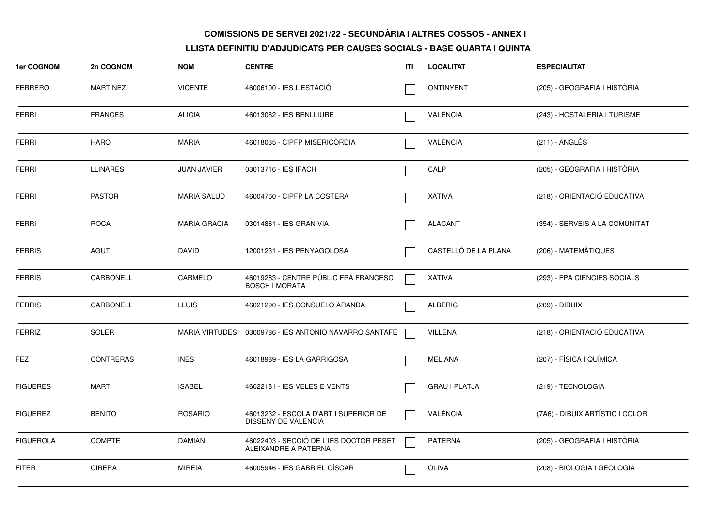**COMISSIONS DE SERVEI 2021/22 - SECUNDÀRIA I ALTRES COSSOS - ANNEX I**

**LLISTA DEFINITIU D'ADJUDICATS PER CAUSES SOCIALS - BASE QUARTA I QUINTA**

| 1er COGNOM | 2n COGNOM | NOM | CENTRE | ITI | LOCALITAT | ESPECIALITAT |
|---|---|---|---|---|---|---|
| FERRERO | MARTINEZ | VICENTE | 46006100 - IES L'ESTACIÓ | ☐ | ONTINYENT | (205) - GEOGRAFIA I HISTÒRIA |
| FERRI | FRANCES | ALICIA | 46013062 - IES BENLLIURE | ☐ | VALÈNCIA | (243) - HOSTALERIA I TURISME |
| FERRI | HARO | MARIA | 46018035 - CIPFP MISERICÒRDIA | ☐ | VALÈNCIA | (211) - ANGLÉS |
| FERRI | LLINARES | JUAN JAVIER | 03013716 - IES IFACH | ☐ | CALP | (205) - GEOGRAFIA I HISTÒRIA |
| FERRI | PASTOR | MARIA SALUD | 46004760 - CIPFP LA COSTERA | ☐ | XÀTIVA | (218) - ORIENTACIÓ EDUCATIVA |
| FERRI | ROCA | MARIA GRACIA | 03014861 - IES GRAN VIA | ☐ | ALACANT | (354) - SERVEIS A LA COMUNITAT |
| FERRIS | AGUT | DAVID | 12001231 - IES PENYAGOLOSA | ☐ | CASTELLÓ DE LA PLANA | (206) - MATEMÀTIQUES |
| FERRIS | CARBONELL | CARMELO | 46019283 - CENTRE PÚBLIC FPA FRANCESC BOSCH I MORATA | ☐ | XÀTIVA | (293) - FPA CIENCIES SOCIALS |
| FERRIS | CARBONELL | LLUIS | 46021290 - IES CONSUELO ARANDA | ☐ | ALBERIC | (209) - DIBUIX |
| FERRIZ | SOLER | MARIA VIRTUDES | 03009786 - IES ANTONIO NAVARRO SANTAFÉ | ☐ | VILLENA | (218) - ORIENTACIÓ EDUCATIVA |
| FEZ | CONTRERAS | INES | 46018989 - IES LA GARRIGOSA | ☐ | MELIANA | (207) - FÍSICA I QUÍMICA |
| FIGUERES | MARTI | ISABEL | 46022181 - IES VELES E VENTS | ☐ | GRAU I PLATJA | (219) - TECNOLOGIA |
| FIGUEREZ | BENITO | ROSARIO | 46013232 - ESCOLA D'ART I SUPERIOR DE DISSENY DE VALENCIA | ☐ | VALÈNCIA | (7A6) - DIBUIX ARTÍSTIC I COLOR |
| FIGUEROLA | COMPTE | DAMIAN | 46022403 - SECCIÓ DE L'IES DOCTOR PESET ALEIXANDRE A PATERNA | ☐ | PATERNA | (205) - GEOGRAFIA I HISTÒRIA |
| FITER | CIRERA | MIREIA | 46005946 - IES GABRIEL CÍSCAR | ☐ | OLIVA | (208) - BIOLOGIA I GEOLOGIA |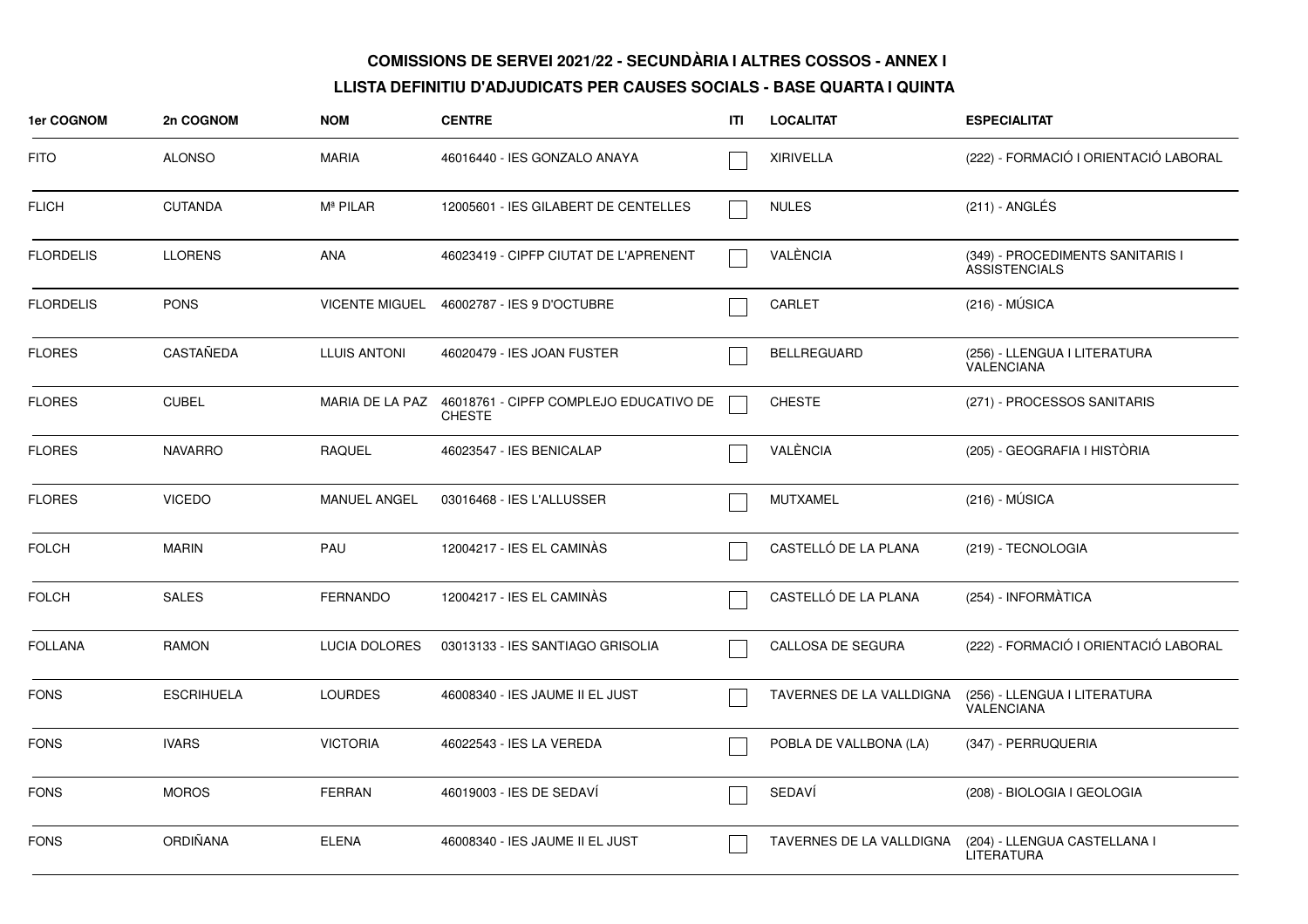**COMISSIONS DE SERVEI 2021/22 - SECUNDÀRIA I ALTRES COSSOS - ANNEX I**

**LLISTA DEFINITIU D'ADJUDICATS PER CAUSES SOCIALS - BASE QUARTA I QUINTA**

| 1er COGNOM | 2n COGNOM | NOM | CENTRE | ITI | LOCALITAT | ESPECIALITAT |
|---|---|---|---|---|---|---|
| FITO | ALONSO | MARIA | 46016440 - IES GONZALO ANAYA | ☐ | XIRIVELLA | (222) - FORMACIÓ I ORIENTACIÓ LABORAL |
| FLICH | CUTANDA | Mª PILAR | 12005601 - IES GILABERT DE CENTELLES | ☐ | NULES | (211) - ANGLÉS |
| FLORDELIS | LLORENS | ANA | 46023419 - CIPFP CIUTAT DE L'APRENENT | ☐ | VALÈNCIA | (349) - PROCEDIMENTS SANITARIS I ASSISTENCIALS |
| FLORDELIS | PONS | VICENTE MIGUEL | 46002787 - IES 9 D'OCTUBRE | ☐ | CARLET | (216) - MÚSICA |
| FLORES | CASTAÑEDA | LLUIS ANTONI | 46020479 - IES JOAN FUSTER | ☐ | BELLREGUARD | (256) - LLENGUA I LITERATURA VALENCIANA |
| FLORES | CUBEL | MARIA DE LA PAZ | 46018761 - CIPFP COMPLEJO EDUCATIVO DE CHESTE | ☐ | CHESTE | (271) - PROCESSOS SANITARIS |
| FLORES | NAVARRO | RAQUEL | 46023547 - IES BENICALAP | ☐ | VALÈNCIA | (205) - GEOGRAFIA I HISTÒRIA |
| FLORES | VICEDO | MANUEL ANGEL | 03016468 - IES L'ALLUSSER | ☐ | MUTXAMEL | (216) - MÚSICA |
| FOLCH | MARIN | PAU | 12004217 - IES EL CAMINÀS | ☐ | CASTELLÓ DE LA PLANA | (219) - TECNOLOGIA |
| FOLCH | SALES | FERNANDO | 12004217 - IES EL CAMINÀS | ☐ | CASTELLÓ DE LA PLANA | (254) - INFORMÀTICA |
| FOLLANA | RAMON | LUCIA DOLORES | 03013133 - IES SANTIAGO GRISOLIA | ☐ | CALLOSA DE SEGURA | (222) - FORMACIÓ I ORIENTACIÓ LABORAL |
| FONS | ESCRIHUELA | LOURDES | 46008340 - IES JAUME II EL JUST | ☐ | TAVERNES DE LA VALLDIGNA | (256) - LLENGUA I LITERATURA VALENCIANA |
| FONS | IVARS | VICTORIA | 46022543 - IES LA VEREDA | ☐ | POBLA DE VALLBONA (LA) | (347) - PERRUQUERIA |
| FONS | MOROS | FERRAN | 46019003 - IES DE SEDAVÍ | ☐ | SEDAVÍ | (208) - BIOLOGIA I GEOLOGIA |
| FONS | ORDIÑANA | ELENA | 46008340 - IES JAUME II EL JUST | ☐ | TAVERNES DE LA VALLDIGNA | (204) - LLENGUA CASTELLANA I LITERATURA |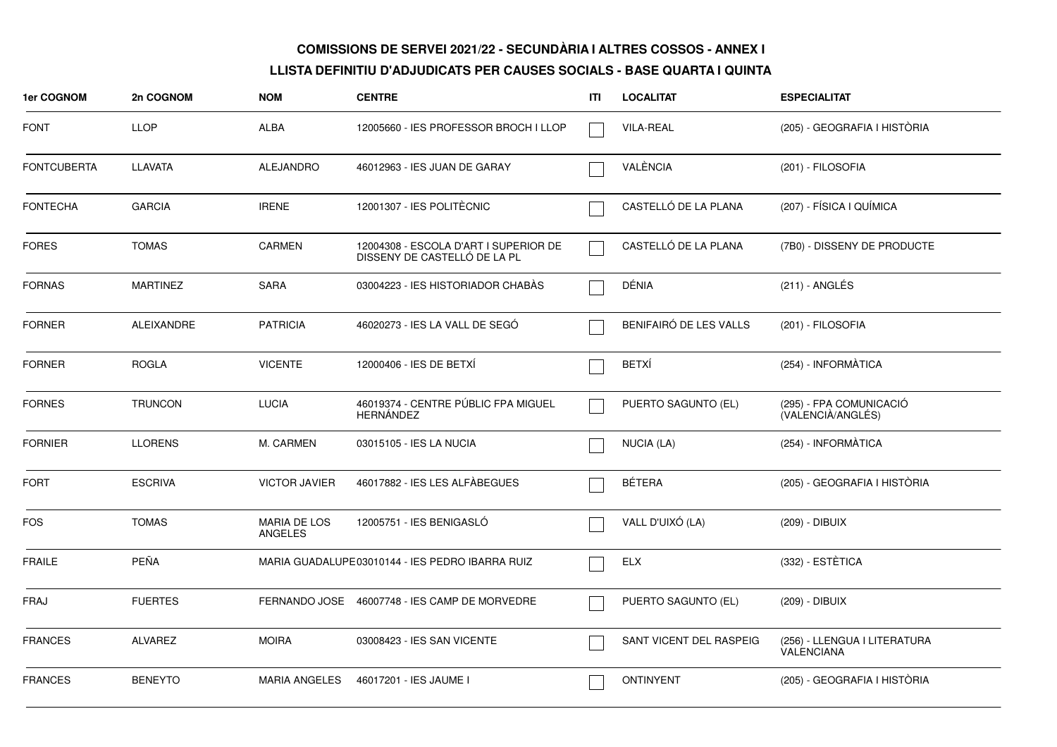# COMISSIONS DE SERVEI 2021/22 - SECUNDÀRIA I ALTRES COSSOS - ANNEX I

## LLISTA DEFINITIU D'ADJUDICATS PER CAUSES SOCIALS - BASE QUARTA I QUINTA

| 1er COGNOM | 2n COGNOM | NOM | CENTRE | ITI | LOCALITAT | ESPECIALITAT |
|---|---|---|---|---|---|---|
| FONT | LLOP | ALBA | 12005660 - IES PROFESSOR BROCH I LLOP | ☐ | VILA-REAL | (205) - GEOGRAFIA I HISTÒRIA |
| FONTCUBERTA | LLAVATA | ALEJANDRO | 46012963 - IES JUAN DE GARAY | ☐ | VALÈNCIA | (201) - FILOSOFIA |
| FONTECHA | GARCIA | IRENE | 12001307 - IES POLITÈCNIC | ☐ | CASTELLÓ DE LA PLANA | (207) - FÍSICA I QUÍMICA |
| FORES | TOMAS | CARMEN | 12004308 - ESCOLA D'ART I SUPERIOR DE DISSENY DE CASTELLÓ DE LA PL | ☐ | CASTELLÓ DE LA PLANA | (7B0) - DISSENY DE PRODUCTE |
| FORNAS | MARTINEZ | SARA | 03004223 - IES HISTORIADOR CHABÀS | ☐ | DÉNIA | (211) - ANGLÉS |
| FORNER | ALEIXANDRE | PATRICIA | 46020273 - IES LA VALL DE SEGÓ | ☐ | BENIFAIRÓ DE LES VALLS | (201) - FILOSOFIA |
| FORNER | ROGLA | VICENTE | 12000406 - IES DE BETXÍ | ☐ | BETXÍ | (254) - INFORMÀTICA |
| FORNES | TRUNCON | LUCIA | 46019374 - CENTRE PÚBLIC FPA MIGUEL HERNÁNDEZ | ☐ | PUERTO SAGUNTO (EL) | (295) - FPA COMUNICACIÓ (VALENCIÀ/ANGLÉS) |
| FORNIER | LLORENS | M. CARMEN | 03015105 - IES LA NUCIA | ☐ | NUCIA (LA) | (254) - INFORMÀTICA |
| FORT | ESCRIVA | VICTOR JAVIER | 46017882 - IES LES ALFÀBEGUES | ☐ | BÉTERA | (205) - GEOGRAFIA I HISTÒRIA |
| FOS | TOMAS | MARIA DE LOS ANGELES | 12005751 - IES BENIGASLÓ | ☐ | VALL D'UIXÓ (LA) | (209) - DIBUIX |
| FRAILE | PEÑA | MARIA GUADALUPE | 03010144 - IES PEDRO IBARRA RUIZ | ☐ | ELX | (332) - ESTÈTICA |
| FRAJ | FUERTES | FERNANDO JOSE | 46007748 - IES CAMP DE MORVEDRE | ☐ | PUERTO SAGUNTO (EL) | (209) - DIBUIX |
| FRANCES | ALVAREZ | MOIRA | 03008423 - IES SAN VICENTE | ☐ | SANT VICENT DEL RASPEIG | (256) - LLENGUA I LITERATURA VALENCIANA |
| FRANCES | BENEYTO | MARIA ANGELES | 46017201 - IES JAUME I | ☐ | ONTINYENT | (205) - GEOGRAFIA I HISTÒRIA |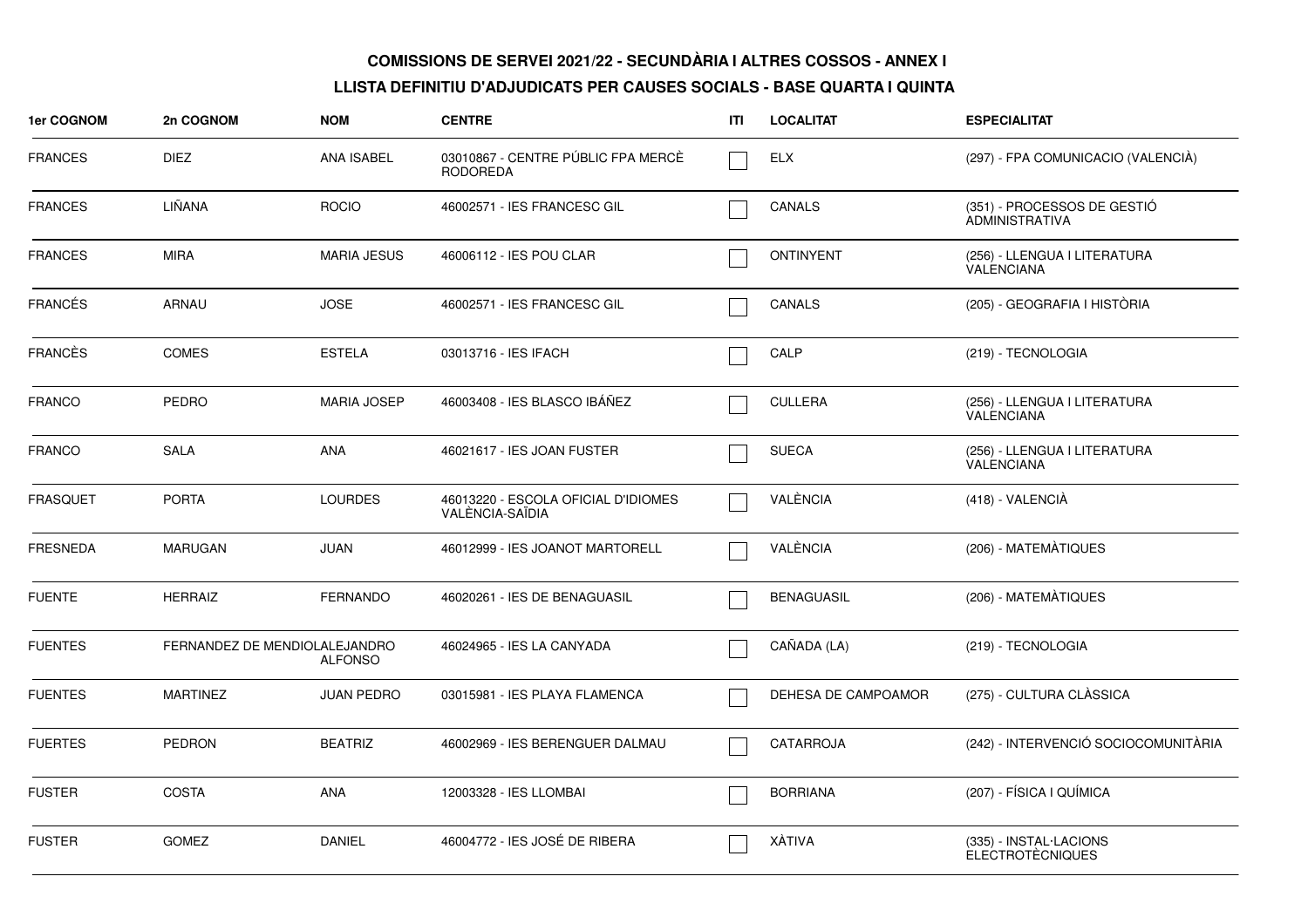**COMISSIONS DE SERVEI 2021/22 - SECUNDÀRIA I ALTRES COSSOS - ANNEX I**

**LLISTA DEFINITIU D'ADJUDICATS PER CAUSES SOCIALS - BASE QUARTA I QUINTA**

| 1er COGNOM | 2n COGNOM | NOM | CENTRE | ITI | LOCALITAT | ESPECIALITAT |
|---|---|---|---|---|---|---|
| FRANCES | DIEZ | ANA ISABEL | 03010867 - CENTRE PÚBLIC FPA MERCÈ RODOREDA | ☐ | ELX | (297) - FPA COMUNICACIO (VALENCIÀ) |
| FRANCES | LIÑANA | ROCIO | 46002571 - IES FRANCESC GIL | ☐ | CANALS | (351) - PROCESSOS DE GESTIÓ ADMINISTRATIVA |
| FRANCES | MIRA | MARIA JESUS | 46006112 - IES POU CLAR | ☐ | ONTINYENT | (256) - LLENGUA I LITERATURA VALENCIANA |
| FRANCÉS | ARNAU | JOSE | 46002571 - IES FRANCESC GIL | ☐ | CANALS | (205) - GEOGRAFIA I HISTÒRIA |
| FRANCÈS | COMES | ESTELA | 03013716 - IES IFACH | ☐ | CALP | (219) - TECNOLOGIA |
| FRANCO | PEDRO | MARIA JOSEP | 46003408 - IES BLASCO IBÁÑEZ | ☐ | CULLERA | (256) - LLENGUA I LITERATURA VALENCIANA |
| FRANCO | SALA | ANA | 46021617 - IES JOAN FUSTER | ☐ | SUECA | (256) - LLENGUA I LITERATURA VALENCIANA |
| FRASQUET | PORTA | LOURDES | 46013220 - ESCOLA OFICIAL D'IDIOMES VALÈNCIA-SAÏDIA | ☐ | VALÈNCIA | (418) - VALENCIÀ |
| FRESNEDA | MARUGAN | JUAN | 46012999 - IES JOANOT MARTORELL | ☐ | VALÈNCIA | (206) - MATEMÀTIQUES |
| FUENTE | HERRAIZ | FERNANDO | 46020261 - IES DE BENAGUASIL | ☐ | BENAGUASIL | (206) - MATEMÀTIQUES |
| FUENTES | FERNANDEZ DE MENDIOLA | ALEJANDRO ALFONSO | 46024965 - IES LA CANYADA | ☐ | CAÑADA (LA) | (219) - TECNOLOGIA |
| FUENTES | MARTINEZ | JUAN PEDRO | 03015981 - IES PLAYA FLAMENCA | ☐ | DEHESA DE CAMPOAMOR | (275) - CULTURA CLÀSSICA |
| FUERTES | PEDRON | BEATRIZ | 46002969 - IES BERENGUER DALMAU | ☐ | CATARROJA | (242) - INTERVENCIÓ SOCIOCOMUNITÀRIA |
| FUSTER | COSTA | ANA | 12003328 - IES LLOMBAI | ☐ | BORRIANA | (207) - FÍSICA I QUÍMICA |
| FUSTER | GOMEZ | DANIEL | 46004772 - IES JOSÉ DE RIBERA | ☐ | XÀTIVA | (335) - INSTAL·LACIONS ELECTROTÈCNIQUES |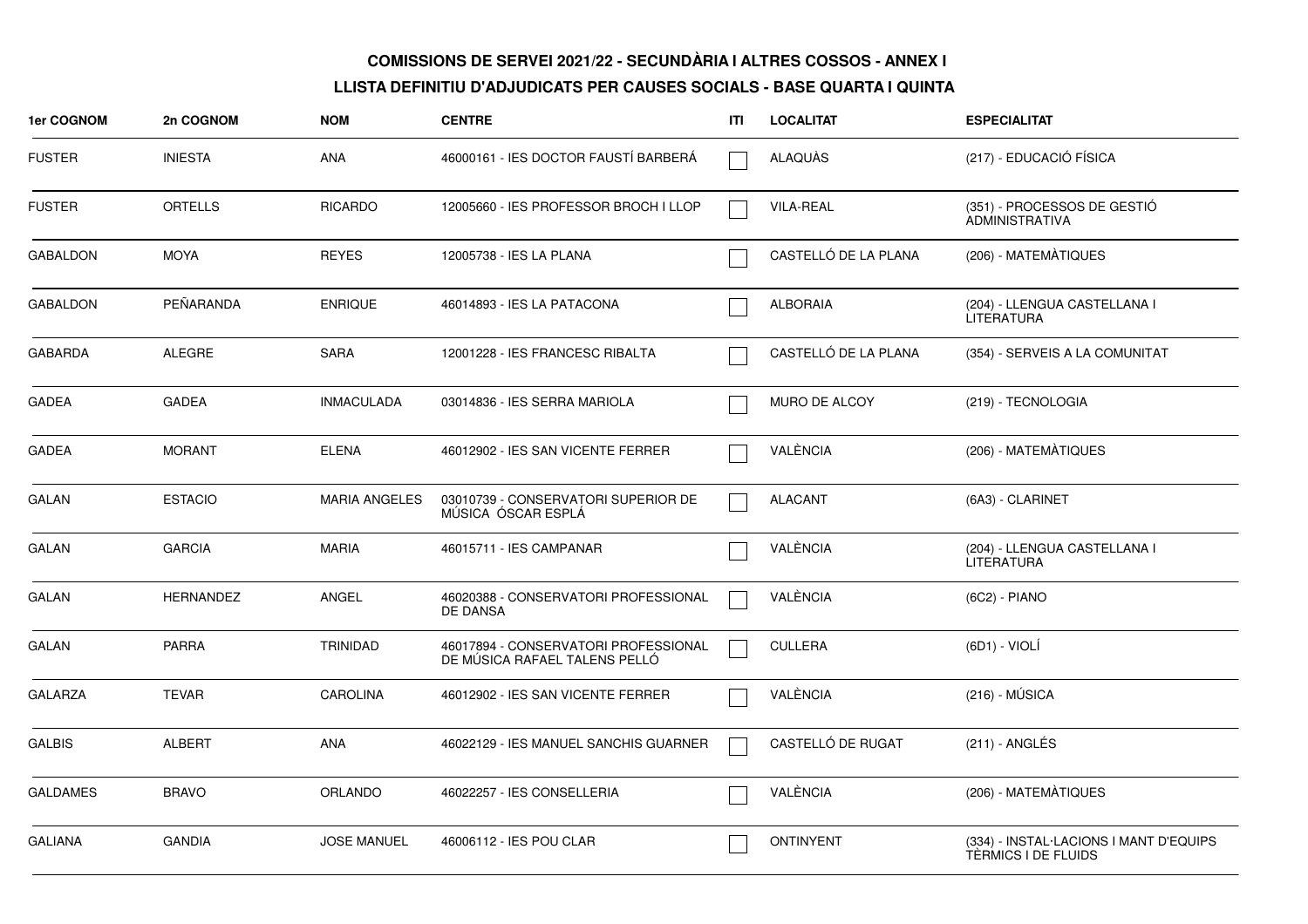**COMISSIONS DE SERVEI 2021/22 - SECUNDÀRIA I ALTRES COSSOS - ANNEX I**

**LLISTA DEFINITIU D'ADJUDICATS PER CAUSES SOCIALS - BASE QUARTA I QUINTA**

| 1er COGNOM | 2n COGNOM | NOM | CENTRE | ITI | LOCALITAT | ESPECIALITAT |
|---|---|---|---|---|---|---|
| FUSTER | INIESTA | ANA | 46000161 - IES DOCTOR FAUSTÍ BARBERÁ | ☐ | ALAQUÀS | (217) - EDUCACIÓ FÍSICA |
| FUSTER | ORTELLS | RICARDO | 12005660 - IES PROFESSOR BROCH I LLOP | ☐ | VILA-REAL | (351) - PROCESSOS DE GESTIÓ ADMINISTRATIVA |
| GABALDON | MOYA | REYES | 12005738 - IES LA PLANA | ☐ | CASTELLÓ DE LA PLANA | (206) - MATEMÀTIQUES |
| GABALDON | PEÑARANDA | ENRIQUE | 46014893 - IES LA PATACONA | ☐ | ALBORAIA | (204) - LLENGUA CASTELLANA I LITERATURA |
| GABARDA | ALEGRE | SARA | 12001228 - IES FRANCESC RIBALTA | ☐ | CASTELLÓ DE LA PLANA | (354) - SERVEIS A LA COMUNITAT |
| GADEA | GADEA | INMACULADA | 03014836 - IES SERRA MARIOLA | ☐ | MURO DE ALCOY | (219) - TECNOLOGIA |
| GADEA | MORANT | ELENA | 46012902 - IES SAN VICENTE FERRER | ☐ | VALÈNCIA | (206) - MATEMÀTIQUES |
| GALAN | ESTACIO | MARIA ANGELES | 03010739 - CONSERVATORI SUPERIOR DE MÚSICA ÓSCAR ESPLÁ | ☐ | ALACANT | (6A3) - CLARINET |
| GALAN | GARCIA | MARIA | 46015711 - IES CAMPANAR | ☐ | VALÈNCIA | (204) - LLENGUA CASTELLANA I LITERATURA |
| GALAN | HERNANDEZ | ANGEL | 46020388 - CONSERVATORI PROFESSIONAL DE DANSA | ☐ | VALÈNCIA | (6C2) - PIANO |
| GALAN | PARRA | TRINIDAD | 46017894 - CONSERVATORI PROFESSIONAL DE MÚSICA RAFAEL TALENS PELLÓ | ☐ | CULLERA | (6D1) - VIOLÍ |
| GALARZA | TEVAR | CAROLINA | 46012902 - IES SAN VICENTE FERRER | ☐ | VALÈNCIA | (216) - MÚSICA |
| GALBIS | ALBERT | ANA | 46022129 - IES MANUEL SANCHIS GUARNER | ☐ | CASTELLÓ DE RUGAT | (211) - ANGLÉS |
| GALDAMES | BRAVO | ORLANDO | 46022257 - IES CONSELLERIA | ☐ | VALÈNCIA | (206) - MATEMÀTIQUES |
| GALIANA | GANDIA | JOSE MANUEL | 46006112 - IES POU CLAR | ☐ | ONTINYENT | (334) - INSTAL·LACIONS I MANT D'EQUIPS TÈRMICS I DE FLUIDS |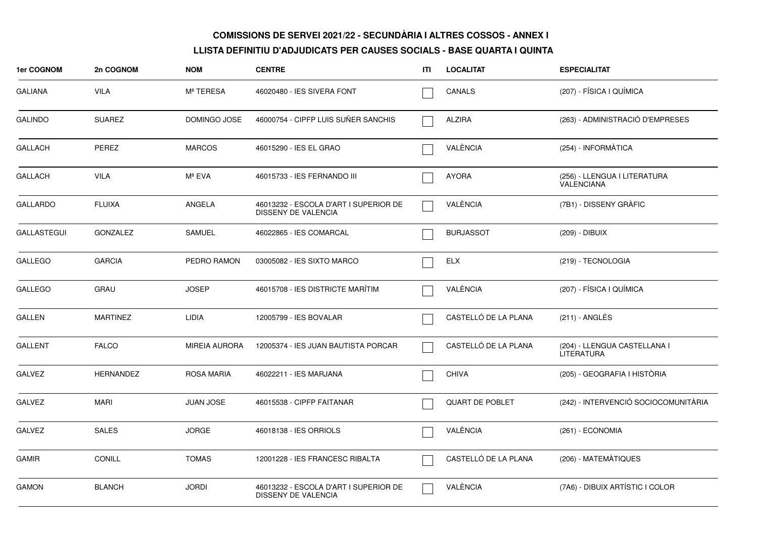**COMISSIONS DE SERVEI 2021/22 - SECUNDÀRIA I ALTRES COSSOS - ANNEX I**

**LLISTA DEFINITIU D'ADJUDICATS PER CAUSES SOCIALS - BASE QUARTA I QUINTA**

| 1er COGNOM | 2n COGNOM | NOM | CENTRE | ITI | LOCALITAT | ESPECIALITAT |
|---|---|---|---|---|---|---|
| GALIANA | VILA | Mª TERESA | 46020480 - IES SIVERA FONT | ☐ | CANALS | (207) - FÍSICA I QUÍMICA |
| GALINDO | SUAREZ | DOMINGO JOSE | 46000754 - CIPFP LUIS SUÑER SANCHIS | ☐ | ALZIRA | (263) - ADMINISTRACIÓ D'EMPRESES |
| GALLACH | PEREZ | MARCOS | 46015290 - IES EL GRAO | ☐ | VALÈNCIA | (254) - INFORMÀTICA |
| GALLACH | VILA | Mª EVA | 46015733 - IES FERNANDO III | ☐ | AYORA | (256) - LLENGUA I LITERATURA VALENCIANA |
| GALLARDO | FLUIXA | ANGELA | 46013232 - ESCOLA D'ART I SUPERIOR DE DISSENY DE VALENCIA | ☐ | VALÈNCIA | (7B1) - DISSENY GRÀFIC |
| GALLASTEGUI | GONZALEZ | SAMUEL | 46022865 - IES COMARCAL | ☐ | BURJASSOT | (209) - DIBUIX |
| GALLEGO | GARCIA | PEDRO RAMON | 03005082 - IES SIXTO MARCO | ☐ | ELX | (219) - TECNOLOGIA |
| GALLEGO | GRAU | JOSEP | 46015708 - IES DISTRICTE MARÍTIM | ☐ | VALÈNCIA | (207) - FÍSICA I QUÍMICA |
| GALLEN | MARTINEZ | LIDIA | 12005799 - IES BOVALAR | ☐ | CASTELLÓ DE LA PLANA | (211) - ANGLÉS |
| GALLENT | FALCO | MIREIA AURORA | 12005374 - IES JUAN BAUTISTA PORCAR | ☐ | CASTELLÓ DE LA PLANA | (204) - LLENGUA CASTELLANA I LITERATURA |
| GALVEZ | HERNANDEZ | ROSA MARIA | 46022211 - IES MARJANA | ☐ | CHIVA | (205) - GEOGRAFIA I HISTÒRIA |
| GALVEZ | MARI | JUAN JOSE | 46015538 - CIPFP FAITANAR | ☐ | QUART DE POBLET | (242) - INTERVENCIÓ SOCIOCOMUNITÀRIA |
| GALVEZ | SALES | JORGE | 46018138 - IES ORRIOLS | ☐ | VALÈNCIA | (261) - ECONOMIA |
| GAMIR | CONILL | TOMAS | 12001228 - IES FRANCESC RIBALTA | ☐ | CASTELLÓ DE LA PLANA | (206) - MATEMÀTIQUES |
| GAMON | BLANCH | JORDI | 46013232 - ESCOLA D'ART I SUPERIOR DE DISSENY DE VALENCIA | ☐ | VALÈNCIA | (7A6) - DIBUIX ARTÍSTIC I COLOR |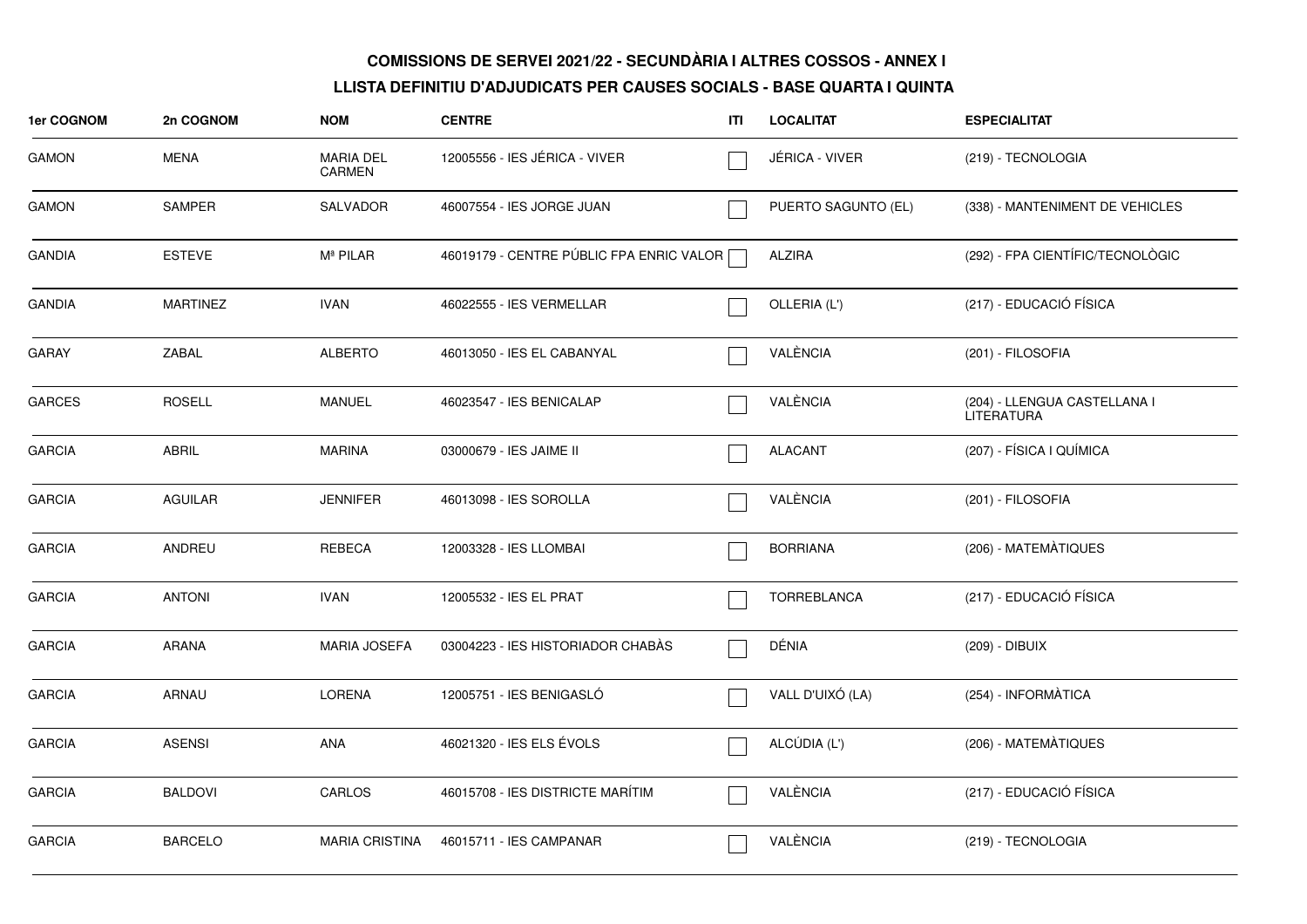## COMISSIONS DE SERVEI 2021/22 - SECUNDÀRIA I ALTRES COSSOS - ANNEX I

### LLISTA DEFINITIU D'ADJUDICATS PER CAUSES SOCIALS - BASE QUARTA I QUINTA

| 1er COGNOM | 2n COGNOM | NOM | CENTRE | ITI | LOCALITAT | ESPECIALITAT |
|---|---|---|---|---|---|---|
| GAMON | MENA | MARIA DEL CARMEN | 12005556 - IES JÉRICA - VIVER | ☐ | JÉRICA - VIVER | (219) - TECNOLOGIA |
| GAMON | SAMPER | SALVADOR | 46007554 - IES JORGE JUAN | ☐ | PUERTO SAGUNTO (EL) | (338) - MANTENIMENT DE VEHICLES |
| GANDIA | ESTEVE | Mª PILAR | 46019179 - CENTRE PÚBLIC FPA ENRIC VALOR | ☐ | ALZIRA | (292) - FPA CIENTÍFIC/TECNOLÒGIC |
| GANDIA | MARTINEZ | IVAN | 46022555 - IES VERMELLAR | ☐ | OLLERIA (L') | (217) - EDUCACIÓ FÍSICA |
| GARAY | ZABAL | ALBERTO | 46013050 - IES EL CABANYAL | ☐ | VALÈNCIA | (201) - FILOSOFIA |
| GARCES | ROSELL | MANUEL | 46023547 - IES BENICALAP | ☐ | VALÈNCIA | (204) - LLENGUA CASTELLANA I LITERATURA |
| GARCIA | ABRIL | MARINA | 03000679 - IES JAIME II | ☐ | ALACANT | (207) - FÍSICA I QUÍMICA |
| GARCIA | AGUILAR | JENNIFER | 46013098 - IES SOROLLA | ☐ | VALÈNCIA | (201) - FILOSOFIA |
| GARCIA | ANDREU | REBECA | 12003328 - IES LLOMBAI | ☐ | BORRIANA | (206) - MATEMÀTIQUES |
| GARCIA | ANTONI | IVAN | 12005532 - IES EL PRAT | ☐ | TORREBLANCA | (217) - EDUCACIÓ FÍSICA |
| GARCIA | ARANA | MARIA JOSEFA | 03004223 - IES HISTORIADOR CHABÀS | ☐ | DÉNIA | (209) - DIBUIX |
| GARCIA | ARNAU | LORENA | 12005751 - IES BENIGASLÓ | ☐ | VALL D'UIXÓ (LA) | (254) - INFORMÀTICA |
| GARCIA | ASENSI | ANA | 46021320 - IES ELS ÉVOLS | ☐ | ALCÚDIA (L') | (206) - MATEMÀTIQUES |
| GARCIA | BALDOVI | CARLOS | 46015708 - IES DISTRICTE MARÍTIM | ☐ | VALÈNCIA | (217) - EDUCACIÓ FÍSICA |
| GARCIA | BARCELO | MARIA CRISTINA | 46015711 - IES CAMPANAR | ☐ | VALÈNCIA | (219) - TECNOLOGIA |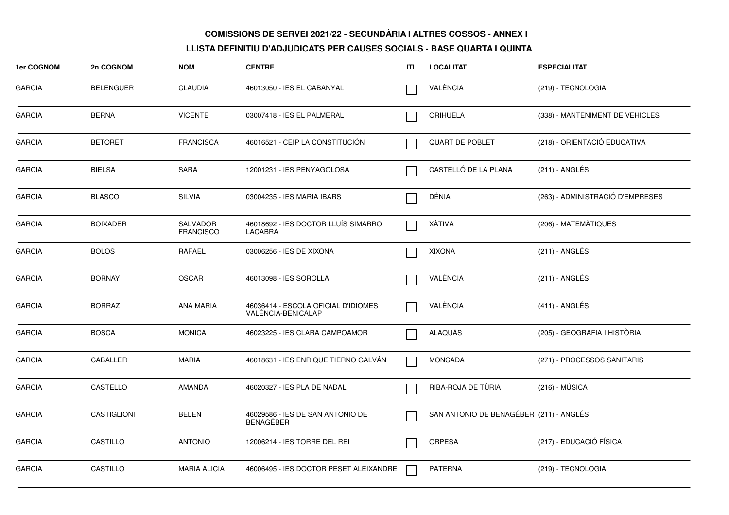**COMISSIONS DE SERVEI 2021/22 - SECUNDÀRIA I ALTRES COSSOS - ANNEX I**

**LLISTA DEFINITIU D'ADJUDICATS PER CAUSES SOCIALS - BASE QUARTA I QUINTA**

| 1er COGNOM | 2n COGNOM | NOM | CENTRE | ITI | LOCALITAT | ESPECIALITAT |
|---|---|---|---|---|---|---|
| GARCIA | BELENGUER | CLAUDIA | 46013050 - IES EL CABANYAL | ☐ | VALÈNCIA | (219) - TECNOLOGIA |
| GARCIA | BERNA | VICENTE | 03007418 - IES EL PALMERAL | ☐ | ORIHUELA | (338) - MANTENIMENT DE VEHICLES |
| GARCIA | BETORET | FRANCISCA | 46016521 - CEIP LA CONSTITUCIÓN | ☐ | QUART DE POBLET | (218) - ORIENTACIÓ EDUCATIVA |
| GARCIA | BIELSA | SARA | 12001231 - IES PENYAGOLOSA | ☐ | CASTELLÓ DE LA PLANA | (211) - ANGLÉS |
| GARCIA | BLASCO | SILVIA | 03004235 - IES MARIA IBARS | ☐ | DÉNIA | (263) - ADMINISTRACIÓ D'EMPRESES |
| GARCIA | BOIXADER | SALVADOR FRANCISCO | 46018692 - IES DOCTOR LLUÍS SIMARRO LACABRA | ☐ | XÀTIVA | (206) - MATEMÀTIQUES |
| GARCIA | BOLOS | RAFAEL | 03006256 - IES DE XIXONA | ☐ | XIXONA | (211) - ANGLÉS |
| GARCIA | BORNAY | OSCAR | 46013098 - IES SOROLLA | ☐ | VALÈNCIA | (211) - ANGLÉS |
| GARCIA | BORRAZ | ANA MARIA | 46036414 - ESCOLA OFICIAL D'IDIOMES VALÈNCIA-BENICALAP | ☐ | VALÈNCIA | (411) - ANGLÉS |
| GARCIA | BOSCA | MONICA | 46023225 - IES CLARA CAMPOAMOR | ☐ | ALAQUÀS | (205) - GEOGRAFIA I HISTÒRIA |
| GARCIA | CABALLER | MARIA | 46018631 - IES ENRIQUE TIERNO GALVÁN | ☐ | MONCADA | (271) - PROCESSOS SANITARIS |
| GARCIA | CASTELLO | AMANDA | 46020327 - IES PLA DE NADAL | ☐ | RIBA-ROJA DE TÚRIA | (216) - MÚSICA |
| GARCIA | CASTIGLIONI | BELEN | 46029586 - IES DE SAN ANTONIO DE BENAGÉBER | ☐ | SAN ANTONIO DE BENAGÉBER | (211) - ANGLÉS |
| GARCIA | CASTILLO | ANTONIO | 12006214 - IES TORRE DEL REI | ☐ | ORPESA | (217) - EDUCACIÓ FÍSICA |
| GARCIA | CASTILLO | MARIA ALICIA | 46006495 - IES DOCTOR PESET ALEIXANDRE | ☐ | PATERNA | (219) - TECNOLOGIA |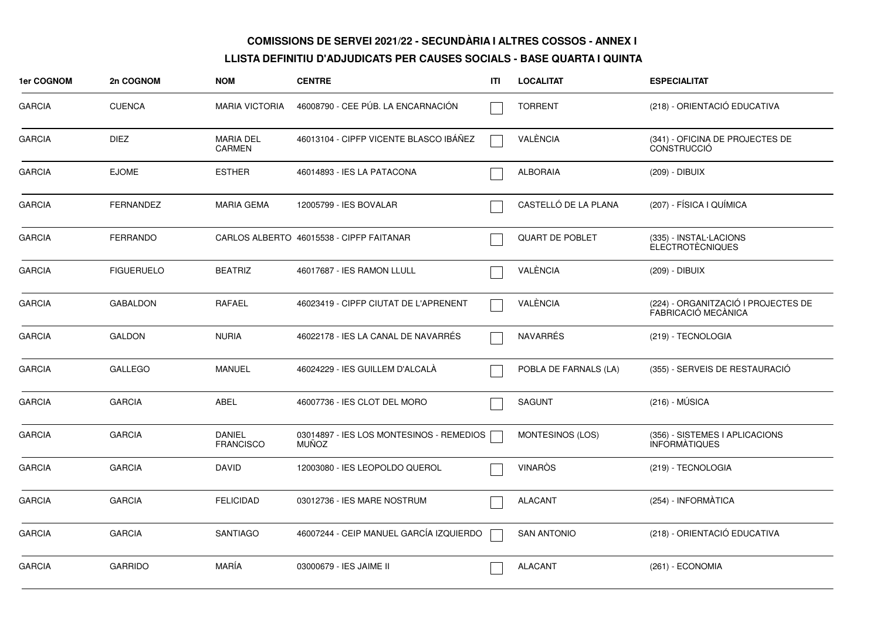**COMISSIONS DE SERVEI 2021/22 - SECUNDÀRIA I ALTRES COSSOS - ANNEX I**

**LLISTA DEFINITIU D'ADJUDICATS PER CAUSES SOCIALS - BASE QUARTA I QUINTA**

| 1er COGNOM | 2n COGNOM | NOM | CENTRE | ITI | LOCALITAT | ESPECIALITAT |
|---|---|---|---|---|---|---|
| GARCIA | CUENCA | MARIA VICTORIA | 46008790 - CEE PÚB. LA ENCARNACIÓN | | TORRENT | (218) - ORIENTACIÓ EDUCATIVA |
| GARCIA | DIEZ | MARIA DEL CARMEN | 46013104 - CIPFP VICENTE BLASCO IBÁÑEZ | | VALÈNCIA | (341) - OFICINA DE PROJECTES DE CONSTRUCCIÓ |
| GARCIA | EJOME | ESTHER | 46014893 - IES LA PATACONA | | ALBORAIA | (209) - DIBUIX |
| GARCIA | FERNANDEZ | MARIA GEMA | 12005799 - IES BOVALAR | | CASTELLÓ DE LA PLANA | (207) - FÍSICA I QUÍMICA |
| GARCIA | FERRANDO | CARLOS ALBERTO | 46015538 - CIPFP FAITANAR | | QUART DE POBLET | (335) - INSTAL·LACIONS ELECTROTÈCNIQUES |
| GARCIA | FIGUERUELO | BEATRIZ | 46017687 - IES RAMON LLULL | | VALÈNCIA | (209) - DIBUIX |
| GARCIA | GABALDON | RAFAEL | 46023419 - CIPFP CIUTAT DE L'APRENENT | | VALÈNCIA | (224) - ORGANITZACIÓ I PROJECTES DE FABRICACIÓ MECÀNICA |
| GARCIA | GALDON | NURIA | 46022178 - IES LA CANAL DE NAVARRÉS | | NAVARRÉS | (219) - TECNOLOGIA |
| GARCIA | GALLEGO | MANUEL | 46024229 - IES GUILLEM D'ALCALÀ | | POBLA DE FARNALS (LA) | (355) - SERVEIS DE RESTAURACIÓ |
| GARCIA | GARCIA | ABEL | 46007736 - IES CLOT DEL MORO | | SAGUNT | (216) - MÚSICA |
| GARCIA | GARCIA | DANIEL FRANCISCO | 03014897 - IES LOS MONTESINOS - REMEDIOS MUÑOZ | | MONTESINOS (LOS) | (356) - SISTEMES I APLICACIONS INFORMÀTIQUES |
| GARCIA | GARCIA | DAVID | 12003080 - IES LEOPOLDO QUEROL | | VINARÒS | (219) - TECNOLOGIA |
| GARCIA | GARCIA | FELICIDAD | 03012736 - IES MARE NOSTRUM | | ALACANT | (254) - INFORMÀTICA |
| GARCIA | GARCIA | SANTIAGO | 46007244 - CEIP MANUEL GARCÍA IZQUIERDO | | SAN ANTONIO | (218) - ORIENTACIÓ EDUCATIVA |
| GARCIA | GARRIDO | MARÍA | 03000679 - IES JAIME II | | ALACANT | (261) - ECONOMIA |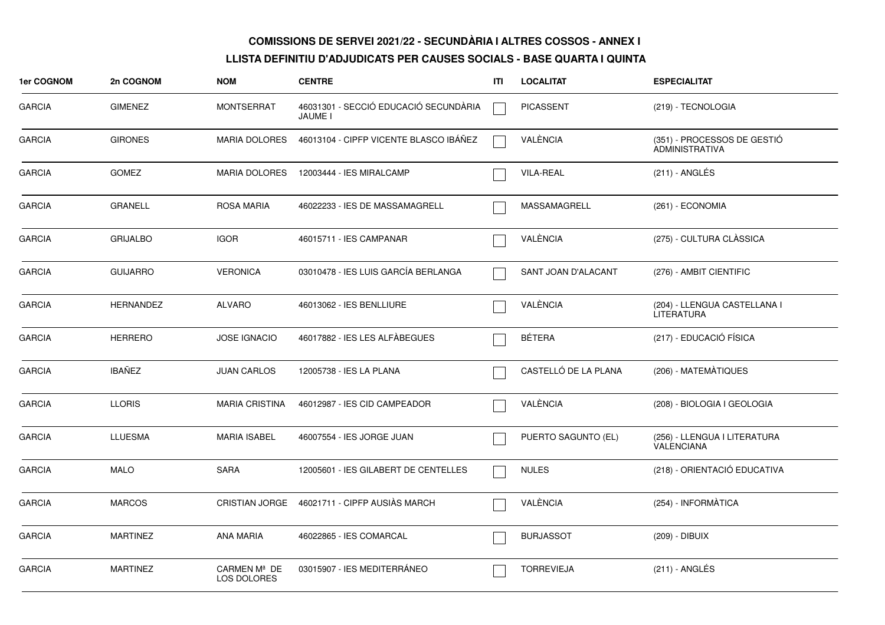**COMISSIONS DE SERVEI 2021/22 - SECUNDÀRIA I ALTRES COSSOS - ANNEX I**

**LLISTA DEFINITIU D'ADJUDICATS PER CAUSES SOCIALS - BASE QUARTA I QUINTA**

| 1er COGNOM | 2n COGNOM | NOM | CENTRE | ITI | LOCALITAT | ESPECIALITAT |
|---|---|---|---|---|---|---|
| GARCIA | GIMENEZ | MONTSERRAT | 46031301 - SECCIÓ EDUCACIÓ SECUNDÀRIA JAUME I | ☐ | PICASSENT | (219) - TECNOLOGIA |
| GARCIA | GIRONES | MARIA DOLORES | 46013104 - CIPFP VICENTE BLASCO IBÁÑEZ | ☐ | VALÈNCIA | (351) - PROCESSOS DE GESTIÓ ADMINISTRATIVA |
| GARCIA | GOMEZ | MARIA DOLORES | 12003444 - IES MIRALCAMP | ☐ | VILA-REAL | (211) - ANGLÉS |
| GARCIA | GRANELL | ROSA MARIA | 46022233 - IES DE MASSAMAGRELL | ☐ | MASSAMAGRELL | (261) - ECONOMIA |
| GARCIA | GRIJALBO | IGOR | 46015711 - IES CAMPANAR | ☐ | VALÈNCIA | (275) - CULTURA CLÀSSICA |
| GARCIA | GUIJARRO | VERONICA | 03010478 - IES LUIS GARCÍA BERLANGA | ☐ | SANT JOAN D'ALACANT | (276) - AMBIT CIENTIFIC |
| GARCIA | HERNANDEZ | ALVARO | 46013062 - IES BENLLIURE | ☐ | VALÈNCIA | (204) - LLENGUA CASTELLANA I LITERATURA |
| GARCIA | HERRERO | JOSE IGNACIO | 46017882 - IES LES ALFÀBEGUES | ☐ | BÉTERA | (217) - EDUCACIÓ FÍSICA |
| GARCIA | IBAÑEZ | JUAN CARLOS | 12005738 - IES LA PLANA | ☐ | CASTELLÓ DE LA PLANA | (206) - MATEMÀTIQUES |
| GARCIA | LLORIS | MARIA CRISTINA | 46012987 - IES CID CAMPEADOR | ☐ | VALÈNCIA | (208) - BIOLOGIA I GEOLOGIA |
| GARCIA | LLUESMA | MARIA ISABEL | 46007554 - IES JORGE JUAN | ☐ | PUERTO SAGUNTO (EL) | (256) - LLENGUA I LITERATURA VALENCIANA |
| GARCIA | MALO | SARA | 12005601 - IES GILABERT DE CENTELLES | ☐ | NULES | (218) - ORIENTACIÓ EDUCATIVA |
| GARCIA | MARCOS | CRISTIAN JORGE | 46021711 - CIPFP AUSIÀS MARCH | ☐ | VALÈNCIA | (254) - INFORMÀTICA |
| GARCIA | MARTINEZ | ANA MARIA | 46022865 - IES COMARCAL | ☐ | BURJASSOT | (209) - DIBUIX |
| GARCIA | MARTINEZ | CARMEN Mª DE LOS DOLORES | 03015907 - IES MEDITERRÁNEO | ☐ | TORREVIEJA | (211) - ANGLÉS |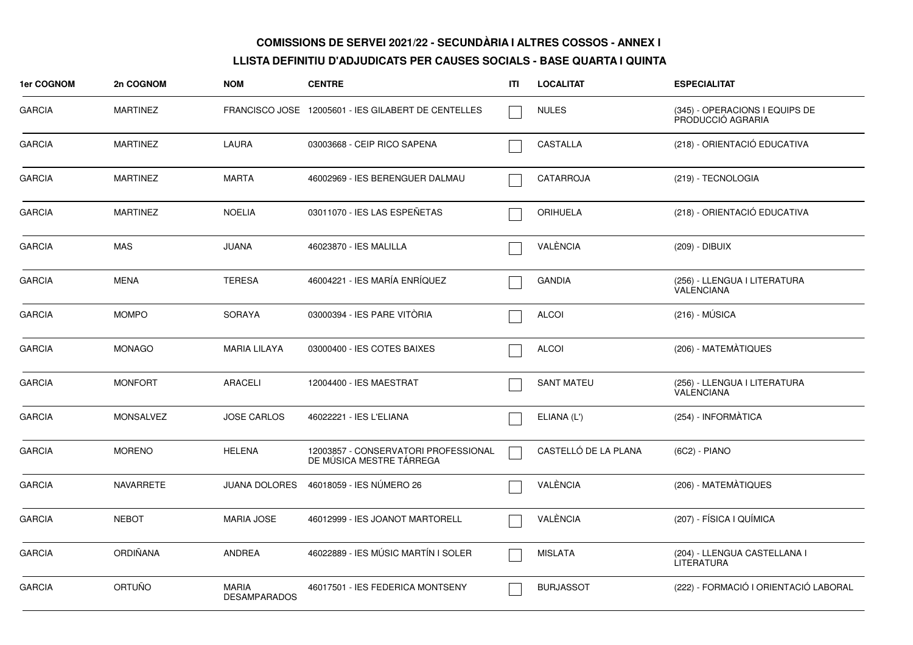**COMISSIONS DE SERVEI 2021/22 - SECUNDÀRIA I ALTRES COSSOS - ANNEX I**

**LLISTA DEFINITIU D'ADJUDICATS PER CAUSES SOCIALS - BASE QUARTA I QUINTA**

| 1er COGNOM | 2n COGNOM | NOM | CENTRE | ITI | LOCALITAT | ESPECIALITAT |
|---|---|---|---|---|---|---|
| GARCIA | MARTINEZ | FRANCISCO JOSE | 12005601 - IES GILABERT DE CENTELLES | ☐ | NULES | (345) - OPERACIONS I EQUIPS DE PRODUCCIÓ AGRARIA |
| GARCIA | MARTINEZ | LAURA | 03003668 - CEIP RICO SAPENA | ☐ | CASTALLA | (218) - ORIENTACIÓ EDUCATIVA |
| GARCIA | MARTINEZ | MARTA | 46002969 - IES BERENGUER DALMAU | ☐ | CATARROJA | (219) - TECNOLOGIA |
| GARCIA | MARTINEZ | NOELIA | 03011070 - IES LAS ESPEÑETAS | ☐ | ORIHUELA | (218) - ORIENTACIÓ EDUCATIVA |
| GARCIA | MAS | JUANA | 46023870 - IES MALILLA | ☐ | VALÈNCIA | (209) - DIBUIX |
| GARCIA | MENA | TERESA | 46004221 - IES MARÍA ENRÍQUEZ | ☐ | GANDIA | (256) - LLENGUA I LITERATURA VALENCIANA |
| GARCIA | MOMPO | SORAYA | 03000394 - IES PARE VITÒRIA | ☐ | ALCOI | (216) - MÚSICA |
| GARCIA | MONAGO | MARIA LILAYA | 03000400 - IES COTES BAIXES | ☐ | ALCOI | (206) - MATEMÀTIQUES |
| GARCIA | MONFORT | ARACELI | 12004400 - IES MAESTRAT | ☐ | SANT MATEU | (256) - LLENGUA I LITERATURA VALENCIANA |
| GARCIA | MONSALVEZ | JOSE CARLOS | 46022221 - IES L'ELIANA | ☐ | ELIANA (L') | (254) - INFORMÀTICA |
| GARCIA | MORENO | HELENA | 12003857 - CONSERVATORI PROFESSIONAL DE MÚSICA MESTRE TÁRREGA | ☐ | CASTELLÓ DE LA PLANA | (6C2) - PIANO |
| GARCIA | NAVARRETE | JUANA DOLORES | 46018059 - IES NÚMERO 26 | ☐ | VALÈNCIA | (206) - MATEMÀTIQUES |
| GARCIA | NEBOT | MARIA JOSE | 46012999 - IES JOANOT MARTORELL | ☐ | VALÈNCIA | (207) - FÍSICA I QUÍMICA |
| GARCIA | ORDIÑANA | ANDREA | 46022889 - IES MÚSIC MARTÍN I SOLER | ☐ | MISLATA | (204) - LLENGUA CASTELLANA I LITERATURA |
| GARCIA | ORTUÑO | MARIA DESAMPARADOS | 46017501 - IES FEDERICA MONTSENY | ☐ | BURJASSOT | (222) - FORMACIÓ I ORIENTACIÓ LABORAL |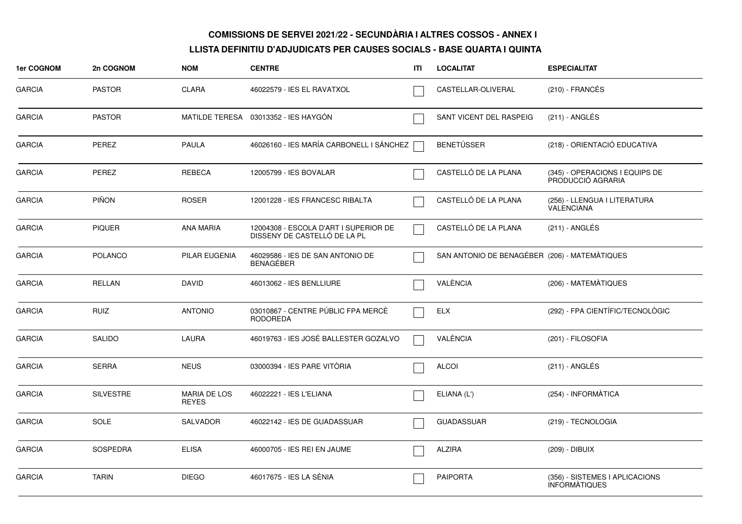**COMISSIONS DE SERVEI 2021/22 - SECUNDÀRIA I ALTRES COSSOS - ANNEX I**

**LLISTA DEFINITIU D'ADJUDICATS PER CAUSES SOCIALS - BASE QUARTA I QUINTA**

| 1er COGNOM | 2n COGNOM | NOM | CENTRE | ITI | LOCALITAT | ESPECIALITAT |
|---|---|---|---|---|---|---|
| GARCIA | PASTOR | CLARA | 46022579 - IES EL RAVATXOL | | CASTELLAR-OLIVERAL | (210) - FRANCÉS |
| GARCIA | PASTOR | MATILDE TERESA | 03013352 - IES HAYGÓN | | SANT VICENT DEL RASPEIG | (211) - ANGLÉS |
| GARCIA | PEREZ | PAULA | 46026160 - IES MARÍA CARBONELL I SÁNCHEZ | | BENETÚSSER | (218) - ORIENTACIÓ EDUCATIVA |
| GARCIA | PEREZ | REBECA | 12005799 - IES BOVALAR | | CASTELLÓ DE LA PLANA | (345) - OPERACIONS I EQUIPS DE PRODUCCIÓ AGRARIA |
| GARCIA | PIÑON | ROSER | 12001228 - IES FRANCESC RIBALTA | | CASTELLÓ DE LA PLANA | (256) - LLENGUA I LITERATURA VALENCIANA |
| GARCIA | PIQUER | ANA MARIA | 12004308 - ESCOLA D'ART I SUPERIOR DE DISSENY DE CASTELLÓ DE LA PL | | CASTELLÓ DE LA PLANA | (211) - ANGLÉS |
| GARCIA | POLANCO | PILAR EUGENIA | 46029586 - IES DE SAN ANTONIO DE BENAGÉBER | | SAN ANTONIO DE BENAGÉBER | (206) - MATEMÀTIQUES |
| GARCIA | RELLAN | DAVID | 46013062 - IES BENLLIURE | | VALÈNCIA | (206) - MATEMÀTIQUES |
| GARCIA | RUIZ | ANTONIO | 03010867 - CENTRE PÚBLIC FPA MERCÈ RODOREDA | | ELX | (292) - FPA CIENTÍFIC/TECNOLÒGIC |
| GARCIA | SALIDO | LAURA | 46019763 - IES JOSÉ BALLESTER GOZALVO | | VALÈNCIA | (201) - FILOSOFIA |
| GARCIA | SERRA | NEUS | 03000394 - IES PARE VITÒRIA | | ALCOI | (211) - ANGLÉS |
| GARCIA | SILVESTRE | MARIA DE LOS REYES | 46022221 - IES L'ELIANA | | ELIANA (L') | (254) - INFORMÀTICA |
| GARCIA | SOLE | SALVADOR | 46022142 - IES DE GUADASSUAR | | GUADASSUAR | (219) - TECNOLOGIA |
| GARCIA | SOSPEDRA | ELISA | 46000705 - IES REI EN JAUME | | ALZIRA | (209) - DIBUIX |
| GARCIA | TARIN | DIEGO | 46017675 - IES LA SÈNIA | | PAIPORTA | (356) - SISTEMES I APLICACIONS INFORMÀTIQUES |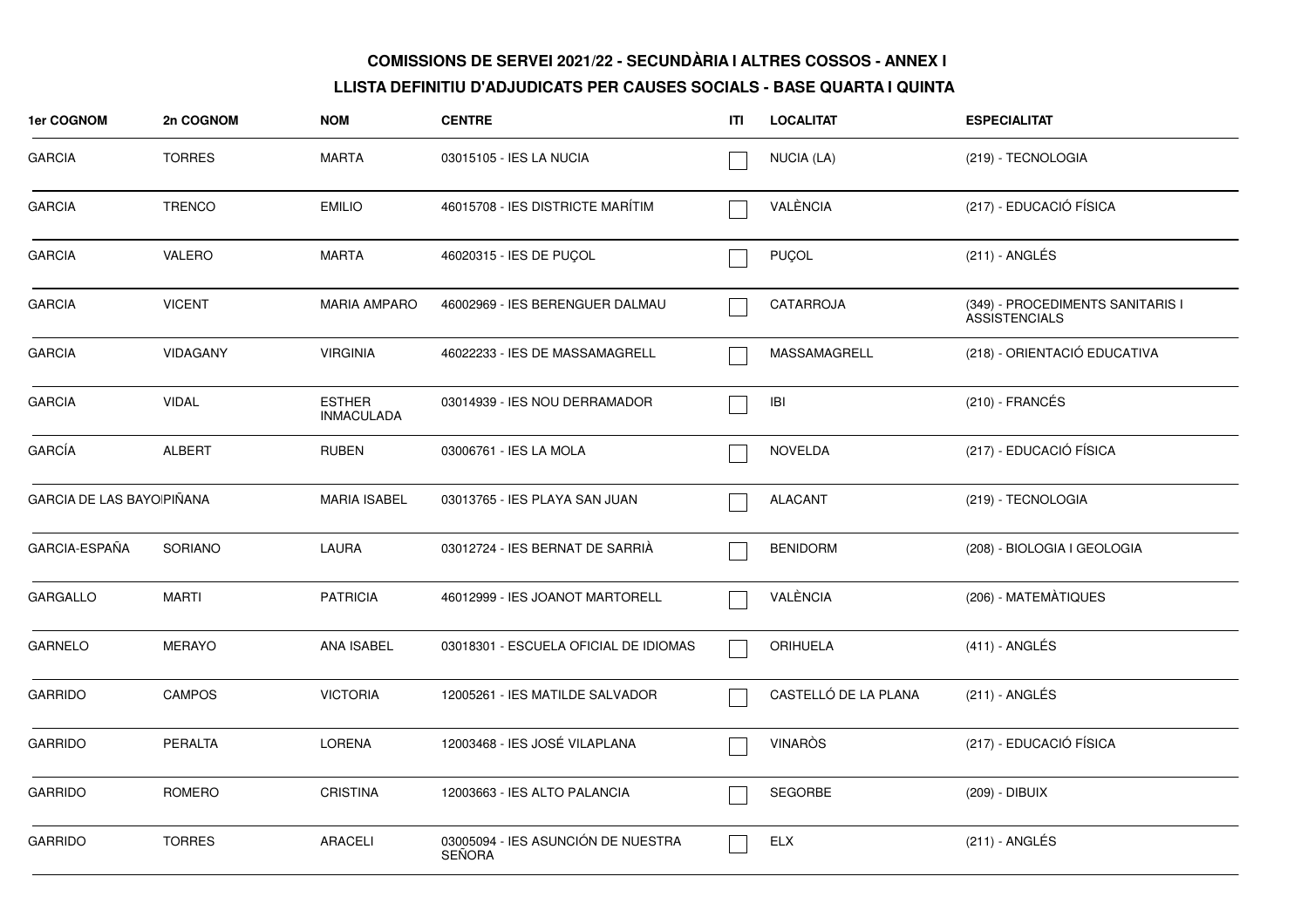**COMISSIONS DE SERVEI 2021/22 - SECUNDÀRIA I ALTRES COSSOS - ANNEX I**

**LLISTA DEFINITIU D'ADJUDICATS PER CAUSES SOCIALS - BASE QUARTA I QUINTA**

| 1er COGNOM | 2n COGNOM | NOM | CENTRE | ITI | LOCALITAT | ESPECIALITAT |
|---|---|---|---|---|---|---|
| GARCIA | TORRES | MARTA | 03015105 - IES LA NUCIA | ☐ | NUCIA (LA) | (219) - TECNOLOGIA |
| GARCIA | TRENCO | EMILIO | 46015708 - IES DISTRICTE MARÍTIM | ☐ | VALÈNCIA | (217) - EDUCACIÓ FÍSICA |
| GARCIA | VALERO | MARTA | 46020315 - IES DE PUÇOL | ☐ | PUÇOL | (211) - ANGLÉS |
| GARCIA | VICENT | MARIA AMPARO | 46002969 - IES BERENGUER DALMAU | ☐ | CATARROJA | (349) - PROCEDIMENTS SANITARIS I ASSISTENCIALS |
| GARCIA | VIDAGANY | VIRGINIA | 46022233 - IES DE MASSAMAGRELL | ☐ | MASSAMAGRELL | (218) - ORIENTACIÓ EDUCATIVA |
| GARCIA | VIDAL | ESTHER INMACULADA | 03014939 - IES NOU DERRAMADOR | ☐ | IBI | (210) - FRANCÉS |
| GARCÍA | ALBERT | RUBEN | 03006761 - IES LA MOLA | ☐ | NOVELDA | (217) - EDUCACIÓ FÍSICA |
| GARCIA DE LAS BAYO | PIÑANA | MARIA ISABEL | 03013765 - IES PLAYA SAN JUAN | ☐ | ALACANT | (219) - TECNOLOGIA |
| GARCIA-ESPAÑA | SORIANO | LAURA | 03012724 - IES BERNAT DE SARRIÀ | ☐ | BENIDORM | (208) - BIOLOGIA I GEOLOGIA |
| GARGALLO | MARTI | PATRICIA | 46012999 - IES JOANOT MARTORELL | ☐ | VALÈNCIA | (206) - MATEMÀTIQUES |
| GARNELO | MERAYO | ANA ISABEL | 03018301 - ESCUELA OFICIAL DE IDIOMAS | ☐ | ORIHUELA | (411) - ANGLÉS |
| GARRIDO | CAMPOS | VICTORIA | 12005261 - IES MATILDE SALVADOR | ☐ | CASTELLÓ DE LA PLANA | (211) - ANGLÉS |
| GARRIDO | PERALTA | LORENA | 12003468 - IES JOSÉ VILAPLANA | ☐ | VINARÒS | (217) - EDUCACIÓ FÍSICA |
| GARRIDO | ROMERO | CRISTINA | 12003663 - IES ALTO PALANCIA | ☐ | SEGORBE | (209) - DIBUIX |
| GARRIDO | TORRES | ARACELI | 03005094 - IES ASUNCIÓN DE NUESTRA SEÑORA | ☐ | ELX | (211) - ANGLÉS |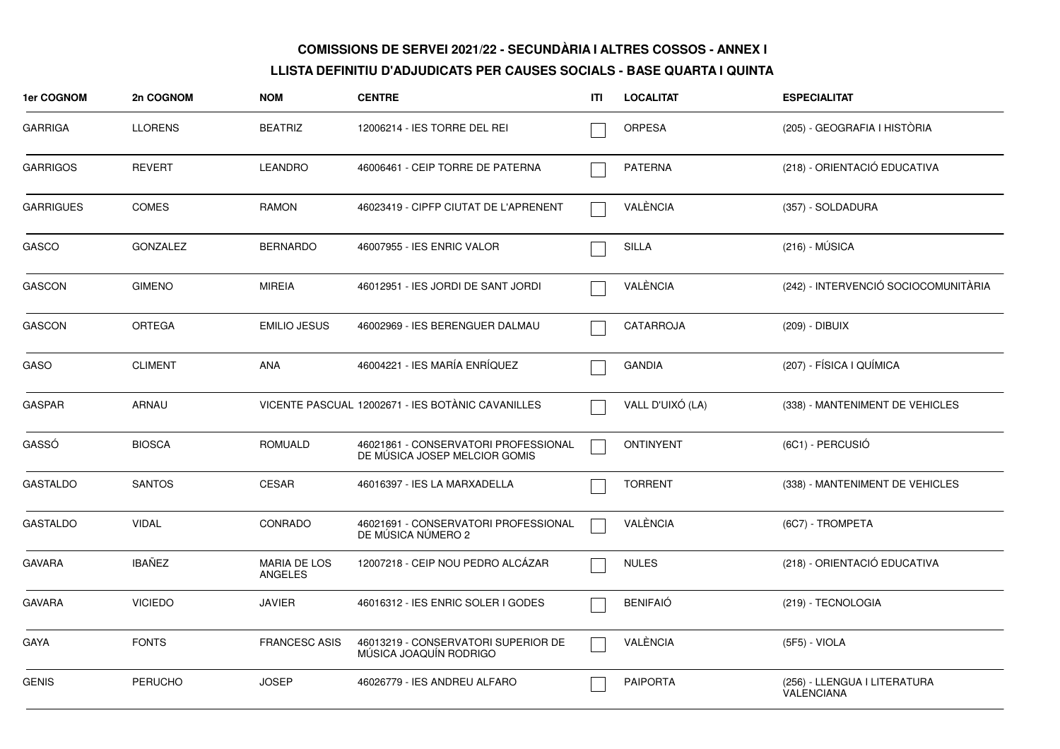**COMISSIONS DE SERVEI 2021/22 - SECUNDÀRIA I ALTRES COSSOS - ANNEX I**

**LLISTA DEFINITIU D'ADJUDICATS PER CAUSES SOCIALS - BASE QUARTA I QUINTA**

| 1er COGNOM | 2n COGNOM | NOM | CENTRE | ITI | LOCALITAT | ESPECIALITAT |
|---|---|---|---|---|---|---|
| GARRIGA | LLORENS | BEATRIZ | 12006214 - IES TORRE DEL REI | ☐ | ORPESA | (205) - GEOGRAFIA I HISTÒRIA |
| GARRIGOS | REVERT | LEANDRO | 46006461 - CEIP TORRE DE PATERNA | ☐ | PATERNA | (218) - ORIENTACIÓ EDUCATIVA |
| GARRIGUES | COMES | RAMON | 46023419 - CIPFP CIUTAT DE L'APRENENT | ☐ | VALÈNCIA | (357) - SOLDADURA |
| GASCO | GONZALEZ | BERNARDO | 46007955 - IES ENRIC VALOR | ☐ | SILLA | (216) - MÚSICA |
| GASCON | GIMENO | MIREIA | 46012951 - IES JORDI DE SANT JORDI | ☐ | VALÈNCIA | (242) - INTERVENCIÓ SOCIOCOMUNITÀRIA |
| GASCON | ORTEGA | EMILIO JESUS | 46002969 - IES BERENGUER DALMAU | ☐ | CATARROJA | (209) - DIBUIX |
| GASO | CLIMENT | ANA | 46004221 - IES MARÍA ENRÍQUEZ | ☐ | GANDIA | (207) - FÍSICA I QUÍMICA |
| GASPAR | ARNAU | VICENTE PASCUAL | 12002671 - IES BOTÀNIC CAVANILLES | ☐ | VALL D'UIXÓ (LA) | (338) - MANTENIMENT DE VEHICLES |
| GASSÓ | BIOSCA | ROMUALD | 46021861 - CONSERVATORI PROFESSIONAL DE MÚSICA JOSEP MELCIOR GOMIS | ☐ | ONTINYENT | (6C1) - PERCUSSIÓ |
| GASTALDO | SANTOS | CESAR | 46016397 - IES LA MARXADELLA | ☐ | TORRENT | (338) - MANTENIMENT DE VEHICLES |
| GASTALDO | VIDAL | CONRADO | 46021691 - CONSERVATORI PROFESSIONAL DE MÚSICA NÚMERO 2 | ☐ | VALÈNCIA | (6C7) - TROMPETA |
| GAVARA | IBAÑEZ | MARIA DE LOS ANGELES | 12007218 - CEIP NOU PEDRO ALCÁZAR | ☐ | NULES | (218) - ORIENTACIÓ EDUCATIVA |
| GAVARA | VICIEDO | JAVIER | 46016312 - IES ENRIC SOLER I GODES | ☐ | BENIFAIÓ | (219) - TECNOLOGIA |
| GAYA | FONTS | FRANCESC ASIS | 46013219 - CONSERVATORI SUPERIOR DE MÚSICA JOAQUÍN RODRIGO | ☐ | VALÈNCIA | (5F5) - VIOLA |
| GENIS | PERUCHO | JOSEP | 46026779 - IES ANDREU ALFARO | ☐ | PAIPORTA | (256) - LLENGUA I LITERATURA VALENCIANA |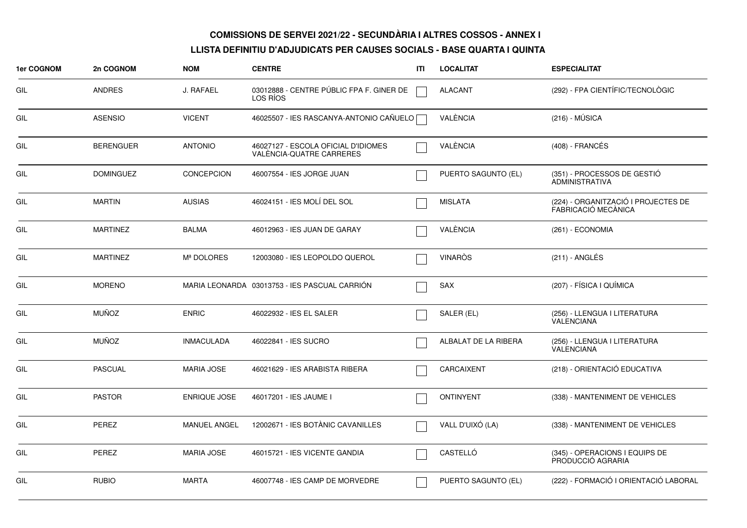**COMISSIONS DE SERVEI 2021/22 - SECUNDÀRIA I ALTRES COSSOS - ANNEX I**

**LLISTA DEFINITIU D'ADJUDICATS PER CAUSES SOCIALS - BASE QUARTA I QUINTA**

| 1er COGNOM | 2n COGNOM | NOM | CENTRE | ITI | LOCALITAT | ESPECIALITAT |
|---|---|---|---|---|---|---|
| GIL | ANDRES | J. RAFAEL | 03012888 - CENTRE PÚBLIC FPA F. GINER DE LOS RÍOS | | ALACANT | (292) - FPA CIENTÍFIC/TECNOLÒGIC |
| GIL | ASENSIO | VICENT | 46025507 - IES RASCANYA-ANTONIO CAÑUELO | | VALÈNCIA | (216) - MÚSICA |
| GIL | BERENGUER | ANTONIO | 46027127 - ESCOLA OFICIAL D'IDIOMES VALÈNCIA-QUATRE CARRERES | | VALÈNCIA | (408) - FRANCÉS |
| GIL | DOMINGUEZ | CONCEPCION | 46007554 - IES JORGE JUAN | | PUERTO SAGUNTO (EL) | (351) - PROCESSOS DE GESTIÓ ADMINISTRATIVA |
| GIL | MARTIN | AUSIAS | 46024151 - IES MOLÍ DEL SOL | | MISLATA | (224) - ORGANITZACIÓ I PROJECTES DE FABRICACIÓ MECÀNICA |
| GIL | MARTINEZ | BALMA | 46012963 - IES JUAN DE GARAY | | VALÈNCIA | (261) - ECONOMIA |
| GIL | MARTINEZ | Mª DOLORES | 12003080 - IES LEOPOLDO QUEROL | | VINARÒS | (211) - ANGLÉS |
| GIL | MORENO | MARIA LEONARDA | 03013753 - IES PASCUAL CARRIÓN | | SAX | (207) - FÍSICA I QUÍMICA |
| GIL | MUÑOZ | ENRIC | 46022932 - IES EL SALER | | SALER (EL) | (256) - LLENGUA I LITERATURA VALENCIANA |
| GIL | MUÑOZ | INMACULADA | 46022841 - IES SUCRO | | ALBALAT DE LA RIBERA | (256) - LLENGUA I LITERATURA VALENCIANA |
| GIL | PASCUAL | MARIA JOSE | 46021629 - IES ARABISTA RIBERA | | CARCAIXENT | (218) - ORIENTACIÓ EDUCATIVA |
| GIL | PASTOR | ENRIQUE JOSE | 46017201 - IES JAUME I | | ONTINYENT | (338) - MANTENIMENT DE VEHICLES |
| GIL | PEREZ | MANUEL ANGEL | 12002671 - IES BOTÀNIC CAVANILLES | | VALL D'UIXÓ (LA) | (338) - MANTENIMENT DE VEHICLES |
| GIL | PEREZ | MARIA JOSE | 46015721 - IES VICENTE GANDIA | | CASTELLÓ | (345) - OPERACIONS I EQUIPS DE PRODUCCIÓ AGRARIA |
| GIL | RUBIO | MARTA | 46007748 - IES CAMP DE MORVEDRE | | PUERTO SAGUNTO (EL) | (222) - FORMACIÓ I ORIENTACIÓ LABORAL |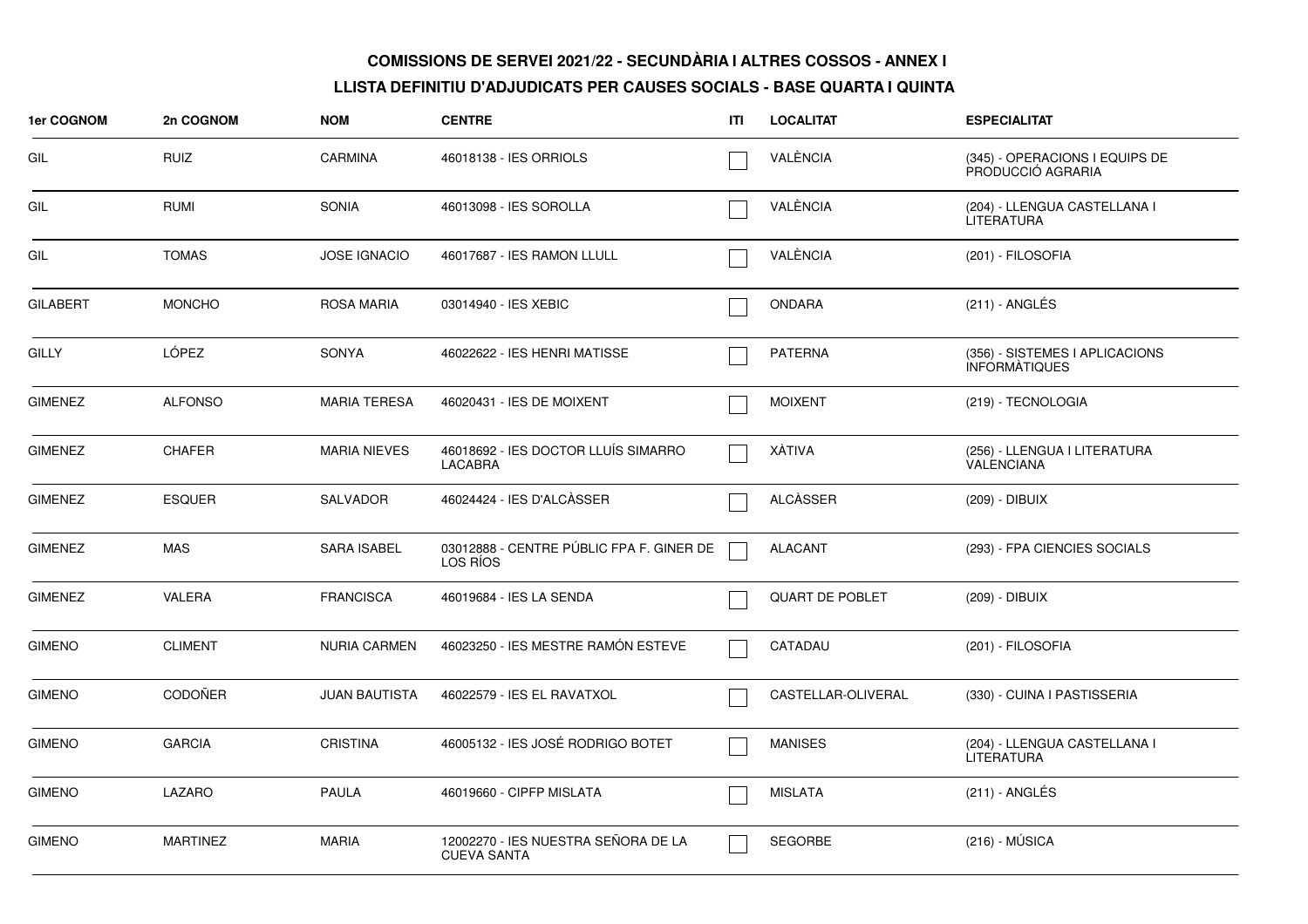**COMISSIONS DE SERVEI 2021/22 - SECUNDÀRIA I ALTRES COSSOS - ANNEX I**

**LLISTA DEFINITIU D'ADJUDICATS PER CAUSES SOCIALS - BASE QUARTA I QUINTA**

| 1er COGNOM | 2n COGNOM | NOM | CENTRE | ITI | LOCALITAT | ESPECIALITAT |
|---|---|---|---|---|---|---|
| GIL | RUIZ | CARMINA | 46018138 - IES ORRIOLS | ☐ | VALÈNCIA | (345) - OPERACIONS I EQUIPS DE PRODUCCIÓ AGRARIA |
| GIL | RUMI | SONIA | 46013098 - IES SOROLLA | ☐ | VALÈNCIA | (204) - LLENGUA CASTELLANA I LITERATURA |
| GIL | TOMAS | JOSE IGNACIO | 46017687 - IES RAMON LLULL | ☐ | VALÈNCIA | (201) - FILOSOFIA |
| GILABERT | MONCHO | ROSA MARIA | 03014940 - IES XEBIC | ☐ | ONDARA | (211) - ANGLÉS |
| GILLY | LÓPEZ | SONYA | 46022622 - IES HENRI MATISSE | ☐ | PATERNA | (356) - SISTEMES I APLICACIONS INFORMÀTIQUES |
| GIMENEZ | ALFONSO | MARIA TERESA | 46020431 - IES DE MOIXENT | ☐ | MOIXENT | (219) - TECNOLOGIA |
| GIMENEZ | CHAFER | MARIA NIEVES | 46018692 - IES DOCTOR LLUÍS SIMARRO LACABRA | ☐ | XÀTIVA | (256) - LLENGUA I LITERATURA VALENCIANA |
| GIMENEZ | ESQUER | SALVADOR | 46024424 - IES D'ALCÀSSER | ☐ | ALCÀSSER | (209) - DIBUIX |
| GIMENEZ | MAS | SARA ISABEL | 03012888 - CENTRE PÚBLIC FPA F. GINER DE LOS RÍOS | ☐ | ALACANT | (293) - FPA CIENCIES SOCIALS |
| GIMENEZ | VALERA | FRANCISCA | 46019684 - IES LA SENDA | ☐ | QUART DE POBLET | (209) - DIBUIX |
| GIMENO | CLIMENT | NURIA CARMEN | 46023250 - IES MESTRE RAMÓN ESTEVE | ☐ | CATADAU | (201) - FILOSOFIA |
| GIMENO | CODOÑER | JUAN BAUTISTA | 46022579 - IES EL RAVATXOL | ☐ | CASTELLAR-OLIVERAL | (330) - CUINA I PASTISSERIA |
| GIMENO | GARCIA | CRISTINA | 46005132 - IES JOSÉ RODRIGO BOTET | ☐ | MANISES | (204) - LLENGUA CASTELLANA I LITERATURA |
| GIMENO | LAZARO | PAULA | 46019660 - CIPFP MISLATA | ☐ | MISLATA | (211) - ANGLÉS |
| GIMENO | MARTINEZ | MARIA | 12002270 - IES NUESTRA SEÑORA DE LA CUEVA SANTA | ☐ | SEGORBE | (216) - MÚSICA |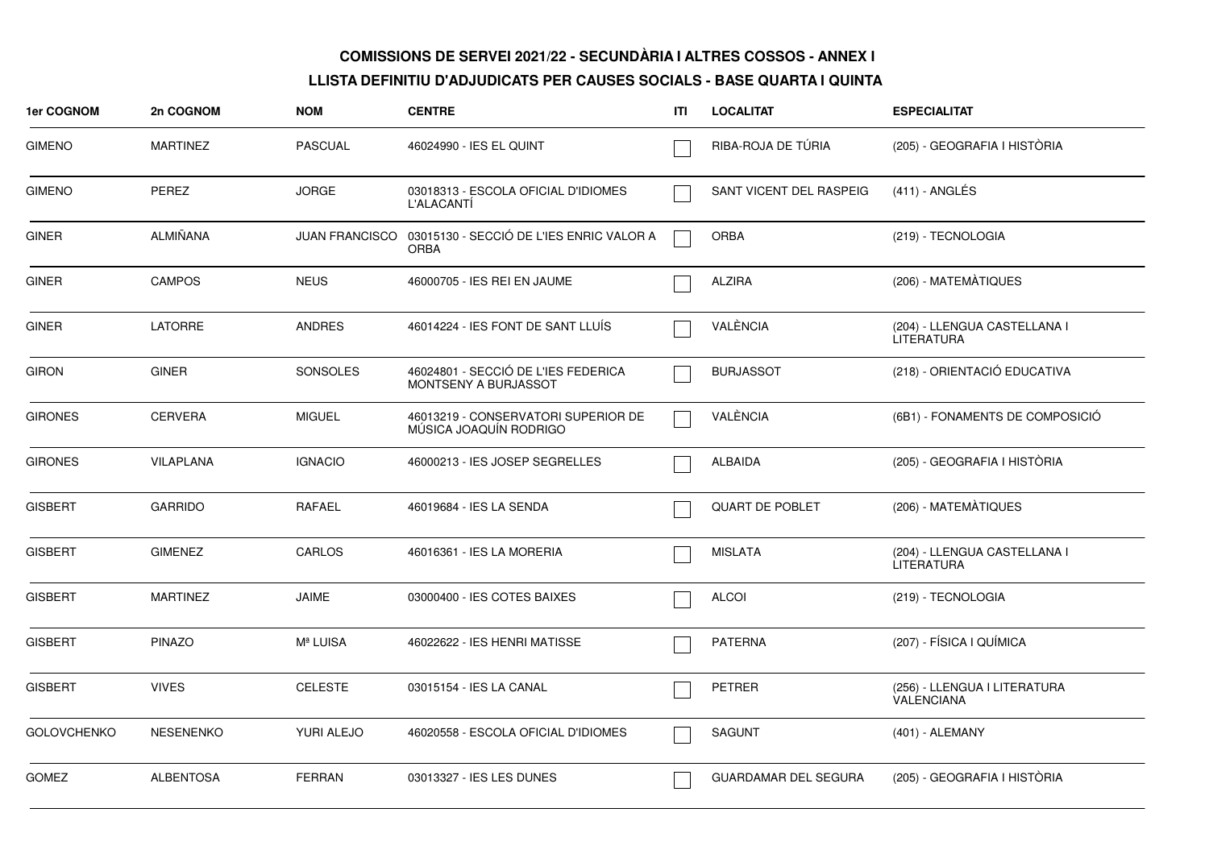**COMISSIONS DE SERVEI 2021/22 - SECUNDÀRIA I ALTRES COSSOS - ANNEX I**

**LLISTA DEFINITIU D'ADJUDICATS PER CAUSES SOCIALS - BASE QUARTA I QUINTA**

| 1er COGNOM | 2n COGNOM | NOM | CENTRE | ITI | LOCALITAT | ESPECIALITAT |
|---|---|---|---|---|---|---|
| GIMENO | MARTINEZ | PASCUAL | 46024990 - IES EL QUINT | ☐ | RIBA-ROJA DE TÚRIA | (205) - GEOGRAFIA I HISTÒRIA |
| GIMENO | PEREZ | JORGE | 03018313 - ESCOLA OFICIAL D'IDIOMES L'ALACANTÍ | ☐ | SANT VICENT DEL RASPEIG | (411) - ANGLÉS |
| GINER | ALMIÑANA | JUAN FRANCISCO | 03015130 - SECCIÓ DE L'IES ENRIC VALOR A ORBA | ☐ | ORBA | (219) - TECNOLOGIA |
| GINER | CAMPOS | NEUS | 46000705 - IES REI EN JAUME | ☐ | ALZIRA | (206) - MATEMÀTIQUES |
| GINER | LATORRE | ANDRES | 46014224 - IES FONT DE SANT LLUÍS | ☐ | VALÈNCIA | (204) - LLENGUA CASTELLANA I LITERATURA |
| GIRON | GINER | SONSOLES | 46024801 - SECCIÓ DE L'IES FEDERICA MONTSENY A BURJASSOT | ☐ | BURJASSOT | (218) - ORIENTACIÓ EDUCATIVA |
| GIRONES | CERVERA | MIGUEL | 46013219 - CONSERVATORI SUPERIOR DE MÚSICA JOAQUÍN RODRIGO | ☐ | VALÈNCIA | (6B1) - FONAMENTS DE COMPOSICIÓ |
| GIRONES | VILAPLANA | IGNACIO | 46000213 - IES JOSEP SEGRELLES | ☐ | ALBAIDA | (205) - GEOGRAFIA I HISTÒRIA |
| GISBERT | GARRIDO | RAFAEL | 46019684 - IES LA SENDA | ☐ | QUART DE POBLET | (206) - MATEMÀTIQUES |
| GISBERT | GIMENEZ | CARLOS | 46016361 - IES LA MORERIA | ☐ | MISLATA | (204) - LLENGUA CASTELLANA I LITERATURA |
| GISBERT | MARTINEZ | JAIME | 03000400 - IES COTES BAIXES | ☐ | ALCOI | (219) - TECNOLOGIA |
| GISBERT | PINAZO | Mª LUISA | 46022622 - IES HENRI MATISSE | ☐ | PATERNA | (207) - FÍSICA I QUÍMICA |
| GISBERT | VIVES | CELESTE | 03015154 - IES LA CANAL | ☐ | PETRER | (256) - LLENGUA I LITERATURA VALENCIANA |
| GOLOVCHENKO | NESENENKO | YURI ALEJO | 46020558 - ESCOLA OFICIAL D'IDIOMES | ☐ | SAGUNT | (401) - ALEMANY |
| GOMEZ | ALBENTOSA | FERRAN | 03013327 - IES LES DUNES | ☐ | GUARDAMAR DEL SEGURA | (205) - GEOGRAFIA I HISTÒRIA |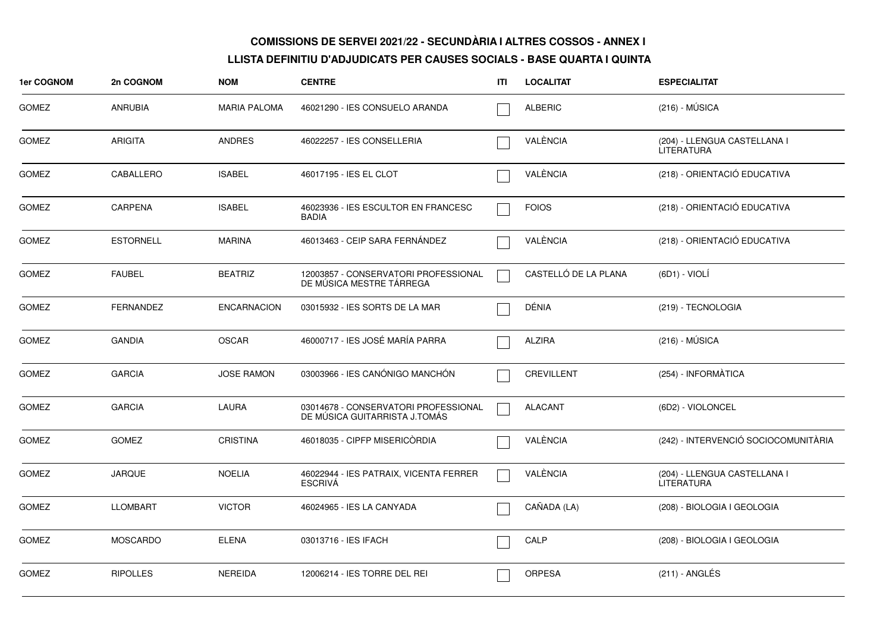**COMISSIONS DE SERVEI 2021/22 - SECUNDÀRIA I ALTRES COSSOS - ANNEX I**

**LLISTA DEFINITIU D'ADJUDICATS PER CAUSES SOCIALS - BASE QUARTA I QUINTA**

| 1er COGNOM | 2n COGNOM | NOM | CENTRE | ITI | LOCALITAT | ESPECIALITAT |
|---|---|---|---|---|---|---|
| GOMEZ | ANRUBIA | MARIA PALOMA | 46021290 - IES CONSUELO ARANDA | ☐ | ALBERIC | (216) - MÚSICA |
| GOMEZ | ARIGITA | ANDRES | 46022257 - IES CONSELLERIA | ☐ | VALÈNCIA | (204) - LLENGUA CASTELLANA I LITERATURA |
| GOMEZ | CABALLERO | ISABEL | 46017195 - IES EL CLOT | ☐ | VALÈNCIA | (218) - ORIENTACIÓ EDUCATIVA |
| GOMEZ | CARPENA | ISABEL | 46023936 - IES ESCULTOR EN FRANCESC BADIA | ☐ | FOIOS | (218) - ORIENTACIÓ EDUCATIVA |
| GOMEZ | ESTORNELL | MARINA | 46013463 - CEIP SARA FERNÁNDEZ | ☐ | VALÈNCIA | (218) - ORIENTACIÓ EDUCATIVA |
| GOMEZ | FAUBEL | BEATRIZ | 12003857 - CONSERVATORI PROFESSIONAL DE MÚSICA MESTRE TÁRREGA | ☐ | CASTELLÓ DE LA PLANA | (6D1) - VIOLÍ |
| GOMEZ | FERNANDEZ | ENCARNACION | 03015932 - IES SORTS DE LA MAR | ☐ | DÉNIA | (219) - TECNOLOGIA |
| GOMEZ | GANDIA | OSCAR | 46000717 - IES JOSÉ MARÍA PARRA | ☐ | ALZIRA | (216) - MÚSICA |
| GOMEZ | GARCIA | JOSE RAMON | 03003966 - IES CANÓNIGO MANCHÓN | ☐ | CREVILLENT | (254) - INFORMÀTICA |
| GOMEZ | GARCIA | LAURA | 03014678 - CONSERVATORI PROFESSIONAL DE MÚSICA GUITARRISTA J.TOMÁS | ☐ | ALACANT | (6D2) - VIOLONCEL |
| GOMEZ | GOMEZ | CRISTINA | 46018035 - CIPFP MISERICÒRDIA | ☐ | VALÈNCIA | (242) - INTERVENCIÓ SOCIOCOMUNITÀRIA |
| GOMEZ | JARQUE | NOELIA | 46022944 - IES PATRAIX, VICENTA FERRER ESCRIVÁ | ☐ | VALÈNCIA | (204) - LLENGUA CASTELLANA I LITERATURA |
| GOMEZ | LLOMBART | VICTOR | 46024965 - IES LA CANYADA | ☐ | CAÑADA (LA) | (208) - BIOLOGIA I GEOLOGIA |
| GOMEZ | MOSCARDO | ELENA | 03013716 - IES IFACH | ☐ | CALP | (208) - BIOLOGIA I GEOLOGIA |
| GOMEZ | RIPOLLES | NEREIDA | 12006214 - IES TORRE DEL REI | ☐ | ORPESA | (211) - ANGLÉS |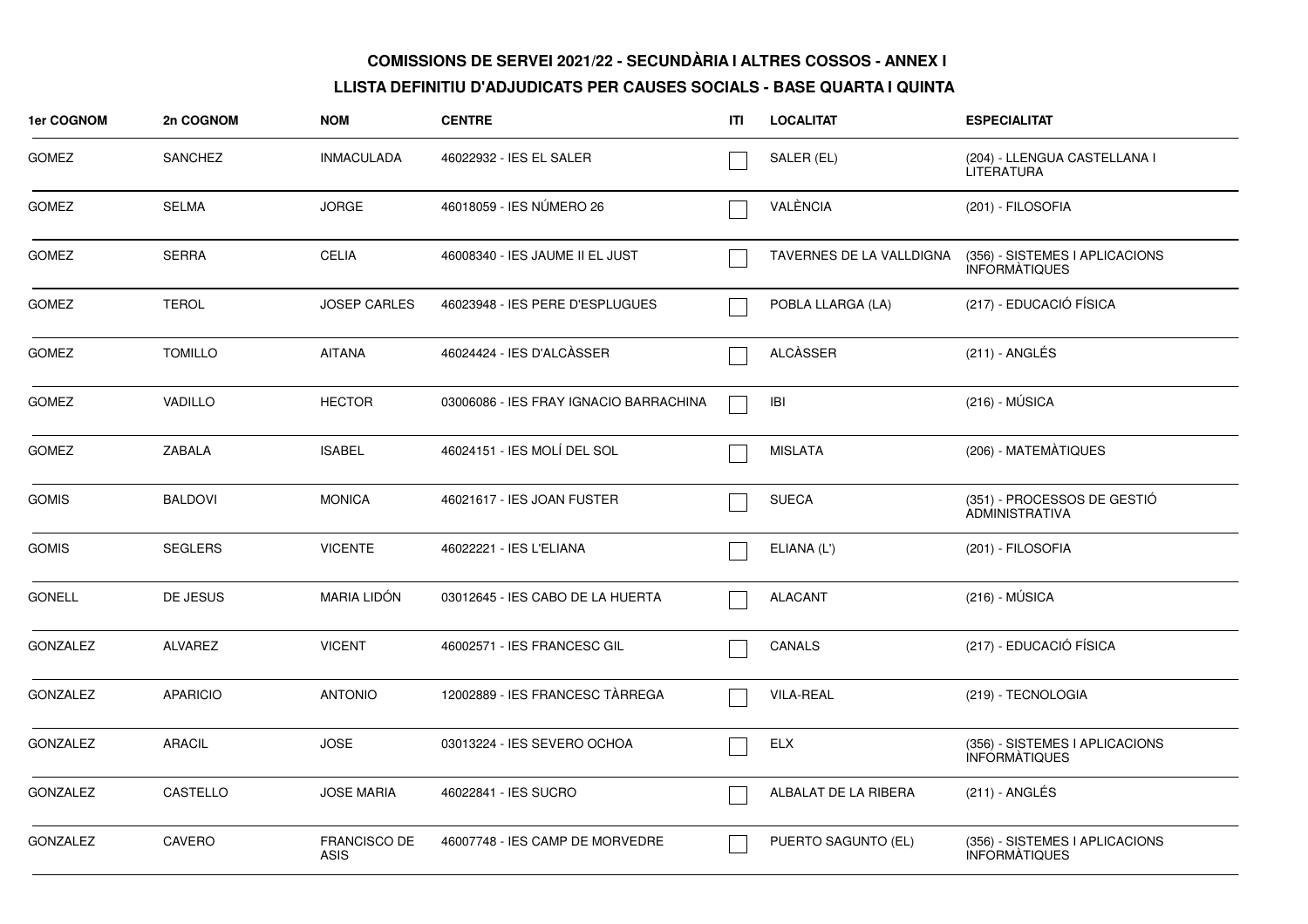**COMISSIONS DE SERVEI 2021/22 - SECUNDÀRIA I ALTRES COSSOS - ANNEX I**

**LLISTA DEFINITIU D'ADJUDICATS PER CAUSES SOCIALS - BASE QUARTA I QUINTA**

| 1er COGNOM | 2n COGNOM | NOM | CENTRE | ITI | LOCALITAT | ESPECIALITAT |
|---|---|---|---|---|---|---|
| GOMEZ | SANCHEZ | INMACULADA | 46022932 - IES EL SALER | ☐ | SALER (EL) | (204) - LLENGUA CASTELLANA I LITERATURA |
| GOMEZ | SELMA | JORGE | 46018059 - IES NÚMERO 26 | ☐ | VALÈNCIA | (201) - FILOSOFIA |
| GOMEZ | SERRA | CELIA | 46008340 - IES JAUME II EL JUST | ☐ | TAVERNES DE LA VALLDIGNA | (356) - SISTEMES I APLICACIONS INFORMÀTIQUES |
| GOMEZ | TEROL | JOSEP CARLES | 46023948 - IES PERE D'ESPLUGUES | ☐ | POBLA LLARGA (LA) | (217) - EDUCACIÓ FÍSICA |
| GOMEZ | TOMILLO | AITANA | 46024424 - IES D'ALCÀSSER | ☐ | ALCÀSSER | (211) - ANGLÉS |
| GOMEZ | VADILLO | HECTOR | 03006086 - IES FRAY IGNACIO BARRACHINA | ☐ | IBI | (216) - MÚSICA |
| GOMEZ | ZABALA | ISABEL | 46024151 - IES MOLÍ DEL SOL | ☐ | MISLATA | (206) - MATEMÀTIQUES |
| GOMIS | BALDOVI | MONICA | 46021617 - IES JOAN FUSTER | ☐ | SUECA | (351) - PROCESSOS DE GESTIÓ ADMINISTRATIVA |
| GOMIS | SEGLERS | VICENTE | 46022221 - IES L'ELIANA | ☐ | ELIANA (L') | (201) - FILOSOFIA |
| GONELL | DE JESUS | MARIA LIDÓN | 03012645 - IES CABO DE LA HUERTA | ☐ | ALACANT | (216) - MÚSICA |
| GONZALEZ | ALVAREZ | VICENT | 46002571 - IES FRANCESC GIL | ☐ | CANALS | (217) - EDUCACIÓ FÍSICA |
| GONZALEZ | APARICIO | ANTONIO | 12002889 - IES FRANCESC TÀRREGA | ☐ | VILA-REAL | (219) - TECNOLOGIA |
| GONZALEZ | ARACIL | JOSE | 03013224 - IES SEVERO OCHOA | ☐ | ELX | (356) - SISTEMES I APLICACIONS INFORMÀTIQUES |
| GONZALEZ | CASTELLO | JOSE MARIA | 46022841 - IES SUCRO | ☐ | ALBALAT DE LA RIBERA | (211) - ANGLÉS |
| GONZALEZ | CAVERO | FRANCISCO DE ASIS | 46007748 - IES CAMP DE MORVEDRE | ☐ | PUERTO SAGUNTO (EL) | (356) - SISTEMES I APLICACIONS INFORMÀTIQUES |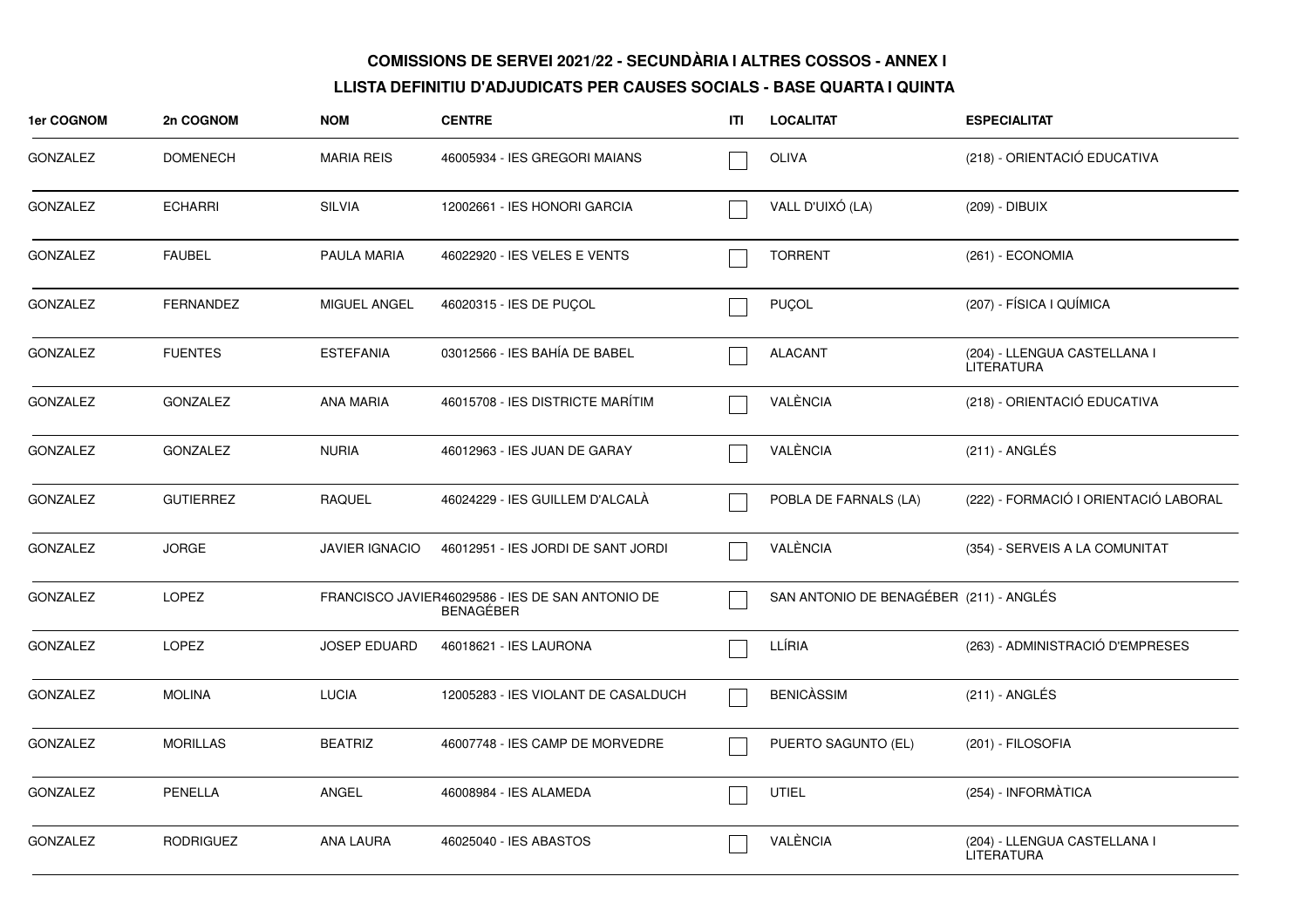**COMISSIONS DE SERVEI 2021/22 - SECUNDÀRIA I ALTRES COSSOS - ANNEX I**

**LLISTA DEFINITIU D'ADJUDICATS PER CAUSES SOCIALS - BASE QUARTA I QUINTA**

| 1er COGNOM | 2n COGNOM | NOM | CENTRE | ITI | LOCALITAT | ESPECIALITAT |
|---|---|---|---|---|---|---|
| GONZALEZ | DOMENECH | MARIA REIS | 46005934 - IES GREGORI MAIANS | ☐ | OLIVA | (218) - ORIENTACIÓ EDUCATIVA |
| GONZALEZ | ECHARRI | SILVIA | 12002661 - IES HONORI GARCIA | ☐ | VALL D'UIXÓ (LA) | (209) - DIBUIX |
| GONZALEZ | FAUBEL | PAULA MARIA | 46022920 - IES VELES E VENTS | ☐ | TORRENT | (261) - ECONOMIA |
| GONZALEZ | FERNANDEZ | MIGUEL ANGEL | 46020315 - IES DE PUÇOL | ☐ | PUÇOL | (207) - FÍSICA I QUÍMICA |
| GONZALEZ | FUENTES | ESTEFANIA | 03012566 - IES BAHÍA DE BABEL | ☐ | ALACANT | (204) - LLENGUA CASTELLANA I LITERATURA |
| GONZALEZ | GONZALEZ | ANA MARIA | 46015708 - IES DISTRICTE MARÍTIM | ☐ | VALÈNCIA | (218) - ORIENTACIÓ EDUCATIVA |
| GONZALEZ | GONZALEZ | NURIA | 46012963 - IES JUAN DE GARAY | ☐ | VALÈNCIA | (211) - ANGLÉS |
| GONZALEZ | GUTIERREZ | RAQUEL | 46024229 - IES GUILLEM D'ALCALÀ | ☐ | POBLA DE FARNALS (LA) | (222) - FORMACIÓ I ORIENTACIÓ LABORAL |
| GONZALEZ | JORGE | JAVIER IGNACIO | 46012951 - IES JORDI DE SANT JORDI | ☐ | VALÈNCIA | (354) - SERVEIS A LA COMUNITAT |
| GONZALEZ | LOPEZ | FRANCISCO JAVIER | 46029586 - IES DE SAN ANTONIO DE BENAGÉBER | ☐ | SAN ANTONIO DE BENAGÉBER | (211) - ANGLÉS |
| GONZALEZ | LOPEZ | JOSEP EDUARD | 46018621 - IES LAURONA | ☐ | LLÍRIA | (263) - ADMINISTRACIÓ D'EMPRESES |
| GONZALEZ | MOLINA | LUCIA | 12005283 - IES VIOLANT DE CASALDUCH | ☐ | BENICÀSSIM | (211) - ANGLÉS |
| GONZALEZ | MORILLAS | BEATRIZ | 46007748 - IES CAMP DE MORVEDRE | ☐ | PUERTO SAGUNTO (EL) | (201) - FILOSOFIA |
| GONZALEZ | PENELLA | ANGEL | 46008984 - IES ALAMEDA | ☐ | UTIEL | (254) - INFORMÀTICA |
| GONZALEZ | RODRIGUEZ | ANA LAURA | 46025040 - IES ABASTOS | ☐ | VALÈNCIA | (204) - LLENGUA CASTELLANA I LITERATURA |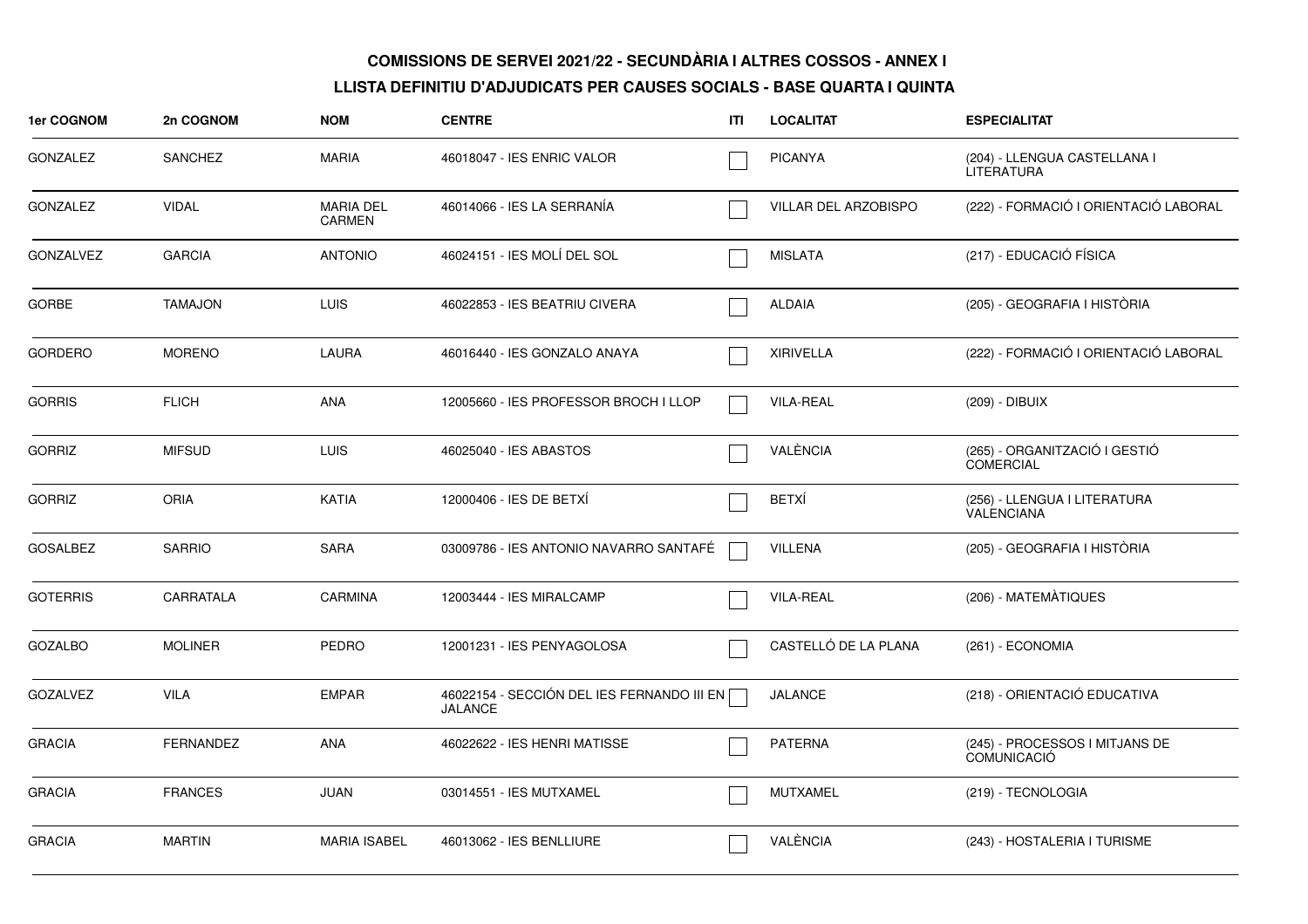**COMISSIONS DE SERVEI 2021/22 - SECUNDÀRIA I ALTRES COSSOS - ANNEX I**

**LLISTA DEFINITIU D'ADJUDICATS PER CAUSES SOCIALS - BASE QUARTA I QUINTA**

| 1er COGNOM | 2n COGNOM | NOM | CENTRE | ITI | LOCALITAT | ESPECIALITAT |
|---|---|---|---|---|---|---|
| GONZALEZ | SANCHEZ | MARIA | 46018047 - IES ENRIC VALOR | | PICANYA | (204) - LLENGUA CASTELLANA I LITERATURA |
| GONZALEZ | VIDAL | MARIA DEL CARMEN | 46014066 - IES LA SERRANÍA | | VILLAR DEL ARZOBISPO | (222) - FORMACIÓ I ORIENTACIÓ LABORAL |
| GONZALVEZ | GARCIA | ANTONIO | 46024151 - IES MOLÍ DEL SOL | | MISLATA | (217) - EDUCACIÓ FÍSICA |
| GORBE | TAMAJON | LUIS | 46022853 - IES BEATRIU CIVERA | | ALDAIA | (205) - GEOGRAFIA I HISTÒRIA |
| GORDERO | MORENO | LAURA | 46016440 - IES GONZALO ANAYA | | XIRIVELLA | (222) - FORMACIÓ I ORIENTACIÓ LABORAL |
| GORRIS | FLICH | ANA | 12005660 - IES PROFESSOR BROCH I LLOP | | VILA-REAL | (209) - DIBUIX |
| GORRIZ | MIFSUD | LUIS | 46025040 - IES ABASTOS | | VALÈNCIA | (265) - ORGANITZACIÓ I GESTIÓ COMERCIAL |
| GORRIZ | ORIA | KATIA | 12000406 - IES DE BETXÍ | | BETXÍ | (256) - LLENGUA I LITERATURA VALENCIANA |
| GOSALBEZ | SARRIO | SARA | 03009786 - IES ANTONIO NAVARRO SANTAFÉ | | VILLENA | (205) - GEOGRAFIA I HISTÒRIA |
| GOTERRIS | CARRATALA | CARMINA | 12003444 - IES MIRALCAMP | | VILA-REAL | (206) - MATEMÀTIQUES |
| GOZALBO | MOLINER | PEDRO | 12001231 - IES PENYAGOLOSA | | CASTELLÓ DE LA PLANA | (261) - ECONOMIA |
| GOZALVEZ | VILA | EMPAR | 46022154 - SECCIÓN DEL IES FERNANDO III EN JALANCE | | JALANCE | (218) - ORIENTACIÓ EDUCATIVA |
| GRACIA | FERNANDEZ | ANA | 46022622 - IES HENRI MATISSE | | PATERNA | (245) - PROCESSOS I MITJANS DE COMUNICACIÓ |
| GRACIA | FRANCES | JUAN | 03014551 - IES MUTXAMEL | | MUTXAMEL | (219) - TECNOLOGIA |
| GRACIA | MARTIN | MARIA ISABEL | 46013062 - IES BENLLIURE | | VALÈNCIA | (243) - HOSTALERIA I TURISME |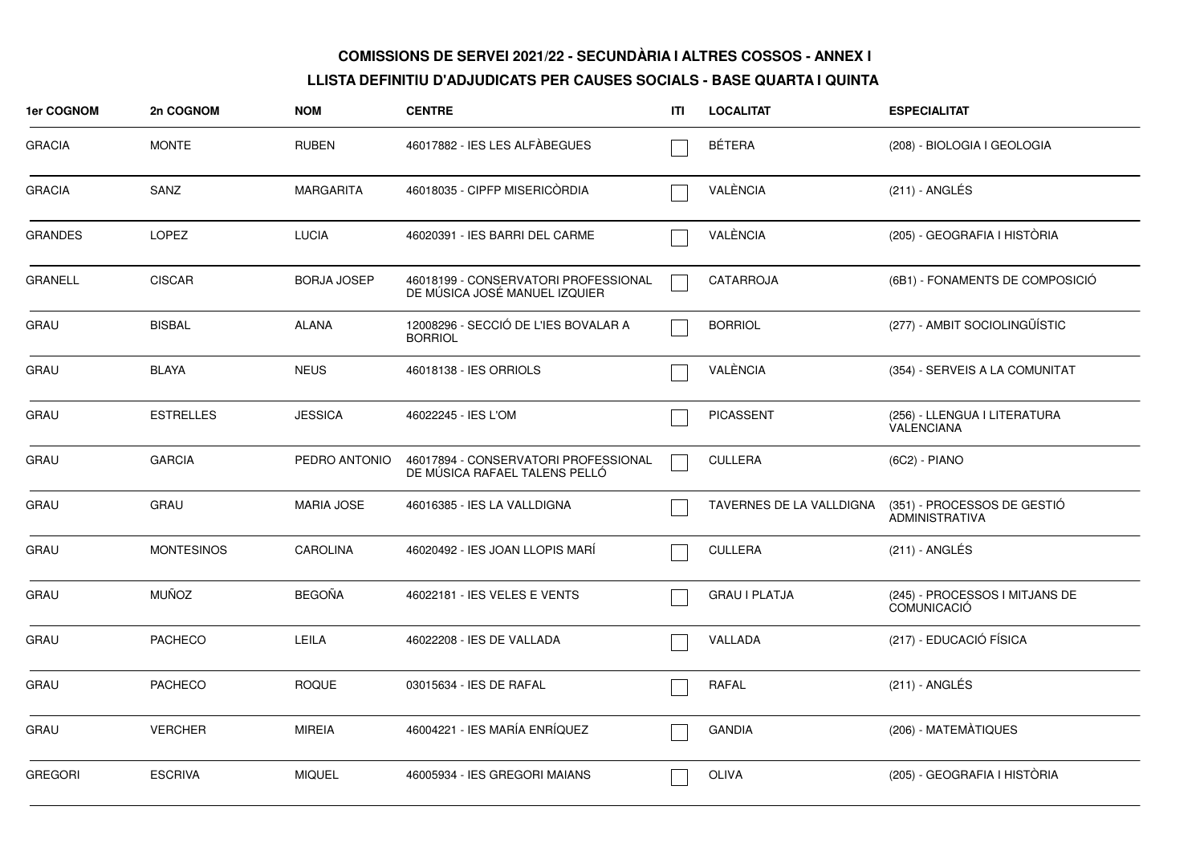**COMISSIONS DE SERVEI 2021/22 - SECUNDÀRIA I ALTRES COSSOS - ANNEX I**

**LLISTA DEFINITIU D'ADJUDICATS PER CAUSES SOCIALS - BASE QUARTA I QUINTA**

| 1er COGNOM | 2n COGNOM | NOM | CENTRE | ITI | LOCALITAT | ESPECIALITAT |
|---|---|---|---|---|---|---|
| GRACIA | MONTE | RUBEN | 46017882 - IES LES ALFÀBEGUES | ☐ | BÉTERA | (208) - BIOLOGIA I GEOLOGIA |
| GRACIA | SANZ | MARGARITA | 46018035 - CIPFP MISERICÒRDIA | ☐ | VALÈNCIA | (211) - ANGLÉS |
| GRANDES | LOPEZ | LUCIA | 46020391 - IES BARRI DEL CARME | ☐ | VALÈNCIA | (205) - GEOGRAFIA I HISTÒRIA |
| GRANELL | CISCAR | BORJA JOSEP | 46018199 - CONSERVATORI PROFESSIONAL DE MÚSICA JOSÉ MANUEL IZQUIER | ☐ | CATARROJA | (6B1) - FONAMENTS DE COMPOSICIÓ |
| GRAU | BISBAL | ALANA | 12008296 - SECCIÓ DE L'IES BOVALAR A BORRIOL | ☐ | BORRIOL | (277) - AMBIT SOCIOLINGÜÍSTIC |
| GRAU | BLAYA | NEUS | 46018138 - IES ORRIOLS | ☐ | VALÈNCIA | (354) - SERVEIS A LA COMUNITAT |
| GRAU | ESTRELLES | JESSICA | 46022245 - IES L'OM | ☐ | PICASSENT | (256) - LLENGUA I LITERATURA VALENCIANA |
| GRAU | GARCIA | PEDRO ANTONIO | 46017894 - CONSERVATORI PROFESSIONAL DE MÚSICA RAFAEL TALENS PELLÓ | ☐ | CULLERA | (6C2) - PIANO |
| GRAU | GRAU | MARIA JOSE | 46016385 - IES LA VALLDIGNA | ☐ | TAVERNES DE LA VALLDIGNA | (351) - PROCESSOS DE GESTIÓ ADMINISTRATIVA |
| GRAU | MONTESINOS | CAROLINA | 46020492 - IES JOAN LLOPIS MARÍ | ☐ | CULLERA | (211) - ANGLÉS |
| GRAU | MUÑOZ | BEGOÑA | 46022181 - IES VELES E VENTS | ☐ | GRAU I PLATJA | (245) - PROCESSOS I MITJANS DE COMUNICACIÓ |
| GRAU | PACHECO | LEILA | 46022208 - IES DE VALLADA | ☐ | VALLADA | (217) - EDUCACIÓ FÍSICA |
| GRAU | PACHECO | ROQUE | 03015634 - IES DE RAFAL | ☐ | RAFAL | (211) - ANGLÉS |
| GRAU | VERCHER | MIREIA | 46004221 - IES MARÍA ENRÍQUEZ | ☐ | GANDIA | (206) - MATEMÀTIQUES |
| GREGORI | ESCRIVA | MIQUEL | 46005934 - IES GREGORI MAIANS | ☐ | OLIVA | (205) - GEOGRAFIA I HISTÒRIA |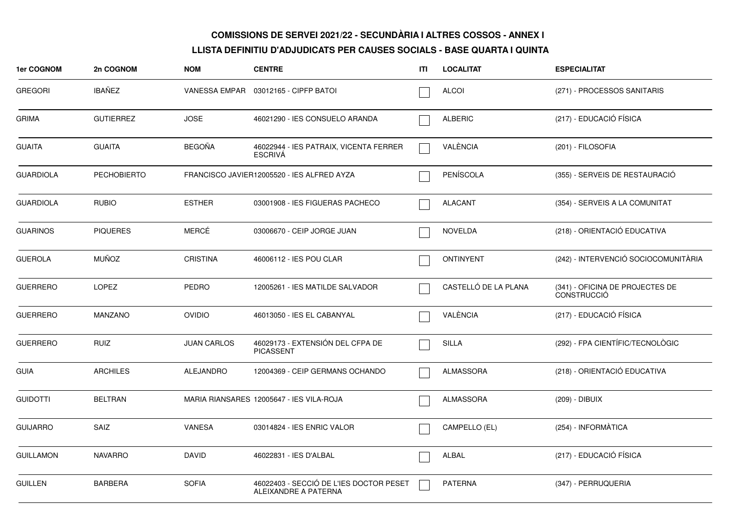# COMISSIONS DE SERVEI 2021/22 - SECUNDÀRIA I ALTRES COSSOS - ANNEX I

## LLISTA DEFINITIU D'ADJUDICATS PER CAUSES SOCIALS - BASE QUARTA I QUINTA

| 1er COGNOM | 2n COGNOM | NOM | CENTRE | ITI | LOCALITAT | ESPECIALITAT |
|---|---|---|---|---|---|---|
| GREGORI | IBAÑEZ | VANESSA EMPAR | 03012165 - CIPFP BATOI | ☐ | ALCOI | (271) - PROCESSOS SANITARIS |
| GRIMA | GUTIERREZ | JOSE | 46021290 - IES CONSUELO ARANDA | ☐ | ALBERIC | (217) - EDUCACIÓ FÍSICA |
| GUAITA | GUAITA | BEGOÑA | 46022944 - IES PATRAIX, VICENTA FERRER ESCRIVÁ | ☐ | VALÈNCIA | (201) - FILOSOFIA |
| GUARDIOLA | PECHOBIERTO | FRANCISCO JAVIER | 12005520 - IES ALFRED AYZA | ☐ | PENÍSCOLA | (355) - SERVEIS DE RESTAURACIÓ |
| GUARDIOLA | RUBIO | ESTHER | 03001908 - IES FIGUERAS PACHECO | ☐ | ALACANT | (354) - SERVEIS A LA COMUNITAT |
| GUARINOS | PIQUERES | MERCÉ | 03006670 - CEIP JORGE JUAN | ☐ | NOVELDA | (218) - ORIENTACIÓ EDUCATIVA |
| GUEROLA | MUÑOZ | CRISTINA | 46006112 - IES POU CLAR | ☐ | ONTINYENT | (242) - INTERVENCIÓ SOCIOCOMUNITÀRIA |
| GUERRERO | LOPEZ | PEDRO | 12005261 - IES MATILDE SALVADOR | ☐ | CASTELLÓ DE LA PLANA | (341) - OFICINA DE PROJECTES DE CONSTRUCCIÓ |
| GUERRERO | MANZANO | OVIDIO | 46013050 - IES EL CABANYAL | ☐ | VALÈNCIA | (217) - EDUCACIÓ FÍSICA |
| GUERRERO | RUIZ | JUAN CARLOS | 46029173 - EXTENSIÓN DEL CFPA DE PICASSENT | ☐ | SILLA | (292) - FPA CIENTÍFIC/TECNOLÒGIC |
| GUIA | ARCHILES | ALEJANDRO | 12004369 - CEIP GERMANS OCHANDO | ☐ | ALMASSORA | (218) - ORIENTACIÓ EDUCATIVA |
| GUIDOTTI | BELTRAN | MARIA RIANSARES | 12005647 - IES VILA-ROJA | ☐ | ALMASSORA | (209) - DIBUIX |
| GUIJARRO | SAIZ | VANESA | 03014824 - IES ENRIC VALOR | ☐ | CAMPELLO (EL) | (254) - INFORMÀTICA |
| GUILLAMON | NAVARRO | DAVID | 46022831 - IES D'ALBAL | ☐ | ALBAL | (217) - EDUCACIÓ FÍSICA |
| GUILLEN | BARBERA | SOFIA | 46022403 - SECCIÓ DE L'IES DOCTOR PESET ALEIXANDRE A PATERNA | ☐ | PATERNA | (347) - PERRUQUERIA |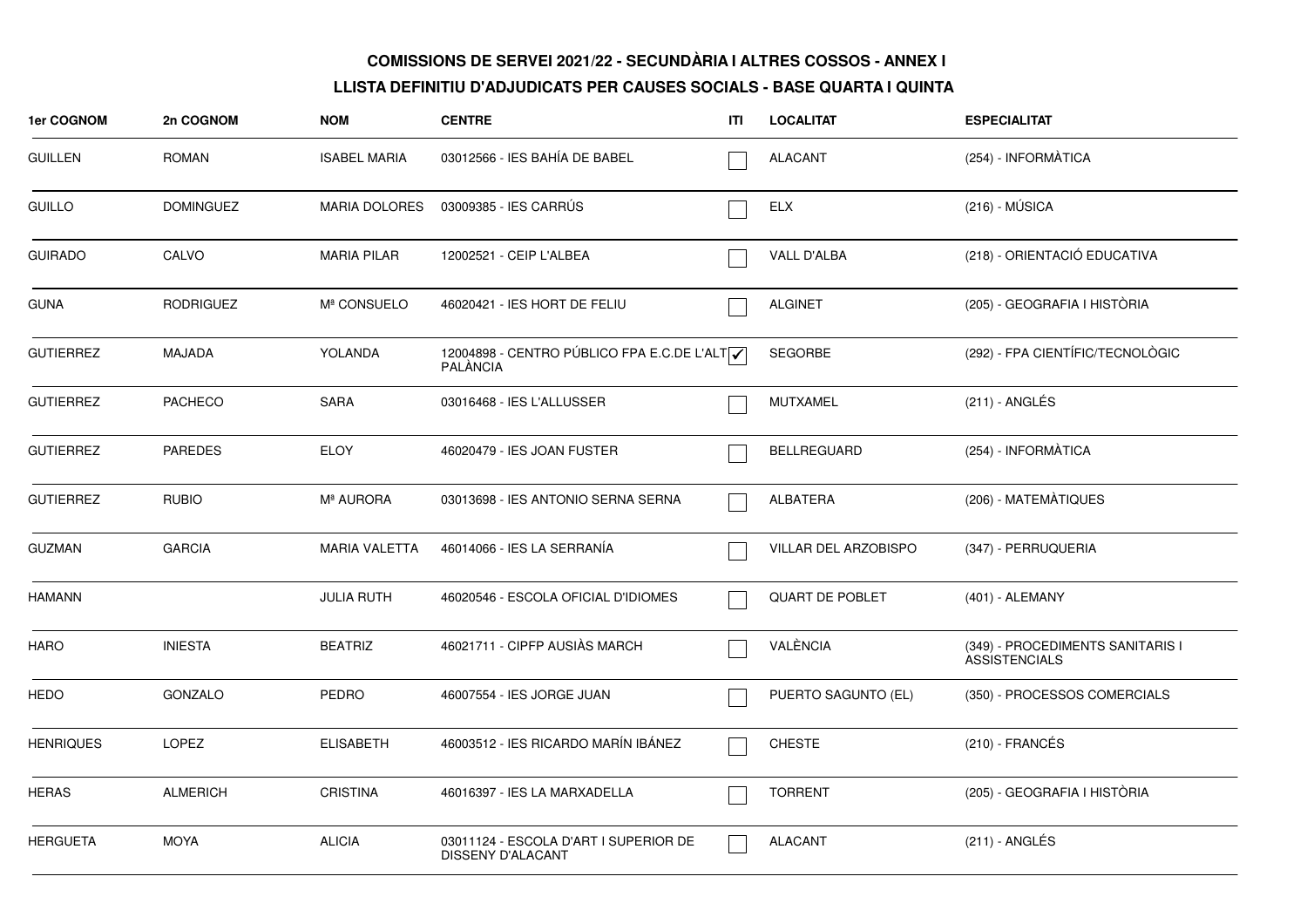**COMISSIONS DE SERVEI 2021/22 - SECUNDÀRIA I ALTRES COSSOS - ANNEX I**

**LLISTA DEFINITIU D'ADJUDICATS PER CAUSES SOCIALS - BASE QUARTA I QUINTA**

| 1er COGNOM | 2n COGNOM | NOM | CENTRE | ITI | LOCALITAT | ESPECIALITAT |
|---|---|---|---|---|---|---|
| GUILLEN | ROMAN | ISABEL MARIA | 03012566 - IES BAHÍA DE BABEL | ☐ | ALACANT | (254) - INFORMÀTICA |
| GUILLO | DOMINGUEZ | MARIA DOLORES | 03009385 - IES CARRÚS | ☐ | ELX | (216) - MÚSICA |
| GUIRADO | CALVO | MARIA PILAR | 12002521 - CEIP L'ALBEA | ☐ | VALL D'ALBA | (218) - ORIENTACIÓ EDUCATIVA |
| GUNA | RODRIGUEZ | Mª CONSUELO | 46020421 - IES HORT DE FELIU | ☐ | ALGINET | (205) - GEOGRAFIA I HISTÒRIA |
| GUTIERREZ | MAJADA | YOLANDA | 12004898 - CENTRO PÚBLICO FPA E.C.DE L'ALT PALÀNCIA | ☑ | SEGORBE | (292) - FPA CIENTÍFIC/TECNOLÒGIC |
| GUTIERREZ | PACHECO | SARA | 03016468 - IES L'ALLUSSER | ☐ | MUTXAMEL | (211) - ANGLÉS |
| GUTIERREZ | PAREDES | ELOY | 46020479 - IES JOAN FUSTER | ☐ | BELLREGUARD | (254) - INFORMÀTICA |
| GUTIERREZ | RUBIO | Mª AURORA | 03013698 - IES ANTONIO SERNA SERNA | ☐ | ALBATERA | (206) - MATEMÀTIQUES |
| GUZMAN | GARCIA | MARIA VALETTA | 46014066 - IES LA SERRANÍA | ☐ | VILLAR DEL ARZOBISPO | (347) - PERRUQUERIA |
| HAMANN | | JULIA RUTH | 46020546 - ESCOLA OFICIAL D'IDIOMES | ☐ | QUART DE POBLET | (401) - ALEMANY |
| HARO | INIESTA | BEATRIZ | 46021711 - CIPFP AUSIÀS MARCH | ☐ | VALÈNCIA | (349) - PROCEDIMENTS SANITARIS I ASSISTENCIALS |
| HEDO | GONZALO | PEDRO | 46007554 - IES JORGE JUAN | ☐ | PUERTO SAGUNTO (EL) | (350) - PROCESSOS COMERCIALS |
| HENRIQUES | LOPEZ | ELISABETH | 46003512 - IES RICARDO MARÍN IBÁNEZ | ☐ | CHESTE | (210) - FRANCÉS |
| HERAS | ALMERICH | CRISTINA | 46016397 - IES LA MARXADELLA | ☐ | TORRENT | (205) - GEOGRAFIA I HISTÒRIA |
| HERGUETA | MOYA | ALICIA | 03011124 - ESCOLA D'ART I SUPERIOR DE DISSENY D'ALACANT | ☐ | ALACANT | (211) - ANGLÉS |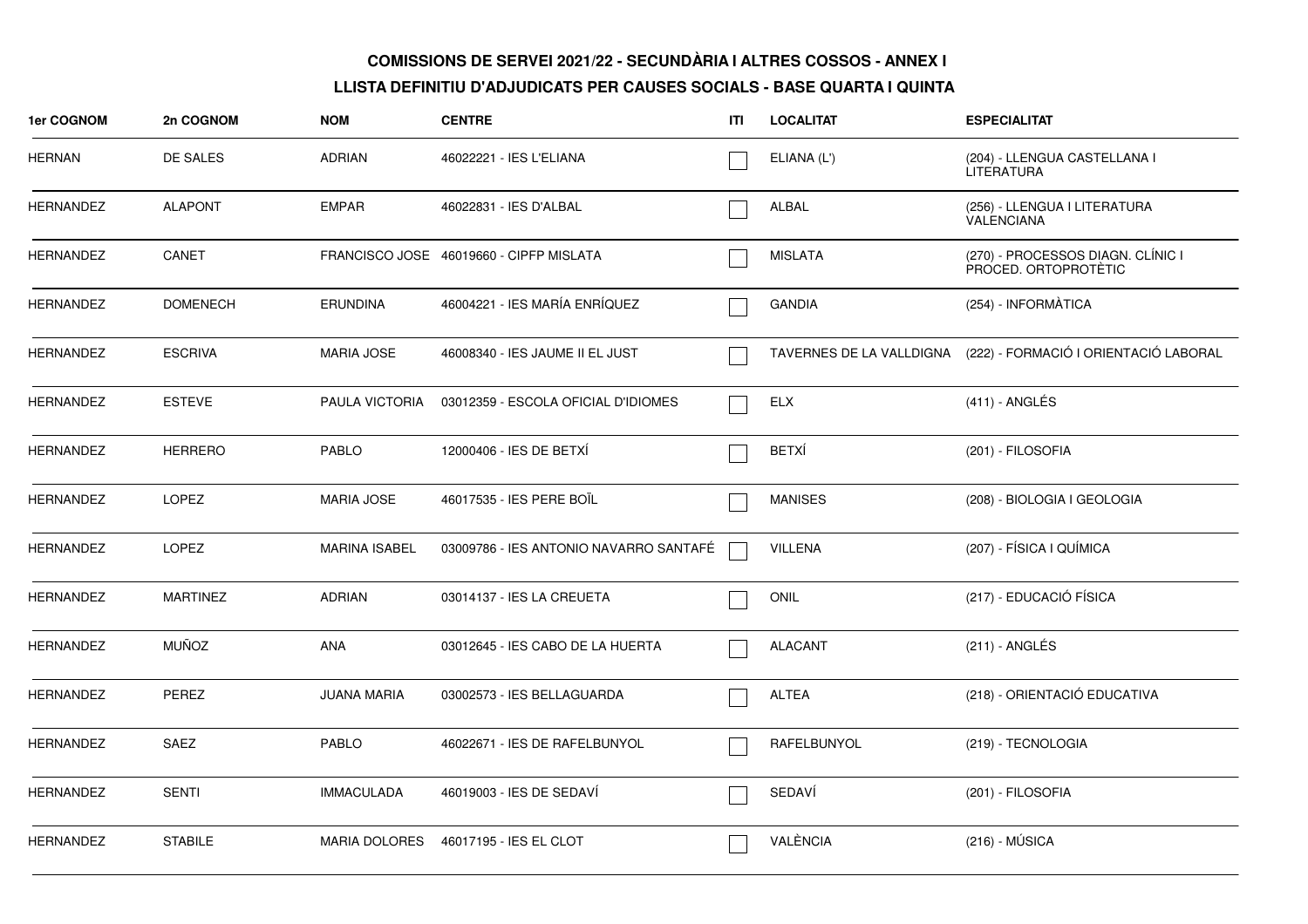**COMISSIONS DE SERVEI 2021/22 - SECUNDÀRIA I ALTRES COSSOS - ANNEX I**

**LLISTA DEFINITIU D'ADJUDICATS PER CAUSES SOCIALS - BASE QUARTA I QUINTA**

| 1er COGNOM | 2n COGNOM | NOM | CENTRE | ITI | LOCALITAT | ESPECIALITAT |
|---|---|---|---|---|---|---|
| HERNAN | DE SALES | ADRIAN | 46022221 - IES L'ELIANA | | ELIANA (L') | (204) - LLENGUA CASTELLANA I LITERATURA |
| HERNANDEZ | ALAPONT | EMPAR | 46022831 - IES D'ALBAL | | ALBAL | (256) - LLENGUA I LITERATURA VALENCIANA |
| HERNANDEZ | CANET | FRANCISCO JOSE | 46019660 - CIPFP MISLATA | | MISLATA | (270) - PROCESSOS DIAGN. CLÍNIC I PROCED. ORTOPROTÈTIC |
| HERNANDEZ | DOMENECH | ERUNDINA | 46004221 - IES MARÍA ENRÍQUEZ | | GANDIA | (254) - INFORMÀTICA |
| HERNANDEZ | ESCRIVA | MARIA JOSE | 46008340 - IES JAUME II EL JUST | | TAVERNES DE LA VALLDIGNA | (222) - FORMACIÓ I ORIENTACIÓ LABORAL |
| HERNANDEZ | ESTEVE | PAULA VICTORIA | 03012359 - ESCOLA OFICIAL D'IDIOMES | | ELX | (411) - ANGLÉS |
| HERNANDEZ | HERRERO | PABLO | 12000406 - IES DE BETXÍ | | BETXÍ | (201) - FILOSOFIA |
| HERNANDEZ | LOPEZ | MARIA JOSE | 46017535 - IES PERE BOÏL | | MANISES | (208) - BIOLOGIA I GEOLOGIA |
| HERNANDEZ | LOPEZ | MARINA ISABEL | 03009786 - IES ANTONIO NAVARRO SANTAFÉ | | VILLENA | (207) - FÍSICA I QUÍMICA |
| HERNANDEZ | MARTINEZ | ADRIAN | 03014137 - IES LA CREUETA | | ONIL | (217) - EDUCACIÓ FÍSICA |
| HERNANDEZ | MUÑOZ | ANA | 03012645 - IES CABO DE LA HUERTA | | ALACANT | (211) - ANGLÉS |
| HERNANDEZ | PEREZ | JUANA MARIA | 03002573 - IES BELLAGUARDA | | ALTEA | (218) - ORIENTACIÓ EDUCATIVA |
| HERNANDEZ | SAEZ | PABLO | 46022671 - IES DE RAFELBUNYOL | | RAFELBUNYOL | (219) - TECNOLOGIA |
| HERNANDEZ | SENTI | IMMACULADA | 46019003 - IES DE SEDAVÍ | | SEDAVÍ | (201) - FILOSOFIA |
| HERNANDEZ | STABILE | MARIA DOLORES | 46017195 - IES EL CLOT | | VALÈNCIA | (216) - MÚSICA |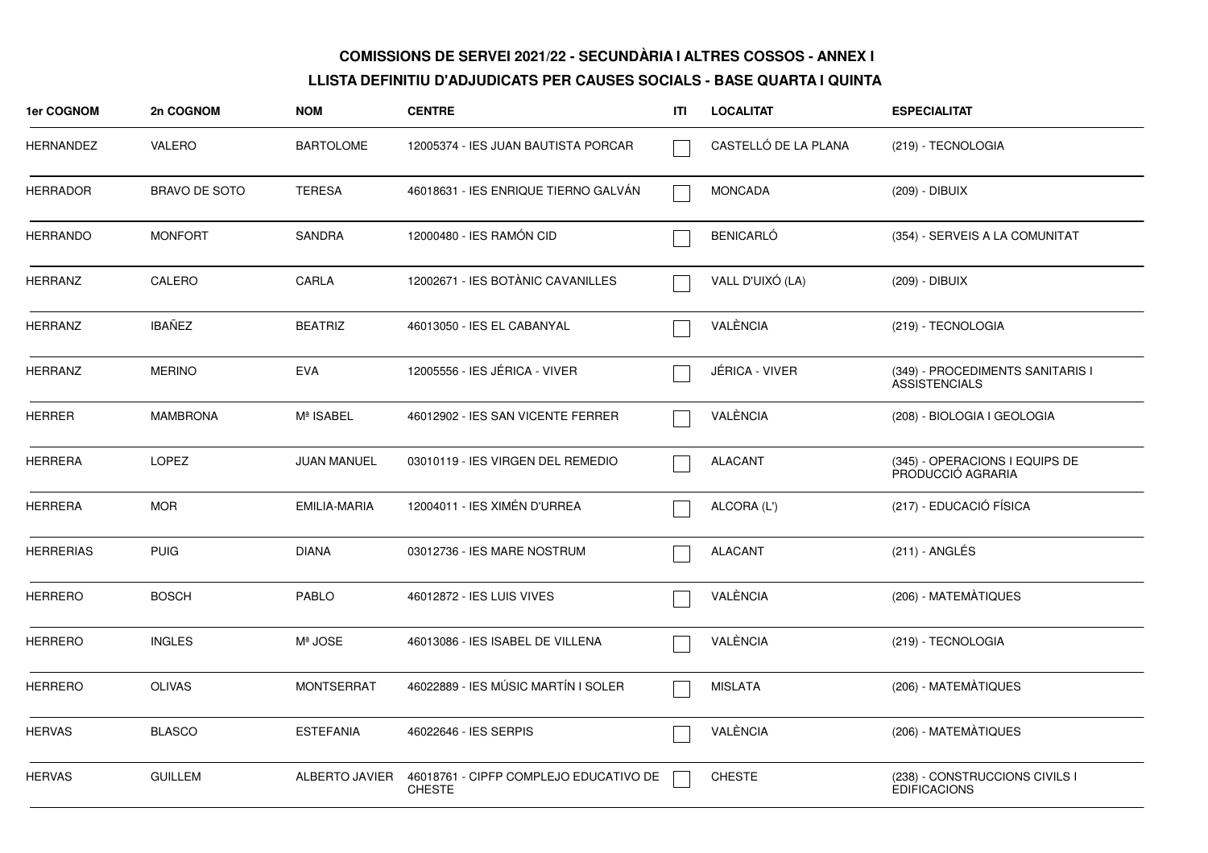**COMISSIONS DE SERVEI 2021/22 - SECUNDÀRIA I ALTRES COSSOS - ANNEX I**

**LLISTA DEFINITIU D'ADJUDICATS PER CAUSES SOCIALS - BASE QUARTA I QUINTA**

| 1er COGNOM | 2n COGNOM | NOM | CENTRE | ITI | LOCALITAT | ESPECIALITAT |
|---|---|---|---|---|---|---|
| HERNANDEZ | VALERO | BARTOLOME | 12005374 - IES JUAN BAUTISTA PORCAR | ☐ | CASTELLÓ DE LA PLANA | (219) - TECNOLOGIA |
| HERRADOR | BRAVO DE SOTO | TERESA | 46018631 - IES ENRIQUE TIERNO GALVÁN | ☐ | MONCADA | (209) - DIBUIX |
| HERRANDO | MONFORT | SANDRA | 12000480 - IES RAMÓN CID | ☐ | BENICARLÓ | (354) - SERVEIS A LA COMUNITAT |
| HERRANZ | CALERO | CARLA | 12002671 - IES BOTÀNIC CAVANILLES | ☐ | VALL D'UIXÓ (LA) | (209) - DIBUIX |
| HERRANZ | IBAÑEZ | BEATRIZ | 46013050 - IES EL CABANYAL | ☐ | VALÈNCIA | (219) - TECNOLOGIA |
| HERRANZ | MERINO | EVA | 12005556 - IES JÉRICA - VIVER | ☐ | JÉRICA - VIVER | (349) - PROCEDIMENTS SANITARIS I ASSISTENCIALS |
| HERRER | MAMBRONA | Mª ISABEL | 46012902 - IES SAN VICENTE FERRER | ☐ | VALÈNCIA | (208) - BIOLOGIA I GEOLOGIA |
| HERRERA | LOPEZ | JUAN MANUEL | 03010119 - IES VIRGEN DEL REMEDIO | ☐ | ALACANT | (345) - OPERACIONS I EQUIPS DE PRODUCCIÓ AGRARIA |
| HERRERA | MOR | EMILIA-MARIA | 12004011 - IES XIMÉN D'URREA | ☐ | ALCORA (L') | (217) - EDUCACIÓ FÍSICA |
| HERRERIAS | PUIG | DIANA | 03012736 - IES MARE NOSTRUM | ☐ | ALACANT | (211) - ANGLÉS |
| HERRERO | BOSCH | PABLO | 46012872 - IES LUIS VIVES | ☐ | VALÈNCIA | (206) - MATEMÀTIQUES |
| HERRERO | INGLES | Mª JOSE | 46013086 - IES ISABEL DE VILLENA | ☐ | VALÈNCIA | (219) - TECNOLOGIA |
| HERRERO | OLIVAS | MONTSERRAT | 46022889 - IES MÚSIC MARTÍN I SOLER | ☐ | MISLATA | (206) - MATEMÀTIQUES |
| HERVAS | BLASCO | ESTEFANIA | 46022646 - IES SERPIS | ☐ | VALÈNCIA | (206) - MATEMÀTIQUES |
| HERVAS | GUILLEM | ALBERTO JAVIER | 46018761 - CIPFP COMPLEJO EDUCATIVO DE CHESTE | ☐ | CHESTE | (238) - CONSTRUCCIONS CIVILS I EDIFICACIONS |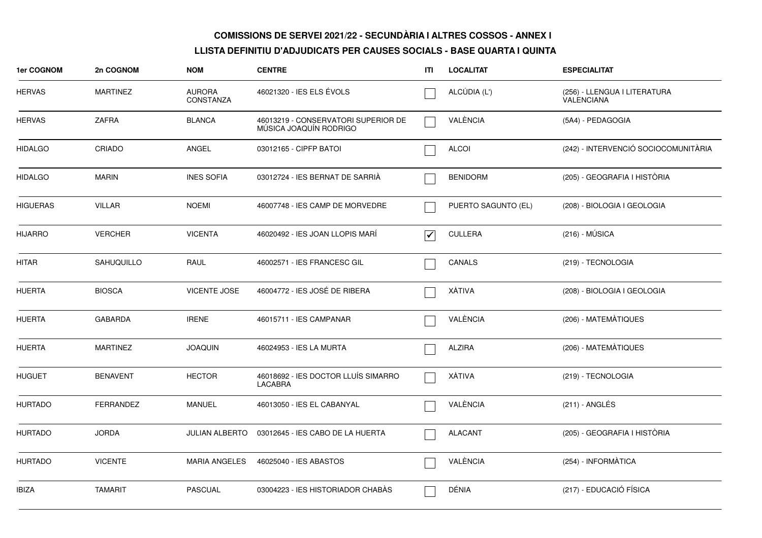**COMISSIONS DE SERVEI 2021/22 - SECUNDÀRIA I ALTRES COSSOS - ANNEX I**

**LLISTA DEFINITIU D'ADJUDICATS PER CAUSES SOCIALS - BASE QUARTA I QUINTA**

| 1er COGNOM | 2n COGNOM | NOM | CENTRE | ITI | LOCALITAT | ESPECIALITAT |
|---|---|---|---|---|---|---|
| HERVAS | MARTINEZ | AURORA CONSTANZA | 46021320 - IES ELS ÉVOLS | ☐ | ALCÚDIA (L') | (256) - LLENGUA I LITERATURA VALENCIANA |
| HERVAS | ZAFRA | BLANCA | 46013219 - CONSERVATORI SUPERIOR DE MÚSICA JOAQUÍN RODRIGO | ☐ | VALÈNCIA | (5A4) - PEDAGOGIA |
| HIDALGO | CRIADO | ANGEL | 03012165 - CIPFP BATOI | ☐ | ALCOI | (242) - INTERVENCIÓ SOCIOCOMUNITÀRIA |
| HIDALGO | MARIN | INES SOFIA | 03012724 - IES BERNAT DE SARRIÀ | ☐ | BENIDORM | (205) - GEOGRAFIA I HISTÒRIA |
| HIGUERAS | VILLAR | NOEMI | 46007748 - IES CAMP DE MORVEDRE | ☐ | PUERTO SAGUNTO (EL) | (208) - BIOLOGIA I GEOLOGIA |
| HIJARRO | VERCHER | VICENTA | 46020492 - IES JOAN LLOPIS MARÍ | ☑ | CULLERA | (216) - MÚSICA |
| HITAR | SAHUQUILLO | RAUL | 46002571 - IES FRANCESC GIL | ☐ | CANALS | (219) - TECNOLOGIA |
| HUERTA | BIOSCA | VICENTE JOSE | 46004772 - IES JOSÉ DE RIBERA | ☐ | XÀTIVA | (208) - BIOLOGIA I GEOLOGIA |
| HUERTA | GABARDA | IRENE | 46015711 - IES CAMPANAR | ☐ | VALÈNCIA | (206) - MATEMÀTIQUES |
| HUERTA | MARTINEZ | JOAQUIN | 46024953 - IES LA MURTA | ☐ | ALZIRA | (206) - MATEMÀTIQUES |
| HUGUET | BENAVENT | HECTOR | 46018692 - IES DOCTOR LLUÍS SIMARRO LACABRA | ☐ | XÀTIVA | (219) - TECNOLOGIA |
| HURTADO | FERRANDEZ | MANUEL | 46013050 - IES EL CABANYAL | ☐ | VALÈNCIA | (211) - ANGLÉS |
| HURTADO | JORDA | JULIAN ALBERTO | 03012645 - IES CABO DE LA HUERTA | ☐ | ALACANT | (205) - GEOGRAFIA I HISTÒRIA |
| HURTADO | VICENTE | MARIA ANGELES | 46025040 - IES ABASTOS | ☐ | VALÈNCIA | (254) - INFORMÀTICA |
| IBIZA | TAMARIT | PASCUAL | 03004223 - IES HISTORIADOR CHABÀS | ☐ | DÉNIA | (217) - EDUCACIÓ FÍSICA |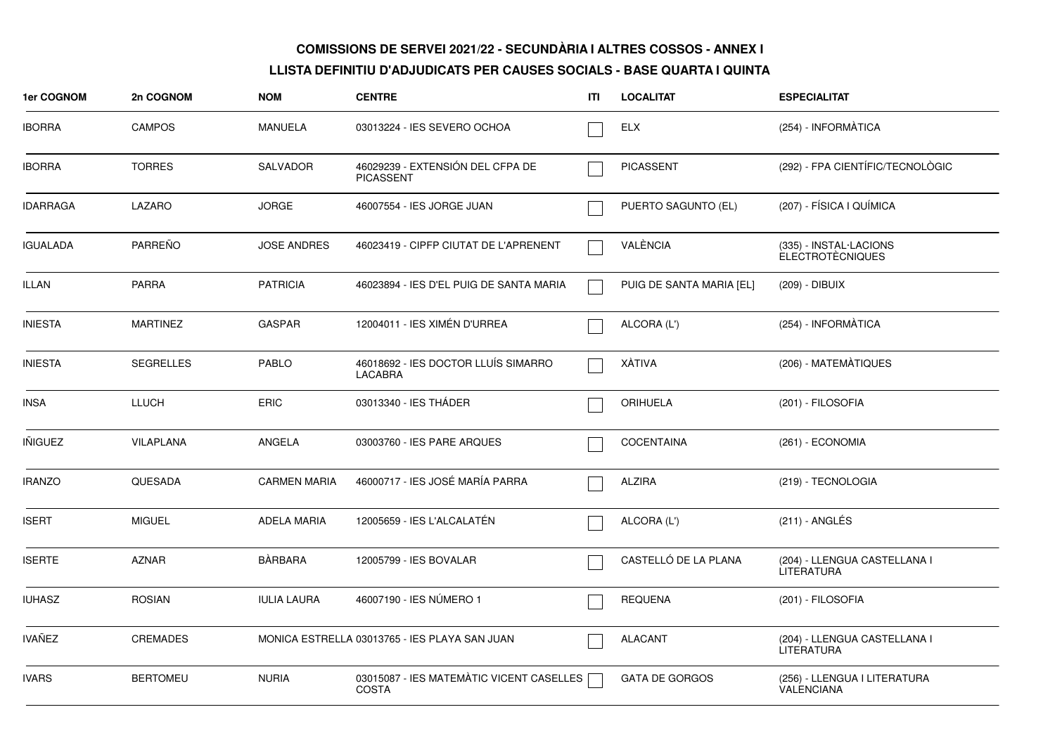**COMISSIONS DE SERVEI 2021/22 - SECUNDÀRIA I ALTRES COSSOS - ANNEX I**

**LLISTA DEFINITIU D'ADJUDICATS PER CAUSES SOCIALS - BASE QUARTA I QUINTA**

| 1er COGNOM | 2n COGNOM | NOM | CENTRE | ITI | LOCALITAT | ESPECIALITAT |
|---|---|---|---|---|---|---|
| IBORRA | CAMPOS | MANUELA | 03013224 - IES SEVERO OCHOA | ☐ | ELX | (254) - INFORMÀTICA |
| IBORRA | TORRES | SALVADOR | 46029239 - EXTENSIÓN DEL CFPA DE PICASSENT | ☐ | PICASSENT | (292) - FPA CIENTÍFIC/TECNOLÒGIC |
| IDARRAGA | LAZARO | JORGE | 46007554 - IES JORGE JUAN | ☐ | PUERTO SAGUNTO (EL) | (207) - FÍSICA I QUÍMICA |
| IGUALADA | PARREÑO | JOSE ANDRES | 46023419 - CIPFP CIUTAT DE L'APRENENT | ☐ | VALÈNCIA | (335) - INSTAL·LACIONS ELECTROTÈCNIQUES |
| ILLAN | PARRA | PATRICIA | 46023894 - IES D'EL PUIG DE SANTA MARIA | ☐ | PUIG DE SANTA MARIA [EL] | (209) - DIBUIX |
| INIESTA | MARTINEZ | GASPAR | 12004011 - IES XIMÉN D'URREA | ☐ | ALCORA (L') | (254) - INFORMÀTICA |
| INIESTA | SEGRELLES | PABLO | 46018692 - IES DOCTOR LLUÍS SIMARRO LACABRA | ☐ | XÀTIVA | (206) - MATEMÀTIQUES |
| INSA | LLUCH | ERIC | 03013340 - IES THÁDER | ☐ | ORIHUELA | (201) - FILOSOFIA |
| IÑIGUEZ | VILAPLANA | ANGELA | 03003760 - IES PARE ARQUES | ☐ | COCENTAINA | (261) - ECONOMIA |
| IRANZO | QUESADA | CARMEN MARIA | 46000717 - IES JOSÉ MARÍA PARRA | ☐ | ALZIRA | (219) - TECNOLOGIA |
| ISERT | MIGUEL | ADELA MARIA | 12005659 - IES L'ALCALATÉN | ☐ | ALCORA (L') | (211) - ANGLÉS |
| ISERTE | AZNAR | BÀRBARA | 12005799 - IES BOVALAR | ☐ | CASTELLÓ DE LA PLANA | (204) - LLENGUA CASTELLANA I LITERATURA |
| IUHASZ | ROSIAN | IULIA LAURA | 46007190 - IES NÚMERO 1 | ☐ | REQUENA | (201) - FILOSOFIA |
| IVAÑEZ | CREMADES | MONICA ESTRELLA | 03013765 - IES PLAYA SAN JUAN | ☐ | ALACANT | (204) - LLENGUA CASTELLANA I LITERATURA |
| IVARS | BERTOMEU | NURIA | 03015087 - IES MATEMÀTIC VICENT CASELLES COSTA | ☐ | GATA DE GORGOS | (256) - LLENGUA I LITERATURA VALENCIANA |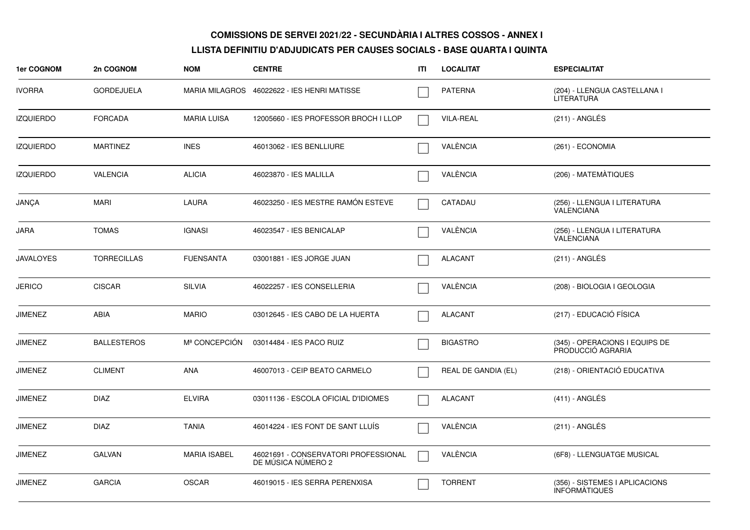**COMISSIONS DE SERVEI 2021/22 - SECUNDÀRIA I ALTRES COSSOS - ANNEX I**

**LLISTA DEFINITIU D'ADJUDICATS PER CAUSES SOCIALS - BASE QUARTA I QUINTA**

| 1er COGNOM | 2n COGNOM | NOM | CENTRE | ITI | LOCALITAT | ESPECIALITAT |
|---|---|---|---|---|---|---|
| IVORRA | GORDEJUELA | MARIA MILAGROS | 46022622 - IES HENRI MATISSE | ☐ | PATERNA | (204) - LLENGUA CASTELLANA I LITERATURA |
| IZQUIERDO | FORCADA | MARIA LUISA | 12005660 - IES PROFESSOR BROCH I LLOP | ☐ | VILA-REAL | (211) - ANGLÉS |
| IZQUIERDO | MARTINEZ | INES | 46013062 - IES BENLLIURE | ☐ | VALÈNCIA | (261) - ECONOMIA |
| IZQUIERDO | VALENCIA | ALICIA | 46023870 - IES MALILLA | ☐ | VALÈNCIA | (206) - MATEMÀTIQUES |
| JANÇA | MARI | LAURA | 46023250 - IES MESTRE RAMÓN ESTEVE | ☐ | CATADAU | (256) - LLENGUA I LITERATURA VALENCIANA |
| JARA | TOMAS | IGNASI | 46023547 - IES BENICALAP | ☐ | VALÈNCIA | (256) - LLENGUA I LITERATURA VALENCIANA |
| JAVALOYES | TORRECILLAS | FUENSANTA | 03001881 - IES JORGE JUAN | ☐ | ALACANT | (211) - ANGLÉS |
| JERICO | CISCAR | SILVIA | 46022257 - IES CONSELLERIA | ☐ | VALÈNCIA | (208) - BIOLOGIA I GEOLOGIA |
| JIMENEZ | ABIA | MARIO | 03012645 - IES CABO DE LA HUERTA | ☐ | ALACANT | (217) - EDUCACIÓ FÍSICA |
| JIMENEZ | BALLESTEROS | Mª CONCEPCIÓN | 03014484 - IES PACO RUIZ | ☐ | BIGASTRO | (345) - OPERACIONS I EQUIPS DE PRODUCCIÓ AGRARIA |
| JIMENEZ | CLIMENT | ANA | 46007013 - CEIP BEATO CARMELO | ☐ | REAL DE GANDIA (EL) | (218) - ORIENTACIÓ EDUCATIVA |
| JIMENEZ | DIAZ | ELVIRA | 03011136 - ESCOLA OFICIAL D'IDIOMES | ☐ | ALACANT | (411) - ANGLÉS |
| JIMENEZ | DIAZ | TANIA | 46014224 - IES FONT DE SANT LLUÍS | ☐ | VALÈNCIA | (211) - ANGLÉS |
| JIMENEZ | GALVAN | MARIA ISABEL | 46021691 - CONSERVATORI PROFESSIONAL DE MÚSICA NÚMERO 2 | ☐ | VALÈNCIA | (6F8) - LLENGUATGE MUSICAL |
| JIMENEZ | GARCIA | OSCAR | 46019015 - IES SERRA PERENXISA | ☐ | TORRENT | (356) - SISTEMES I APLICACIONS INFORMÀTIQUES |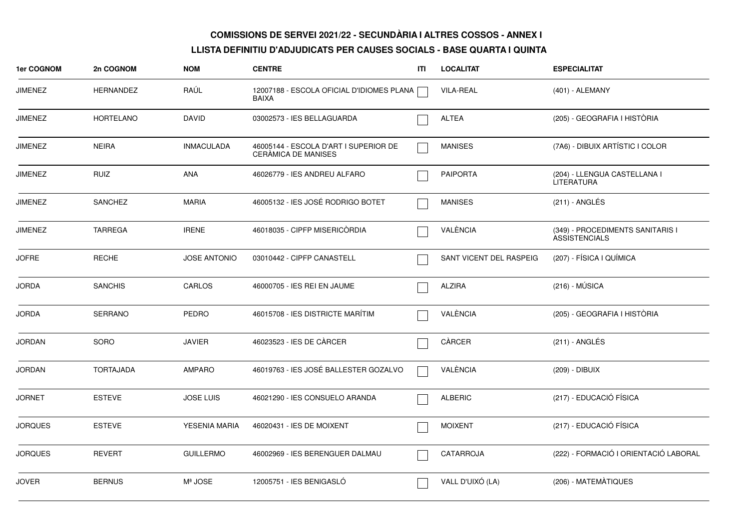**COMISSIONS DE SERVEI 2021/22 - SECUNDÀRIA I ALTRES COSSOS - ANNEX I**

**LLISTA DEFINITIU D'ADJUDICATS PER CAUSES SOCIALS - BASE QUARTA I QUINTA**

| 1er COGNOM | 2n COGNOM | NOM | CENTRE | ITI | LOCALITAT | ESPECIALITAT |
|---|---|---|---|---|---|---|
| JIMENEZ | HERNANDEZ | RAÚL | 12007188 - ESCOLA OFICIAL D'IDIOMES PLANA BAIXA | | VILA-REAL | (401) - ALEMANY |
| JIMENEZ | HORTELANO | DAVID | 03002573 - IES BELLAGUARDA | | ALTEA | (205) - GEOGRAFIA I HISTÒRIA |
| JIMENEZ | NEIRA | INMACULADA | 46005144 - ESCOLA D'ART I SUPERIOR DE CERÀMICA DE MANISES | | MANISES | (7A6) - DIBUIX ARTÍSTIC I COLOR |
| JIMENEZ | RUIZ | ANA | 46026779 - IES ANDREU ALFARO | | PAIPORTA | (204) - LLENGUA CASTELLANA I LITERATURA |
| JIMENEZ | SANCHEZ | MARIA | 46005132 - IES JOSÉ RODRIGO BOTET | | MANISES | (211) - ANGLÉS |
| JIMENEZ | TARREGA | IRENE | 46018035 - CIPFP MISERICÒRDIA | | VALÈNCIA | (349) - PROCEDIMENTS SANITARIS I ASSISTENCIALS |
| JOFRE | RECHE | JOSE ANTONIO | 03010442 - CIPFP CANASTELL | | SANT VICENT DEL RASPEIG | (207) - FÍSICA I QUÍMICA |
| JORDA | SANCHIS | CARLOS | 46000705 - IES REI EN JAUME | | ALZIRA | (216) - MÚSICA |
| JORDA | SERRANO | PEDRO | 46015708 - IES DISTRICTE MARÍTIM | | VALÈNCIA | (205) - GEOGRAFIA I HISTÒRIA |
| JORDAN | SORO | JAVIER | 46023523 - IES DE CÀRCER | | CÀRCER | (211) - ANGLÉS |
| JORDAN | TORTAJADA | AMPARO | 46019763 - IES JOSÉ BALLESTER GOZALVO | | VALÈNCIA | (209) - DIBUIX |
| JORNET | ESTEVE | JOSE LUIS | 46021290 - IES CONSUELO ARANDA | | ALBERIC | (217) - EDUCACIÓ FÍSICA |
| JORQUES | ESTEVE | YESENIA MARIA | 46020431 - IES DE MOIXENT | | MOIXENT | (217) - EDUCACIÓ FÍSICA |
| JORQUES | REVERT | GUILLERMO | 46002969 - IES BERENGUER DALMAU | | CATARROJA | (222) - FORMACIÓ I ORIENTACIÓ LABORAL |
| JOVER | BERNUS | Mª JOSE | 12005751 - IES BENIGASLÓ | | VALL D'UIXÓ (LA) | (206) - MATEMÀTIQUES |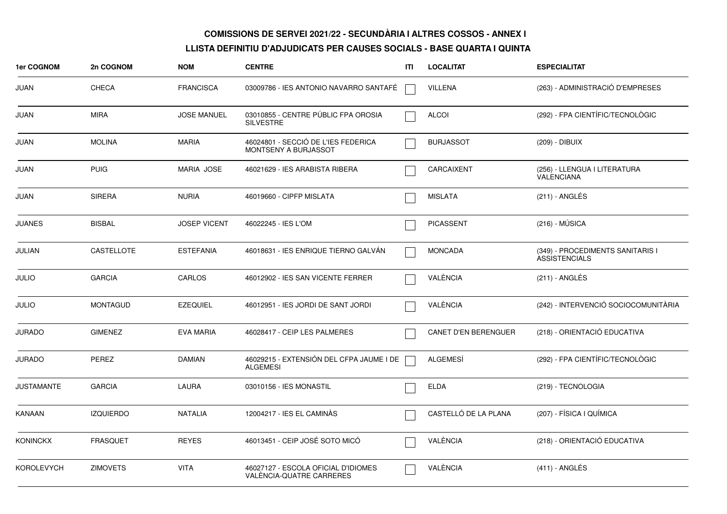**COMISSIONS DE SERVEI 2021/22 - SECUNDÀRIA I ALTRES COSSOS - ANNEX I**

**LLISTA DEFINITIU D'ADJUDICATS PER CAUSES SOCIALS - BASE QUARTA I QUINTA**

| 1er COGNOM | 2n COGNOM | NOM | CENTRE | ITI | LOCALITAT | ESPECIALITAT |
|---|---|---|---|---|---|---|
| JUAN | CHECA | FRANCISCA | 03009786 - IES ANTONIO NAVARRO SANTAFÉ | ☐ | VILLENA | (263) - ADMINISTRACIÓ D'EMPRESES |
| JUAN | MIRA | JOSE MANUEL | 03010855 - CENTRE PÚBLIC FPA OROSIA SILVESTRE | ☐ | ALCOI | (292) - FPA CIENTÍFIC/TECNOLÒGIC |
| JUAN | MOLINA | MARIA | 46024801 - SECCIÓ DE L'IES FEDERICA MONTSENY A BURJASSOT | ☐ | BURJASSOT | (209) - DIBUIX |
| JUAN | PUIG | MARIA JOSE | 46021629 - IES ARABISTA RIBERA | ☐ | CARCAIXENT | (256) - LLENGUA I LITERATURA VALENCIANA |
| JUAN | SIRERA | NURIA | 46019660 - CIPFP MISLATA | ☐ | MISLATA | (211) - ANGLÉS |
| JUANES | BISBAL | JOSEP VICENT | 46022245 - IES L'OM | ☐ | PICASSENT | (216) - MÚSICA |
| JULIAN | CASTELLOTE | ESTEFANIA | 46018631 - IES ENRIQUE TIERNO GALVÁN | ☐ | MONCADA | (349) - PROCEDIMENTS SANITARIS I ASSISTENCIALS |
| JULIO | GARCIA | CARLOS | 46012902 - IES SAN VICENTE FERRER | ☐ | VALÈNCIA | (211) - ANGLÉS |
| JULIO | MONTAGUD | EZEQUIEL | 46012951 - IES JORDI DE SANT JORDI | ☐ | VALÈNCIA | (242) - INTERVENCIÓ SOCIOCOMUNITÀRIA |
| JURADO | GIMENEZ | EVA MARIA | 46028417 - CEIP LES PALMERES | ☐ | CANET D'EN BERENGUER | (218) - ORIENTACIÓ EDUCATIVA |
| JURADO | PEREZ | DAMIAN | 46029215 - EXTENSIÓN DEL CFPA JAUME I DE ALGEMESI | ☐ | ALGEMESÍ | (292) - FPA CIENTÍFIC/TECNOLÒGIC |
| JUSTAMANTE | GARCIA | LAURA | 03010156 - IES MONASTIL | ☐ | ELDA | (219) - TECNOLOGIA |
| KANAAN | IZQUIERDO | NATALIA | 12004217 - IES EL CAMINÀS | ☐ | CASTELLÓ DE LA PLANA | (207) - FÍSICA I QUÍMICA |
| KONINCKX | FRASQUET | REYES | 46013451 - CEIP JOSÉ SOTO MICÓ | ☐ | VALÈNCIA | (218) - ORIENTACIÓ EDUCATIVA |
| KOROLEVYCH | ZIMOVETS | VITA | 46027127 - ESCOLA OFICIAL D'IDIOMES VALÈNCIA-QUATRE CARRERES | ☐ | VALÈNCIA | (411) - ANGLÉS |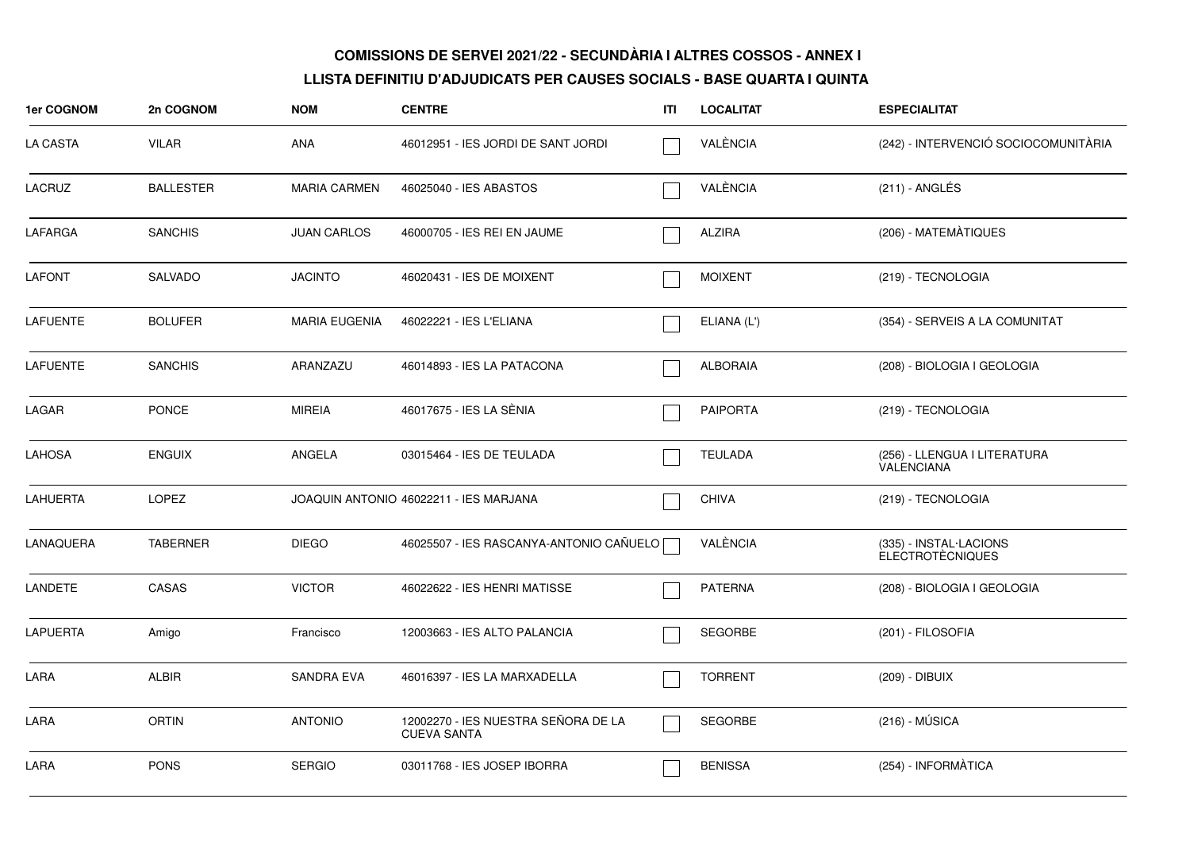**COMISSIONS DE SERVEI 2021/22 - SECUNDÀRIA I ALTRES COSSOS - ANNEX I**

**LLISTA DEFINITIU D'ADJUDICATS PER CAUSES SOCIALS - BASE QUARTA I QUINTA**

| 1er COGNOM | 2n COGNOM | NOM | CENTRE | ITI | LOCALITAT | ESPECIALITAT |
|---|---|---|---|---|---|---|
| LA CASTA | VILAR | ANA | 46012951 - IES JORDI DE SANT JORDI | ☐ | VALÈNCIA | (242) - INTERVENCIÓ SOCIOCOMUNITÀRIA |
| LACRUZ | BALLESTER | MARIA CARMEN | 46025040 - IES ABASTOS | ☐ | VALÈNCIA | (211) - ANGLÉS |
| LAFARGA | SANCHIS | JUAN CARLOS | 46000705 - IES REI EN JAUME | ☐ | ALZIRA | (206) - MATEMÀTIQUES |
| LAFONT | SALVADO | JACINTO | 46020431 - IES DE MOIXENT | ☐ | MOIXENT | (219) - TECNOLOGIA |
| LAFUENTE | BOLUFER | MARIA EUGENIA | 46022221 - IES L'ELIANA | ☐ | ELIANA (L') | (354) - SERVEIS A LA COMUNITAT |
| LAFUENTE | SANCHIS | ARANZAZU | 46014893 - IES LA PATACONA | ☐ | ALBORAIA | (208) - BIOLOGIA I GEOLOGIA |
| LAGAR | PONCE | MIREIA | 46017675 - IES LA SÈNIA | ☐ | PAIPORTA | (219) - TECNOLOGIA |
| LAHOSA | ENGUIX | ANGELA | 03015464 - IES DE TEULADA | ☐ | TEULADA | (256) - LLENGUA I LITERATURA VALENCIANA |
| LAHUERTA | LOPEZ | JOAQUIN ANTONIO | 46022211 - IES MARJANA | ☐ | CHIVA | (219) - TECNOLOGIA |
| LANAQUERA | TABERNER | DIEGO | 46025507 - IES RASCANYA-ANTONIO CAÑUELO | ☐ | VALÈNCIA | (335) - INSTAL·LACIONS ELECTROTÈCNIQUES |
| LANDETE | CASAS | VICTOR | 46022622 - IES HENRI MATISSE | ☐ | PATERNA | (208) - BIOLOGIA I GEOLOGIA |
| LAPUERTA | Amigo | Francisco | 12003663 - IES ALTO PALANCIA | ☐ | SEGORBE | (201) - FILOSOFIA |
| LARA | ALBIR | SANDRA EVA | 46016397 - IES LA MARXADELLA | ☐ | TORRENT | (209) - DIBUIX |
| LARA | ORTIN | ANTONIO | 12002270 - IES NUESTRA SEÑORA DE LA CUEVA SANTA | ☐ | SEGORBE | (216) - MÚSICA |
| LARA | PONS | SERGIO | 03011768 - IES JOSEP IBORRA | ☐ | BENISSA | (254) - INFORMÀTICA |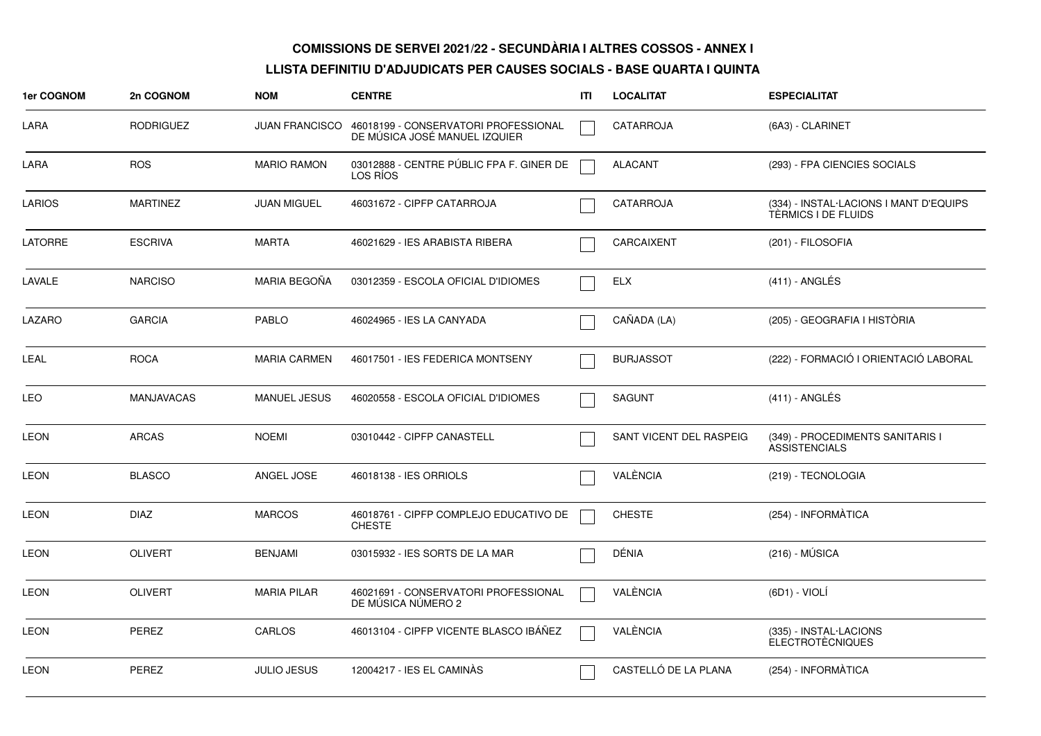**COMISSIONS DE SERVEI 2021/22 - SECUNDÀRIA I ALTRES COSSOS - ANNEX I**

**LLISTA DEFINITIU D'ADJUDICATS PER CAUSES SOCIALS - BASE QUARTA I QUINTA**

| 1er COGNOM | 2n COGNOM | NOM | CENTRE | ITI | LOCALITAT | ESPECIALITAT |
|---|---|---|---|---|---|---|
| LARA | RODRIGUEZ | JUAN FRANCISCO | 46018199 - CONSERVATORI PROFESSIONAL DE MÚSICA JOSÉ MANUEL IZQUIER | | CATARROJA | (6A3) - CLARINET |
| LARA | ROS | MARIO RAMON | 03012888 - CENTRE PÚBLIC FPA F. GINER DE LOS RÍOS | | ALACANT | (293) - FPA CIENCIES SOCIALS |
| LARIOS | MARTINEZ | JUAN MIGUEL | 46031672 - CIPFP CATARROJA | | CATARROJA | (334) - INSTAL·LACIONS I MANT D'EQUIPS TÈRMICS I DE FLUIDS |
| LATORRE | ESCRIVA | MARTA | 46021629 - IES ARABISTA RIBERA | | CARCAIXENT | (201) - FILOSOFIA |
| LAVALE | NARCISO | MARIA BEGOÑA | 03012359 - ESCOLA OFICIAL D'IDIOMES | | ELX | (411) - ANGLÉS |
| LAZARO | GARCIA | PABLO | 46024965 - IES LA CANYADA | | CAÑADA (LA) | (205) - GEOGRAFIA I HISTÒRIA |
| LEAL | ROCA | MARIA CARMEN | 46017501 - IES FEDERICA MONTSENY | | BURJASSOT | (222) - FORMACIÓ I ORIENTACIÓ LABORAL |
| LEO | MANJAVACAS | MANUEL JESUS | 46020558 - ESCOLA OFICIAL D'IDIOMES | | SAGUNT | (411) - ANGLÉS |
| LEON | ARCAS | NOEMI | 03010442 - CIPFP CANASTELL | | SANT VICENT DEL RASPEIG | (349) - PROCEDIMENTS SANITARIS I ASSISTENCIALS |
| LEON | BLASCO | ANGEL JOSE | 46018138 - IES ORRIOLS | | VALÈNCIA | (219) - TECNOLOGIA |
| LEON | DIAZ | MARCOS | 46018761 - CIPFP COMPLEJO EDUCATIVO DE CHESTE | | CHESTE | (254) - INFORMÀTICA |
| LEON | OLIVERT | BENJAMI | 03015932 - IES SORTS DE LA MAR | | DÉNIA | (216) - MÚSICA |
| LEON | OLIVERT | MARIA PILAR | 46021691 - CONSERVATORI PROFESSIONAL DE MÚSICA NÚMERO 2 | | VALÈNCIA | (6D1) - VIOLÍ |
| LEON | PEREZ | CARLOS | 46013104 - CIPFP VICENTE BLASCO IBÁÑEZ | | VALÈNCIA | (335) - INSTAL·LACIONS ELECTROTÈCNIQUES |
| LEON | PEREZ | JULIO JESUS | 12004217 - IES EL CAMINÀS | | CASTELLÓ DE LA PLANA | (254) - INFORMÀTICA |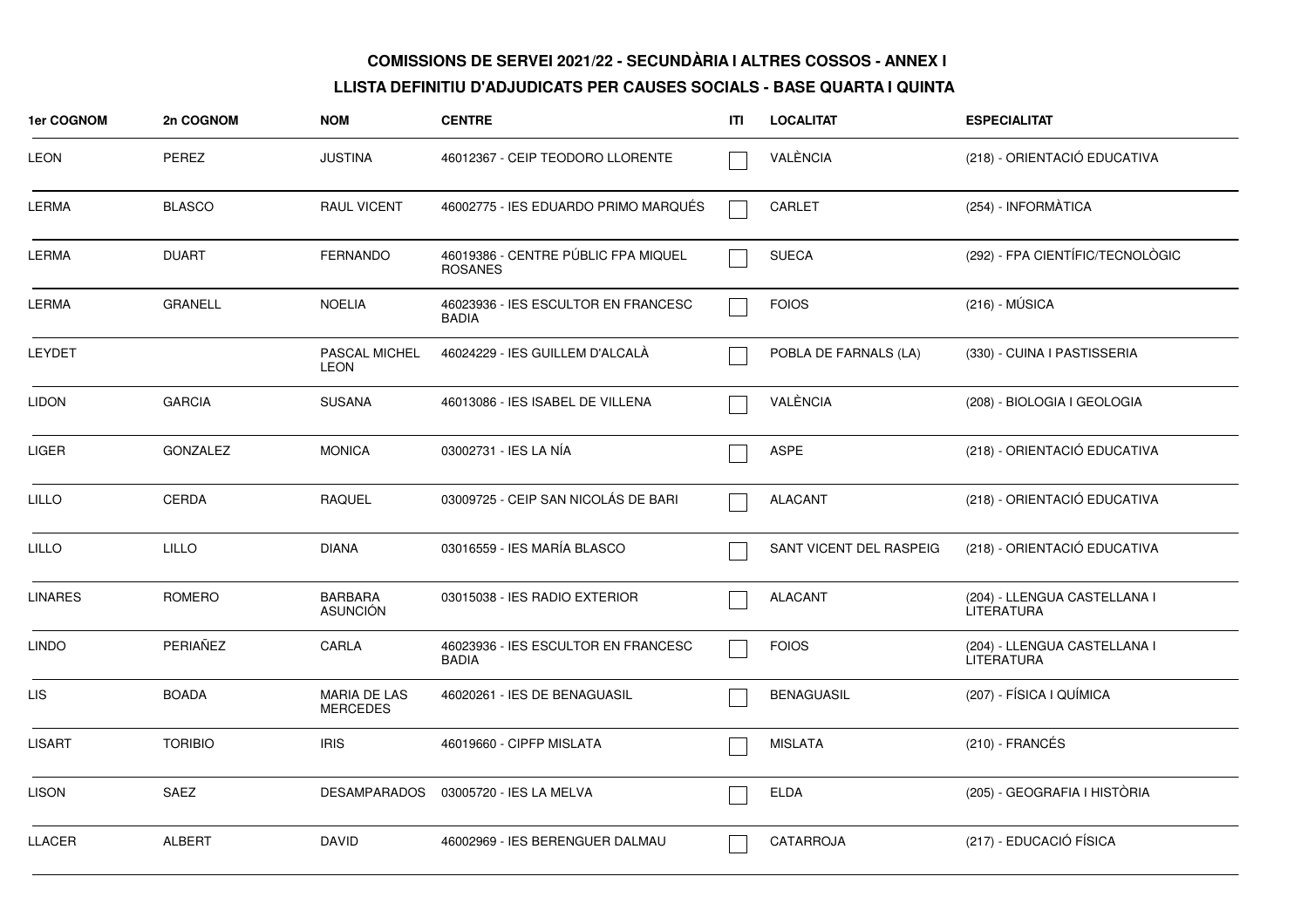**COMISSIONS DE SERVEI 2021/22 - SECUNDÀRIA I ALTRES COSSOS - ANNEX I**

**LLISTA DEFINITIU D'ADJUDICATS PER CAUSES SOCIALS - BASE QUARTA I QUINTA**

| 1er COGNOM | 2n COGNOM | NOM | CENTRE | ITI | LOCALITAT | ESPECIALITAT |
|---|---|---|---|---|---|---|
| LEON | PEREZ | JUSTINA | 46012367 - CEIP TEODORO LLORENTE | | VALÈNCIA | (218) - ORIENTACIÓ EDUCATIVA |
| LERMA | BLASCO | RAUL VICENT | 46002775 - IES EDUARDO PRIMO MARQUÉS | | CARLET | (254) - INFORMÀTICA |
| LERMA | DUART | FERNANDO | 46019386 - CENTRE PÚBLIC FPA MIQUEL ROSANES | | SUECA | (292) - FPA CIENTÍFIC/TECNOLÒGIC |
| LERMA | GRANELL | NOELIA | 46023936 - IES ESCULTOR EN FRANCESC BADIA | | FOIOS | (216) - MÚSICA |
| LEYDET | | PASCAL MICHEL LEON | 46024229 - IES GUILLEM D'ALCALÀ | | POBLA DE FARNALS (LA) | (330) - CUINA I PASTISSERIA |
| LIDON | GARCIA | SUSANA | 46013086 - IES ISABEL DE VILLENA | | VALÈNCIA | (208) - BIOLOGIA I GEOLOGIA |
| LIGER | GONZALEZ | MONICA | 03002731 - IES LA NÍA | | ASPE | (218) - ORIENTACIÓ EDUCATIVA |
| LILLO | CERDA | RAQUEL | 03009725 - CEIP SAN NICOLÁS DE BARI | | ALACANT | (218) - ORIENTACIÓ EDUCATIVA |
| LILLO | LILLO | DIANA | 03016559 - IES MARÍA BLASCO | | SANT VICENT DEL RASPEIG | (218) - ORIENTACIÓ EDUCATIVA |
| LINARES | ROMERO | BARBARA ASUNCIÓN | 03015038 - IES RADIO EXTERIOR | | ALACANT | (204) - LLENGUA CASTELLANA I LITERATURA |
| LINDO | PERIAÑEZ | CARLA | 46023936 - IES ESCULTOR EN FRANCESC BADIA | | FOIOS | (204) - LLENGUA CASTELLANA I LITERATURA |
| LIS | BOADA | MARIA DE LAS MERCEDES | 46020261 - IES DE BENAGUASIL | | BENAGUASIL | (207) - FÍSICA I QUÍMICA |
| LISART | TORIBIO | IRIS | 46019660 - CIPFP MISLATA | | MISLATA | (210) - FRANCÉS |
| LISON | SAEZ | DESAMPARADOS | 03005720 - IES LA MELVA | | ELDA | (205) - GEOGRAFIA I HISTÒRIA |
| LLACER | ALBERT | DAVID | 46002969 - IES BERENGUER DALMAU | | CATARROJA | (217) - EDUCACIÓ FÍSICA |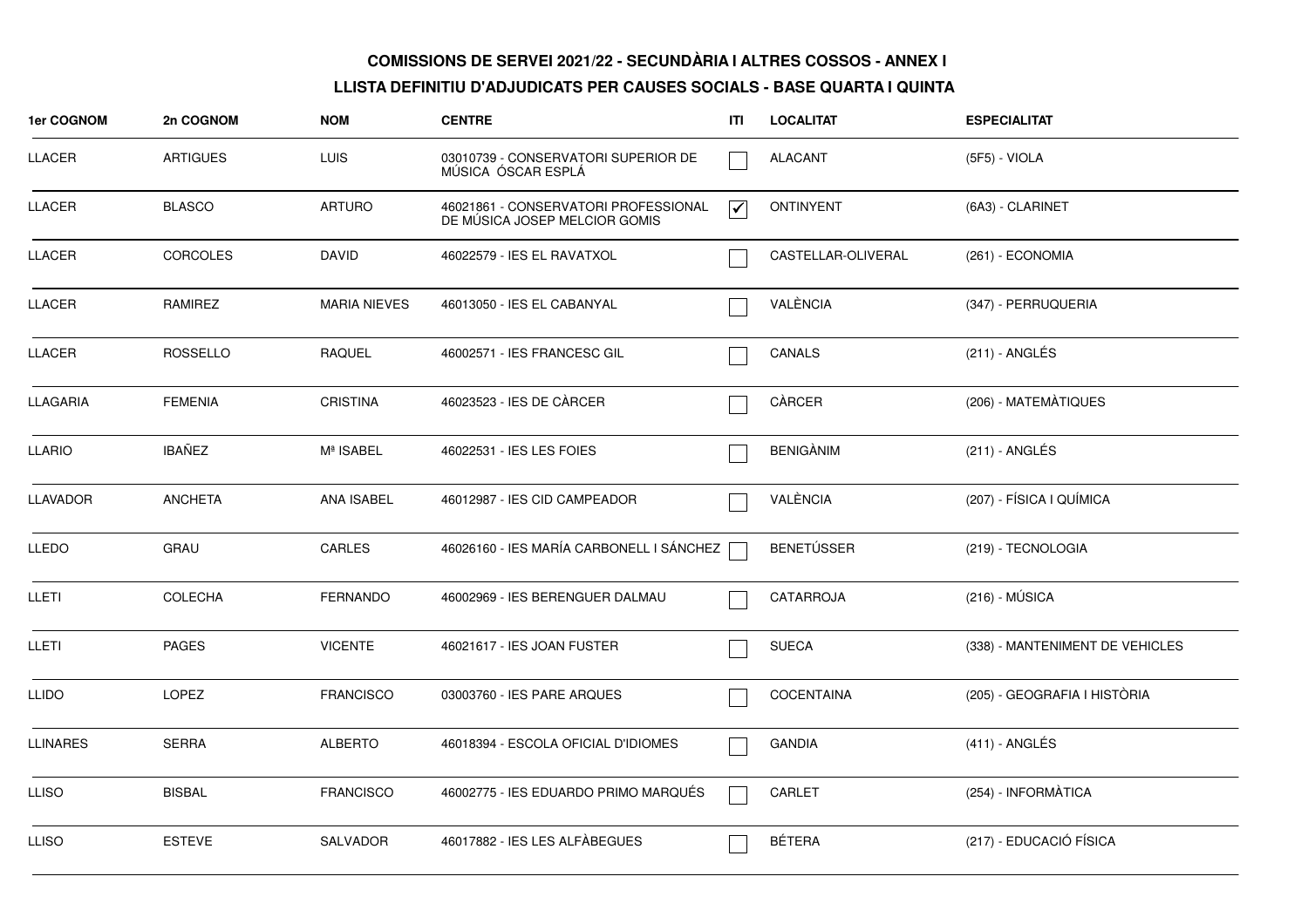**COMISSIONS DE SERVEI 2021/22 - SECUNDÀRIA I ALTRES COSSOS - ANNEX I**

**LLISTA DEFINITIU D'ADJUDICATS PER CAUSES SOCIALS - BASE QUARTA I QUINTA**

| 1er COGNOM | 2n COGNOM | NOM | CENTRE | ITI | LOCALITAT | ESPECIALITAT |
|---|---|---|---|---|---|---|
| LLACER | ARTIGUES | LUIS | 03010739 - CONSERVATORI SUPERIOR DE MÚSICA ÓSCAR ESPLÁ | ☐ | ALACANT | (5F5) - VIOLA |
| LLACER | BLASCO | ARTURO | 46021861 - CONSERVATORI PROFESSIONAL DE MÚSICA JOSEP MELCIOR GOMIS | ☑ | ONTINYENT | (6A3) - CLARINET |
| LLACER | CORCOLES | DAVID | 46022579 - IES EL RAVATXOL | ☐ | CASTELLAR-OLIVERAL | (261) - ECONOMIA |
| LLACER | RAMIREZ | MARIA NIEVES | 46013050 - IES EL CABANYAL | ☐ | VALÈNCIA | (347) - PERRUQUERIA |
| LLACER | ROSSELLO | RAQUEL | 46002571 - IES FRANCESC GIL | ☐ | CANALS | (211) - ANGLÉS |
| LLAGARIA | FEMENIA | CRISTINA | 46023523 - IES DE CÀRCER | ☐ | CÀRCER | (206) - MATEMÀTIQUES |
| LLARIO | IBAÑEZ | Mª ISABEL | 46022531 - IES LES FOIES | ☐ | BENIGÀNIM | (211) - ANGLÉS |
| LLAVADOR | ANCHETA | ANA ISABEL | 46012987 - IES CID CAMPEADOR | ☐ | VALÈNCIA | (207) - FÍSICA I QUÍMICA |
| LLEDO | GRAU | CARLES | 46026160 - IES MARÍA CARBONELL I SÁNCHEZ | ☐ | BENETÚSSER | (219) - TECNOLOGIA |
| LLETI | COLECHA | FERNANDO | 46002969 - IES BERENGUER DALMAU | ☐ | CATARROJA | (216) - MÚSICA |
| LLETI | PAGES | VICENTE | 46021617 - IES JOAN FUSTER | ☐ | SUECA | (338) - MANTENIMENT DE VEHICLES |
| LLIDO | LOPEZ | FRANCISCO | 03003760 - IES PARE ARQUES | ☐ | COCENTAINA | (205) - GEOGRAFIA I HISTÒRIA |
| LLINARES | SERRA | ALBERTO | 46018394 - ESCOLA OFICIAL D'IDIOMES | ☐ | GANDIA | (411) - ANGLÉS |
| LLISO | BISBAL | FRANCISCO | 46002775 - IES EDUARDO PRIMO MARQUÉS | ☐ | CARLET | (254) - INFORMÀTICA |
| LLISO | ESTEVE | SALVADOR | 46017882 - IES LES ALFÀBEGUES | ☐ | BÉTERA | (217) - EDUCACIÓ FÍSICA |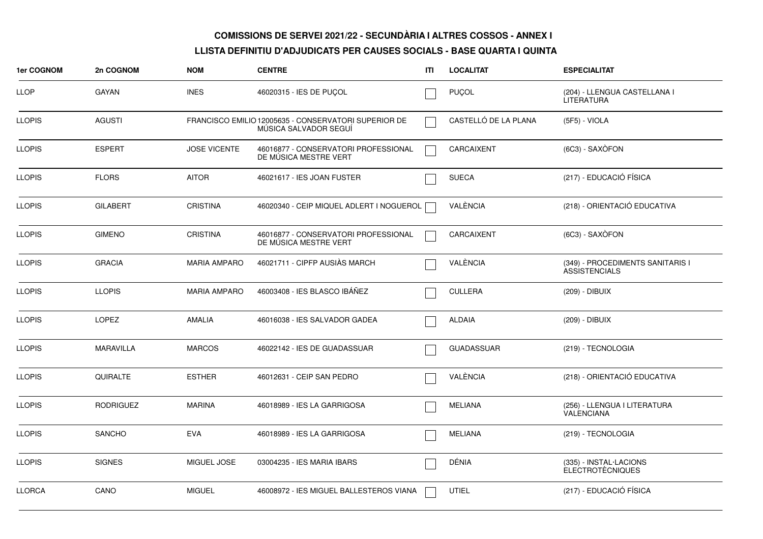**COMISSIONS DE SERVEI 2021/22 - SECUNDÀRIA I ALTRES COSSOS - ANNEX I**

**LLISTA DEFINITIU D'ADJUDICATS PER CAUSES SOCIALS - BASE QUARTA I QUINTA**

| 1er COGNOM | 2n COGNOM | NOM | CENTRE | ITI | LOCALITAT | ESPECIALITAT |
|---|---|---|---|---|---|---|
| LLOP | GAYAN | INES | 46020315 - IES DE PUÇOL | ☐ | PUÇOL | (204) - LLENGUA CASTELLANA I LITERATURA |
| LLOPIS | AGUSTI | FRANCISCO EMILIO | 12005635 - CONSERVATORI SUPERIOR DE MÚSICA SALVADOR SEGUÍ | ☐ | CASTELLÓ DE LA PLANA | (5F5) - VIOLA |
| LLOPIS | ESPERT | JOSE VICENTE | 46016877 - CONSERVATORI PROFESSIONAL DE MÚSICA MESTRE VERT | ☐ | CARCAIXENT | (6C3) - SAXÒFON |
| LLOPIS | FLORS | AITOR | 46021617 - IES JOAN FUSTER | ☐ | SUECA | (217) - EDUCACIÓ FÍSICA |
| LLOPIS | GILABERT | CRISTINA | 46020340 - CEIP MIQUEL ADLERT I NOGUEROL | ☐ | VALÈNCIA | (218) - ORIENTACIÓ EDUCATIVA |
| LLOPIS | GIMENO | CRISTINA | 46016877 - CONSERVATORI PROFESSIONAL DE MÚSICA MESTRE VERT | ☐ | CARCAIXENT | (6C3) - SAXÒFON |
| LLOPIS | GRACIA | MARIA AMPARO | 46021711 - CIPFP AUSIÀS MARCH | ☐ | VALÈNCIA | (349) - PROCEDIMENTS SANITARIS I ASSISTENCIALS |
| LLOPIS | LLOPIS | MARIA AMPARO | 46003408 - IES BLASCO IBÁÑEZ | ☐ | CULLERA | (209) - DIBUIX |
| LLOPIS | LOPEZ | AMALIA | 46016038 - IES SALVADOR GADEA | ☐ | ALDAIA | (209) - DIBUIX |
| LLOPIS | MARAVILLA | MARCOS | 46022142 - IES DE GUADASSUAR | ☐ | GUADASSUAR | (219) - TECNOLOGIA |
| LLOPIS | QUIRALTE | ESTHER | 46012631 - CEIP SAN PEDRO | ☐ | VALÈNCIA | (218) - ORIENTACIÓ EDUCATIVA |
| LLOPIS | RODRIGUEZ | MARINA | 46018989 - IES LA GARRIGOSA | ☐ | MELIANA | (256) - LLENGUA I LITERATURA VALENCIANA |
| LLOPIS | SANCHO | EVA | 46018989 - IES LA GARRIGOSA | ☐ | MELIANA | (219) - TECNOLOGIA |
| LLOPIS | SIGNES | MIGUEL JOSE | 03004235 - IES MARIA IBARS | ☐ | DÉNIA | (335) - INSTAL·LACIONS ELECTROTÈCNIQUES |
| LLORCA | CANO | MIGUEL | 46008972 - IES MIGUEL BALLESTEROS VIANA | ☐ | UTIEL | (217) - EDUCACIÓ FÍSICA |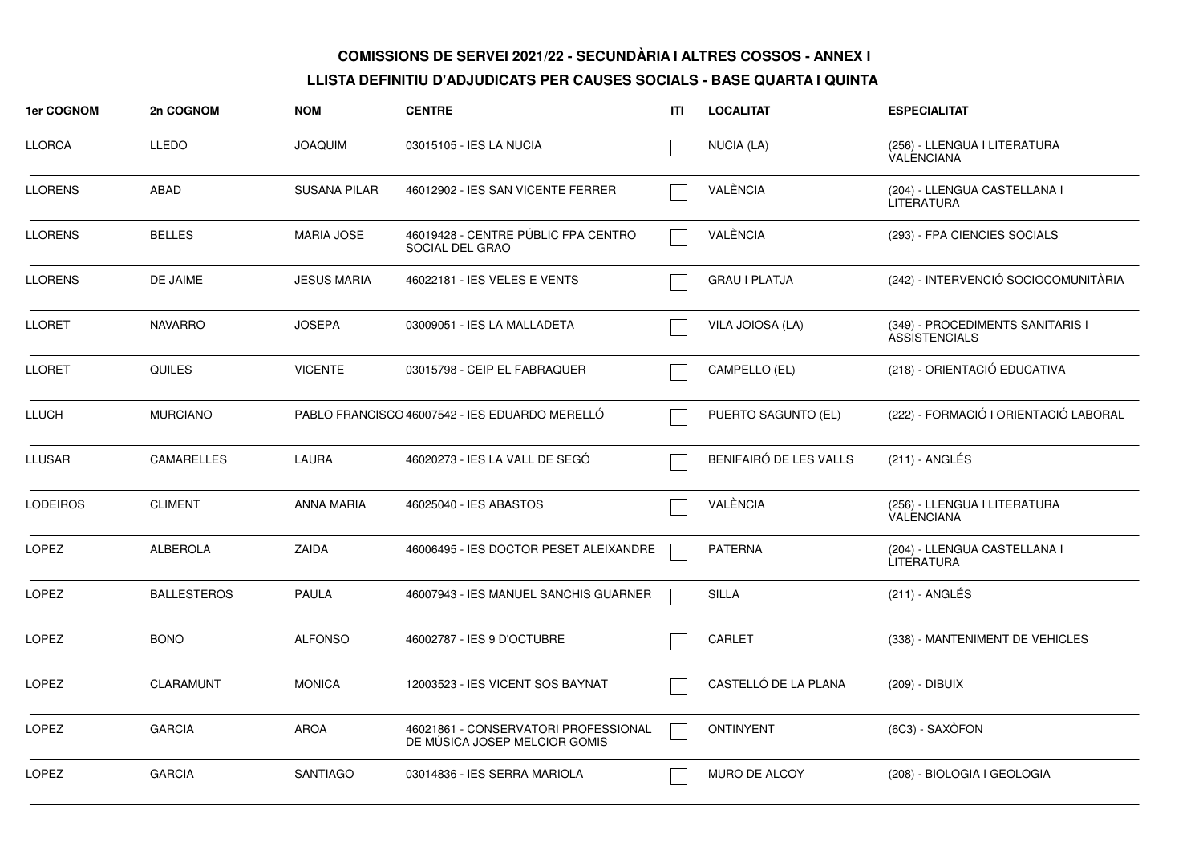**COMISSIONS DE SERVEI 2021/22 - SECUNDÀRIA I ALTRES COSSOS - ANNEX I**

**LLISTA DEFINITIU D'ADJUDICATS PER CAUSES SOCIALS - BASE QUARTA I QUINTA**

| 1er COGNOM | 2n COGNOM | NOM | CENTRE | ITI | LOCALITAT | ESPECIALITAT |
|---|---|---|---|---|---|---|
| LLORCA | LLEDO | JOAQUIM | 03015105 - IES LA NUCIA | ☐ | NUCIA (LA) | (256) - LLENGUA I LITERATURA VALENCIANA |
| LLORENS | ABAD | SUSANA PILAR | 46012902 - IES SAN VICENTE FERRER | ☐ | VALÈNCIA | (204) - LLENGUA CASTELLANA I LITERATURA |
| LLORENS | BELLES | MARIA JOSE | 46019428 - CENTRE PÚBLIC FPA CENTRO SOCIAL DEL GRAO | ☐ | VALÈNCIA | (293) - FPA CIENCIES SOCIALS |
| LLORENS | DE JAIME | JESUS MARIA | 46022181 - IES VELES E VENTS | ☐ | GRAU I PLATJA | (242) - INTERVENCIÓ SOCIOCOMUNITÀRIA |
| LLORET | NAVARRO | JOSEPA | 03009051 - IES LA MALLADETA | ☐ | VILA JOIOSA (LA) | (349) - PROCEDIMENTS SANITARIS I ASSISTENCIALS |
| LLORET | QUILES | VICENTE | 03015798 - CEIP EL FABRAQUER | ☐ | CAMPELLO (EL) | (218) - ORIENTACIÓ EDUCATIVA |
| LLUCH | MURCIANO | PABLO FRANCISCO | 46007542 - IES EDUARDO MERELLÓ | ☐ | PUERTO SAGUNTO (EL) | (222) - FORMACIÓ I ORIENTACIÓ LABORAL |
| LLUSAR | CAMARELLES | LAURA | 46020273 - IES LA VALL DE SEGÓ | ☐ | BENIFAIRÓ DE LES VALLS | (211) - ANGLÉS |
| LODEIROS | CLIMENT | ANNA MARIA | 46025040 - IES ABASTOS | ☐ | VALÈNCIA | (256) - LLENGUA I LITERATURA VALENCIANA |
| LOPEZ | ALBEROLA | ZAIDA | 46006495 - IES DOCTOR PESET ALEIXANDRE | ☐ | PATERNA | (204) - LLENGUA CASTELLANA I LITERATURA |
| LOPEZ | BALLESTEROS | PAULA | 46007943 - IES MANUEL SANCHIS GUARNER | ☐ | SILLA | (211) - ANGLÉS |
| LOPEZ | BONO | ALFONSO | 46002787 - IES 9 D'OCTUBRE | ☐ | CARLET | (338) - MANTENIMENT DE VEHICLES |
| LOPEZ | CLARAMUNT | MONICA | 12003523 - IES VICENT SOS BAYNAT | ☐ | CASTELLÓ DE LA PLANA | (209) - DIBUIX |
| LOPEZ | GARCIA | AROA | 46021861 - CONSERVATORI PROFESSIONAL DE MÚSICA JOSEP MELCIOR GOMIS | ☐ | ONTINYENT | (6C3) - SAXÒFON |
| LOPEZ | GARCIA | SANTIAGO | 03014836 - IES SERRA MARIOLA | ☐ | MURO DE ALCOY | (208) - BIOLOGIA I GEOLOGIA |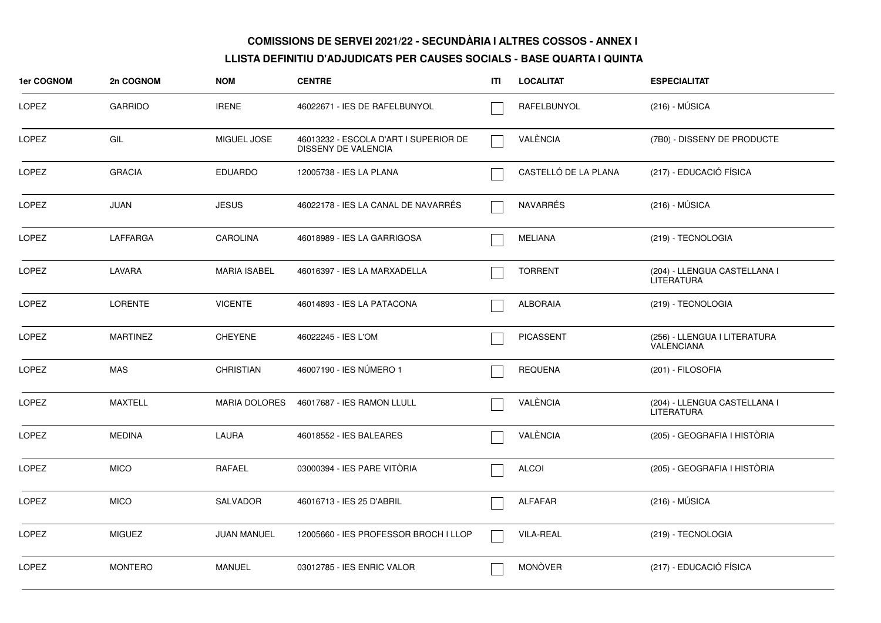**COMISSIONS DE SERVEI 2021/22 - SECUNDÀRIA I ALTRES COSSOS - ANNEX I**

**LLISTA DEFINITIU D'ADJUDICATS PER CAUSES SOCIALS - BASE QUARTA I QUINTA**

| 1er COGNOM | 2n COGNOM | NOM | CENTRE | ITI | LOCALITAT | ESPECIALITAT |
|---|---|---|---|---|---|---|
| LOPEZ | GARRIDO | IRENE | 46022671 - IES DE RAFELBUNYOL | | RAFELBUNYOL | (216) - MÚSICA |
| LOPEZ | GIL | MIGUEL JOSE | 46013232 - ESCOLA D'ART I SUPERIOR DE DISSENY DE VALENCIA | | VALÈNCIA | (7B0) - DISSENY DE PRODUCTE |
| LOPEZ | GRACIA | EDUARDO | 12005738 - IES LA PLANA | | CASTELLÓ DE LA PLANA | (217) - EDUCACIÓ FÍSICA |
| LOPEZ | JUAN | JESUS | 46022178 - IES LA CANAL DE NAVARRÉS | | NAVARRÉS | (216) - MÚSICA |
| LOPEZ | LAFFARGA | CAROLINA | 46018989 - IES LA GARRIGOSA | | MELIANA | (219) - TECNOLOGIA |
| LOPEZ | LAVARA | MARIA ISABEL | 46016397 - IES LA MARXADELLA | | TORRENT | (204) - LLENGUA CASTELLANA I LITERATURA |
| LOPEZ | LORENTE | VICENTE | 46014893 - IES LA PATACONA | | ALBORAIA | (219) - TECNOLOGIA |
| LOPEZ | MARTINEZ | CHEYENE | 46022245 - IES L'OM | | PICASSENT | (256) - LLENGUA I LITERATURA VALENCIANA |
| LOPEZ | MAS | CHRISTIAN | 46007190 - IES NÚMERO 1 | | REQUENA | (201) - FILOSOFIA |
| LOPEZ | MAXTELL | MARIA DOLORES | 46017687 - IES RAMON LLULL | | VALÈNCIA | (204) - LLENGUA CASTELLANA I LITERATURA |
| LOPEZ | MEDINA | LAURA | 46018552 - IES BALEARES | | VALÈNCIA | (205) - GEOGRAFIA I HISTÒRIA |
| LOPEZ | MICO | RAFAEL | 03000394 - IES PARE VITÒRIA | | ALCOI | (205) - GEOGRAFIA I HISTÒRIA |
| LOPEZ | MICO | SALVADOR | 46016713 - IES 25 D'ABRIL | | ALFAFAR | (216) - MÚSICA |
| LOPEZ | MIGUEZ | JUAN MANUEL | 12005660 - IES PROFESSOR BROCH I LLOP | | VILA-REAL | (219) - TECNOLOGIA |
| LOPEZ | MONTERO | MANUEL | 03012785 - IES ENRIC VALOR | | MONÒVER | (217) - EDUCACIÓ FÍSICA |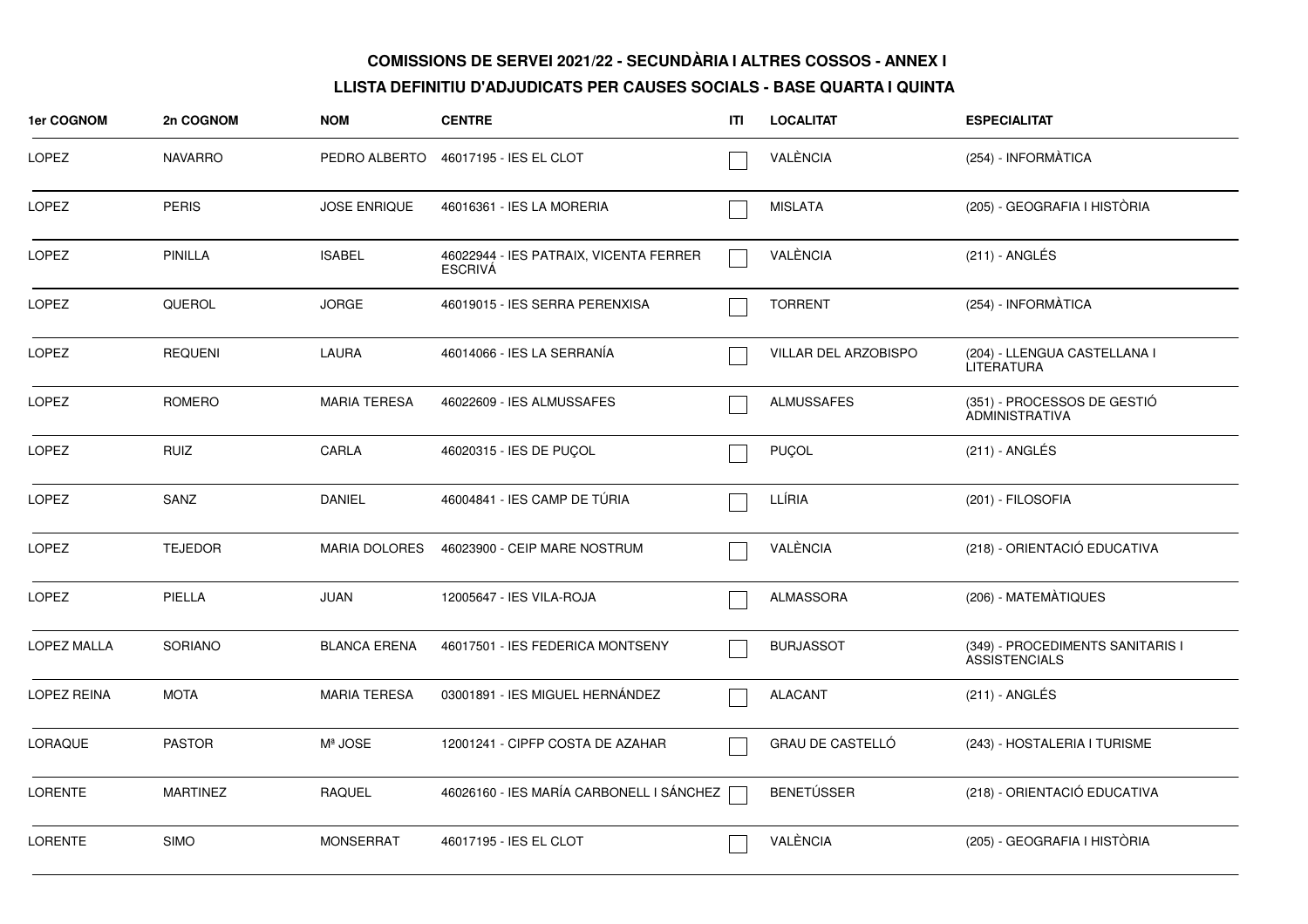**COMISSIONS DE SERVEI 2021/22 - SECUNDÀRIA I ALTRES COSSOS - ANNEX I**

**LLISTA DEFINITIU D'ADJUDICATS PER CAUSES SOCIALS - BASE QUARTA I QUINTA**

| 1er COGNOM | 2n COGNOM | NOM | CENTRE | ITI | LOCALITAT | ESPECIALITAT |
|---|---|---|---|---|---|---|
| LOPEZ | NAVARRO | PEDRO ALBERTO | 46017195 - IES EL CLOT | ☐ | VALÈNCIA | (254) - INFORMÀTICA |
| LOPEZ | PERIS | JOSE ENRIQUE | 46016361 - IES LA MORERIA | ☐ | MISLATA | (205) - GEOGRAFIA I HISTÒRIA |
| LOPEZ | PINILLA | ISABEL | 46022944 - IES PATRAIX, VICENTA FERRER ESCRIVÁ | ☐ | VALÈNCIA | (211) - ANGLÉS |
| LOPEZ | QUEROL | JORGE | 46019015 - IES SERRA PERENXISA | ☐ | TORRENT | (254) - INFORMÀTICA |
| LOPEZ | REQUENI | LAURA | 46014066 - IES LA SERRANÍA | ☐ | VILLAR DEL ARZOBISPO | (204) - LLENGUA CASTELLANA I LITERATURA |
| LOPEZ | ROMERO | MARIA TERESA | 46022609 - IES ALMUSSAFES | ☐ | ALMUSSAFES | (351) - PROCESSOS DE GESTIÓ ADMINISTRATIVA |
| LOPEZ | RUIZ | CARLA | 46020315 - IES DE PUÇOL | ☐ | PUÇOL | (211) - ANGLÉS |
| LOPEZ | SANZ | DANIEL | 46004841 - IES CAMP DE TÚRIA | ☐ | LLÍRIA | (201) - FILOSOFIA |
| LOPEZ | TEJEDOR | MARIA DOLORES | 46023900 - CEIP MARE NOSTRUM | ☐ | VALÈNCIA | (218) - ORIENTACIÓ EDUCATIVA |
| LOPEZ | PIELLA | JUAN | 12005647 - IES VILA-ROJA | ☐ | ALMASSORA | (206) - MATEMÀTIQUES |
| LOPEZ MALLA | SORIANO | BLANCA ERENA | 46017501 - IES FEDERICA MONTSENY | ☐ | BURJASSOT | (349) - PROCEDIMENTS SANITARIS I ASSISTENCIALS |
| LOPEZ REINA | MOTA | MARIA TERESA | 03001891 - IES MIGUEL HERNÁNDEZ | ☐ | ALACANT | (211) - ANGLÉS |
| LORAQUE | PASTOR | Mª JOSE | 12001241 - CIPFP COSTA DE AZAHAR | ☐ | GRAU DE CASTELLÓ | (243) - HOSTALERIA I TURISME |
| LORENTE | MARTINEZ | RAQUEL | 46026160 - IES MARÍA CARBONELL I SÁNCHEZ | ☐ | BENETÚSSER | (218) - ORIENTACIÓ EDUCATIVA |
| LORENTE | SIMO | MONSERRAT | 46017195 - IES EL CLOT | ☐ | VALÈNCIA | (205) - GEOGRAFIA I HISTÒRIA |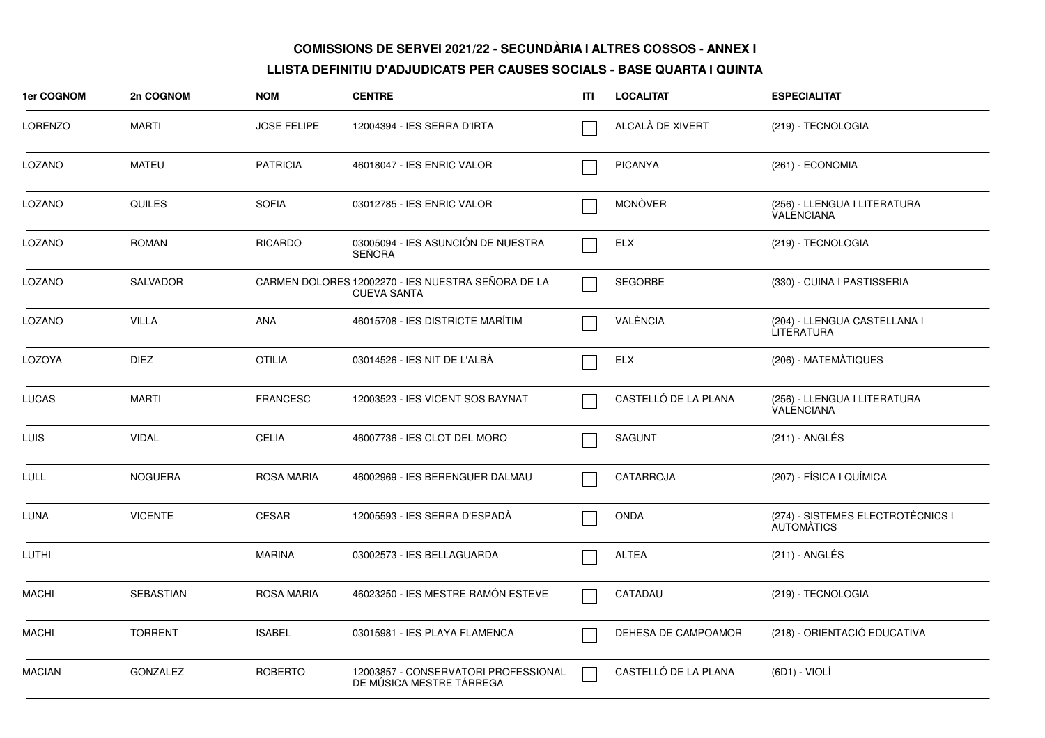**COMISSIONS DE SERVEI 2021/22 - SECUNDÀRIA I ALTRES COSSOS - ANNEX I**

**LLISTA DEFINITIU D'ADJUDICATS PER CAUSES SOCIALS - BASE QUARTA I QUINTA**

| 1er COGNOM | 2n COGNOM | NOM | CENTRE | ITI | LOCALITAT | ESPECIALITAT |
|---|---|---|---|---|---|---|
| LORENZO | MARTI | JOSE FELIPE | 12004394 - IES SERRA D'IRTA | ☐ | ALCALÀ DE XIVERT | (219) - TECNOLOGIA |
| LOZANO | MATEU | PATRICIA | 46018047 - IES ENRIC VALOR | ☐ | PICANYA | (261) - ECONOMIA |
| LOZANO | QUILES | SOFIA | 03012785 - IES ENRIC VALOR | ☐ | MONÒVER | (256) - LLENGUA I LITERATURA VALENCIANA |
| LOZANO | ROMAN | RICARDO | 03005094 - IES ASUNCIÓN DE NUESTRA SEÑORA | ☐ | ELX | (219) - TECNOLOGIA |
| LOZANO | SALVADOR | CARMEN DOLORES | 12002270 - IES NUESTRA SEÑORA DE LA CUEVA SANTA | ☐ | SEGORBE | (330) - CUINA I PASTISSERIA |
| LOZANO | VILLA | ANA | 46015708 - IES DISTRICTE MARÍTIM | ☐ | VALÈNCIA | (204) - LLENGUA CASTELLANA I LITERATURA |
| LOZOYA | DIEZ | OTILIA | 03014526 - IES NIT DE L'ALBÀ | ☐ | ELX | (206) - MATEMÀTIQUES |
| LUCAS | MARTI | FRANCESC | 12003523 - IES VICENT SOS BAYNAT | ☐ | CASTELLÓ DE LA PLANA | (256) - LLENGUA I LITERATURA VALENCIANA |
| LUIS | VIDAL | CELIA | 46007736 - IES CLOT DEL MORO | ☐ | SAGUNT | (211) - ANGLÉS |
| LULL | NOGUERA | ROSA MARIA | 46002969 - IES BERENGUER DALMAU | ☐ | CATARROJA | (207) - FÍSICA I QUÍMICA |
| LUNA | VICENTE | CESAR | 12005593 - IES SERRA D'ESPADÀ | ☐ | ONDA | (274) - SISTEMES ELECTROTÈCNICS I AUTOMÀTICS |
| LUTHI | | MARINA | 03002573 - IES BELLAGUARDA | ☐ | ALTEA | (211) - ANGLÉS |
| MACHI | SEBASTIAN | ROSA MARIA | 46023250 - IES MESTRE RAMÓN ESTEVE | ☐ | CATADAU | (219) - TECNOLOGIA |
| MACHI | TORRENT | ISABEL | 03015981 - IES PLAYA FLAMENCA | ☐ | DEHESA DE CAMPOAMOR | (218) - ORIENTACIÓ EDUCATIVA |
| MACIAN | GONZALEZ | ROBERTO | 12003857 - CONSERVATORI PROFESSIONAL DE MÚSICA MESTRE TÁRREGA | ☐ | CASTELLÓ DE LA PLANA | (6D1) - VIOLÍ |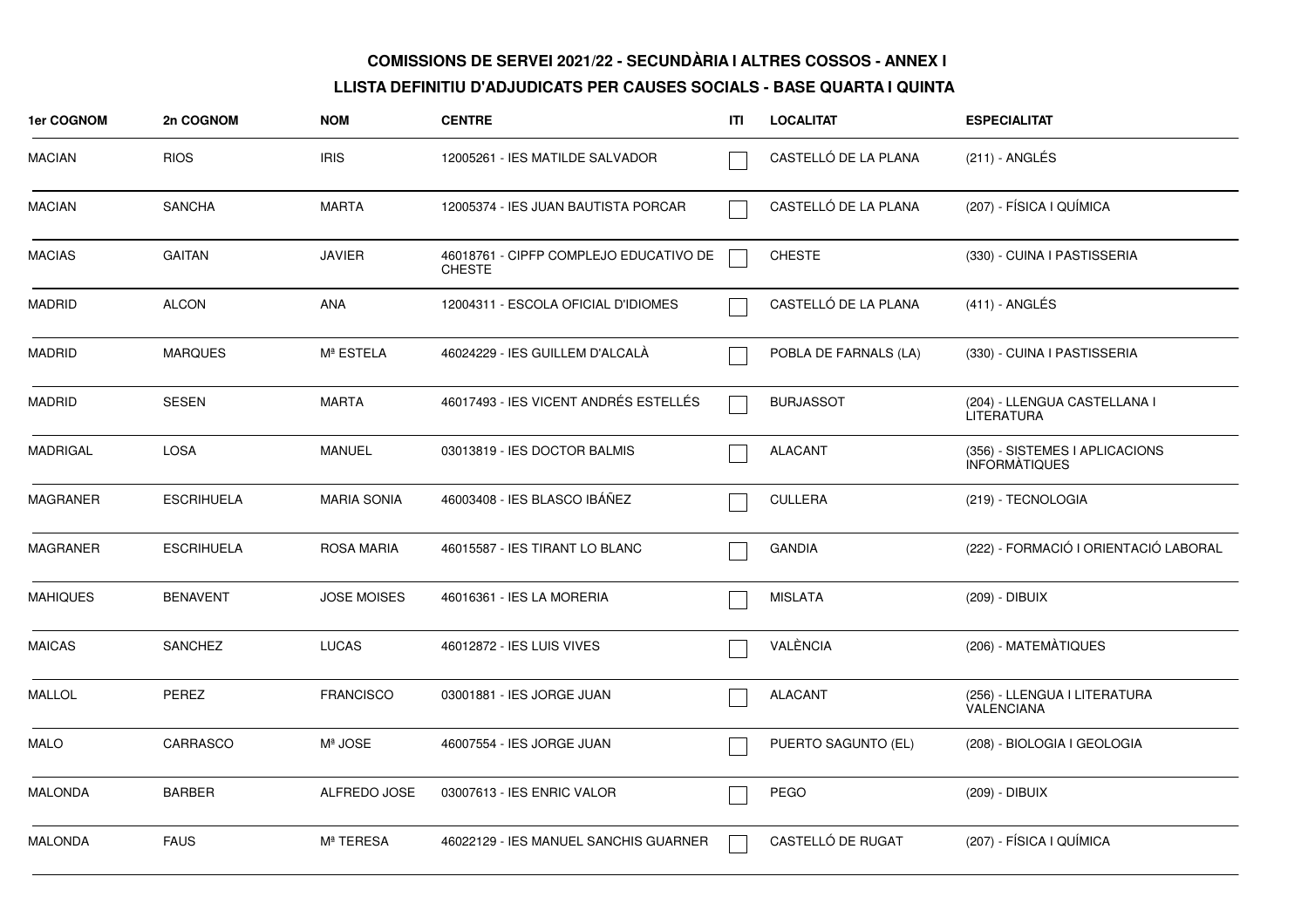**COMISSIONS DE SERVEI 2021/22 - SECUNDÀRIA I ALTRES COSSOS - ANNEX I**

**LLISTA DEFINITIU D'ADJUDICATS PER CAUSES SOCIALS - BASE QUARTA I QUINTA**

| 1er COGNOM | 2n COGNOM | NOM | CENTRE | ITI | LOCALITAT | ESPECIALITAT |
|---|---|---|---|---|---|---|
| MACIAN | RIOS | IRIS | 12005261 - IES MATILDE SALVADOR | ☐ | CASTELLÓ DE LA PLANA | (211) - ANGLÉS |
| MACIAN | SANCHA | MARTA | 12005374 - IES JUAN BAUTISTA PORCAR | ☐ | CASTELLÓ DE LA PLANA | (207) - FÍSICA I QUÍMICA |
| MACIAS | GAITAN | JAVIER | 46018761 - CIPFP COMPLEJO EDUCATIVO DE CHESTE | ☐ | CHESTE | (330) - CUINA I PASTISSERIA |
| MADRID | ALCON | ANA | 12004311 - ESCOLA OFICIAL D'IDIOMES | ☐ | CASTELLÓ DE LA PLANA | (411) - ANGLÉS |
| MADRID | MARQUES | Mª ESTELA | 46024229 - IES GUILLEM D'ALCALÀ | ☐ | POBLA DE FARNALS (LA) | (330) - CUINA I PASTISSERIA |
| MADRID | SESEN | MARTA | 46017493 - IES VICENT ANDRÉS ESTELLÉS | ☐ | BURJASSOT | (204) - LLENGUA CASTELLANA I LITERATURA |
| MADRIGAL | LOSA | MANUEL | 03013819 - IES DOCTOR BALMIS | ☐ | ALACANT | (356) - SISTEMES I APLICACIONS INFORMÀTIQUES |
| MAGRANER | ESCRIHUELA | MARIA SONIA | 46003408 - IES BLASCO IBÁÑEZ | ☐ | CULLERA | (219) - TECNOLOGIA |
| MAGRANER | ESCRIHUELA | ROSA MARIA | 46015587 - IES TIRANT LO BLANC | ☐ | GANDIA | (222) - FORMACIÓ I ORIENTACIÓ LABORAL |
| MAHIQUES | BENAVENT | JOSE MOISES | 46016361 - IES LA MORERIA | ☐ | MISLATA | (209) - DIBUIX |
| MAICAS | SANCHEZ | LUCAS | 46012872 - IES LUIS VIVES | ☐ | VALÈNCIA | (206) - MATEMÀTIQUES |
| MALLOL | PEREZ | FRANCISCO | 03001881 - IES JORGE JUAN | ☐ | ALACANT | (256) - LLENGUA I LITERATURA VALENCIANA |
| MALO | CARRASCO | Mª JOSE | 46007554 - IES JORGE JUAN | ☐ | PUERTO SAGUNTO (EL) | (208) - BIOLOGIA I GEOLOGIA |
| MALONDA | BARBER | ALFREDO JOSE | 03007613 - IES ENRIC VALOR | ☐ | PEGO | (209) - DIBUIX |
| MALONDA | FAUS | Mª TERESA | 46022129 - IES MANUEL SANCHIS GUARNER | ☐ | CASTELLÓ DE RUGAT | (207) - FÍSICA I QUÍMICA |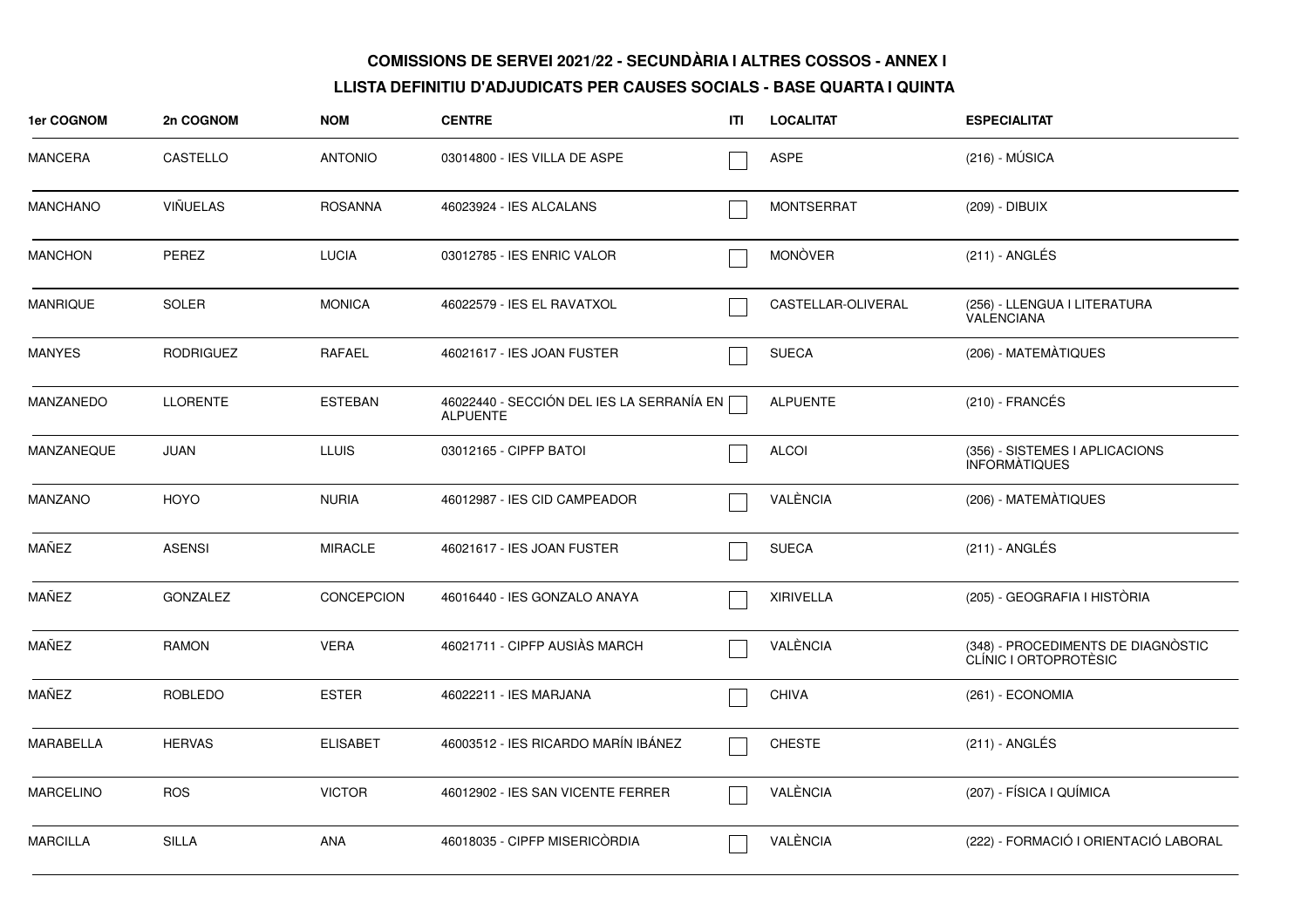**COMISSIONS DE SERVEI 2021/22 - SECUNDÀRIA I ALTRES COSSOS - ANNEX I**

**LLISTA DEFINITIU D'ADJUDICATS PER CAUSES SOCIALS - BASE QUARTA I QUINTA**

| 1er COGNOM | 2n COGNOM | NOM | CENTRE | ITI | LOCALITAT | ESPECIALITAT |
|---|---|---|---|---|---|---|
| MANCERA | CASTELLO | ANTONIO | 03014800 - IES VILLA DE ASPE | ☐ | ASPE | (216) - MÚSICA |
| MANCHANO | VIÑUELAS | ROSANNA | 46023924 - IES ALCALANS | ☐ | MONTSERRAT | (209) - DIBUIX |
| MANCHON | PEREZ | LUCIA | 03012785 - IES ENRIC VALOR | ☐ | MONÒVER | (211) - ANGLÉS |
| MANRIQUE | SOLER | MONICA | 46022579 - IES EL RAVATXOL | ☐ | CASTELLAR-OLIVERAL | (256) - LLENGUA I LITERATURA VALENCIANA |
| MANYES | RODRIGUEZ | RAFAEL | 46021617 - IES JOAN FUSTER | ☐ | SUECA | (206) - MATEMÀTIQUES |
| MANZANEDO | LLORENTE | ESTEBAN | 46022440 - SECCIÓN DEL IES LA SERRANÍA EN ALPUENTE | ☐ | ALPUENTE | (210) - FRANCÉS |
| MANZANEQUE | JUAN | LLUIS | 03012165 - CIPFP BATOI | ☐ | ALCOI | (356) - SISTEMES I APLICACIONS INFORMÀTIQUES |
| MANZANO | HOYO | NURIA | 46012987 - IES CID CAMPEADOR | ☐ | VALÈNCIA | (206) - MATEMÀTIQUES |
| MAÑEZ | ASENSI | MIRACLE | 46021617 - IES JOAN FUSTER | ☐ | SUECA | (211) - ANGLÉS |
| MAÑEZ | GONZALEZ | CONCEPCION | 46016440 - IES GONZALO ANAYA | ☐ | XIRIVELLA | (205) - GEOGRAFIA I HISTÒRIA |
| MAÑEZ | RAMON | VERA | 46021711 - CIPFP AUSIÀS MARCH | ☐ | VALÈNCIA | (348) - PROCEDIMENTS DE DIAGNÒSTIC CLÍNIC I ORTOPROTÈSIC |
| MAÑEZ | ROBLEDO | ESTER | 46022211 - IES MARJANA | ☐ | CHIVA | (261) - ECONOMIA |
| MARABELLA | HERVAS | ELISABET | 46003512 - IES RICARDO MARÍN IBÁNEZ | ☐ | CHESTE | (211) - ANGLÉS |
| MARCELINO | ROS | VICTOR | 46012902 - IES SAN VICENTE FERRER | ☐ | VALÈNCIA | (207) - FÍSICA I QUÍMICA |
| MARCILLA | SILLA | ANA | 46018035 - CIPFP MISERICÒRDIA | ☐ | VALÈNCIA | (222) - FORMACIÓ I ORIENTACIÓ LABORAL |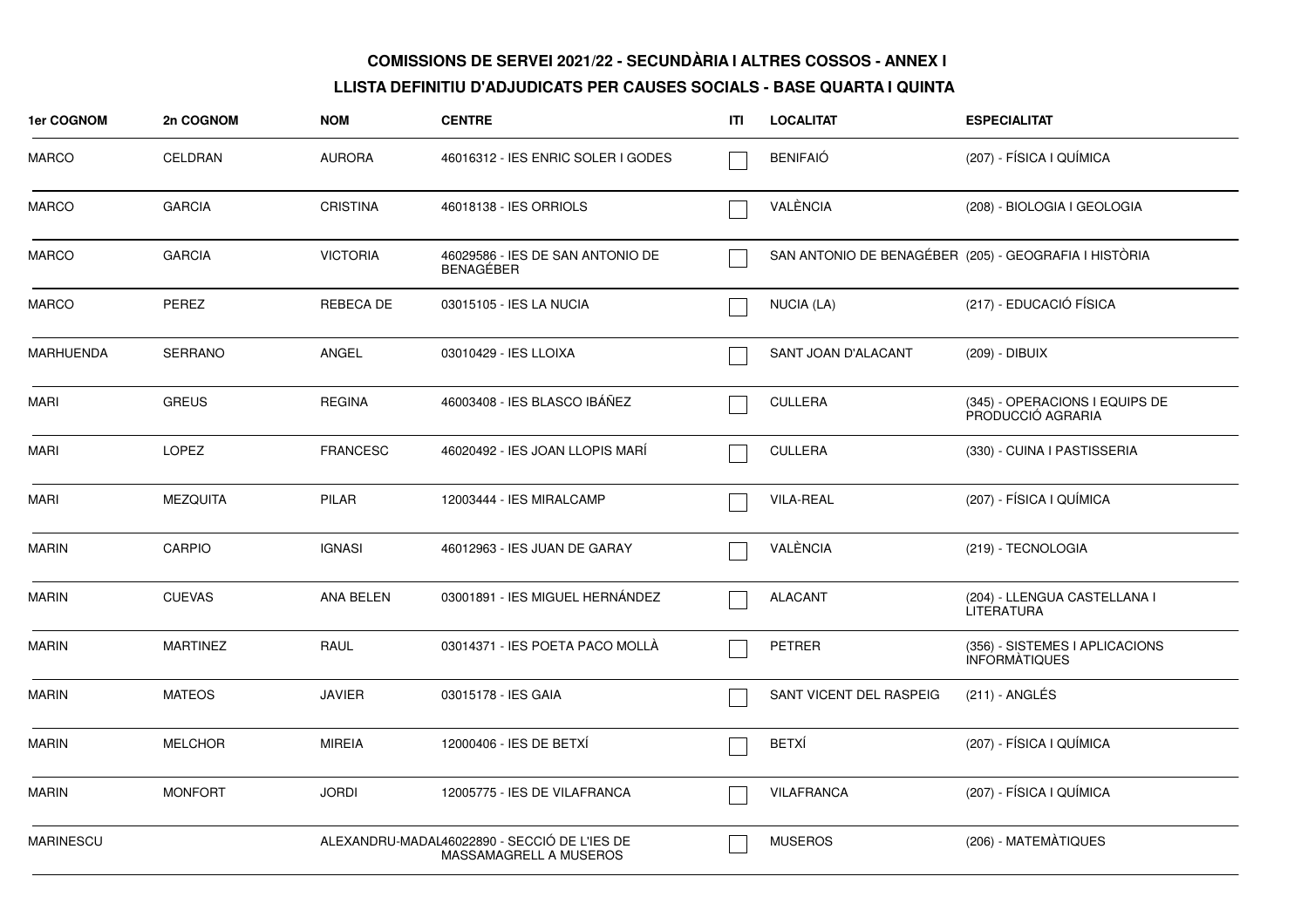**COMISSIONS DE SERVEI 2021/22 - SECUNDÀRIA I ALTRES COSSOS - ANNEX I**

**LLISTA DEFINITIU D'ADJUDICATS PER CAUSES SOCIALS - BASE QUARTA I QUINTA**

| 1er COGNOM | 2n COGNOM | NOM | CENTRE | ITI | LOCALITAT | ESPECIALITAT |
|---|---|---|---|---|---|---|
| MARCO | CELDRAN | AURORA | 46016312 - IES ENRIC SOLER I GODES | ☐ | BENIFAIÓ | (207) - FÍSICA I QUÍMICA |
| MARCO | GARCIA | CRISTINA | 46018138 - IES ORRIOLS | ☐ | VALÈNCIA | (208) - BIOLOGIA I GEOLOGIA |
| MARCO | GARCIA | VICTORIA | 46029586 - IES DE SAN ANTONIO DE BENAGÉBER | ☐ | SAN ANTONIO DE BENAGÉBER | (205) - GEOGRAFIA I HISTÒRIA |
| MARCO | PEREZ | REBECA DE | 03015105 - IES LA NUCIA | ☐ | NUCIA (LA) | (217) - EDUCACIÓ FÍSICA |
| MARHUENDA | SERRANO | ANGEL | 03010429 - IES LLOIXA | ☐ | SANT JOAN D'ALACANT | (209) - DIBUIX |
| MARI | GREUS | REGINA | 46003408 - IES BLASCO IBÁÑEZ | ☐ | CULLERA | (345) - OPERACIONS I EQUIPS DE PRODUCCIÓ AGRARIA |
| MARI | LOPEZ | FRANCESC | 46020492 - IES JOAN LLOPIS MARÍ | ☐ | CULLERA | (330) - CUINA I PASTISSERIA |
| MARI | MEZQUITA | PILAR | 12003444 - IES MIRALCAMP | ☐ | VILA-REAL | (207) - FÍSICA I QUÍMICA |
| MARIN | CARPIO | IGNASI | 46012963 - IES JUAN DE GARAY | ☐ | VALÈNCIA | (219) - TECNOLOGIA |
| MARIN | CUEVAS | ANA BELEN | 03001891 - IES MIGUEL HERNÁNDEZ | ☐ | ALACANT | (204) - LLENGUA CASTELLANA I LITERATURA |
| MARIN | MARTINEZ | RAUL | 03014371 - IES POETA PACO MOLLÀ | ☐ | PETRER | (356) - SISTEMES I APLICACIONS INFORMÀTIQUES |
| MARIN | MATEOS | JAVIER | 03015178 - IES GAIA | ☐ | SANT VICENT DEL RASPEIG | (211) - ANGLÉS |
| MARIN | MELCHOR | MIREIA | 12000406 - IES DE BETXÍ | ☐ | BETXÍ | (207) - FÍSICA I QUÍMICA |
| MARIN | MONFORT | JORDI | 12005775 - IES DE VILAFRANCA | ☐ | VILAFRANCA | (207) - FÍSICA I QUÍMICA |
| MARINESCU | | ALEXANDRU-MADAL | 46022890 - SECCIÓ DE L'IES DE MASSAMAGRELL A MUSEROS | ☐ | MUSEROS | (206) - MATEMÀTIQUES |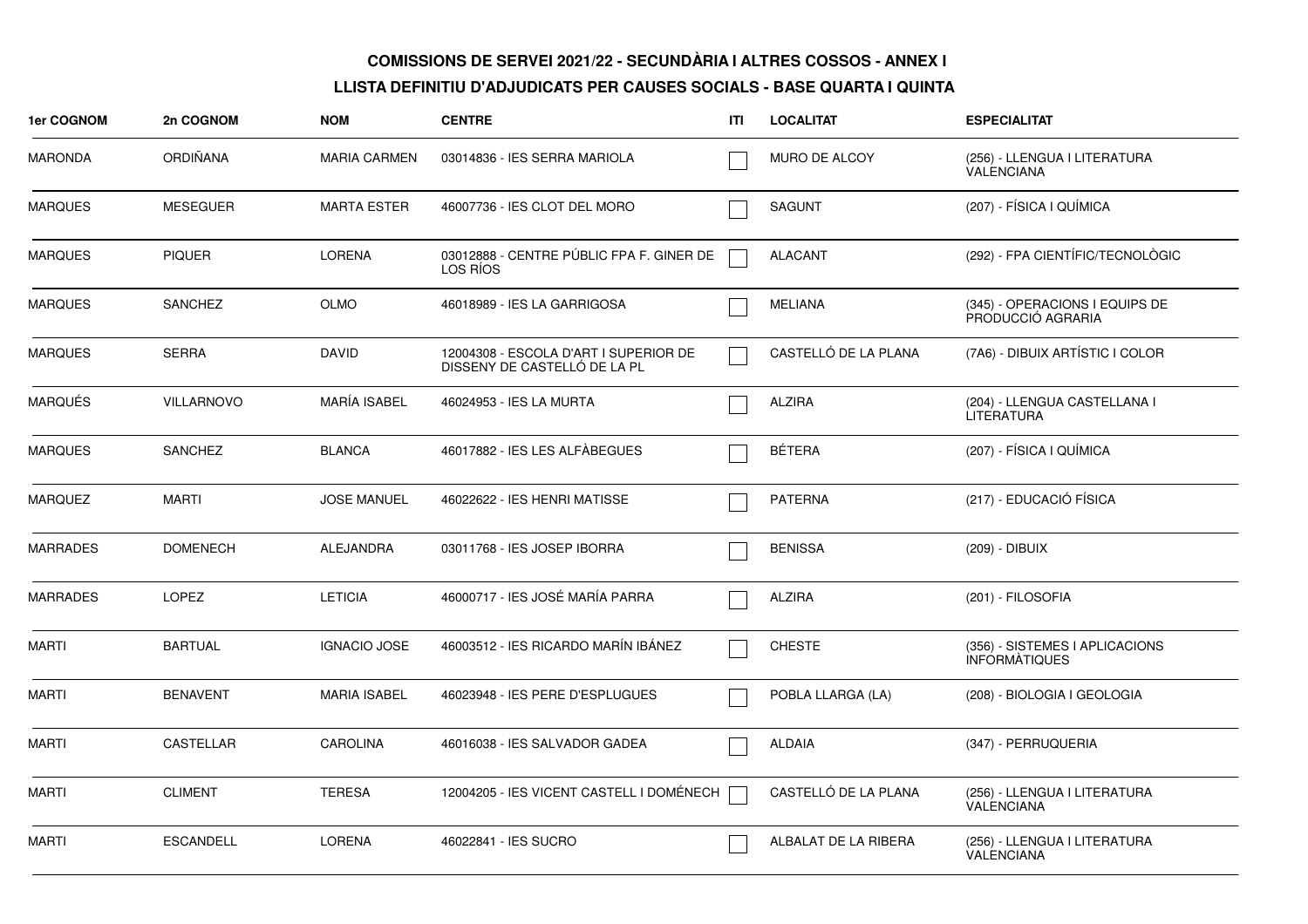## COMISSIONS DE SERVEI 2021/22 - SECUNDÀRIA I ALTRES COSSOS - ANNEX I

## LLISTA DEFINITIU D'ADJUDICATS PER CAUSES SOCIALS - BASE QUARTA I QUINTA

| 1er COGNOM | 2n COGNOM | NOM | CENTRE | ITI | LOCALITAT | ESPECIALITAT |
|---|---|---|---|---|---|---|
| MARONDA | ORDIÑANA | MARIA CARMEN | 03014836 - IES SERRA MARIOLA | ☐ | MURO DE ALCOY | (256) - LLENGUA I LITERATURA VALENCIANA |
| MARQUES | MESEGUER | MARTA ESTER | 46007736 - IES CLOT DEL MORO | ☐ | SAGUNT | (207) - FÍSICA I QUÍMICA |
| MARQUES | PIQUER | LORENA | 03012888 - CENTRE PÚBLIC FPA F. GINER DE LOS RÍOS | ☐ | ALACANT | (292) - FPA CIENTÍFIC/TECNOLÒGIC |
| MARQUES | SANCHEZ | OLMO | 46018989 - IES LA GARRIGOSA | ☐ | MELIANA | (345) - OPERACIONS I EQUIPS DE PRODUCCIÓ AGRARIA |
| MARQUES | SERRA | DAVID | 12004308 - ESCOLA D'ART I SUPERIOR DE DISSENY DE CASTELLÓ DE LA PL | ☐ | CASTELLÓ DE LA PLANA | (7A6) - DIBUIX ARTÍSTIC I COLOR |
| MARQUÉS | VILLARNOVO | MARÍA ISABEL | 46024953 - IES LA MURTA | ☐ | ALZIRA | (204) - LLENGUA CASTELLANA I LITERATURA |
| MARQUES | SANCHEZ | BLANCA | 46017882 - IES LES ALFÀBEGUES | ☐ | BÉTERA | (207) - FÍSICA I QUÍMICA |
| MARQUEZ | MARTI | JOSE MANUEL | 46022622 - IES HENRI MATISSE | ☐ | PATERNA | (217) - EDUCACIÓ FÍSICA |
| MARRADES | DOMENECH | ALEJANDRA | 03011768 - IES JOSEP IBORRA | ☐ | BENISSA | (209) - DIBUIX |
| MARRADES | LOPEZ | LETICIA | 46000717 - IES JOSÉ MARÍA PARRA | ☐ | ALZIRA | (201) - FILOSOFIA |
| MARTI | BARTUAL | IGNACIO JOSE | 46003512 - IES RICARDO MARÍN IBÁNEZ | ☐ | CHESTE | (356) - SISTEMES I APLICACIONS INFORMÀTIQUES |
| MARTI | BENAVENT | MARIA ISABEL | 46023948 - IES PERE D'ESPLUGUES | ☐ | POBLA LLARGA (LA) | (208) - BIOLOGIA I GEOLOGIA |
| MARTI | CASTELLAR | CAROLINA | 46016038 - IES SALVADOR GADEA | ☐ | ALDAIA | (347) - PERRUQUERIA |
| MARTI | CLIMENT | TERESA | 12004205 - IES VICENT CASTELL I DOMÉNECH | ☐ | CASTELLÓ DE LA PLANA | (256) - LLENGUA I LITERATURA VALENCIANA |
| MARTI | ESCANDELL | LORENA | 46022841 - IES SUCRO | ☐ | ALBALAT DE LA RIBERA | (256) - LLENGUA I LITERATURA VALENCIANA |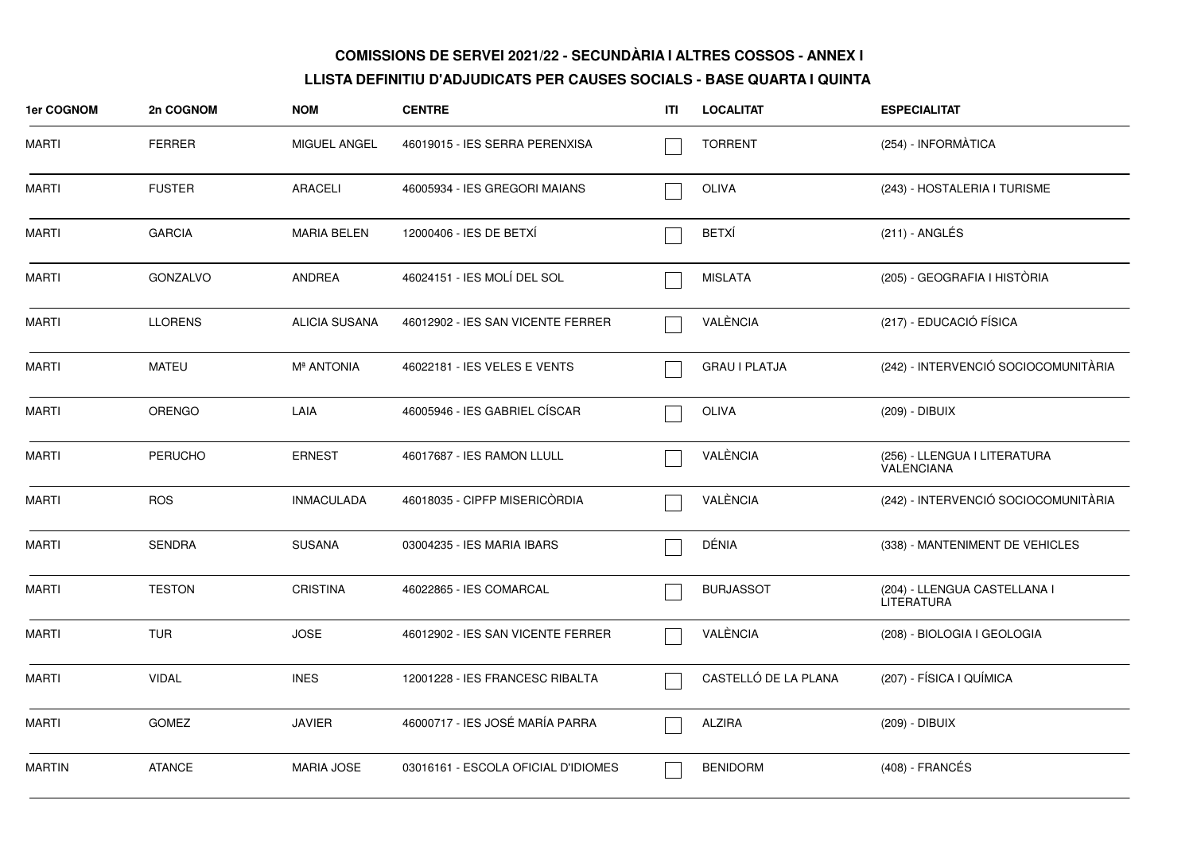**COMISSIONS DE SERVEI 2021/22 - SECUNDÀRIA I ALTRES COSSOS - ANNEX I**

**LLISTA DEFINITIU D'ADJUDICATS PER CAUSES SOCIALS - BASE QUARTA I QUINTA**

| 1er COGNOM | 2n COGNOM | NOM | CENTRE | ITI | LOCALITAT | ESPECIALITAT |
|---|---|---|---|---|---|---|
| MARTI | FERRER | MIGUEL ANGEL | 46019015 - IES SERRA PERENXISA | ☐ | TORRENT | (254) - INFORMÀTICA |
| MARTI | FUSTER | ARACELI | 46005934 - IES GREGORI MAIANS | ☐ | OLIVA | (243) - HOSTALERIA I TURISME |
| MARTI | GARCIA | MARIA BELEN | 12000406 - IES DE BETXÍ | ☐ | BETXÍ | (211) - ANGLÉS |
| MARTI | GONZALVO | ANDREA | 46024151 - IES MOLÍ DEL SOL | ☐ | MISLATA | (205) - GEOGRAFIA I HISTÒRIA |
| MARTI | LLORENS | ALICIA SUSANA | 46012902 - IES SAN VICENTE FERRER | ☐ | VALÈNCIA | (217) - EDUCACIÓ FÍSICA |
| MARTI | MATEU | Mª ANTONIA | 46022181 - IES VELES E VENTS | ☐ | GRAU I PLATJA | (242) - INTERVENCIÓ SOCIOCOMUNITÀRIA |
| MARTI | ORENGO | LAIA | 46005946 - IES GABRIEL CÍSCAR | ☐ | OLIVA | (209) - DIBUIX |
| MARTI | PERUCHO | ERNEST | 46017687 - IES RAMON LLULL | ☐ | VALÈNCIA | (256) - LLENGUA I LITERATURA VALENCIANA |
| MARTI | ROS | INMACULADA | 46018035 - CIPFP MISERICÒRDIA | ☐ | VALÈNCIA | (242) - INTERVENCIÓ SOCIOCOMUNITÀRIA |
| MARTI | SENDRA | SUSANA | 03004235 - IES MARIA IBARS | ☐ | DÉNIA | (338) - MANTENIMENT DE VEHICLES |
| MARTI | TESTON | CRISTINA | 46022865 - IES COMARCAL | ☐ | BURJASSOT | (204) - LLENGUA CASTELLANA I LITERATURA |
| MARTI | TUR | JOSE | 46012902 - IES SAN VICENTE FERRER | ☐ | VALÈNCIA | (208) - BIOLOGIA I GEOLOGIA |
| MARTI | VIDAL | INES | 12001228 - IES FRANCESC RIBALTA | ☐ | CASTELLÓ DE LA PLANA | (207) - FÍSICA I QUÍMICA |
| MARTI | GOMEZ | JAVIER | 46000717 - IES JOSÉ MARÍA PARRA | ☐ | ALZIRA | (209) - DIBUIX |
| MARTIN | ATANCE | MARIA JOSE | 03016161 - ESCOLA OFICIAL D'IDIOMES | ☐ | BENIDORM | (408) - FRANCÉS |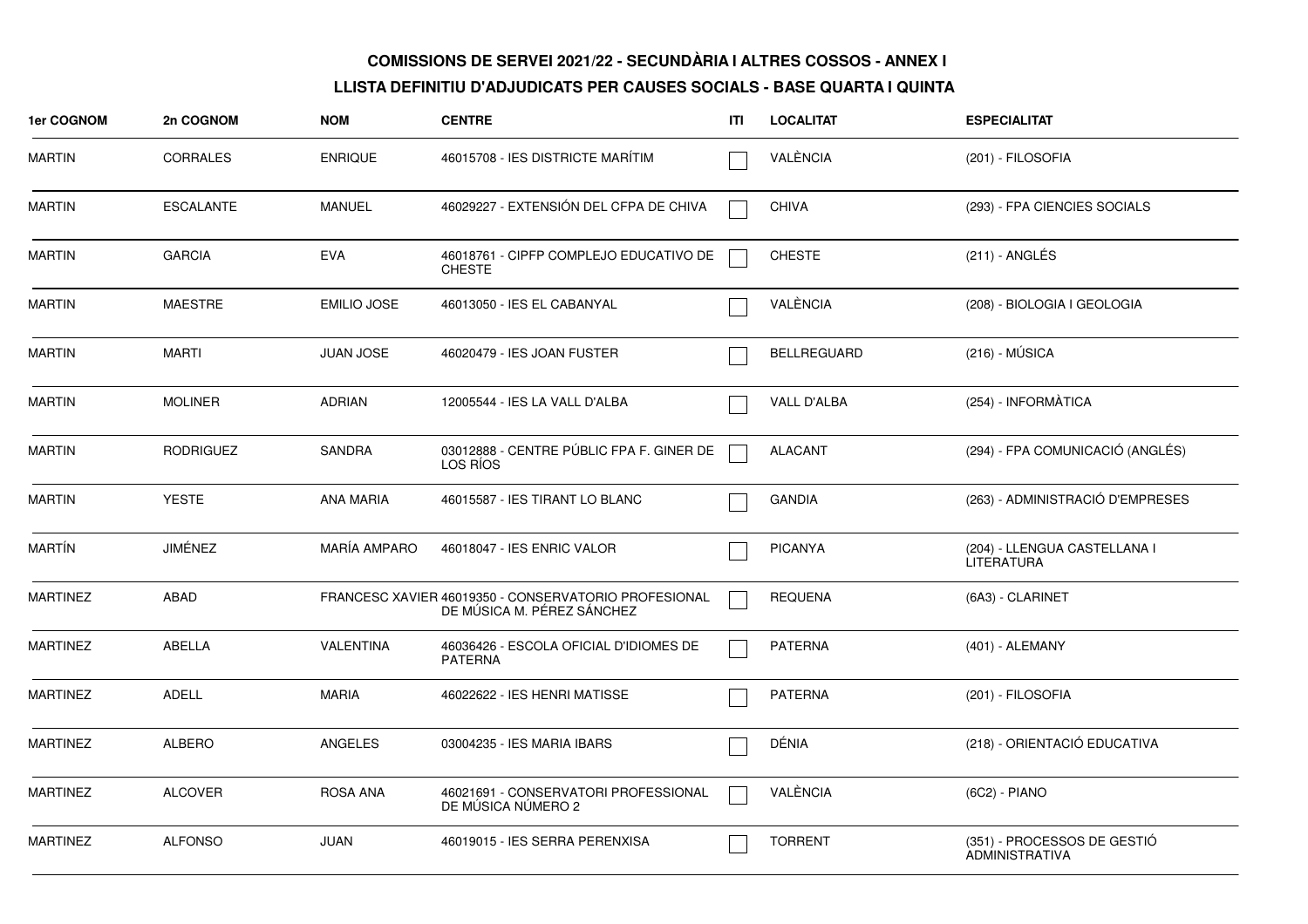**COMISSIONS DE SERVEI 2021/22 - SECUNDÀRIA I ALTRES COSSOS - ANNEX I**

**LLISTA DEFINITIU D'ADJUDICATS PER CAUSES SOCIALS - BASE QUARTA I QUINTA**

| 1er COGNOM | 2n COGNOM | NOM | CENTRE | ITI | LOCALITAT | ESPECIALITAT |
|---|---|---|---|---|---|---|
| MARTIN | CORRALES | ENRIQUE | 46015708 - IES DISTRICTE MARÍTIM | ☐ | VALÈNCIA | (201) - FILOSOFIA |
| MARTIN | ESCALANTE | MANUEL | 46029227 - EXTENSIÓN DEL CFPA DE CHIVA | ☐ | CHIVA | (293) - FPA CIENCIES SOCIALS |
| MARTIN | GARCIA | EVA | 46018761 - CIPFP COMPLEJO EDUCATIVO DE CHESTE | ☐ | CHESTE | (211) - ANGLÉS |
| MARTIN | MAESTRE | EMILIO JOSE | 46013050 - IES EL CABANYAL | ☐ | VALÈNCIA | (208) - BIOLOGIA I GEOLOGIA |
| MARTIN | MARTI | JUAN JOSE | 46020479 - IES JOAN FUSTER | ☐ | BELLREGUARD | (216) - MÚSICA |
| MARTIN | MOLINER | ADRIAN | 12005544 - IES LA VALL D'ALBA | ☐ | VALL D'ALBA | (254) - INFORMÀTICA |
| MARTIN | RODRIGUEZ | SANDRA | 03012888 - CENTRE PÚBLIC FPA F. GINER DE LOS RÍOS | ☐ | ALACANT | (294) - FPA COMUNICACIÓ (ANGLÉS) |
| MARTIN | YESTE | ANA MARIA | 46015587 - IES TIRANT LO BLANC | ☐ | GANDIA | (263) - ADMINISTRACIÓ D'EMPRESES |
| MARTÍN | JIMÉNEZ | MARÍA AMPARO | 46018047 - IES ENRIC VALOR | ☐ | PICANYA | (204) - LLENGUA CASTELLANA I LITERATURA |
| MARTINEZ | ABAD | FRANCESC XAVIER | 46019350 - CONSERVATORIO PROFESIONAL DE MÚSICA M. PÉREZ SÁNCHEZ | ☐ | REQUENA | (6A3) - CLARINET |
| MARTINEZ | ABELLA | VALENTINA | 46036426 - ESCOLA OFICIAL D'IDIOMES DE PATERNA | ☐ | PATERNA | (401) - ALEMANY |
| MARTINEZ | ADELL | MARIA | 46022622 - IES HENRI MATISSE | ☐ | PATERNA | (201) - FILOSOFIA |
| MARTINEZ | ALBERO | ANGELES | 03004235 - IES MARIA IBARS | ☐ | DÉNIA | (218) - ORIENTACIÓ EDUCATIVA |
| MARTINEZ | ALCOVER | ROSA ANA | 46021691 - CONSERVATORI PROFESSIONAL DE MÚSICA NÚMERO 2 | ☐ | VALÈNCIA | (6C2) - PIANO |
| MARTINEZ | ALFONSO | JUAN | 46019015 - IES SERRA PERENXISA | ☐ | TORRENT | (351) - PROCESSOS DE GESTIÓ ADMINISTRATIVA |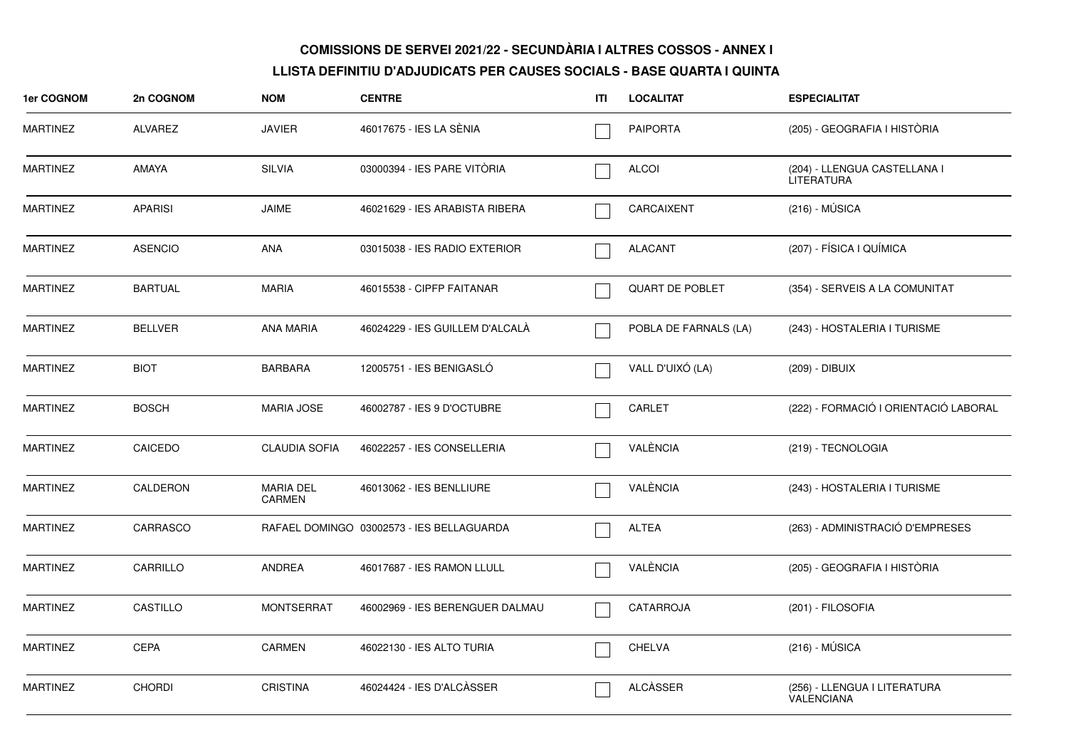**COMISSIONS DE SERVEI 2021/22 - SECUNDÀRIA I ALTRES COSSOS - ANNEX I**

**LLISTA DEFINITIU D'ADJUDICATS PER CAUSES SOCIALS - BASE QUARTA I QUINTA**

| 1er COGNOM | 2n COGNOM | NOM | CENTRE | ITI | LOCALITAT | ESPECIALITAT |
|---|---|---|---|---|---|---|
| MARTINEZ | ALVAREZ | JAVIER | 46017675 - IES LA SÈNIA | ☐ | PAIPORTA | (205) - GEOGRAFIA I HISTÒRIA |
| MARTINEZ | AMAYA | SILVIA | 03000394 - IES PARE VITÒRIA | ☐ | ALCOI | (204) - LLENGUA CASTELLANA I LITERATURA |
| MARTINEZ | APARISI | JAIME | 46021629 - IES ARABISTA RIBERA | ☐ | CARCAIXENT | (216) - MÚSICA |
| MARTINEZ | ASENCIO | ANA | 03015038 - IES RADIO EXTERIOR | ☐ | ALACANT | (207) - FÍSICA I QUÍMICA |
| MARTINEZ | BARTUAL | MARIA | 46015538 - CIPFP FAITANAR | ☐ | QUART DE POBLET | (354) - SERVEIS A LA COMUNITAT |
| MARTINEZ | BELLVER | ANA MARIA | 46024229 - IES GUILLEM D'ALCALÀ | ☐ | POBLA DE FARNALS (LA) | (243) - HOSTALERIA I TURISME |
| MARTINEZ | BIOT | BARBARA | 12005751 - IES BENIGASLÓ | ☐ | VALL D'UIXÓ (LA) | (209) - DIBUIX |
| MARTINEZ | BOSCH | MARIA JOSE | 46002787 - IES 9 D'OCTUBRE | ☐ | CARLET | (222) - FORMACIÓ I ORIENTACIÓ LABORAL |
| MARTINEZ | CAICEDO | CLAUDIA SOFIA | 46022257 - IES CONSELLERIA | ☐ | VALÈNCIA | (219) - TECNOLOGIA |
| MARTINEZ | CALDERON | MARIA DEL CARMEN | 46013062 - IES BENLLIURE | ☐ | VALÈNCIA | (243) - HOSTALERIA I TURISME |
| MARTINEZ | CARRASCO | RAFAEL DOMINGO | 03002573 - IES BELLAGUARDA | ☐ | ALTEA | (263) - ADMINISTRACIÓ D'EMPRESES |
| MARTINEZ | CARRILLO | ANDREA | 46017687 - IES RAMON LLULL | ☐ | VALÈNCIA | (205) - GEOGRAFIA I HISTÒRIA |
| MARTINEZ | CASTILLO | MONTSERRAT | 46002969 - IES BERENGUER DALMAU | ☐ | CATARROJA | (201) - FILOSOFIA |
| MARTINEZ | CEPA | CARMEN | 46022130 - IES ALTO TURIA | ☐ | CHELVA | (216) - MÚSICA |
| MARTINEZ | CHORDI | CRISTINA | 46024424 - IES D'ALCÀSSER | ☐ | ALCÀSSER | (256) - LLENGUA I LITERATURA VALENCIANA |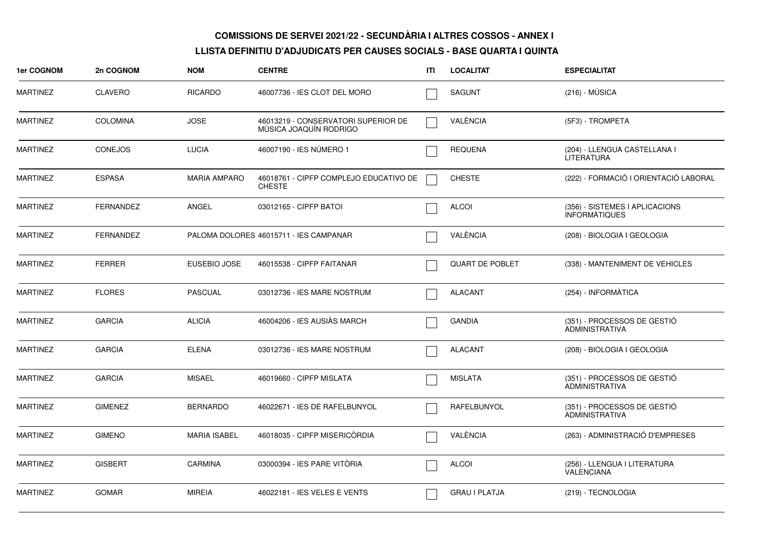**COMISSIONS DE SERVEI 2021/22 - SECUNDÀRIA I ALTRES COSSOS - ANNEX I**

**LLISTA DEFINITIU D'ADJUDICATS PER CAUSES SOCIALS - BASE QUARTA I QUINTA**

| 1er COGNOM | 2n COGNOM | NOM | CENTRE | ITI | LOCALITAT | ESPECIALITAT |
|---|---|---|---|---|---|---|
| MARTINEZ | CLAVERO | RICARDO | 46007736 - IES CLOT DEL MORO | | SAGUNT | (216) - MÚSICA |
| MARTINEZ | COLOMINA | JOSE | 46013219 - CONSERVATORI SUPERIOR DE MÚSICA JOAQUÍN RODRIGO | | VALÈNCIA | (5F3) - TROMPETA |
| MARTINEZ | CONEJOS | LUCIA | 46007190 - IES NÚMERO 1 | | REQUENA | (204) - LLENGUA CASTELLANA I LITERATURA |
| MARTINEZ | ESPASA | MARIA AMPARO | 46018761 - CIPFP COMPLEJO EDUCATIVO DE CHESTE | | CHESTE | (222) - FORMACIÓ I ORIENTACIÓ LABORAL |
| MARTINEZ | FERNANDEZ | ANGEL | 03012165 - CIPFP BATOI | | ALCOI | (356) - SISTEMES I APLICACIONS INFORMÀTIQUES |
| MARTINEZ | FERNANDEZ | PALOMA DOLORES | 46015711 - IES CAMPANAR | | VALÈNCIA | (208) - BIOLOGIA I GEOLOGIA |
| MARTINEZ | FERRER | EUSEBIO JOSE | 46015538 - CIPFP FAITANAR | | QUART DE POBLET | (338) - MANTENIMENT DE VEHICLES |
| MARTINEZ | FLORES | PASCUAL | 03012736 - IES MARE NOSTRUM | | ALACANT | (254) - INFORMÀTICA |
| MARTINEZ | GARCIA | ALICIA | 46004206 - IES AUSIÀS MARCH | | GANDIA | (351) - PROCESSOS DE GESTIÓ ADMINISTRATIVA |
| MARTINEZ | GARCIA | ELENA | 03012736 - IES MARE NOSTRUM | | ALACANT | (208) - BIOLOGIA I GEOLOGIA |
| MARTINEZ | GARCIA | MISAEL | 46019660 - CIPFP MISLATA | | MISLATA | (351) - PROCESSOS DE GESTIÓ ADMINISTRATIVA |
| MARTINEZ | GIMENEZ | BERNARDO | 46022671 - IES DE RAFELBUNYOL | | RAFELBUNYOL | (351) - PROCESSOS DE GESTIÓ ADMINISTRATIVA |
| MARTINEZ | GIMENO | MARIA ISABEL | 46018035 - CIPFP MISERICÒRDIA | | VALÈNCIA | (263) - ADMINISTRACIÓ D'EMPRESES |
| MARTINEZ | GISBERT | CARMINA | 03000394 - IES PARE VITÒRIA | | ALCOI | (256) - LLENGUA I LITERATURA VALENCIANA |
| MARTINEZ | GOMAR | MIREIA | 46022181 - IES VELES E VENTS | | GRAU I PLATJA | (219) - TECNOLOGIA |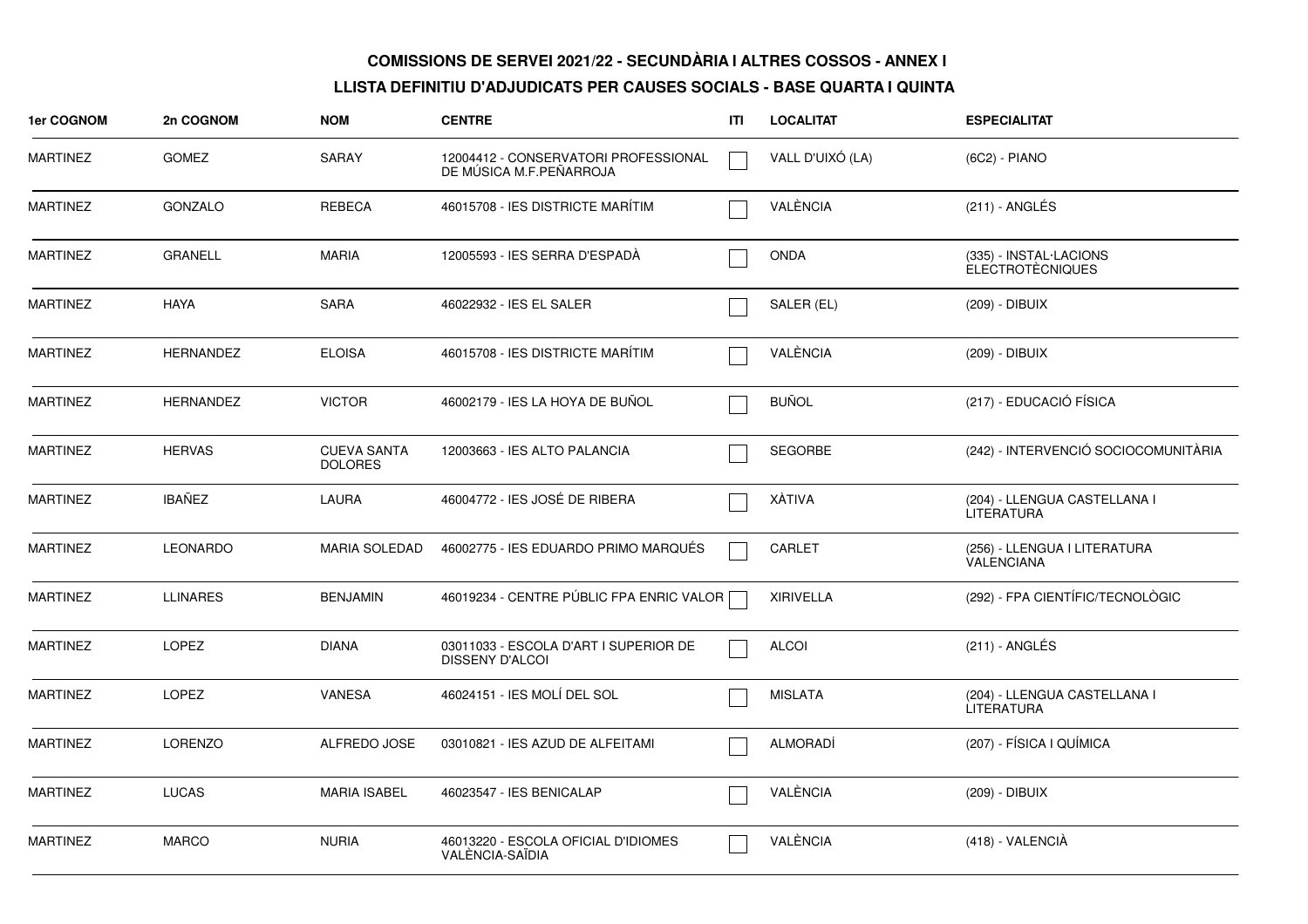**COMISSIONS DE SERVEI 2021/22 - SECUNDÀRIA I ALTRES COSSOS - ANNEX I**

**LLISTA DEFINITIU D'ADJUDICATS PER CAUSES SOCIALS - BASE QUARTA I QUINTA**

| 1er COGNOM | 2n COGNOM | NOM | CENTRE | ITI | LOCALITAT | ESPECIALITAT |
|---|---|---|---|---|---|---|
| MARTINEZ | GOMEZ | SARAY | 12004412 - CONSERVATORI PROFESSIONAL DE MÚSICA M.F.PEÑARROJA | ☐ | VALL D'UIXÓ (LA) | (6C2) - PIANO |
| MARTINEZ | GONZALO | REBECA | 46015708 - IES DISTRICTE MARÍTIM | ☐ | VALÈNCIA | (211) - ANGLÉS |
| MARTINEZ | GRANELL | MARIA | 12005593 - IES SERRA D'ESPADÀ | ☐ | ONDA | (335) - INSTAL·LACIONS ELECTROTÈCNIQUES |
| MARTINEZ | HAYA | SARA | 46022932 - IES EL SALER | ☐ | SALER (EL) | (209) - DIBUIX |
| MARTINEZ | HERNANDEZ | ELOISA | 46015708 - IES DISTRICTE MARÍTIM | ☐ | VALÈNCIA | (209) - DIBUIX |
| MARTINEZ | HERNANDEZ | VICTOR | 46002179 - IES LA HOYA DE BUÑOL | ☐ | BUÑOL | (217) - EDUCACIÓ FÍSICA |
| MARTINEZ | HERVAS | CUEVA SANTA DOLORES | 12003663 - IES ALTO PALANCIA | ☐ | SEGORBE | (242) - INTERVENCIÓ SOCIOCOMUNITÀRIA |
| MARTINEZ | IBAÑEZ | LAURA | 46004772 - IES JOSÉ DE RIBERA | ☐ | XÀTIVA | (204) - LLENGUA CASTELLANA I LITERATURA |
| MARTINEZ | LEONARDO | MARIA SOLEDAD | 46002775 - IES EDUARDO PRIMO MARQUÉS | ☐ | CARLET | (256) - LLENGUA I LITERATURA VALENCIANA |
| MARTINEZ | LLINARES | BENJAMIN | 46019234 - CENTRE PÚBLIC FPA ENRIC VALOR | ☐ | XIRIVELLA | (292) - FPA CIENTÍFIC/TECNOLÒGIC |
| MARTINEZ | LOPEZ | DIANA | 03011033 - ESCOLA D'ART I SUPERIOR DE DISSENY D'ALCOI | ☐ | ALCOI | (211) - ANGLÉS |
| MARTINEZ | LOPEZ | VANESA | 46024151 - IES MOLÍ DEL SOL | ☐ | MISLATA | (204) - LLENGUA CASTELLANA I LITERATURA |
| MARTINEZ | LORENZO | ALFREDO JOSE | 03010821 - IES AZUD DE ALFEITAMI | ☐ | ALMORADÍ | (207) - FÍSICA I QUÍMICA |
| MARTINEZ | LUCAS | MARIA ISABEL | 46023547 - IES BENICALAP | ☐ | VALÈNCIA | (209) - DIBUIX |
| MARTINEZ | MARCO | NURIA | 46013220 - ESCOLA OFICIAL D'IDIOMES VALÈNCIA-SAÏDIA | ☐ | VALÈNCIA | (418) - VALENCIÀ |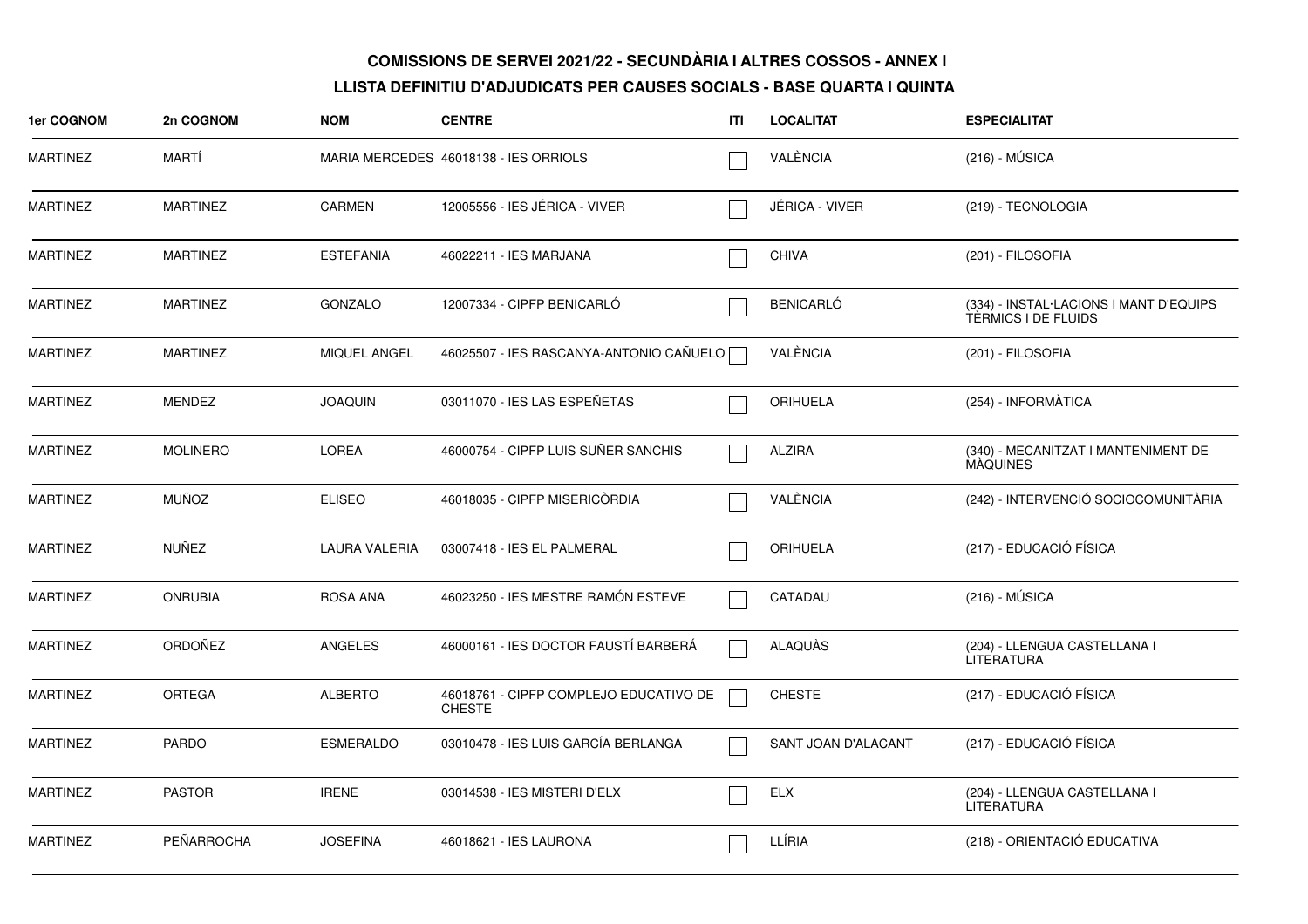**COMISSIONS DE SERVEI 2021/22 - SECUNDÀRIA I ALTRES COSSOS - ANNEX I**

**LLISTA DEFINITIU D'ADJUDICATS PER CAUSES SOCIALS - BASE QUARTA I QUINTA**

| 1er COGNOM | 2n COGNOM | NOM | CENTRE | ITI | LOCALITAT | ESPECIALITAT |
|---|---|---|---|---|---|---|
| MARTINEZ | MARTÍ | MARIA MERCEDES | 46018138 - IES ORRIOLS | ☐ | VALÈNCIA | (216) - MÚSICA |
| MARTINEZ | MARTINEZ | CARMEN | 12005556 - IES JÉRICA - VIVER | ☐ | JÉRICA - VIVER | (219) - TECNOLOGIA |
| MARTINEZ | MARTINEZ | ESTEFANIA | 46022211 - IES MARJANA | ☐ | CHIVA | (201) - FILOSOFIA |
| MARTINEZ | MARTINEZ | GONZALO | 12007334 - CIPFP BENICARLÓ | ☐ | BENICARLÓ | (334) - INSTAL·LACIONS I MANT D'EQUIPS TÈRMICS I DE FLUIDS |
| MARTINEZ | MARTINEZ | MIQUEL ANGEL | 46025507 - IES RASCANYA-ANTONIO CAÑUELO | ☐ | VALÈNCIA | (201) - FILOSOFIA |
| MARTINEZ | MENDEZ | JOAQUIN | 03011070 - IES LAS ESPEÑETAS | ☐ | ORIHUELA | (254) - INFORMÀTICA |
| MARTINEZ | MOLINERO | LOREA | 46000754 - CIPFP LUIS SUÑER SANCHIS | ☐ | ALZIRA | (340) - MECANITZAT I MANTENIMENT DE MÀQUINES |
| MARTINEZ | MUÑOZ | ELISEO | 46018035 - CIPFP MISERICÒRDIA | ☐ | VALÈNCIA | (242) - INTERVENCIÓ SOCIOCOMUNITÀRIA |
| MARTINEZ | NUÑEZ | LAURA VALERIA | 03007418 - IES EL PALMERAL | ☐ | ORIHUELA | (217) - EDUCACIÓ FÍSICA |
| MARTINEZ | ONRUBIA | ROSA ANA | 46023250 - IES MESTRE RAMÓN ESTEVE | ☐ | CATADAU | (216) - MÚSICA |
| MARTINEZ | ORDOÑEZ | ANGELES | 46000161 - IES DOCTOR FAUSTÍ BARBERÁ | ☐ | ALAQUÀS | (204) - LLENGUA CASTELLANA I LITERATURA |
| MARTINEZ | ORTEGA | ALBERTO | 46018761 - CIPFP COMPLEJO EDUCATIVO DE CHESTE | ☐ | CHESTE | (217) - EDUCACIÓ FÍSICA |
| MARTINEZ | PARDO | ESMERALDO | 03010478 - IES LUIS GARCÍA BERLANGA | ☐ | SANT JOAN D'ALACANT | (217) - EDUCACIÓ FÍSICA |
| MARTINEZ | PASTOR | IRENE | 03014538 - IES MISTERI D'ELX | ☐ | ELX | (204) - LLENGUA CASTELLANA I LITERATURA |
| MARTINEZ | PEÑARROCHA | JOSEFINA | 46018621 - IES LAURONA | ☐ | LLÍRIA | (218) - ORIENTACIÓ EDUCATIVA |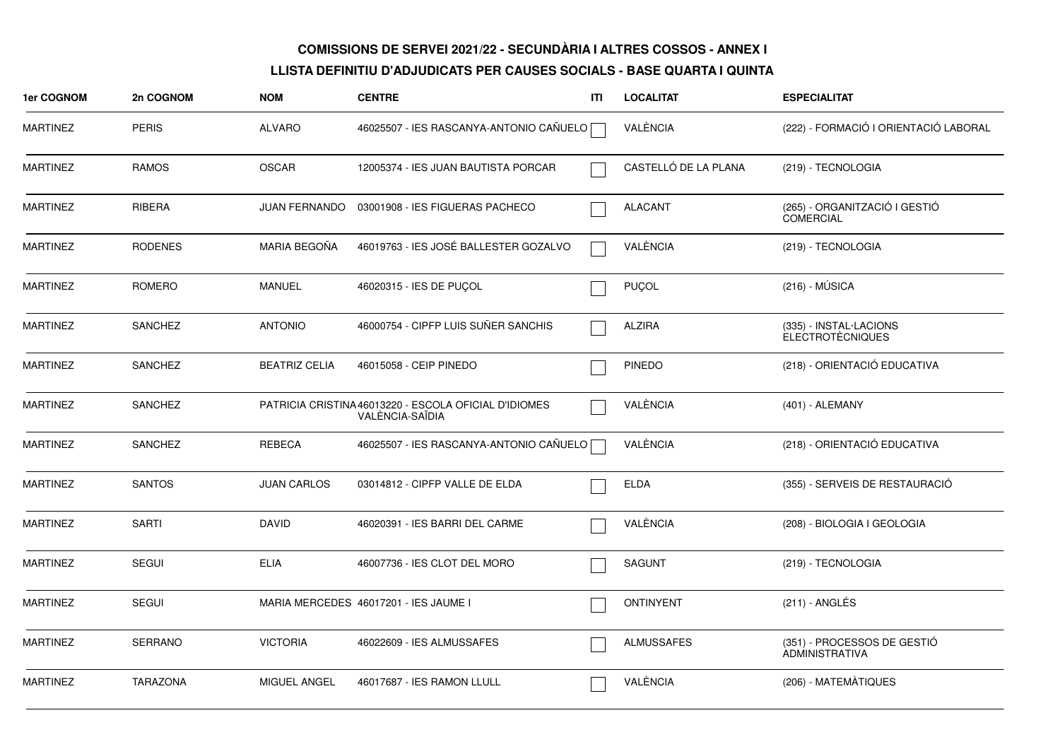**COMISSIONS DE SERVEI 2021/22 - SECUNDÀRIA I ALTRES COSSOS - ANNEX I**

**LLISTA DEFINITIU D'ADJUDICATS PER CAUSES SOCIALS - BASE QUARTA I QUINTA**

| 1er COGNOM | 2n COGNOM | NOM | CENTRE | ITI | LOCALITAT | ESPECIALITAT |
|---|---|---|---|---|---|---|
| MARTINEZ | PERIS | ALVARO | 46025507 - IES RASCANYA-ANTONIO CAÑUELO | | VALÈNCIA | (222) - FORMACIÓ I ORIENTACIÓ LABORAL |
| MARTINEZ | RAMOS | OSCAR | 12005374 - IES JUAN BAUTISTA PORCAR | | CASTELLÓ DE LA PLANA | (219) - TECNOLOGIA |
| MARTINEZ | RIBERA | JUAN FERNANDO | 03001908 - IES FIGUERAS PACHECO | | ALACANT | (265) - ORGANITZACIÓ I GESTIÓ COMERCIAL |
| MARTINEZ | RODENES | MARIA BEGOÑA | 46019763 - IES JOSÉ BALLESTER GOZALVO | | VALÈNCIA | (219) - TECNOLOGIA |
| MARTINEZ | ROMERO | MANUEL | 46020315 - IES DE PUÇOL | | PUÇOL | (216) - MÚSICA |
| MARTINEZ | SANCHEZ | ANTONIO | 46000754 - CIPFP LUIS SUÑER SANCHIS | | ALZIRA | (335) - INSTAL·LACIONS ELECTROTÈCNIQUES |
| MARTINEZ | SANCHEZ | BEATRIZ CELIA | 46015058 - CEIP PINEDO | | PINEDO | (218) - ORIENTACIÓ EDUCATIVA |
| MARTINEZ | SANCHEZ | PATRICIA CRISTINA | 46013220 - ESCOLA OFICIAL D'IDIOMES VALÈNCIA-SAÏDIA | | VALÈNCIA | (401) - ALEMANY |
| MARTINEZ | SANCHEZ | REBECA | 46025507 - IES RASCANYA-ANTONIO CAÑUELO | | VALÈNCIA | (218) - ORIENTACIÓ EDUCATIVA |
| MARTINEZ | SANTOS | JUAN CARLOS | 03014812 - CIPFP VALLE DE ELDA | | ELDA | (355) - SERVEIS DE RESTAURACIÓ |
| MARTINEZ | SARTI | DAVID | 46020391 - IES BARRI DEL CARME | | VALÈNCIA | (208) - BIOLOGIA I GEOLOGIA |
| MARTINEZ | SEGUI | ELIA | 46007736 - IES CLOT DEL MORO | | SAGUNT | (219) - TECNOLOGIA |
| MARTINEZ | SEGUI | MARIA MERCEDES | 46017201 - IES JAUME I | | ONTINYENT | (211) - ANGLÉS |
| MARTINEZ | SERRANO | VICTORIA | 46022609 - IES ALMUSSAFES | | ALMUSSAFES | (351) - PROCESSOS DE GESTIÓ ADMINISTRATIVA |
| MARTINEZ | TARAZONA | MIGUEL ANGEL | 46017687 - IES RAMON LLULL | | VALÈNCIA | (206) - MATEMÀTIQUES |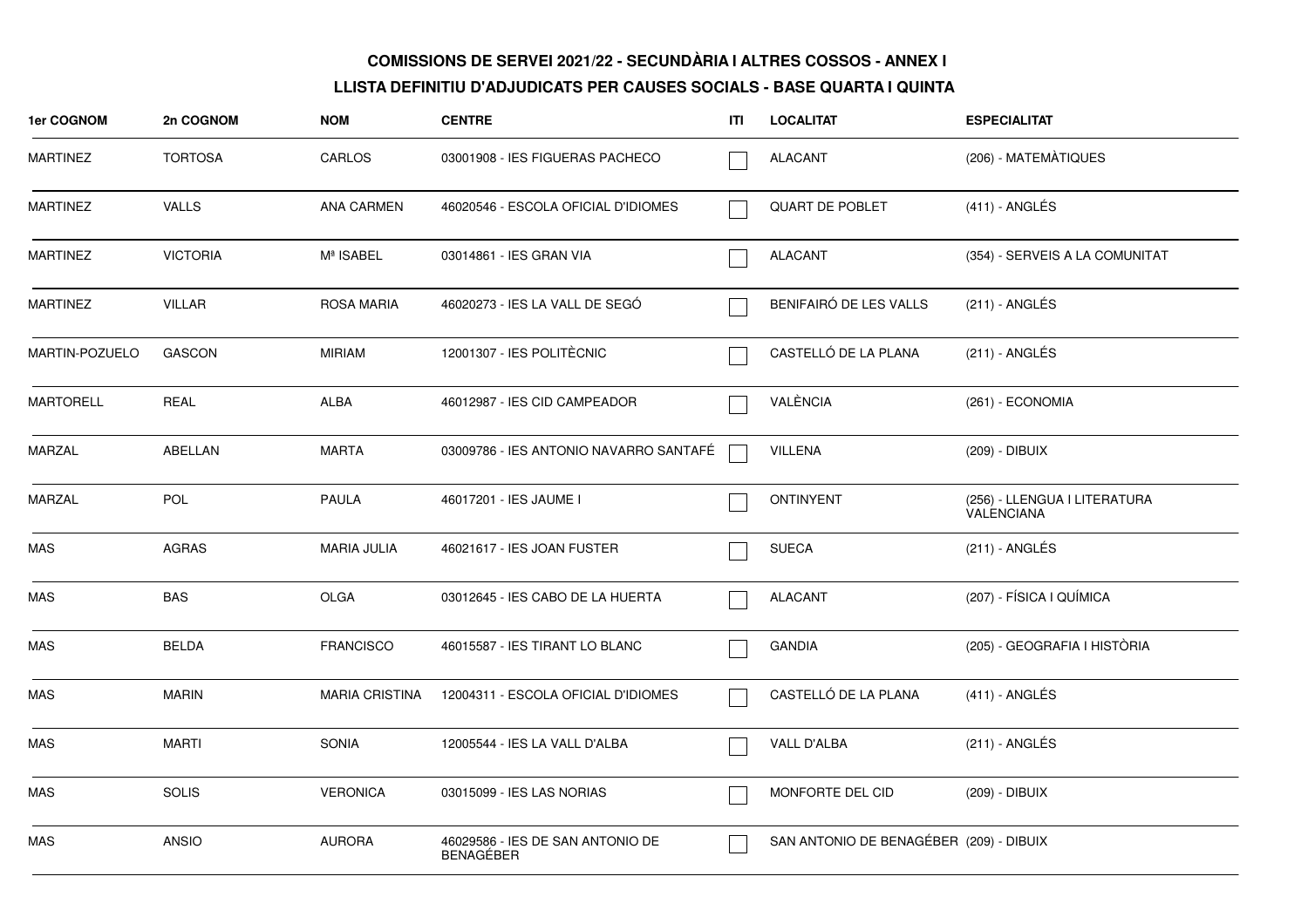**COMISSIONS DE SERVEI 2021/22 - SECUNDÀRIA I ALTRES COSSOS - ANNEX I**

**LLISTA DEFINITIU D'ADJUDICATS PER CAUSES SOCIALS - BASE QUARTA I QUINTA**

| 1er COGNOM | 2n COGNOM | NOM | CENTRE | ITI | LOCALITAT | ESPECIALITAT |
|---|---|---|---|---|---|---|
| MARTINEZ | TORTOSA | CARLOS | 03001908 - IES FIGUERAS PACHECO | ☐ | ALACANT | (206) - MATEMÀTIQUES |
| MARTINEZ | VALLS | ANA CARMEN | 46020546 - ESCOLA OFICIAL D'IDIOMES | ☐ | QUART DE POBLET | (411) - ANGLÉS |
| MARTINEZ | VICTORIA | Mª ISABEL | 03014861 - IES GRAN VIA | ☐ | ALACANT | (354) - SERVEIS A LA COMUNITAT |
| MARTINEZ | VILLAR | ROSA MARIA | 46020273 - IES LA VALL DE SEGÓ | ☐ | BENIFAIRÓ DE LES VALLS | (211) - ANGLÉS |
| MARTIN-POZUELO | GASCON | MIRIAM | 12001307 - IES POLITÈCNIC | ☐ | CASTELLÓ DE LA PLANA | (211) - ANGLÉS |
| MARTORELL | REAL | ALBA | 46012987 - IES CID CAMPEADOR | ☐ | VALÈNCIA | (261) - ECONOMIA |
| MARZAL | ABELLAN | MARTA | 03009786 - IES ANTONIO NAVARRO SANTAFÉ | ☐ | VILLENA | (209) - DIBUIX |
| MARZAL | POL | PAULA | 46017201 - IES JAUME I | ☐ | ONTINYENT | (256) - LLENGUA I LITERATURA VALENCIANA |
| MAS | AGRAS | MARIA JULIA | 46021617 - IES JOAN FUSTER | ☐ | SUECA | (211) - ANGLÉS |
| MAS | BAS | OLGA | 03012645 - IES CABO DE LA HUERTA | ☐ | ALACANT | (207) - FÍSICA I QUÍMICA |
| MAS | BELDA | FRANCISCO | 46015587 - IES TIRANT LO BLANC | ☐ | GANDIA | (205) - GEOGRAFIA I HISTÒRIA |
| MAS | MARIN | MARIA CRISTINA | 12004311 - ESCOLA OFICIAL D'IDIOMES | ☐ | CASTELLÓ DE LA PLANA | (411) - ANGLÉS |
| MAS | MARTI | SONIA | 12005544 - IES LA VALL D'ALBA | ☐ | VALL D'ALBA | (211) - ANGLÉS |
| MAS | SOLIS | VERONICA | 03015099 - IES LAS NORIAS | ☐ | MONFORTE DEL CID | (209) - DIBUIX |
| MAS | ANSIO | AURORA | 46029586 - IES DE SAN ANTONIO DE BENAGÉBER | ☐ | SAN ANTONIO DE BENAGÉBER | (209) - DIBUIX |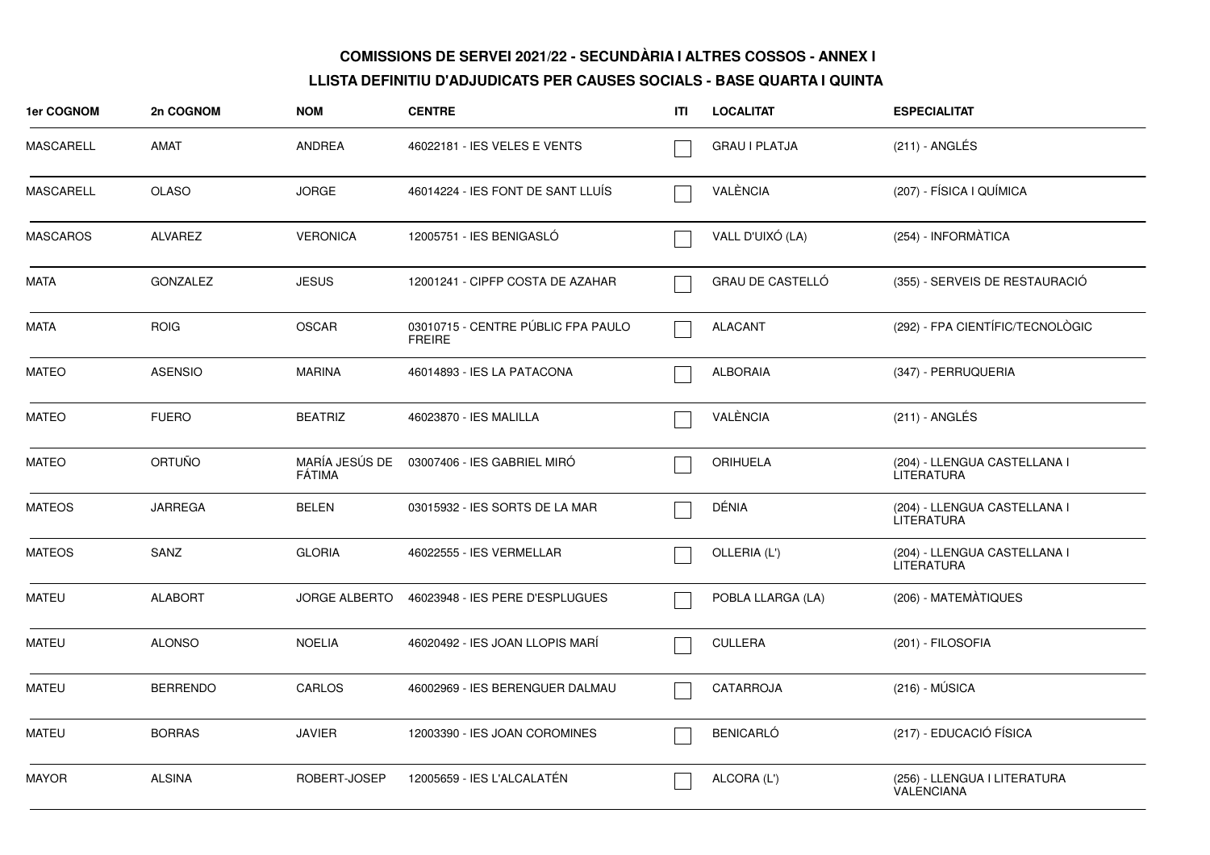**COMISSIONS DE SERVEI 2021/22 - SECUNDÀRIA I ALTRES COSSOS - ANNEX I**

**LLISTA DEFINITIU D'ADJUDICATS PER CAUSES SOCIALS - BASE QUARTA I QUINTA**

| 1er COGNOM | 2n COGNOM | NOM | CENTRE | ITI | LOCALITAT | ESPECIALITAT |
|---|---|---|---|---|---|---|
| MASCARELL | AMAT | ANDREA | 46022181 - IES VELES E VENTS | ☐ | GRAU I PLATJA | (211) - ANGLÉS |
| MASCARELL | OLASO | JORGE | 46014224 - IES FONT DE SANT LLUÍS | ☐ | VALÈNCIA | (207) - FÍSICA I QUÍMICA |
| MASCAROS | ALVAREZ | VERONICA | 12005751 - IES BENIGASLÓ | ☐ | VALL D'UIXÓ (LA) | (254) - INFORMÀTICA |
| MATA | GONZALEZ | JESUS | 12001241 - CIPFP COSTA DE AZAHAR | ☐ | GRAU DE CASTELLÓ | (355) - SERVEIS DE RESTAURACIÓ |
| MATA | ROIG | OSCAR | 03010715 - CENTRE PÚBLIC FPA PAULO FREIRE | ☐ | ALACANT | (292) - FPA CIENTÍFIC/TECNOLÒGIC |
| MATEO | ASENSIO | MARINA | 46014893 - IES LA PATACONA | ☐ | ALBORAIA | (347) - PERRUQUERIA |
| MATEO | FUERO | BEATRIZ | 46023870 - IES MALILLA | ☐ | VALÈNCIA | (211) - ANGLÉS |
| MATEO | ORTUÑO | MARÍA JESÚS DE FÁTIMA | 03007406 - IES GABRIEL MIRÓ | ☐ | ORIHUELA | (204) - LLENGUA CASTELLANA I LITERATURA |
| MATEOS | JARREGA | BELEN | 03015932 - IES SORTS DE LA MAR | ☐ | DÉNIA | (204) - LLENGUA CASTELLANA I LITERATURA |
| MATEOS | SANZ | GLORIA | 46022555 - IES VERMELLAR | ☐ | OLLERIA (L') | (204) - LLENGUA CASTELLANA I LITERATURA |
| MATEU | ALABORT | JORGE ALBERTO | 46023948 - IES PERE D'ESPLUGUES | ☐ | POBLA LLARGA (LA) | (206) - MATEMÀTIQUES |
| MATEU | ALONSO | NOELIA | 46020492 - IES JOAN LLOPIS MARÍ | ☐ | CULLERA | (201) - FILOSOFIA |
| MATEU | BERRENDO | CARLOS | 46002969 - IES BERENGUER DALMAU | ☐ | CATARROJA | (216) - MÚSICA |
| MATEU | BORRAS | JAVIER | 12003390 - IES JOAN COROMINES | ☐ | BENICARLÓ | (217) - EDUCACIÓ FÍSICA |
| MAYOR | ALSINA | ROBERT-JOSEP | 12005659 - IES L'ALCALATÉN | ☐ | ALCORA (L') | (256) - LLENGUA I LITERATURA VALENCIANA |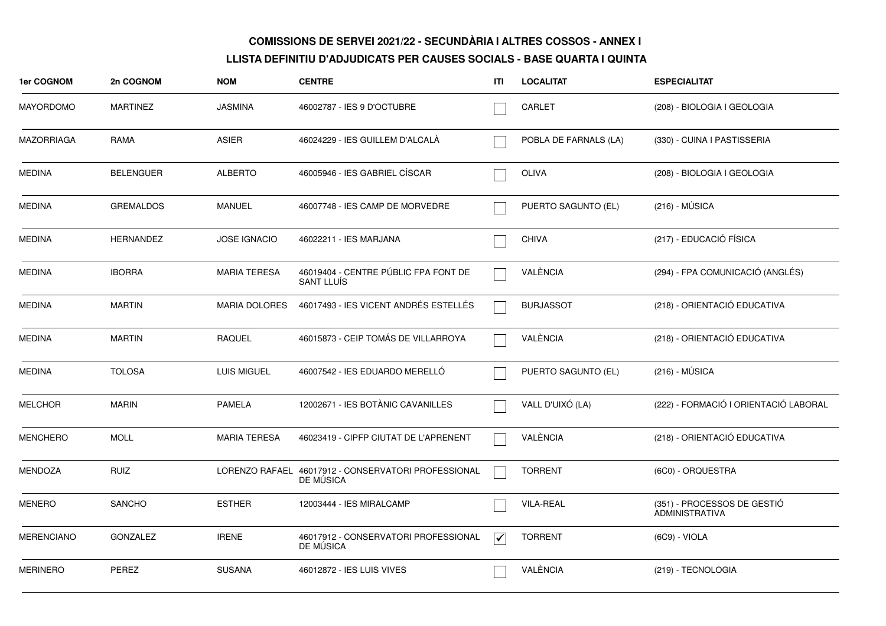# COMISSIONS DE SERVEI 2021/22 - SECUNDÀRIA I ALTRES COSSOS - ANNEX I

## LLISTA DEFINITIU D'ADJUDICATS PER CAUSES SOCIALS - BASE QUARTA I QUINTA

| 1er COGNOM | 2n COGNOM | NOM | CENTRE | ITI | LOCALITAT | ESPECIALITAT |
|---|---|---|---|---|---|---|
| MAYORDOMO | MARTINEZ | JASMINA | 46002787 - IES 9 D'OCTUBRE | ☐ | CARLET | (208) - BIOLOGIA I GEOLOGIA |
| MAZORRIAGA | RAMA | ASIER | 46024229 - IES GUILLEM D'ALCALÀ | ☐ | POBLA DE FARNALS (LA) | (330) - CUINA I PASTISSERIA |
| MEDINA | BELENGUER | ALBERTO | 46005946 - IES GABRIEL CÍSCAR | ☐ | OLIVA | (208) - BIOLOGIA I GEOLOGIA |
| MEDINA | GREMALDOS | MANUEL | 46007748 - IES CAMP DE MORVEDRE | ☐ | PUERTO SAGUNTO (EL) | (216) - MÚSICA |
| MEDINA | HERNANDEZ | JOSE IGNACIO | 46022211 - IES MARJANA | ☐ | CHIVA | (217) - EDUCACIÓ FÍSICA |
| MEDINA | IBORRA | MARIA TERESA | 46019404 - CENTRE PÚBLIC FPA FONT DE SANT LLUÍS | ☐ | VALÈNCIA | (294) - FPA COMUNICACIÓ (ANGLÉS) |
| MEDINA | MARTIN | MARIA DOLORES | 46017493 - IES VICENT ANDRÉS ESTELLÉS | ☐ | BURJASSOT | (218) - ORIENTACIÓ EDUCATIVA |
| MEDINA | MARTIN | RAQUEL | 46015873 - CEIP TOMÁS DE VILLARROYA | ☐ | VALÈNCIA | (218) - ORIENTACIÓ EDUCATIVA |
| MEDINA | TOLOSA | LUIS MIGUEL | 46007542 - IES EDUARDO MERELLÓ | ☐ | PUERTO SAGUNTO (EL) | (216) - MÚSICA |
| MELCHOR | MARIN | PAMELA | 12002671 - IES BOTÀNIC CAVANILLES | ☐ | VALL D'UIXÓ (LA) | (222) - FORMACIÓ I ORIENTACIÓ LABORAL |
| MENCHERO | MOLL | MARIA TERESA | 46023419 - CIPFP CIUTAT DE L'APRENENT | ☐ | VALÈNCIA | (218) - ORIENTACIÓ EDUCATIVA |
| MENDOZA | RUIZ | LORENZO RAFAEL | 46017912 - CONSERVATORI PROFESSIONAL DE MÚSICA | ☐ | TORRENT | (6C0) - ORQUESTRA |
| MENERO | SANCHO | ESTHER | 12003444 - IES MIRALCAMP | ☐ | VILA-REAL | (351) - PROCESSOS DE GESTIÓ ADMINISTRATIVA |
| MERENCIANO | GONZALEZ | IRENE | 46017912 - CONSERVATORI PROFESSIONAL DE MÚSICA | ☑ | TORRENT | (6C9) - VIOLA |
| MERINERO | PEREZ | SUSANA | 46012872 - IES LUIS VIVES | ☐ | VALÈNCIA | (219) - TECNOLOGIA |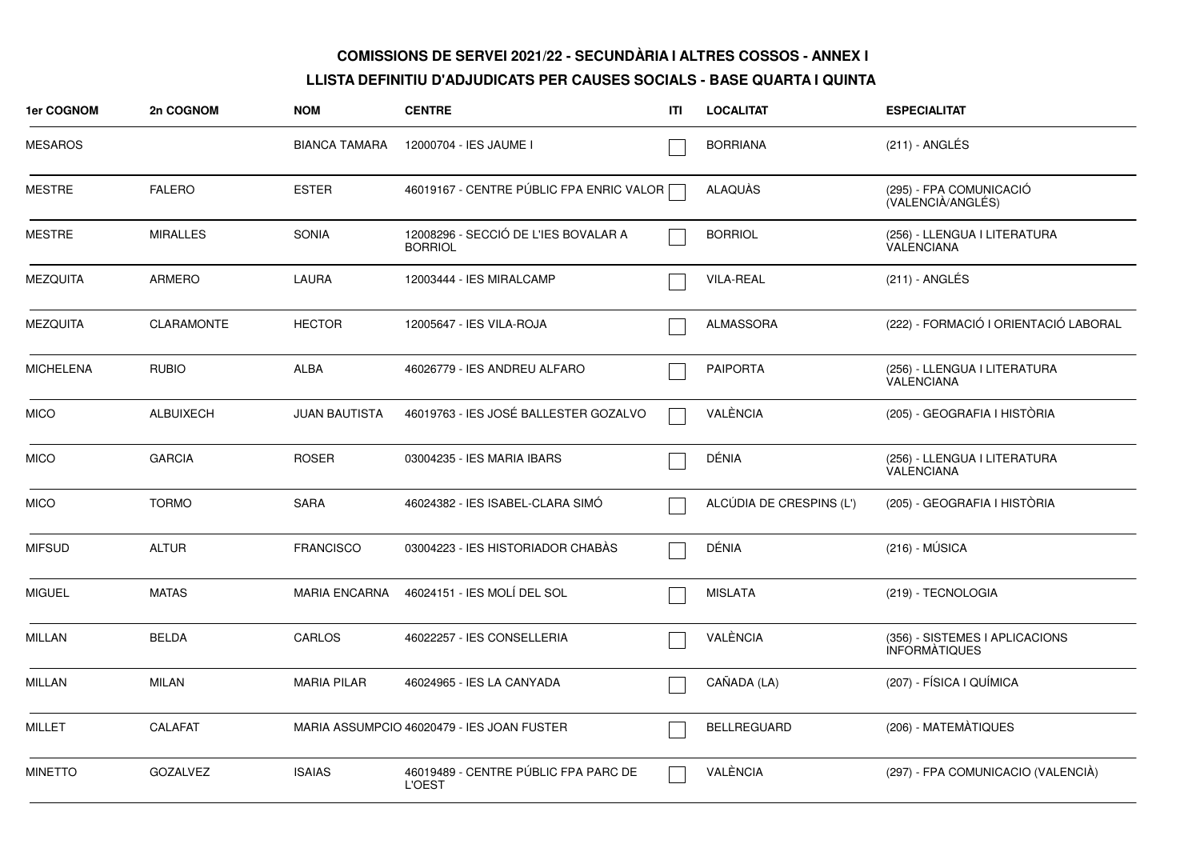**COMISSIONS DE SERVEI 2021/22 - SECUNDÀRIA I ALTRES COSSOS - ANNEX I**

**LLISTA DEFINITIU D'ADJUDICATS PER CAUSES SOCIALS - BASE QUARTA I QUINTA**

| 1er COGNOM | 2n COGNOM | NOM | CENTRE | ITI | LOCALITAT | ESPECIALITAT |
|---|---|---|---|---|---|---|
| MESAROS | | BIANCA TAMARA | 12000704 - IES JAUME I | ☐ | BORRIANA | (211) - ANGLÉS |
| MESTRE | FALERO | ESTER | 46019167 - CENTRE PÚBLIC FPA ENRIC VALOR | ☐ | ALAQUÀS | (295) - FPA COMUNICACIÓ (VALENCIÀ/ANGLÉS) |
| MESTRE | MIRALLES | SONIA | 12008296 - SECCIÓ DE L'IES BOVALAR A BORRIOL | ☐ | BORRIOL | (256) - LLENGUA I LITERATURA VALENCIANA |
| MEZQUITA | ARMERO | LAURA | 12003444 - IES MIRALCAMP | ☐ | VILA-REAL | (211) - ANGLÉS |
| MEZQUITA | CLARAMONTE | HECTOR | 12005647 - IES VILA-ROJA | ☐ | ALMASSORA | (222) - FORMACIÓ I ORIENTACIÓ LABORAL |
| MICHELENA | RUBIO | ALBA | 46026779 - IES ANDREU ALFARO | ☐ | PAIPORTA | (256) - LLENGUA I LITERATURA VALENCIANA |
| MICO | ALBUIXECH | JUAN BAUTISTA | 46019763 - IES JOSÉ BALLESTER GOZALVO | ☐ | VALÈNCIA | (205) - GEOGRAFIA I HISTÒRIA |
| MICO | GARCIA | ROSER | 03004235 - IES MARIA IBARS | ☐ | DÉNIA | (256) - LLENGUA I LITERATURA VALENCIANA |
| MICO | TORMO | SARA | 46024382 - IES ISABEL-CLARA SIMÓ | ☐ | ALCÚDIA DE CRESPINS (L') | (205) - GEOGRAFIA I HISTÒRIA |
| MIFSUD | ALTUR | FRANCISCO | 03004223 - IES HISTORIADOR CHABÀS | ☐ | DÉNIA | (216) - MÚSICA |
| MIGUEL | MATAS | MARIA ENCARNA | 46024151 - IES MOLÍ DEL SOL | ☐ | MISLATA | (219) - TECNOLOGIA |
| MILLAN | BELDA | CARLOS | 46022257 - IES CONSELLERIA | ☐ | VALÈNCIA | (356) - SISTEMES I APLICACIONS INFORMÀTIQUES |
| MILLAN | MILAN | MARIA PILAR | 46024965 - IES LA CANYADA | ☐ | CAÑADA (LA) | (207) - FÍSICA I QUÍMICA |
| MILLET | CALAFAT | MARIA ASSUMPCIO | 46020479 - IES JOAN FUSTER | ☐ | BELLREGUARD | (206) - MATEMÀTIQUES |
| MINETTO | GOZALVEZ | ISAIAS | 46019489 - CENTRE PÚBLIC FPA PARC DE L'OEST | ☐ | VALÈNCIA | (297) - FPA COMUNICACIO (VALENCIÀ) |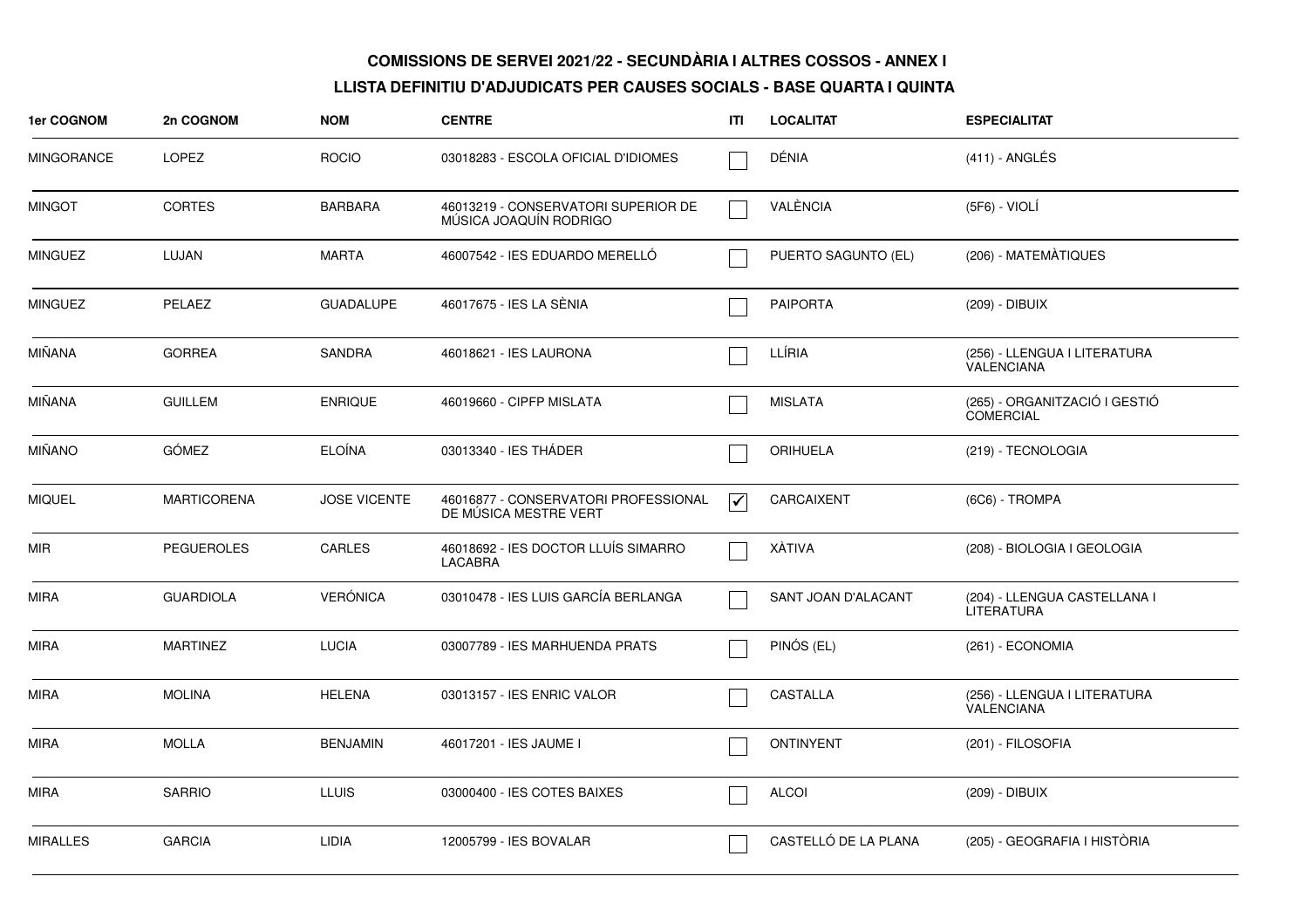**COMISSIONS DE SERVEI 2021/22 - SECUNDÀRIA I ALTRES COSSOS - ANNEX I**

**LLISTA DEFINITIU D'ADJUDICATS PER CAUSES SOCIALS - BASE QUARTA I QUINTA**

| 1er COGNOM | 2n COGNOM | NOM | CENTRE | ITI | LOCALITAT | ESPECIALITAT |
|---|---|---|---|---|---|---|
| MINGORANCE | LOPEZ | ROCIO | 03018283 - ESCOLA OFICIAL D'IDIOMES | ☐ | DÉNIA | (411) - ANGLÉS |
| MINGOT | CORTES | BARBARA | 46013219 - CONSERVATORI SUPERIOR DE MÚSICA JOAQUÍN RODRIGO | ☐ | VALÈNCIA | (5F6) - VIOLÍ |
| MINGUEZ | LUJAN | MARTA | 46007542 - IES EDUARDO MERELLÓ | ☐ | PUERTO SAGUNTO (EL) | (206) - MATEMÀTIQUES |
| MINGUEZ | PELAEZ | GUADALUPE | 46017675 - IES LA SÈNIA | ☐ | PAIPORTA | (209) - DIBUIX |
| MIÑANA | GORREA | SANDRA | 46018621 - IES LAURONA | ☐ | LLÍRIA | (256) - LLENGUA I LITERATURA VALENCIANA |
| MIÑANA | GUILLEM | ENRIQUE | 46019660 - CIPFP MISLATA | ☐ | MISLATA | (265) - ORGANITZACIÓ I GESTIÓ COMERCIAL |
| MIÑANO | GÓMEZ | ELOÍNA | 03013340 - IES THÁDER | ☐ | ORIHUELA | (219) - TECNOLOGIA |
| MIQUEL | MARTICORENA | JOSE VICENTE | 46016877 - CONSERVATORI PROFESSIONAL DE MÚSICA MESTRE VERT | ☑ | CARCAIXENT | (6C6) - TROMPA |
| MIR | PEGUEROLES | CARLES | 46018692 - IES DOCTOR LLUÍS SIMARRO LACABRA | ☐ | XÀTIVA | (208) - BIOLOGIA I GEOLOGIA |
| MIRA | GUARDIOLA | VERÓNICA | 03010478 - IES LUIS GARCÍA BERLANGA | ☐ | SANT JOAN D'ALACANT | (204) - LLENGUA CASTELLANA I LITERATURA |
| MIRA | MARTINEZ | LUCIA | 03007789 - IES MARHUENDA PRATS | ☐ | PINÓS (EL) | (261) - ECONOMIA |
| MIRA | MOLINA | HELENA | 03013157 - IES ENRIC VALOR | ☐ | CASTALLA | (256) - LLENGUA I LITERATURA VALENCIANA |
| MIRA | MOLLA | BENJAMIN | 46017201 - IES JAUME I | ☐ | ONTINYENT | (201) - FILOSOFIA |
| MIRA | SARRIO | LLUIS | 03000400 - IES COTES BAIXES | ☐ | ALCOI | (209) - DIBUIX |
| MIRALLES | GARCIA | LIDIA | 12005799 - IES BOVALAR | ☐ | CASTELLÓ DE LA PLANA | (205) - GEOGRAFIA I HISTÒRIA |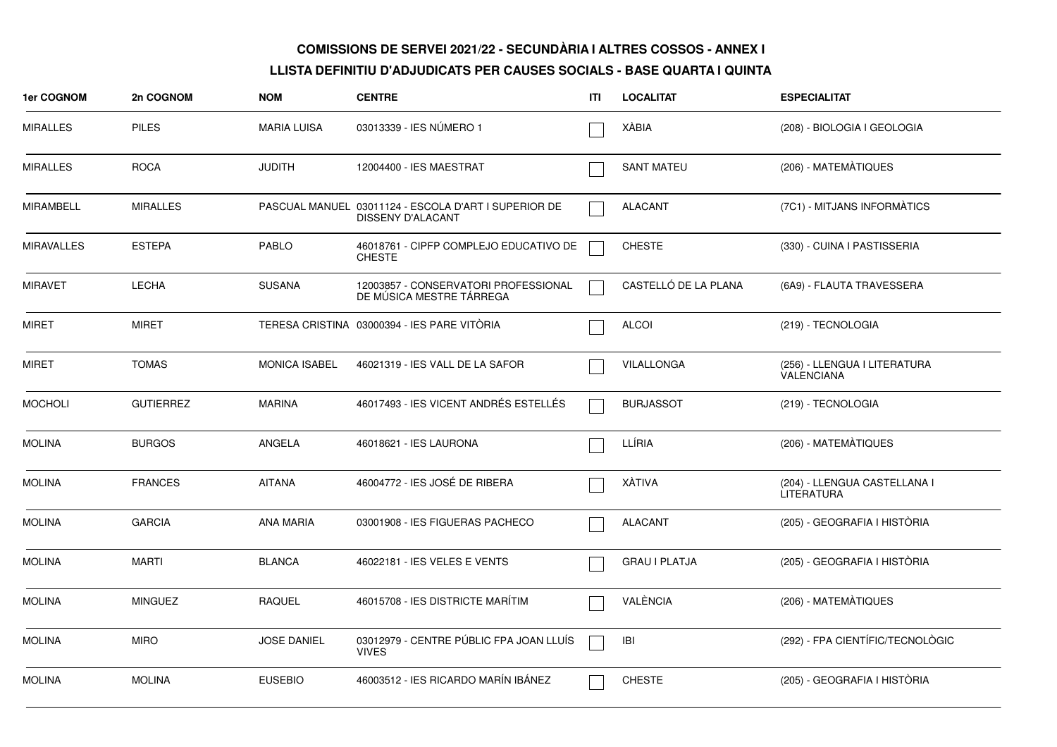**COMISSIONS DE SERVEI 2021/22 - SECUNDÀRIA I ALTRES COSSOS - ANNEX I**

**LLISTA DEFINITIU D'ADJUDICATS PER CAUSES SOCIALS - BASE QUARTA I QUINTA**

| 1er COGNOM | 2n COGNOM | NOM | CENTRE | ITI | LOCALITAT | ESPECIALITAT |
|---|---|---|---|---|---|---|
| MIRALLES | PILES | MARIA LUISA | 03013339 - IES NÚMERO 1 | ☐ | XÀBIA | (208) - BIOLOGIA I GEOLOGIA |
| MIRALLES | ROCA | JUDITH | 12004400 - IES MAESTRAT | ☐ | SANT MATEU | (206) - MATEMÀTIQUES |
| MIRAMBELL | MIRALLES | PASCUAL MANUEL | 03011124 - ESCOLA D'ART I SUPERIOR DE DISSENY D'ALACANT | ☐ | ALACANT | (7C1) - MITJANS INFORMÀTICS |
| MIRAVALLES | ESTEPA | PABLO | 46018761 - CIPFP COMPLEJO EDUCATIVO DE CHESTE | ☐ | CHESTE | (330) - CUINA I PASTISSERIA |
| MIRAVET | LECHA | SUSANA | 12003857 - CONSERVATORI PROFESSIONAL DE MÚSICA MESTRE TÁRREGA | ☐ | CASTELLÓ DE LA PLANA | (6A9) - FLAUTA TRAVESSERA |
| MIRET | MIRET | TERESA CRISTINA | 03000394 - IES PARE VITÒRIA | ☐ | ALCOI | (219) - TECNOLOGIA |
| MIRET | TOMAS | MONICA ISABEL | 46021319 - IES VALL DE LA SAFOR | ☐ | VILALLONGA | (256) - LLENGUA I LITERATURA VALENCIANA |
| MOCHOLI | GUTIERREZ | MARINA | 46017493 - IES VICENT ANDRÉS ESTELLÉS | ☐ | BURJASSOT | (219) - TECNOLOGIA |
| MOLINA | BURGOS | ANGELA | 46018621 - IES LAURONA | ☐ | LLÍRIA | (206) - MATEMÀTIQUES |
| MOLINA | FRANCES | AITANA | 46004772 - IES JOSÉ DE RIBERA | ☐ | XÀTIVA | (204) - LLENGUA CASTELLANA I LITERATURA |
| MOLINA | GARCIA | ANA MARIA | 03001908 - IES FIGUERAS PACHECO | ☐ | ALACANT | (205) - GEOGRAFIA I HISTÒRIA |
| MOLINA | MARTI | BLANCA | 46022181 - IES VELES E VENTS | ☐ | GRAU I PLATJA | (205) - GEOGRAFIA I HISTÒRIA |
| MOLINA | MINGUEZ | RAQUEL | 46015708 - IES DISTRICTE MARÍTIM | ☐ | VALÈNCIA | (206) - MATEMÀTIQUES |
| MOLINA | MIRO | JOSE DANIEL | 03012979 - CENTRE PÚBLIC FPA JOAN LLUÍS VIVES | ☐ | IBI | (292) - FPA CIENTÍFIC/TECNOLÒGIC |
| MOLINA | MOLINA | EUSEBIO | 46003512 - IES RICARDO MARÍN IBÁNEZ | ☐ | CHESTE | (205) - GEOGRAFIA I HISTÒRIA |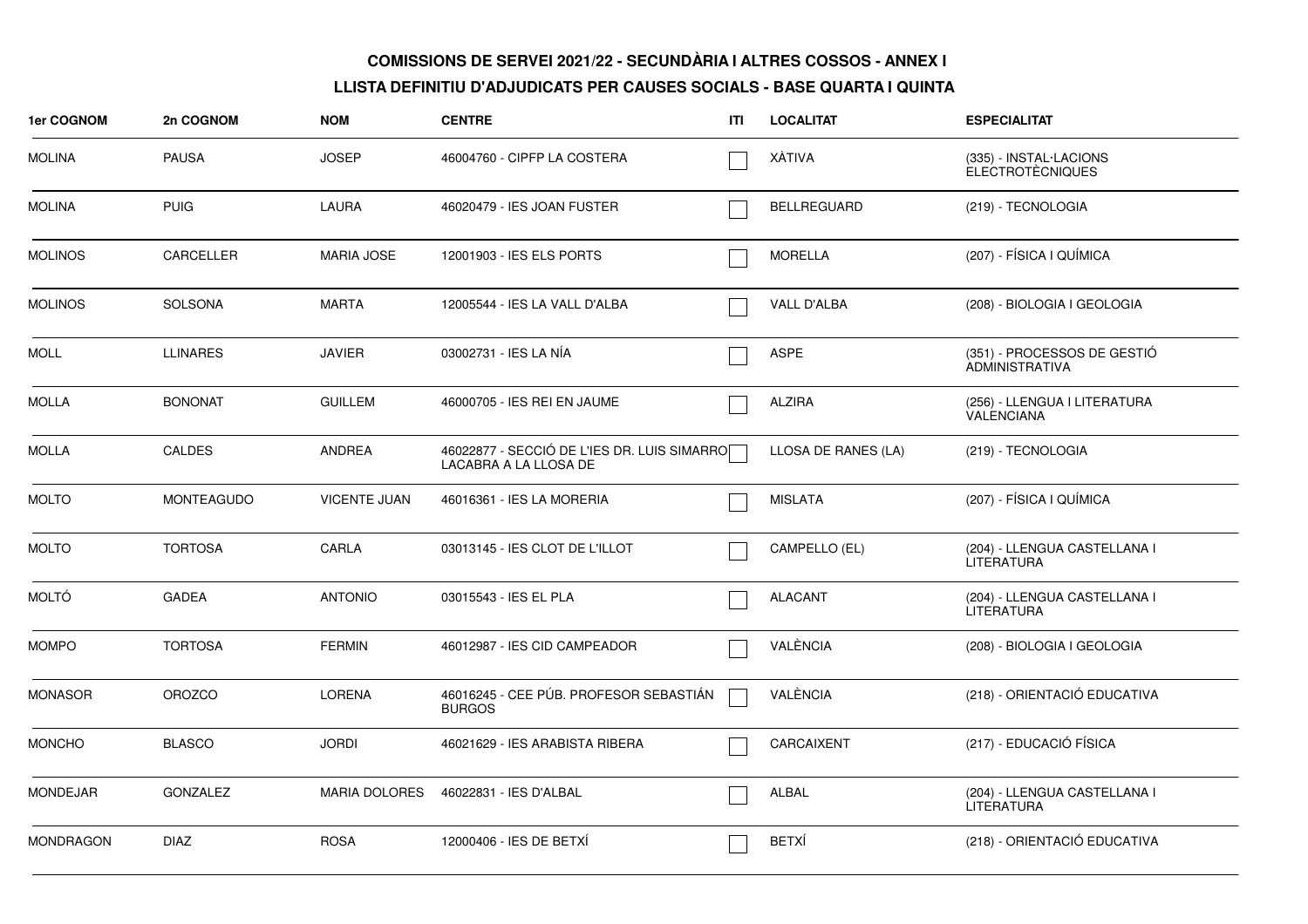**COMISSIONS DE SERVEI 2021/22 - SECUNDÀRIA I ALTRES COSSOS - ANNEX I**

**LLISTA DEFINITIU D'ADJUDICATS PER CAUSES SOCIALS - BASE QUARTA I QUINTA**

| 1er COGNOM | 2n COGNOM | NOM | CENTRE | ITI | LOCALITAT | ESPECIALITAT |
|---|---|---|---|---|---|---|
| MOLINA | PAUSA | JOSEP | 46004760 - CIPFP LA COSTERA | ☐ | XÀTIVA | (335) - INSTAL·LACIONS ELECTROTÈCNIQUES |
| MOLINA | PUIG | LAURA | 46020479 - IES JOAN FUSTER | ☐ | BELLREGUARD | (219) - TECNOLOGIA |
| MOLINOS | CARCELLER | MARIA JOSE | 12001903 - IES ELS PORTS | ☐ | MORELLA | (207) - FÍSICA I QUÍMICA |
| MOLINOS | SOLSONA | MARTA | 12005544 - IES LA VALL D'ALBA | ☐ | VALL D'ALBA | (208) - BIOLOGIA I GEOLOGIA |
| MOLL | LLINARES | JAVIER | 03002731 - IES LA NÍA | ☐ | ASPE | (351) - PROCESSOS DE GESTIÓ ADMINISTRATIVA |
| MOLLA | BONONAT | GUILLEM | 46000705 - IES REI EN JAUME | ☐ | ALZIRA | (256) - LLENGUA I LITERATURA VALENCIANA |
| MOLLA | CALDES | ANDREA | 46022877 - SECCIÓ DE L'IES DR. LUIS SIMARRO LACABRA A LA LLOSA DE | ☐ | LLOSA DE RANES (LA) | (219) - TECNOLOGIA |
| MOLTO | MONTEAGUDO | VICENTE JUAN | 46016361 - IES LA MORERIA | ☐ | MISLATA | (207) - FÍSICA I QUÍMICA |
| MOLTO | TORTOSA | CARLA | 03013145 - IES CLOT DE L'ILLOT | ☐ | CAMPELLO (EL) | (204) - LLENGUA CASTELLANA I LITERATURA |
| MOLTÓ | GADEA | ANTONIO | 03015543 - IES EL PLA | ☐ | ALACANT | (204) - LLENGUA CASTELLANA I LITERATURA |
| MOMPO | TORTOSA | FERMIN | 46012987 - IES CID CAMPEADOR | ☐ | VALÈNCIA | (208) - BIOLOGIA I GEOLOGIA |
| MONASOR | OROZCO | LORENA | 46016245 - CEE PÚB. PROFESOR SEBASTIÁN BURGOS | ☐ | VALÈNCIA | (218) - ORIENTACIÓ EDUCATIVA |
| MONCHO | BLASCO | JORDI | 46021629 - IES ARABISTA RIBERA | ☐ | CARCAIXENT | (217) - EDUCACIÓ FÍSICA |
| MONDEJAR | GONZALEZ | MARIA DOLORES | 46022831 - IES D'ALBAL | ☐ | ALBAL | (204) - LLENGUA CASTELLANA I LITERATURA |
| MONDRAGON | DIAZ | ROSA | 12000406 - IES DE BETXÍ | ☐ | BETXÍ | (218) - ORIENTACIÓ EDUCATIVA |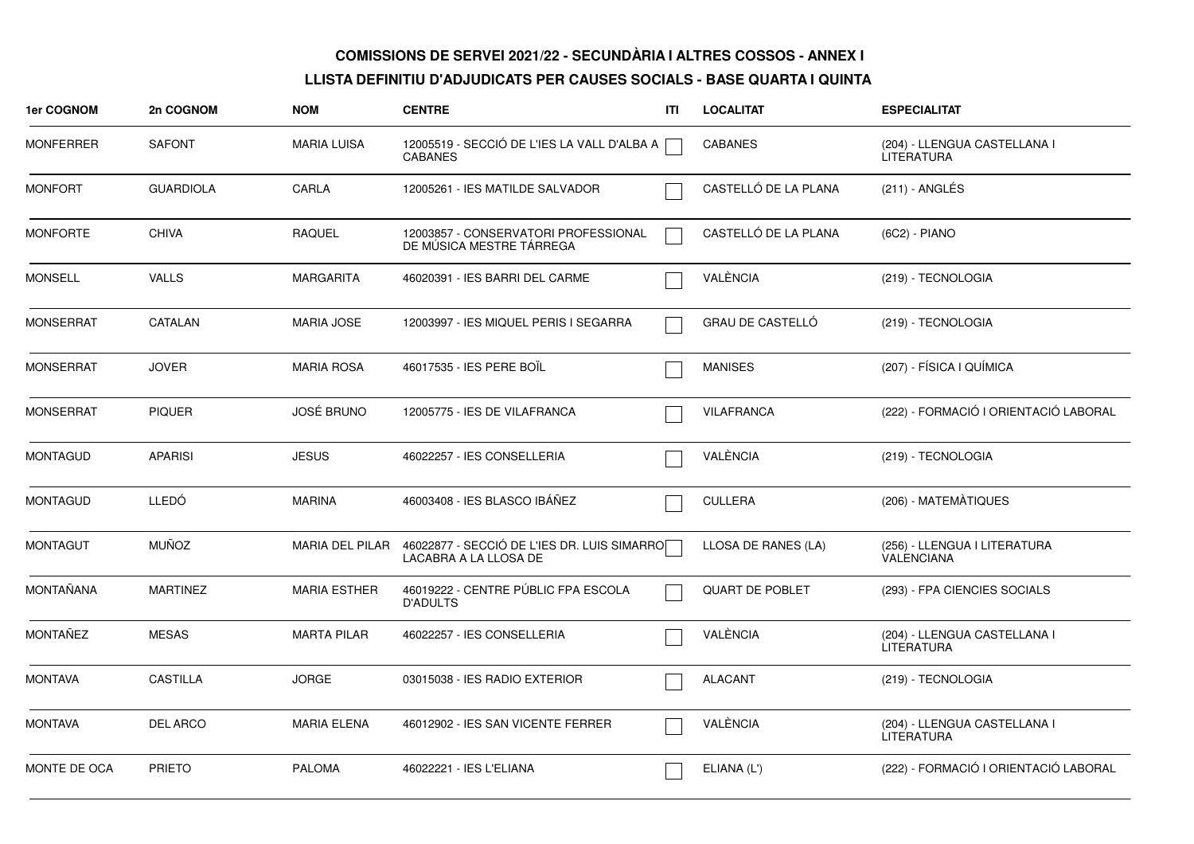**COMISSIONS DE SERVEI 2021/22 - SECUNDÀRIA I ALTRES COSSOS - ANNEX I**

**LLISTA DEFINITIU D'ADJUDICATS PER CAUSES SOCIALS - BASE QUARTA I QUINTA**

| 1er COGNOM | 2n COGNOM | NOM | CENTRE | ITI | LOCALITAT | ESPECIALITAT |
|---|---|---|---|---|---|---|
| MONFERRER | SAFONT | MARIA LUISA | 12005519 - SECCIÓ DE L'IES LA VALL D'ALBA A CABANES | ☐ | CABANES | (204) - LLENGUA CASTELLANA I LITERATURA |
| MONFORT | GUARDIOLA | CARLA | 12005261 - IES MATILDE SALVADOR | ☐ | CASTELLÓ DE LA PLANA | (211) - ANGLÉS |
| MONFORTE | CHIVA | RAQUEL | 12003857 - CONSERVATORI PROFESSIONAL DE MÚSICA MESTRE TÁRREGA | ☐ | CASTELLÓ DE LA PLANA | (6C2) - PIANO |
| MONSELL | VALLS | MARGARITA | 46020391 - IES BARRI DEL CARME | ☐ | VALÈNCIA | (219) - TECNOLOGIA |
| MONSERRAT | CATALAN | MARIA JOSE | 12003997 - IES MIQUEL PERIS I SEGARRA | ☐ | GRAU DE CASTELLÓ | (219) - TECNOLOGIA |
| MONSERRAT | JOVER | MARIA ROSA | 46017535 - IES PERE BOÏL | ☐ | MANISES | (207) - FÍSICA I QUÍMICA |
| MONSERRAT | PIQUER | JOSÉ BRUNO | 12005775 - IES DE VILAFRANCA | ☐ | VILAFRANCA | (222) - FORMACIÓ I ORIENTACIÓ LABORAL |
| MONTAGUD | APARISI | JESUS | 46022257 - IES CONSELLERIA | ☐ | VALÈNCIA | (219) - TECNOLOGIA |
| MONTAGUD | LLEDÓ | MARINA | 46003408 - IES BLASCO IBÁÑEZ | ☐ | CULLERA | (206) - MATEMÀTIQUES |
| MONTAGUT | MUÑOZ | MARIA DEL PILAR | 46022877 - SECCIÓ DE L'IES DR. LUIS SIMARRO LACABRA A LA LLOSA DE | ☐ | LLOSA DE RANES (LA) | (256) - LLENGUA I LITERATURA VALENCIANA |
| MONTAÑANA | MARTINEZ | MARIA ESTHER | 46019222 - CENTRE PÚBLIC FPA ESCOLA D'ADULTS | ☐ | QUART DE POBLET | (293) - FPA CIENCIES SOCIALS |
| MONTAÑEZ | MESAS | MARTA PILAR | 46022257 - IES CONSELLERIA | ☐ | VALÈNCIA | (204) - LLENGUA CASTELLANA I LITERATURA |
| MONTAVA | CASTILLA | JORGE | 03015038 - IES RADIO EXTERIOR | ☐ | ALACANT | (219) - TECNOLOGIA |
| MONTAVA | DEL ARCO | MARIA ELENA | 46012902 - IES SAN VICENTE FERRER | ☐ | VALÈNCIA | (204) - LLENGUA CASTELLANA I LITERATURA |
| MONTE DE OCA | PRIETO | PALOMA | 46022221 - IES L'ELIANA | ☐ | ELIANA (L') | (222) - FORMACIÓ I ORIENTACIÓ LABORAL |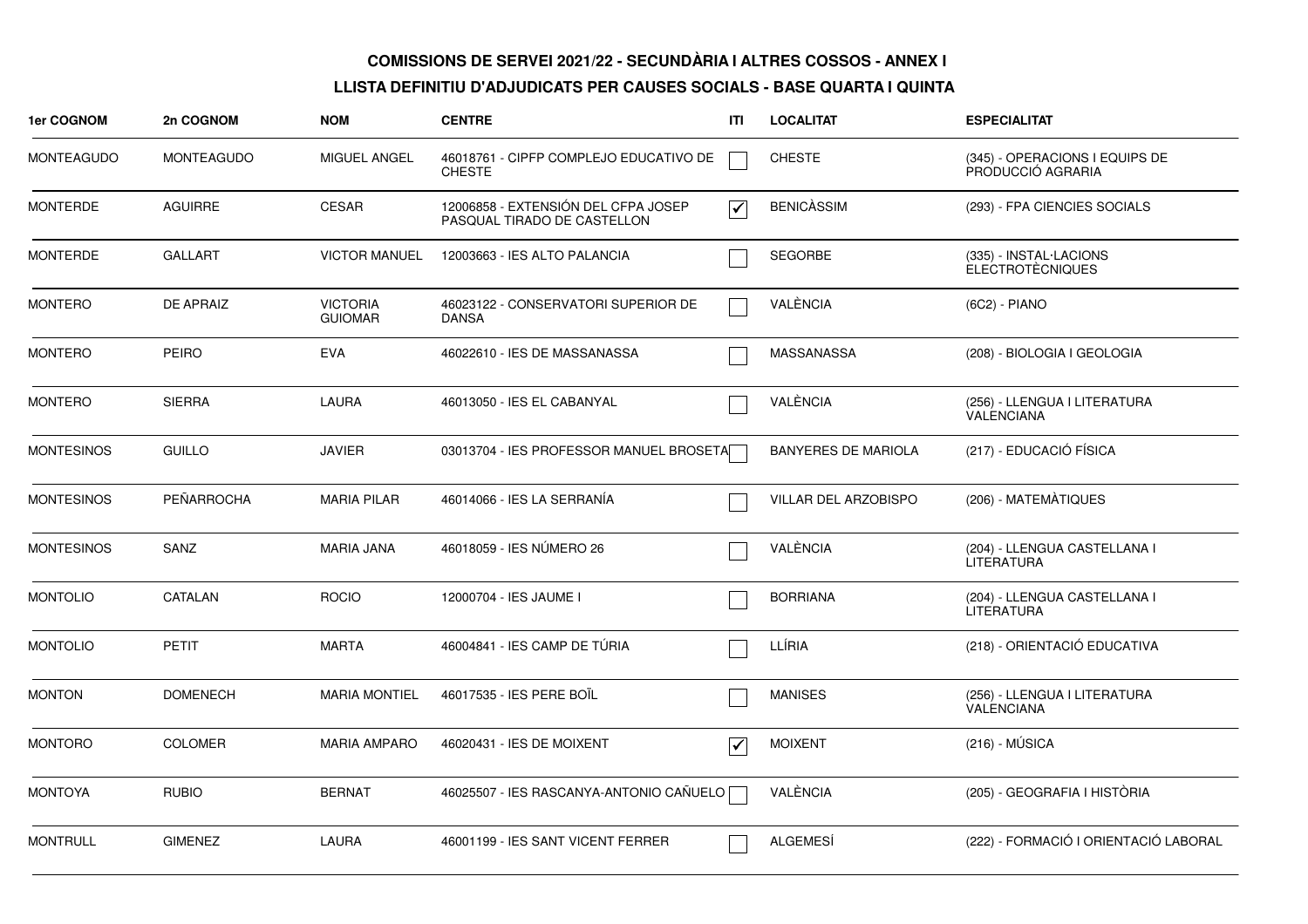**COMISSIONS DE SERVEI 2021/22 - SECUNDÀRIA I ALTRES COSSOS - ANNEX I**

**LLISTA DEFINITIU D'ADJUDICATS PER CAUSES SOCIALS - BASE QUARTA I QUINTA**

| 1er COGNOM | 2n COGNOM | NOM | CENTRE | ITI | LOCALITAT | ESPECIALITAT |
|---|---|---|---|---|---|---|
| MONTEAGUDO | MONTEAGUDO | MIGUEL ANGEL | 46018761 - CIPFP COMPLEJO EDUCATIVO DE CHESTE | ☐ | CHESTE | (345) - OPERACIONS I EQUIPS DE PRODUCCIÓ AGRARIA |
| MONTERDE | AGUIRRE | CESAR | 12006858 - EXTENSIÓN DEL CFPA JOSEP PASQUAL TIRADO DE CASTELLON | ☑ | BENICÀSSIM | (293) - FPA CIENCIES SOCIALS |
| MONTERDE | GALLART | VICTOR MANUEL | 12003663 - IES ALTO PALANCIA | ☐ | SEGORBE | (335) - INSTAL·LACIONS ELECTROTÈCNIQUES |
| MONTERO | DE APRAIZ | VICTORIA GUIOMAR | 46023122 - CONSERVATORI SUPERIOR DE DANSA | ☐ | VALÈNCIA | (6C2) - PIANO |
| MONTERO | PEIRO | EVA | 46022610 - IES DE MASSANASSA | ☐ | MASSANASSA | (208) - BIOLOGIA I GEOLOGIA |
| MONTERO | SIERRA | LAURA | 46013050 - IES EL CABANYAL | ☐ | VALÈNCIA | (256) - LLENGUA I LITERATURA VALENCIANA |
| MONTESINOS | GUILLO | JAVIER | 03013704 - IES PROFESSOR MANUEL BROSETA | ☐ | BANYERES DE MARIOLA | (217) - EDUCACIÓ FÍSICA |
| MONTESINOS | PEÑARROCHA | MARIA PILAR | 46014066 - IES LA SERRANÍA | ☐ | VILLAR DEL ARZOBISPO | (206) - MATEMÀTIQUES |
| MONTESINOS | SANZ | MARIA JANA | 46018059 - IES NÚMERO 26 | ☐ | VALÈNCIA | (204) - LLENGUA CASTELLANA I LITERATURA |
| MONTOLIO | CATALAN | ROCIO | 12000704 - IES JAUME I | ☐ | BORRIANA | (204) - LLENGUA CASTELLANA I LITERATURA |
| MONTOLIO | PETIT | MARTA | 46004841 - IES CAMP DE TÚRIA | ☐ | LLÍRIA | (218) - ORIENTACIÓ EDUCATIVA |
| MONTON | DOMENECH | MARIA MONTIEL | 46017535 - IES PERE BOÏL | ☐ | MANISES | (256) - LLENGUA I LITERATURA VALENCIANA |
| MONTORO | COLOMER | MARIA AMPARO | 46020431 - IES DE MOIXENT | ☑ | MOIXENT | (216) - MÚSICA |
| MONTOYA | RUBIO | BERNAT | 46025507 - IES RASCANYA-ANTONIO CAÑUELO | ☐ | VALÈNCIA | (205) - GEOGRAFIA I HISTÒRIA |
| MONTRULL | GIMENEZ | LAURA | 46001199 - IES SANT VICENT FERRER | ☐ | ALGEMESÍ | (222) - FORMACIÓ I ORIENTACIÓ LABORAL |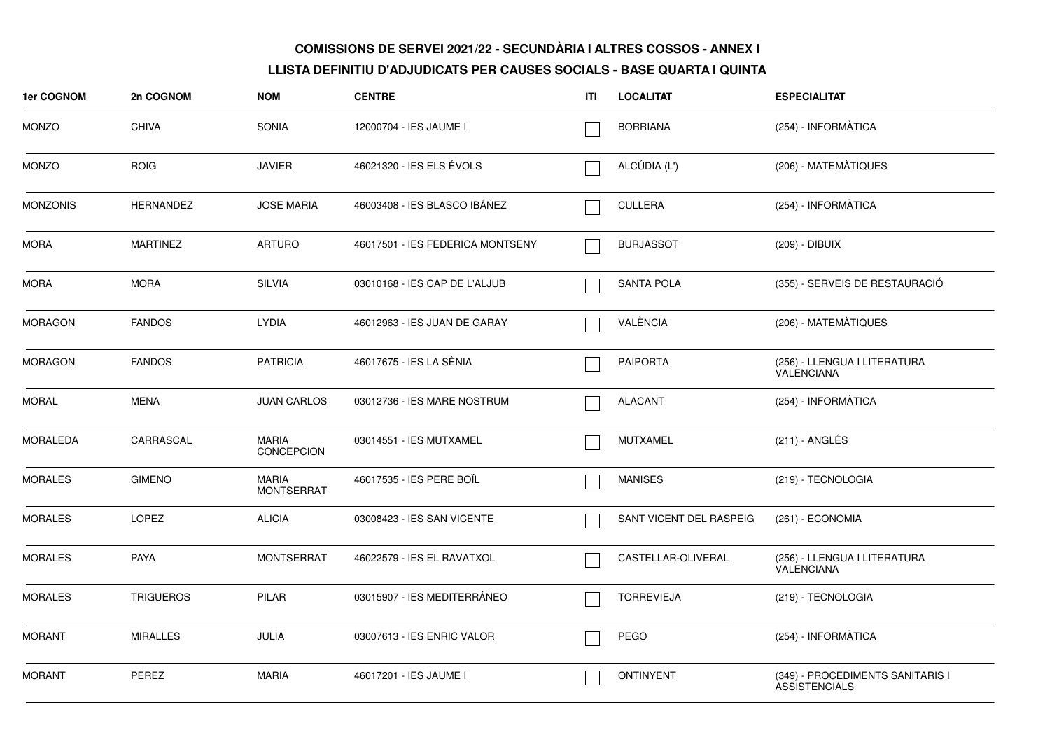**COMISSIONS DE SERVEI 2021/22 - SECUNDÀRIA I ALTRES COSSOS - ANNEX I**

**LLISTA DEFINITIU D'ADJUDICATS PER CAUSES SOCIALS - BASE QUARTA I QUINTA**

| 1er COGNOM | 2n COGNOM | NOM | CENTRE | ITI | LOCALITAT | ESPECIALITAT |
|---|---|---|---|---|---|---|
| MONZO | CHIVA | SONIA | 12000704 - IES JAUME I | ☐ | BORRIANA | (254) - INFORMÀTICA |
| MONZO | ROIG | JAVIER | 46021320 - IES ELS ÉVOLS | ☐ | ALCÚDIA (L') | (206) - MATEMÀTIQUES |
| MONZONIS | HERNANDEZ | JOSE MARIA | 46003408 - IES BLASCO IBÁÑEZ | ☐ | CULLERA | (254) - INFORMÀTICA |
| MORA | MARTINEZ | ARTURO | 46017501 - IES FEDERICA MONTSENY | ☐ | BURJASSOT | (209) - DIBUIX |
| MORA | MORA | SILVIA | 03010168 - IES CAP DE L'ALJUB | ☐ | SANTA POLA | (355) - SERVEIS DE RESTAURACIÓ |
| MORAGON | FANDOS | LYDIA | 46012963 - IES JUAN DE GARAY | ☐ | VALÈNCIA | (206) - MATEMÀTIQUES |
| MORAGON | FANDOS | PATRICIA | 46017675 - IES LA SÈNIA | ☐ | PAIPORTA | (256) - LLENGUA I LITERATURA VALENCIANA |
| MORAL | MENA | JUAN CARLOS | 03012736 - IES MARE NOSTRUM | ☐ | ALACANT | (254) - INFORMÀTICA |
| MORALEDA | CARRASCAL | MARIA CONCEPCION | 03014551 - IES MUTXAMEL | ☐ | MUTXAMEL | (211) - ANGLÉS |
| MORALES | GIMENO | MARIA MONTSERRAT | 46017535 - IES PERE BOÏL | ☐ | MANISES | (219) - TECNOLOGIA |
| MORALES | LOPEZ | ALICIA | 03008423 - IES SAN VICENTE | ☐ | SANT VICENT DEL RASPEIG | (261) - ECONOMIA |
| MORALES | PAYA | MONTSERRAT | 46022579 - IES EL RAVATXOL | ☐ | CASTELLAR-OLIVERAL | (256) - LLENGUA I LITERATURA VALENCIANA |
| MORALES | TRIGUEROS | PILAR | 03015907 - IES MEDITERRÁNEO | ☐ | TORREVIEJA | (219) - TECNOLOGIA |
| MORANT | MIRALLES | JULIA | 03007613 - IES ENRIC VALOR | ☐ | PEGO | (254) - INFORMÀTICA |
| MORANT | PEREZ | MARIA | 46017201 - IES JAUME I | ☐ | ONTINYENT | (349) - PROCEDIMENTS SANITARIS I ASSISTENCIALS |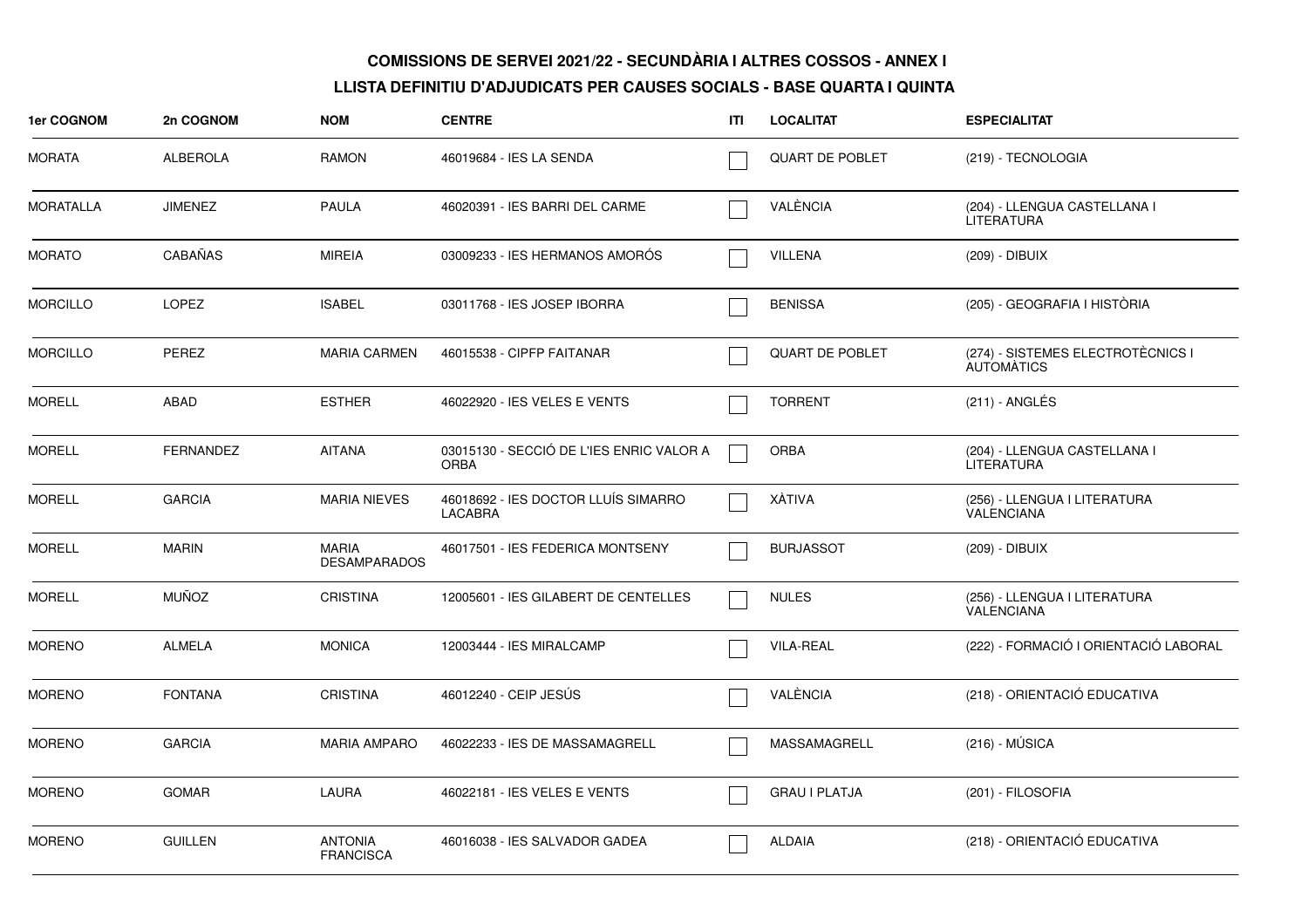**COMISSIONS DE SERVEI 2021/22 - SECUNDÀRIA I ALTRES COSSOS - ANNEX I**

**LLISTA DEFINITIU D'ADJUDICATS PER CAUSES SOCIALS - BASE QUARTA I QUINTA**

| 1er COGNOM | 2n COGNOM | NOM | CENTRE | ITI | LOCALITAT | ESPECIALITAT |
|---|---|---|---|---|---|---|
| MORATA | ALBEROLA | RAMON | 46019684 - IES LA SENDA | ☐ | QUART DE POBLET | (219) - TECNOLOGIA |
| MORATALLA | JIMENEZ | PAULA | 46020391 - IES BARRI DEL CARME | ☐ | VALÈNCIA | (204) - LLENGUA CASTELLANA I LITERATURA |
| MORATO | CABAÑAS | MIREIA | 03009233 - IES HERMANOS AMORÓS | ☐ | VILLENA | (209) - DIBUIX |
| MORCILLO | LOPEZ | ISABEL | 03011768 - IES JOSEP IBORRA | ☐ | BENISSA | (205) - GEOGRAFIA I HISTÒRIA |
| MORCILLO | PEREZ | MARIA CARMEN | 46015538 - CIPFP FAITANAR | ☐ | QUART DE POBLET | (274) - SISTEMES ELECTROTÈCNICS I AUTOMÀTICS |
| MORELL | ABAD | ESTHER | 46022920 - IES VELES E VENTS | ☐ | TORRENT | (211) - ANGLÉS |
| MORELL | FERNANDEZ | AITANA | 03015130 - SECCIÓ DE L'IES ENRIC VALOR A ORBA | ☐ | ORBA | (204) - LLENGUA CASTELLANA I LITERATURA |
| MORELL | GARCIA | MARIA NIEVES | 46018692 - IES DOCTOR LLUÍS SIMARRO LACABRA | ☐ | XÀTIVA | (256) - LLENGUA I LITERATURA VALENCIANA |
| MORELL | MARIN | MARIA DESAMPARADOS | 46017501 - IES FEDERICA MONTSENY | ☐ | BURJASSOT | (209) - DIBUIX |
| MORELL | MUÑOZ | CRISTINA | 12005601 - IES GILABERT DE CENTELLES | ☐ | NULES | (256) - LLENGUA I LITERATURA VALENCIANA |
| MORENO | ALMELA | MONICA | 12003444 - IES MIRALCAMP | ☐ | VILA-REAL | (222) - FORMACIÓ I ORIENTACIÓ LABORAL |
| MORENO | FONTANA | CRISTINA | 46012240 - CEIP JESÚS | ☐ | VALÈNCIA | (218) - ORIENTACIÓ EDUCATIVA |
| MORENO | GARCIA | MARIA AMPARO | 46022233 - IES DE MASSAMAGRELL | ☐ | MASSAMAGRELL | (216) - MÚSICA |
| MORENO | GOMAR | LAURA | 46022181 - IES VELES E VENTS | ☐ | GRAU I PLATJA | (201) - FILOSOFIA |
| MORENO | GUILLEN | ANTONIA FRANCISCA | 46016038 - IES SALVADOR GADEA | ☐ | ALDAIA | (218) - ORIENTACIÓ EDUCATIVA |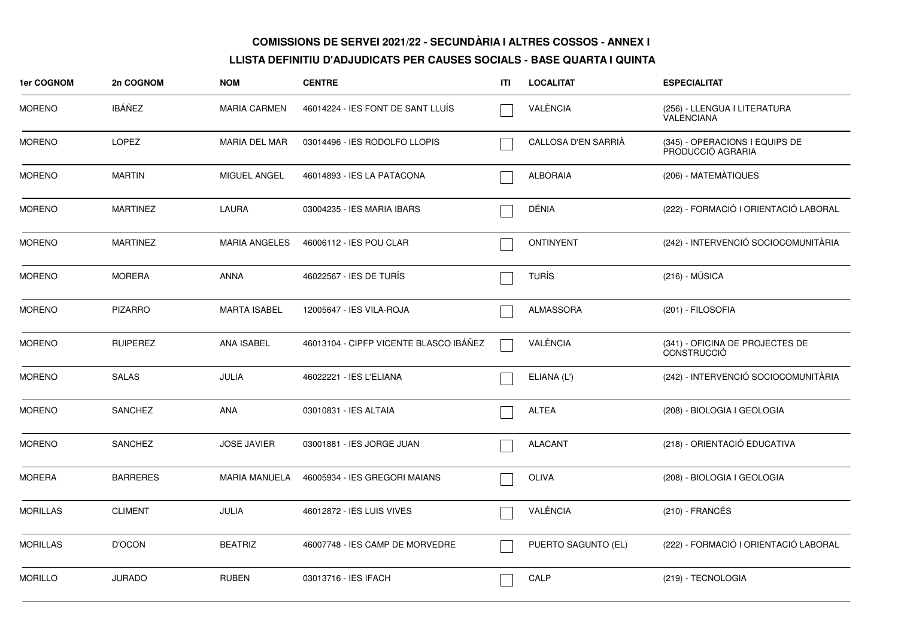**COMISSIONS DE SERVEI 2021/22 - SECUNDÀRIA I ALTRES COSSOS - ANNEX I**

**LLISTA DEFINITIU D'ADJUDICATS PER CAUSES SOCIALS - BASE QUARTA I QUINTA**

| 1er COGNOM | 2n COGNOM | NOM | CENTRE | ITI | LOCALITAT | ESPECIALITAT |
|---|---|---|---|---|---|---|
| MORENO | IBÁÑEZ | MARIA CARMEN | 46014224 - IES FONT DE SANT LLUÍS | ☐ | VALÈNCIA | (256) - LLENGUA I LITERATURA VALENCIANA |
| MORENO | LOPEZ | MARIA DEL MAR | 03014496 - IES RODOLFO LLOPIS | ☐ | CALLOSA D'EN SARRIÀ | (345) - OPERACIONS I EQUIPS DE PRODUCCIÓ AGRARIA |
| MORENO | MARTIN | MIGUEL ANGEL | 46014893 - IES LA PATACONA | ☐ | ALBORAIA | (206) - MATEMÀTIQUES |
| MORENO | MARTINEZ | LAURA | 03004235 - IES MARIA IBARS | ☐ | DÉNIA | (222) - FORMACIÓ I ORIENTACIÓ LABORAL |
| MORENO | MARTINEZ | MARIA ANGELES | 46006112 - IES POU CLAR | ☐ | ONTINYENT | (242) - INTERVENCIÓ SOCIOCOMUNITÀRIA |
| MORENO | MORERA | ANNA | 46022567 - IES DE TURÍS | ☐ | TURÍS | (216) - MÚSICA |
| MORENO | PIZARRO | MARTA ISABEL | 12005647 - IES VILA-ROJA | ☐ | ALMASSORA | (201) - FILOSOFIA |
| MORENO | RUIPEREZ | ANA ISABEL | 46013104 - CIPFP VICENTE BLASCO IBÁÑEZ | ☐ | VALÈNCIA | (341) - OFICINA DE PROJECTES DE CONSTRUCCIÓ |
| MORENO | SALAS | JULIA | 46022221 - IES L'ELIANA | ☐ | ELIANA (L') | (242) - INTERVENCIÓ SOCIOCOMUNITÀRIA |
| MORENO | SANCHEZ | ANA | 03010831 - IES ALTAIA | ☐ | ALTEA | (208) - BIOLOGIA I GEOLOGIA |
| MORENO | SANCHEZ | JOSE JAVIER | 03001881 - IES JORGE JUAN | ☐ | ALACANT | (218) - ORIENTACIÓ EDUCATIVA |
| MORERA | BARRERES | MARIA MANUELA | 46005934 - IES GREGORI MAIANS | ☐ | OLIVA | (208) - BIOLOGIA I GEOLOGIA |
| MORILLAS | CLIMENT | JULIA | 46012872 - IES LUIS VIVES | ☐ | VALÈNCIA | (210) - FRANCÉS |
| MORILLAS | D'OCON | BEATRIZ | 46007748 - IES CAMP DE MORVEDRE | ☐ | PUERTO SAGUNTO (EL) | (222) - FORMACIÓ I ORIENTACIÓ LABORAL |
| MORILLO | JURADO | RUBEN | 03013716 - IES IFACH | ☐ | CALP | (219) - TECNOLOGIA |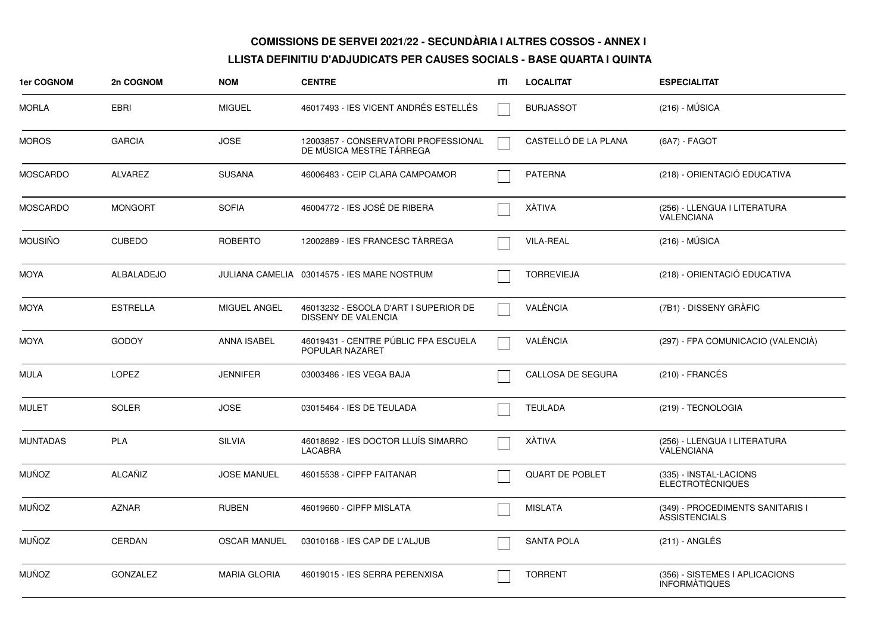**COMISSIONS DE SERVEI 2021/22 - SECUNDÀRIA I ALTRES COSSOS - ANNEX I**

**LLISTA DEFINITIU D'ADJUDICATS PER CAUSES SOCIALS - BASE QUARTA I QUINTA**

| 1er COGNOM | 2n COGNOM | NOM | CENTRE | ITI | LOCALITAT | ESPECIALITAT |
|---|---|---|---|---|---|---|
| MORLA | EBRI | MIGUEL | 46017493 - IES VICENT ANDRÉS ESTELLÉS | | BURJASSOT | (216) - MÚSICA |
| MOROS | GARCIA | JOSE | 12003857 - CONSERVATORI PROFESSIONAL DE MÚSICA MESTRE TÁRREGA | | CASTELLÓ DE LA PLANA | (6A7) - FAGOT |
| MOSCARDO | ALVAREZ | SUSANA | 46006483 - CEIP CLARA CAMPOAMOR | | PATERNA | (218) - ORIENTACIÓ EDUCATIVA |
| MOSCARDO | MONGORT | SOFIA | 46004772 - IES JOSÉ DE RIBERA | | XÀTIVA | (256) - LLENGUA I LITERATURA VALENCIANA |
| MOUSIÑO | CUBEDO | ROBERTO | 12002889 - IES FRANCESC TÀRREGA | | VILA-REAL | (216) - MÚSICA |
| MOYA | ALBALADEJO | JULIANA CAMELIA | 03014575 - IES MARE NOSTRUM | | TORREVIEJA | (218) - ORIENTACIÓ EDUCATIVA |
| MOYA | ESTRELLA | MIGUEL ANGEL | 46013232 - ESCOLA D'ART I SUPERIOR DE DISSENY DE VALENCIA | | VALÈNCIA | (7B1) - DISSENY GRÀFIC |
| MOYA | GODOY | ANNA ISABEL | 46019431 - CENTRE PÚBLIC FPA ESCUELA POPULAR NAZARET | | VALÈNCIA | (297) - FPA COMUNICACIO (VALENCIÀ) |
| MULA | LOPEZ | JENNIFER | 03003486 - IES VEGA BAJA | | CALLOSA DE SEGURA | (210) - FRANCÉS |
| MULET | SOLER | JOSE | 03015464 - IES DE TEULADA | | TEULADA | (219) - TECNOLOGIA |
| MUNTADAS | PLA | SILVIA | 46018692 - IES DOCTOR LLUÍS SIMARRO LACABRA | | XÀTIVA | (256) - LLENGUA I LITERATURA VALENCIANA |
| MUÑOZ | ALCAÑIZ | JOSE MANUEL | 46015538 - CIPFP FAITANAR | | QUART DE POBLET | (335) - INSTAL·LACIONS ELECTROTÈCNIQUES |
| MUÑOZ | AZNAR | RUBEN | 46019660 - CIPFP MISLATA | | MISLATA | (349) - PROCEDIMENTS SANITARIS I ASSISTENCIALS |
| MUÑOZ | CERDAN | OSCAR MANUEL | 03010168 - IES CAP DE L'ALJUB | | SANTA POLA | (211) - ANGLÉS |
| MUÑOZ | GONZALEZ | MARIA GLORIA | 46019015 - IES SERRA PERENXISA | | TORRENT | (356) - SISTEMES I APLICACIONS INFORMÀTIQUES |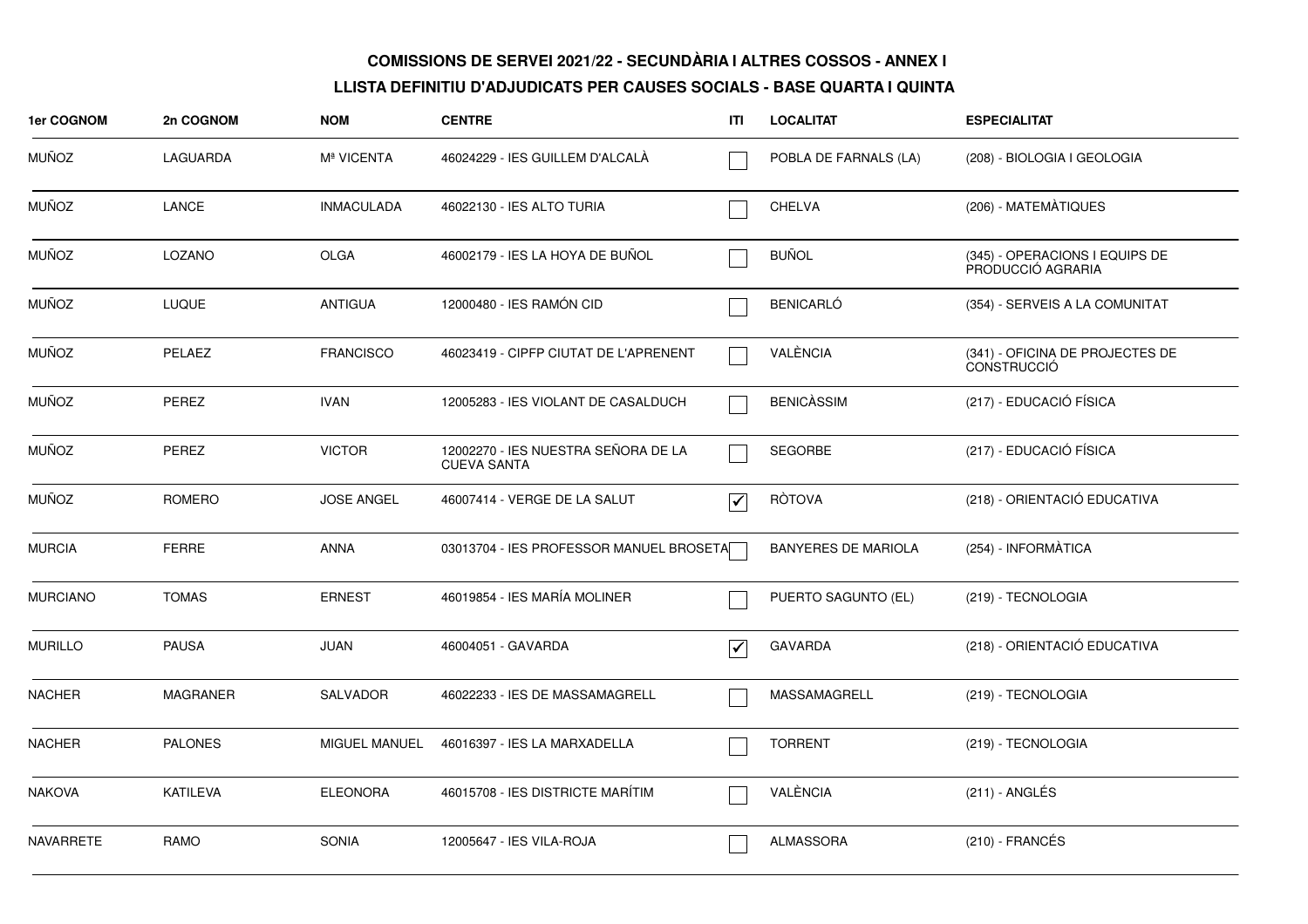**COMISSIONS DE SERVEI 2021/22 - SECUNDÀRIA I ALTRES COSSOS - ANNEX I**

**LLISTA DEFINITIU D'ADJUDICATS PER CAUSES SOCIALS - BASE QUARTA I QUINTA**

| 1er COGNOM | 2n COGNOM | NOM | CENTRE | ITI | LOCALITAT | ESPECIALITAT |
|---|---|---|---|---|---|---|
| MUÑOZ | LAGUARDA | Mª VICENTA | 46024229 - IES GUILLEM D'ALCALÀ | ☐ | POBLA DE FARNALS (LA) | (208) - BIOLOGIA I GEOLOGIA |
| MUÑOZ | LANCE | INMACULADA | 46022130 - IES ALTO TURIA | ☐ | CHELVA | (206) - MATEMÀTIQUES |
| MUÑOZ | LOZANO | OLGA | 46002179 - IES LA HOYA DE BUÑOL | ☐ | BUÑOL | (345) - OPERACIONS I EQUIPS DE PRODUCCIÓ AGRARIA |
| MUÑOZ | LUQUE | ANTIGUA | 12000480 - IES RAMÓN CID | ☐ | BENICARLÓ | (354) - SERVEIS A LA COMUNITAT |
| MUÑOZ | PELAEZ | FRANCISCO | 46023419 - CIPFP CIUTAT DE L'APRENENT | ☐ | VALÈNCIA | (341) - OFICINA DE PROJECTES DE CONSTRUCCIÓ |
| MUÑOZ | PEREZ | IVAN | 12005283 - IES VIOLANT DE CASALDUCH | ☐ | BENICÀSSIM | (217) - EDUCACIÓ FÍSICA |
| MUÑOZ | PEREZ | VICTOR | 12002270 - IES NUESTRA SEÑORA DE LA CUEVA SANTA | ☐ | SEGORBE | (217) - EDUCACIÓ FÍSICA |
| MUÑOZ | ROMERO | JOSE ANGEL | 46007414 - VERGE DE LA SALUT | ☑ | RÒTOVA | (218) - ORIENTACIÓ EDUCATIVA |
| MURCIA | FERRE | ANNA | 03013704 - IES PROFESSOR MANUEL BROSETA | ☐ | BANYERES DE MARIOLA | (254) - INFORMÀTICA |
| MURCIANO | TOMAS | ERNEST | 46019854 - IES MARÍA MOLINER | ☐ | PUERTO SAGUNTO (EL) | (219) - TECNOLOGIA |
| MURILLO | PAUSA | JUAN | 46004051 - GAVARDA | ☑ | GAVARDA | (218) - ORIENTACIÓ EDUCATIVA |
| NACHER | MAGRANER | SALVADOR | 46022233 - IES DE MASSAMAGRELL | ☐ | MASSAMAGRELL | (219) - TECNOLOGIA |
| NACHER | PALONES | MIGUEL MANUEL | 46016397 - IES LA MARXADELLA | ☐ | TORRENT | (219) - TECNOLOGIA |
| NAKOVA | KATILEVA | ELEONORA | 46015708 - IES DISTRICTE MARÍTIM | ☐ | VALÈNCIA | (211) - ANGLÉS |
| NAVARRETE | RAMO | SONIA | 12005647 - IES VILA-ROJA | ☐ | ALMASSORA | (210) - FRANCÉS |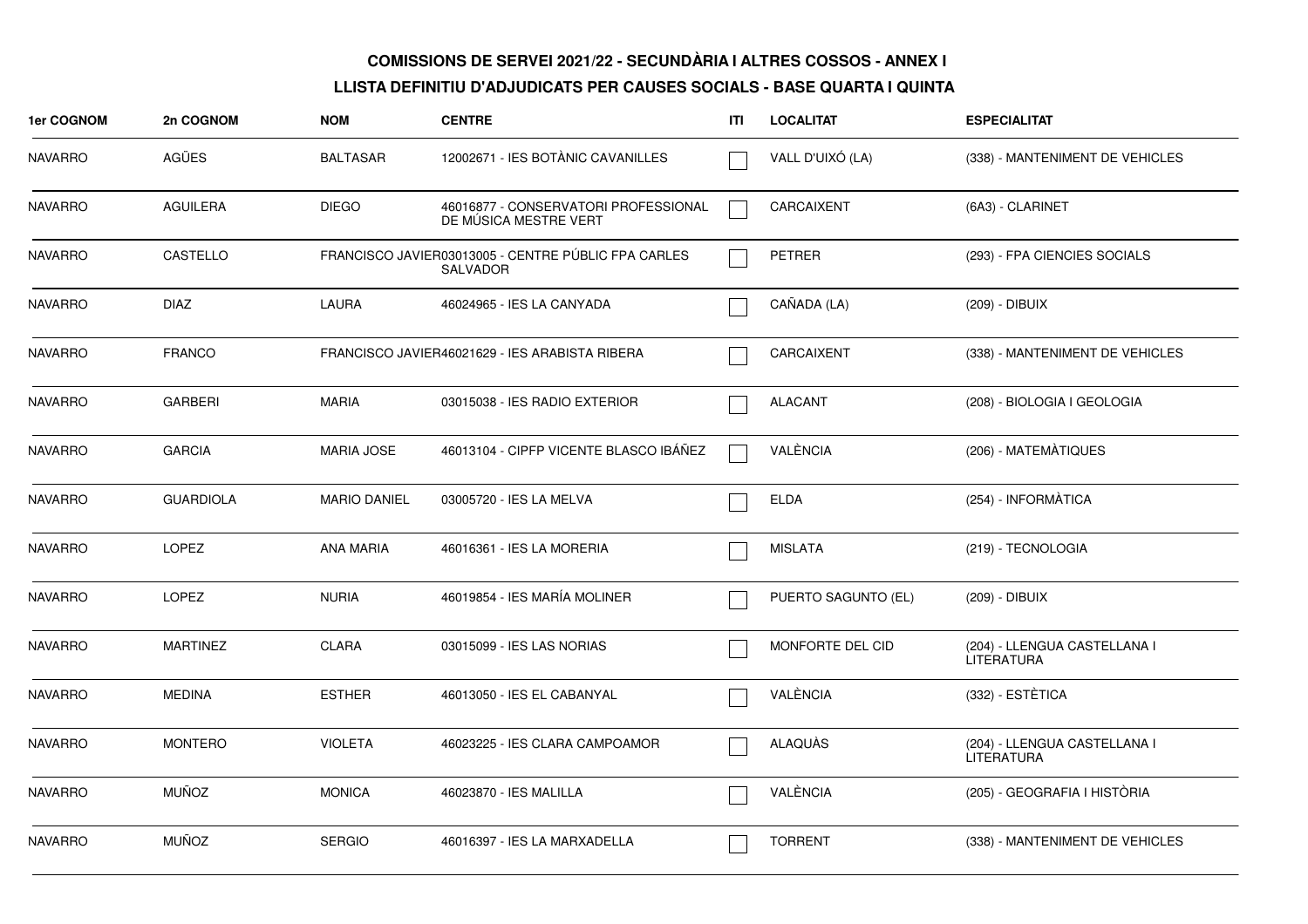**COMISSIONS DE SERVEI 2021/22 - SECUNDÀRIA I ALTRES COSSOS - ANNEX I**

**LLISTA DEFINITIU D'ADJUDICATS PER CAUSES SOCIALS - BASE QUARTA I QUINTA**

| 1er COGNOM | 2n COGNOM | NOM | CENTRE | ITI | LOCALITAT | ESPECIALITAT |
|---|---|---|---|---|---|---|
| NAVARRO | AGÜES | BALTASAR | 12002671 - IES BOTÀNIC CAVANILLES | ☐ | VALL D'UIXÓ (LA) | (338) - MANTENIMENT DE VEHICLES |
| NAVARRO | AGUILERA | DIEGO | 46016877 - CONSERVATORI PROFESSIONAL DE MÚSICA MESTRE VERT | ☐ | CARCAIXENT | (6A3) - CLARINET |
| NAVARRO | CASTELLO | FRANCISCO JAVIER | 03013005 - CENTRE PÚBLIC FPA CARLES SALVADOR | ☐ | PETRER | (293) - FPA CIENCIES SOCIALS |
| NAVARRO | DIAZ | LAURA | 46024965 - IES LA CANYADA | ☐ | CAÑADA (LA) | (209) - DIBUIX |
| NAVARRO | FRANCO | FRANCISCO JAVIER | 46021629 - IES ARABISTA RIBERA | ☐ | CARCAIXENT | (338) - MANTENIMENT DE VEHICLES |
| NAVARRO | GARBERI | MARIA | 03015038 - IES RADIO EXTERIOR | ☐ | ALACANT | (208) - BIOLOGIA I GEOLOGIA |
| NAVARRO | GARCIA | MARIA JOSE | 46013104 - CIPFP VICENTE BLASCO IBÁÑEZ | ☐ | VALÈNCIA | (206) - MATEMÀTIQUES |
| NAVARRO | GUARDIOLA | MARIO DANIEL | 03005720 - IES LA MELVA | ☐ | ELDA | (254) - INFORMÀTICA |
| NAVARRO | LOPEZ | ANA MARIA | 46016361 - IES LA MORERIA | ☐ | MISLATA | (219) - TECNOLOGIA |
| NAVARRO | LOPEZ | NURIA | 46019854 - IES MARÍA MOLINER | ☐ | PUERTO SAGUNTO (EL) | (209) - DIBUIX |
| NAVARRO | MARTINEZ | CLARA | 03015099 - IES LAS NORIAS | ☐ | MONFORTE DEL CID | (204) - LLENGUA CASTELLANA I LITERATURA |
| NAVARRO | MEDINA | ESTHER | 46013050 - IES EL CABANYAL | ☐ | VALÈNCIA | (332) - ESTÈTICA |
| NAVARRO | MONTERO | VIOLETA | 46023225 - IES CLARA CAMPOAMOR | ☐ | ALAQUÀS | (204) - LLENGUA CASTELLANA I LITERATURA |
| NAVARRO | MUÑOZ | MONICA | 46023870 - IES MALILLA | ☐ | VALÈNCIA | (205) - GEOGRAFIA I HISTÒRIA |
| NAVARRO | MUÑOZ | SERGIO | 46016397 - IES LA MARXADELLA | ☐ | TORRENT | (338) - MANTENIMENT DE VEHICLES |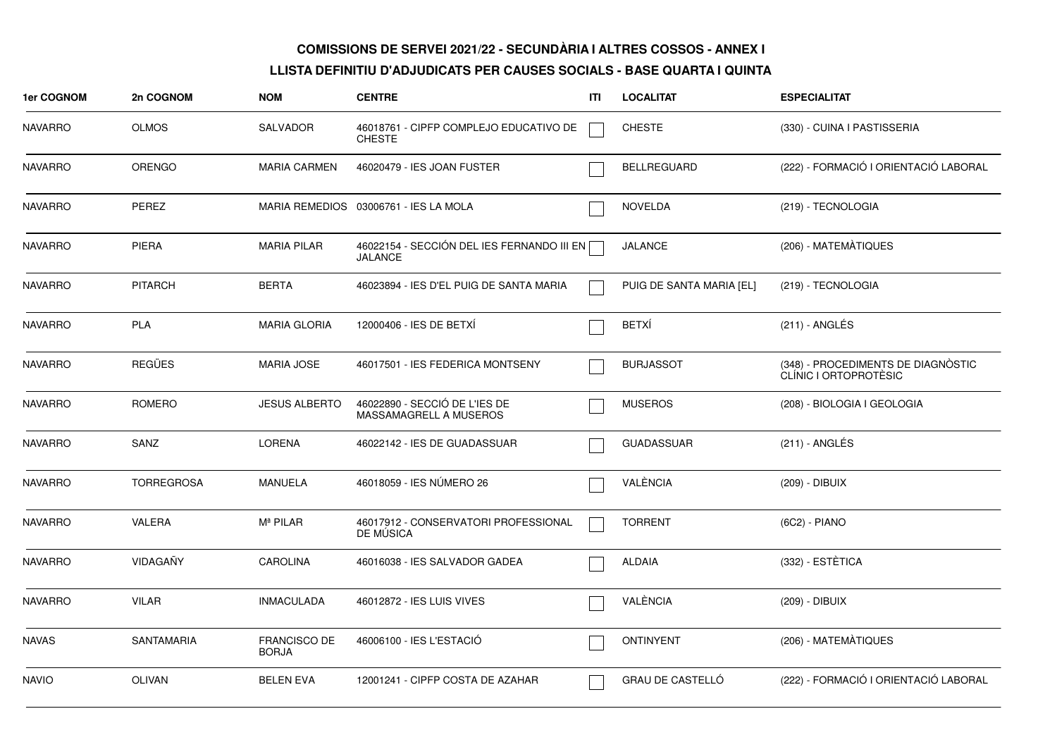**COMISSIONS DE SERVEI 2021/22 - SECUNDÀRIA I ALTRES COSSOS - ANNEX I**

**LLISTA DEFINITIU D'ADJUDICATS PER CAUSES SOCIALS - BASE QUARTA I QUINTA**

| 1er COGNOM | 2n COGNOM | NOM | CENTRE | ITI | LOCALITAT | ESPECIALITAT |
|---|---|---|---|---|---|---|
| NAVARRO | OLMOS | SALVADOR | 46018761 - CIPFP COMPLEJO EDUCATIVO DE CHESTE | ☐ | CHESTE | (330) - CUINA I PASTISSERIA |
| NAVARRO | ORENGO | MARIA CARMEN | 46020479 - IES JOAN FUSTER | ☐ | BELLREGUARD | (222) - FORMACIÓ I ORIENTACIÓ LABORAL |
| NAVARRO | PEREZ | MARIA REMEDIOS | 03006761 - IES LA MOLA | ☐ | NOVELDA | (219) - TECNOLOGIA |
| NAVARRO | PIERA | MARIA PILAR | 46022154 - SECCIÓN DEL IES FERNANDO III EN JALANCE | ☐ | JALANCE | (206) - MATEMÀTIQUES |
| NAVARRO | PITARCH | BERTA | 46023894 - IES D'EL PUIG DE SANTA MARIA | ☐ | PUIG DE SANTA MARIA [EL] | (219) - TECNOLOGIA |
| NAVARRO | PLA | MARIA GLORIA | 12000406 - IES DE BETXÍ | ☐ | BETXÍ | (211) - ANGLÉS |
| NAVARRO | REGÜES | MARIA JOSE | 46017501 - IES FEDERICA MONTSENY | ☐ | BURJASSOT | (348) - PROCEDIMENTS DE DIAGNÒSTIC CLÍNIC I ORTOPROTÈSIC |
| NAVARRO | ROMERO | JESUS ALBERTO | 46022890 - SECCIÓ DE L'IES DE MASSAMAGRELL A MUSEROS | ☐ | MUSEROS | (208) - BIOLOGIA I GEOLOGIA |
| NAVARRO | SANZ | LORENA | 46022142 - IES DE GUADASSUAR | ☐ | GUADASSUAR | (211) - ANGLÉS |
| NAVARRO | TORREGROSA | MANUELA | 46018059 - IES NÚMERO 26 | ☐ | VALÈNCIA | (209) - DIBUIX |
| NAVARRO | VALERA | Mª PILAR | 46017912 - CONSERVATORI PROFESSIONAL DE MÚSICA | ☐ | TORRENT | (6C2) - PIANO |
| NAVARRO | VIDAGAÑY | CAROLINA | 46016038 - IES SALVADOR GADEA | ☐ | ALDAIA | (332) - ESTÈTICA |
| NAVARRO | VILAR | INMACULADA | 46012872 - IES LUIS VIVES | ☐ | VALÈNCIA | (209) - DIBUIX |
| NAVAS | SANTAMARIA | FRANCISCO DE BORJA | 46006100 - IES L'ESTACIÓ | ☐ | ONTINYENT | (206) - MATEMÀTIQUES |
| NAVIO | OLIVAN | BELEN EVA | 12001241 - CIPFP COSTA DE AZAHAR | ☐ | GRAU DE CASTELLÓ | (222) - FORMACIÓ I ORIENTACIÓ LABORAL |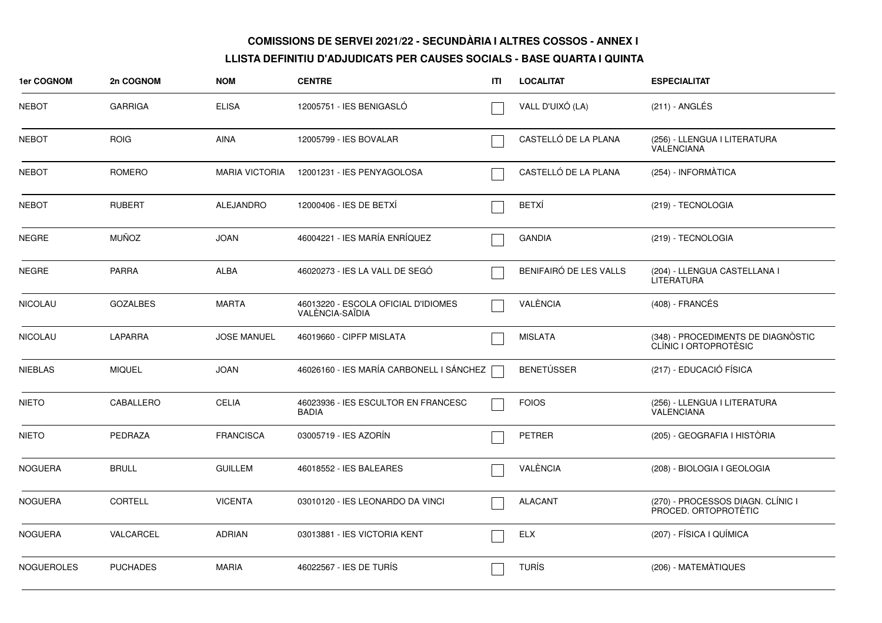**COMISSIONS DE SERVEI 2021/22 - SECUNDÀRIA I ALTRES COSSOS - ANNEX I**

**LLISTA DEFINITIU D'ADJUDICATS PER CAUSES SOCIALS - BASE QUARTA I QUINTA**

| 1er COGNOM | 2n COGNOM | NOM | CENTRE | ITI | LOCALITAT | ESPECIALITAT |
|---|---|---|---|---|---|---|
| NEBOT | GARRIGA | ELISA | 12005751 - IES BENIGASLÓ | ☐ | VALL D'UIXÓ (LA) | (211) - ANGLÉS |
| NEBOT | ROIG | AINA | 12005799 - IES BOVALAR | ☐ | CASTELLÓ DE LA PLANA | (256) - LLENGUA I LITERATURA VALENCIANA |
| NEBOT | ROMERO | MARIA VICTORIA | 12001231 - IES PENYAGOLOSA | ☐ | CASTELLÓ DE LA PLANA | (254) - INFORMÀTICA |
| NEBOT | RUBERT | ALEJANDRO | 12000406 - IES DE BETXÍ | ☐ | BETXÍ | (219) - TECNOLOGIA |
| NEGRE | MUÑOZ | JOAN | 46004221 - IES MARÍA ENRÍQUEZ | ☐ | GANDIA | (219) - TECNOLOGIA |
| NEGRE | PARRA | ALBA | 46020273 - IES LA VALL DE SEGÓ | ☐ | BENIFAIRÓ DE LES VALLS | (204) - LLENGUA CASTELLANA I LITERATURA |
| NICOLAU | GOZALBES | MARTA | 46013220 - ESCOLA OFICIAL D'IDIOMES VALÈNCIA-SAÏDIA | ☐ | VALÈNCIA | (408) - FRANCÉS |
| NICOLAU | LAPARRA | JOSE MANUEL | 46019660 - CIPFP MISLATA | ☐ | MISLATA | (348) - PROCEDIMENTS DE DIAGNÒSTIC CLÍNIC I ORTOPROTÈSIC |
| NIEBLAS | MIQUEL | JOAN | 46026160 - IES MARÍA CARBONELL I SÁNCHEZ | ☐ | BENETÚSSER | (217) - EDUCACIÓ FÍSICA |
| NIETO | CABALLERO | CELIA | 46023936 - IES ESCULTOR EN FRANCESC BADIA | ☐ | FOIOS | (256) - LLENGUA I LITERATURA VALENCIANA |
| NIETO | PEDRAZA | FRANCISCA | 03005719 - IES AZORÍN | ☐ | PETRER | (205) - GEOGRAFIA I HISTÒRIA |
| NOGUERA | BRULL | GUILLEM | 46018552 - IES BALEARES | ☐ | VALÈNCIA | (208) - BIOLOGIA I GEOLOGIA |
| NOGUERA | CORTELL | VICENTA | 03010120 - IES LEONARDO DA VINCI | ☐ | ALACANT | (270) - PROCESSOS DIAGN. CLÍNIC I PROCED. ORTOPROTÈTIC |
| NOGUERA | VALCARCEL | ADRIAN | 03013881 - IES VICTORIA KENT | ☐ | ELX | (207) - FÍSICA I QUÍMICA |
| NOGUEROLES | PUCHADES | MARIA | 46022567 - IES DE TURÍS | ☐ | TURÍS | (206) - MATEMÀTIQUES |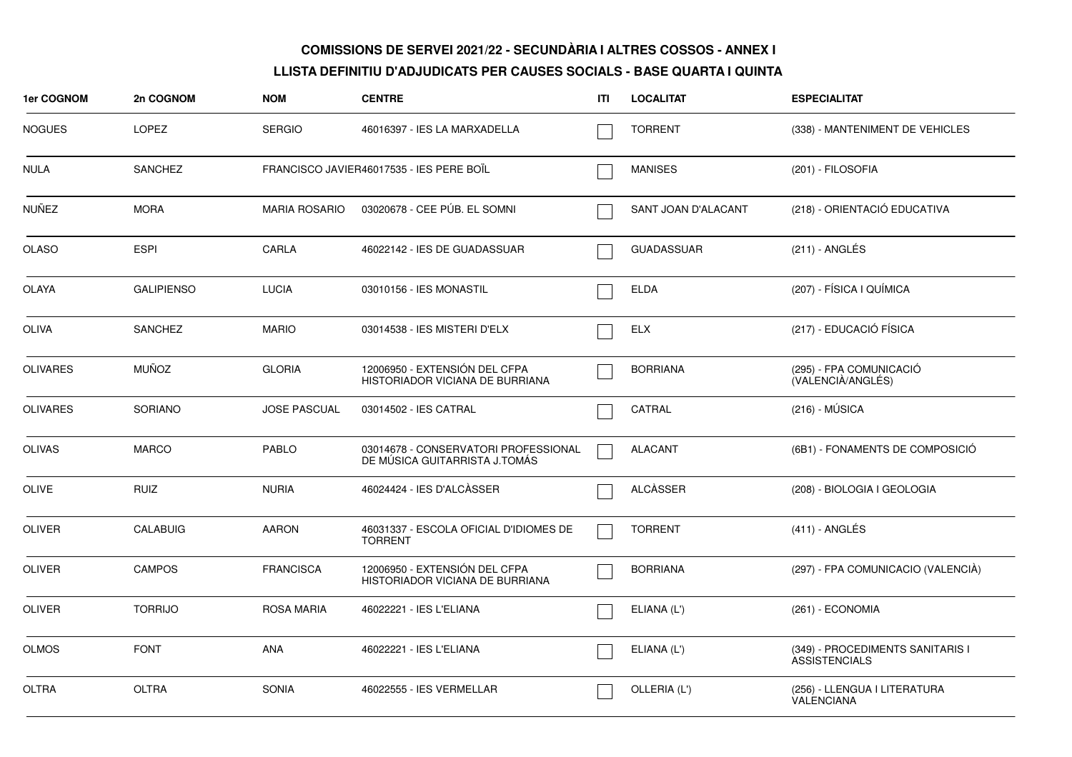**COMISSIONS DE SERVEI 2021/22 - SECUNDÀRIA I ALTRES COSSOS - ANNEX I**

**LLISTA DEFINITIU D'ADJUDICATS PER CAUSES SOCIALS - BASE QUARTA I QUINTA**

| 1er COGNOM | 2n COGNOM | NOM | CENTRE | ITI | LOCALITAT | ESPECIALITAT |
|---|---|---|---|---|---|---|
| NOGUES | LOPEZ | SERGIO | 46016397 - IES LA MARXADELLA | ☐ | TORRENT | (338) - MANTENIMENT DE VEHICLES |
| NULA | SANCHEZ | FRANCISCO JAVIER | 46017535 - IES PERE BOÏL | ☐ | MANISES | (201) - FILOSOFIA |
| NUÑEZ | MORA | MARIA ROSARIO | 03020678 - CEE PÚB. EL SOMNI | ☐ | SANT JOAN D'ALACANT | (218) - ORIENTACIÓ EDUCATIVA |
| OLASO | ESPI | CARLA | 46022142 - IES DE GUADASSUAR | ☐ | GUADASSUAR | (211) - ANGLÉS |
| OLAYA | GALIPIENSO | LUCIA | 03010156 - IES MONASTIL | ☐ | ELDA | (207) - FÍSICA I QUÍMICA |
| OLIVA | SANCHEZ | MARIO | 03014538 - IES MISTERI D'ELX | ☐ | ELX | (217) - EDUCACIÓ FÍSICA |
| OLIVARES | MUÑOZ | GLORIA | 12006950 - EXTENSIÓN DEL CFPA HISTORIADOR VICIANA DE BURRIANA | ☐ | BORRIANA | (295) - FPA COMUNICACIÓ (VALENCIÀ/ANGLÉS) |
| OLIVARES | SORIANO | JOSE PASCUAL | 03014502 - IES CATRAL | ☐ | CATRAL | (216) - MÚSICA |
| OLIVAS | MARCO | PABLO | 03014678 - CONSERVATORI PROFESSIONAL DE MÚSICA GUITARRISTA J.TOMÁS | ☐ | ALACANT | (6B1) - FONAMENTS DE COMPOSICIÓ |
| OLIVE | RUIZ | NURIA | 46024424 - IES D'ALCÀSSER | ☐ | ALCÀSSER | (208) - BIOLOGIA I GEOLOGIA |
| OLIVER | CALABUIG | AARON | 46031337 - ESCOLA OFICIAL D'IDIOMES DE TORRENT | ☐ | TORRENT | (411) - ANGLÉS |
| OLIVER | CAMPOS | FRANCISCA | 12006950 - EXTENSIÓN DEL CFPA HISTORIADOR VICIANA DE BURRIANA | ☐ | BORRIANA | (297) - FPA COMUNICACIO (VALENCIÀ) |
| OLIVER | TORRIJO | ROSA MARIA | 46022221 - IES L'ELIANA | ☐ | ELIANA (L') | (261) - ECONOMIA |
| OLMOS | FONT | ANA | 46022221 - IES L'ELIANA | ☐ | ELIANA (L') | (349) - PROCEDIMENTS SANITARIS I ASSISTENCIALS |
| OLTRA | OLTRA | SONIA | 46022555 - IES VERMELLAR | ☐ | OLLERIA (L') | (256) - LLENGUA I LITERATURA VALENCIANA |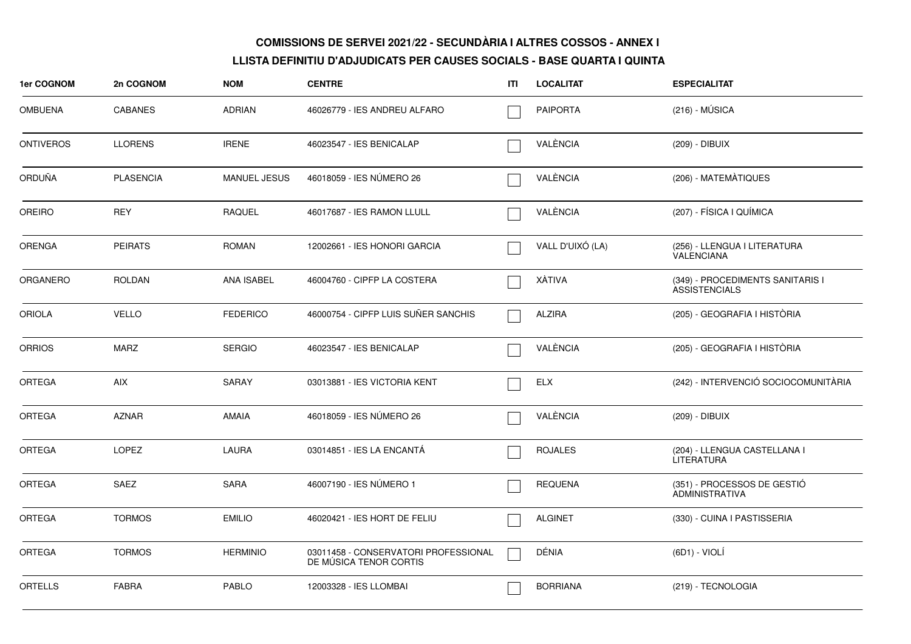**COMISSIONS DE SERVEI 2021/22 - SECUNDÀRIA I ALTRES COSSOS - ANNEX I**

**LLISTA DEFINITIU D'ADJUDICATS PER CAUSES SOCIALS - BASE QUARTA I QUINTA**

| 1er COGNOM | 2n COGNOM | NOM | CENTRE | ITI | LOCALITAT | ESPECIALITAT |
|---|---|---|---|---|---|---|
| OMBUENA | CABANES | ADRIAN | 46026779 - IES ANDREU ALFARO | ☐ | PAIPORTA | (216) - MÚSICA |
| ONTIVEROS | LLORENS | IRENE | 46023547 - IES BENICALAP | ☐ | VALÈNCIA | (209) - DIBUIX |
| ORDUÑA | PLASENCIA | MANUEL JESUS | 46018059 - IES NÚMERO 26 | ☐ | VALÈNCIA | (206) - MATEMÀTIQUES |
| OREIRO | REY | RAQUEL | 46017687 - IES RAMON LLULL | ☐ | VALÈNCIA | (207) - FÍSICA I QUÍMICA |
| ORENGA | PEIRATS | ROMAN | 12002661 - IES HONORI GARCIA | ☐ | VALL D'UIXÓ (LA) | (256) - LLENGUA I LITERATURA VALENCIANA |
| ORGANERO | ROLDAN | ANA ISABEL | 46004760 - CIPFP LA COSTERA | ☐ | XÀTIVA | (349) - PROCEDIMENTS SANITARIS I ASSISTENCIALS |
| ORIOLA | VELLO | FEDERICO | 46000754 - CIPFP LUIS SUÑER SANCHIS | ☐ | ALZIRA | (205) - GEOGRAFIA I HISTÒRIA |
| ORRIOS | MARZ | SERGIO | 46023547 - IES BENICALAP | ☐ | VALÈNCIA | (205) - GEOGRAFIA I HISTÒRIA |
| ORTEGA | AIX | SARAY | 03013881 - IES VICTORIA KENT | ☐ | ELX | (242) - INTERVENCIÓ SOCIOCOMUNITÀRIA |
| ORTEGA | AZNAR | AMAIA | 46018059 - IES NÚMERO 26 | ☐ | VALÈNCIA | (209) - DIBUIX |
| ORTEGA | LOPEZ | LAURA | 03014851 - IES LA ENCANTÁ | ☐ | ROJALES | (204) - LLENGUA CASTELLANA I LITERATURA |
| ORTEGA | SAEZ | SARA | 46007190 - IES NÚMERO 1 | ☐ | REQUENA | (351) - PROCESSOS DE GESTIÓ ADMINISTRATIVA |
| ORTEGA | TORMOS | EMILIO | 46020421 - IES HORT DE FELIU | ☐ | ALGINET | (330) - CUINA I PASTISSERIA |
| ORTEGA | TORMOS | HERMINIO | 03011458 - CONSERVATORI PROFESSIONAL DE MÚSICA TENOR CORTIS | ☐ | DÉNIA | (6D1) - VIOLÍ |
| ORTELLS | FABRA | PABLO | 12003328 - IES LLOMBAI | ☐ | BORRIANA | (219) - TECNOLOGIA |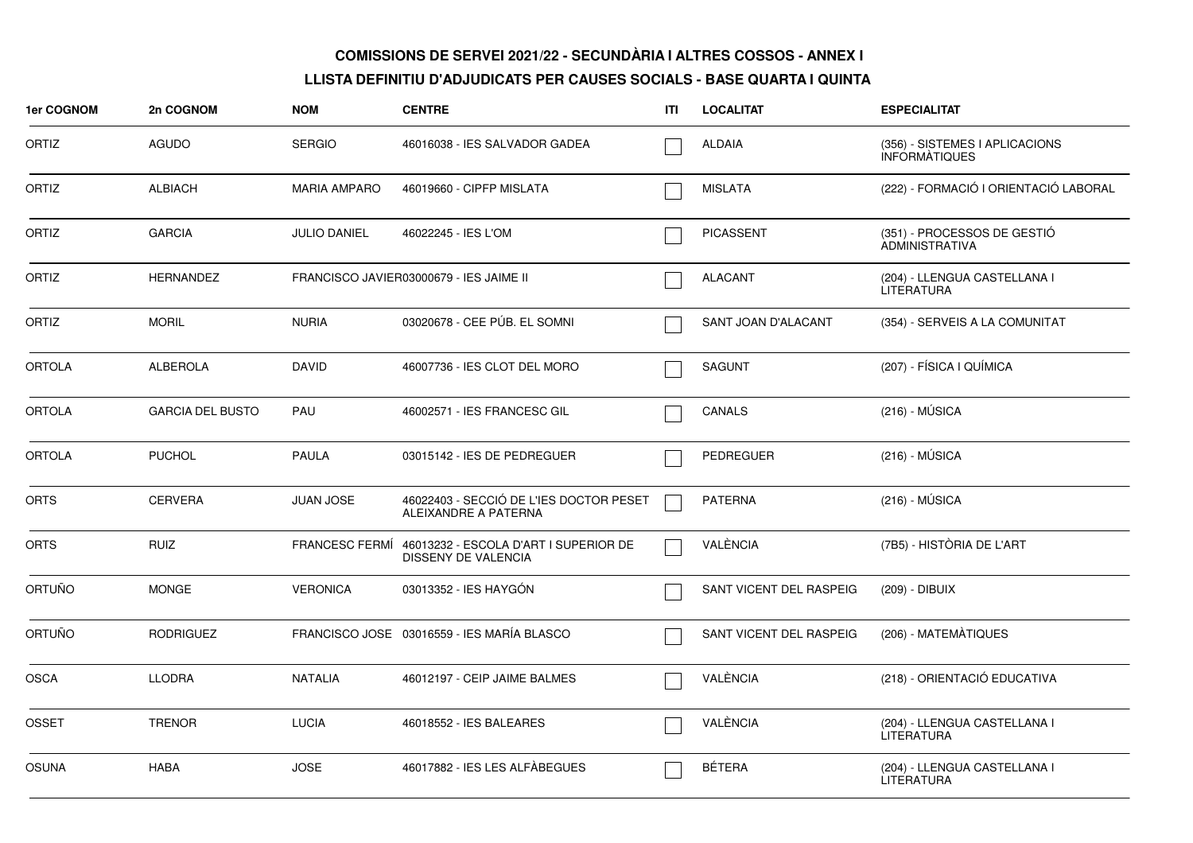**COMISSIONS DE SERVEI 2021/22 - SECUNDÀRIA I ALTRES COSSOS - ANNEX I**

**LLISTA DEFINITIU D'ADJUDICATS PER CAUSES SOCIALS - BASE QUARTA I QUINTA**

| 1er COGNOM | 2n COGNOM | NOM | CENTRE | ITI | LOCALITAT | ESPECIALITAT |
|---|---|---|---|---|---|---|
| ORTIZ | AGUDO | SERGIO | 46016038 - IES SALVADOR GADEA | ☐ | ALDAIA | (356) - SISTEMES I APLICACIONS INFORMÀTIQUES |
| ORTIZ | ALBIACH | MARIA AMPARO | 46019660 - CIPFP MISLATA | ☐ | MISLATA | (222) - FORMACIÓ I ORIENTACIÓ LABORAL |
| ORTIZ | GARCIA | JULIO DANIEL | 46022245 - IES L'OM | ☐ | PICASSENT | (351) - PROCESSOS DE GESTIÓ ADMINISTRATIVA |
| ORTIZ | HERNANDEZ | FRANCISCO JAVIER | 03000679 - IES JAIME II | ☐ | ALACANT | (204) - LLENGUA CASTELLANA I LITERATURA |
| ORTIZ | MORIL | NURIA | 03020678 - CEE PÚB. EL SOMNI | ☐ | SANT JOAN D'ALACANT | (354) - SERVEIS A LA COMUNITAT |
| ORTOLA | ALBEROLA | DAVID | 46007736 - IES CLOT DEL MORO | ☐ | SAGUNT | (207) - FÍSICA I QUÍMICA |
| ORTOLA | GARCIA DEL BUSTO | PAU | 46002571 - IES FRANCESC GIL | ☐ | CANALS | (216) - MÚSICA |
| ORTOLA | PUCHOL | PAULA | 03015142 - IES DE PEDREGUER | ☐ | PEDREGUER | (216) - MÚSICA |
| ORTS | CERVERA | JUAN JOSE | 46022403 - SECCIÓ DE L'IES DOCTOR PESET ALEIXANDRE A PATERNA | ☐ | PATERNA | (216) - MÚSICA |
| ORTS | RUIZ | FRANCESC FERMÍ | 46013232 - ESCOLA D'ART I SUPERIOR DE DISSENY DE VALENCIA | ☐ | VALÈNCIA | (7B5) - HISTÒRIA DE L'ART |
| ORTUÑO | MONGE | VERONICA | 03013352 - IES HAYGÓN | ☐ | SANT VICENT DEL RASPEIG | (209) - DIBUIX |
| ORTUÑO | RODRIGUEZ | FRANCISCO JOSE | 03016559 - IES MARÍA BLASCO | ☐ | SANT VICENT DEL RASPEIG | (206) - MATEMÀTIQUES |
| OSCA | LLODRA | NATALIA | 46012197 - CEIP JAIME BALMES | ☐ | VALÈNCIA | (218) - ORIENTACIÓ EDUCATIVA |
| OSSET | TRENOR | LUCIA | 46018552 - IES BALEARES | ☐ | VALÈNCIA | (204) - LLENGUA CASTELLANA I LITERATURA |
| OSUNA | HABA | JOSE | 46017882 - IES LES ALFÀBEGUES | ☐ | BÉTERA | (204) - LLENGUA CASTELLANA I LITERATURA |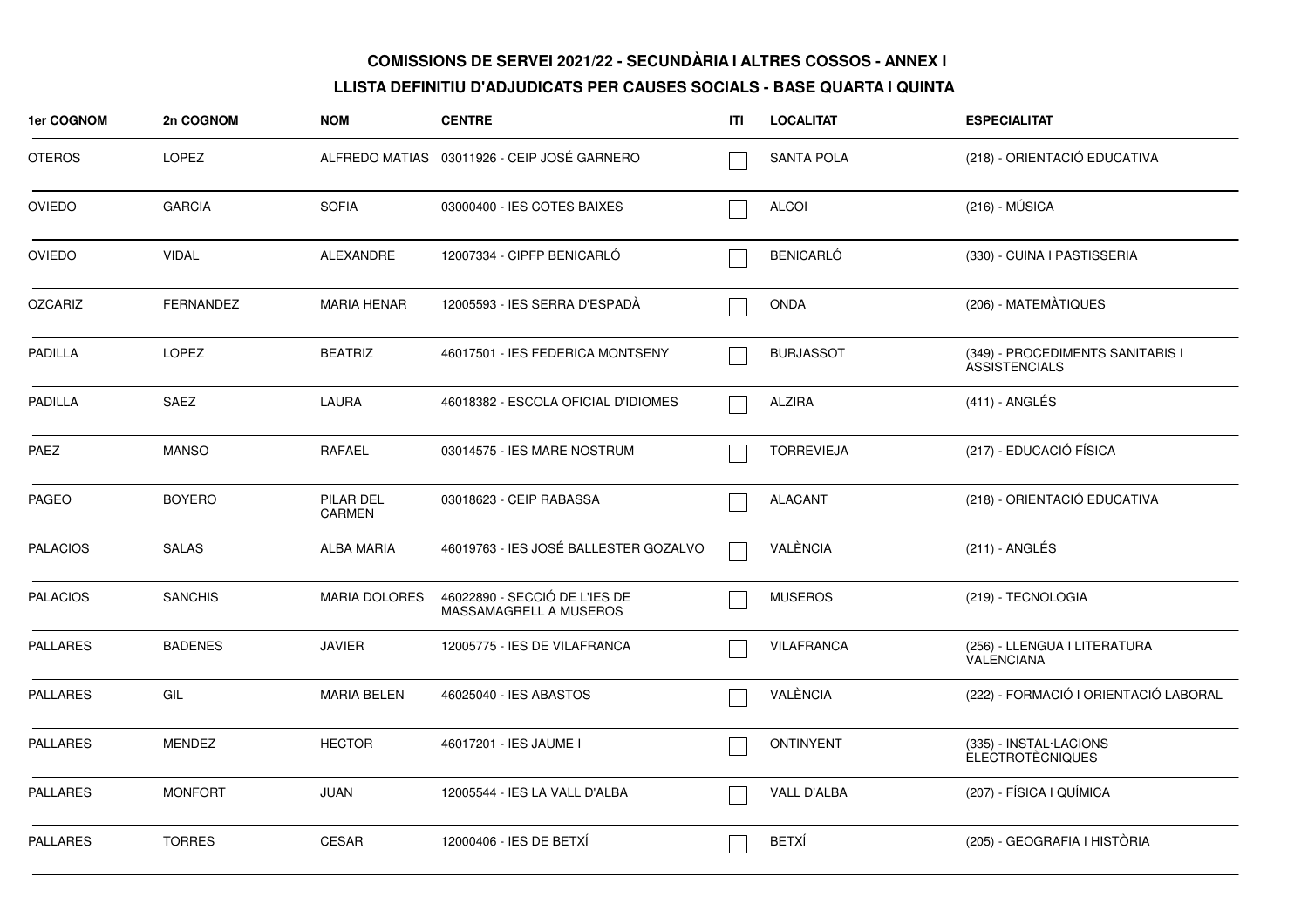**COMISSIONS DE SERVEI 2021/22 - SECUNDÀRIA I ALTRES COSSOS - ANNEX I**

**LLISTA DEFINITIU D'ADJUDICATS PER CAUSES SOCIALS - BASE QUARTA I QUINTA**

| 1er COGNOM | 2n COGNOM | NOM | CENTRE | ITI | LOCALITAT | ESPECIALITAT |
|---|---|---|---|---|---|---|
| OTEROS | LOPEZ | ALFREDO MATIAS | 03011926 - CEIP JOSÉ GARNERO | ☐ | SANTA POLA | (218) - ORIENTACIÓ EDUCATIVA |
| OVIEDO | GARCIA | SOFIA | 03000400 - IES COTES BAIXES | ☐ | ALCOI | (216) - MÚSICA |
| OVIEDO | VIDAL | ALEXANDRE | 12007334 - CIPFP BENICARLÓ | ☐ | BENICARLÓ | (330) - CUINA I PASTISSERIA |
| OZCARIZ | FERNANDEZ | MARIA HENAR | 12005593 - IES SERRA D'ESPADÀ | ☐ | ONDA | (206) - MATEMÀTIQUES |
| PADILLA | LOPEZ | BEATRIZ | 46017501 - IES FEDERICA MONTSENY | ☐ | BURJASSOT | (349) - PROCEDIMENTS SANITARIS I ASSISTENCIALS |
| PADILLA | SAEZ | LAURA | 46018382 - ESCOLA OFICIAL D'IDIOMES | ☐ | ALZIRA | (411) - ANGLÉS |
| PAEZ | MANSO | RAFAEL | 03014575 - IES MARE NOSTRUM | ☐ | TORREVIEJA | (217) - EDUCACIÓ FÍSICA |
| PAGEO | BOYERO | PILAR DEL CARMEN | 03018623 - CEIP RABASSA | ☐ | ALACANT | (218) - ORIENTACIÓ EDUCATIVA |
| PALACIOS | SALAS | ALBA MARIA | 46019763 - IES JOSÉ BALLESTER GOZALVO | ☐ | VALÈNCIA | (211) - ANGLÉS |
| PALACIOS | SANCHIS | MARIA DOLORES | 46022890 - SECCIÓ DE L'IES DE MASSAMAGRELL A MUSEROS | ☐ | MUSEROS | (219) - TECNOLOGIA |
| PALLARES | BADENES | JAVIER | 12005775 - IES DE VILAFRANCA | ☐ | VILAFRANCA | (256) - LLENGUA I LITERATURA VALENCIANA |
| PALLARES | GIL | MARIA BELEN | 46025040 - IES ABASTOS | ☐ | VALÈNCIA | (222) - FORMACIÓ I ORIENTACIÓ LABORAL |
| PALLARES | MENDEZ | HECTOR | 46017201 - IES JAUME I | ☐ | ONTINYENT | (335) - INSTAL·LACIONS ELECTROTÈCNIQUES |
| PALLARES | MONFORT | JUAN | 12005544 - IES LA VALL D'ALBA | ☐ | VALL D'ALBA | (207) - FÍSICA I QUÍMICA |
| PALLARES | TORRES | CESAR | 12000406 - IES DE BETXÍ | ☐ | BETXÍ | (205) - GEOGRAFIA I HISTÒRIA |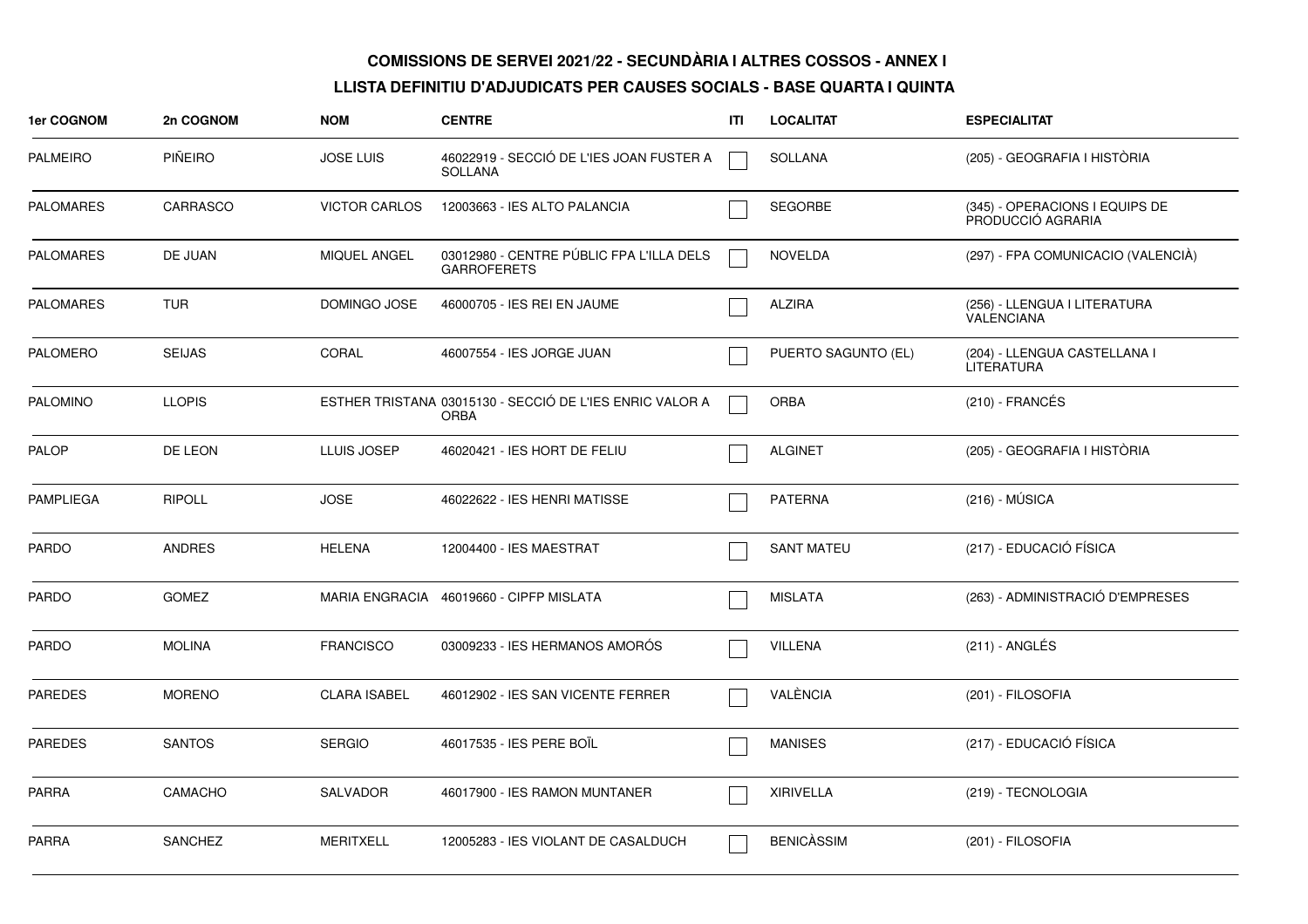**COMISSIONS DE SERVEI 2021/22 - SECUNDÀRIA I ALTRES COSSOS - ANNEX I**

**LLISTA DEFINITIU D'ADJUDICATS PER CAUSES SOCIALS - BASE QUARTA I QUINTA**

| 1er COGNOM | 2n COGNOM | NOM | CENTRE | ITI | LOCALITAT | ESPECIALITAT |
|---|---|---|---|---|---|---|
| PALMEIRO | PIÑEIRO | JOSE LUIS | 46022919 - SECCIÓ DE L'IES JOAN FUSTER A SOLLANA | | SOLLANA | (205) - GEOGRAFIA I HISTÒRIA |
| PALOMARES | CARRASCO | VICTOR CARLOS | 12003663 - IES ALTO PALANCIA | | SEGORBE | (345) - OPERACIONS I EQUIPS DE PRODUCCIÓ AGRARIA |
| PALOMARES | DE JUAN | MIQUEL ANGEL | 03012980 - CENTRE PÚBLIC FPA L'ILLA DELS GARROFERETS | | NOVELDA | (297) - FPA COMUNICACIO (VALENCIÀ) |
| PALOMARES | TUR | DOMINGO JOSE | 46000705 - IES REI EN JAUME | | ALZIRA | (256) - LLENGUA I LITERATURA VALENCIANA |
| PALOMERO | SEIJAS | CORAL | 46007554 - IES JORGE JUAN | | PUERTO SAGUNTO (EL) | (204) - LLENGUA CASTELLANA I LITERATURA |
| PALOMINO | LLOPIS | ESTHER TRISTANA | 03015130 - SECCIÓ DE L'IES ENRIC VALOR A ORBA | | ORBA | (210) - FRANCÉS |
| PALOP | DE LEON | LLUIS JOSEP | 46020421 - IES HORT DE FELIU | | ALGINET | (205) - GEOGRAFIA I HISTÒRIA |
| PAMPLIEGA | RIPOLL | JOSE | 46022622 - IES HENRI MATISSE | | PATERNA | (216) - MÚSICA |
| PARDO | ANDRES | HELENA | 12004400 - IES MAESTRAT | | SANT MATEU | (217) - EDUCACIÓ FÍSICA |
| PARDO | GOMEZ | MARIA ENGRACIA | 46019660 - CIPFP MISLATA | | MISLATA | (263) - ADMINISTRACIÓ D'EMPRESES |
| PARDO | MOLINA | FRANCISCO | 03009233 - IES HERMANOS AMORÓS | | VILLENA | (211) - ANGLÉS |
| PAREDES | MORENO | CLARA ISABEL | 46012902 - IES SAN VICENTE FERRER | | VALÈNCIA | (201) - FILOSOFIA |
| PAREDES | SANTOS | SERGIO | 46017535 - IES PERE BOÏL | | MANISES | (217) - EDUCACIÓ FÍSICA |
| PARRA | CAMACHO | SALVADOR | 46017900 - IES RAMON MUNTANER | | XIRIVELLA | (219) - TECNOLOGIA |
| PARRA | SANCHEZ | MERITXELL | 12005283 - IES VIOLANT DE CASALDUCH | | BENICÀSSIM | (201) - FILOSOFIA |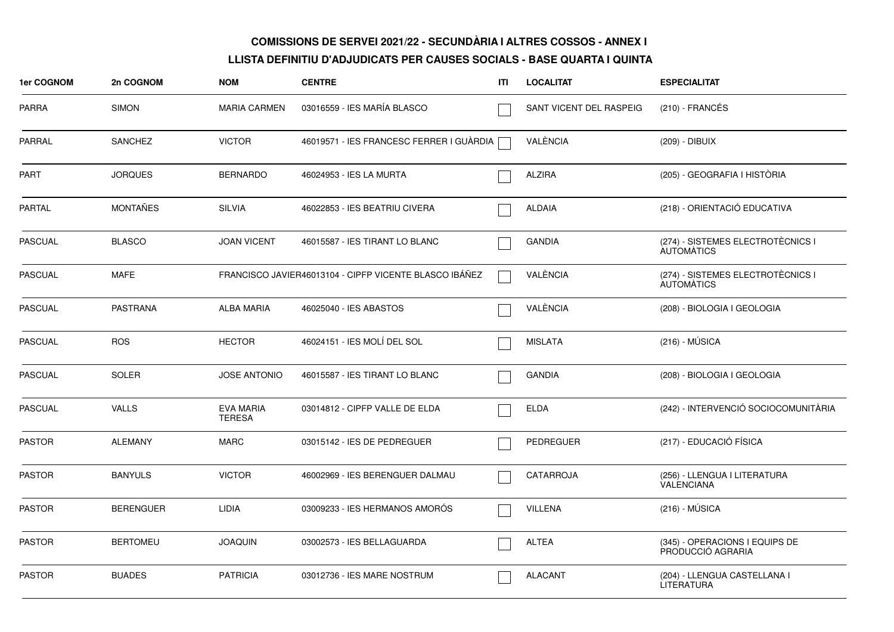**COMISSIONS DE SERVEI 2021/22 - SECUNDÀRIA I ALTRES COSSOS - ANNEX I**

**LLISTA DEFINITIU D'ADJUDICATS PER CAUSES SOCIALS - BASE QUARTA I QUINTA**

| 1er COGNOM | 2n COGNOM | NOM | CENTRE | ITI | LOCALITAT | ESPECIALITAT |
|---|---|---|---|---|---|---|
| PARRA | SIMON | MARIA CARMEN | 03016559 - IES MARÍA BLASCO | ☐ | SANT VICENT DEL RASPEIG | (210) - FRANCÉS |
| PARRAL | SANCHEZ | VICTOR | 46019571 - IES FRANCESC FERRER I GUÀRDIA | ☐ | VALÈNCIA | (209) - DIBUIX |
| PART | JORQUES | BERNARDO | 46024953 - IES LA MURTA | ☐ | ALZIRA | (205) - GEOGRAFIA I HISTÒRIA |
| PARTAL | MONTAÑES | SILVIA | 46022853 - IES BEATRIU CIVERA | ☐ | ALDAIA | (218) - ORIENTACIÓ EDUCATIVA |
| PASCUAL | BLASCO | JOAN VICENT | 46015587 - IES TIRANT LO BLANC | ☐ | GANDIA | (274) - SISTEMES ELECTROTÈCNICS I AUTOMÀTICS |
| PASCUAL | MAFE | FRANCISCO JAVIER | 46013104 - CIPFP VICENTE BLASCO IBÁÑEZ | ☐ | VALÈNCIA | (274) - SISTEMES ELECTROTÈCNICS I AUTOMÀTICS |
| PASCUAL | PASTRANA | ALBA MARIA | 46025040 - IES ABASTOS | ☐ | VALÈNCIA | (208) - BIOLOGIA I GEOLOGIA |
| PASCUAL | ROS | HECTOR | 46024151 - IES MOLÍ DEL SOL | ☐ | MISLATA | (216) - MÚSICA |
| PASCUAL | SOLER | JOSE ANTONIO | 46015587 - IES TIRANT LO BLANC | ☐ | GANDIA | (208) - BIOLOGIA I GEOLOGIA |
| PASCUAL | VALLS | EVA MARIA TERESA | 03014812 - CIPFP VALLE DE ELDA | ☐ | ELDA | (242) - INTERVENCIÓ SOCIOCOMUNITÀRIA |
| PASTOR | ALEMANY | MARC | 03015142 - IES DE PEDREGUER | ☐ | PEDREGUER | (217) - EDUCACIÓ FÍSICA |
| PASTOR | BANYULS | VICTOR | 46002969 - IES BERENGUER DALMAU | ☐ | CATARROJA | (256) - LLENGUA I LITERATURA VALENCIANA |
| PASTOR | BERENGUER | LIDIA | 03009233 - IES HERMANOS AMORÓS | ☐ | VILLENA | (216) - MÚSICA |
| PASTOR | BERTOMEU | JOAQUIN | 03002573 - IES BELLAGUARDA | ☐ | ALTEA | (345) - OPERACIONS I EQUIPS DE PRODUCCIÓ AGRARIA |
| PASTOR | BUADES | PATRICIA | 03012736 - IES MARE NOSTRUM | ☐ | ALACANT | (204) - LLENGUA CASTELLANA I LITERATURA |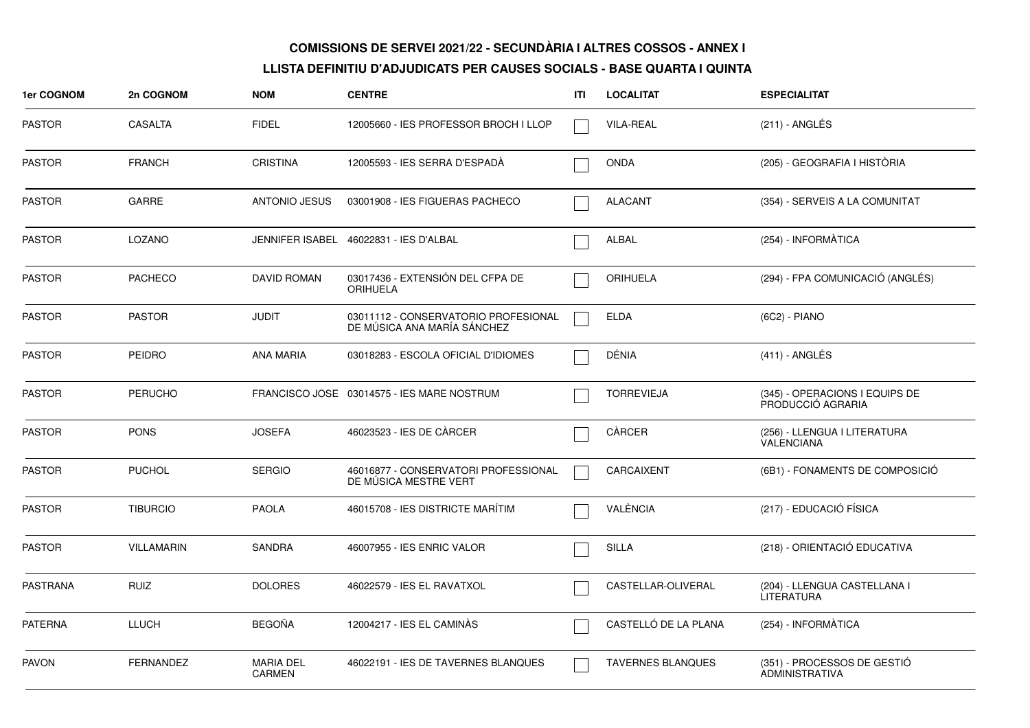**COMISSIONS DE SERVEI 2021/22 - SECUNDÀRIA I ALTRES COSSOS - ANNEX I**

**LLISTA DEFINITIU D'ADJUDICATS PER CAUSES SOCIALS - BASE QUARTA I QUINTA**

| 1er COGNOM | 2n COGNOM | NOM | CENTRE | ITI | LOCALITAT | ESPECIALITAT |
|---|---|---|---|---|---|---|
| PASTOR | CASALTA | FIDEL | 12005660 - IES PROFESSOR BROCH I LLOP | ☐ | VILA-REAL | (211) - ANGLÉS |
| PASTOR | FRANCH | CRISTINA | 12005593 - IES SERRA D'ESPADÀ | ☐ | ONDA | (205) - GEOGRAFIA I HISTÒRIA |
| PASTOR | GARRE | ANTONIO JESUS | 03001908 - IES FIGUERAS PACHECO | ☐ | ALACANT | (354) - SERVEIS A LA COMUNITAT |
| PASTOR | LOZANO | JENNIFER ISABEL | 46022831 - IES D'ALBAL | ☐ | ALBAL | (254) - INFORMÀTICA |
| PASTOR | PACHECO | DAVID ROMAN | 03017436 - EXTENSIÓN DEL CFPA DE ORIHUELA | ☐ | ORIHUELA | (294) - FPA COMUNICACIÓ (ANGLÉS) |
| PASTOR | PASTOR | JUDIT | 03011112 - CONSERVATORIO PROFESIONAL DE MÚSICA ANA MARÍA SÁNCHEZ | ☐ | ELDA | (6C2) - PIANO |
| PASTOR | PEIDRO | ANA MARIA | 03018283 - ESCOLA OFICIAL D'IDIOMES | ☐ | DÉNIA | (411) - ANGLÉS |
| PASTOR | PERUCHO | FRANCISCO JOSE | 03014575 - IES MARE NOSTRUM | ☐ | TORREVIEJA | (345) - OPERACIONS I EQUIPS DE PRODUCCIÓ AGRARIA |
| PASTOR | PONS | JOSEFA | 46023523 - IES DE CÀRCER | ☐ | CÀRCER | (256) - LLENGUA I LITERATURA VALENCIANA |
| PASTOR | PUCHOL | SERGIO | 46016877 - CONSERVATORI PROFESSIONAL DE MÚSICA MESTRE VERT | ☐ | CARCAIXENT | (6B1) - FONAMENTS DE COMPOSICIÓ |
| PASTOR | TIBURCIO | PAOLA | 46015708 - IES DISTRICTE MARÍTIM | ☐ | VALÈNCIA | (217) - EDUCACIÓ FÍSICA |
| PASTOR | VILLAMARIN | SANDRA | 46007955 - IES ENRIC VALOR | ☐ | SILLA | (218) - ORIENTACIÓ EDUCATIVA |
| PASTRANA | RUIZ | DOLORES | 46022579 - IES EL RAVATXOL | ☐ | CASTELLAR-OLIVERAL | (204) - LLENGUA CASTELLANA I LITERATURA |
| PATERNA | LLUCH | BEGOÑA | 12004217 - IES EL CAMINÀS | ☐ | CASTELLÓ DE LA PLANA | (254) - INFORMÀTICA |
| PAVON | FERNANDEZ | MARIA DEL CARMEN | 46022191 - IES DE TAVERNES BLANQUES | ☐ | TAVERNES BLANQUES | (351) - PROCESSOS DE GESTIÓ ADMINISTRATIVA |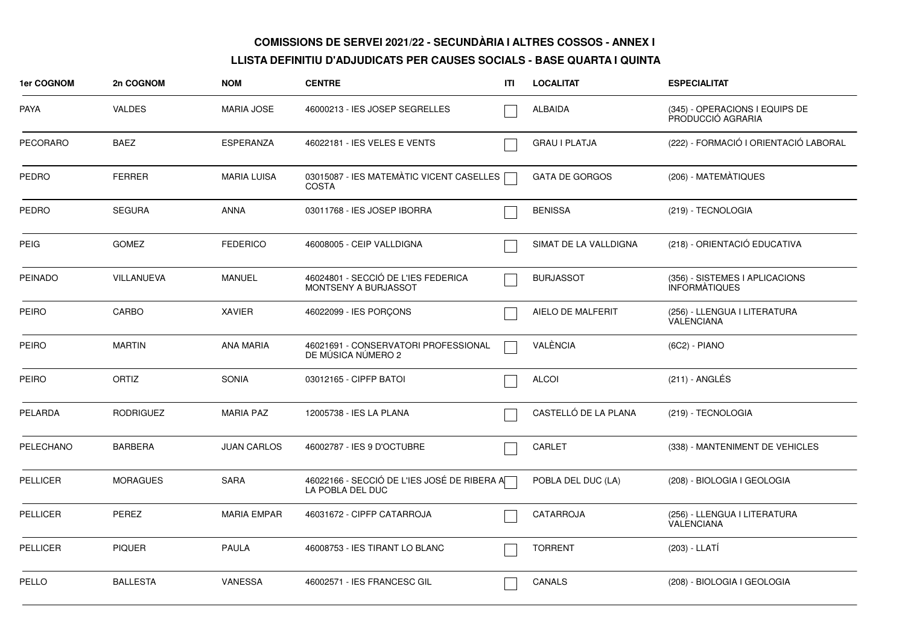## COMISSIONS DE SERVEI 2021/22 - SECUNDÀRIA I ALTRES COSSOS - ANNEX I

### LLISTA DEFINITIU D'ADJUDICATS PER CAUSES SOCIALS - BASE QUARTA I QUINTA

| 1er COGNOM | 2n COGNOM | NOM | CENTRE | ITI | LOCALITAT | ESPECIALITAT |
|---|---|---|---|---|---|---|
| PAYA | VALDES | MARIA JOSE | 46000213 - IES JOSEP SEGRELLES | ☐ | ALBAIDA | (345) - OPERACIONS I EQUIPS DE PRODUCCIÓ AGRARIA |
| PECORARO | BAEZ | ESPERANZA | 46022181 - IES VELES E VENTS | ☐ | GRAU I PLATJA | (222) - FORMACIÓ I ORIENTACIÓ LABORAL |
| PEDRO | FERRER | MARIA LUISA | 03015087 - IES MATEMÀTIC VICENT CASELLES COSTA | ☐ | GATA DE GORGOS | (206) - MATEMÀTIQUES |
| PEDRO | SEGURA | ANNA | 03011768 - IES JOSEP IBORRA | ☐ | BENISSA | (219) - TECNOLOGIA |
| PEIG | GOMEZ | FEDERICO | 46008005 - CEIP VALLDIGNA | ☐ | SIMAT DE LA VALLDIGNA | (218) - ORIENTACIÓ EDUCATIVA |
| PEINADO | VILLANUEVA | MANUEL | 46024801 - SECCIÓ DE L'IES FEDERICA MONTSENY A BURJASSOT | ☐ | BURJASSOT | (356) - SISTEMES I APLICACIONS INFORMÀTIQUES |
| PEIRO | CARBO | XAVIER | 46022099 - IES PORÇONS | ☐ | AIELO DE MALFERIT | (256) - LLENGUA I LITERATURA VALENCIANA |
| PEIRO | MARTIN | ANA MARIA | 46021691 - CONSERVATORI PROFESSIONAL DE MÚSICA NÚMERO 2 | ☐ | VALÈNCIA | (6C2) - PIANO |
| PEIRO | ORTIZ | SONIA | 03012165 - CIPFP BATOI | ☐ | ALCOI | (211) - ANGLÉS |
| PELARDA | RODRIGUEZ | MARIA PAZ | 12005738 - IES LA PLANA | ☐ | CASTELLÓ DE LA PLANA | (219) - TECNOLOGIA |
| PELECHANO | BARBERA | JUAN CARLOS | 46002787 - IES 9 D'OCTUBRE | ☐ | CARLET | (338) - MANTENIMENT DE VEHICLES |
| PELLICER | MORAGUES | SARA | 46022166 - SECCIÓ DE L'IES JOSÉ DE RIBERA A LA POBLA DEL DUC | ☐ | POBLA DEL DUC (LA) | (208) - BIOLOGIA I GEOLOGIA |
| PELLICER | PEREZ | MARIA EMPAR | 46031672 - CIPFP CATARROJA | ☐ | CATARROJA | (256) - LLENGUA I LITERATURA VALENCIANA |
| PELLICER | PIQUER | PAULA | 46008753 - IES TIRANT LO BLANC | ☐ | TORRENT | (203) - LLATÍ |
| PELLO | BALLESTA | VANESSA | 46002571 - IES FRANCESC GIL | ☐ | CANALS | (208) - BIOLOGIA I GEOLOGIA |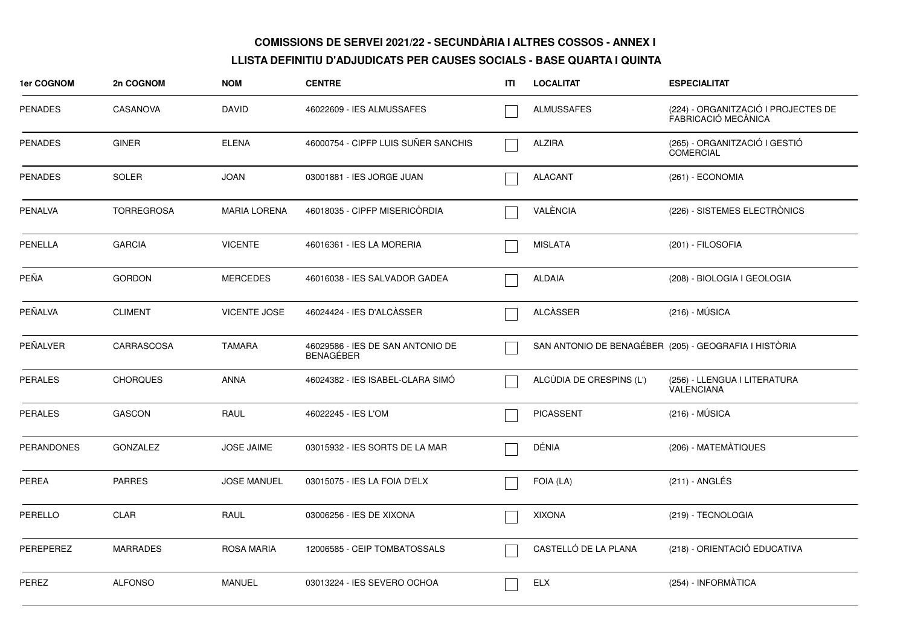**COMISSIONS DE SERVEI 2021/22 - SECUNDÀRIA I ALTRES COSSOS - ANNEX I**

**LLISTA DEFINITIU D'ADJUDICATS PER CAUSES SOCIALS - BASE QUARTA I QUINTA**

| 1er COGNOM | 2n COGNOM | NOM | CENTRE | ITI | LOCALITAT | ESPECIALITAT |
|---|---|---|---|---|---|---|
| PENADES | CASANOVA | DAVID | 46022609 - IES ALMUSSAFES | ☐ | ALMUSSAFES | (224) - ORGANITZACIÓ I PROJECTES DE FABRICACIÓ MECÀNICA |
| PENADES | GINER | ELENA | 46000754 - CIPFP LUIS SUÑER SANCHIS | ☐ | ALZIRA | (265) - ORGANITZACIÓ I GESTIÓ COMERCIAL |
| PENADES | SOLER | JOAN | 03001881 - IES JORGE JUAN | ☐ | ALACANT | (261) - ECONOMIA |
| PENALVA | TORREGROSA | MARIA LORENA | 46018035 - CIPFP MISERICÒRDIA | ☐ | VALÈNCIA | (226) - SISTEMES ELECTRÒNICS |
| PENELLA | GARCIA | VICENTE | 46016361 - IES LA MORERIA | ☐ | MISLATA | (201) - FILOSOFIA |
| PEÑA | GORDON | MERCEDES | 46016038 - IES SALVADOR GADEA | ☐ | ALDAIA | (208) - BIOLOGIA I GEOLOGIA |
| PEÑALVA | CLIMENT | VICENTE JOSE | 46024424 - IES D'ALCÀSSER | ☐ | ALCÀSSER | (216) - MÚSICA |
| PEÑALVER | CARRASCOSA | TAMARA | 46029586 - IES DE SAN ANTONIO DE BENAGÉBER | ☐ | SAN ANTONIO DE BENAGÉBER | (205) - GEOGRAFIA I HISTÒRIA |
| PERALES | CHORQUES | ANNA | 46024382 - IES ISABEL-CLARA SIMÓ | ☐ | ALCÚDIA DE CRESPINS (L') | (256) - LLENGUA I LITERATURA VALENCIANA |
| PERALES | GASCON | RAUL | 46022245 - IES L'OM | ☐ | PICASSENT | (216) - MÚSICA |
| PERANDONES | GONZALEZ | JOSE JAIME | 03015932 - IES SORTS DE LA MAR | ☐ | DÉNIA | (206) - MATEMÀTIQUES |
| PEREA | PARRES | JOSE MANUEL | 03015075 - IES LA FOIA D'ELX | ☐ | FOIA (LA) | (211) - ANGLÉS |
| PERELLO | CLAR | RAUL | 03006256 - IES DE XIXONA | ☐ | XIXONA | (219) - TECNOLOGIA |
| PEREPEREZ | MARRADES | ROSA MARIA | 12006585 - CEIP TOMBATOSSALS | ☐ | CASTELLÓ DE LA PLANA | (218) - ORIENTACIÓ EDUCATIVA |
| PEREZ | ALFONSO | MANUEL | 03013224 - IES SEVERO OCHOA | ☐ | ELX | (254) - INFORMÀTICA |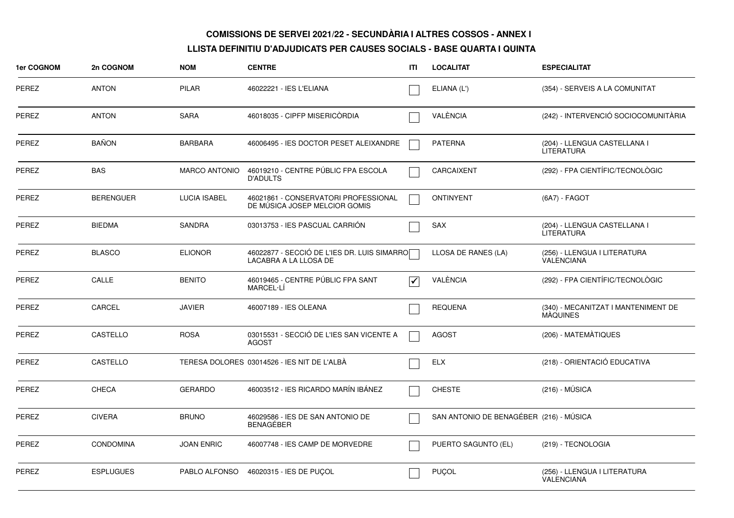**COMISSIONS DE SERVEI 2021/22 - SECUNDÀRIA I ALTRES COSSOS - ANNEX I**

**LLISTA DEFINITIU D'ADJUDICATS PER CAUSES SOCIALS - BASE QUARTA I QUINTA**

| 1er COGNOM | 2n COGNOM | NOM | CENTRE | ITI | LOCALITAT | ESPECIALITAT |
|---|---|---|---|---|---|---|
| PEREZ | ANTON | PILAR | 46022221 - IES L'ELIANA | ☐ | ELIANA (L') | (354) - SERVEIS A LA COMUNITAT |
| PEREZ | ANTON | SARA | 46018035 - CIPFP MISERICÒRDIA | ☐ | VALÈNCIA | (242) - INTERVENCIÓ SOCIOCOMUNITÀRIA |
| PEREZ | BAÑON | BARBARA | 46006495 - IES DOCTOR PESET ALEIXANDRE | ☐ | PATERNA | (204) - LLENGUA CASTELLANA I LITERATURA |
| PEREZ | BAS | MARCO ANTONIO | 46019210 - CENTRE PÚBLIC FPA ESCOLA D'ADULTS | ☐ | CARCAIXENT | (292) - FPA CIENTÍFIC/TECNOLÒGIC |
| PEREZ | BERENGUER | LUCIA ISABEL | 46021861 - CONSERVATORI PROFESSIONAL DE MÚSICA JOSEP MELCIOR GOMIS | ☐ | ONTINYENT | (6A7) - FAGOT |
| PEREZ | BIEDMA | SANDRA | 03013753 - IES PASCUAL CARRIÓN | ☐ | SAX | (204) - LLENGUA CASTELLANA I LITERATURA |
| PEREZ | BLASCO | ELIONOR | 46022877 - SECCIÓ DE L'IES DR. LUIS SIMARRO LACABRA A LA LLOSA DE | ☐ | LLOSA DE RANES (LA) | (256) - LLENGUA I LITERATURA VALENCIANA |
| PEREZ | CALLE | BENITO | 46019465 - CENTRE PÚBLIC FPA SANT MARCEL·LÍ | ☑ | VALÈNCIA | (292) - FPA CIENTÍFIC/TECNOLÒGIC |
| PEREZ | CARCEL | JAVIER | 46007189 - IES OLEANA | ☐ | REQUENA | (340) - MECANITZAT I MANTENIMENT DE MÀQUINES |
| PEREZ | CASTELLO | ROSA | 03015531 - SECCIÓ DE L'IES SAN VICENTE A AGOST | ☐ | AGOST | (206) - MATEMÀTIQUES |
| PEREZ | CASTELLO | TERESA DOLORES | 03014526 - IES NIT DE L'ALBÀ | ☐ | ELX | (218) - ORIENTACIÓ EDUCATIVA |
| PEREZ | CHECA | GERARDO | 46003512 - IES RICARDO MARÍN IBÁNEZ | ☐ | CHESTE | (216) - MÚSICA |
| PEREZ | CIVERA | BRUNO | 46029586 - IES DE SAN ANTONIO DE BENAGÉBER | ☐ | SAN ANTONIO DE BENAGÉBER | (216) - MÚSICA |
| PEREZ | CONDOMINA | JOAN ENRIC | 46007748 - IES CAMP DE MORVEDRE | ☐ | PUERTO SAGUNTO (EL) | (219) - TECNOLOGIA |
| PEREZ | ESPLUGUES | PABLO ALFONSO | 46020315 - IES DE PUÇOL | ☐ | PUÇOL | (256) - LLENGUA I LITERATURA VALENCIANA |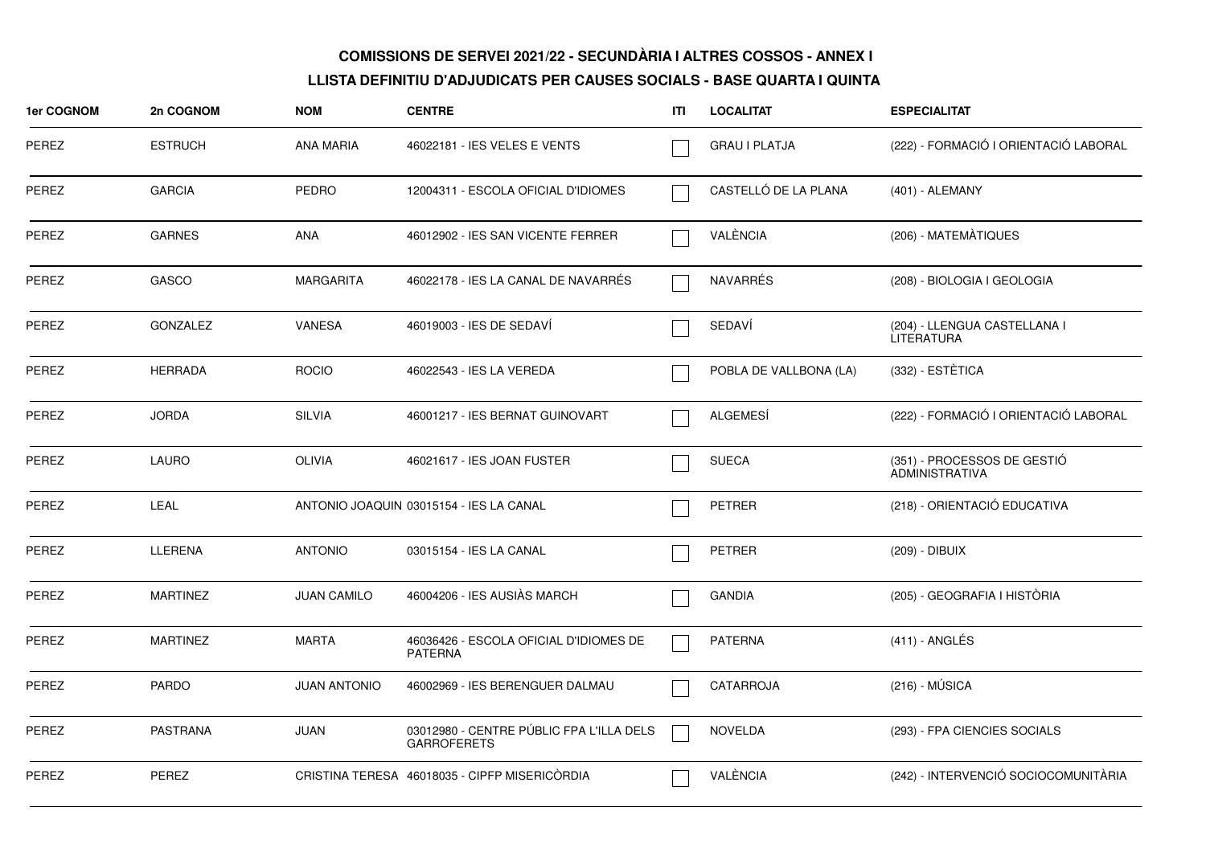**COMISSIONS DE SERVEI 2021/22 - SECUNDÀRIA I ALTRES COSSOS - ANNEX I**

**LLISTA DEFINITIU D'ADJUDICATS PER CAUSES SOCIALS - BASE QUARTA I QUINTA**

| 1er COGNOM | 2n COGNOM | NOM | CENTRE | ITI | LOCALITAT | ESPECIALITAT |
|---|---|---|---|---|---|---|
| PEREZ | ESTRUCH | ANA MARIA | 46022181 - IES VELES E VENTS | ☐ | GRAU I PLATJA | (222) - FORMACIÓ I ORIENTACIÓ LABORAL |
| PEREZ | GARCIA | PEDRO | 12004311 - ESCOLA OFICIAL D'IDIOMES | ☐ | CASTELLÓ DE LA PLANA | (401) - ALEMANY |
| PEREZ | GARNES | ANA | 46012902 - IES SAN VICENTE FERRER | ☐ | VALÈNCIA | (206) - MATEMÀTIQUES |
| PEREZ | GASCO | MARGARITA | 46022178 - IES LA CANAL DE NAVARRÉS | ☐ | NAVARRÉS | (208) - BIOLOGIA I GEOLOGIA |
| PEREZ | GONZALEZ | VANESA | 46019003 - IES DE SEDAVÍ | ☐ | SEDAVÍ | (204) - LLENGUA CASTELLANA I LITERATURA |
| PEREZ | HERRADA | ROCIO | 46022543 - IES LA VEREDA | ☐ | POBLA DE VALLBONA (LA) | (332) - ESTÈTICA |
| PEREZ | JORDA | SILVIA | 46001217 - IES BERNAT GUINOVART | ☐ | ALGEMESÍ | (222) - FORMACIÓ I ORIENTACIÓ LABORAL |
| PEREZ | LAURO | OLIVIA | 46021617 - IES JOAN FUSTER | ☐ | SUECA | (351) - PROCESSOS DE GESTIÓ ADMINISTRATIVA |
| PEREZ | LEAL | ANTONIO JOAQUIN | 03015154 - IES LA CANAL | ☐ | PETRER | (218) - ORIENTACIÓ EDUCATIVA |
| PEREZ | LLERENA | ANTONIO | 03015154 - IES LA CANAL | ☐ | PETRER | (209) - DIBUIX |
| PEREZ | MARTINEZ | JUAN CAMILO | 46004206 - IES AUSIÀS MARCH | ☐ | GANDIA | (205) - GEOGRAFIA I HISTÒRIA |
| PEREZ | MARTINEZ | MARTA | 46036426 - ESCOLA OFICIAL D'IDIOMES DE PATERNA | ☐ | PATERNA | (411) - ANGLÉS |
| PEREZ | PARDO | JUAN ANTONIO | 46002969 - IES BERENGUER DALMAU | ☐ | CATARROJA | (216) - MÚSICA |
| PEREZ | PASTRANA | JUAN | 03012980 - CENTRE PÚBLIC FPA L'ILLA DELS GARROFERETS | ☐ | NOVELDA | (293) - FPA CIENCIES SOCIALS |
| PEREZ | PEREZ | CRISTINA TERESA | 46018035 - CIPFP MISERICÒRDIA | ☐ | VALÈNCIA | (242) - INTERVENCIÓ SOCIOCOMUNITÀRIA |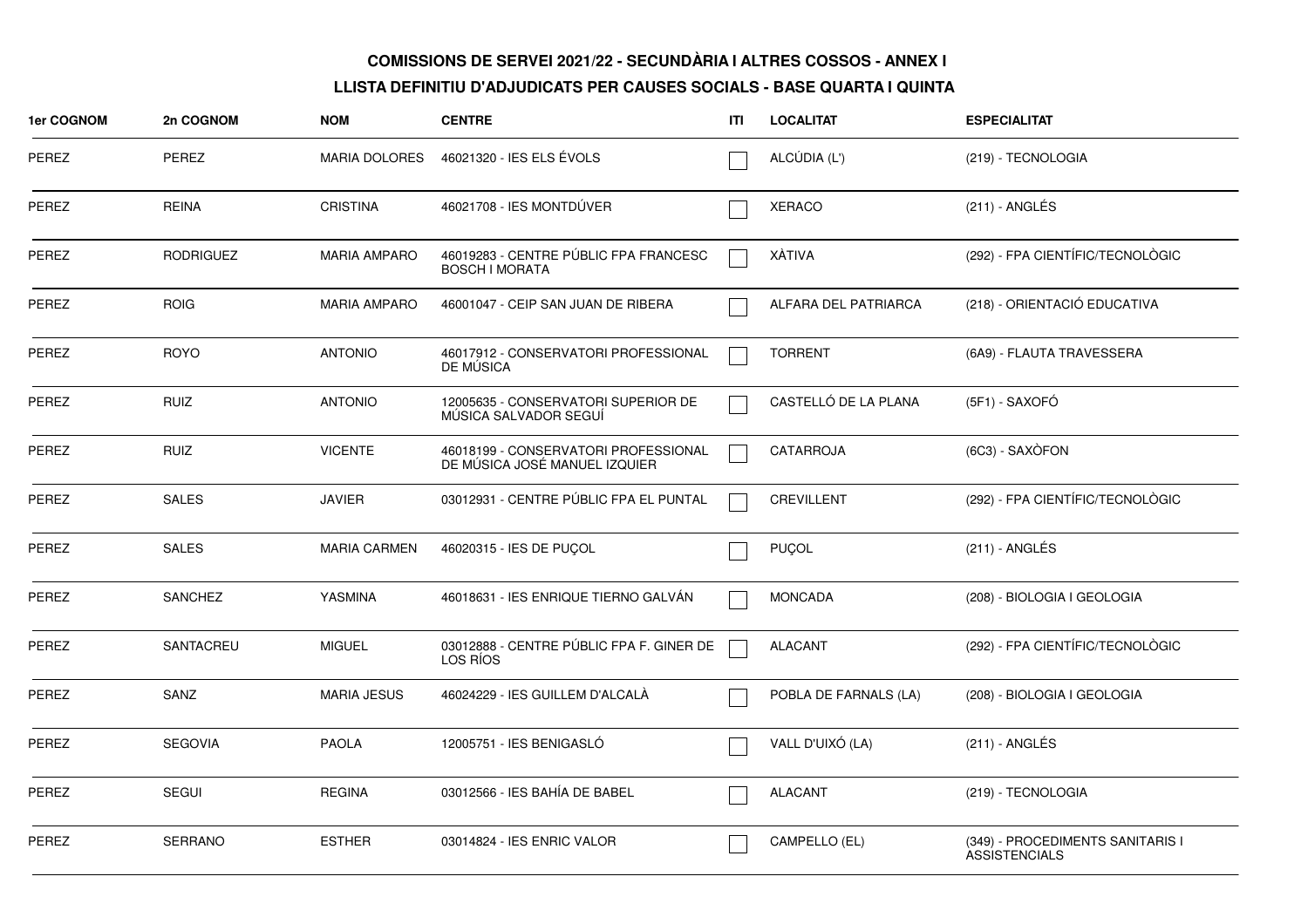**COMISSIONS DE SERVEI 2021/22 - SECUNDÀRIA I ALTRES COSSOS - ANNEX I**

**LLISTA DEFINITIU D'ADJUDICATS PER CAUSES SOCIALS - BASE QUARTA I QUINTA**

| 1er COGNOM | 2n COGNOM | NOM | CENTRE | ITI | LOCALITAT | ESPECIALITAT |
|---|---|---|---|---|---|---|
| PEREZ | PEREZ | MARIA DOLORES | 46021320 - IES ELS ÉVOLS | | ALCÚDIA (L') | (219) - TECNOLOGIA |
| PEREZ | REINA | CRISTINA | 46021708 - IES MONTDÚVER | | XERACO | (211) - ANGLÉS |
| PEREZ | RODRIGUEZ | MARIA AMPARO | 46019283 - CENTRE PÚBLIC FPA FRANCESC BOSCH I MORATA | | XÀTIVA | (292) - FPA CIENTÍFIC/TECNOLÒGIC |
| PEREZ | ROIG | MARIA AMPARO | 46001047 - CEIP SAN JUAN DE RIBERA | | ALFARA DEL PATRIARCA | (218) - ORIENTACIÓ EDUCATIVA |
| PEREZ | ROYO | ANTONIO | 46017912 - CONSERVATORI PROFESSIONAL DE MÚSICA | | TORRENT | (6A9) - FLAUTA TRAVESSERA |
| PEREZ | RUIZ | ANTONIO | 12005635 - CONSERVATORI SUPERIOR DE MÚSICA SALVADOR SEGUÍ | | CASTELLÓ DE LA PLANA | (5F1) - SAXOFÓ |
| PEREZ | RUIZ | VICENTE | 46018199 - CONSERVATORI PROFESSIONAL DE MÚSICA JOSÉ MANUEL IZQUIER | | CATARROJA | (6C3) - SAXÒFON |
| PEREZ | SALES | JAVIER | 03012931 - CENTRE PÚBLIC FPA EL PUNTAL | | CREVILLENT | (292) - FPA CIENTÍFIC/TECNOLÒGIC |
| PEREZ | SALES | MARIA CARMEN | 46020315 - IES DE PUÇOL | | PUÇOL | (211) - ANGLÉS |
| PEREZ | SANCHEZ | YASMINA | 46018631 - IES ENRIQUE TIERNO GALVÁN | | MONCADA | (208) - BIOLOGIA I GEOLOGIA |
| PEREZ | SANTACREU | MIGUEL | 03012888 - CENTRE PÚBLIC FPA F. GINER DE LOS RÍOS | | ALACANT | (292) - FPA CIENTÍFIC/TECNOLÒGIC |
| PEREZ | SANZ | MARIA JESUS | 46024229 - IES GUILLEM D'ALCALÀ | | POBLA DE FARNALS (LA) | (208) - BIOLOGIA I GEOLOGIA |
| PEREZ | SEGOVIA | PAOLA | 12005751 - IES BENIGASLÓ | | VALL D'UIXÓ (LA) | (211) - ANGLÉS |
| PEREZ | SEGUI | REGINA | 03012566 - IES BAHÍA DE BABEL | | ALACANT | (219) - TECNOLOGIA |
| PEREZ | SERRANO | ESTHER | 03014824 - IES ENRIC VALOR | | CAMPELLO (EL) | (349) - PROCEDIMENTS SANITARIS I ASSISTENCIALS |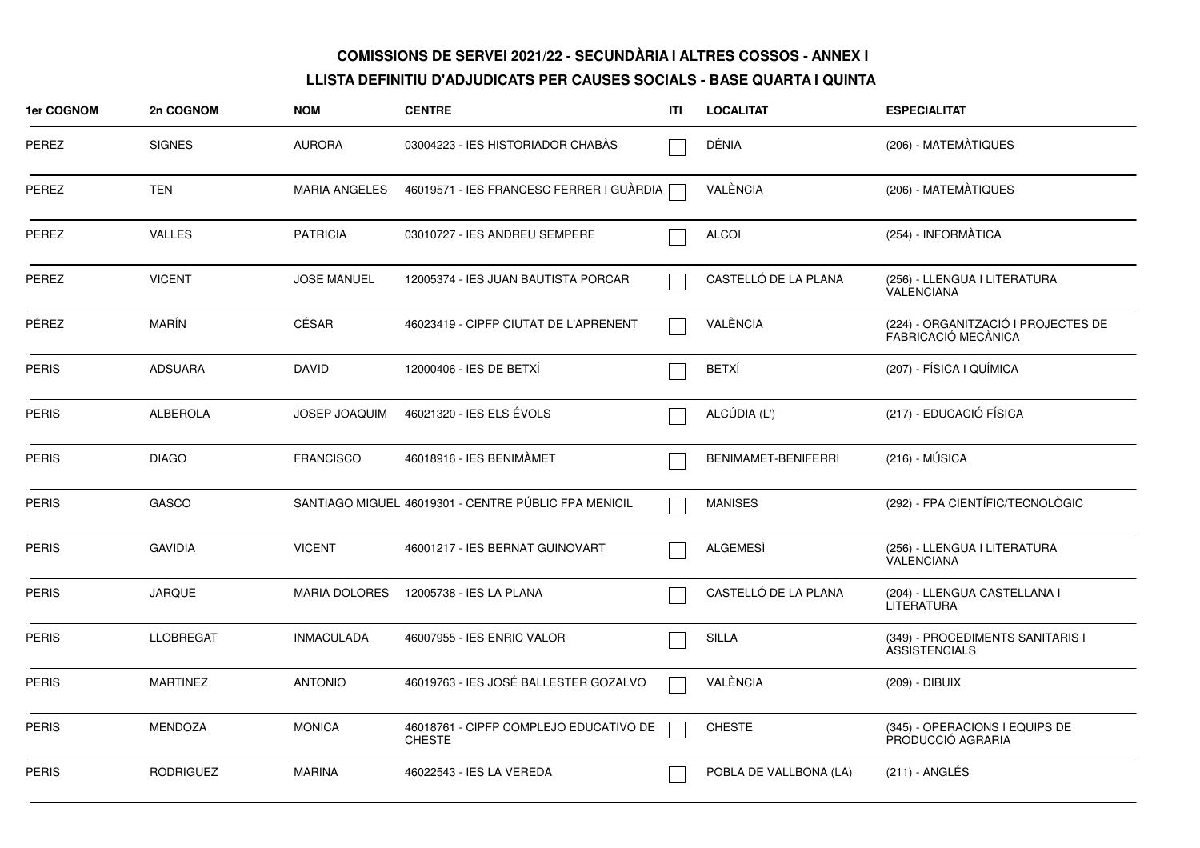**COMISSIONS DE SERVEI 2021/22 - SECUNDÀRIA I ALTRES COSSOS - ANNEX I**

**LLISTA DEFINITIU D'ADJUDICATS PER CAUSES SOCIALS - BASE QUARTA I QUINTA**

| 1er COGNOM | 2n COGNOM | NOM | CENTRE | ITI | LOCALITAT | ESPECIALITAT |
|---|---|---|---|---|---|---|
| PEREZ | SIGNES | AURORA | 03004223 - IES HISTORIADOR CHABÀS | ☐ | DÉNIA | (206) - MATEMÀTIQUES |
| PEREZ | TEN | MARIA ANGELES | 46019571 - IES FRANCESC FERRER I GUÀRDIA | ☐ | VALÈNCIA | (206) - MATEMÀTIQUES |
| PEREZ | VALLES | PATRICIA | 03010727 - IES ANDREU SEMPERE | ☐ | ALCOI | (254) - INFORMÀTICA |
| PEREZ | VICENT | JOSE MANUEL | 12005374 - IES JUAN BAUTISTA PORCAR | ☐ | CASTELLÓ DE LA PLANA | (256) - LLENGUA I LITERATURA VALENCIANA |
| PÉREZ | MARÍN | CÉSAR | 46023419 - CIPFP CIUTAT DE L'APRENENT | ☐ | VALÈNCIA | (224) - ORGANITZACIÓ I PROJECTES DE FABRICACIÓ MECÀNICA |
| PERIS | ADSUARA | DAVID | 12000406 - IES DE BETXÍ | ☐ | BETXÍ | (207) - FÍSICA I QUÍMICA |
| PERIS | ALBEROLA | JOSEP JOAQUIM | 46021320 - IES ELS ÉVOLS | ☐ | ALCÚDIA (L') | (217) - EDUCACIÓ FÍSICA |
| PERIS | DIAGO | FRANCISCO | 46018916 - IES BENIMÀMET | ☐ | BENIMAMET-BENIFERRI | (216) - MÚSICA |
| PERIS | GASCO | SANTIAGO MIGUEL | 46019301 - CENTRE PÚBLIC FPA MENICIL | ☐ | MANISES | (292) - FPA CIENTÍFIC/TECNOLÒGIC |
| PERIS | GAVIDIA | VICENT | 46001217 - IES BERNAT GUINOVART | ☐ | ALGEMESÍ | (256) - LLENGUA I LITERATURA VALENCIANA |
| PERIS | JARQUE | MARIA DOLORES | 12005738 - IES LA PLANA | ☐ | CASTELLÓ DE LA PLANA | (204) - LLENGUA CASTELLANA I LITERATURA |
| PERIS | LLOBREGAT | INMACULADA | 46007955 - IES ENRIC VALOR | ☐ | SILLA | (349) - PROCEDIMENTS SANITARIS I ASSISTENCIALS |
| PERIS | MARTINEZ | ANTONIO | 46019763 - IES JOSÉ BALLESTER GOZALVO | ☐ | VALÈNCIA | (209) - DIBUIX |
| PERIS | MENDOZA | MONICA | 46018761 - CIPFP COMPLEJO EDUCATIVO DE CHESTE | ☐ | CHESTE | (345) - OPERACIONS I EQUIPS DE PRODUCCIÓ AGRARIA |
| PERIS | RODRIGUEZ | MARINA | 46022543 - IES LA VEREDA | ☐ | POBLA DE VALLBONA (LA) | (211) - ANGLÉS |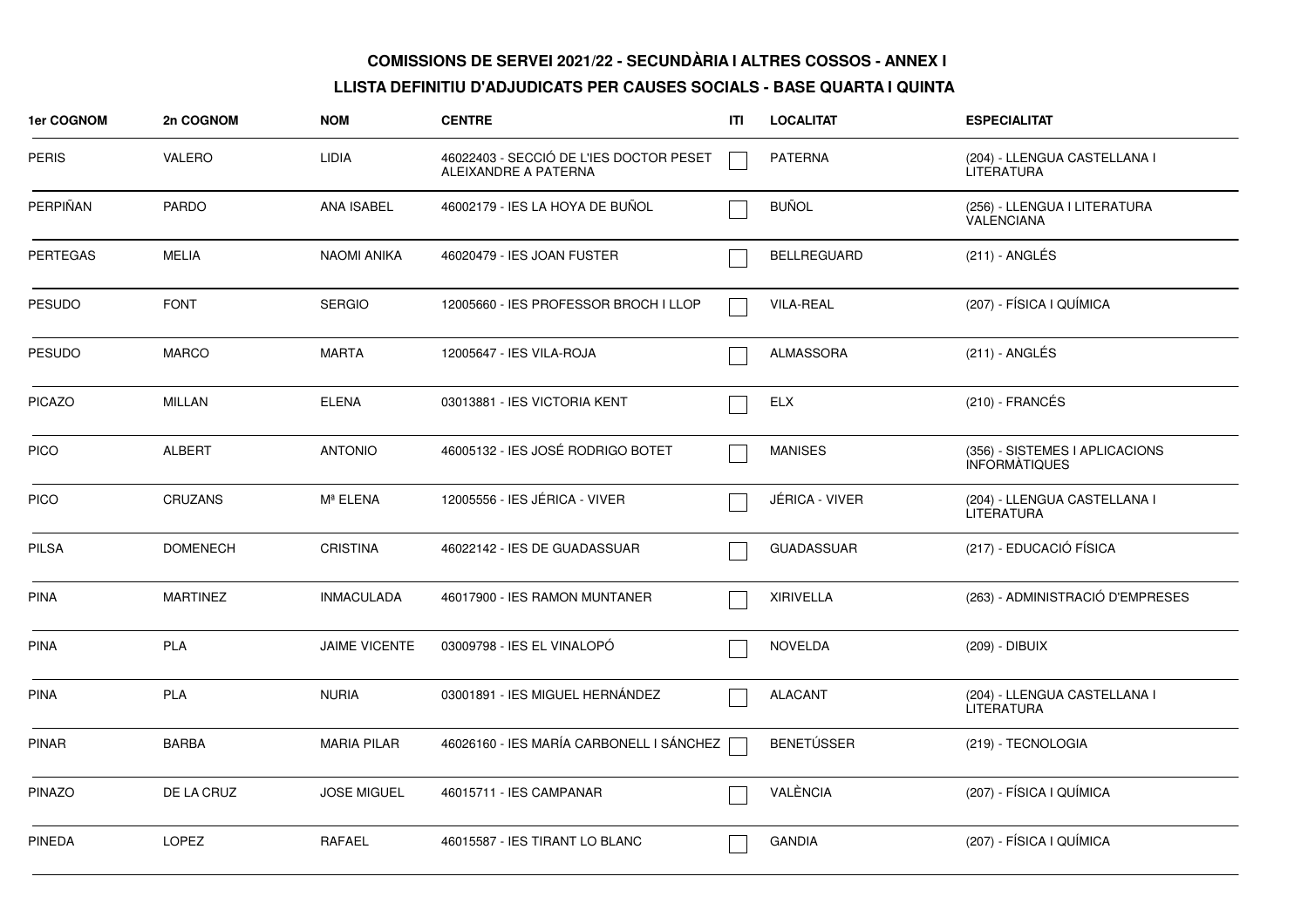**COMISSIONS DE SERVEI 2021/22 - SECUNDÀRIA I ALTRES COSSOS - ANNEX I**

**LLISTA DEFINITIU D'ADJUDICATS PER CAUSES SOCIALS - BASE QUARTA I QUINTA**

| 1er COGNOM | 2n COGNOM | NOM | CENTRE | ITI | LOCALITAT | ESPECIALITAT |
|---|---|---|---|---|---|---|
| PERIS | VALERO | LIDIA | 46022403 - SECCIÓ DE L'IES DOCTOR PESET ALEIXANDRE A PATERNA | | PATERNA | (204) - LLENGUA CASTELLANA I LITERATURA |
| PERPIÑAN | PARDO | ANA ISABEL | 46002179 - IES LA HOYA DE BUÑOL | | BUÑOL | (256) - LLENGUA I LITERATURA VALENCIANA |
| PERTEGAS | MELIA | NAOMI ANIKA | 46020479 - IES JOAN FUSTER | | BELLREGUARD | (211) - ANGLÉS |
| PESUDO | FONT | SERGIO | 12005660 - IES PROFESSOR BROCH I LLOP | | VILA-REAL | (207) - FÍSICA I QUÍMICA |
| PESUDO | MARCO | MARTA | 12005647 - IES VILA-ROJA | | ALMASSORA | (211) - ANGLÉS |
| PICAZO | MILLAN | ELENA | 03013881 - IES VICTORIA KENT | | ELX | (210) - FRANCÉS |
| PICO | ALBERT | ANTONIO | 46005132 - IES JOSÉ RODRIGO BOTET | | MANISES | (356) - SISTEMES I APLICACIONS INFORMÀTIQUES |
| PICO | CRUZANS | Mª ELENA | 12005556 - IES JÉRICA - VIVER | | JÉRICA - VIVER | (204) - LLENGUA CASTELLANA I LITERATURA |
| PILSA | DOMENECH | CRISTINA | 46022142 - IES DE GUADASSUAR | | GUADASSUAR | (217) - EDUCACIÓ FÍSICA |
| PINA | MARTINEZ | INMACULADA | 46017900 - IES RAMON MUNTANER | | XIRIVELLA | (263) - ADMINISTRACIÓ D'EMPRESES |
| PINA | PLA | JAIME VICENTE | 03009798 - IES EL VINALOPÓ | | NOVELDA | (209) - DIBUIX |
| PINA | PLA | NURIA | 03001891 - IES MIGUEL HERNÁNDEZ | | ALACANT | (204) - LLENGUA CASTELLANA I LITERATURA |
| PINAR | BARBA | MARIA PILAR | 46026160 - IES MARÍA CARBONELL I SÁNCHEZ | | BENETÚSSER | (219) - TECNOLOGIA |
| PINAZO | DE LA CRUZ | JOSE MIGUEL | 46015711 - IES CAMPANAR | | VALÈNCIA | (207) - FÍSICA I QUÍMICA |
| PINEDA | LOPEZ | RAFAEL | 46015587 - IES TIRANT LO BLANC | | GANDIA | (207) - FÍSICA I QUÍMICA |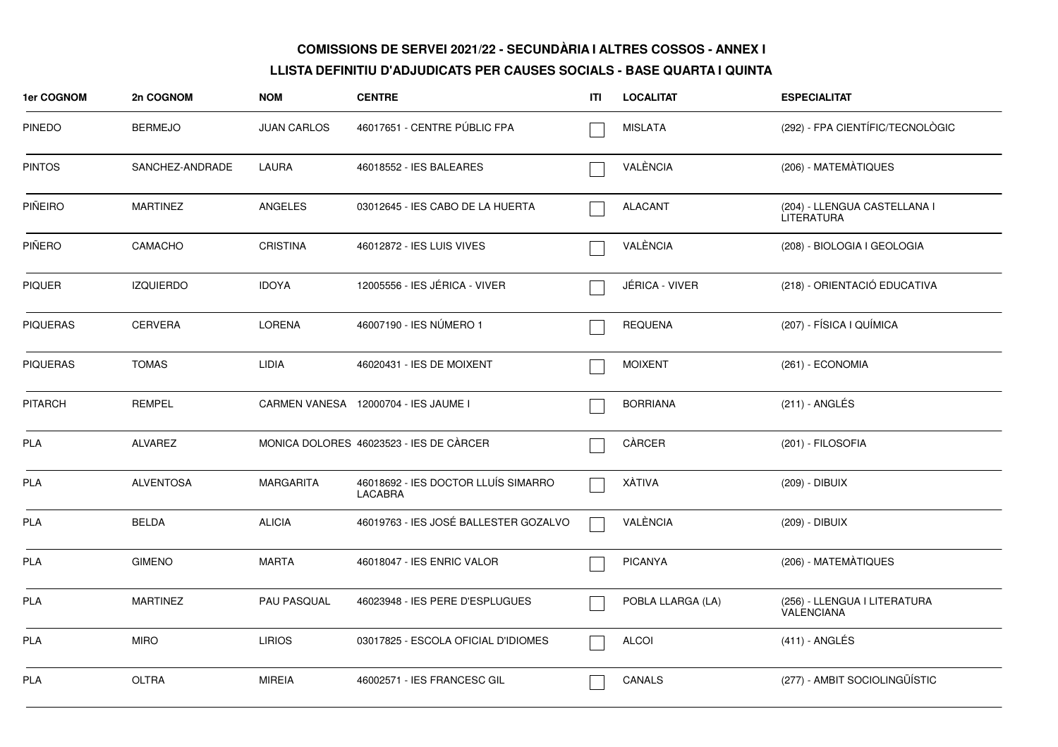**COMISSIONS DE SERVEI 2021/22 - SECUNDÀRIA I ALTRES COSSOS - ANNEX I**

**LLISTA DEFINITIU D'ADJUDICATS PER CAUSES SOCIALS - BASE QUARTA I QUINTA**

| 1er COGNOM | 2n COGNOM | NOM | CENTRE | ITI | LOCALITAT | ESPECIALITAT |
|---|---|---|---|---|---|---|
| PINEDO | BERMEJO | JUAN CARLOS | 46017651 - CENTRE PÚBLIC FPA | ☐ | MISLATA | (292) - FPA CIENTÍFIC/TECNOLÒGIC |
| PINTOS | SANCHEZ-ANDRADE | LAURA | 46018552 - IES BALEARES | ☐ | VALÈNCIA | (206) - MATEMÀTIQUES |
| PIÑEIRO | MARTINEZ | ANGELES | 03012645 - IES CABO DE LA HUERTA | ☐ | ALACANT | (204) - LLENGUA CASTELLANA I LITERATURA |
| PIÑERO | CAMACHO | CRISTINA | 46012872 - IES LUIS VIVES | ☐ | VALÈNCIA | (208) - BIOLOGIA I GEOLOGIA |
| PIQUER | IZQUIERDO | IDOYA | 12005556 - IES JÉRICA - VIVER | ☐ | JÉRICA - VIVER | (218) - ORIENTACIÓ EDUCATIVA |
| PIQUERAS | CERVERA | LORENA | 46007190 - IES NÚMERO 1 | ☐ | REQUENA | (207) - FÍSICA I QUÍMICA |
| PIQUERAS | TOMAS | LIDIA | 46020431 - IES DE MOIXENT | ☐ | MOIXENT | (261) - ECONOMIA |
| PITARCH | REMPEL | CARMEN VANESA | 12000704 - IES JAUME I | ☐ | BORRIANA | (211) - ANGLÉS |
| PLA | ALVAREZ | MONICA DOLORES | 46023523 - IES DE CÀRCER | ☐ | CÀRCER | (201) - FILOSOFIA |
| PLA | ALVENTOSA | MARGARITA | 46018692 - IES DOCTOR LLUÍS SIMARRO LACABRA | ☐ | XÀTIVA | (209) - DIBUIX |
| PLA | BELDA | ALICIA | 46019763 - IES JOSÉ BALLESTER GOZALVO | ☐ | VALÈNCIA | (209) - DIBUIX |
| PLA | GIMENO | MARTA | 46018047 - IES ENRIC VALOR | ☐ | PICANYA | (206) - MATEMÀTIQUES |
| PLA | MARTINEZ | PAU PASQUAL | 46023948 - IES PERE D'ESPLUGUES | ☐ | POBLA LLARGA (LA) | (256) - LLENGUA I LITERATURA VALENCIANA |
| PLA | MIRO | LIRIOS | 03017825 - ESCOLA OFICIAL D'IDIOMES | ☐ | ALCOI | (411) - ANGLÉS |
| PLA | OLTRA | MIREIA | 46002571 - IES FRANCESC GIL | ☐ | CANALS | (277) - AMBIT SOCIOLINGÜÍSTIC |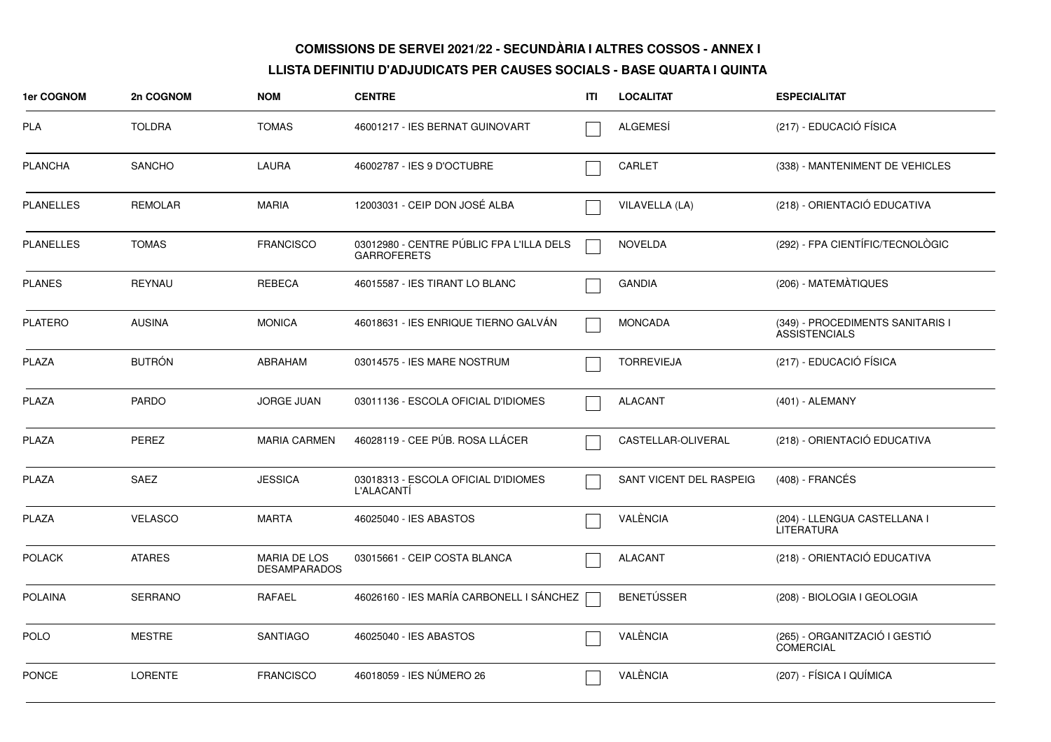**COMISSIONS DE SERVEI 2021/22 - SECUNDÀRIA I ALTRES COSSOS - ANNEX I**

**LLISTA DEFINITIU D'ADJUDICATS PER CAUSES SOCIALS - BASE QUARTA I QUINTA**

| 1er COGNOM | 2n COGNOM | NOM | CENTRE | ITI | LOCALITAT | ESPECIALITAT |
|---|---|---|---|---|---|---|
| PLA | TOLDRA | TOMAS | 46001217 - IES BERNAT GUINOVART | ☐ | ALGEMESÍ | (217) - EDUCACIÓ FÍSICA |
| PLANCHA | SANCHO | LAURA | 46002787 - IES 9 D'OCTUBRE | ☐ | CARLET | (338) - MANTENIMENT DE VEHICLES |
| PLANELLES | REMOLAR | MARIA | 12003031 - CEIP DON JOSÉ ALBA | ☐ | VILAVELLA (LA) | (218) - ORIENTACIÓ EDUCATIVA |
| PLANELLES | TOMAS | FRANCISCO | 03012980 - CENTRE PÚBLIC FPA L'ILLA DELS GARROFERETS | ☐ | NOVELDA | (292) - FPA CIENTÍFIC/TECNOLÒGIC |
| PLANES | REYNAU | REBECA | 46015587 - IES TIRANT LO BLANC | ☐ | GANDIA | (206) - MATEMÀTIQUES |
| PLATERO | AUSINA | MONICA | 46018631 - IES ENRIQUE TIERNO GALVÁN | ☐ | MONCADA | (349) - PROCEDIMENTS SANITARIS I ASSISTENCIALS |
| PLAZA | BUTRÓN | ABRAHAM | 03014575 - IES MARE NOSTRUM | ☐ | TORREVIEJA | (217) - EDUCACIÓ FÍSICA |
| PLAZA | PARDO | JORGE JUAN | 03011136 - ESCOLA OFICIAL D'IDIOMES | ☐ | ALACANT | (401) - ALEMANY |
| PLAZA | PEREZ | MARIA CARMEN | 46028119 - CEE PÚB. ROSA LLÁCER | ☐ | CASTELLAR-OLIVERAL | (218) - ORIENTACIÓ EDUCATIVA |
| PLAZA | SAEZ | JESSICA | 03018313 - ESCOLA OFICIAL D'IDIOMES L'ALACANTÍ | ☐ | SANT VICENT DEL RASPEIG | (408) - FRANCÉS |
| PLAZA | VELASCO | MARTA | 46025040 - IES ABASTOS | ☐ | VALÈNCIA | (204) - LLENGUA CASTELLANA I LITERATURA |
| POLACK | ATARES | MARIA DE LOS DESAMPARADOS | 03015661 - CEIP COSTA BLANCA | ☐ | ALACANT | (218) - ORIENTACIÓ EDUCATIVA |
| POLAINA | SERRANO | RAFAEL | 46026160 - IES MARÍA CARBONELL I SÁNCHEZ | ☐ | BENETÚSSER | (208) - BIOLOGIA I GEOLOGIA |
| POLO | MESTRE | SANTIAGO | 46025040 - IES ABASTOS | ☐ | VALÈNCIA | (265) - ORGANITZACIÓ I GESTIÓ COMERCIAL |
| PONCE | LORENTE | FRANCISCO | 46018059 - IES NÚMERO 26 | ☐ | VALÈNCIA | (207) - FÍSICA I QUÍMICA |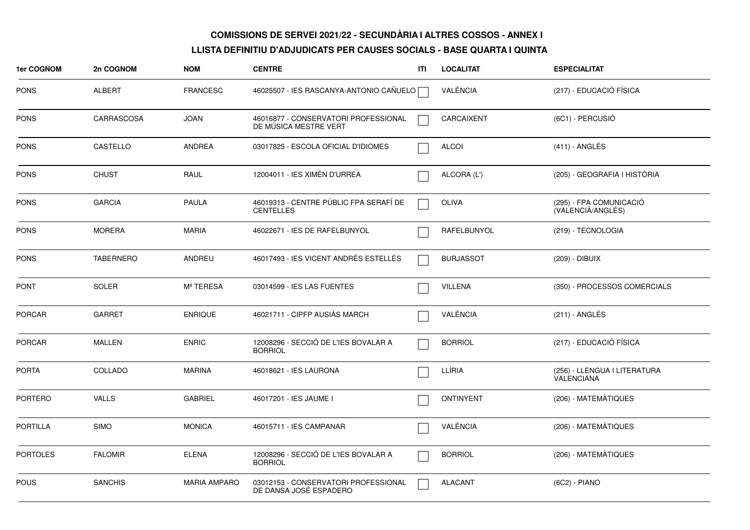**COMISSIONS DE SERVEI 2021/22 - SECUNDÀRIA I ALTRES COSSOS - ANNEX I**

**LLISTA DEFINITIU D'ADJUDICATS PER CAUSES SOCIALS - BASE QUARTA I QUINTA**

| 1er COGNOM | 2n COGNOM | NOM | CENTRE | ITI | LOCALITAT | ESPECIALITAT |
|---|---|---|---|---|---|---|
| PONS | ALBERT | FRANCESC | 46025507 - IES RASCANYA-ANTONIO CAÑUELO | | VALÈNCIA | (217) - EDUCACIÓ FÍSICA |
| PONS | CARRASCOSA | JOAN | 46016877 - CONSERVATORI PROFESSIONAL DE MÚSICA MESTRE VERT | | CARCAIXENT | (6C1) - PERCUSIÓ |
| PONS | CASTELLO | ANDREA | 03017825 - ESCOLA OFICIAL D'IDIOMES | | ALCOI | (411) - ANGLÉS |
| PONS | CHUST | RAUL | 12004011 - IES XIMÉN D'URREA | | ALCORA (L') | (205) - GEOGRAFIA I HISTÒRIA |
| PONS | GARCIA | PAULA | 46019313 - CENTRE PÚBLIC FPA SERAFÍ DE CENTELLES | | OLIVA | (295) - FPA COMUNICACIÓ (VALENCIÀ/ANGLÉS) |
| PONS | MORERA | MARIA | 46022671 - IES DE RAFELBUNYOL | | RAFELBUNYOL | (219) - TECNOLOGIA |
| PONS | TABERNERO | ANDREU | 46017493 - IES VICENT ANDRÉS ESTELLÉS | | BURJASSOT | (209) - DIBUIX |
| PONT | SOLER | Mª TERESA | 03014599 - IES LAS FUENTES | | VILLENA | (350) - PROCESSOS COMERCIALS |
| PORCAR | GARRET | ENRIQUE | 46021711 - CIPFP AUSIÀS MARCH | | VALÈNCIA | (211) - ANGLÉS |
| PORCAR | MALLEN | ENRIC | 12008296 - SECCIÓ DE L'IES BOVALAR A BORRIOL | | BORRIOL | (217) - EDUCACIÓ FÍSICA |
| PORTA | COLLADO | MARINA | 46018621 - IES LAURONA | | LLÍRIA | (256) - LLENGUA I LITERATURA VALENCIANA |
| PORTERO | VALLS | GABRIEL | 46017201 - IES JAUME I | | ONTINYENT | (206) - MATEMÀTIQUES |
| PORTILLA | SIMO | MONICA | 46015711 - IES CAMPANAR | | VALÈNCIA | (206) - MATEMÀTIQUES |
| PORTOLES | FALOMIR | ELENA | 12008296 - SECCIÓ DE L'IES BOVALAR A BORRIOL | | BORRIOL | (206) - MATEMÀTIQUES |
| POUS | SANCHIS | MARIA AMPARO | 03012153 - CONSERVATORI PROFESSIONAL DE DANSA JOSÉ ESPADERO | | ALACANT | (6C2) - PIANO |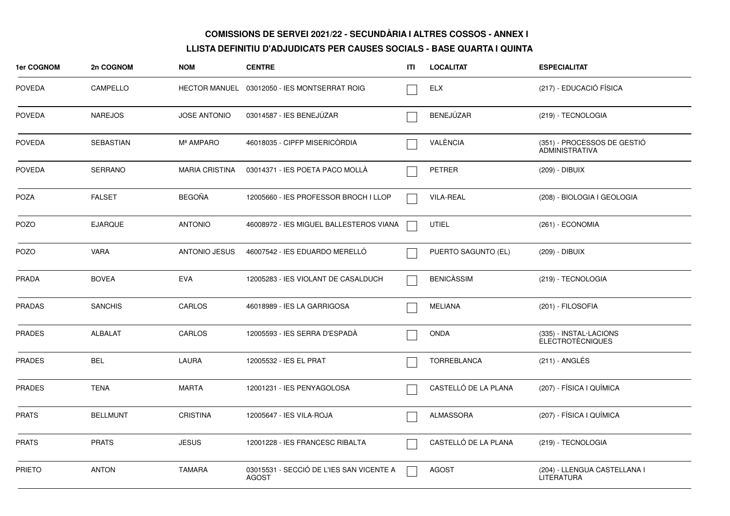**COMISSIONS DE SERVEI 2021/22 - SECUNDÀRIA I ALTRES COSSOS - ANNEX I**

**LLISTA DEFINITIU D'ADJUDICATS PER CAUSES SOCIALS - BASE QUARTA I QUINTA**

| 1er COGNOM | 2n COGNOM | NOM | CENTRE | ITI | LOCALITAT | ESPECIALITAT |
|---|---|---|---|---|---|---|
| POVEDA | CAMPELLO | HECTOR MANUEL | 03012050 - IES MONTSERRAT ROIG | ☐ | ELX | (217) - EDUCACIÓ FÍSICA |
| POVEDA | NAREJOS | JOSE ANTONIO | 03014587 - IES BENEJÚZAR | ☐ | BENEJÚZAR | (219) - TECNOLOGIA |
| POVEDA | SEBASTIAN | Mª AMPARO | 46018035 - CIPFP MISERICÒRDIA | ☐ | VALÈNCIA | (351) - PROCESSOS DE GESTIÓ ADMINISTRATIVA |
| POVEDA | SERRANO | MARIA CRISTINA | 03014371 - IES POETA PACO MOLLÀ | ☐ | PETRER | (209) - DIBUIX |
| POZA | FALSET | BEGOÑA | 12005660 - IES PROFESSOR BROCH I LLOP | ☐ | VILA-REAL | (208) - BIOLOGIA I GEOLOGIA |
| POZO | EJARQUE | ANTONIO | 46008972 - IES MIGUEL BALLESTEROS VIANA | ☐ | UTIEL | (261) - ECONOMIA |
| POZO | VARA | ANTONIO JESUS | 46007542 - IES EDUARDO MERELLÓ | ☐ | PUERTO SAGUNTO (EL) | (209) - DIBUIX |
| PRADA | BOVEA | EVA | 12005283 - IES VIOLANT DE CASALDUCH | ☐ | BENICÀSSIM | (219) - TECNOLOGIA |
| PRADAS | SANCHIS | CARLOS | 46018989 - IES LA GARRIGOSA | ☐ | MELIANA | (201) - FILOSOFIA |
| PRADES | ALBALAT | CARLOS | 12005593 - IES SERRA D'ESPADÀ | ☐ | ONDA | (335) - INSTAL·LACIONS ELECTROTÈCNIQUES |
| PRADES | BEL | LAURA | 12005532 - IES EL PRAT | ☐ | TORREBLANCA | (211) - ANGLÉS |
| PRADES | TENA | MARTA | 12001231 - IES PENYAGOLOSA | ☐ | CASTELLÓ DE LA PLANA | (207) - FÍSICA I QUÍMICA |
| PRATS | BELLMUNT | CRISTINA | 12005647 - IES VILA-ROJA | ☐ | ALMASSORA | (207) - FÍSICA I QUÍMICA |
| PRATS | PRATS | JESUS | 12001228 - IES FRANCESC RIBALTA | ☐ | CASTELLÓ DE LA PLANA | (219) - TECNOLOGIA |
| PRIETO | ANTON | TAMARA | 03015531 - SECCIÓ DE L'IES SAN VICENTE A AGOST | ☐ | AGOST | (204) - LLENGUA CASTELLANA I LITERATURA |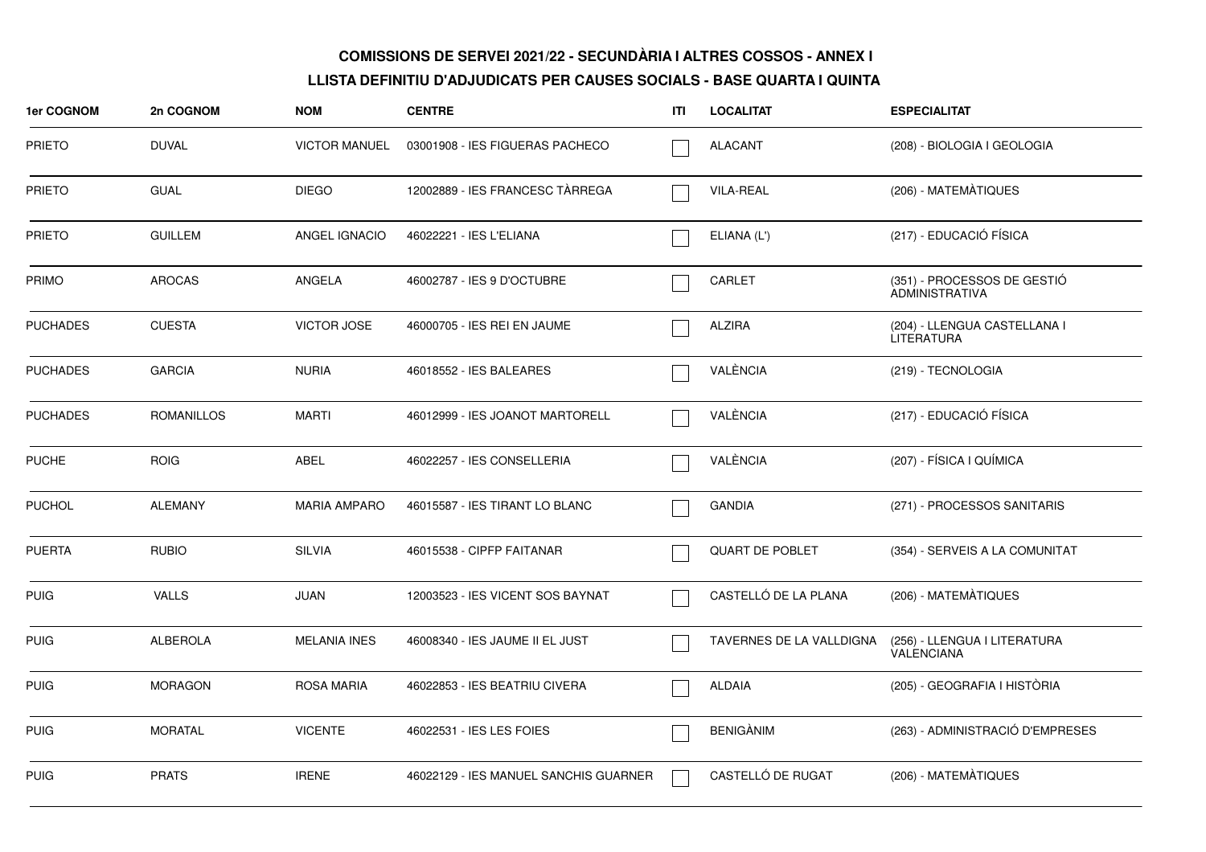**COMISSIONS DE SERVEI 2021/22 - SECUNDÀRIA I ALTRES COSSOS - ANNEX I**

**LLISTA DEFINITIU D'ADJUDICATS PER CAUSES SOCIALS - BASE QUARTA I QUINTA**

| 1er COGNOM | 2n COGNOM | NOM | CENTRE | ITI | LOCALITAT | ESPECIALITAT |
|---|---|---|---|---|---|---|
| PRIETO | DUVAL | VICTOR MANUEL | 03001908 - IES FIGUERAS PACHECO | ☐ | ALACANT | (208) - BIOLOGIA I GEOLOGIA |
| PRIETO | GUAL | DIEGO | 12002889 - IES FRANCESC TÀRREGA | ☐ | VILA-REAL | (206) - MATEMÀTIQUES |
| PRIETO | GUILLEM | ANGEL IGNACIO | 46022221 - IES L'ELIANA | ☐ | ELIANA (L') | (217) - EDUCACIÓ FÍSICA |
| PRIMO | AROCAS | ANGELA | 46002787 - IES 9 D'OCTUBRE | ☐ | CARLET | (351) - PROCESSOS DE GESTIÓ ADMINISTRATIVA |
| PUCHADES | CUESTA | VICTOR JOSE | 46000705 - IES REI EN JAUME | ☐ | ALZIRA | (204) - LLENGUA CASTELLANA I LITERATURA |
| PUCHADES | GARCIA | NURIA | 46018552 - IES BALEARES | ☐ | VALÈNCIA | (219) - TECNOLOGIA |
| PUCHADES | ROMANILLOS | MARTI | 46012999 - IES JOANOT MARTORELL | ☐ | VALÈNCIA | (217) - EDUCACIÓ FÍSICA |
| PUCHE | ROIG | ABEL | 46022257 - IES CONSELLERIA | ☐ | VALÈNCIA | (207) - FÍSICA I QUÍMICA |
| PUCHOL | ALEMANY | MARIA AMPARO | 46015587 - IES TIRANT LO BLANC | ☐ | GANDIA | (271) - PROCESSOS SANITARIS |
| PUERTA | RUBIO | SILVIA | 46015538 - CIPFP FAITANAR | ☐ | QUART DE POBLET | (354) - SERVEIS A LA COMUNITAT |
| PUIG | VALLS | JUAN | 12003523 - IES VICENT SOS BAYNAT | ☐ | CASTELLÓ DE LA PLANA | (206) - MATEMÀTIQUES |
| PUIG | ALBEROLA | MELANIA INES | 46008340 - IES JAUME II EL JUST | ☐ | TAVERNES DE LA VALLDIGNA | (256) - LLENGUA I LITERATURA VALENCIANA |
| PUIG | MORAGON | ROSA MARIA | 46022853 - IES BEATRIU CIVERA | ☐ | ALDAIA | (205) - GEOGRAFIA I HISTÒRIA |
| PUIG | MORATAL | VICENTE | 46022531 - IES LES FOIES | ☐ | BENIGÀNIM | (263) - ADMINISTRACIÓ D'EMPRESES |
| PUIG | PRATS | IRENE | 46022129 - IES MANUEL SANCHIS GUARNER | ☐ | CASTELLÓ DE RUGAT | (206) - MATEMÀTIQUES |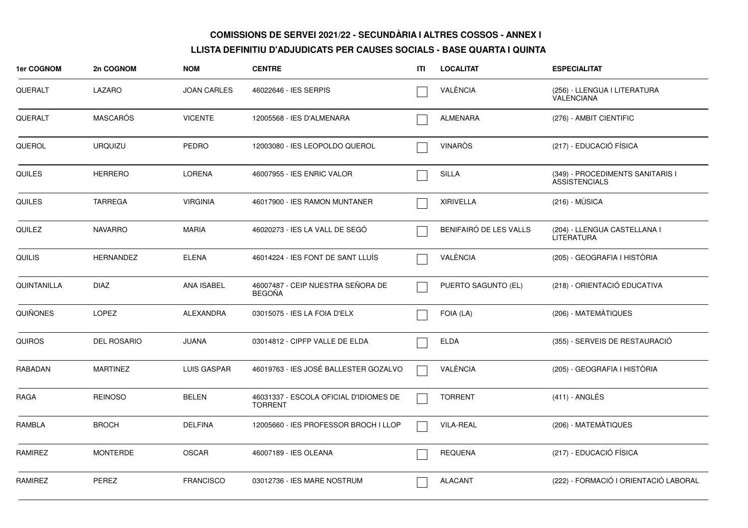**COMISSIONS DE SERVEI 2021/22 - SECUNDÀRIA I ALTRES COSSOS - ANNEX I**

**LLISTA DEFINITIU D'ADJUDICATS PER CAUSES SOCIALS - BASE QUARTA I QUINTA**

| 1er COGNOM | 2n COGNOM | NOM | CENTRE | ITI | LOCALITAT | ESPECIALITAT |
|---|---|---|---|---|---|---|
| QUERALT | LAZARO | JOAN CARLES | 46022646 - IES SERPIS | ☐ | VALÈNCIA | (256) - LLENGUA I LITERATURA VALENCIANA |
| QUERALT | MASCARÓS | VICENTE | 12005568 - IES D'ALMENARA | ☐ | ALMENARA | (276) - AMBIT CIENTIFIC |
| QUEROL | URQUIZU | PEDRO | 12003080 - IES LEOPOLDO QUEROL | ☐ | VINARÒS | (217) - EDUCACIÓ FÍSICA |
| QUILES | HERRERO | LORENA | 46007955 - IES ENRIC VALOR | ☐ | SILLA | (349) - PROCEDIMENTS SANITARIS I ASSISTENCIALS |
| QUILES | TARREGA | VIRGINIA | 46017900 - IES RAMON MUNTANER | ☐ | XIRIVELLA | (216) - MÚSICA |
| QUILEZ | NAVARRO | MARIA | 46020273 - IES LA VALL DE SEGÓ | ☐ | BENIFAIRÓ DE LES VALLS | (204) - LLENGUA CASTELLANA I LITERATURA |
| QUILIS | HERNANDEZ | ELENA | 46014224 - IES FONT DE SANT LLUÍS | ☐ | VALÈNCIA | (205) - GEOGRAFIA I HISTÒRIA |
| QUINTANILLA | DIAZ | ANA ISABEL | 46007487 - CEIP NUESTRA SEÑORA DE BEGOÑA | ☐ | PUERTO SAGUNTO (EL) | (218) - ORIENTACIÓ EDUCATIVA |
| QUIÑONES | LOPEZ | ALEXANDRA | 03015075 - IES LA FOIA D'ELX | ☐ | FOIA (LA) | (206) - MATEMÀTIQUES |
| QUIROS | DEL ROSARIO | JUANA | 03014812 - CIPFP VALLE DE ELDA | ☐ | ELDA | (355) - SERVEIS DE RESTAURACIÓ |
| RABADAN | MARTINEZ | LUIS GASPAR | 46019763 - IES JOSÉ BALLESTER GOZALVO | ☐ | VALÈNCIA | (205) - GEOGRAFIA I HISTÒRIA |
| RAGA | REINOSO | BELEN | 46031337 - ESCOLA OFICIAL D'IDIOMES DE TORRENT | ☐ | TORRENT | (411) - ANGLÉS |
| RAMBLA | BROCH | DELFINA | 12005660 - IES PROFESSOR BROCH I LLOP | ☐ | VILA-REAL | (206) - MATEMÀTIQUES |
| RAMIREZ | MONTERDE | OSCAR | 46007189 - IES OLEANA | ☐ | REQUENA | (217) - EDUCACIÓ FÍSICA |
| RAMIREZ | PEREZ | FRANCISCO | 03012736 - IES MARE NOSTRUM | ☐ | ALACANT | (222) - FORMACIÓ I ORIENTACIÓ LABORAL |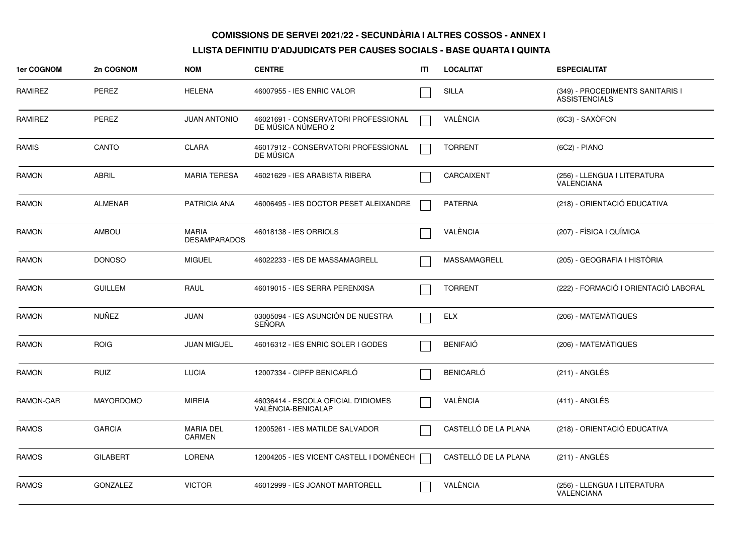**COMISSIONS DE SERVEI 2021/22 - SECUNDÀRIA I ALTRES COSSOS - ANNEX I**

**LLISTA DEFINITIU D'ADJUDICATS PER CAUSES SOCIALS - BASE QUARTA I QUINTA**

| 1er COGNOM | 2n COGNOM | NOM | CENTRE | ITI | LOCALITAT | ESPECIALITAT |
|---|---|---|---|---|---|---|
| RAMIREZ | PEREZ | HELENA | 46007955 - IES ENRIC VALOR | ☐ | SILLA | (349) - PROCEDIMENTS SANITARIS I ASSISTENCIALS |
| RAMIREZ | PEREZ | JUAN ANTONIO | 46021691 - CONSERVATORI PROFESSIONAL DE MÚSICA NÚMERO 2 | ☐ | VALÈNCIA | (6C3) - SAXÒFON |
| RAMIS | CANTO | CLARA | 46017912 - CONSERVATORI PROFESSIONAL DE MÚSICA | ☐ | TORRENT | (6C2) - PIANO |
| RAMON | ABRIL | MARIA TERESA | 46021629 - IES ARABISTA RIBERA | ☐ | CARCAIXENT | (256) - LLENGUA I LITERATURA VALENCIANA |
| RAMON | ALMENAR | PATRICIA ANA | 46006495 - IES DOCTOR PESET ALEIXANDRE | ☐ | PATERNA | (218) - ORIENTACIÓ EDUCATIVA |
| RAMON | AMBOU | MARIA DESAMPARADOS | 46018138 - IES ORRIOLS | ☐ | VALÈNCIA | (207) - FÍSICA I QUÍMICA |
| RAMON | DONOSO | MIGUEL | 46022233 - IES DE MASSAMAGRELL | ☐ | MASSAMAGRELL | (205) - GEOGRAFIA I HISTÒRIA |
| RAMON | GUILLEM | RAUL | 46019015 - IES SERRA PERENXISA | ☐ | TORRENT | (222) - FORMACIÓ I ORIENTACIÓ LABORAL |
| RAMON | NUÑEZ | JUAN | 03005094 - IES ASUNCIÓN DE NUESTRA SEÑORA | ☐ | ELX | (206) - MATEMÀTIQUES |
| RAMON | ROIG | JUAN MIGUEL | 46016312 - IES ENRIC SOLER I GODES | ☐ | BENIFAIÓ | (206) - MATEMÀTIQUES |
| RAMON | RUIZ | LUCIA | 12007334 - CIPFP BENICARLÓ | ☐ | BENICARLÓ | (211) - ANGLÉS |
| RAMON-CAR | MAYORDOMO | MIREIA | 46036414 - ESCOLA OFICIAL D'IDIOMES VALÈNCIA-BENICALAP | ☐ | VALÈNCIA | (411) - ANGLÉS |
| RAMOS | GARCIA | MARIA DEL CARMEN | 12005261 - IES MATILDE SALVADOR | ☐ | CASTELLÓ DE LA PLANA | (218) - ORIENTACIÓ EDUCATIVA |
| RAMOS | GILABERT | LORENA | 12004205 - IES VICENT CASTELL I DOMÉNECH | ☐ | CASTELLÓ DE LA PLANA | (211) - ANGLÉS |
| RAMOS | GONZALEZ | VICTOR | 46012999 - IES JOANOT MARTORELL | ☐ | VALÈNCIA | (256) - LLENGUA I LITERATURA VALENCIANA |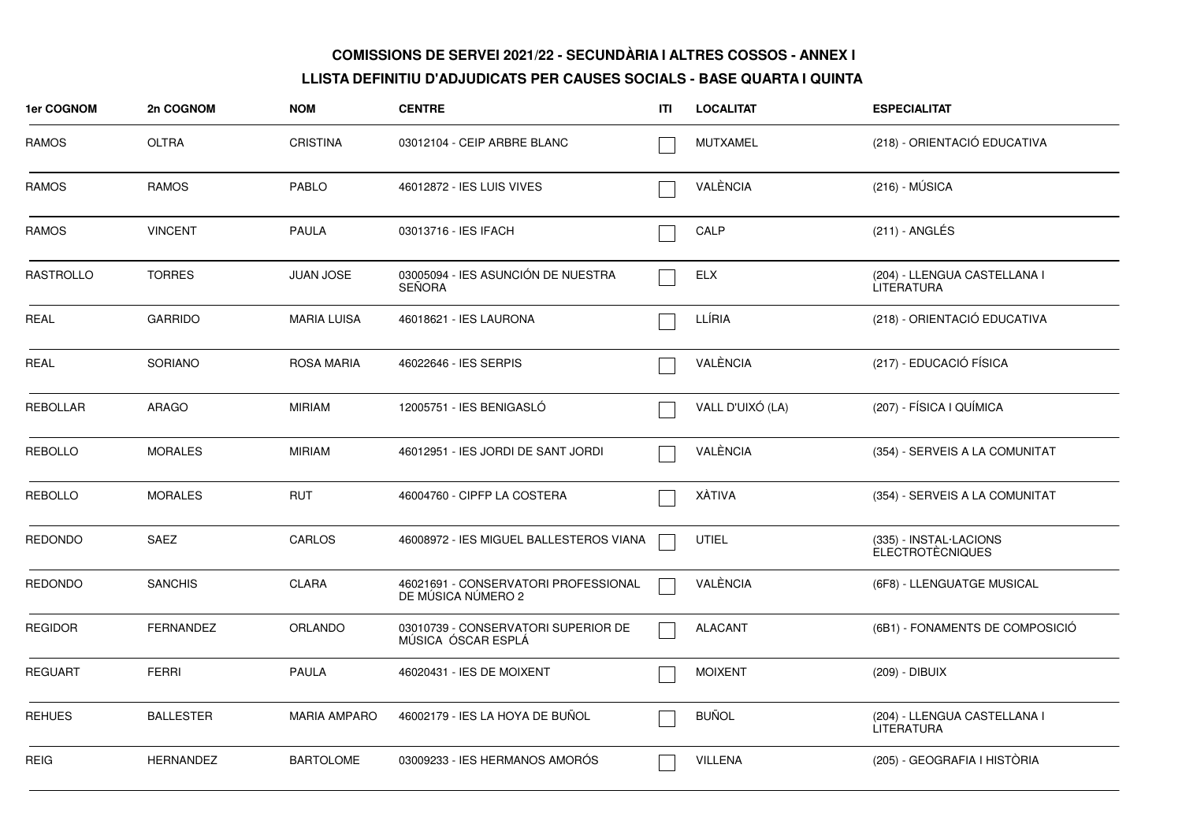**COMISSIONS DE SERVEI 2021/22 - SECUNDÀRIA I ALTRES COSSOS - ANNEX I**

**LLISTA DEFINITIU D'ADJUDICATS PER CAUSES SOCIALS - BASE QUARTA I QUINTA**

| 1er COGNOM | 2n COGNOM | NOM | CENTRE | ITI | LOCALITAT | ESPECIALITAT |
|---|---|---|---|---|---|---|
| RAMOS | OLTRA | CRISTINA | 03012104 - CEIP ARBRE BLANC | ☐ | MUTXAMEL | (218) - ORIENTACIÓ EDUCATIVA |
| RAMOS | RAMOS | PABLO | 46012872 - IES LUIS VIVES | ☐ | VALÈNCIA | (216) - MÚSICA |
| RAMOS | VINCENT | PAULA | 03013716 - IES IFACH | ☐ | CALP | (211) - ANGLÉS |
| RASTROLLO | TORRES | JUAN JOSE | 03005094 - IES ASUNCIÓN DE NUESTRA SEÑORA | ☐ | ELX | (204) - LLENGUA CASTELLANA I LITERATURA |
| REAL | GARRIDO | MARIA LUISA | 46018621 - IES LAURONA | ☐ | LLÍRIA | (218) - ORIENTACIÓ EDUCATIVA |
| REAL | SORIANO | ROSA MARIA | 46022646 - IES SERPIS | ☐ | VALÈNCIA | (217) - EDUCACIÓ FÍSICA |
| REBOLLAR | ARAGO | MIRIAM | 12005751 - IES BENIGASLÓ | ☐ | VALL D'UIXÓ (LA) | (207) - FÍSICA I QUÍMICA |
| REBOLLO | MORALES | MIRIAM | 46012951 - IES JORDI DE SANT JORDI | ☐ | VALÈNCIA | (354) - SERVEIS A LA COMUNITAT |
| REBOLLO | MORALES | RUT | 46004760 - CIPFP LA COSTERA | ☐ | XÀTIVA | (354) - SERVEIS A LA COMUNITAT |
| REDONDO | SAEZ | CARLOS | 46008972 - IES MIGUEL BALLESTEROS VIANA | ☐ | UTIEL | (335) - INSTAL·LACIONS ELECTROTÈCNIQUES |
| REDONDO | SANCHIS | CLARA | 46021691 - CONSERVATORI PROFESSIONAL DE MÚSICA NÚMERO 2 | ☐ | VALÈNCIA | (6F8) - LLENGUATGE MUSICAL |
| REGIDOR | FERNANDEZ | ORLANDO | 03010739 - CONSERVATORI SUPERIOR DE MÚSICA ÓSCAR ESPLÁ | ☐ | ALACANT | (6B1) - FONAMENTS DE COMPOSICIÓ |
| REGUART | FERRI | PAULA | 46020431 - IES DE MOIXENT | ☐ | MOIXENT | (209) - DIBUIX |
| REHUES | BALLESTER | MARIA AMPARO | 46002179 - IES LA HOYA DE BUÑOL | ☐ | BUÑOL | (204) - LLENGUA CASTELLANA I LITERATURA |
| REIG | HERNANDEZ | BARTOLOME | 03009233 - IES HERMANOS AMORÓS | ☐ | VILLENA | (205) - GEOGRAFIA I HISTÒRIA |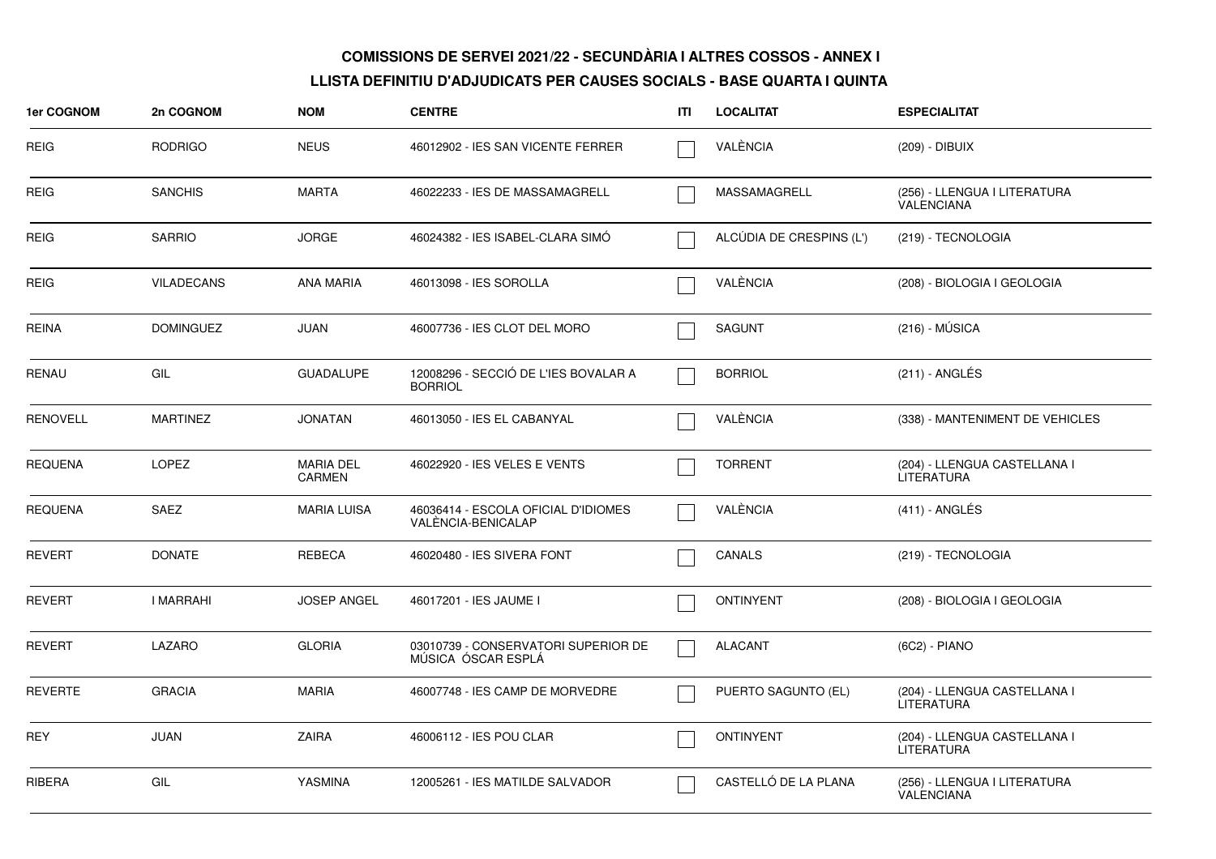**COMISSIONS DE SERVEI 2021/22 - SECUNDÀRIA I ALTRES COSSOS - ANNEX I**

**LLISTA DEFINITIU D'ADJUDICATS PER CAUSES SOCIALS - BASE QUARTA I QUINTA**

| 1er COGNOM | 2n COGNOM | NOM | CENTRE | ITI | LOCALITAT | ESPECIALITAT |
|---|---|---|---|---|---|---|
| REIG | RODRIGO | NEUS | 46012902 - IES SAN VICENTE FERRER | ☐ | VALÈNCIA | (209) - DIBUIX |
| REIG | SANCHIS | MARTA | 46022233 - IES DE MASSAMAGRELL | ☐ | MASSAMAGRELL | (256) - LLENGUA I LITERATURA VALENCIANA |
| REIG | SARRIO | JORGE | 46024382 - IES ISABEL-CLARA SIMÓ | ☐ | ALCÚDIA DE CRESPINS (L') | (219) - TECNOLOGIA |
| REIG | VILADECANS | ANA MARIA | 46013098 - IES SOROLLA | ☐ | VALÈNCIA | (208) - BIOLOGIA I GEOLOGIA |
| REINA | DOMINGUEZ | JUAN | 46007736 - IES CLOT DEL MORO | ☐ | SAGUNT | (216) - MÚSICA |
| RENAU | GIL | GUADALUPE | 12008296 - SECCIÓ DE L'IES BOVALAR A BORRIOL | ☐ | BORRIOL | (211) - ANGLÉS |
| RENOVELL | MARTINEZ | JONATAN | 46013050 - IES EL CABANYAL | ☐ | VALÈNCIA | (338) - MANTENIMENT DE VEHICLES |
| REQUENA | LOPEZ | MARIA DEL CARMEN | 46022920 - IES VELES E VENTS | ☐ | TORRENT | (204) - LLENGUA CASTELLANA I LITERATURA |
| REQUENA | SAEZ | MARIA LUISA | 46036414 - ESCOLA OFICIAL D'IDIOMES VALÈNCIA-BENICALAP | ☐ | VALÈNCIA | (411) - ANGLÉS |
| REVERT | DONATE | REBECA | 46020480 - IES SIVERA FONT | ☐ | CANALS | (219) - TECNOLOGIA |
| REVERT | I MARRAHI | JOSEP ANGEL | 46017201 - IES JAUME I | ☐ | ONTINYENT | (208) - BIOLOGIA I GEOLOGIA |
| REVERT | LAZARO | GLORIA | 03010739 - CONSERVATORI SUPERIOR DE MÚSICA ÓSCAR ESPLÁ | ☐ | ALACANT | (6C2) - PIANO |
| REVERTE | GRACIA | MARIA | 46007748 - IES CAMP DE MORVEDRE | ☐ | PUERTO SAGUNTO (EL) | (204) - LLENGUA CASTELLANA I LITERATURA |
| REY | JUAN | ZAIRA | 46006112 - IES POU CLAR | ☐ | ONTINYENT | (204) - LLENGUA CASTELLANA I LITERATURA |
| RIBERA | GIL | YASMINA | 12005261 - IES MATILDE SALVADOR | ☐ | CASTELLÓ DE LA PLANA | (256) - LLENGUA I LITERATURA VALENCIANA |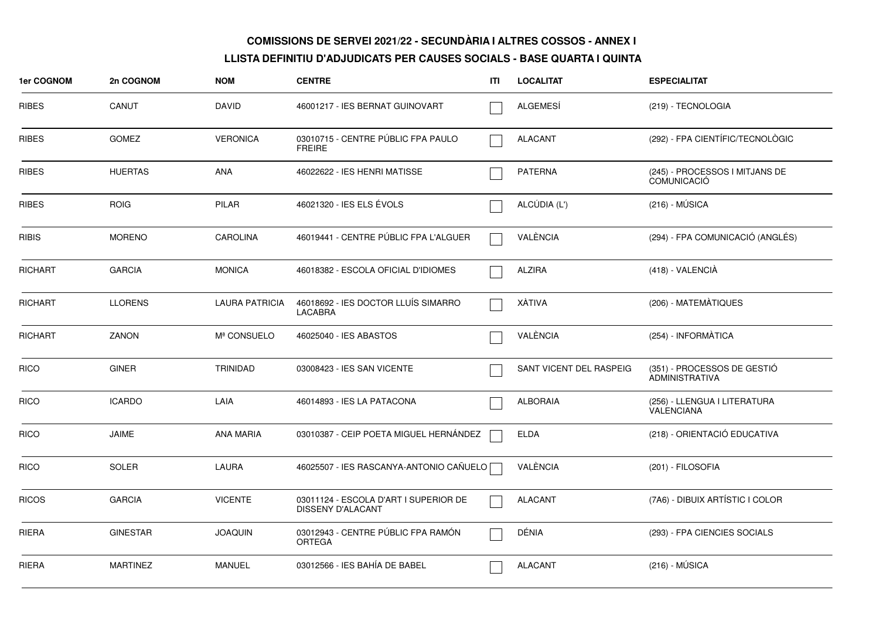**COMISSIONS DE SERVEI 2021/22 - SECUNDÀRIA I ALTRES COSSOS - ANNEX I**

**LLISTA DEFINITIU D'ADJUDICATS PER CAUSES SOCIALS - BASE QUARTA I QUINTA**

| 1er COGNOM | 2n COGNOM | NOM | CENTRE | ITI | LOCALITAT | ESPECIALITAT |
|---|---|---|---|---|---|---|
| RIBES | CANUT | DAVID | 46001217 - IES BERNAT GUINOVART | ☐ | ALGEMESÍ | (219) - TECNOLOGIA |
| RIBES | GOMEZ | VERONICA | 03010715 - CENTRE PÚBLIC FPA PAULO FREIRE | ☐ | ALACANT | (292) - FPA CIENTÍFIC/TECNOLÒGIC |
| RIBES | HUERTAS | ANA | 46022622 - IES HENRI MATISSE | ☐ | PATERNA | (245) - PROCESSOS I MITJANS DE COMUNICACIÓ |
| RIBES | ROIG | PILAR | 46021320 - IES ELS ÉVOLS | ☐ | ALCÚDIA (L') | (216) - MÚSICA |
| RIBIS | MORENO | CAROLINA | 46019441 - CENTRE PÚBLIC FPA L'ALGUER | ☐ | VALÈNCIA | (294) - FPA COMUNICACIÓ (ANGLÉS) |
| RICHART | GARCIA | MONICA | 46018382 - ESCOLA OFICIAL D'IDIOMES | ☐ | ALZIRA | (418) - VALENCIÀ |
| RICHART | LLORENS | LAURA PATRICIA | 46018692 - IES DOCTOR LLUÍS SIMARRO LACABRA | ☐ | XÀTIVA | (206) - MATEMÀTIQUES |
| RICHART | ZANON | Mª CONSUELO | 46025040 - IES ABASTOS | ☐ | VALÈNCIA | (254) - INFORMÀTICA |
| RICO | GINER | TRINIDAD | 03008423 - IES SAN VICENTE | ☐ | SANT VICENT DEL RASPEIG | (351) - PROCESSOS DE GESTIÓ ADMINISTRATIVA |
| RICO | ICARDO | LAIA | 46014893 - IES LA PATACONA | ☐ | ALBORAIA | (256) - LLENGUA I LITERATURA VALENCIANA |
| RICO | JAIME | ANA MARIA | 03010387 - CEIP POETA MIGUEL HERNÁNDEZ | ☐ | ELDA | (218) - ORIENTACIÓ EDUCATIVA |
| RICO | SOLER | LAURA | 46025507 - IES RASCANYA-ANTONIO CAÑUELO | ☐ | VALÈNCIA | (201) - FILOSOFIA |
| RICOS | GARCIA | VICENTE | 03011124 - ESCOLA D'ART I SUPERIOR DE DISSENY D'ALACANT | ☐ | ALACANT | (7A6) - DIBUIX ARTÍSTIC I COLOR |
| RIERA | GINESTAR | JOAQUIN | 03012943 - CENTRE PÚBLIC FPA RAMÓN ORTEGA | ☐ | DÉNIA | (293) - FPA CIENCIES SOCIALS |
| RIERA | MARTINEZ | MANUEL | 03012566 - IES BAHÍA DE BABEL | ☐ | ALACANT | (216) - MÚSICA |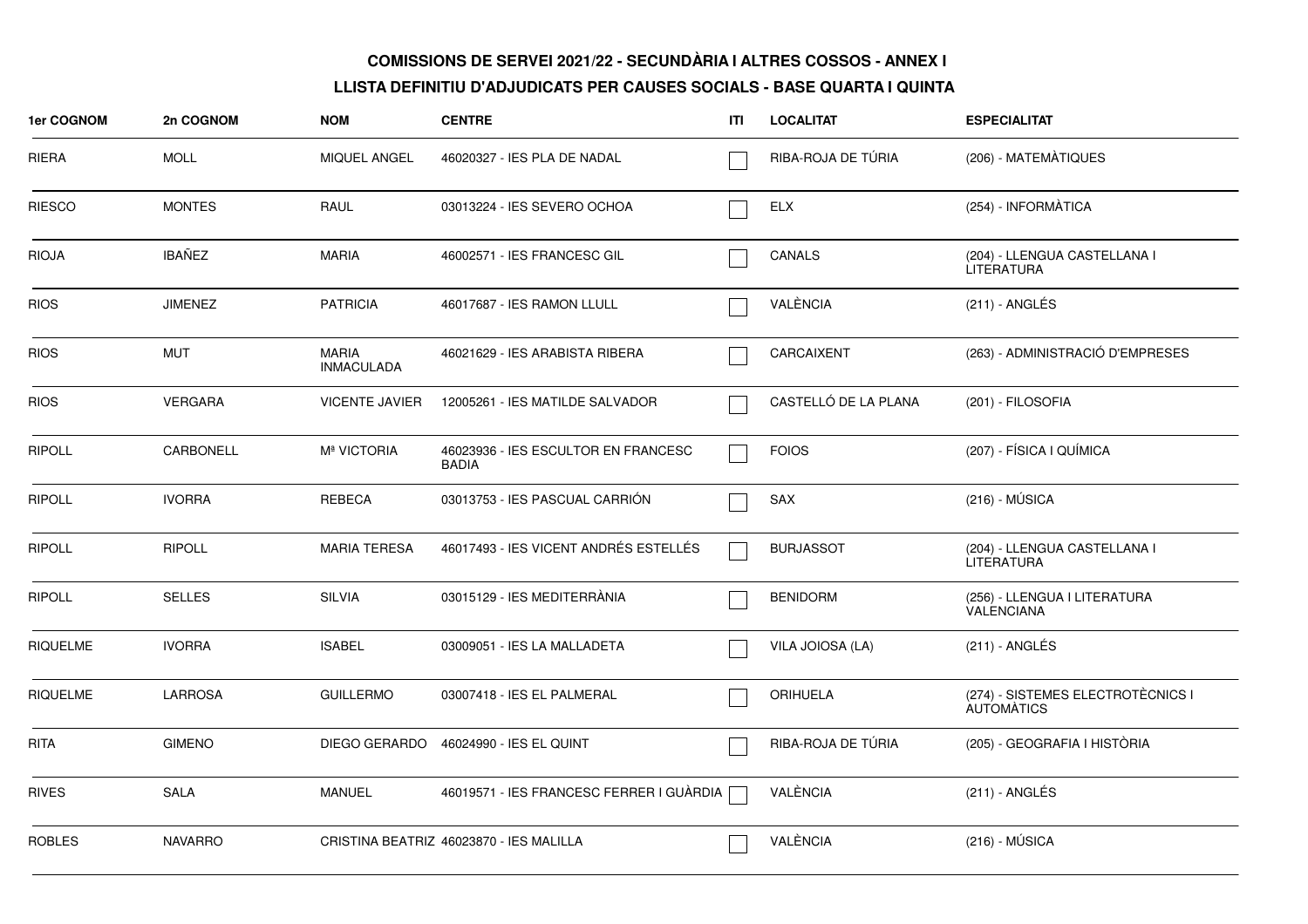**COMISSIONS DE SERVEI 2021/22 - SECUNDÀRIA I ALTRES COSSOS - ANNEX I**

**LLISTA DEFINITIU D'ADJUDICATS PER CAUSES SOCIALS - BASE QUARTA I QUINTA**

| 1er COGNOM | 2n COGNOM | NOM | CENTRE | ITI | LOCALITAT | ESPECIALITAT |
|---|---|---|---|---|---|---|
| RIERA | MOLL | MIQUEL ANGEL | 46020327 - IES PLA DE NADAL | | RIBA-ROJA DE TÚRIA | (206) - MATEMÀTIQUES |
| RIESCO | MONTES | RAUL | 03013224 - IES SEVERO OCHOA | | ELX | (254) - INFORMÀTICA |
| RIOJA | IBAÑEZ | MARIA | 46002571 - IES FRANCESC GIL | | CANALS | (204) - LLENGUA CASTELLANA I LITERATURA |
| RIOS | JIMENEZ | PATRICIA | 46017687 - IES RAMON LLULL | | VALÈNCIA | (211) - ANGLÉS |
| RIOS | MUT | MARIA INMACULADA | 46021629 - IES ARABISTA RIBERA | | CARCAIXENT | (263) - ADMINISTRACIÓ D'EMPRESES |
| RIOS | VERGARA | VICENTE JAVIER | 12005261 - IES MATILDE SALVADOR | | CASTELLÓ DE LA PLANA | (201) - FILOSOFIA |
| RIPOLL | CARBONELL | Mª VICTORIA | 46023936 - IES ESCULTOR EN FRANCESC BADIA | | FOIOS | (207) - FÍSICA I QUÍMICA |
| RIPOLL | IVORRA | REBECA | 03013753 - IES PASCUAL CARRIÓN | | SAX | (216) - MÚSICA |
| RIPOLL | RIPOLL | MARIA TERESA | 46017493 - IES VICENT ANDRÉS ESTELLÉS | | BURJASSOT | (204) - LLENGUA CASTELLANA I LITERATURA |
| RIPOLL | SELLES | SILVIA | 03015129 - IES MEDITERRÀNIA | | BENIDORM | (256) - LLENGUA I LITERATURA VALENCIANA |
| RIQUELME | IVORRA | ISABEL | 03009051 - IES LA MALLADETA | | VILA JOIOSA (LA) | (211) - ANGLÉS |
| RIQUELME | LARROSA | GUILLERMO | 03007418 - IES EL PALMERAL | | ORIHUELA | (274) - SISTEMES ELECTROTÈCNICS I AUTOMÀTICS |
| RITA | GIMENO | DIEGO GERARDO | 46024990 - IES EL QUINT | | RIBA-ROJA DE TÚRIA | (205) - GEOGRAFIA I HISTÒRIA |
| RIVES | SALA | MANUEL | 46019571 - IES FRANCESC FERRER I GUÀRDIA | | VALÈNCIA | (211) - ANGLÉS |
| ROBLES | NAVARRO | CRISTINA BEATRIZ | 46023870 - IES MALILLA | | VALÈNCIA | (216) - MÚSICA |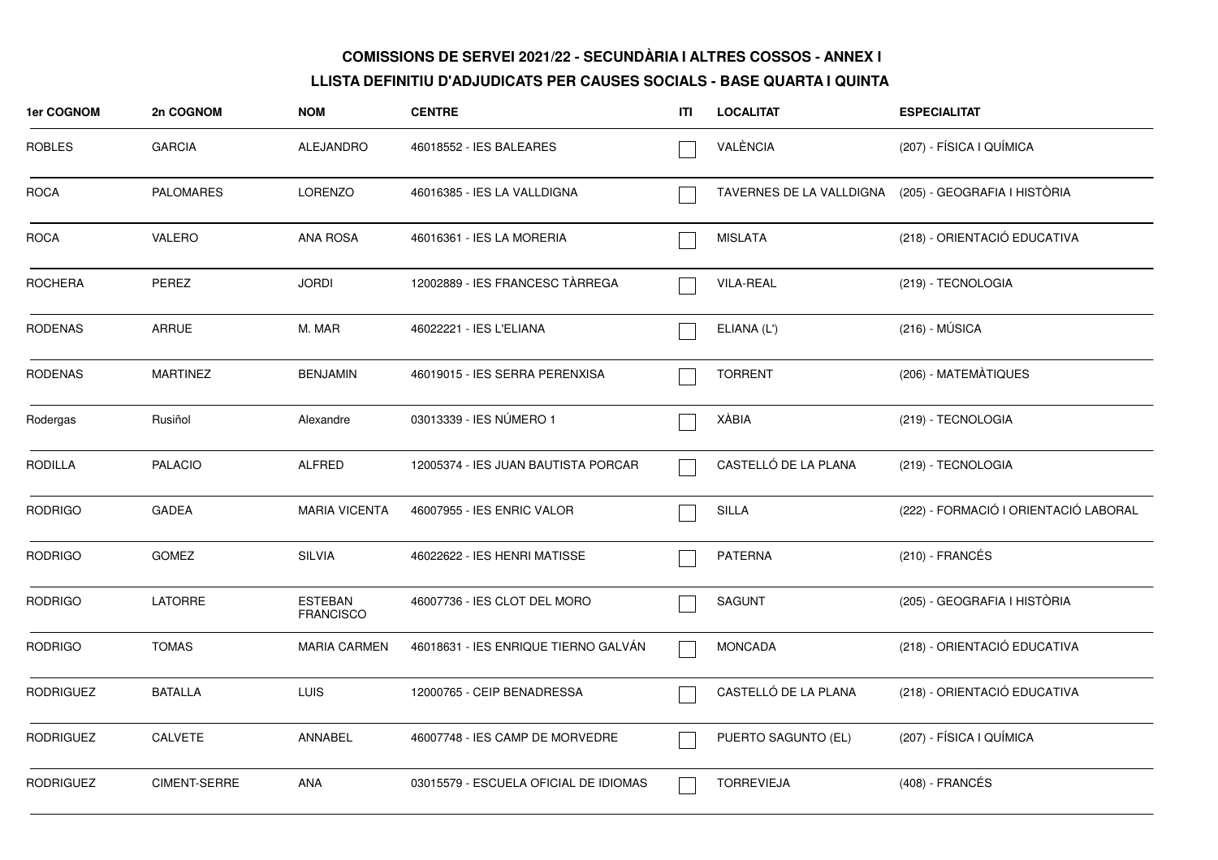**COMISSIONS DE SERVEI 2021/22 - SECUNDÀRIA I ALTRES COSSOS - ANNEX I**

**LLISTA DEFINITIU D'ADJUDICATS PER CAUSES SOCIALS - BASE QUARTA I QUINTA**

| 1er COGNOM | 2n COGNOM | NOM | CENTRE | ITI | LOCALITAT | ESPECIALITAT |
|---|---|---|---|---|---|---|
| ROBLES | GARCIA | ALEJANDRO | 46018552 - IES BALEARES | ☐ | VALÈNCIA | (207) - FÍSICA I QUÍMICA |
| ROCA | PALOMARES | LORENZO | 46016385 - IES LA VALLDIGNA | ☐ | TAVERNES DE LA VALLDIGNA | (205) - GEOGRAFIA I HISTÒRIA |
| ROCA | VALERO | ANA ROSA | 46016361 - IES LA MORERIA | ☐ | MISLATA | (218) - ORIENTACIÓ EDUCATIVA |
| ROCHERA | PEREZ | JORDI | 12002889 - IES FRANCESC TÀRREGA | ☐ | VILA-REAL | (219) - TECNOLOGIA |
| RODENAS | ARRUE | M. MAR | 46022221 - IES L'ELIANA | ☐ | ELIANA (L') | (216) - MÚSICA |
| RODENAS | MARTINEZ | BENJAMIN | 46019015 - IES SERRA PERENXISA | ☐ | TORRENT | (206) - MATEMÀTIQUES |
| Rodergas | Rusiñol | Alexandre | 03013339 - IES NÚMERO 1 | ☐ | XÀBIA | (219) - TECNOLOGIA |
| RODILLA | PALACIO | ALFRED | 12005374 - IES JUAN BAUTISTA PORCAR | ☐ | CASTELLÓ DE LA PLANA | (219) - TECNOLOGIA |
| RODRIGO | GADEA | MARIA VICENTA | 46007955 - IES ENRIC VALOR | ☐ | SILLA | (222) - FORMACIÓ I ORIENTACIÓ LABORAL |
| RODRIGO | GOMEZ | SILVIA | 46022622 - IES HENRI MATISSE | ☐ | PATERNA | (210) - FRANCÉS |
| RODRIGO | LATORRE | ESTEBAN FRANCISCO | 46007736 - IES CLOT DEL MORO | ☐ | SAGUNT | (205) - GEOGRAFIA I HISTÒRIA |
| RODRIGO | TOMAS | MARIA CARMEN | 46018631 - IES ENRIQUE TIERNO GALVÁN | ☐ | MONCADA | (218) - ORIENTACIÓ EDUCATIVA |
| RODRIGUEZ | BATALLA | LUIS | 12000765 - CEIP BENADRESSA | ☐ | CASTELLÓ DE LA PLANA | (218) - ORIENTACIÓ EDUCATIVA |
| RODRIGUEZ | CALVETE | ANNABEL | 46007748 - IES CAMP DE MORVEDRE | ☐ | PUERTO SAGUNTO (EL) | (207) - FÍSICA I QUÍMICA |
| RODRIGUEZ | CIMENT-SERRE | ANA | 03015579 - ESCUELA OFICIAL DE IDIOMAS | ☐ | TORREVIEJA | (408) - FRANCÉS |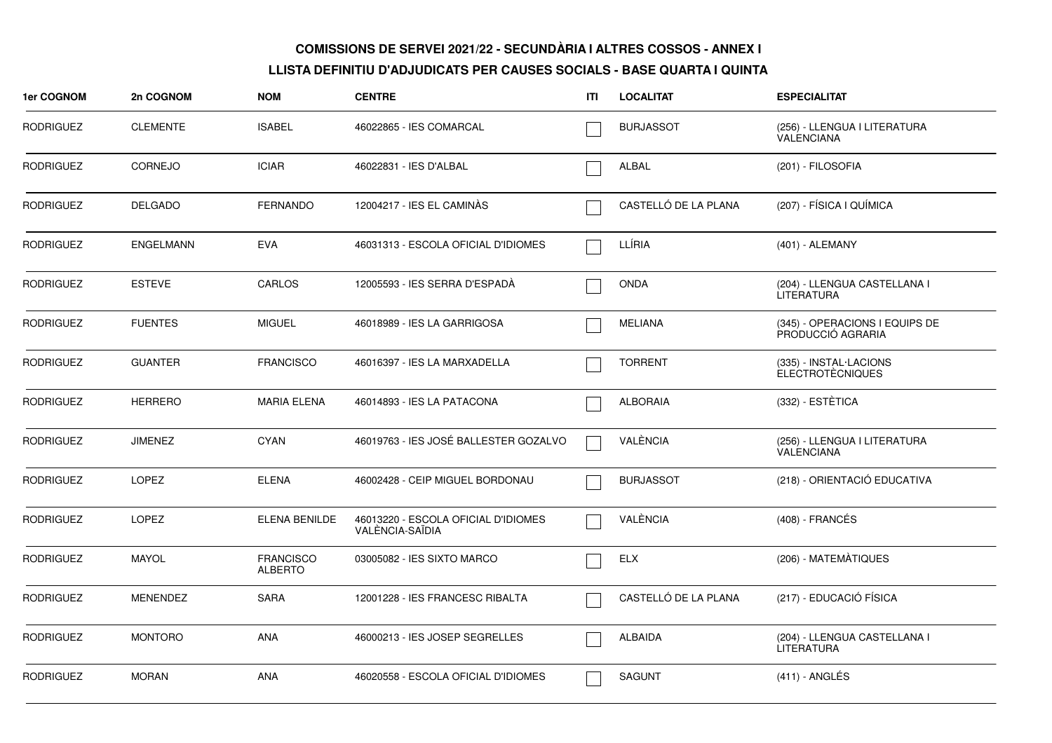**COMISSIONS DE SERVEI 2021/22 - SECUNDÀRIA I ALTRES COSSOS - ANNEX I**

**LLISTA DEFINITIU D'ADJUDICATS PER CAUSES SOCIALS - BASE QUARTA I QUINTA**

| 1er COGNOM | 2n COGNOM | NOM | CENTRE | ITI | LOCALITAT | ESPECIALITAT |
|---|---|---|---|---|---|---|
| RODRIGUEZ | CLEMENTE | ISABEL | 46022865 - IES COMARCAL | ☐ | BURJASSOT | (256) - LLENGUA I LITERATURA VALENCIANA |
| RODRIGUEZ | CORNEJO | ICIAR | 46022831 - IES D'ALBAL | ☐ | ALBAL | (201) - FILOSOFIA |
| RODRIGUEZ | DELGADO | FERNANDO | 12004217 - IES EL CAMINÀS | ☐ | CASTELLÓ DE LA PLANA | (207) - FÍSICA I QUÍMICA |
| RODRIGUEZ | ENGELMANN | EVA | 46031313 - ESCOLA OFICIAL D'IDIOMES | ☐ | LLÍRIA | (401) - ALEMANY |
| RODRIGUEZ | ESTEVE | CARLOS | 12005593 - IES SERRA D'ESPADÀ | ☐ | ONDA | (204) - LLENGUA CASTELLANA I LITERATURA |
| RODRIGUEZ | FUENTES | MIGUEL | 46018989 - IES LA GARRIGOSA | ☐ | MELIANA | (345) - OPERACIONS I EQUIPS DE PRODUCCIÓ AGRARIA |
| RODRIGUEZ | GUANTER | FRANCISCO | 46016397 - IES LA MARXADELLA | ☐ | TORRENT | (335) - INSTAL·LACIONS ELECTROTÈCNIQUES |
| RODRIGUEZ | HERRERO | MARIA ELENA | 46014893 - IES LA PATACONA | ☐ | ALBORAIA | (332) - ESTÈTICA |
| RODRIGUEZ | JIMENEZ | CYAN | 46019763 - IES JOSÉ BALLESTER GOZALVO | ☐ | VALÈNCIA | (256) - LLENGUA I LITERATURA VALENCIANA |
| RODRIGUEZ | LOPEZ | ELENA | 46002428 - CEIP MIGUEL BORDONAU | ☐ | BURJASSOT | (218) - ORIENTACIÓ EDUCATIVA |
| RODRIGUEZ | LOPEZ | ELENA BENILDE | 46013220 - ESCOLA OFICIAL D'IDIOMES VALÈNCIA-SAÏDIA | ☐ | VALÈNCIA | (408) - FRANCÉS |
| RODRIGUEZ | MAYOL | FRANCISCO ALBERTO | 03005082 - IES SIXTO MARCO | ☐ | ELX | (206) - MATEMÀTIQUES |
| RODRIGUEZ | MENENDEZ | SARA | 12001228 - IES FRANCESC RIBALTA | ☐ | CASTELLÓ DE LA PLANA | (217) - EDUCACIÓ FÍSICA |
| RODRIGUEZ | MONTORO | ANA | 46000213 - IES JOSEP SEGRELLES | ☐ | ALBAIDA | (204) - LLENGUA CASTELLANA I LITERATURA |
| RODRIGUEZ | MORAN | ANA | 46020558 - ESCOLA OFICIAL D'IDIOMES | ☐ | SAGUNT | (411) - ANGLÉS |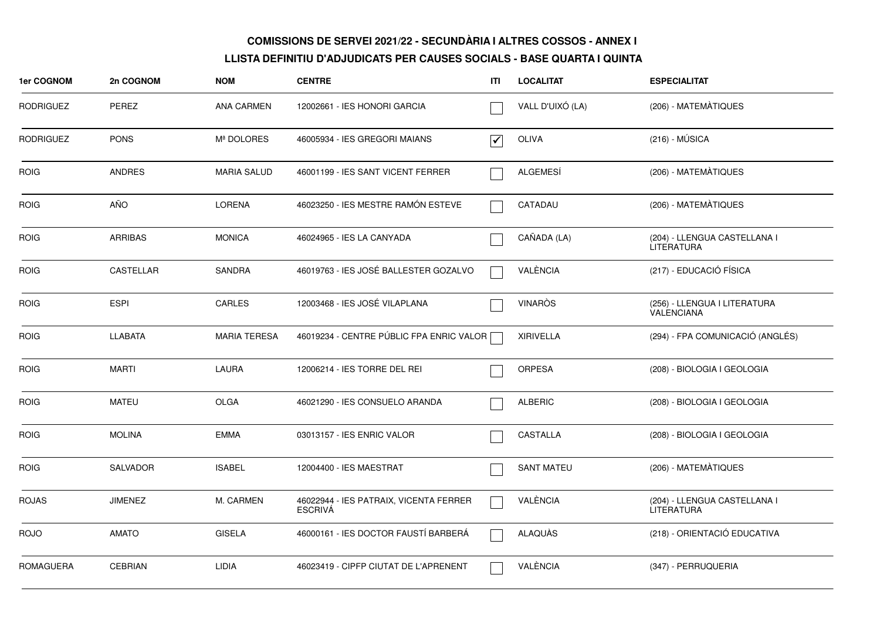**COMISSIONS DE SERVEI 2021/22 - SECUNDÀRIA I ALTRES COSSOS - ANNEX I**

**LLISTA DEFINITIU D'ADJUDICATS PER CAUSES SOCIALS - BASE QUARTA I QUINTA**

| 1er COGNOM | 2n COGNOM | NOM | CENTRE | ITI | LOCALITAT | ESPECIALITAT |
|---|---|---|---|---|---|---|
| RODRIGUEZ | PEREZ | ANA CARMEN | 12002661 - IES HONORI GARCIA | ☐ | VALL D'UIXÓ (LA) | (206) - MATEMÀTIQUES |
| RODRIGUEZ | PONS | Mª DOLORES | 46005934 - IES GREGORI MAIANS | ☑ | OLIVA | (216) - MÚSICA |
| ROIG | ANDRES | MARIA SALUD | 46001199 - IES SANT VICENT FERRER | ☐ | ALGEMESÍ | (206) - MATEMÀTIQUES |
| ROIG | AÑO | LORENA | 46023250 - IES MESTRE RAMÓN ESTEVE | ☐ | CATADAU | (206) - MATEMÀTIQUES |
| ROIG | ARRIBAS | MONICA | 46024965 - IES LA CANYADA | ☐ | CAÑADA (LA) | (204) - LLENGUA CASTELLANA I LITERATURA |
| ROIG | CASTELLAR | SANDRA | 46019763 - IES JOSÉ BALLESTER GOZALVO | ☐ | VALÈNCIA | (217) - EDUCACIÓ FÍSICA |
| ROIG | ESPI | CARLES | 12003468 - IES JOSÉ VILAPLANA | ☐ | VINARÒS | (256) - LLENGUA I LITERATURA VALENCIANA |
| ROIG | LLABATA | MARIA TERESA | 46019234 - CENTRE PÚBLIC FPA ENRIC VALOR | ☐ | XIRIVELLA | (294) - FPA COMUNICACIÓ (ANGLÉS) |
| ROIG | MARTI | LAURA | 12006214 - IES TORRE DEL REI | ☐ | ORPESA | (208) - BIOLOGIA I GEOLOGIA |
| ROIG | MATEU | OLGA | 46021290 - IES CONSUELO ARANDA | ☐ | ALBERIC | (208) - BIOLOGIA I GEOLOGIA |
| ROIG | MOLINA | EMMA | 03013157 - IES ENRIC VALOR | ☐ | CASTALLA | (208) - BIOLOGIA I GEOLOGIA |
| ROIG | SALVADOR | ISABEL | 12004400 - IES MAESTRAT | ☐ | SANT MATEU | (206) - MATEMÀTIQUES |
| ROJAS | JIMENEZ | M. CARMEN | 46022944 - IES PATRAIX, VICENTA FERRER ESCRIVÁ | ☐ | VALÈNCIA | (204) - LLENGUA CASTELLANA I LITERATURA |
| ROJO | AMATO | GISELA | 46000161 - IES DOCTOR FAUSTÍ BARBERÁ | ☐ | ALAQUÀS | (218) - ORIENTACIÓ EDUCATIVA |
| ROMAGUERA | CEBRIAN | LIDIA | 46023419 - CIPFP CIUTAT DE L'APRENENT | ☐ | VALÈNCIA | (347) - PERRUQUERIA |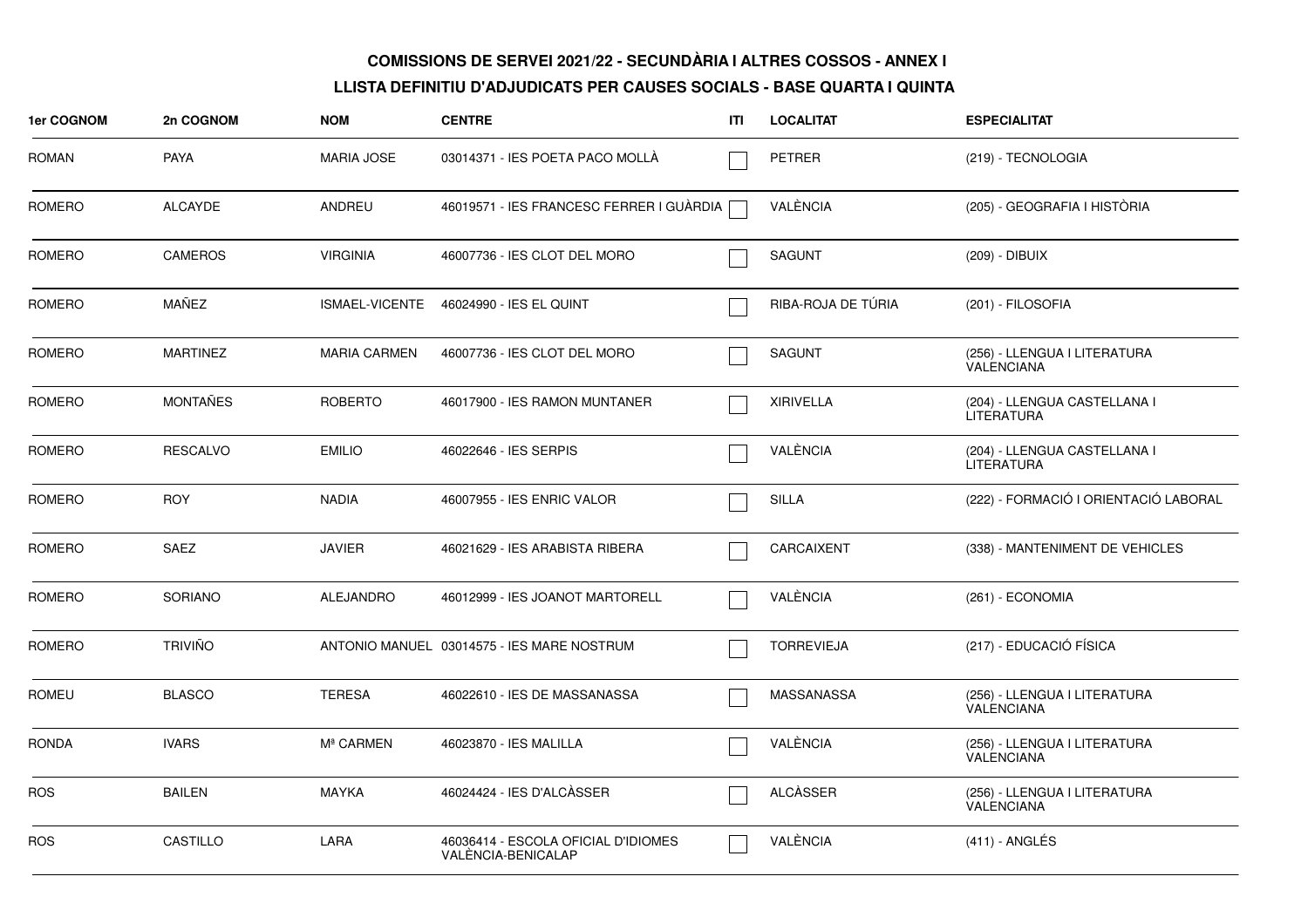**COMISSIONS DE SERVEI 2021/22 - SECUNDÀRIA I ALTRES COSSOS - ANNEX I**

**LLISTA DEFINITIU D'ADJUDICATS PER CAUSES SOCIALS - BASE QUARTA I QUINTA**

| 1er COGNOM | 2n COGNOM | NOM | CENTRE | ITI | LOCALITAT | ESPECIALITAT |
|---|---|---|---|---|---|---|
| ROMAN | PAYA | MARIA JOSE | 03014371 - IES POETA PACO MOLLÀ | ☐ | PETRER | (219) - TECNOLOGIA |
| ROMERO | ALCAYDE | ANDREU | 46019571 - IES FRANCESC FERRER I GUÀRDIA | ☐ | VALÈNCIA | (205) - GEOGRAFIA I HISTÒRIA |
| ROMERO | CAMEROS | VIRGINIA | 46007736 - IES CLOT DEL MORO | ☐ | SAGUNT | (209) - DIBUIX |
| ROMERO | MAÑEZ | ISMAEL-VICENTE | 46024990 - IES EL QUINT | ☐ | RIBA-ROJA DE TÚRIA | (201) - FILOSOFIA |
| ROMERO | MARTINEZ | MARIA CARMEN | 46007736 - IES CLOT DEL MORO | ☐ | SAGUNT | (256) - LLENGUA I LITERATURA VALENCIANA |
| ROMERO | MONTAÑES | ROBERTO | 46017900 - IES RAMON MUNTANER | ☐ | XIRIVELLA | (204) - LLENGUA CASTELLANA I LITERATURA |
| ROMERO | RESCALVO | EMILIO | 46022646 - IES SERPIS | ☐ | VALÈNCIA | (204) - LLENGUA CASTELLANA I LITERATURA |
| ROMERO | ROY | NADIA | 46007955 - IES ENRIC VALOR | ☐ | SILLA | (222) - FORMACIÓ I ORIENTACIÓ LABORAL |
| ROMERO | SAEZ | JAVIER | 46021629 - IES ARABISTA RIBERA | ☐ | CARCAIXENT | (338) - MANTENIMENT DE VEHICLES |
| ROMERO | SORIANO | ALEJANDRO | 46012999 - IES JOANOT MARTORELL | ☐ | VALÈNCIA | (261) - ECONOMIA |
| ROMERO | TRIVIÑO | ANTONIO MANUEL | 03014575 - IES MARE NOSTRUM | ☐ | TORREVIEJA | (217) - EDUCACIÓ FÍSICA |
| ROMEU | BLASCO | TERESA | 46022610 - IES DE MASSANASSA | ☐ | MASSANASSA | (256) - LLENGUA I LITERATURA VALENCIANA |
| RONDA | IVARS | Mª CARMEN | 46023870 - IES MALILLA | ☐ | VALÈNCIA | (256) - LLENGUA I LITERATURA VALENCIANA |
| ROS | BAILEN | MAYKA | 46024424 - IES D'ALCÀSSER | ☐ | ALCÀSSER | (256) - LLENGUA I LITERATURA VALENCIANA |
| ROS | CASTILLO | LARA | 46036414 - ESCOLA OFICIAL D'IDIOMES VALÈNCIA-BENICALAP | ☐ | VALÈNCIA | (411) - ANGLÉS |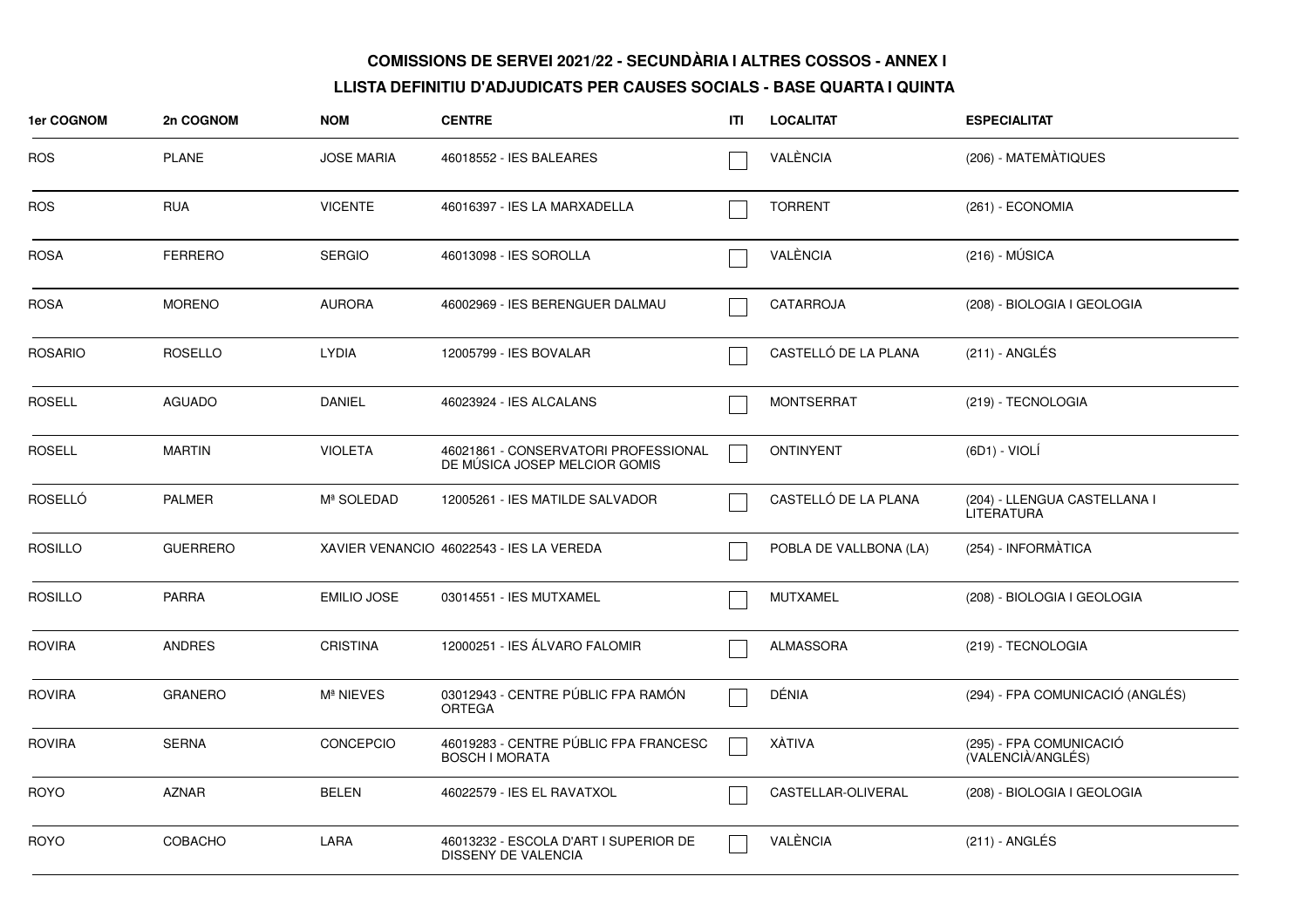## COMISSIONS DE SERVEI 2021/22 - SECUNDÀRIA I ALTRES COSSOS - ANNEX I

### LLISTA DEFINITIU D'ADJUDICATS PER CAUSES SOCIALS - BASE QUARTA I QUINTA

| 1er COGNOM | 2n COGNOM | NOM | CENTRE | ITI | LOCALITAT | ESPECIALITAT |
|---|---|---|---|---|---|---|
| ROS | PLANE | JOSE MARIA | 46018552 - IES BALEARES | ☐ | VALÈNCIA | (206) - MATEMÀTIQUES |
| ROS | RUA | VICENTE | 46016397 - IES LA MARXADELLA | ☐ | TORRENT | (261) - ECONOMIA |
| ROSA | FERRERO | SERGIO | 46013098 - IES SOROLLA | ☐ | VALÈNCIA | (216) - MÚSICA |
| ROSA | MORENO | AURORA | 46002969 - IES BERENGUER DALMAU | ☐ | CATARROJA | (208) - BIOLOGIA I GEOLOGIA |
| ROSARIO | ROSELLO | LYDIA | 12005799 - IES BOVALAR | ☐ | CASTELLÓ DE LA PLANA | (211) - ANGLÉS |
| ROSELL | AGUADO | DANIEL | 46023924 - IES ALCALANS | ☐ | MONTSERRAT | (219) - TECNOLOGIA |
| ROSELL | MARTIN | VIOLETA | 46021861 - CONSERVATORI PROFESSIONAL DE MÚSICA JOSEP MELCIOR GOMIS | ☐ | ONTINYENT | (6D1) - VIOLÍ |
| ROSELLÓ | PALMER | Mª SOLEDAD | 12005261 - IES MATILDE SALVADOR | ☐ | CASTELLÓ DE LA PLANA | (204) - LLENGUA CASTELLANA I LITERATURA |
| ROSILLO | GUERRERO | XAVIER VENANCIO | 46022543 - IES LA VEREDA | ☐ | POBLA DE VALLBONA (LA) | (254) - INFORMÀTICA |
| ROSILLO | PARRA | EMILIO JOSE | 03014551 - IES MUTXAMEL | ☐ | MUTXAMEL | (208) - BIOLOGIA I GEOLOGIA |
| ROVIRA | ANDRES | CRISTINA | 12000251 - IES ÁLVARO FALOMIR | ☐ | ALMASSORA | (219) - TECNOLOGIA |
| ROVIRA | GRANERO | Mª NIEVES | 03012943 - CENTRE PÚBLIC FPA RAMÓN ORTEGA | ☐ | DÉNIA | (294) - FPA COMUNICACIÓ (ANGLÉS) |
| ROVIRA | SERNA | CONCEPCIO | 46019283 - CENTRE PÚBLIC FPA FRANCESC BOSCH I MORATA | ☐ | XÀTIVA | (295) - FPA COMUNICACIÓ (VALENCIÀ/ANGLÉS) |
| ROYO | AZNAR | BELEN | 46022579 - IES EL RAVATXOL | ☐ | CASTELLAR-OLIVERAL | (208) - BIOLOGIA I GEOLOGIA |
| ROYO | COBACHO | LARA | 46013232 - ESCOLA D'ART I SUPERIOR DE DISSENY DE VALENCIA | ☐ | VALÈNCIA | (211) - ANGLÉS |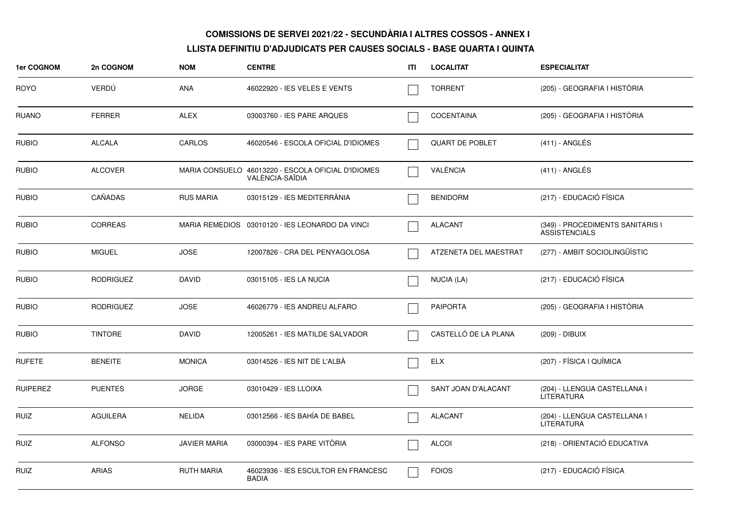**COMISSIONS DE SERVEI 2021/22 - SECUNDÀRIA I ALTRES COSSOS - ANNEX I**

**LLISTA DEFINITIU D'ADJUDICATS PER CAUSES SOCIALS - BASE QUARTA I QUINTA**

| 1er COGNOM | 2n COGNOM | NOM | CENTRE | ITI | LOCALITAT | ESPECIALITAT |
|---|---|---|---|---|---|---|
| ROYO | VERDÚ | ANA | 46022920 - IES VELES E VENTS | ☐ | TORRENT | (205) - GEOGRAFIA I HISTÒRIA |
| RUANO | FERRER | ALEX | 03003760 - IES PARE ARQUES | ☐ | COCENTAINA | (205) - GEOGRAFIA I HISTÒRIA |
| RUBIO | ALCALA | CARLOS | 46020546 - ESCOLA OFICIAL D'IDIOMES | ☐ | QUART DE POBLET | (411) - ANGLÉS |
| RUBIO | ALCOVER | MARIA CONSUELO | 46013220 - ESCOLA OFICIAL D'IDIOMES VALÈNCIA-SAÏDIA | ☐ | VALÈNCIA | (411) - ANGLÉS |
| RUBIO | CAÑADAS | RUS MARIA | 03015129 - IES MEDITERRÀNIA | ☐ | BENIDORM | (217) - EDUCACIÓ FÍSICA |
| RUBIO | CORREAS | MARIA REMEDIOS | 03010120 - IES LEONARDO DA VINCI | ☐ | ALACANT | (349) - PROCEDIMENTS SANITARIS I ASSISTENCIALS |
| RUBIO | MIGUEL | JOSE | 12007826 - CRA DEL PENYAGOLOSA | ☐ | ATZENETA DEL MAESTRAT | (277) - AMBIT SOCIOLINGÜÍSTIC |
| RUBIO | RODRIGUEZ | DAVID | 03015105 - IES LA NUCIA | ☐ | NUCIA (LA) | (217) - EDUCACIÓ FÍSICA |
| RUBIO | RODRIGUEZ | JOSE | 46026779 - IES ANDREU ALFARO | ☐ | PAIPORTA | (205) - GEOGRAFIA I HISTÒRIA |
| RUBIO | TINTORE | DAVID | 12005261 - IES MATILDE SALVADOR | ☐ | CASTELLÓ DE LA PLANA | (209) - DIBUIX |
| RUFETE | BENEITE | MONICA | 03014526 - IES NIT DE L'ALBÀ | ☐ | ELX | (207) - FÍSICA I QUÍMICA |
| RUIPEREZ | PUENTES | JORGE | 03010429 - IES LLOIXA | ☐ | SANT JOAN D'ALACANT | (204) - LLENGUA CASTELLANA I LITERATURA |
| RUIZ | AGUILERA | NELIDA | 03012566 - IES BAHÍA DE BABEL | ☐ | ALACANT | (204) - LLENGUA CASTELLANA I LITERATURA |
| RUIZ | ALFONSO | JAVIER MARIA | 03000394 - IES PARE VITÒRIA | ☐ | ALCOI | (218) - ORIENTACIÓ EDUCATIVA |
| RUIZ | ARIAS | RUTH MARIA | 46023936 - IES ESCULTOR EN FRANCESC BADIA | ☐ | FOIOS | (217) - EDUCACIÓ FÍSICA |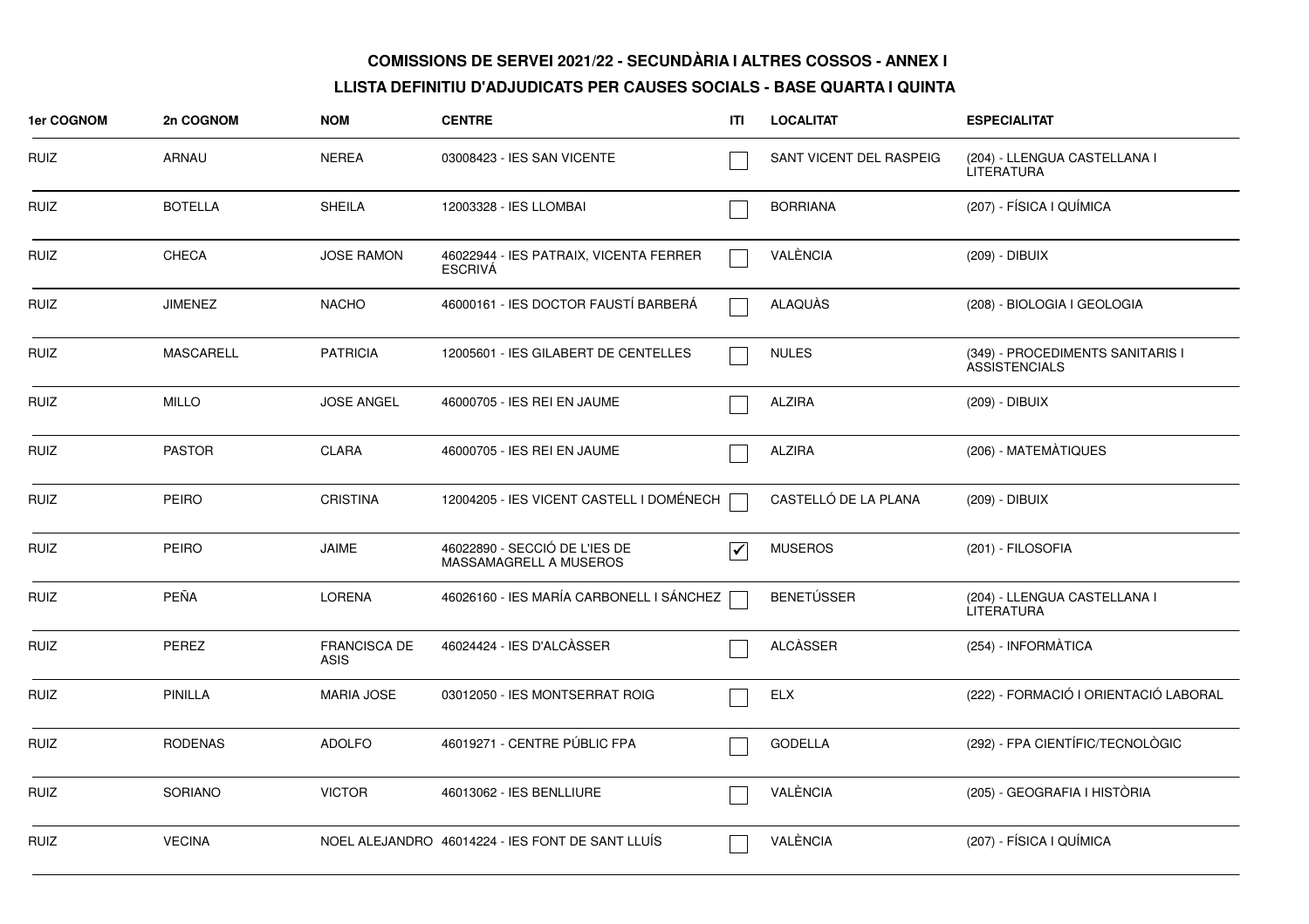## COMISSIONS DE SERVEI 2021/22 - SECUNDÀRIA I ALTRES COSSOS - ANNEX I

## LLISTA DEFINITIU D'ADJUDICATS PER CAUSES SOCIALS - BASE QUARTA I QUINTA

| 1er COGNOM | 2n COGNOM | NOM | CENTRE | ITI | LOCALITAT | ESPECIALITAT |
|---|---|---|---|---|---|---|
| RUIZ | ARNAU | NEREA | 03008423 - IES SAN VICENTE | ☐ | SANT VICENT DEL RASPEIG | (204) - LLENGUA CASTELLANA I LITERATURA |
| RUIZ | BOTELLA | SHEILA | 12003328 - IES LLOMBAI | ☐ | BORRIANA | (207) - FÍSICA I QUÍMICA |
| RUIZ | CHECA | JOSE RAMON | 46022944 - IES PATRAIX, VICENTA FERRER ESCRIVÁ | ☐ | VALÈNCIA | (209) - DIBUIX |
| RUIZ | JIMENEZ | NACHO | 46000161 - IES DOCTOR FAUSTÍ BARBERÁ | ☐ | ALAQUÀS | (208) - BIOLOGIA I GEOLOGIA |
| RUIZ | MASCARELL | PATRICIA | 12005601 - IES GILABERT DE CENTELLES | ☐ | NULES | (349) - PROCEDIMENTS SANITARIS I ASSISTENCIALS |
| RUIZ | MILLO | JOSE ANGEL | 46000705 - IES REI EN JAUME | ☐ | ALZIRA | (209) - DIBUIX |
| RUIZ | PASTOR | CLARA | 46000705 - IES REI EN JAUME | ☐ | ALZIRA | (206) - MATEMÀTIQUES |
| RUIZ | PEIRO | CRISTINA | 12004205 - IES VICENT CASTELL I DOMÉNECH | ☐ | CASTELLÓ DE LA PLANA | (209) - DIBUIX |
| RUIZ | PEIRO | JAIME | 46022890 - SECCIÓ DE L'IES DE MASSAMAGRELL A MUSEROS | ☑ | MUSEROS | (201) - FILOSOFIA |
| RUIZ | PEÑA | LORENA | 46026160 - IES MARÍA CARBONELL I SÁNCHEZ | ☐ | BENETÚSSER | (204) - LLENGUA CASTELLANA I LITERATURA |
| RUIZ | PEREZ | FRANCISCA DE ASIS | 46024424 - IES D'ALCÀSSER | ☐ | ALCÀSSER | (254) - INFORMÀTICA |
| RUIZ | PINILLA | MARIA JOSE | 03012050 - IES MONTSERRAT ROIG | ☐ | ELX | (222) - FORMACIÓ I ORIENTACIÓ LABORAL |
| RUIZ | RODENAS | ADOLFO | 46019271 - CENTRE PÚBLIC FPA | ☐ | GODELLA | (292) - FPA CIENTÍFIC/TECNOLÒGIC |
| RUIZ | SORIANO | VICTOR | 46013062 - IES BENLLIURE | ☐ | VALÈNCIA | (205) - GEOGRAFIA I HISTÒRIA |
| RUIZ | VECINA | NOEL ALEJANDRO | 46014224 - IES FONT DE SANT LLUÍS | ☐ | VALÈNCIA | (207) - FÍSICA I QUÍMICA |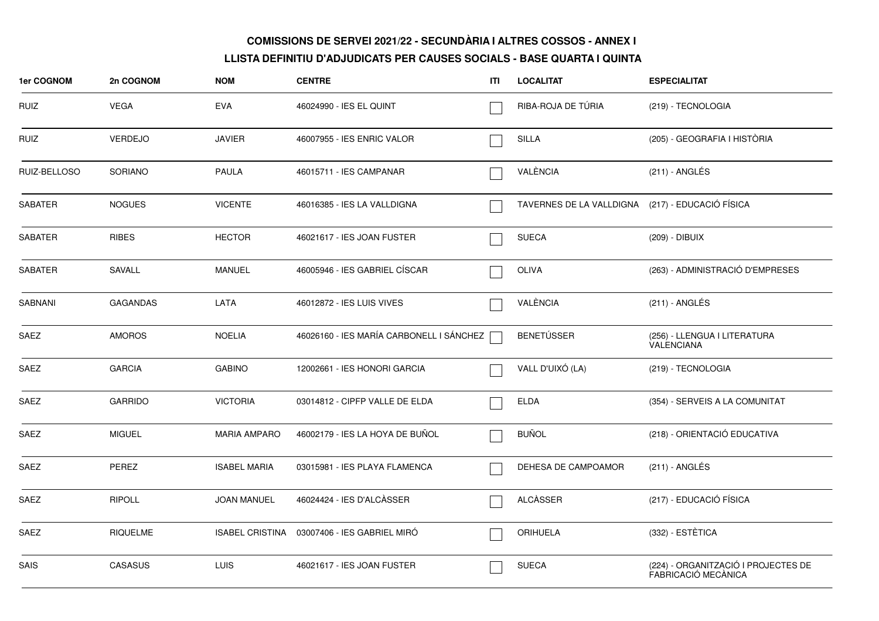**COMISSIONS DE SERVEI 2021/22 - SECUNDÀRIA I ALTRES COSSOS - ANNEX I**

**LLISTA DEFINITIU D'ADJUDICATS PER CAUSES SOCIALS - BASE QUARTA I QUINTA**

| 1er COGNOM | 2n COGNOM | NOM | CENTRE | ITI | LOCALITAT | ESPECIALITAT |
|---|---|---|---|---|---|---|
| RUIZ | VEGA | EVA | 46024990 - IES EL QUINT | ☐ | RIBA-ROJA DE TÚRIA | (219) - TECNOLOGIA |
| RUIZ | VERDEJO | JAVIER | 46007955 - IES ENRIC VALOR | ☐ | SILLA | (205) - GEOGRAFIA I HISTÒRIA |
| RUIZ-BELLOSO | SORIANO | PAULA | 46015711 - IES CAMPANAR | ☐ | VALÈNCIA | (211) - ANGLÉS |
| SABATER | NOGUES | VICENTE | 46016385 - IES LA VALLDIGNA | ☐ | TAVERNES DE LA VALLDIGNA | (217) - EDUCACIÓ FÍSICA |
| SABATER | RIBES | HECTOR | 46021617 - IES JOAN FUSTER | ☐ | SUECA | (209) - DIBUIX |
| SABATER | SAVALL | MANUEL | 46005946 - IES GABRIEL CÍSCAR | ☐ | OLIVA | (263) - ADMINISTRACIÓ D'EMPRESES |
| SABNANI | GAGANDAS | LATA | 46012872 - IES LUIS VIVES | ☐ | VALÈNCIA | (211) - ANGLÉS |
| SAEZ | AMOROS | NOELIA | 46026160 - IES MARÍA CARBONELL I SÁNCHEZ | ☐ | BENETÚSSER | (256) - LLENGUA I LITERATURA VALENCIANA |
| SAEZ | GARCIA | GABINO | 12002661 - IES HONORI GARCIA | ☐ | VALL D'UIXÓ (LA) | (219) - TECNOLOGIA |
| SAEZ | GARRIDO | VICTORIA | 03014812 - CIPFP VALLE DE ELDA | ☐ | ELDA | (354) - SERVEIS A LA COMUNITAT |
| SAEZ | MIGUEL | MARIA AMPARO | 46002179 - IES LA HOYA DE BUÑOL | ☐ | BUÑOL | (218) - ORIENTACIÓ EDUCATIVA |
| SAEZ | PEREZ | ISABEL MARIA | 03015981 - IES PLAYA FLAMENCA | ☐ | DEHESA DE CAMPOAMOR | (211) - ANGLÉS |
| SAEZ | RIPOLL | JOAN MANUEL | 46024424 - IES D'ALCÀSSER | ☐ | ALCÀSSER | (217) - EDUCACIÓ FÍSICA |
| SAEZ | RIQUELME | ISABEL CRISTINA | 03007406 - IES GABRIEL MIRÓ | ☐ | ORIHUELA | (332) - ESTÈTICA |
| SAIS | CASASUS | LUIS | 46021617 - IES JOAN FUSTER | ☐ | SUECA | (224) - ORGANITZACIÓ I PROJECTES DE FABRICACIÓ MECÀNICA |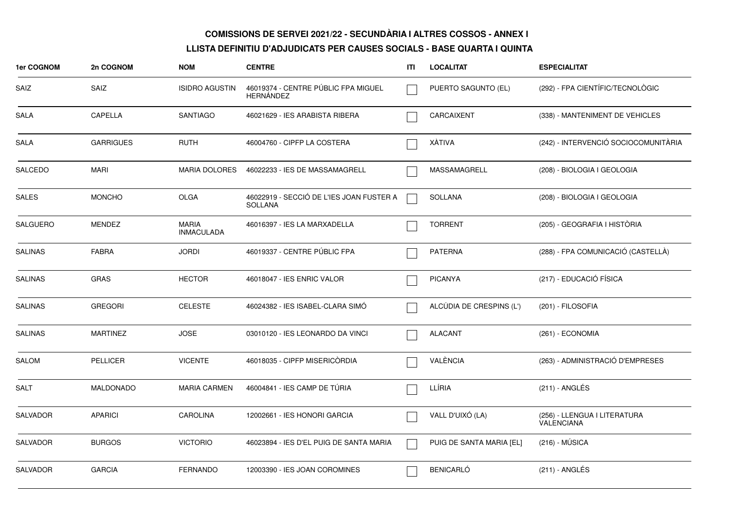**COMISSIONS DE SERVEI 2021/22 - SECUNDÀRIA I ALTRES COSSOS - ANNEX I**

**LLISTA DEFINITIU D'ADJUDICATS PER CAUSES SOCIALS - BASE QUARTA I QUINTA**

| 1er COGNOM | 2n COGNOM | NOM | CENTRE | ITI | LOCALITAT | ESPECIALITAT |
|---|---|---|---|---|---|---|
| SAIZ | SAIZ | ISIDRO AGUSTIN | 46019374 - CENTRE PÚBLIC FPA MIGUEL HERNÁNDEZ | ☐ | PUERTO SAGUNTO (EL) | (292) - FPA CIENTÍFIC/TECNOLÒGIC |
| SALA | CAPELLA | SANTIAGO | 46021629 - IES ARABISTA RIBERA | ☐ | CARCAIXENT | (338) - MANTENIMENT DE VEHICLES |
| SALA | GARRIGUES | RUTH | 46004760 - CIPFP LA COSTERA | ☐ | XÀTIVA | (242) - INTERVENCIÓ SOCIOCOMUNITÀRIA |
| SALCEDO | MARI | MARIA DOLORES | 46022233 - IES DE MASSAMAGRELL | ☐ | MASSAMAGRELL | (208) - BIOLOGIA I GEOLOGIA |
| SALES | MONCHO | OLGA | 46022919 - SECCIÓ DE L'IES JOAN FUSTER A SOLLANA | ☐ | SOLLANA | (208) - BIOLOGIA I GEOLOGIA |
| SALGUERO | MENDEZ | MARIA INMACULADA | 46016397 - IES LA MARXADELLA | ☐ | TORRENT | (205) - GEOGRAFIA I HISTÒRIA |
| SALINAS | FABRA | JORDI | 46019337 - CENTRE PÚBLIC FPA | ☐ | PATERNA | (288) - FPA COMUNICACIÓ (CASTELLÀ) |
| SALINAS | GRAS | HECTOR | 46018047 - IES ENRIC VALOR | ☐ | PICANYA | (217) - EDUCACIÓ FÍSICA |
| SALINAS | GREGORI | CELESTE | 46024382 - IES ISABEL-CLARA SIMÓ | ☐ | ALCÚDIA DE CRESPINS (L') | (201) - FILOSOFIA |
| SALINAS | MARTINEZ | JOSE | 03010120 - IES LEONARDO DA VINCI | ☐ | ALACANT | (261) - ECONOMIA |
| SALOM | PELLICER | VICENTE | 46018035 - CIPFP MISERICÒRDIA | ☐ | VALÈNCIA | (263) - ADMINISTRACIÓ D'EMPRESES |
| SALT | MALDONADO | MARIA CARMEN | 46004841 - IES CAMP DE TÚRIA | ☐ | LLÍRIA | (211) - ANGLÉS |
| SALVADOR | APARICI | CAROLINA | 12002661 - IES HONORI GARCIA | ☐ | VALL D'UIXÓ (LA) | (256) - LLENGUA I LITERATURA VALENCIANA |
| SALVADOR | BURGOS | VICTORIO | 46023894 - IES D'EL PUIG DE SANTA MARIA | ☐ | PUIG DE SANTA MARIA [EL] | (216) - MÚSICA |
| SALVADOR | GARCIA | FERNANDO | 12003390 - IES JOAN COROMINES | ☐ | BENICARLÓ | (211) - ANGLÉS |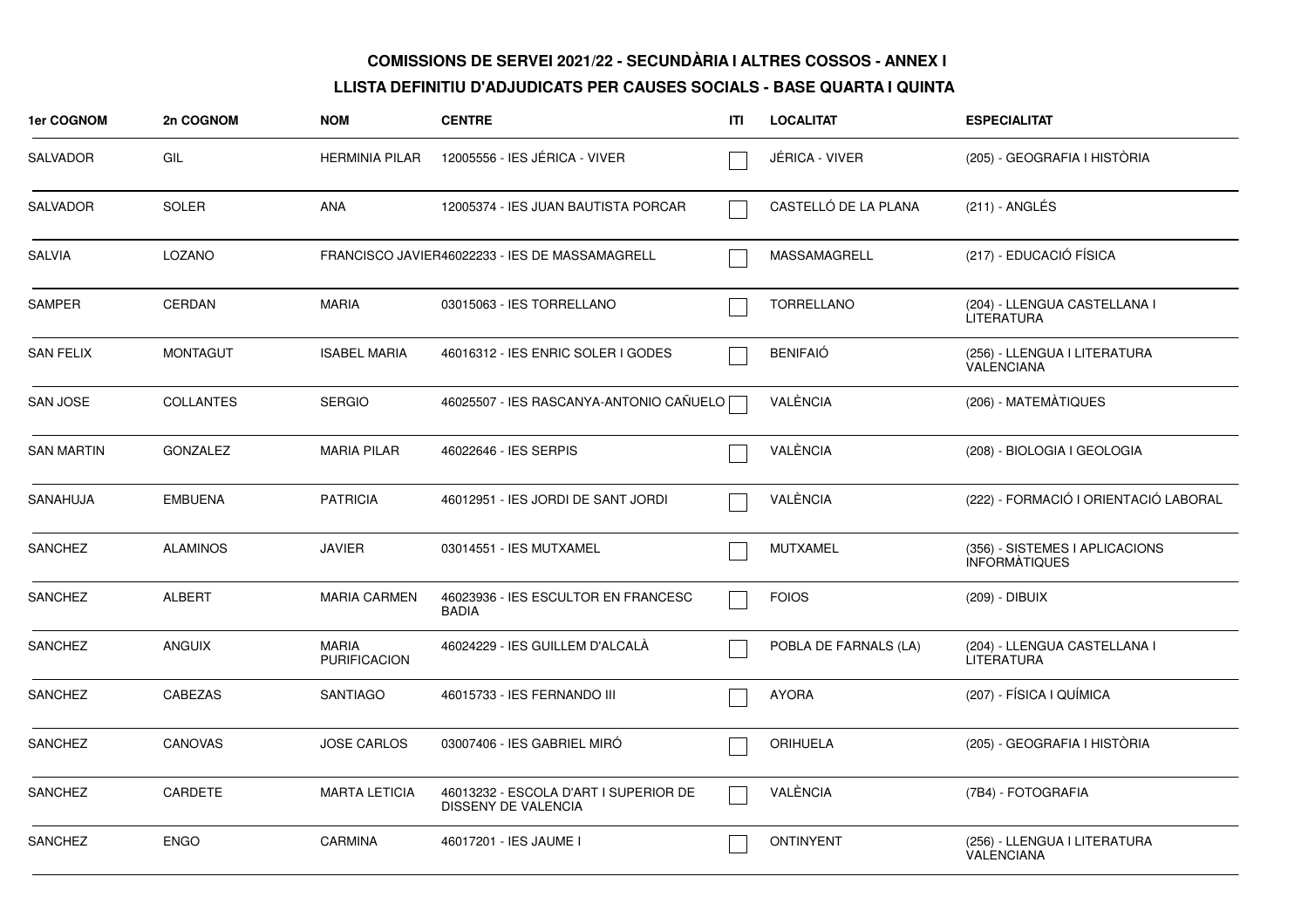**COMISSIONS DE SERVEI 2021/22 - SECUNDÀRIA I ALTRES COSSOS - ANNEX I**

**LLISTA DEFINITIU D'ADJUDICATS PER CAUSES SOCIALS - BASE QUARTA I QUINTA**

| 1er COGNOM | 2n COGNOM | NOM | CENTRE | ITI | LOCALITAT | ESPECIALITAT |
|---|---|---|---|---|---|---|
| SALVADOR | GIL | HERMINIA PILAR | 12005556 - IES JÉRICA - VIVER | ☐ | JÉRICA - VIVER | (205) - GEOGRAFIA I HISTÒRIA |
| SALVADOR | SOLER | ANA | 12005374 - IES JUAN BAUTISTA PORCAR | ☐ | CASTELLÓ DE LA PLANA | (211) - ANGLÉS |
| SALVIA | LOZANO | FRANCISCO JAVIER | 46022233 - IES DE MASSAMAGRELL | ☐ | MASSAMAGRELL | (217) - EDUCACIÓ FÍSICA |
| SAMPER | CERDAN | MARIA | 03015063 - IES TORRELLANO | ☐ | TORRELLANO | (204) - LLENGUA CASTELLANA I LITERATURA |
| SAN FELIX | MONTAGUT | ISABEL MARIA | 46016312 - IES ENRIC SOLER I GODES | ☐ | BENIFAIÓ | (256) - LLENGUA I LITERATURA VALENCIANA |
| SAN JOSE | COLLANTES | SERGIO | 46025507 - IES RASCANYA-ANTONIO CAÑUELO | ☐ | VALÈNCIA | (206) - MATEMÀTIQUES |
| SAN MARTIN | GONZALEZ | MARIA PILAR | 46022646 - IES SERPIS | ☐ | VALÈNCIA | (208) - BIOLOGIA I GEOLOGIA |
| SANAHUJA | EMBUENA | PATRICIA | 46012951 - IES JORDI DE SANT JORDI | ☐ | VALÈNCIA | (222) - FORMACIÓ I ORIENTACIÓ LABORAL |
| SANCHEZ | ALAMINOS | JAVIER | 03014551 - IES MUTXAMEL | ☐ | MUTXAMEL | (356) - SISTEMES I APLICACIONS INFORMÀTIQUES |
| SANCHEZ | ALBERT | MARIA CARMEN | 46023936 - IES ESCULTOR EN FRANCESC BADIA | ☐ | FOIOS | (209) - DIBUIX |
| SANCHEZ | ANGUIX | MARIA PURIFICACION | 46024229 - IES GUILLEM D'ALCALÀ | ☐ | POBLA DE FARNALS (LA) | (204) - LLENGUA CASTELLANA I LITERATURA |
| SANCHEZ | CABEZAS | SANTIAGO | 46015733 - IES FERNANDO III | ☐ | AYORA | (207) - FÍSICA I QUÍMICA |
| SANCHEZ | CANOVAS | JOSE CARLOS | 03007406 - IES GABRIEL MIRÓ | ☐ | ORIHUELA | (205) - GEOGRAFIA I HISTÒRIA |
| SANCHEZ | CARDETE | MARTA LETICIA | 46013232 - ESCOLA D'ART I SUPERIOR DE DISSENY DE VALENCIA | ☐ | VALÈNCIA | (7B4) - FOTOGRAFIA |
| SANCHEZ | ENGO | CARMINA | 46017201 - IES JAUME I | ☐ | ONTINYENT | (256) - LLENGUA I LITERATURA VALENCIANA |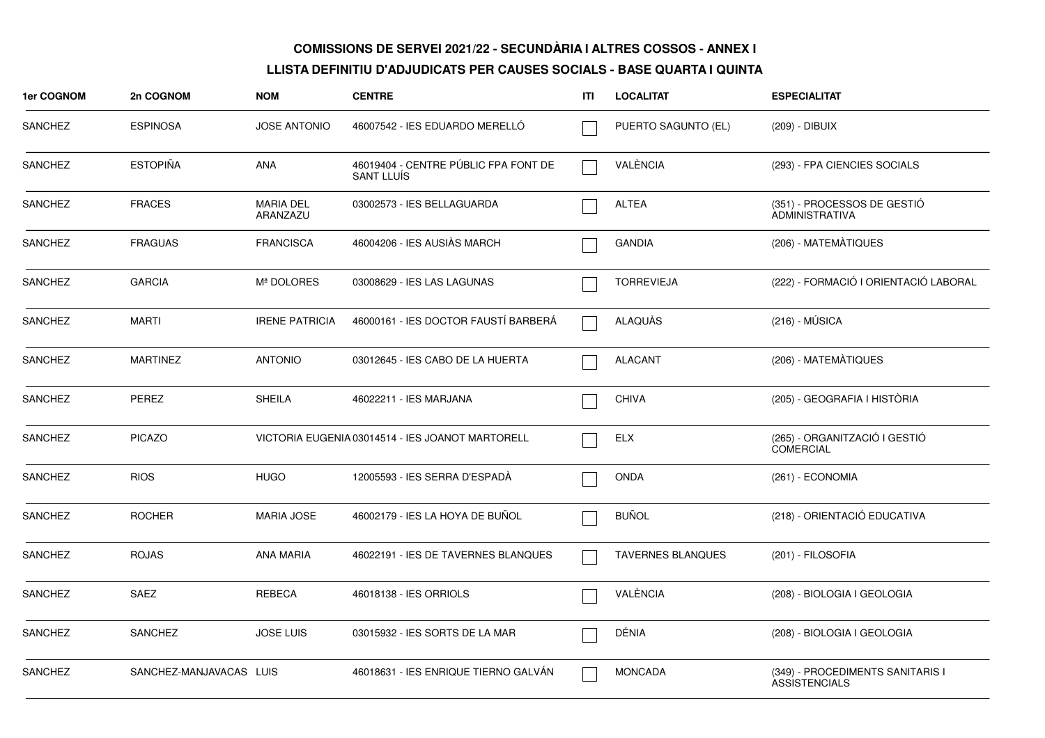**COMISSIONS DE SERVEI 2021/22 - SECUNDÀRIA I ALTRES COSSOS - ANNEX I**

**LLISTA DEFINITIU D'ADJUDICATS PER CAUSES SOCIALS - BASE QUARTA I QUINTA**

| 1er COGNOM | 2n COGNOM | NOM | CENTRE | ITI | LOCALITAT | ESPECIALITAT |
|---|---|---|---|---|---|---|
| SANCHEZ | ESPINOSA | JOSE ANTONIO | 46007542 - IES EDUARDO MERELLÓ | ☐ | PUERTO SAGUNTO (EL) | (209) - DIBUIX |
| SANCHEZ | ESTOPIÑA | ANA | 46019404 - CENTRE PÚBLIC FPA FONT DE SANT LLUÍS | ☐ | VALÈNCIA | (293) - FPA CIENCIES SOCIALS |
| SANCHEZ | FRACES | MARIA DEL ARANZAZU | 03002573 - IES BELLAGUARDA | ☐ | ALTEA | (351) - PROCESSOS DE GESTIÓ ADMINISTRATIVA |
| SANCHEZ | FRAGUAS | FRANCISCA | 46004206 - IES AUSIÀS MARCH | ☐ | GANDIA | (206) - MATEMÀTIQUES |
| SANCHEZ | GARCIA | Mª DOLORES | 03008629 - IES LAS LAGUNAS | ☐ | TORREVIEJA | (222) - FORMACIÓ I ORIENTACIÓ LABORAL |
| SANCHEZ | MARTI | IRENE PATRICIA | 46000161 - IES DOCTOR FAUSTÍ BARBERÁ | ☐ | ALAQUÀS | (216) - MÚSICA |
| SANCHEZ | MARTINEZ | ANTONIO | 03012645 - IES CABO DE LA HUERTA | ☐ | ALACANT | (206) - MATEMÀTIQUES |
| SANCHEZ | PEREZ | SHEILA | 46022211 - IES MARJANA | ☐ | CHIVA | (205) - GEOGRAFIA I HISTÒRIA |
| SANCHEZ | PICAZO | VICTORIA EUGENIA | 03014514 - IES JOANOT MARTORELL | ☐ | ELX | (265) - ORGANITZACIÓ I GESTIÓ COMERCIAL |
| SANCHEZ | RIOS | HUGO | 12005593 - IES SERRA D'ESPADÀ | ☐ | ONDA | (261) - ECONOMIA |
| SANCHEZ | ROCHER | MARIA JOSE | 46002179 - IES LA HOYA DE BUÑOL | ☐ | BUÑOL | (218) - ORIENTACIÓ EDUCATIVA |
| SANCHEZ | ROJAS | ANA MARIA | 46022191 - IES DE TAVERNES BLANQUES | ☐ | TAVERNES BLANQUES | (201) - FILOSOFIA |
| SANCHEZ | SAEZ | REBECA | 46018138 - IES ORRIOLS | ☐ | VALÈNCIA | (208) - BIOLOGIA I GEOLOGIA |
| SANCHEZ | SANCHEZ | JOSE LUIS | 03015932 - IES SORTS DE LA MAR | ☐ | DÉNIA | (208) - BIOLOGIA I GEOLOGIA |
| SANCHEZ | SANCHEZ-MANJAVACAS | LUIS | 46018631 - IES ENRIQUE TIERNO GALVÁN | ☐ | MONCADA | (349) - PROCEDIMENTS SANITARIS I ASSISTENCIALS |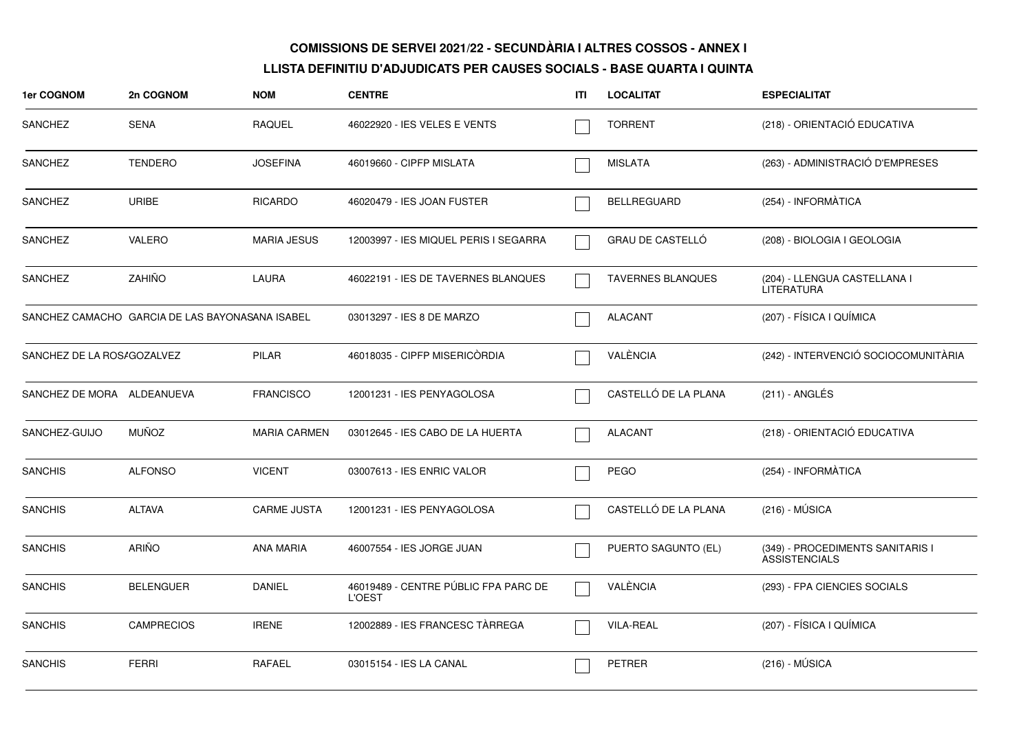**COMISSIONS DE SERVEI 2021/22 - SECUNDÀRIA I ALTRES COSSOS - ANNEX I**

**LLISTA DEFINITIU D'ADJUDICATS PER CAUSES SOCIALS - BASE QUARTA I QUINTA**

| 1er COGNOM | 2n COGNOM | NOM | CENTRE | ITI | LOCALITAT | ESPECIALITAT |
|---|---|---|---|---|---|---|
| SANCHEZ | SENA | RAQUEL | 46022920 - IES VELES E VENTS | ☐ | TORRENT | (218) - ORIENTACIÓ EDUCATIVA |
| SANCHEZ | TENDERO | JOSEFINA | 46019660 - CIPFP MISLATA | ☐ | MISLATA | (263) - ADMINISTRACIÓ D'EMPRESES |
| SANCHEZ | URIBE | RICARDO | 46020479 - IES JOAN FUSTER | ☐ | BELLREGUARD | (254) - INFORMÀTICA |
| SANCHEZ | VALERO | MARIA JESUS | 12003997 - IES MIQUEL PERIS I SEGARRA | ☐ | GRAU DE CASTELLÓ | (208) - BIOLOGIA I GEOLOGIA |
| SANCHEZ | ZAHIÑO | LAURA | 46022191 - IES DE TAVERNES BLANQUES | ☐ | TAVERNES BLANQUES | (204) - LLENGUA CASTELLANA I LITERATURA |
| SANCHEZ CAMACHO | GARCIA DE LAS BAYONAS | ANA ISABEL | 03013297 - IES 8 DE MARZO | ☐ | ALACANT | (207) - FÍSICA I QUÍMICA |
| SANCHEZ DE LA ROSA | GOZALVEZ | PILAR | 46018035 - CIPFP MISERICÒRDIA | ☐ | VALÈNCIA | (242) - INTERVENCIÓ SOCIOCOMUNITÀRIA |
| SANCHEZ DE MORA | ALDEANUEVA | FRANCISCO | 12001231 - IES PENYAGOLOSA | ☐ | CASTELLÓ DE LA PLANA | (211) - ANGLÉS |
| SANCHEZ-GUIJO | MUÑOZ | MARIA CARMEN | 03012645 - IES CABO DE LA HUERTA | ☐ | ALACANT | (218) - ORIENTACIÓ EDUCATIVA |
| SANCHIS | ALFONSO | VICENT | 03007613 - IES ENRIC VALOR | ☐ | PEGO | (254) - INFORMÀTICA |
| SANCHIS | ALTAVA | CARME JUSTA | 12001231 - IES PENYAGOLOSA | ☐ | CASTELLÓ DE LA PLANA | (216) - MÚSICA |
| SANCHIS | ARIÑO | ANA MARIA | 46007554 - IES JORGE JUAN | ☐ | PUERTO SAGUNTO (EL) | (349) - PROCEDIMENTS SANITARIS I ASSISTENCIALS |
| SANCHIS | BELENGUER | DANIEL | 46019489 - CENTRE PÚBLIC FPA PARC DE L'OEST | ☐ | VALÈNCIA | (293) - FPA CIENCIES SOCIALS |
| SANCHIS | CAMPRECIOS | IRENE | 12002889 - IES FRANCESC TÀRREGA | ☐ | VILA-REAL | (207) - FÍSICA I QUÍMICA |
| SANCHIS | FERRI | RAFAEL | 03015154 - IES LA CANAL | ☐ | PETRER | (216) - MÚSICA |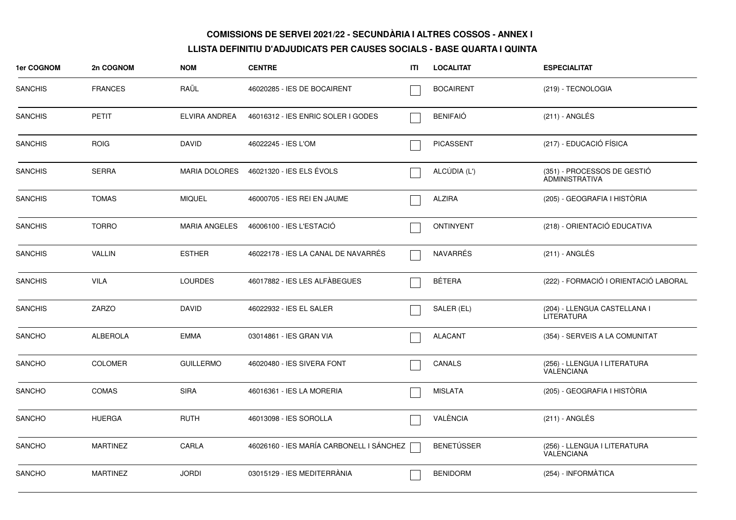**COMISSIONS DE SERVEI 2021/22 - SECUNDÀRIA I ALTRES COSSOS - ANNEX I**

**LLISTA DEFINITIU D'ADJUDICATS PER CAUSES SOCIALS - BASE QUARTA I QUINTA**

| 1er COGNOM | 2n COGNOM | NOM | CENTRE | ITI | LOCALITAT | ESPECIALITAT |
|---|---|---|---|---|---|---|
| SANCHIS | FRANCES | RAÜL | 46020285 - IES DE BOCAIRENT | ☐ | BOCAIRENT | (219) - TECNOLOGIA |
| SANCHIS | PETIT | ELVIRA ANDREA | 46016312 - IES ENRIC SOLER I GODES | ☐ | BENIFAIÓ | (211) - ANGLÉS |
| SANCHIS | ROIG | DAVID | 46022245 - IES L'OM | ☐ | PICASSENT | (217) - EDUCACIÓ FÍSICA |
| SANCHIS | SERRA | MARIA DOLORES | 46021320 - IES ELS ÉVOLS | ☐ | ALCÚDIA (L') | (351) - PROCESSOS DE GESTIÓ ADMINISTRATIVA |
| SANCHIS | TOMAS | MIQUEL | 46000705 - IES REI EN JAUME | ☐ | ALZIRA | (205) - GEOGRAFIA I HISTÒRIA |
| SANCHIS | TORRO | MARIA ANGELES | 46006100 - IES L'ESTACIÓ | ☐ | ONTINYENT | (218) - ORIENTACIÓ EDUCATIVA |
| SANCHIS | VALLIN | ESTHER | 46022178 - IES LA CANAL DE NAVARRÉS | ☐ | NAVARRÉS | (211) - ANGLÉS |
| SANCHIS | VILA | LOURDES | 46017882 - IES LES ALFÀBEGUES | ☐ | BÉTERA | (222) - FORMACIÓ I ORIENTACIÓ LABORAL |
| SANCHIS | ZARZO | DAVID | 46022932 - IES EL SALER | ☐ | SALER (EL) | (204) - LLENGUA CASTELLANA I LITERATURA |
| SANCHO | ALBEROLA | EMMA | 03014861 - IES GRAN VIA | ☐ | ALACANT | (354) - SERVEIS A LA COMUNITAT |
| SANCHO | COLOMER | GUILLERMO | 46020480 - IES SIVERA FONT | ☐ | CANALS | (256) - LLENGUA I LITERATURA VALENCIANA |
| SANCHO | COMAS | SIRA | 46016361 - IES LA MORERIA | ☐ | MISLATA | (205) - GEOGRAFIA I HISTÒRIA |
| SANCHO | HUERGA | RUTH | 46013098 - IES SOROLLA | ☐ | VALÈNCIA | (211) - ANGLÉS |
| SANCHO | MARTINEZ | CARLA | 46026160 - IES MARÍA CARBONELL I SÁNCHEZ | ☐ | BENETÚSSER | (256) - LLENGUA I LITERATURA VALENCIANA |
| SANCHO | MARTINEZ | JORDI | 03015129 - IES MEDITERRÀNIA | ☐ | BENIDORM | (254) - INFORMÀTICA |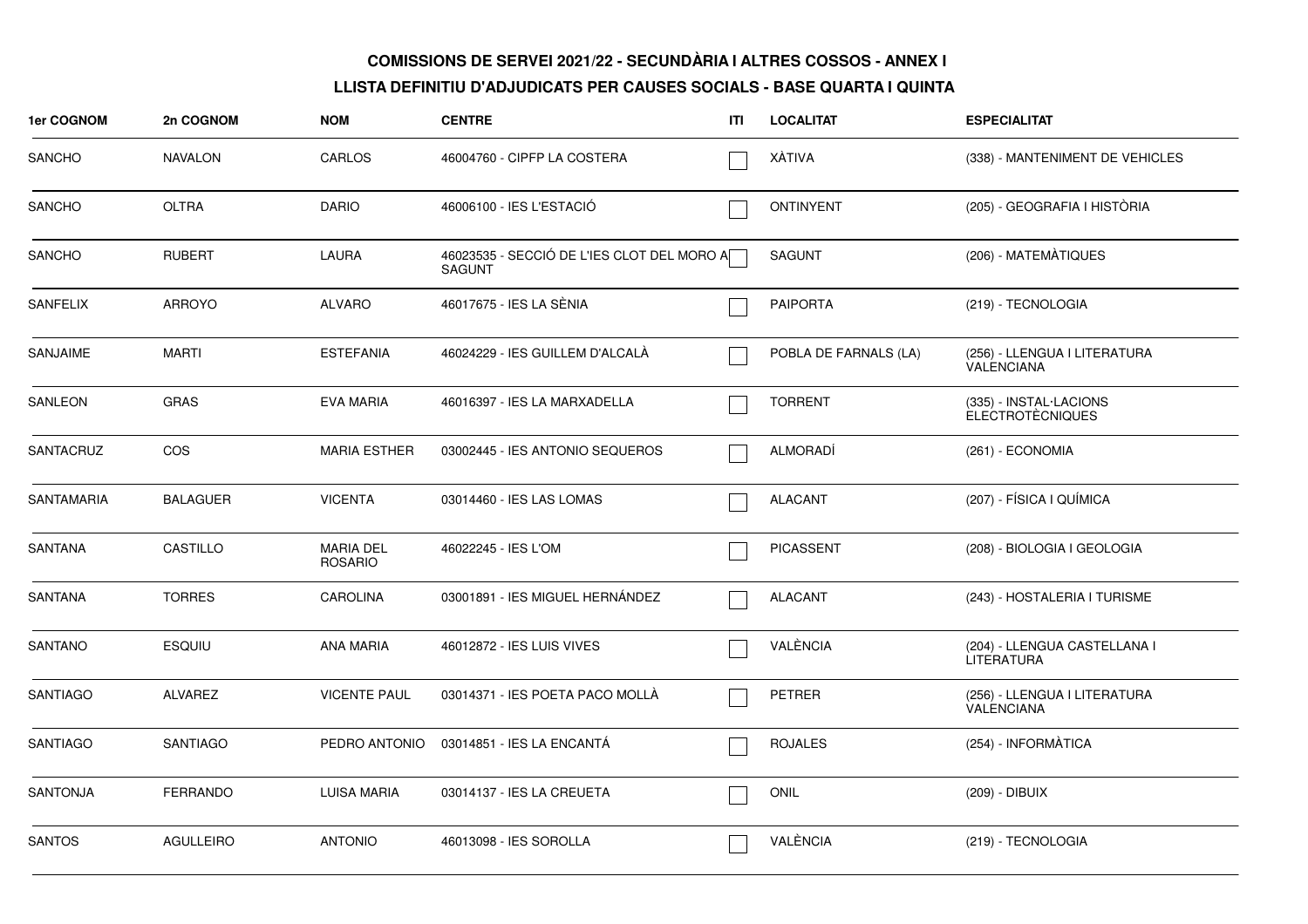**COMISSIONS DE SERVEI 2021/22 - SECUNDÀRIA I ALTRES COSSOS - ANNEX I**

**LLISTA DEFINITIU D'ADJUDICATS PER CAUSES SOCIALS - BASE QUARTA I QUINTA**

| 1er COGNOM | 2n COGNOM | NOM | CENTRE | ITI | LOCALITAT | ESPECIALITAT |
|---|---|---|---|---|---|---|
| SANCHO | NAVALON | CARLOS | 46004760 - CIPFP LA COSTERA | ☐ | XÀTIVA | (338) - MANTENIMENT DE VEHICLES |
| SANCHO | OLTRA | DARIO | 46006100 - IES L'ESTACIÓ | ☐ | ONTINYENT | (205) - GEOGRAFIA I HISTÒRIA |
| SANCHO | RUBERT | LAURA | 46023535 - SECCIÓ DE L'IES CLOT DEL MORO A SAGUNT | ☐ | SAGUNT | (206) - MATEMÀTIQUES |
| SANFELIX | ARROYO | ALVARO | 46017675 - IES LA SÈNIA | ☐ | PAIPORTA | (219) - TECNOLOGIA |
| SANJAIME | MARTI | ESTEFANIA | 46024229 - IES GUILLEM D'ALCALÀ | ☐ | POBLA DE FARNALS (LA) | (256) - LLENGUA I LITERATURA VALENCIANA |
| SANLEON | GRAS | EVA MARIA | 46016397 - IES LA MARXADELLA | ☐ | TORRENT | (335) - INSTAL·LACIONS ELECTROTÈCNIQUES |
| SANTACRUZ | COS | MARIA ESTHER | 03002445 - IES ANTONIO SEQUEROS | ☐ | ALMORADÍ | (261) - ECONOMIA |
| SANTAMARIA | BALAGUER | VICENTA | 03014460 - IES LAS LOMAS | ☐ | ALACANT | (207) - FÍSICA I QUÍMICA |
| SANTANA | CASTILLO | MARIA DEL ROSARIO | 46022245 - IES L'OM | ☐ | PICASSENT | (208) - BIOLOGIA I GEOLOGIA |
| SANTANA | TORRES | CAROLINA | 03001891 - IES MIGUEL HERNÁNDEZ | ☐ | ALACANT | (243) - HOSTALERIA I TURISME |
| SANTANO | ESQUIU | ANA MARIA | 46012872 - IES LUIS VIVES | ☐ | VALÈNCIA | (204) - LLENGUA CASTELLANA I LITERATURA |
| SANTIAGO | ALVAREZ | VICENTE PAUL | 03014371 - IES POETA PACO MOLLÀ | ☐ | PETRER | (256) - LLENGUA I LITERATURA VALENCIANA |
| SANTIAGO | SANTIAGO | PEDRO ANTONIO | 03014851 - IES LA ENCANTÁ | ☐ | ROJALES | (254) - INFORMÀTICA |
| SANTONJA | FERRANDO | LUISA MARIA | 03014137 - IES LA CREUETA | ☐ | ONIL | (209) - DIBUIX |
| SANTOS | AGULLEIRO | ANTONIO | 46013098 - IES SOROLLA | ☐ | VALÈNCIA | (219) - TECNOLOGIA |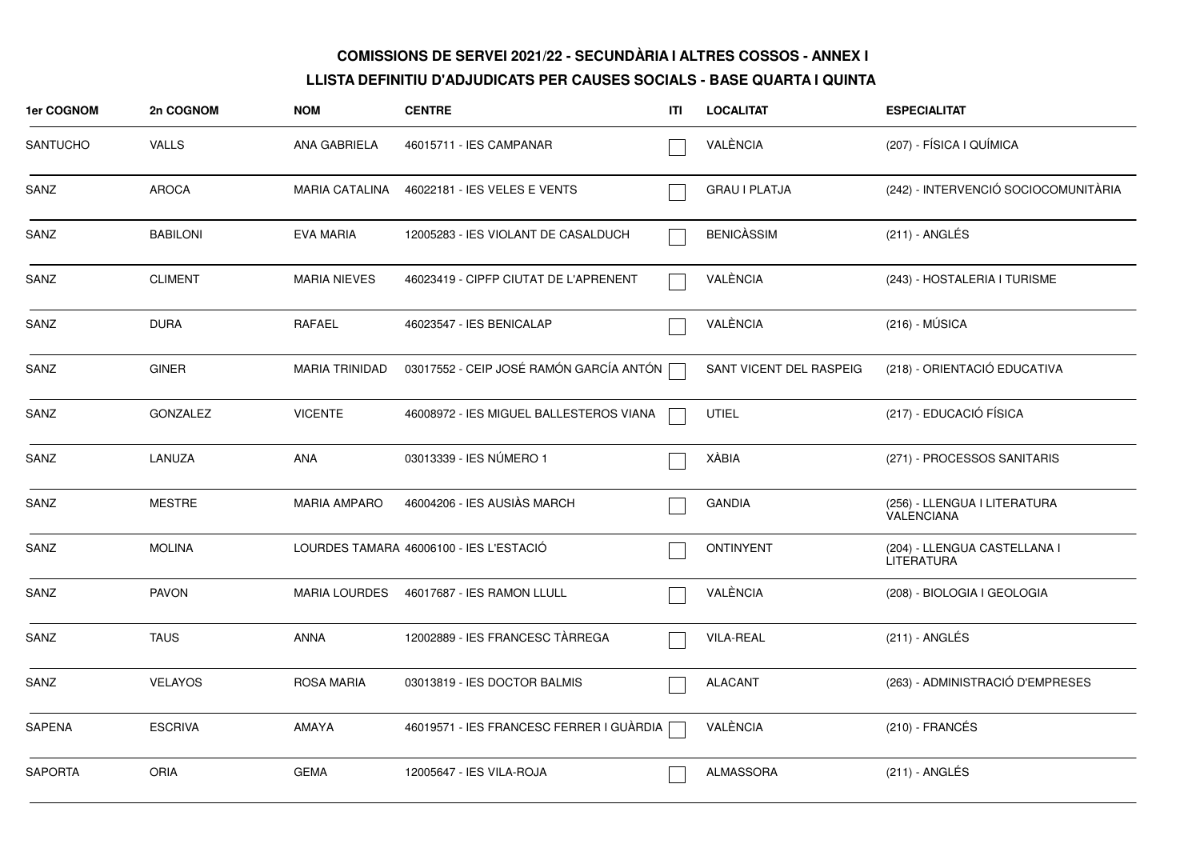**COMISSIONS DE SERVEI 2021/22 - SECUNDÀRIA I ALTRES COSSOS - ANNEX I**

**LLISTA DEFINITIU D'ADJUDICATS PER CAUSES SOCIALS - BASE QUARTA I QUINTA**

| 1er COGNOM | 2n COGNOM | NOM | CENTRE | ITI | LOCALITAT | ESPECIALITAT |
|---|---|---|---|---|---|---|
| SANTUCHO | VALLS | ANA GABRIELA | 46015711 - IES CAMPANAR | ☐ | VALÈNCIA | (207) - FÍSICA I QUÍMICA |
| SANZ | AROCA | MARIA CATALINA | 46022181 - IES VELES E VENTS | ☐ | GRAU I PLATJA | (242) - INTERVENCIÓ SOCIOCOMUNITÀRIA |
| SANZ | BABILONI | EVA MARIA | 12005283 - IES VIOLANT DE CASALDUCH | ☐ | BENICÀSSIM | (211) - ANGLÉS |
| SANZ | CLIMENT | MARIA NIEVES | 46023419 - CIPFP CIUTAT DE L'APRENENT | ☐ | VALÈNCIA | (243) - HOSTALERIA I TURISME |
| SANZ | DURA | RAFAEL | 46023547 - IES BENICALAP | ☐ | VALÈNCIA | (216) - MÚSICA |
| SANZ | GINER | MARIA TRINIDAD | 03017552 - CEIP JOSÉ RAMÓN GARCÍA ANTÓN | ☐ | SANT VICENT DEL RASPEIG | (218) - ORIENTACIÓ EDUCATIVA |
| SANZ | GONZALEZ | VICENTE | 46008972 - IES MIGUEL BALLESTEROS VIANA | ☐ | UTIEL | (217) - EDUCACIÓ FÍSICA |
| SANZ | LANUZA | ANA | 03013339 - IES NÚMERO 1 | ☐ | XÀBIA | (271) - PROCESSOS SANITARIS |
| SANZ | MESTRE | MARIA AMPARO | 46004206 - IES AUSIÀS MARCH | ☐ | GANDIA | (256) - LLENGUA I LITERATURA VALENCIANA |
| SANZ | MOLINA | LOURDES TAMARA | 46006100 - IES L'ESTACIÓ | ☐ | ONTINYENT | (204) - LLENGUA CASTELLANA I LITERATURA |
| SANZ | PAVON | MARIA LOURDES | 46017687 - IES RAMON LLULL | ☐ | VALÈNCIA | (208) - BIOLOGIA I GEOLOGIA |
| SANZ | TAUS | ANNA | 12002889 - IES FRANCESC TÀRREGA | ☐ | VILA-REAL | (211) - ANGLÉS |
| SANZ | VELAYOS | ROSA MARIA | 03013819 - IES DOCTOR BALMIS | ☐ | ALACANT | (263) - ADMINISTRACIÓ D'EMPRESES |
| SAPENA | ESCRIVA | AMAYA | 46019571 - IES FRANCESC FERRER I GUÀRDIA | ☐ | VALÈNCIA | (210) - FRANCÉS |
| SAPORTA | ORIA | GEMA | 12005647 - IES VILA-ROJA | ☐ | ALMASSORA | (211) - ANGLÉS |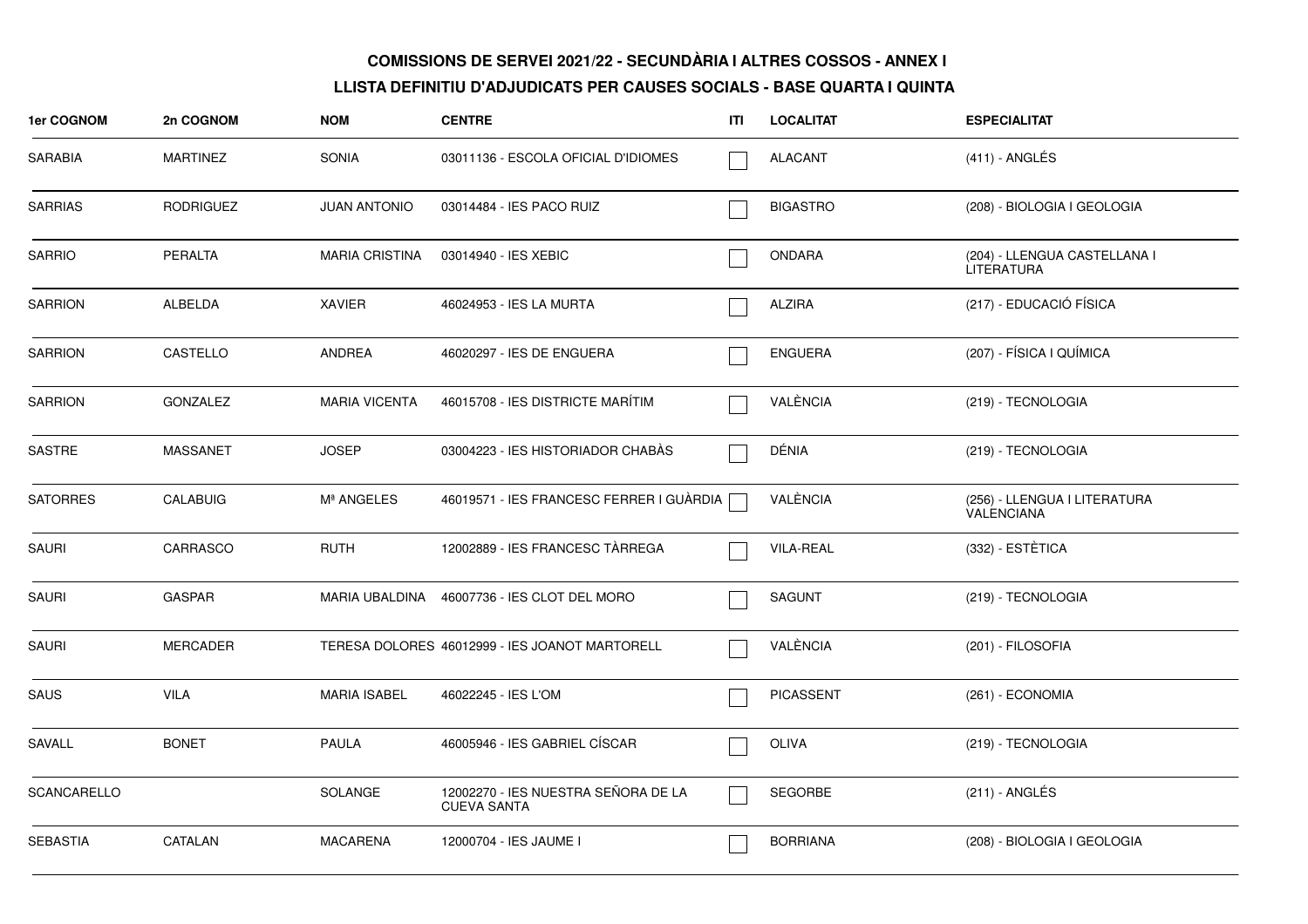**COMISSIONS DE SERVEI 2021/22 - SECUNDÀRIA I ALTRES COSSOS - ANNEX I**

**LLISTA DEFINITIU D'ADJUDICATS PER CAUSES SOCIALS - BASE QUARTA I QUINTA**

| 1er COGNOM | 2n COGNOM | NOM | CENTRE | ITI | LOCALITAT | ESPECIALITAT |
|---|---|---|---|---|---|---|
| SARABIA | MARTINEZ | SONIA | 03011136 - ESCOLA OFICIAL D'IDIOMES | ☐ | ALACANT | (411) - ANGLÉS |
| SARRIAS | RODRIGUEZ | JUAN ANTONIO | 03014484 - IES PACO RUIZ | ☐ | BIGASTRO | (208) - BIOLOGIA I GEOLOGIA |
| SARRIO | PERALTA | MARIA CRISTINA | 03014940 - IES XEBIC | ☐ | ONDARA | (204) - LLENGUA CASTELLANA I LITERATURA |
| SARRION | ALBELDA | XAVIER | 46024953 - IES LA MURTA | ☐ | ALZIRA | (217) - EDUCACIÓ FÍSICA |
| SARRION | CASTELLO | ANDREA | 46020297 - IES DE ENGUERA | ☐ | ENGUERA | (207) - FÍSICA I QUÍMICA |
| SARRION | GONZALEZ | MARIA VICENTA | 46015708 - IES DISTRICTE MARÍTIM | ☐ | VALÈNCIA | (219) - TECNOLOGIA |
| SASTRE | MASSANET | JOSEP | 03004223 - IES HISTORIADOR CHABÀS | ☐ | DÉNIA | (219) - TECNOLOGIA |
| SATORRES | CALABUIG | Mª ANGELES | 46019571 - IES FRANCESC FERRER I GUÀRDIA | ☐ | VALÈNCIA | (256) - LLENGUA I LITERATURA VALENCIANA |
| SAURI | CARRASCO | RUTH | 12002889 - IES FRANCESC TÀRREGA | ☐ | VILA-REAL | (332) - ESTÈTICA |
| SAURI | GASPAR | MARIA UBALDINA | 46007736 - IES CLOT DEL MORO | ☐ | SAGUNT | (219) - TECNOLOGIA |
| SAURI | MERCADER | TERESA DOLORES | 46012999 - IES JOANOT MARTORELL | ☐ | VALÈNCIA | (201) - FILOSOFIA |
| SAUS | VILA | MARIA ISABEL | 46022245 - IES L'OM | ☐ | PICASSENT | (261) - ECONOMIA |
| SAVALL | BONET | PAULA | 46005946 - IES GABRIEL CÍSCAR | ☐ | OLIVA | (219) - TECNOLOGIA |
| SCANCARELLO | | SOLANGE | 12002270 - IES NUESTRA SEÑORA DE LA CUEVA SANTA | ☐ | SEGORBE | (211) - ANGLÉS |
| SEBASTIA | CATALAN | MACARENA | 12000704 - IES JAUME I | ☐ | BORRIANA | (208) - BIOLOGIA I GEOLOGIA |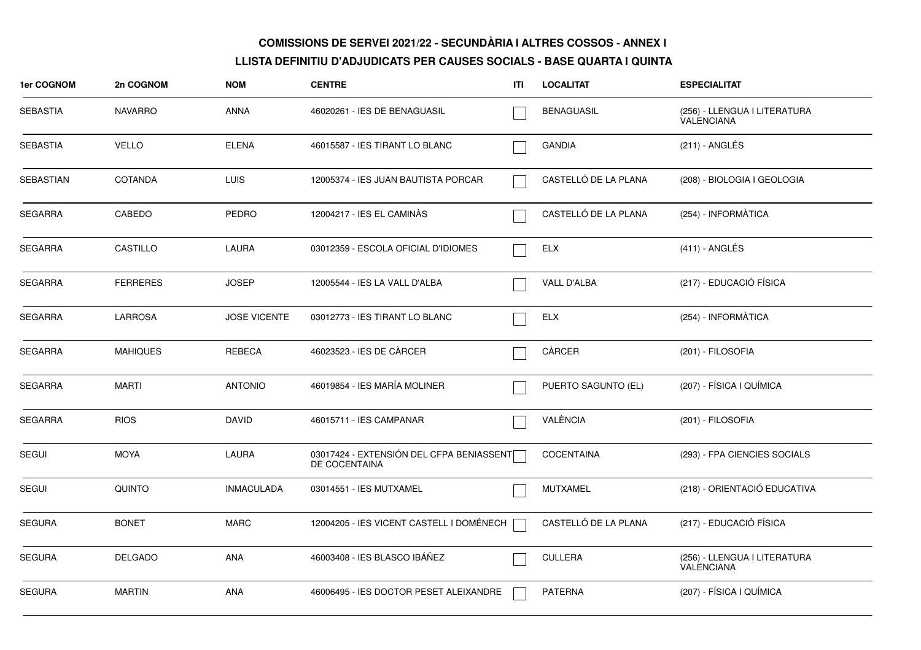**COMISSIONS DE SERVEI 2021/22 - SECUNDÀRIA I ALTRES COSSOS - ANNEX I**

**LLISTA DEFINITIU D'ADJUDICATS PER CAUSES SOCIALS - BASE QUARTA I QUINTA**

| 1er COGNOM | 2n COGNOM | NOM | CENTRE | ITI | LOCALITAT | ESPECIALITAT |
|---|---|---|---|---|---|---|
| SEBASTIA | NAVARRO | ANNA | 46020261 - IES DE BENAGUASIL | ☐ | BENAGUASIL | (256) - LLENGUA I LITERATURA VALENCIANA |
| SEBASTIA | VELLO | ELENA | 46015587 - IES TIRANT LO BLANC | ☐ | GANDIA | (211) - ANGLÉS |
| SEBASTIAN | COTANDA | LUIS | 12005374 - IES JUAN BAUTISTA PORCAR | ☐ | CASTELLÓ DE LA PLANA | (208) - BIOLOGIA I GEOLOGIA |
| SEGARRA | CABEDO | PEDRO | 12004217 - IES EL CAMINÀS | ☐ | CASTELLÓ DE LA PLANA | (254) - INFORMÀTICA |
| SEGARRA | CASTILLO | LAURA | 03012359 - ESCOLA OFICIAL D'IDIOMES | ☐ | ELX | (411) - ANGLÉS |
| SEGARRA | FERRERES | JOSEP | 12005544 - IES LA VALL D'ALBA | ☐ | VALL D'ALBA | (217) - EDUCACIÓ FÍSICA |
| SEGARRA | LARROSA | JOSE VICENTE | 03012773 - IES TIRANT LO BLANC | ☐ | ELX | (254) - INFORMÀTICA |
| SEGARRA | MAHIQUES | REBECA | 46023523 - IES DE CÀRCER | ☐ | CÀRCER | (201) - FILOSOFIA |
| SEGARRA | MARTI | ANTONIO | 46019854 - IES MARÍA MOLINER | ☐ | PUERTO SAGUNTO (EL) | (207) - FÍSICA I QUÍMICA |
| SEGARRA | RIOS | DAVID | 46015711 - IES CAMPANAR | ☐ | VALÈNCIA | (201) - FILOSOFIA |
| SEGUI | MOYA | LAURA | 03017424 - EXTENSIÓN DEL CFPA BENIASSENT DE COCENTAINA | ☐ | COCENTAINA | (293) - FPA CIENCIES SOCIALS |
| SEGUI | QUINTO | INMACULADA | 03014551 - IES MUTXAMEL | ☐ | MUTXAMEL | (218) - ORIENTACIÓ EDUCATIVA |
| SEGURA | BONET | MARC | 12004205 - IES VICENT CASTELL I DOMÉNECH | ☐ | CASTELLÓ DE LA PLANA | (217) - EDUCACIÓ FÍSICA |
| SEGURA | DELGADO | ANA | 46003408 - IES BLASCO IBÁÑEZ | ☐ | CULLERA | (256) - LLENGUA I LITERATURA VALENCIANA |
| SEGURA | MARTIN | ANA | 46006495 - IES DOCTOR PESET ALEIXANDRE | ☐ | PATERNA | (207) - FÍSICA I QUÍMICA |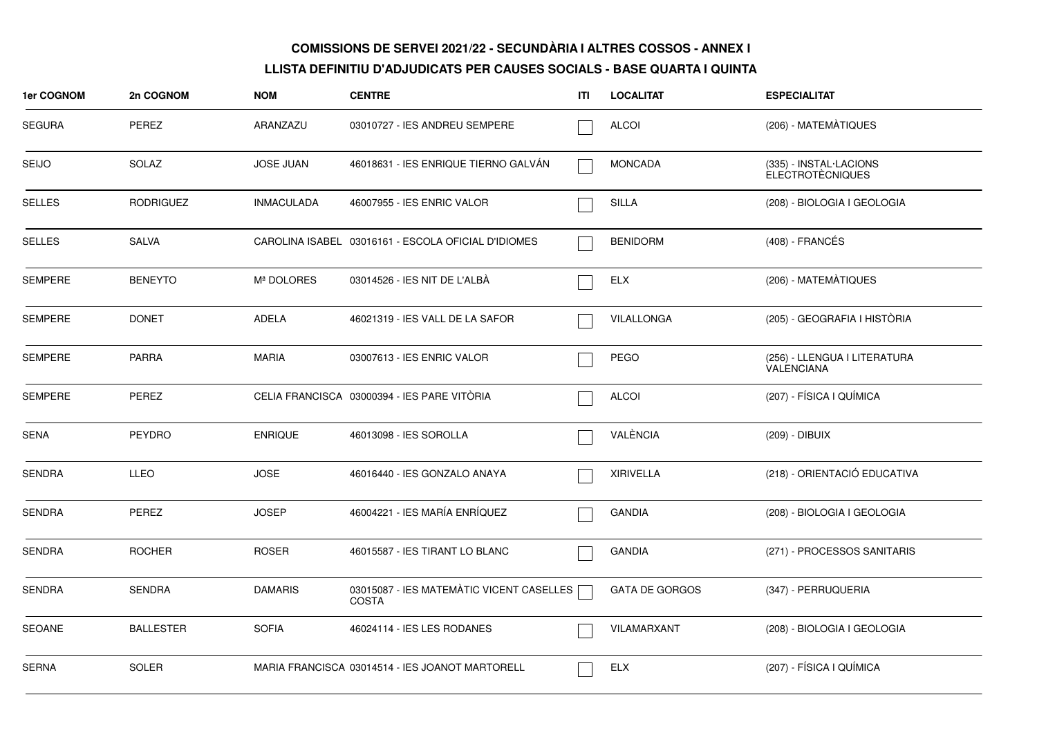**COMISSIONS DE SERVEI 2021/22 - SECUNDÀRIA I ALTRES COSSOS - ANNEX I**

**LLISTA DEFINITIU D'ADJUDICATS PER CAUSES SOCIALS - BASE QUARTA I QUINTA**

| 1er COGNOM | 2n COGNOM | NOM | CENTRE | ITI | LOCALITAT | ESPECIALITAT |
|---|---|---|---|---|---|---|
| SEGURA | PEREZ | ARANZAZU | 03010727 - IES ANDREU SEMPERE | ☐ | ALCOI | (206) - MATEMÀTIQUES |
| SEIJO | SOLAZ | JOSE JUAN | 46018631 - IES ENRIQUE TIERNO GALVÁN | ☐ | MONCADA | (335) - INSTAL·LACIONS ELECTROTÈCNIQUES |
| SELLES | RODRIGUEZ | INMACULADA | 46007955 - IES ENRIC VALOR | ☐ | SILLA | (208) - BIOLOGIA I GEOLOGIA |
| SELLES | SALVA | CAROLINA ISABEL | 03016161 - ESCOLA OFICIAL D'IDIOMES | ☐ | BENIDORM | (408) - FRANCÉS |
| SEMPERE | BENEYTO | Mª DOLORES | 03014526 - IES NIT DE L'ALBÀ | ☐ | ELX | (206) - MATEMÀTIQUES |
| SEMPERE | DONET | ADELA | 46021319 - IES VALL DE LA SAFOR | ☐ | VILALLONGA | (205) - GEOGRAFIA I HISTÒRIA |
| SEMPERE | PARRA | MARIA | 03007613 - IES ENRIC VALOR | ☐ | PEGO | (256) - LLENGUA I LITERATURA VALENCIANA |
| SEMPERE | PEREZ | CELIA FRANCISCA | 03000394 - IES PARE VITÒRIA | ☐ | ALCOI | (207) - FÍSICA I QUÍMICA |
| SENA | PEYDRO | ENRIQUE | 46013098 - IES SOROLLA | ☐ | VALÈNCIA | (209) - DIBUIX |
| SENDRA | LLEO | JOSE | 46016440 - IES GONZALO ANAYA | ☐ | XIRIVELLA | (218) - ORIENTACIÓ EDUCATIVA |
| SENDRA | PEREZ | JOSEP | 46004221 - IES MARÍA ENRÍQUEZ | ☐ | GANDIA | (208) - BIOLOGIA I GEOLOGIA |
| SENDRA | ROCHER | ROSER | 46015587 - IES TIRANT LO BLANC | ☐ | GANDIA | (271) - PROCESSOS SANITARIS |
| SENDRA | SENDRA | DAMARIS | 03015087 - IES MATEMÀTIC VICENT CASELLES COSTA | ☐ | GATA DE GORGOS | (347) - PERRUQUERIA |
| SEOANE | BALLESTER | SOFIA | 46024114 - IES LES RODANES | ☐ | VILAMARXANT | (208) - BIOLOGIA I GEOLOGIA |
| SERNA | SOLER | MARIA FRANCISCA | 03014514 - IES JOANOT MARTORELL | ☐ | ELX | (207) - FÍSICA I QUÍMICA |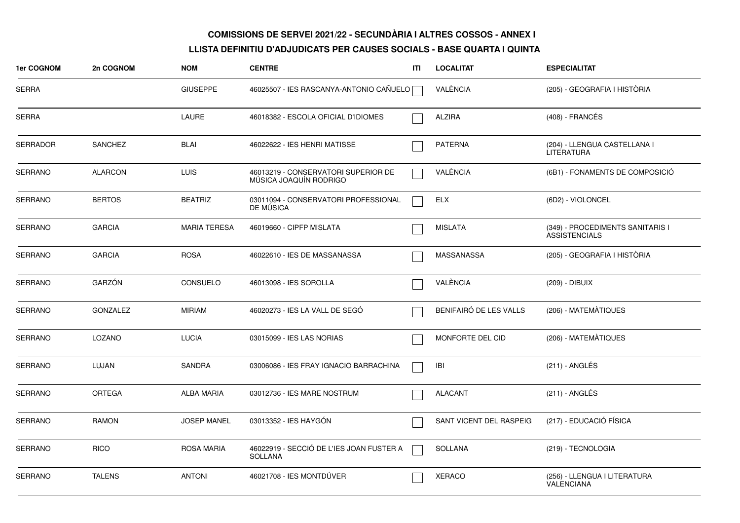## COMISSIONS DE SERVEI 2021/22 - SECUNDÀRIA I ALTRES COSSOS - ANNEX I

## LLISTA DEFINITIU D'ADJUDICATS PER CAUSES SOCIALS - BASE QUARTA I QUINTA

| 1er COGNOM | 2n COGNOM | NOM | CENTRE | ITI | LOCALITAT | ESPECIALITAT |
|---|---|---|---|---|---|---|
| SERRA | | GIUSEPPE | 46025507 - IES RASCANYA-ANTONIO CAÑUELO | ☐ | VALÈNCIA | (205) - GEOGRAFIA I HISTÒRIA |
| SERRA | | LAURE | 46018382 - ESCOLA OFICIAL D'IDIOMES | ☐ | ALZIRA | (408) - FRANCÉS |
| SERRADOR | SANCHEZ | BLAI | 46022622 - IES HENRI MATISSE | ☐ | PATERNA | (204) - LLENGUA CASTELLANA I LITERATURA |
| SERRANO | ALARCON | LUIS | 46013219 - CONSERVATORI SUPERIOR DE MÚSICA JOAQUÍN RODRIGO | ☐ | VALÈNCIA | (6B1) - FONAMENTS DE COMPOSICIÓ |
| SERRANO | BERTOS | BEATRIZ | 03011094 - CONSERVATORI PROFESSIONAL DE MÚSICA | ☐ | ELX | (6D2) - VIOLONCEL |
| SERRANO | GARCIA | MARIA TERESA | 46019660 - CIPFP MISLATA | ☐ | MISLATA | (349) - PROCEDIMENTS SANITARIS I ASSISTENCIALS |
| SERRANO | GARCIA | ROSA | 46022610 - IES DE MASSANASSA | ☐ | MASSANASSA | (205) - GEOGRAFIA I HISTÒRIA |
| SERRANO | GARZÓN | CONSUELO | 46013098 - IES SOROLLA | ☐ | VALÈNCIA | (209) - DIBUIX |
| SERRANO | GONZALEZ | MIRIAM | 46020273 - IES LA VALL DE SEGÓ | ☐ | BENIFAIRÓ DE LES VALLS | (206) - MATEMÀTIQUES |
| SERRANO | LOZANO | LUCIA | 03015099 - IES LAS NORIAS | ☐ | MONFORTE DEL CID | (206) - MATEMÀTIQUES |
| SERRANO | LUJAN | SANDRA | 03006086 - IES FRAY IGNACIO BARRACHINA | ☐ | IBI | (211) - ANGLÉS |
| SERRANO | ORTEGA | ALBA MARIA | 03012736 - IES MARE NOSTRUM | ☐ | ALACANT | (211) - ANGLÉS |
| SERRANO | RAMON | JOSEP MANEL | 03013352 - IES HAYGÓN | ☐ | SANT VICENT DEL RASPEIG | (217) - EDUCACIÓ FÍSICA |
| SERRANO | RICO | ROSA MARIA | 46022919 - SECCIÓ DE L'IES JOAN FUSTER A SOLLANA | ☐ | SOLLANA | (219) - TECNOLOGIA |
| SERRANO | TALENS | ANTONI | 46021708 - IES MONTDÚVER | ☐ | XERACO | (256) - LLENGUA I LITERATURA VALENCIANA |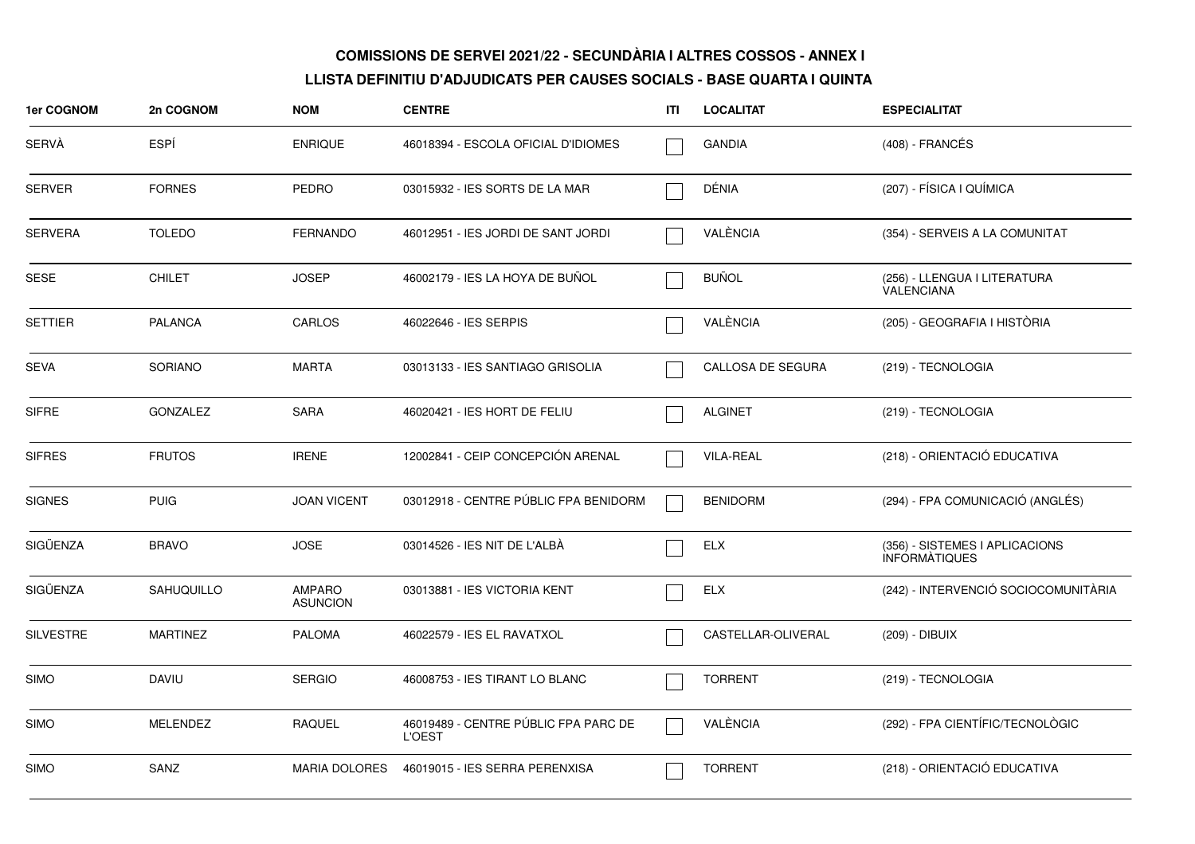**COMISSIONS DE SERVEI 2021/22 - SECUNDÀRIA I ALTRES COSSOS - ANNEX I**

**LLISTA DEFINITIU D'ADJUDICATS PER CAUSES SOCIALS - BASE QUARTA I QUINTA**

| 1er COGNOM | 2n COGNOM | NOM | CENTRE | ITI | LOCALITAT | ESPECIALITAT |
|---|---|---|---|---|---|---|
| SERVÀ | ESPÍ | ENRIQUE | 46018394 - ESCOLA OFICIAL D'IDIOMES | ☐ | GANDIA | (408) - FRANCÉS |
| SERVER | FORNES | PEDRO | 03015932 - IES SORTS DE LA MAR | ☐ | DÉNIA | (207) - FÍSICA I QUÍMICA |
| SERVERA | TOLEDO | FERNANDO | 46012951 - IES JORDI DE SANT JORDI | ☐ | VALÈNCIA | (354) - SERVEIS A LA COMUNITAT |
| SESE | CHILET | JOSEP | 46002179 - IES LA HOYA DE BUÑOL | ☐ | BUÑOL | (256) - LLENGUA I LITERATURA VALENCIANA |
| SETTIER | PALANCA | CARLOS | 46022646 - IES SERPIS | ☐ | VALÈNCIA | (205) - GEOGRAFIA I HISTÒRIA |
| SEVA | SORIANO | MARTA | 03013133 - IES SANTIAGO GRISOLIA | ☐ | CALLOSA DE SEGURA | (219) - TECNOLOGIA |
| SIFRE | GONZALEZ | SARA | 46020421 - IES HORT DE FELIU | ☐ | ALGINET | (219) - TECNOLOGIA |
| SIFRES | FRUTOS | IRENE | 12002841 - CEIP CONCEPCIÓN ARENAL | ☐ | VILA-REAL | (218) - ORIENTACIÓ EDUCATIVA |
| SIGNES | PUIG | JOAN VICENT | 03012918 - CENTRE PÚBLIC FPA BENIDORM | ☐ | BENIDORM | (294) - FPA COMUNICACIÓ (ANGLÉS) |
| SIGÜENZA | BRAVO | JOSE | 03014526 - IES NIT DE L'ALBÀ | ☐ | ELX | (356) - SISTEMES I APLICACIONS INFORMÀTIQUES |
| SIGÜENZA | SAHUQUILLO | AMPARO ASUNCION | 03013881 - IES VICTORIA KENT | ☐ | ELX | (242) - INTERVENCIÓ SOCIOCOMUNITÀRIA |
| SILVESTRE | MARTINEZ | PALOMA | 46022579 - IES EL RAVATXOL | ☐ | CASTELLAR-OLIVERAL | (209) - DIBUIX |
| SIMO | DAVIU | SERGIO | 46008753 - IES TIRANT LO BLANC | ☐ | TORRENT | (219) - TECNOLOGIA |
| SIMO | MELENDEZ | RAQUEL | 46019489 - CENTRE PÚBLIC FPA PARC DE L'OEST | ☐ | VALÈNCIA | (292) - FPA CIENTÍFIC/TECNOLÒGIC |
| SIMO | SANZ | MARIA DOLORES | 46019015 - IES SERRA PERENXISA | ☐ | TORRENT | (218) - ORIENTACIÓ EDUCATIVA |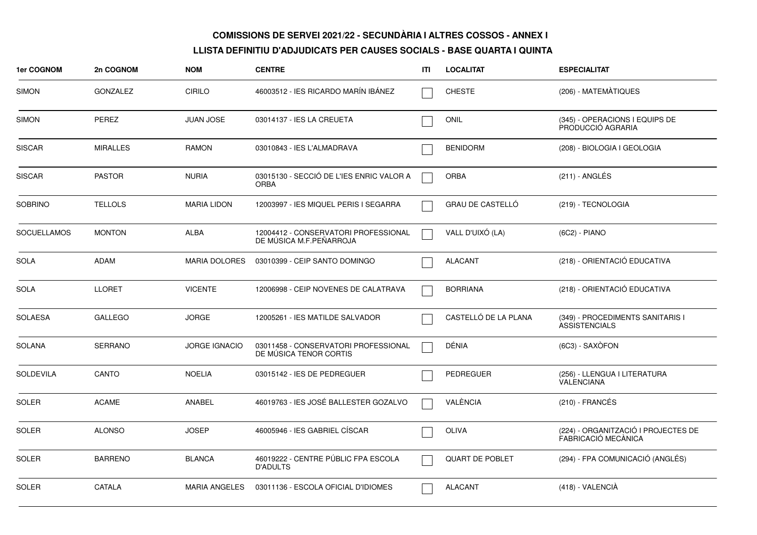**COMISSIONS DE SERVEI 2021/22 - SECUNDÀRIA I ALTRES COSSOS - ANNEX I**

**LLISTA DEFINITIU D'ADJUDICATS PER CAUSES SOCIALS - BASE QUARTA I QUINTA**

| 1er COGNOM | 2n COGNOM | NOM | CENTRE | ITI | LOCALITAT | ESPECIALITAT |
|---|---|---|---|---|---|---|
| SIMON | GONZALEZ | CIRILO | 46003512 - IES RICARDO MARÍN IBÁNEZ | ☐ | CHESTE | (206) - MATEMÀTIQUES |
| SIMON | PEREZ | JUAN JOSE | 03014137 - IES LA CREUETA | ☐ | ONIL | (345) - OPERACIONS I EQUIPS DE PRODUCCIÓ AGRARIA |
| SISCAR | MIRALLES | RAMON | 03010843 - IES L'ALMADRAVA | ☐ | BENIDORM | (208) - BIOLOGIA I GEOLOGIA |
| SISCAR | PASTOR | NURIA | 03015130 - SECCIÓ DE L'IES ENRIC VALOR A ORBA | ☐ | ORBA | (211) - ANGLÉS |
| SOBRINO | TELLOLS | MARIA LIDON | 12003997 - IES MIQUEL PERIS I SEGARRA | ☐ | GRAU DE CASTELLÓ | (219) - TECNOLOGIA |
| SOCUELLAMOS | MONTON | ALBA | 12004412 - CONSERVATORI PROFESSIONAL DE MÚSICA M.F.PEÑARROJA | ☐ | VALL D'UIXÓ (LA) | (6C2) - PIANO |
| SOLA | ADAM | MARIA DOLORES | 03010399 - CEIP SANTO DOMINGO | ☐ | ALACANT | (218) - ORIENTACIÓ EDUCATIVA |
| SOLA | LLORET | VICENTE | 12006998 - CEIP NOVENES DE CALATRAVA | ☐ | BORRIANA | (218) - ORIENTACIÓ EDUCATIVA |
| SOLAESA | GALLEGO | JORGE | 12005261 - IES MATILDE SALVADOR | ☐ | CASTELLÓ DE LA PLANA | (349) - PROCEDIMENTS SANITARIS I ASSISTENCIALS |
| SOLANA | SERRANO | JORGE IGNACIO | 03011458 - CONSERVATORI PROFESSIONAL DE MÚSICA TENOR CORTIS | ☐ | DÉNIA | (6C3) - SAXÒFON |
| SOLDEVILA | CANTO | NOELIA | 03015142 - IES DE PEDREGUER | ☐ | PEDREGUER | (256) - LLENGUA I LITERATURA VALENCIANA |
| SOLER | ACAME | ANABEL | 46019763 - IES JOSÉ BALLESTER GOZALVO | ☐ | VALÈNCIA | (210) - FRANCÉS |
| SOLER | ALONSO | JOSEP | 46005946 - IES GABRIEL CÍSCAR | ☐ | OLIVA | (224) - ORGANITZACIÓ I PROJECTES DE FABRICACIÓ MECÀNICA |
| SOLER | BARRENO | BLANCA | 46019222 - CENTRE PÚBLIC FPA ESCOLA D'ADULTS | ☐ | QUART DE POBLET | (294) - FPA COMUNICACIÓ (ANGLÉS) |
| SOLER | CATALA | MARIA ANGELES | 03011136 - ESCOLA OFICIAL D'IDIOMES | ☐ | ALACANT | (418) - VALENCIÀ |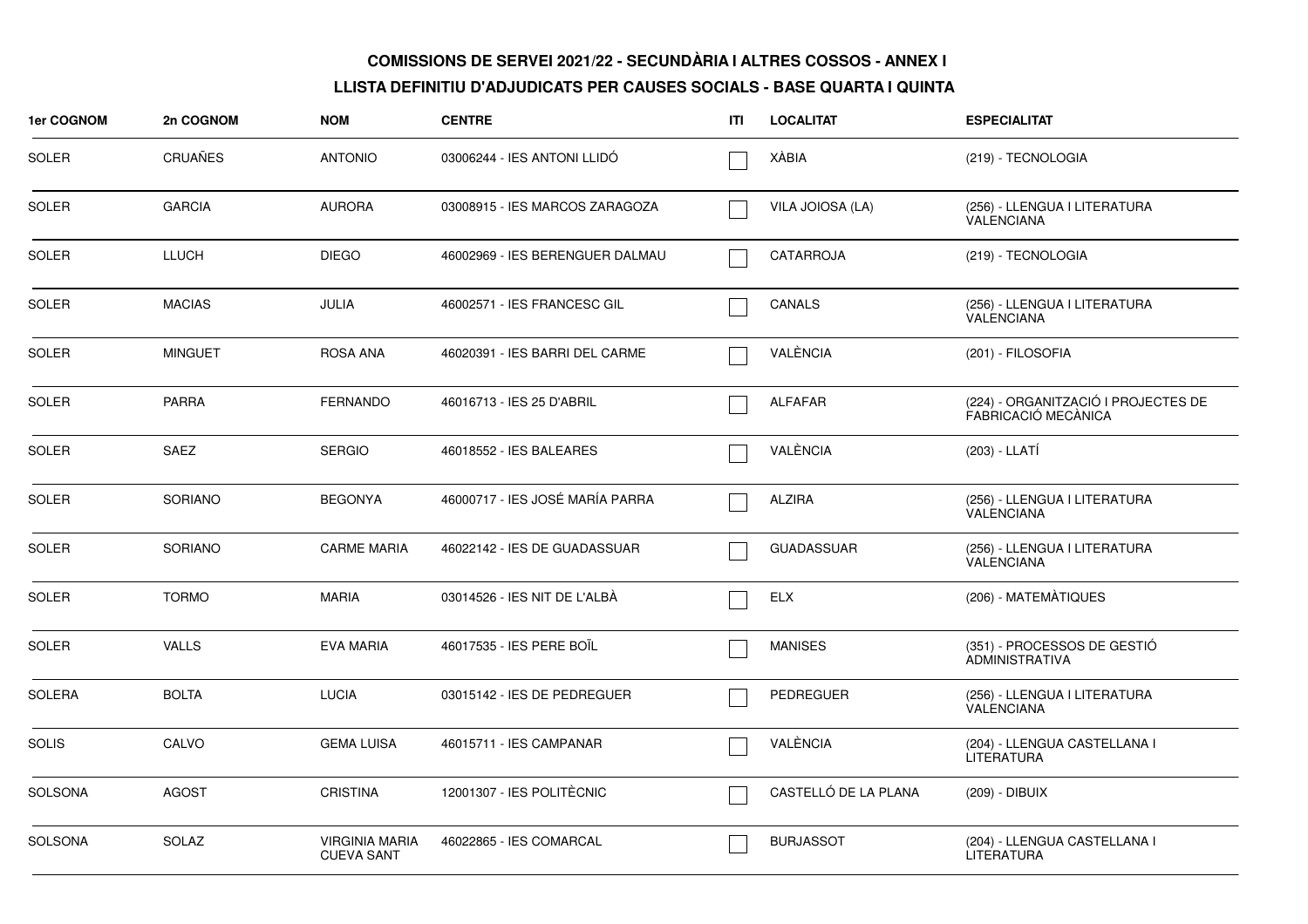**COMISSIONS DE SERVEI 2021/22 - SECUNDÀRIA I ALTRES COSSOS - ANNEX I**

**LLISTA DEFINITIU D'ADJUDICATS PER CAUSES SOCIALS - BASE QUARTA I QUINTA**

| 1er COGNOM | 2n COGNOM | NOM | CENTRE | ITI | LOCALITAT | ESPECIALITAT |
|---|---|---|---|---|---|---|
| SOLER | CRUAÑES | ANTONIO | 03006244 - IES ANTONI LLIDÓ | ☐ | XÀBIA | (219) - TECNOLOGIA |
| SOLER | GARCIA | AURORA | 03008915 - IES MARCOS ZARAGOZA | ☐ | VILA JOIOSA (LA) | (256) - LLENGUA I LITERATURA VALENCIANA |
| SOLER | LLUCH | DIEGO | 46002969 - IES BERENGUER DALMAU | ☐ | CATARROJA | (219) - TECNOLOGIA |
| SOLER | MACIAS | JULIA | 46002571 - IES FRANCESC GIL | ☐ | CANALS | (256) - LLENGUA I LITERATURA VALENCIANA |
| SOLER | MINGUET | ROSA ANA | 46020391 - IES BARRI DEL CARME | ☐ | VALÈNCIA | (201) - FILOSOFIA |
| SOLER | PARRA | FERNANDO | 46016713 - IES 25 D'ABRIL | ☐ | ALFAFAR | (224) - ORGANITZACIÓ I PROJECTES DE FABRICACIÓ MECÀNICA |
| SOLER | SAEZ | SERGIO | 46018552 - IES BALEARES | ☐ | VALÈNCIA | (203) - LLATÍ |
| SOLER | SORIANO | BEGONYA | 46000717 - IES JOSÉ MARÍA PARRA | ☐ | ALZIRA | (256) - LLENGUA I LITERATURA VALENCIANA |
| SOLER | SORIANO | CARME MARIA | 46022142 - IES DE GUADASSUAR | ☐ | GUADASSUAR | (256) - LLENGUA I LITERATURA VALENCIANA |
| SOLER | TORMO | MARIA | 03014526 - IES NIT DE L'ALBÀ | ☐ | ELX | (206) - MATEMÀTIQUES |
| SOLER | VALLS | EVA MARIA | 46017535 - IES PERE BOÏL | ☐ | MANISES | (351) - PROCESSOS DE GESTIÓ ADMINISTRATIVA |
| SOLERA | BOLTA | LUCIA | 03015142 - IES DE PEDREGUER | ☐ | PEDREGUER | (256) - LLENGUA I LITERATURA VALENCIANA |
| SOLIS | CALVO | GEMA LUISA | 46015711 - IES CAMPANAR | ☐ | VALÈNCIA | (204) - LLENGUA CASTELLANA I LITERATURA |
| SOLSONA | AGOST | CRISTINA | 12001307 - IES POLITÈCNIC | ☐ | CASTELLÓ DE LA PLANA | (209) - DIBUIX |
| SOLSONA | SOLAZ | VIRGINIA MARIA CUEVA SANT | 46022865 - IES COMARCAL | ☐ | BURJASSOT | (204) - LLENGUA CASTELLANA I LITERATURA |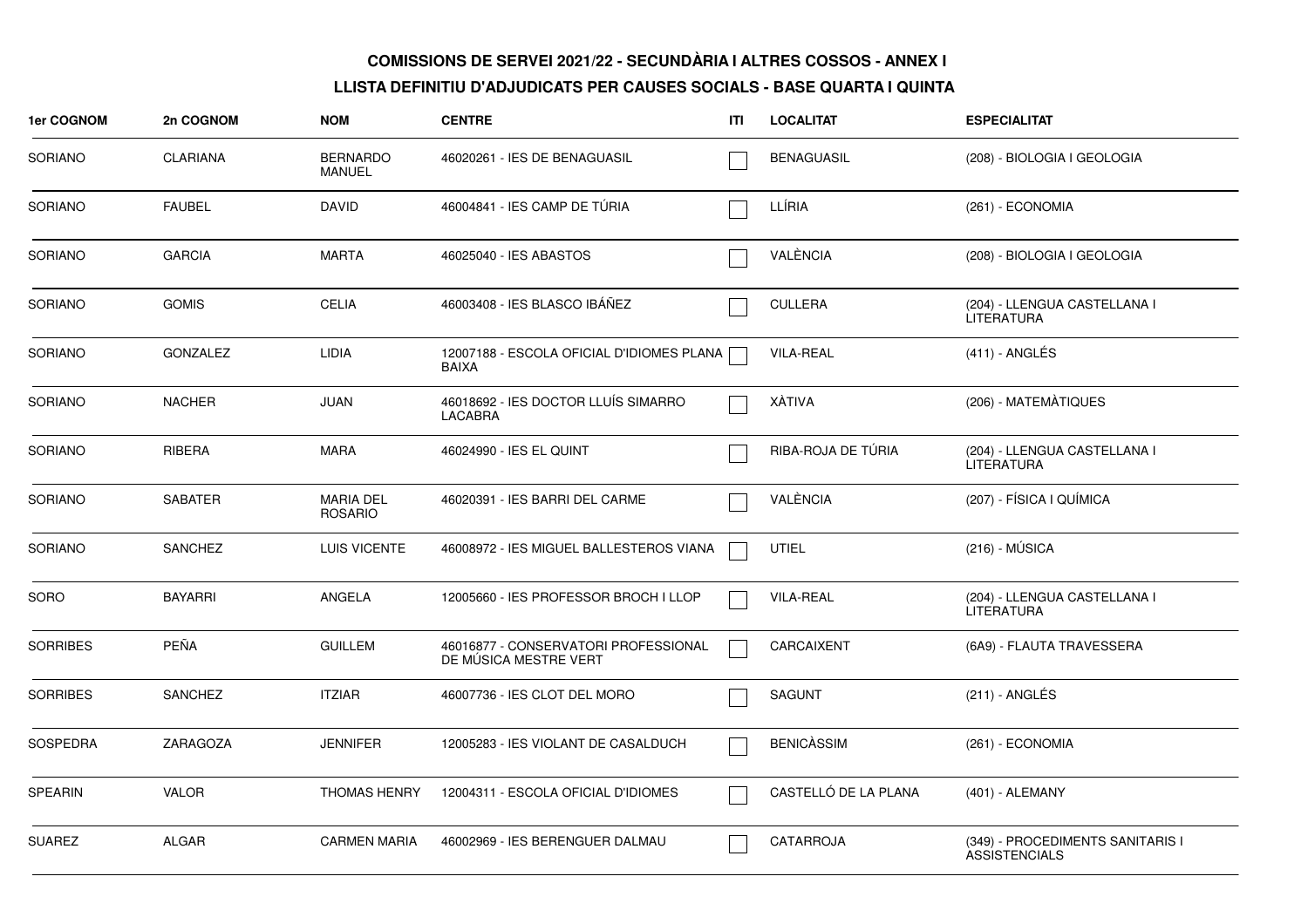**COMISSIONS DE SERVEI 2021/22 - SECUNDÀRIA I ALTRES COSSOS - ANNEX I**

**LLISTA DEFINITIU D'ADJUDICATS PER CAUSES SOCIALS - BASE QUARTA I QUINTA**

| 1er COGNOM | 2n COGNOM | NOM | CENTRE | ITI | LOCALITAT | ESPECIALITAT |
|---|---|---|---|---|---|---|
| SORIANO | CLARIANA | BERNARDO MANUEL | 46020261 - IES DE BENAGUASIL | | BENAGUASIL | (208) - BIOLOGIA I GEOLOGIA |
| SORIANO | FAUBEL | DAVID | 46004841 - IES CAMP DE TÚRIA | | LLÍRIA | (261) - ECONOMIA |
| SORIANO | GARCIA | MARTA | 46025040 - IES ABASTOS | | VALÈNCIA | (208) - BIOLOGIA I GEOLOGIA |
| SORIANO | GOMIS | CELIA | 46003408 - IES BLASCO IBÁÑEZ | | CULLERA | (204) - LLENGUA CASTELLANA I LITERATURA |
| SORIANO | GONZALEZ | LIDIA | 12007188 - ESCOLA OFICIAL D'IDIOMES PLANA BAIXA | | VILA-REAL | (411) - ANGLÉS |
| SORIANO | NACHER | JUAN | 46018692 - IES DOCTOR LLUÍS SIMARRO LACABRA | | XÀTIVA | (206) - MATEMÀTIQUES |
| SORIANO | RIBERA | MARA | 46024990 - IES EL QUINT | | RIBA-ROJA DE TÚRIA | (204) - LLENGUA CASTELLANA I LITERATURA |
| SORIANO | SABATER | MARIA DEL ROSARIO | 46020391 - IES BARRI DEL CARME | | VALÈNCIA | (207) - FÍSICA I QUÍMICA |
| SORIANO | SANCHEZ | LUIS VICENTE | 46008972 - IES MIGUEL BALLESTEROS VIANA | | UTIEL | (216) - MÚSICA |
| SORO | BAYARRI | ANGELA | 12005660 - IES PROFESSOR BROCH I LLOP | | VILA-REAL | (204) - LLENGUA CASTELLANA I LITERATURA |
| SORRIBES | PEÑA | GUILLEM | 46016877 - CONSERVATORI PROFESSIONAL DE MÚSICA MESTRE VERT | | CARCAIXENT | (6A9) - FLAUTA TRAVESSERA |
| SORRIBES | SANCHEZ | ITZIAR | 46007736 - IES CLOT DEL MORO | | SAGUNT | (211) - ANGLÉS |
| SOSPEDRA | ZARAGOZA | JENNIFER | 12005283 - IES VIOLANT DE CASALDUCH | | BENICÀSSIM | (261) - ECONOMIA |
| SPEARIN | VALOR | THOMAS HENRY | 12004311 - ESCOLA OFICIAL D'IDIOMES | | CASTELLÓ DE LA PLANA | (401) - ALEMANY |
| SUAREZ | ALGAR | CARMEN MARIA | 46002969 - IES BERENGUER DALMAU | | CATARROJA | (349) - PROCEDIMENTS SANITARIS I ASSISTENCIALS |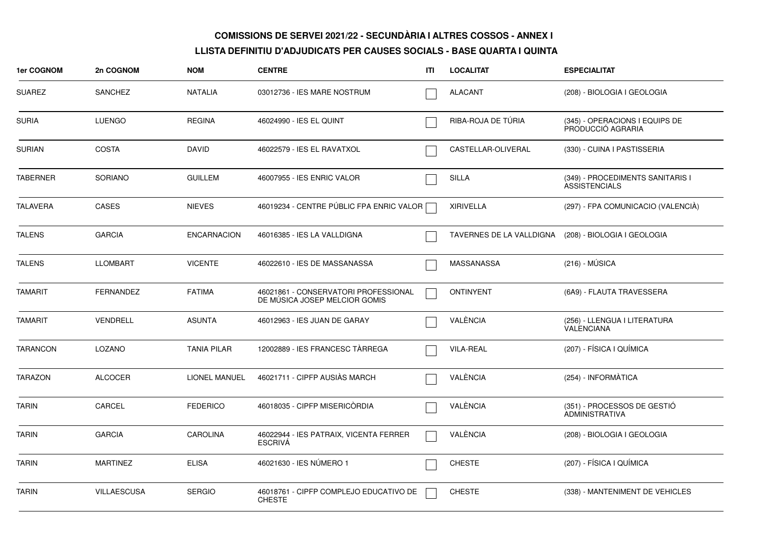**COMISSIONS DE SERVEI 2021/22 - SECUNDÀRIA I ALTRES COSSOS - ANNEX I**

**LLISTA DEFINITIU D'ADJUDICATS PER CAUSES SOCIALS - BASE QUARTA I QUINTA**

| 1er COGNOM | 2n COGNOM | NOM | CENTRE | ITI | LOCALITAT | ESPECIALITAT |
|---|---|---|---|---|---|---|
| SUAREZ | SANCHEZ | NATALIA | 03012736 - IES MARE NOSTRUM | ☐ | ALACANT | (208) - BIOLOGIA I GEOLOGIA |
| SURIA | LUENGO | REGINA | 46024990 - IES EL QUINT | ☐ | RIBA-ROJA DE TÚRIA | (345) - OPERACIONS I EQUIPS DE PRODUCCIÓ AGRARIA |
| SURIAN | COSTA | DAVID | 46022579 - IES EL RAVATXOL | ☐ | CASTELLAR-OLIVERAL | (330) - CUINA I PASTISSERIA |
| TABERNER | SORIANO | GUILLEM | 46007955 - IES ENRIC VALOR | ☐ | SILLA | (349) - PROCEDIMENTS SANITARIS I ASSISTENCIALS |
| TALAVERA | CASES | NIEVES | 46019234 - CENTRE PÚBLIC FPA ENRIC VALOR | ☐ | XIRIVELLA | (297) - FPA COMUNICACIO (VALENCIÀ) |
| TALENS | GARCIA | ENCARNACION | 46016385 - IES LA VALLDIGNA | ☐ | TAVERNES DE LA VALLDIGNA | (208) - BIOLOGIA I GEOLOGIA |
| TALENS | LLOMBART | VICENTE | 46022610 - IES DE MASSANASSA | ☐ | MASSANASSA | (216) - MÚSICA |
| TAMARIT | FERNANDEZ | FATIMA | 46021861 - CONSERVATORI PROFESSIONAL DE MÚSICA JOSEP MELCIOR GOMIS | ☐ | ONTINYENT | (6A9) - FLAUTA TRAVESSERA |
| TAMARIT | VENDRELL | ASUNTA | 46012963 - IES JUAN DE GARAY | ☐ | VALÈNCIA | (256) - LLENGUA I LITERATURA VALENCIANA |
| TARANCON | LOZANO | TANIA PILAR | 12002889 - IES FRANCESC TÀRREGA | ☐ | VILA-REAL | (207) - FÍSICA I QUÍMICA |
| TARAZON | ALCOCER | LIONEL MANUEL | 46021711 - CIPFP AUSIÀS MARCH | ☐ | VALÈNCIA | (254) - INFORMÀTICA |
| TARIN | CARCEL | FEDERICO | 46018035 - CIPFP MISERICÒRDIA | ☐ | VALÈNCIA | (351) - PROCESSOS DE GESTIÓ ADMINISTRATIVA |
| TARIN | GARCIA | CAROLINA | 46022944 - IES PATRAIX, VICENTA FERRER ESCRIVÁ | ☐ | VALÈNCIA | (208) - BIOLOGIA I GEOLOGIA |
| TARIN | MARTINEZ | ELISA | 46021630 - IES NÚMERO 1 | ☐ | CHESTE | (207) - FÍSICA I QUÍMICA |
| TARIN | VILLAESCUSA | SERGIO | 46018761 - CIPFP COMPLEJO EDUCATIVO DE CHESTE | ☐ | CHESTE | (338) - MANTENIMENT DE VEHICLES |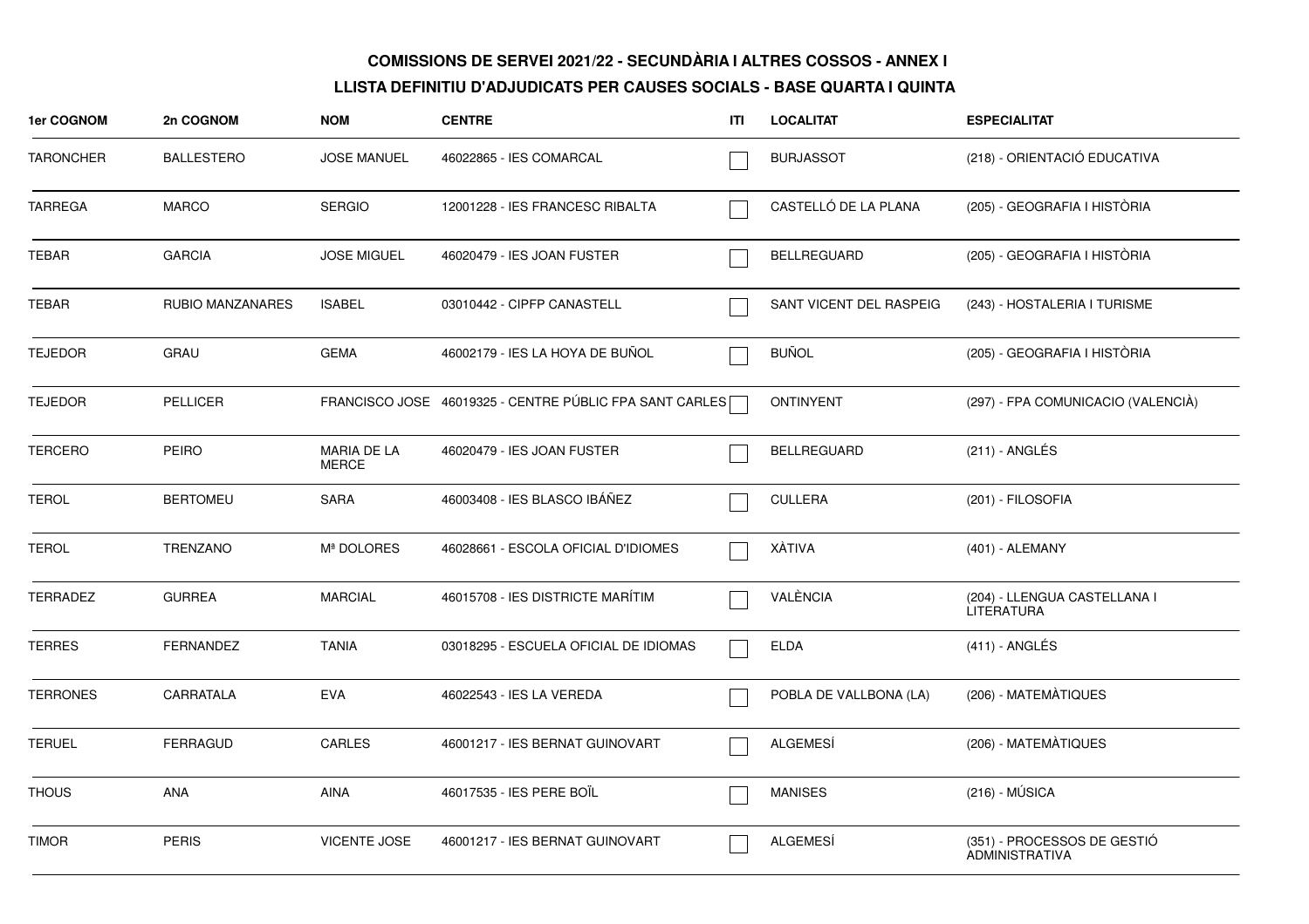**COMISSIONS DE SERVEI 2021/22 - SECUNDÀRIA I ALTRES COSSOS - ANNEX I**

**LLISTA DEFINITIU D'ADJUDICATS PER CAUSES SOCIALS - BASE QUARTA I QUINTA**

| 1er COGNOM | 2n COGNOM | NOM | CENTRE | ITI | LOCALITAT | ESPECIALITAT |
|---|---|---|---|---|---|---|
| TARONCHER | BALLESTERO | JOSE MANUEL | 46022865 - IES COMARCAL | ☐ | BURJASSOT | (218) - ORIENTACIÓ EDUCATIVA |
| TARREGA | MARCO | SERGIO | 12001228 - IES FRANCESC RIBALTA | ☐ | CASTELLÓ DE LA PLANA | (205) - GEOGRAFIA I HISTÒRIA |
| TEBAR | GARCIA | JOSE MIGUEL | 46020479 - IES JOAN FUSTER | ☐ | BELLREGUARD | (205) - GEOGRAFIA I HISTÒRIA |
| TEBAR | RUBIO MANZANARES | ISABEL | 03010442 - CIPFP CANASTELL | ☐ | SANT VICENT DEL RASPEIG | (243) - HOSTALERIA I TURISME |
| TEJEDOR | GRAU | GEMA | 46002179 - IES LA HOYA DE BUÑOL | ☐ | BUÑOL | (205) - GEOGRAFIA I HISTÒRIA |
| TEJEDOR | PELLICER | FRANCISCO JOSE | 46019325 - CENTRE PÚBLIC FPA SANT CARLES | ☐ | ONTINYENT | (297) - FPA COMUNICACIO (VALENCIÀ) |
| TERCERO | PEIRO | MARIA DE LA MERCE | 46020479 - IES JOAN FUSTER | ☐ | BELLREGUARD | (211) - ANGLÉS |
| TEROL | BERTOMEU | SARA | 46003408 - IES BLASCO IBÁÑEZ | ☐ | CULLERA | (201) - FILOSOFIA |
| TEROL | TRENZANO | Mª DOLORES | 46028661 - ESCOLA OFICIAL D'IDIOMES | ☐ | XÀTIVA | (401) - ALEMANY |
| TERRADEZ | GURREA | MARCIAL | 46015708 - IES DISTRICTE MARÍTIM | ☐ | VALÈNCIA | (204) - LLENGUA CASTELLANA I LITERATURA |
| TERRES | FERNANDEZ | TANIA | 03018295 - ESCUELA OFICIAL DE IDIOMAS | ☐ | ELDA | (411) - ANGLÉS |
| TERRONES | CARRATALA | EVA | 46022543 - IES LA VEREDA | ☐ | POBLA DE VALLBONA (LA) | (206) - MATEMÀTIQUES |
| TERUEL | FERRAGUD | CARLES | 46001217 - IES BERNAT GUINOVART | ☐ | ALGEMESÍ | (206) - MATEMÀTIQUES |
| THOUS | ANA | AINA | 46017535 - IES PERE BOÏL | ☐ | MANISES | (216) - MÚSICA |
| TIMOR | PERIS | VICENTE JOSE | 46001217 - IES BERNAT GUINOVART | ☐ | ALGEMESÍ | (351) - PROCESSOS DE GESTIÓ ADMINISTRATIVA |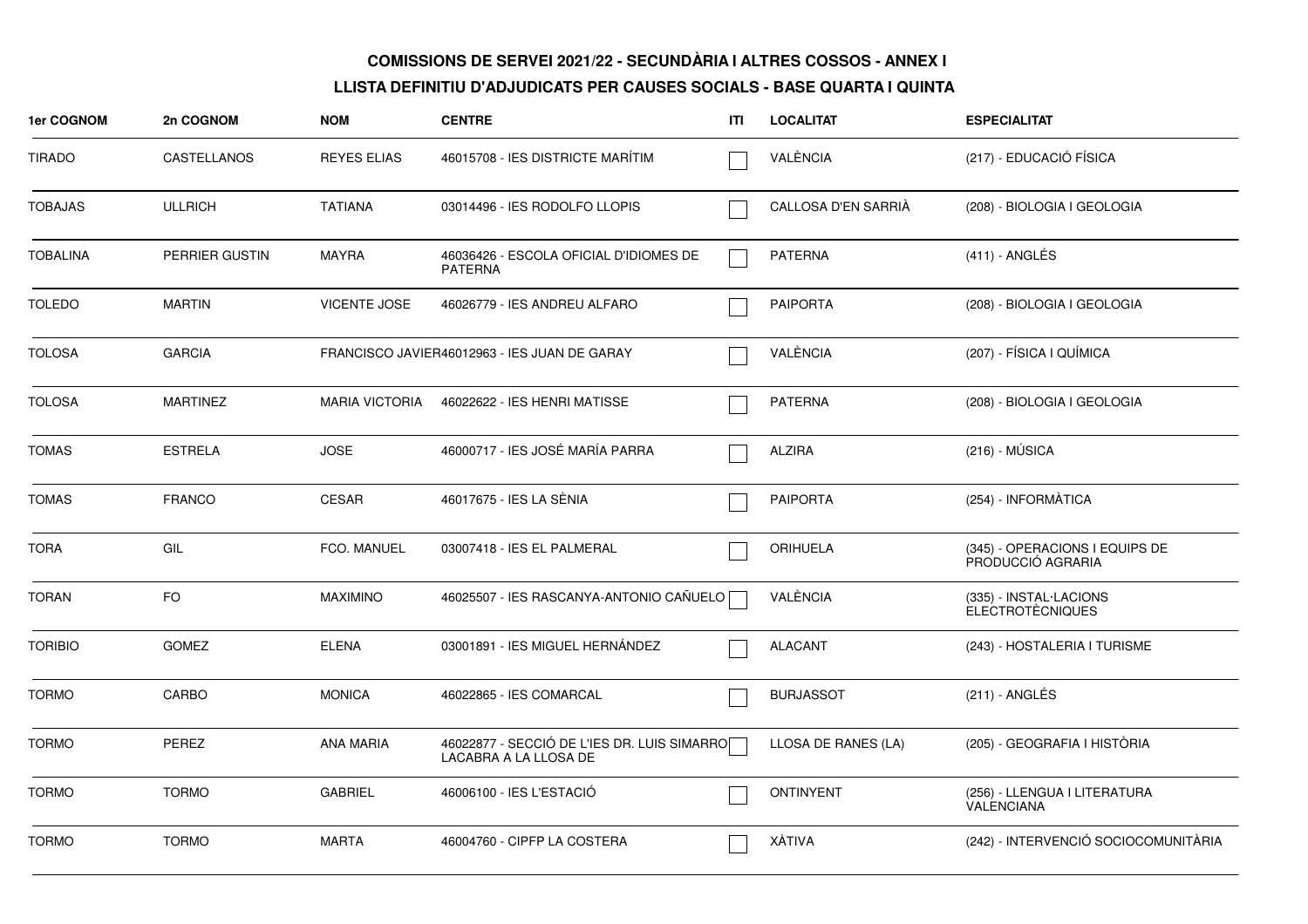**COMISSIONS DE SERVEI 2021/22 - SECUNDÀRIA I ALTRES COSSOS - ANNEX I**

**LLISTA DEFINITIU D'ADJUDICATS PER CAUSES SOCIALS - BASE QUARTA I QUINTA**

| 1er COGNOM | 2n COGNOM | NOM | CENTRE | ITI | LOCALITAT | ESPECIALITAT |
|---|---|---|---|---|---|---|
| TIRADO | CASTELLANOS | REYES ELIAS | 46015708 - IES DISTRICTE MARÍTIM | | VALÈNCIA | (217) - EDUCACIÓ FÍSICA |
| TOBAJAS | ULLRICH | TATIANA | 03014496 - IES RODOLFO LLOPIS | | CALLOSA D'EN SARRIÀ | (208) - BIOLOGIA I GEOLOGIA |
| TOBALINA | PERRIER GUSTIN | MAYRA | 46036426 - ESCOLA OFICIAL D'IDIOMES DE PATERNA | | PATERNA | (411) - ANGLÉS |
| TOLEDO | MARTIN | VICENTE JOSE | 46026779 - IES ANDREU ALFARO | | PAIPORTA | (208) - BIOLOGIA I GEOLOGIA |
| TOLOSA | GARCIA | FRANCISCO JAVIER | 46012963 - IES JUAN DE GARAY | | VALÈNCIA | (207) - FÍSICA I QUÍMICA |
| TOLOSA | MARTINEZ | MARIA VICTORIA | 46022622 - IES HENRI MATISSE | | PATERNA | (208) - BIOLOGIA I GEOLOGIA |
| TOMAS | ESTRELA | JOSE | 46000717 - IES JOSÉ MARÍA PARRA | | ALZIRA | (216) - MÚSICA |
| TOMAS | FRANCO | CESAR | 46017675 - IES LA SÈNIA | | PAIPORTA | (254) - INFORMÀTICA |
| TORA | GIL | FCO. MANUEL | 03007418 - IES EL PALMERAL | | ORIHUELA | (345) - OPERACIONS I EQUIPS DE PRODUCCIÓ AGRARIA |
| TORAN | FO | MAXIMINO | 46025507 - IES RASCANYA-ANTONIO CAÑUELO | | VALÈNCIA | (335) - INSTAL·LACIONS ELECTROTÈCNIQUES |
| TORIBIO | GOMEZ | ELENA | 03001891 - IES MIGUEL HERNÁNDEZ | | ALACANT | (243) - HOSTALERIA I TURISME |
| TORMO | CARBO | MONICA | 46022865 - IES COMARCAL | | BURJASSOT | (211) - ANGLÉS |
| TORMO | PEREZ | ANA MARIA | 46022877 - SECCIÓ DE L'IES DR. LUIS SIMARRO LACABRA A LA LLOSA DE | | LLOSA DE RANES (LA) | (205) - GEOGRAFIA I HISTÒRIA |
| TORMO | TORMO | GABRIEL | 46006100 - IES L'ESTACIÓ | | ONTINYENT | (256) - LLENGUA I LITERATURA VALENCIANA |
| TORMO | TORMO | MARTA | 46004760 - CIPFP LA COSTERA | | XÀTIVA | (242) - INTERVENCIÓ SOCIOCOMUNITÀRIA |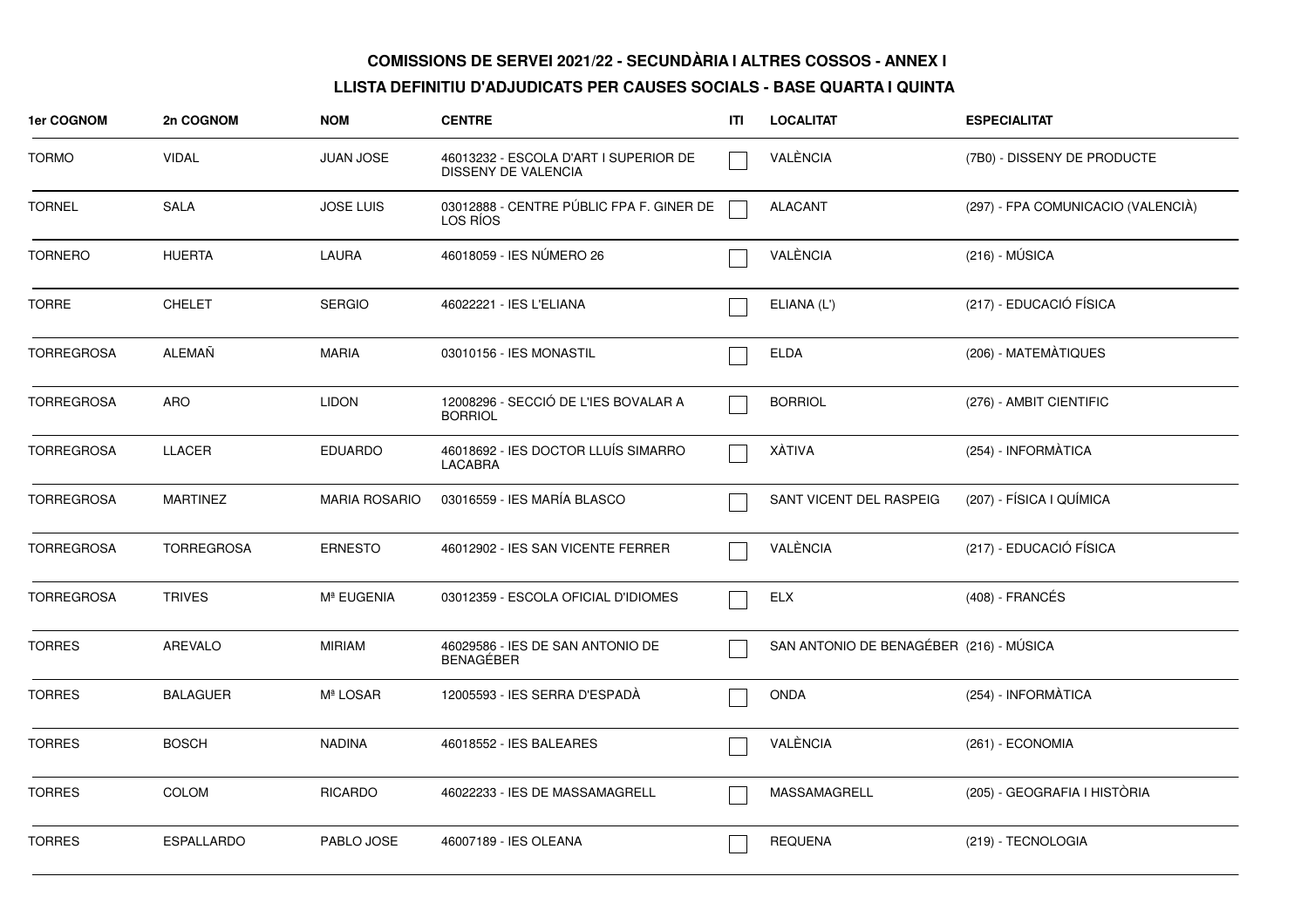**COMISSIONS DE SERVEI 2021/22 - SECUNDÀRIA I ALTRES COSSOS - ANNEX I**

**LLISTA DEFINITIU D'ADJUDICATS PER CAUSES SOCIALS - BASE QUARTA I QUINTA**

| 1er COGNOM | 2n COGNOM | NOM | CENTRE | ITI | LOCALITAT | ESPECIALITAT |
|---|---|---|---|---|---|---|
| TORMO | VIDAL | JUAN JOSE | 46013232 - ESCOLA D'ART I SUPERIOR DE DISSENY DE VALENCIA | ☐ | VALÈNCIA | (7B0) - DISSENY DE PRODUCTE |
| TORNEL | SALA | JOSE LUIS | 03012888 - CENTRE PÚBLIC FPA F. GINER DE LOS RÍOS | ☐ | ALACANT | (297) - FPA COMUNICACIO (VALENCIÀ) |
| TORNERO | HUERTA | LAURA | 46018059 - IES NÚMERO 26 | ☐ | VALÈNCIA | (216) - MÚSICA |
| TORRE | CHELET | SERGIO | 46022221 - IES L'ELIANA | ☐ | ELIANA (L') | (217) - EDUCACIÓ FÍSICA |
| TORREGROSA | ALEMAÑ | MARIA | 03010156 - IES MONASTIL | ☐ | ELDA | (206) - MATEMÀTIQUES |
| TORREGROSA | ARO | LIDON | 12008296 - SECCIÓ DE L'IES BOVALAR A BORRIOL | ☐ | BORRIOL | (276) - AMBIT CIENTIFIC |
| TORREGROSA | LLACER | EDUARDO | 46018692 - IES DOCTOR LLUÍS SIMARRO LACABRA | ☐ | XÀTIVA | (254) - INFORMÀTICA |
| TORREGROSA | MARTINEZ | MARIA ROSARIO | 03016559 - IES MARÍA BLASCO | ☐ | SANT VICENT DEL RASPEIG | (207) - FÍSICA I QUÍMICA |
| TORREGROSA | TORREGROSA | ERNESTO | 46012902 - IES SAN VICENTE FERRER | ☐ | VALÈNCIA | (217) - EDUCACIÓ FÍSICA |
| TORREGROSA | TRIVES | Mª EUGENIA | 03012359 - ESCOLA OFICIAL D'IDIOMES | ☐ | ELX | (408) - FRANCÉS |
| TORRES | AREVALO | MIRIAM | 46029586 - IES DE SAN ANTONIO DE BENAGÉBER | ☐ | SAN ANTONIO DE BENAGÉBER | (216) - MÚSICA |
| TORRES | BALAGUER | Mª LOSAR | 12005593 - IES SERRA D'ESPADÀ | ☐ | ONDA | (254) - INFORMÀTICA |
| TORRES | BOSCH | NADINA | 46018552 - IES BALEARES | ☐ | VALÈNCIA | (261) - ECONOMIA |
| TORRES | COLOM | RICARDO | 46022233 - IES DE MASSAMAGRELL | ☐ | MASSAMAGRELL | (205) - GEOGRAFIA I HISTÒRIA |
| TORRES | ESPALLARDO | PABLO JOSE | 46007189 - IES OLEANA | ☐ | REQUENA | (219) - TECNOLOGIA |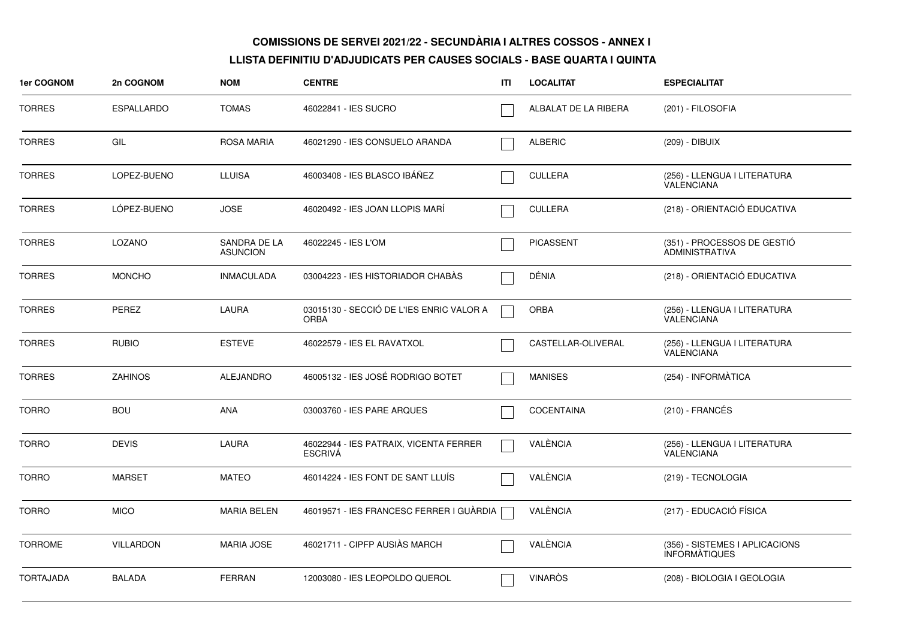**COMISSIONS DE SERVEI 2021/22 - SECUNDÀRIA I ALTRES COSSOS - ANNEX I**

**LLISTA DEFINITIU D'ADJUDICATS PER CAUSES SOCIALS - BASE QUARTA I QUINTA**

| 1er COGNOM | 2n COGNOM | NOM | CENTRE | ITI | LOCALITAT | ESPECIALITAT |
|---|---|---|---|---|---|---|
| TORRES | ESPALLARDO | TOMAS | 46022841 - IES SUCRO | ☐ | ALBALAT DE LA RIBERA | (201) - FILOSOFIA |
| TORRES | GIL | ROSA MARIA | 46021290 - IES CONSUELO ARANDA | ☐ | ALBERIC | (209) - DIBUIX |
| TORRES | LOPEZ-BUENO | LLUISA | 46003408 - IES BLASCO IBÁÑEZ | ☐ | CULLERA | (256) - LLENGUA I LITERATURA VALENCIANA |
| TORRES | LÓPEZ-BUENO | JOSE | 46020492 - IES JOAN LLOPIS MARÍ | ☐ | CULLERA | (218) - ORIENTACIÓ EDUCATIVA |
| TORRES | LOZANO | SANDRA DE LA ASUNCION | 46022245 - IES L'OM | ☐ | PICASSENT | (351) - PROCESSOS DE GESTIÓ ADMINISTRATIVA |
| TORRES | MONCHO | INMACULADA | 03004223 - IES HISTORIADOR CHABÀS | ☐ | DÉNIA | (218) - ORIENTACIÓ EDUCATIVA |
| TORRES | PEREZ | LAURA | 03015130 - SECCIÓ DE L'IES ENRIC VALOR A ORBA | ☐ | ORBA | (256) - LLENGUA I LITERATURA VALENCIANA |
| TORRES | RUBIO | ESTEVE | 46022579 - IES EL RAVATXOL | ☐ | CASTELLAR-OLIVERAL | (256) - LLENGUA I LITERATURA VALENCIANA |
| TORRES | ZAHINOS | ALEJANDRO | 46005132 - IES JOSÉ RODRIGO BOTET | ☐ | MANISES | (254) - INFORMÀTICA |
| TORRO | BOU | ANA | 03003760 - IES PARE ARQUES | ☐ | COCENTAINA | (210) - FRANCÉS |
| TORRO | DEVIS | LAURA | 46022944 - IES PATRAIX, VICENTA FERRER ESCRIVÁ | ☐ | VALÈNCIA | (256) - LLENGUA I LITERATURA VALENCIANA |
| TORRO | MARSET | MATEO | 46014224 - IES FONT DE SANT LLUÍS | ☐ | VALÈNCIA | (219) - TECNOLOGIA |
| TORRO | MICO | MARIA BELEN | 46019571 - IES FRANCESC FERRER I GUÀRDIA | ☐ | VALÈNCIA | (217) - EDUCACIÓ FÍSICA |
| TORROME | VILLARDON | MARIA JOSE | 46021711 - CIPFP AUSIÀS MARCH | ☐ | VALÈNCIA | (356) - SISTEMES I APLICACIONS INFORMÀTIQUES |
| TORTAJADA | BALADA | FERRAN | 12003080 - IES LEOPOLDO QUEROL | ☐ | VINARÒS | (208) - BIOLOGIA I GEOLOGIA |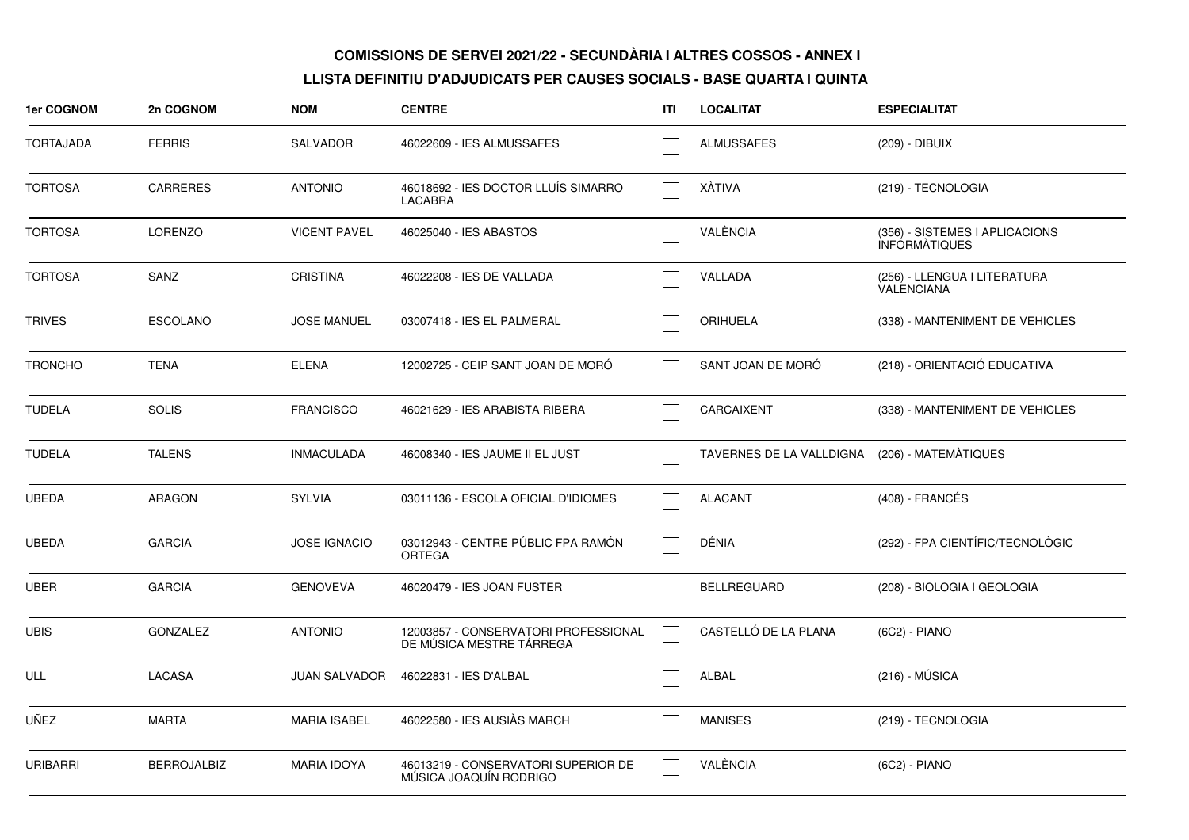**COMISSIONS DE SERVEI 2021/22 - SECUNDÀRIA I ALTRES COSSOS - ANNEX I**

**LLISTA DEFINITIU D'ADJUDICATS PER CAUSES SOCIALS - BASE QUARTA I QUINTA**

| 1er COGNOM | 2n COGNOM | NOM | CENTRE | ITI | LOCALITAT | ESPECIALITAT |
|---|---|---|---|---|---|---|
| TORTAJADA | FERRIS | SALVADOR | 46022609 - IES ALMUSSAFES | | ALMUSSAFES | (209) - DIBUIX |
| TORTOSA | CARRERES | ANTONIO | 46018692 - IES DOCTOR LLUÍS SIMARRO LACABRA | | XÀTIVA | (219) - TECNOLOGIA |
| TORTOSA | LORENZO | VICENT PAVEL | 46025040 - IES ABASTOS | | VALÈNCIA | (356) - SISTEMES I APLICACIONS INFORMÀTIQUES |
| TORTOSA | SANZ | CRISTINA | 46022208 - IES DE VALLADA | | VALLADA | (256) - LLENGUA I LITERATURA VALENCIANA |
| TRIVES | ESCOLANO | JOSE MANUEL | 03007418 - IES EL PALMERAL | | ORIHUELA | (338) - MANTENIMENT DE VEHICLES |
| TRONCHO | TENA | ELENA | 12002725 - CEIP SANT JOAN DE MORÓ | | SANT JOAN DE MORÓ | (218) - ORIENTACIÓ EDUCATIVA |
| TUDELA | SOLIS | FRANCISCO | 46021629 - IES ARABISTA RIBERA | | CARCAIXENT | (338) - MANTENIMENT DE VEHICLES |
| TUDELA | TALENS | INMACULADA | 46008340 - IES JAUME II EL JUST | | TAVERNES DE LA VALLDIGNA | (206) - MATEMÀTIQUES |
| UBEDA | ARAGON | SYLVIA | 03011136 - ESCOLA OFICIAL D'IDIOMES | | ALACANT | (408) - FRANCÉS |
| UBEDA | GARCIA | JOSE IGNACIO | 03012943 - CENTRE PÚBLIC FPA RAMÓN ORTEGA | | DÉNIA | (292) - FPA CIENTÍFIC/TECNOLÒGIC |
| UBER | GARCIA | GENOVEVA | 46020479 - IES JOAN FUSTER | | BELLREGUARD | (208) - BIOLOGIA I GEOLOGIA |
| UBIS | GONZALEZ | ANTONIO | 12003857 - CONSERVATORI PROFESSIONAL DE MÚSICA MESTRE TÁRREGA | | CASTELLÓ DE LA PLANA | (6C2) - PIANO |
| ULL | LACASA | JUAN SALVADOR | 46022831 - IES D'ALBAL | | ALBAL | (216) - MÚSICA |
| UÑEZ | MARTA | MARIA ISABEL | 46022580 - IES AUSIÀS MARCH | | MANISES | (219) - TECNOLOGIA |
| URIBARRI | BERROJALBIZ | MARIA IDOYA | 46013219 - CONSERVATORI SUPERIOR DE MÚSICA JOAQUÍN RODRIGO | | VALÈNCIA | (6C2) - PIANO |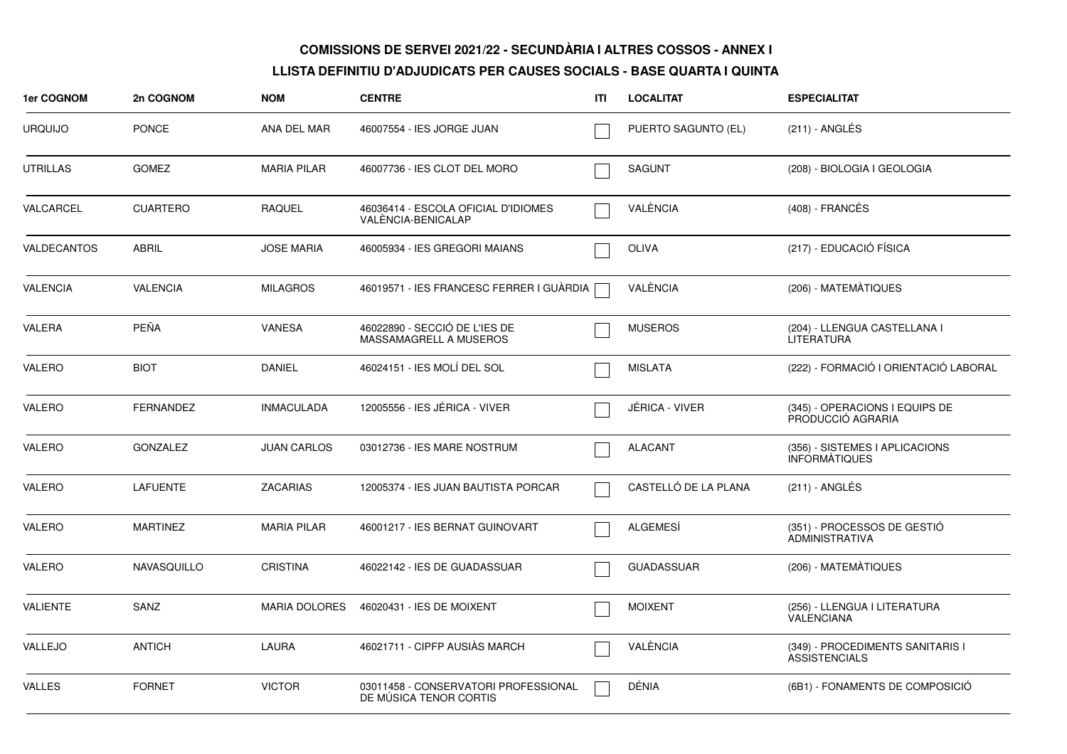**COMISSIONS DE SERVEI 2021/22 - SECUNDÀRIA I ALTRES COSSOS - ANNEX I**

**LLISTA DEFINITIU D'ADJUDICATS PER CAUSES SOCIALS - BASE QUARTA I QUINTA**

| 1er COGNOM | 2n COGNOM | NOM | CENTRE | ITI | LOCALITAT | ESPECIALITAT |
|---|---|---|---|---|---|---|
| URQUIJO | PONCE | ANA DEL MAR | 46007554 - IES JORGE JUAN | ☐ | PUERTO SAGUNTO (EL) | (211) - ANGLÉS |
| UTRILLAS | GOMEZ | MARIA PILAR | 46007736 - IES CLOT DEL MORO | ☐ | SAGUNT | (208) - BIOLOGIA I GEOLOGIA |
| VALCARCEL | CUARTERO | RAQUEL | 46036414 - ESCOLA OFICIAL D'IDIOMES VALÈNCIA-BENICALAP | ☐ | VALÈNCIA | (408) - FRANCÉS |
| VALDECANTOS | ABRIL | JOSE MARIA | 46005934 - IES GREGORI MAIANS | ☐ | OLIVA | (217) - EDUCACIÓ FÍSICA |
| VALENCIA | VALENCIA | MILAGROS | 46019571 - IES FRANCESC FERRER I GUÀRDIA | ☐ | VALÈNCIA | (206) - MATEMÀTIQUES |
| VALERA | PEÑA | VANESA | 46022890 - SECCIÓ DE L'IES DE MASSAMAGRELL A MUSEROS | ☐ | MUSEROS | (204) - LLENGUA CASTELLANA I LITERATURA |
| VALERO | BIOT | DANIEL | 46024151 - IES MOLÍ DEL SOL | ☐ | MISLATA | (222) - FORMACIÓ I ORIENTACIÓ LABORAL |
| VALERO | FERNANDEZ | INMACULADA | 12005556 - IES JÉRICA - VIVER | ☐ | JÉRICA - VIVER | (345) - OPERACIONS I EQUIPS DE PRODUCCIÓ AGRARIA |
| VALERO | GONZALEZ | JUAN CARLOS | 03012736 - IES MARE NOSTRUM | ☐ | ALACANT | (356) - SISTEMES I APLICACIONS INFORMÀTIQUES |
| VALERO | LAFUENTE | ZACARIAS | 12005374 - IES JUAN BAUTISTA PORCAR | ☐ | CASTELLÓ DE LA PLANA | (211) - ANGLÉS |
| VALERO | MARTINEZ | MARIA PILAR | 46001217 - IES BERNAT GUINOVART | ☐ | ALGEMESÍ | (351) - PROCESSOS DE GESTIÓ ADMINISTRATIVA |
| VALERO | NAVASQUILLO | CRISTINA | 46022142 - IES DE GUADASSUAR | ☐ | GUADASSUAR | (206) - MATEMÀTIQUES |
| VALIENTE | SANZ | MARIA DOLORES | 46020431 - IES DE MOIXENT | ☐ | MOIXENT | (256) - LLENGUA I LITERATURA VALENCIANA |
| VALLEJO | ANTICH | LAURA | 46021711 - CIPFP AUSIÀS MARCH | ☐ | VALÈNCIA | (349) - PROCEDIMENTS SANITARIS I ASSISTENCIALS |
| VALLES | FORNET | VICTOR | 03011458 - CONSERVATORI PROFESSIONAL DE MÚSICA TENOR CORTIS | ☐ | DÉNIA | (6B1) - FONAMENTS DE COMPOSICIÓ |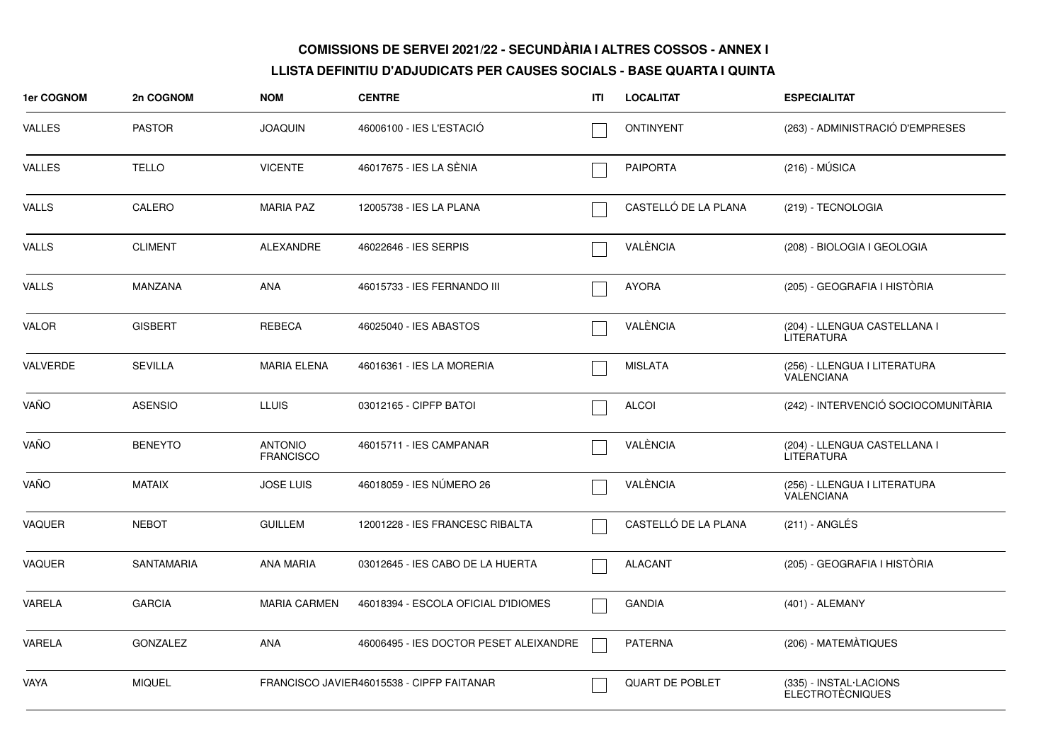**COMISSIONS DE SERVEI 2021/22 - SECUNDÀRIA I ALTRES COSSOS - ANNEX I**

**LLISTA DEFINITIU D'ADJUDICATS PER CAUSES SOCIALS - BASE QUARTA I QUINTA**

| 1er COGNOM | 2n COGNOM | NOM | CENTRE | ITI | LOCALITAT | ESPECIALITAT |
|---|---|---|---|---|---|---|
| VALLES | PASTOR | JOAQUIN | 46006100 - IES L'ESTACIÓ | ☐ | ONTINYENT | (263) - ADMINISTRACIÓ D'EMPRESES |
| VALLES | TELLO | VICENTE | 46017675 - IES LA SÈNIA | ☐ | PAIPORTA | (216) - MÚSICA |
| VALLS | CALERO | MARIA PAZ | 12005738 - IES LA PLANA | ☐ | CASTELLÓ DE LA PLANA | (219) - TECNOLOGIA |
| VALLS | CLIMENT | ALEXANDRE | 46022646 - IES SERPIS | ☐ | VALÈNCIA | (208) - BIOLOGIA I GEOLOGIA |
| VALLS | MANZANA | ANA | 46015733 - IES FERNANDO III | ☐ | AYORA | (205) - GEOGRAFIA I HISTÒRIA |
| VALOR | GISBERT | REBECA | 46025040 - IES ABASTOS | ☐ | VALÈNCIA | (204) - LLENGUA CASTELLANA I LITERATURA |
| VALVERDE | SEVILLA | MARIA ELENA | 46016361 - IES LA MORERIA | ☐ | MISLATA | (256) - LLENGUA I LITERATURA VALENCIANA |
| VAÑO | ASENSIO | LLUIS | 03012165 - CIPFP BATOI | ☐ | ALCOI | (242) - INTERVENCIÓ SOCIOCOMUNITÀRIA |
| VAÑO | BENEYTO | ANTONIO FRANCISCO | 46015711 - IES CAMPANAR | ☐ | VALÈNCIA | (204) - LLENGUA CASTELLANA I LITERATURA |
| VAÑO | MATAIX | JOSE LUIS | 46018059 - IES NÚMERO 26 | ☐ | VALÈNCIA | (256) - LLENGUA I LITERATURA VALENCIANA |
| VAQUER | NEBOT | GUILLEM | 12001228 - IES FRANCESC RIBALTA | ☐ | CASTELLÓ DE LA PLANA | (211) - ANGLÉS |
| VAQUER | SANTAMARIA | ANA MARIA | 03012645 - IES CABO DE LA HUERTA | ☐ | ALACANT | (205) - GEOGRAFIA I HISTÒRIA |
| VARELA | GARCIA | MARIA CARMEN | 46018394 - ESCOLA OFICIAL D'IDIOMES | ☐ | GANDIA | (401) - ALEMANY |
| VARELA | GONZALEZ | ANA | 46006495 - IES DOCTOR PESET ALEIXANDRE | ☐ | PATERNA | (206) - MATEMÀTIQUES |
| VAYA | MIQUEL | FRANCISCO JAVIER | 46015538 - CIPFP FAITANAR | ☐ | QUART DE POBLET | (335) - INSTAL·LACIONS ELECTROTÈCNIQUES |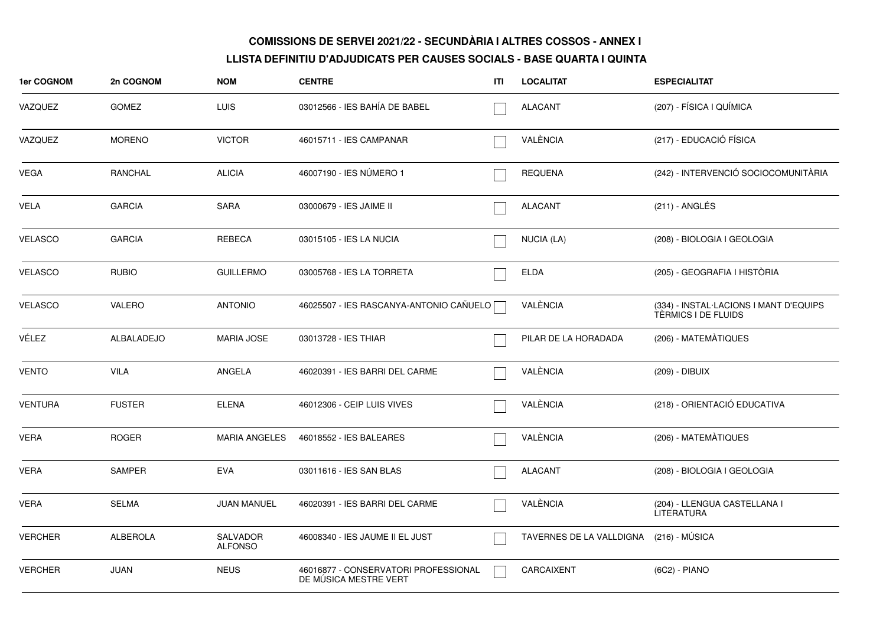**COMISSIONS DE SERVEI 2021/22 - SECUNDÀRIA I ALTRES COSSOS - ANNEX I**

**LLISTA DEFINITIU D'ADJUDICATS PER CAUSES SOCIALS - BASE QUARTA I QUINTA**

| 1er COGNOM | 2n COGNOM | NOM | CENTRE | ITI | LOCALITAT | ESPECIALITAT |
|---|---|---|---|---|---|---|
| VAZQUEZ | GOMEZ | LUIS | 03012566 - IES BAHÍA DE BABEL | ☐ | ALACANT | (207) - FÍSICA I QUÍMICA |
| VAZQUEZ | MORENO | VICTOR | 46015711 - IES CAMPANAR | ☐ | VALÈNCIA | (217) - EDUCACIÓ FÍSICA |
| VEGA | RANCHAL | ALICIA | 46007190 - IES NÚMERO 1 | ☐ | REQUENA | (242) - INTERVENCIÓ SOCIOCOMUNITÀRIA |
| VELA | GARCIA | SARA | 03000679 - IES JAIME II | ☐ | ALACANT | (211) - ANGLÉS |
| VELASCO | GARCIA | REBECA | 03015105 - IES LA NUCIA | ☐ | NUCIA (LA) | (208) - BIOLOGIA I GEOLOGIA |
| VELASCO | RUBIO | GUILLERMO | 03005768 - IES LA TORRETA | ☐ | ELDA | (205) - GEOGRAFIA I HISTÒRIA |
| VELASCO | VALERO | ANTONIO | 46025507 - IES RASCANYA-ANTONIO CAÑUELO | ☐ | VALÈNCIA | (334) - INSTAL·LACIONS I MANT D'EQUIPS TÈRMICS I DE FLUIDS |
| VÉLEZ | ALBALADEJO | MARIA JOSE | 03013728 - IES THIAR | ☐ | PILAR DE LA HORADADA | (206) - MATEMÀTIQUES |
| VENTO | VILA | ANGELA | 46020391 - IES BARRI DEL CARME | ☐ | VALÈNCIA | (209) - DIBUIX |
| VENTURA | FUSTER | ELENA | 46012306 - CEIP LUIS VIVES | ☐ | VALÈNCIA | (218) - ORIENTACIÓ EDUCATIVA |
| VERA | ROGER | MARIA ANGELES | 46018552 - IES BALEARES | ☐ | VALÈNCIA | (206) - MATEMÀTIQUES |
| VERA | SAMPER | EVA | 03011616 - IES SAN BLAS | ☐ | ALACANT | (208) - BIOLOGIA I GEOLOGIA |
| VERA | SELMA | JUAN MANUEL | 46020391 - IES BARRI DEL CARME | ☐ | VALÈNCIA | (204) - LLENGUA CASTELLANA I LITERATURA |
| VERCHER | ALBEROLA | SALVADOR ALFONSO | 46008340 - IES JAUME II EL JUST | ☐ | TAVERNES DE LA VALLDIGNA | (216) - MÚSICA |
| VERCHER | JUAN | NEUS | 46016877 - CONSERVATORI PROFESSIONAL DE MÚSICA MESTRE VERT | ☐ | CARCAIXENT | (6C2) - PIANO |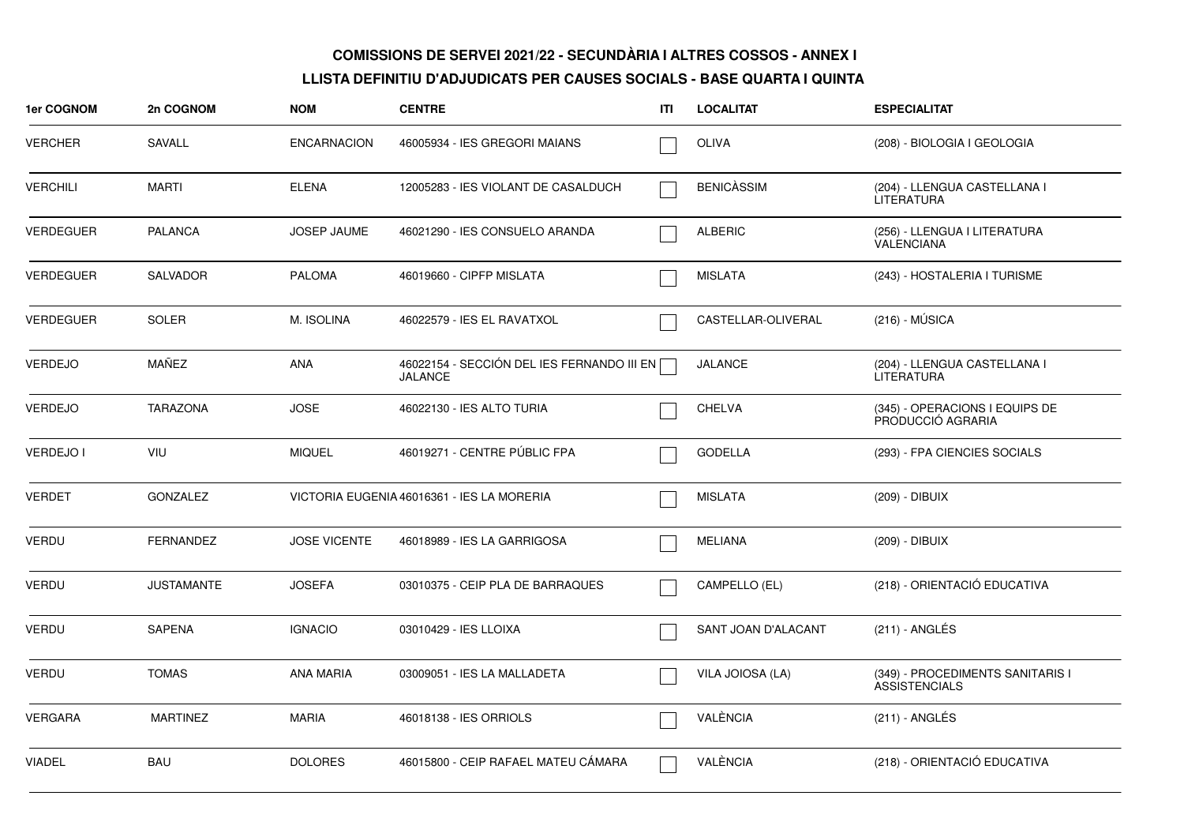**COMISSIONS DE SERVEI 2021/22 - SECUNDÀRIA I ALTRES COSSOS - ANNEX I**

**LLISTA DEFINITIU D'ADJUDICATS PER CAUSES SOCIALS - BASE QUARTA I QUINTA**

| 1er COGNOM | 2n COGNOM | NOM | CENTRE | ITI | LOCALITAT | ESPECIALITAT |
|---|---|---|---|---|---|---|
| VERCHER | SAVALL | ENCARNACION | 46005934 - IES GREGORI MAIANS | ☐ | OLIVA | (208) - BIOLOGIA I GEOLOGIA |
| VERCHILI | MARTI | ELENA | 12005283 - IES VIOLANT DE CASALDUCH | ☐ | BENICÀSSIM | (204) - LLENGUA CASTELLANA I LITERATURA |
| VERDEGUER | PALANCA | JOSEP JAUME | 46021290 - IES CONSUELO ARANDA | ☐ | ALBERIC | (256) - LLENGUA I LITERATURA VALENCIANA |
| VERDEGUER | SALVADOR | PALOMA | 46019660 - CIPFP MISLATA | ☐ | MISLATA | (243) - HOSTALERIA I TURISME |
| VERDEGUER | SOLER | M. ISOLINA | 46022579 - IES EL RAVATXOL | ☐ | CASTELLAR-OLIVERAL | (216) - MÚSICA |
| VERDEJO | MAÑEZ | ANA | 46022154 - SECCIÓN DEL IES FERNANDO III EN JALANCE | ☐ | JALANCE | (204) - LLENGUA CASTELLANA I LITERATURA |
| VERDEJO | TARAZONA | JOSE | 46022130 - IES ALTO TURIA | ☐ | CHELVA | (345) - OPERACIONS I EQUIPS DE PRODUCCIÓ AGRARIA |
| VERDEJO I | VIU | MIQUEL | 46019271 - CENTRE PÚBLIC FPA | ☐ | GODELLA | (293) - FPA CIENCIES SOCIALS |
| VERDET | GONZALEZ | VICTORIA EUGENIA | 46016361 - IES LA MORERIA | ☐ | MISLATA | (209) - DIBUIX |
| VERDU | FERNANDEZ | JOSE VICENTE | 46018989 - IES LA GARRIGOSA | ☐ | MELIANA | (209) - DIBUIX |
| VERDU | JUSTAMANTE | JOSEFA | 03010375 - CEIP PLA DE BARRAQUES | ☐ | CAMPELLO (EL) | (218) - ORIENTACIÓ EDUCATIVA |
| VERDU | SAPENA | IGNACIO | 03010429 - IES LLOIXA | ☐ | SANT JOAN D'ALACANT | (211) - ANGLÉS |
| VERDU | TOMAS | ANA MARIA | 03009051 - IES LA MALLADETA | ☐ | VILA JOIOSA (LA) | (349) - PROCEDIMENTS SANITARIS I ASSISTENCIALS |
| VERGARA | MARTINEZ | MARIA | 46018138 - IES ORRIOLS | ☐ | VALÈNCIA | (211) - ANGLÉS |
| VIADEL | BAU | DOLORES | 46015800 - CEIP RAFAEL MATEU CÁMARA | ☐ | VALÈNCIA | (218) - ORIENTACIÓ EDUCATIVA |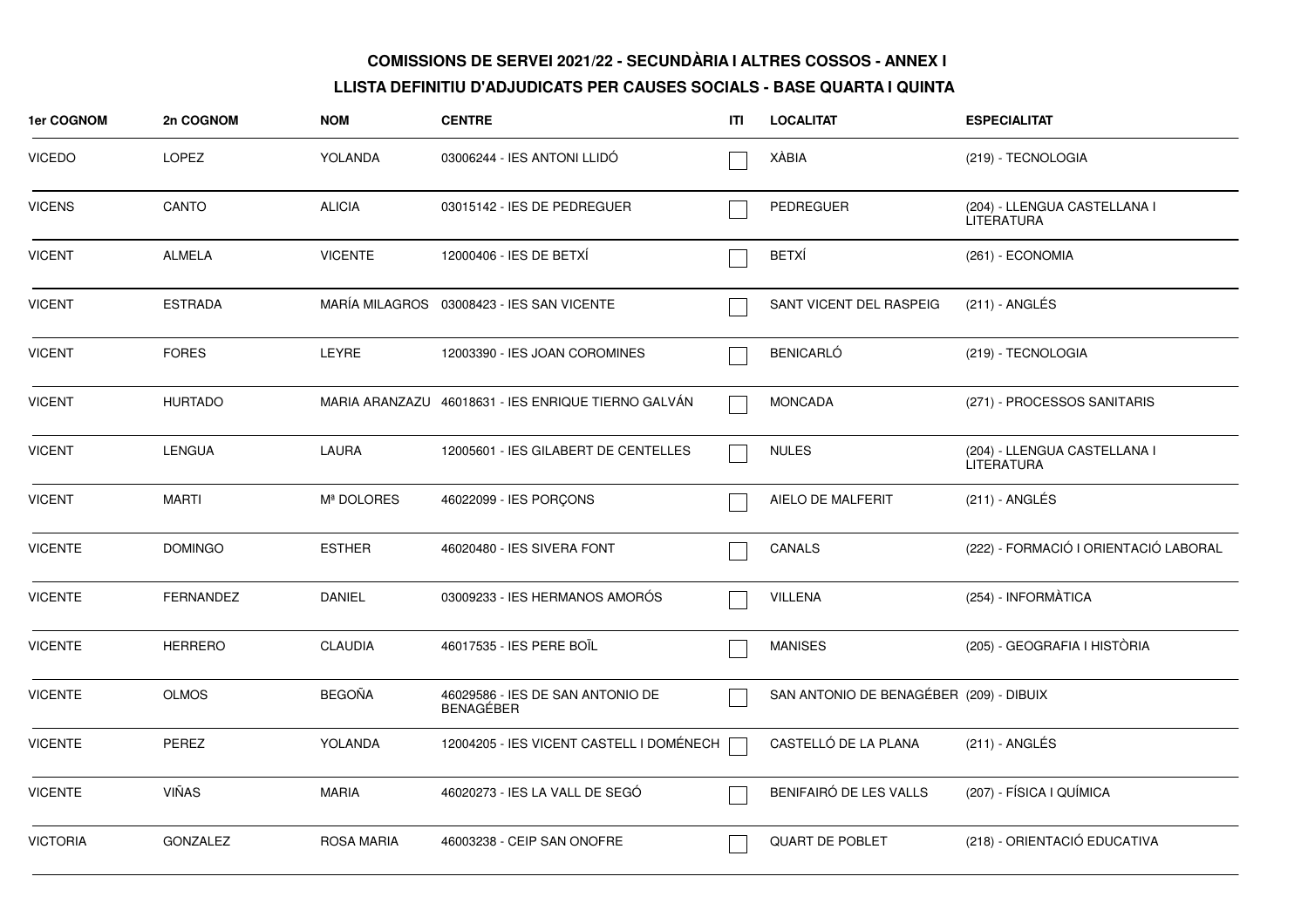**COMISSIONS DE SERVEI 2021/22 - SECUNDÀRIA I ALTRES COSSOS - ANNEX I**

**LLISTA DEFINITIU D'ADJUDICATS PER CAUSES SOCIALS - BASE QUARTA I QUINTA**

| 1er COGNOM | 2n COGNOM | NOM | CENTRE | ITI | LOCALITAT | ESPECIALITAT |
|---|---|---|---|---|---|---|
| VICEDO | LOPEZ | YOLANDA | 03006244 - IES ANTONI LLIDÓ | ☐ | XÀBIA | (219) - TECNOLOGIA |
| VICENS | CANTO | ALICIA | 03015142 - IES DE PEDREGUER | ☐ | PEDREGUER | (204) - LLENGUA CASTELLANA I LITERATURA |
| VICENT | ALMELA | VICENTE | 12000406 - IES DE BETXÍ | ☐ | BETXÍ | (261) - ECONOMIA |
| VICENT | ESTRADA | MARÍA MILAGROS | 03008423 - IES SAN VICENTE | ☐ | SANT VICENT DEL RASPEIG | (211) - ANGLÉS |
| VICENT | FORES | LEYRE | 12003390 - IES JOAN COROMINES | ☐ | BENICARLÓ | (219) - TECNOLOGIA |
| VICENT | HURTADO | MARIA ARANZAZU | 46018631 - IES ENRIQUE TIERNO GALVÁN | ☐ | MONCADA | (271) - PROCESSOS SANITARIS |
| VICENT | LENGUA | LAURA | 12005601 - IES GILABERT DE CENTELLES | ☐ | NULES | (204) - LLENGUA CASTELLANA I LITERATURA |
| VICENT | MARTI | Mª DOLORES | 46022099 - IES PORÇONS | ☐ | AIELO DE MALFERIT | (211) - ANGLÉS |
| VICENTE | DOMINGO | ESTHER | 46020480 - IES SIVERA FONT | ☐ | CANALS | (222) - FORMACIÓ I ORIENTACIÓ LABORAL |
| VICENTE | FERNANDEZ | DANIEL | 03009233 - IES HERMANOS AMORÓS | ☐ | VILLENA | (254) - INFORMÀTICA |
| VICENTE | HERRERO | CLAUDIA | 46017535 - IES PERE BOÏL | ☐ | MANISES | (205) - GEOGRAFIA I HISTÒRIA |
| VICENTE | OLMOS | BEGOÑA | 46029586 - IES DE SAN ANTONIO DE BENAGÉBER | ☐ | SAN ANTONIO DE BENAGÉBER | (209) - DIBUIX |
| VICENTE | PEREZ | YOLANDA | 12004205 - IES VICENT CASTELL I DOMÉNECH | ☐ | CASTELLÓ DE LA PLANA | (211) - ANGLÉS |
| VICENTE | VIÑAS | MARIA | 46020273 - IES LA VALL DE SEGÓ | ☐ | BENIFAIRÓ DE LES VALLS | (207) - FÍSICA I QUÍMICA |
| VICTORIA | GONZALEZ | ROSA MARIA | 46003238 - CEIP SAN ONOFRE | ☐ | QUART DE POBLET | (218) - ORIENTACIÓ EDUCATIVA |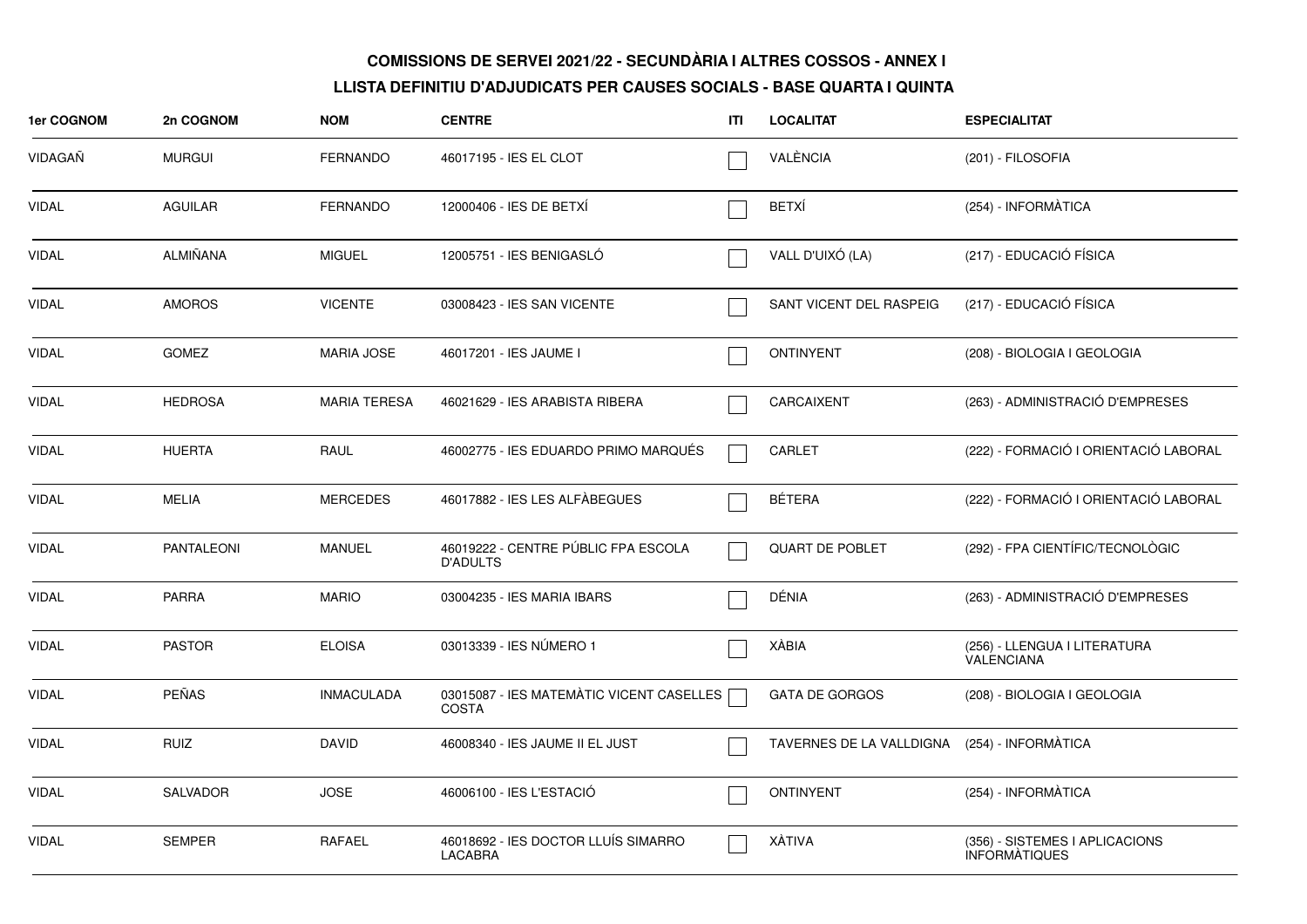**COMISSIONS DE SERVEI 2021/22 - SECUNDÀRIA I ALTRES COSSOS - ANNEX I**

**LLISTA DEFINITIU D'ADJUDICATS PER CAUSES SOCIALS - BASE QUARTA I QUINTA**

| 1er COGNOM | 2n COGNOM | NOM | CENTRE | ITI | LOCALITAT | ESPECIALITAT |
|---|---|---|---|---|---|---|
| VIDAGAÑ | MURGUI | FERNANDO | 46017195 - IES EL CLOT | | VALÈNCIA | (201) - FILOSOFIA |
| VIDAL | AGUILAR | FERNANDO | 12000406 - IES DE BETXÍ | | BETXÍ | (254) - INFORMÀTICA |
| VIDAL | ALMIÑANA | MIGUEL | 12005751 - IES BENIGASLÓ | | VALL D'UIXÓ (LA) | (217) - EDUCACIÓ FÍSICA |
| VIDAL | AMOROS | VICENTE | 03008423 - IES SAN VICENTE | | SANT VICENT DEL RASPEIG | (217) - EDUCACIÓ FÍSICA |
| VIDAL | GOMEZ | MARIA JOSE | 46017201 - IES JAUME I | | ONTINYENT | (208) - BIOLOGIA I GEOLOGIA |
| VIDAL | HEDROSA | MARIA TERESA | 46021629 - IES ARABISTA RIBERA | | CARCAIXENT | (263) - ADMINISTRACIÓ D'EMPRESES |
| VIDAL | HUERTA | RAUL | 46002775 - IES EDUARDO PRIMO MARQUÉS | | CARLET | (222) - FORMACIÓ I ORIENTACIÓ LABORAL |
| VIDAL | MELIA | MERCEDES | 46017882 - IES LES ALFÀBEGUES | | BÉTERA | (222) - FORMACIÓ I ORIENTACIÓ LABORAL |
| VIDAL | PANTALEONI | MANUEL | 46019222 - CENTRE PÚBLIC FPA ESCOLA D'ADULTS | | QUART DE POBLET | (292) - FPA CIENTÍFIC/TECNOLÒGIC |
| VIDAL | PARRA | MARIO | 03004235 - IES MARIA IBARS | | DÉNIA | (263) - ADMINISTRACIÓ D'EMPRESES |
| VIDAL | PASTOR | ELOISA | 03013339 - IES NÚMERO 1 | | XÀBIA | (256) - LLENGUA I LITERATURA VALENCIANA |
| VIDAL | PEÑAS | INMACULADA | 03015087 - IES MATEMÀTIC VICENT CASELLES COSTA | | GATA DE GORGOS | (208) - BIOLOGIA I GEOLOGIA |
| VIDAL | RUIZ | DAVID | 46008340 - IES JAUME II EL JUST | | TAVERNES DE LA VALLDIGNA | (254) - INFORMÀTICA |
| VIDAL | SALVADOR | JOSE | 46006100 - IES L'ESTACIÓ | | ONTINYENT | (254) - INFORMÀTICA |
| VIDAL | SEMPER | RAFAEL | 46018692 - IES DOCTOR LLUÍS SIMARRO LACABRA | | XÀTIVA | (356) - SISTEMES I APLICACIONS INFORMÀTIQUES |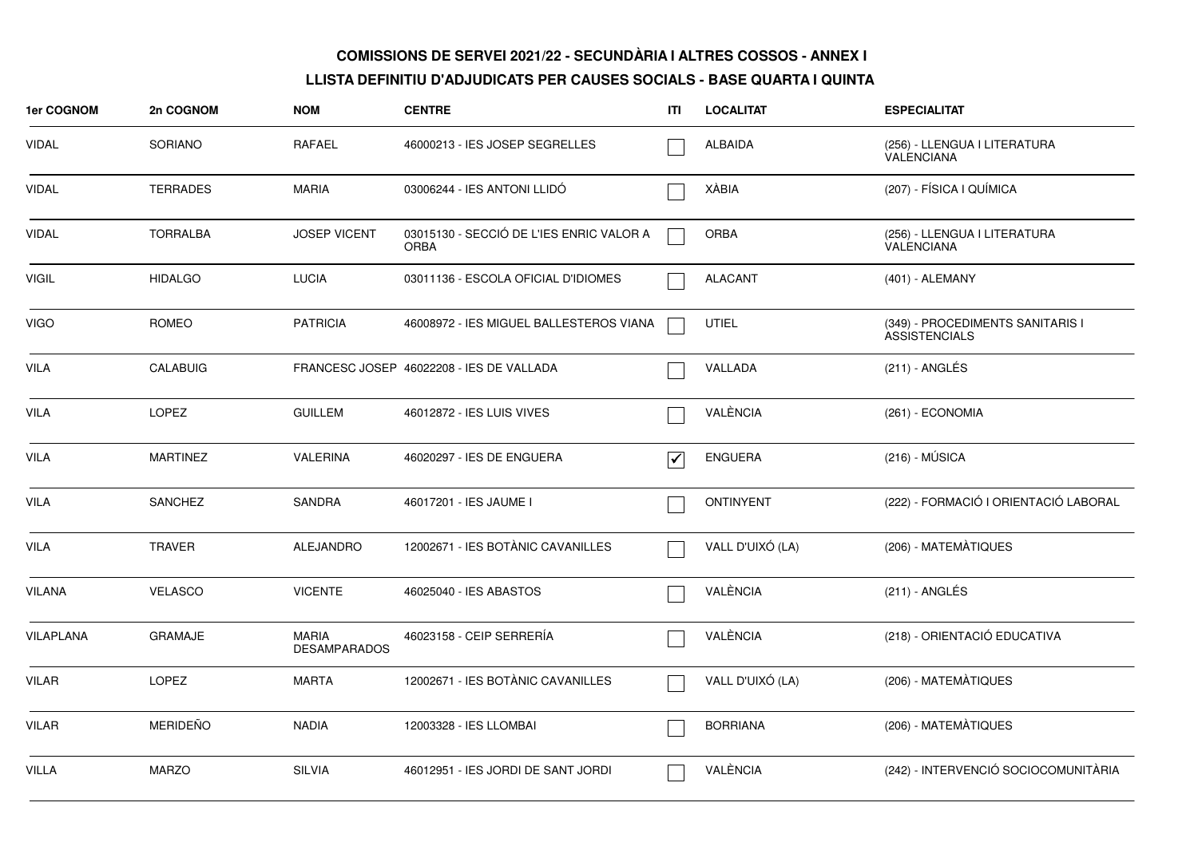**COMISSIONS DE SERVEI 2021/22 - SECUNDÀRIA I ALTRES COSSOS - ANNEX I**

**LLISTA DEFINITIU D'ADJUDICATS PER CAUSES SOCIALS - BASE QUARTA I QUINTA**

| 1er COGNOM | 2n COGNOM | NOM | CENTRE | ITI | LOCALITAT | ESPECIALITAT |
|---|---|---|---|---|---|---|
| VIDAL | SORIANO | RAFAEL | 46000213 - IES JOSEP SEGRELLES | ☐ | ALBAIDA | (256) - LLENGUA I LITERATURA VALENCIANA |
| VIDAL | TERRADES | MARIA | 03006244 - IES ANTONI LLIDÓ | ☐ | XÀBIA | (207) - FÍSICA I QUÍMICA |
| VIDAL | TORRALBA | JOSEP VICENT | 03015130 - SECCIÓ DE L'IES ENRIC VALOR A ORBA | ☐ | ORBA | (256) - LLENGUA I LITERATURA VALENCIANA |
| VIGIL | HIDALGO | LUCIA | 03011136 - ESCOLA OFICIAL D'IDIOMES | ☐ | ALACANT | (401) - ALEMANY |
| VIGO | ROMEO | PATRICIA | 46008972 - IES MIGUEL BALLESTEROS VIANA | ☐ | UTIEL | (349) - PROCEDIMENTS SANITARIS I ASSISTENCIALS |
| VILA | CALABUIG | FRANCESC JOSEP | 46022208 - IES DE VALLADA | ☐ | VALLADA | (211) - ANGLÉS |
| VILA | LOPEZ | GUILLEM | 46012872 - IES LUIS VIVES | ☐ | VALÈNCIA | (261) - ECONOMIA |
| VILA | MARTINEZ | VALERINA | 46020297 - IES DE ENGUERA | ☑ | ENGUERA | (216) - MÚSICA |
| VILA | SANCHEZ | SANDRA | 46017201 - IES JAUME I | ☐ | ONTINYENT | (222) - FORMACIÓ I ORIENTACIÓ LABORAL |
| VILA | TRAVER | ALEJANDRO | 12002671 - IES BOTÀNIC CAVANILLES | ☐ | VALL D'UIXÓ (LA) | (206) - MATEMÀTIQUES |
| VILANA | VELASCO | VICENTE | 46025040 - IES ABASTOS | ☐ | VALÈNCIA | (211) - ANGLÉS |
| VILAPLANA | GRAMAJE | MARIA DESAMPARADOS | 46023158 - CEIP SERRERÍA | ☐ | VALÈNCIA | (218) - ORIENTACIÓ EDUCATIVA |
| VILAR | LOPEZ | MARTA | 12002671 - IES BOTÀNIC CAVANILLES | ☐ | VALL D'UIXÓ (LA) | (206) - MATEMÀTIQUES |
| VILAR | MERIDEÑO | NADIA | 12003328 - IES LLOMBAI | ☐ | BORRIANA | (206) - MATEMÀTIQUES |
| VILLA | MARZO | SILVIA | 46012951 - IES JORDI DE SANT JORDI | ☐ | VALÈNCIA | (242) - INTERVENCIÓ SOCIOCOMUNITÀRIA |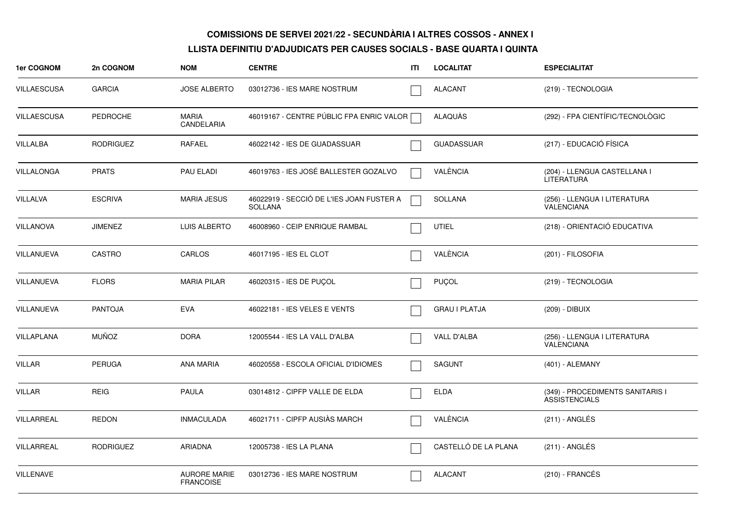**COMISSIONS DE SERVEI 2021/22 - SECUNDÀRIA I ALTRES COSSOS - ANNEX I**

**LLISTA DEFINITIU D'ADJUDICATS PER CAUSES SOCIALS - BASE QUARTA I QUINTA**

| 1er COGNOM | 2n COGNOM | NOM | CENTRE | ITI | LOCALITAT | ESPECIALITAT |
|---|---|---|---|---|---|---|
| VILLAESCUSA | GARCIA | JOSE ALBERTO | 03012736 - IES MARE NOSTRUM | | ALACANT | (219) - TECNOLOGIA |
| VILLAESCUSA | PEDROCHE | MARIA CANDELARIA | 46019167 - CENTRE PÚBLIC FPA ENRIC VALOR | | ALAQUÀS | (292) - FPA CIENTÍFIC/TECNOLÒGIC |
| VILLALBA | RODRIGUEZ | RAFAEL | 46022142 - IES DE GUADASSUAR | | GUADASSUAR | (217) - EDUCACIÓ FÍSICA |
| VILLALONGA | PRATS | PAU ELADI | 46019763 - IES JOSÉ BALLESTER GOZALVO | | VALÈNCIA | (204) - LLENGUA CASTELLANA I LITERATURA |
| VILLALVA | ESCRIVA | MARIA JESUS | 46022919 - SECCIÓ DE L'IES JOAN FUSTER A SOLLANA | | SOLLANA | (256) - LLENGUA I LITERATURA VALENCIANA |
| VILLANOVA | JIMENEZ | LUIS ALBERTO | 46008960 - CEIP ENRIQUE RAMBAL | | UTIEL | (218) - ORIENTACIÓ EDUCATIVA |
| VILLANUEVA | CASTRO | CARLOS | 46017195 - IES EL CLOT | | VALÈNCIA | (201) - FILOSOFIA |
| VILLANUEVA | FLORS | MARIA PILAR | 46020315 - IES DE PUÇOL | | PUÇOL | (219) - TECNOLOGIA |
| VILLANUEVA | PANTOJA | EVA | 46022181 - IES VELES E VENTS | | GRAU I PLATJA | (209) - DIBUIX |
| VILLAPLANA | MUÑOZ | DORA | 12005544 - IES LA VALL D'ALBA | | VALL D'ALBA | (256) - LLENGUA I LITERATURA VALENCIANA |
| VILLAR | PERUGA | ANA MARIA | 46020558 - ESCOLA OFICIAL D'IDIOMES | | SAGUNT | (401) - ALEMANY |
| VILLAR | REIG | PAULA | 03014812 - CIPFP VALLE DE ELDA | | ELDA | (349) - PROCEDIMENTS SANITARIS I ASSISTENCIALS |
| VILLARREAL | REDON | INMACULADA | 46021711 - CIPFP AUSIÀS MARCH | | VALÈNCIA | (211) - ANGLÉS |
| VILLARREAL | RODRIGUEZ | ARIADNA | 12005738 - IES LA PLANA | | CASTELLÓ DE LA PLANA | (211) - ANGLÉS |
| VILLENAVE | | AURORE MARIE FRANCOISE | 03012736 - IES MARE NOSTRUM | | ALACANT | (210) - FRANCÉS |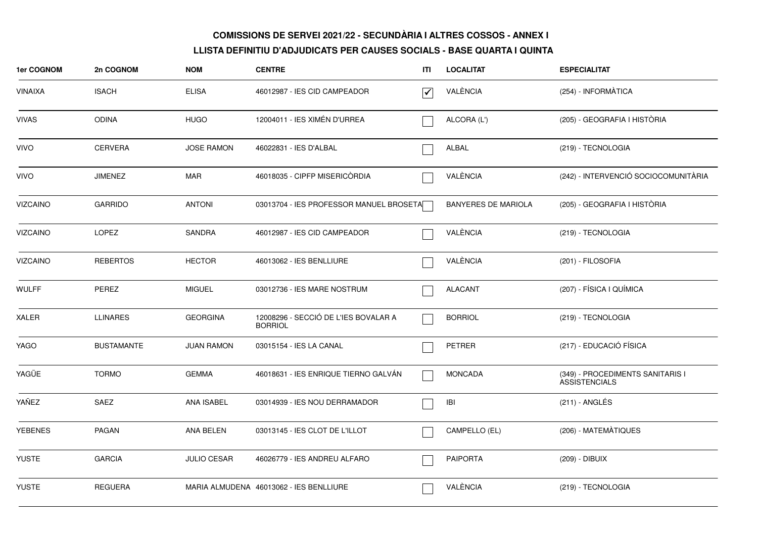**COMISSIONS DE SERVEI 2021/22 - SECUNDÀRIA I ALTRES COSSOS - ANNEX I**

**LLISTA DEFINITIU D'ADJUDICATS PER CAUSES SOCIALS - BASE QUARTA I QUINTA**

| 1er COGNOM | 2n COGNOM | NOM | CENTRE | ITI | LOCALITAT | ESPECIALITAT |
|---|---|---|---|---|---|---|
| VINAIXA | ISACH | ELISA | 46012987 - IES CID CAMPEADOR | ☑ | VALÈNCIA | (254) - INFORMÀTICA |
| VIVAS | ODINA | HUGO | 12004011 - IES XIMÉN D'URREA | ☐ | ALCORA (L') | (205) - GEOGRAFIA I HISTÒRIA |
| VIVO | CERVERA | JOSE RAMON | 46022831 - IES D'ALBAL | ☐ | ALBAL | (219) - TECNOLOGIA |
| VIVO | JIMENEZ | MAR | 46018035 - CIPFP MISERICÒRDIA | ☐ | VALÈNCIA | (242) - INTERVENCIÓ SOCIOCOMUNITÀRIA |
| VIZCAINO | GARRIDO | ANTONI | 03013704 - IES PROFESSOR MANUEL BROSETA | ☐ | BANYERES DE MARIOLA | (205) - GEOGRAFIA I HISTÒRIA |
| VIZCAINO | LOPEZ | SANDRA | 46012987 - IES CID CAMPEADOR | ☐ | VALÈNCIA | (219) - TECNOLOGIA |
| VIZCAINO | REBERTOS | HECTOR | 46013062 - IES BENLLIURE | ☐ | VALÈNCIA | (201) - FILOSOFIA |
| WULFF | PEREZ | MIGUEL | 03012736 - IES MARE NOSTRUM | ☐ | ALACANT | (207) - FÍSICA I QUÍMICA |
| XALER | LLINARES | GEORGINA | 12008296 - SECCIÓ DE L'IES BOVALAR A BORRIOL | ☐ | BORRIOL | (219) - TECNOLOGIA |
| YAGO | BUSTAMANTE | JUAN RAMON | 03015154 - IES LA CANAL | ☐ | PETRER | (217) - EDUCACIÓ FÍSICA |
| YAGÜE | TORMO | GEMMA | 46018631 - IES ENRIQUE TIERNO GALVÁN | ☐ | MONCADA | (349) - PROCEDIMENTS SANITARIS I ASSISTENCIALS |
| YAÑEZ | SAEZ | ANA ISABEL | 03014939 - IES NOU DERRAMADOR | ☐ | IBI | (211) - ANGLÉS |
| YEBENES | PAGAN | ANA BELEN | 03013145 - IES CLOT DE L'ILLOT | ☐ | CAMPELLO (EL) | (206) - MATEMÀTIQUES |
| YUSTE | GARCIA | JULIO CESAR | 46026779 - IES ANDREU ALFARO | ☐ | PAIPORTA | (209) - DIBUIX |
| YUSTE | REGUERA | MARIA ALMUDENA | 46013062 - IES BENLLIURE | ☐ | VALÈNCIA | (219) - TECNOLOGIA |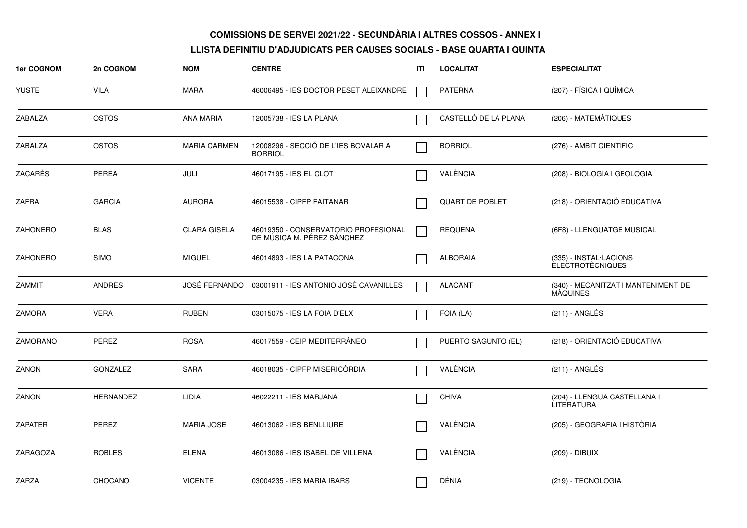**COMISSIONS DE SERVEI 2021/22 - SECUNDÀRIA I ALTRES COSSOS - ANNEX I**

**LLISTA DEFINITIU D'ADJUDICATS PER CAUSES SOCIALS - BASE QUARTA I QUINTA**

| 1er COGNOM | 2n COGNOM | NOM | CENTRE | ITI | LOCALITAT | ESPECIALITAT |
|---|---|---|---|---|---|---|
| YUSTE | VILA | MARA | 46006495 - IES DOCTOR PESET ALEIXANDRE | ☐ | PATERNA | (207) - FÍSICA I QUÍMICA |
| ZABALZA | OSTOS | ANA MARIA | 12005738 - IES LA PLANA | ☐ | CASTELLÓ DE LA PLANA | (206) - MATEMÀTIQUES |
| ZABALZA | OSTOS | MARIA CARMEN | 12008296 - SECCIÓ DE L'IES BOVALAR A BORRIOL | ☐ | BORRIOL | (276) - AMBIT CIENTIFIC |
| ZACARÉS | PEREA | JULI | 46017195 - IES EL CLOT | ☐ | VALÈNCIA | (208) - BIOLOGIA I GEOLOGIA |
| ZAFRA | GARCIA | AURORA | 46015538 - CIPFP FAITANAR | ☐ | QUART DE POBLET | (218) - ORIENTACIÓ EDUCATIVA |
| ZAHONERO | BLAS | CLARA GISELA | 46019350 - CONSERVATORIO PROFESIONAL DE MÚSICA M. PÉREZ SÁNCHEZ | ☐ | REQUENA | (6F8) - LLENGUATGE MUSICAL |
| ZAHONERO | SIMO | MIGUEL | 46014893 - IES LA PATACONA | ☐ | ALBORAIA | (335) - INSTAL·LACIONS ELECTROTÈCNIQUES |
| ZAMMIT | ANDRES | JOSÉ FERNANDO | 03001911 - IES ANTONIO JOSÉ CAVANILLES | ☐ | ALACANT | (340) - MECANITZAT I MANTENIMENT DE MÀQUINES |
| ZAMORA | VERA | RUBEN | 03015075 - IES LA FOIA D'ELX | ☐ | FOIA (LA) | (211) - ANGLÉS |
| ZAMORANO | PEREZ | ROSA | 46017559 - CEIP MEDITERRÁNEO | ☐ | PUERTO SAGUNTO (EL) | (218) - ORIENTACIÓ EDUCATIVA |
| ZANON | GONZALEZ | SARA | 46018035 - CIPFP MISERICÒRDIA | ☐ | VALÈNCIA | (211) - ANGLÉS |
| ZANON | HERNANDEZ | LIDIA | 46022211 - IES MARJANA | ☐ | CHIVA | (204) - LLENGUA CASTELLANA I LITERATURA |
| ZAPATER | PEREZ | MARIA JOSE | 46013062 - IES BENLLIURE | ☐ | VALÈNCIA | (205) - GEOGRAFIA I HISTÒRIA |
| ZARAGOZA | ROBLES | ELENA | 46013086 - IES ISABEL DE VILLENA | ☐ | VALÈNCIA | (209) - DIBUIX |
| ZARZA | CHOCANO | VICENTE | 03004235 - IES MARIA IBARS | ☐ | DÉNIA | (219) - TECNOLOGIA |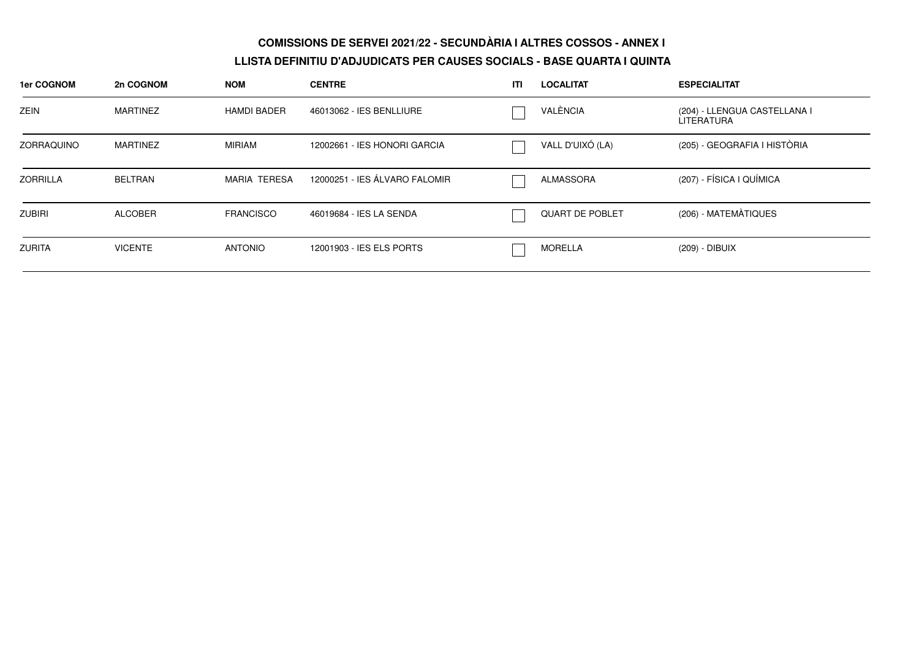**COMISSIONS DE SERVEI 2021/22 - SECUNDÀRIA I ALTRES COSSOS - ANNEX I**

**LLISTA DEFINITIU D'ADJUDICATS PER CAUSES SOCIALS - BASE QUARTA I QUINTA**

| 1er COGNOM | 2n COGNOM | NOM | CENTRE | ITI | LOCALITAT | ESPECIALITAT |
|---|---|---|---|---|---|---|
| ZEIN | MARTINEZ | HAMDI BADER | 46013062 - IES BENLLIURE | ☐ | VALÈNCIA | (204) - LLENGUA CASTELLANA I LITERATURA |
| ZORRAQUINO | MARTINEZ | MIRIAM | 12002661 - IES HONORI GARCIA | ☐ | VALL D'UIXÓ (LA) | (205) - GEOGRAFIA I HISTÒRIA |
| ZORRILLA | BELTRAN | MARIA TERESA | 12000251 - IES ÁLVARO FALOMIR | ☐ | ALMASSORA | (207) - FÍSICA I QUÍMICA |
| ZUBIRI | ALCOBER | FRANCISCO | 46019684 - IES LA SENDA | ☐ | QUART DE POBLET | (206) - MATEMÀTIQUES |
| ZURITA | VICENTE | ANTONIO | 12001903 - IES ELS PORTS | ☐ | MORELLA | (209) - DIBUIX |